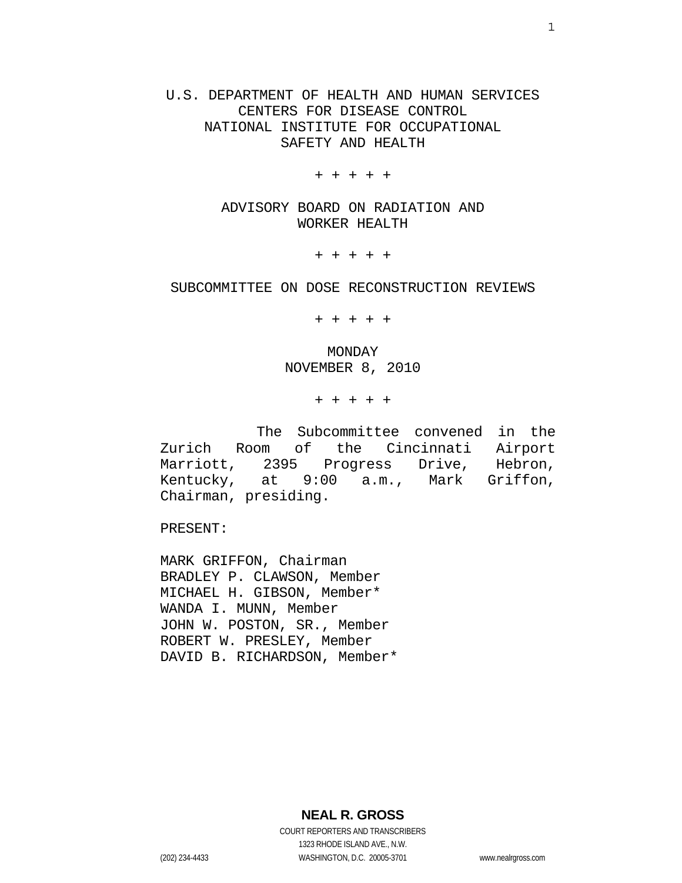# U.S. DEPARTMENT OF HEALTH AND HUMAN SERVICES
## CENTERS FOR DISEASE CONTROL
## NATIONAL INSTITUTE FOR OCCUPATIONAL SAFETY AND HEALTH

+ + + + +

## ADVISORY BOARD ON RADIATION AND WORKER HEALTH

+ + + + +

## SUBCOMMITTEE ON DOSE RECONSTRUCTION REVIEWS

+ + + + +

MONDAY
NOVEMBER 8, 2010

+ + + + +

The Subcommittee convened in the Zurich Room of the Cincinnati Airport Marriott, 2395 Progress Drive, Hebron, Kentucky, at 9:00 a.m., Mark Griffon, Chairman, presiding.

PRESENT:

MARK GRIFFON, Chairman
BRADLEY P. CLAWSON, Member
MICHAEL H. GIBSON, Member*
WANDA I. MUNN, Member
JOHN W. POSTON, SR., Member
ROBERT W. PRESLEY, Member
DAVID B. RICHARDSON, Member*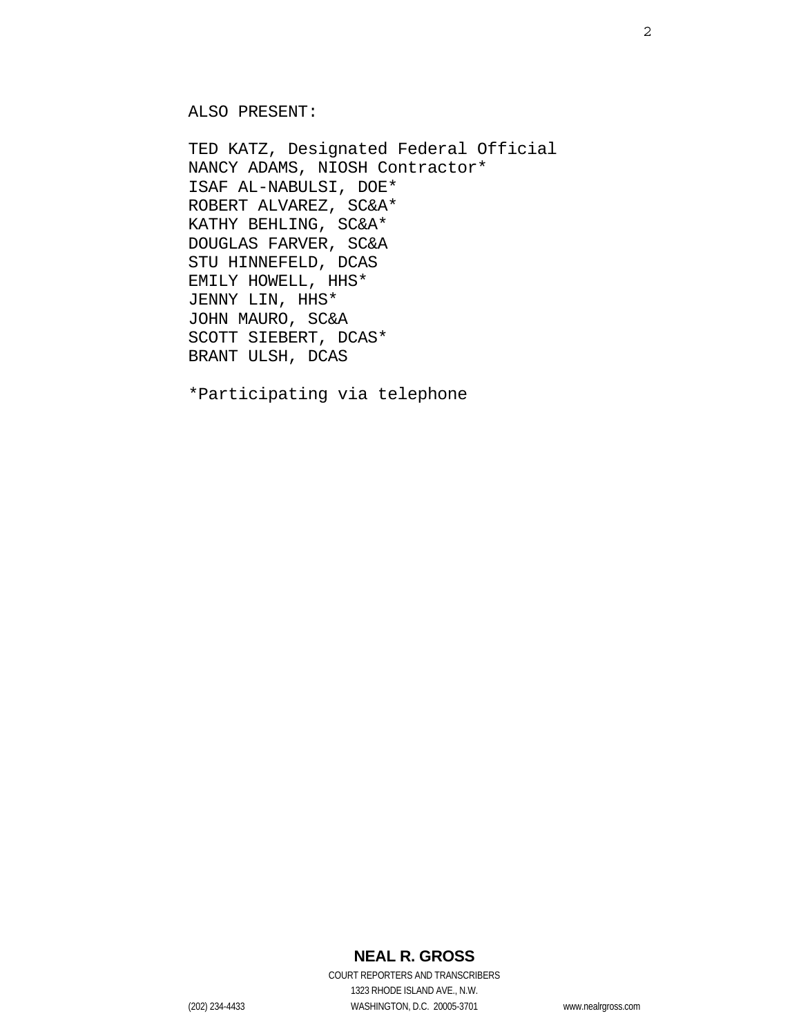ALSO PRESENT:

TED KATZ, Designated Federal Official
NANCY ADAMS, NIOSH Contractor*
ISAF AL-NABULSI, DOE*
ROBERT ALVAREZ, SC&A*
KATHY BEHLING, SC&A*
DOUGLAS FARVER, SC&A
STU HINNEFELD, DCAS
EMILY HOWELL, HHS*
JENNY LIN, HHS*
JOHN MAURO, SC&A
SCOTT SIEBERT, DCAS*
BRANT ULSH, DCAS

*Participating via telephone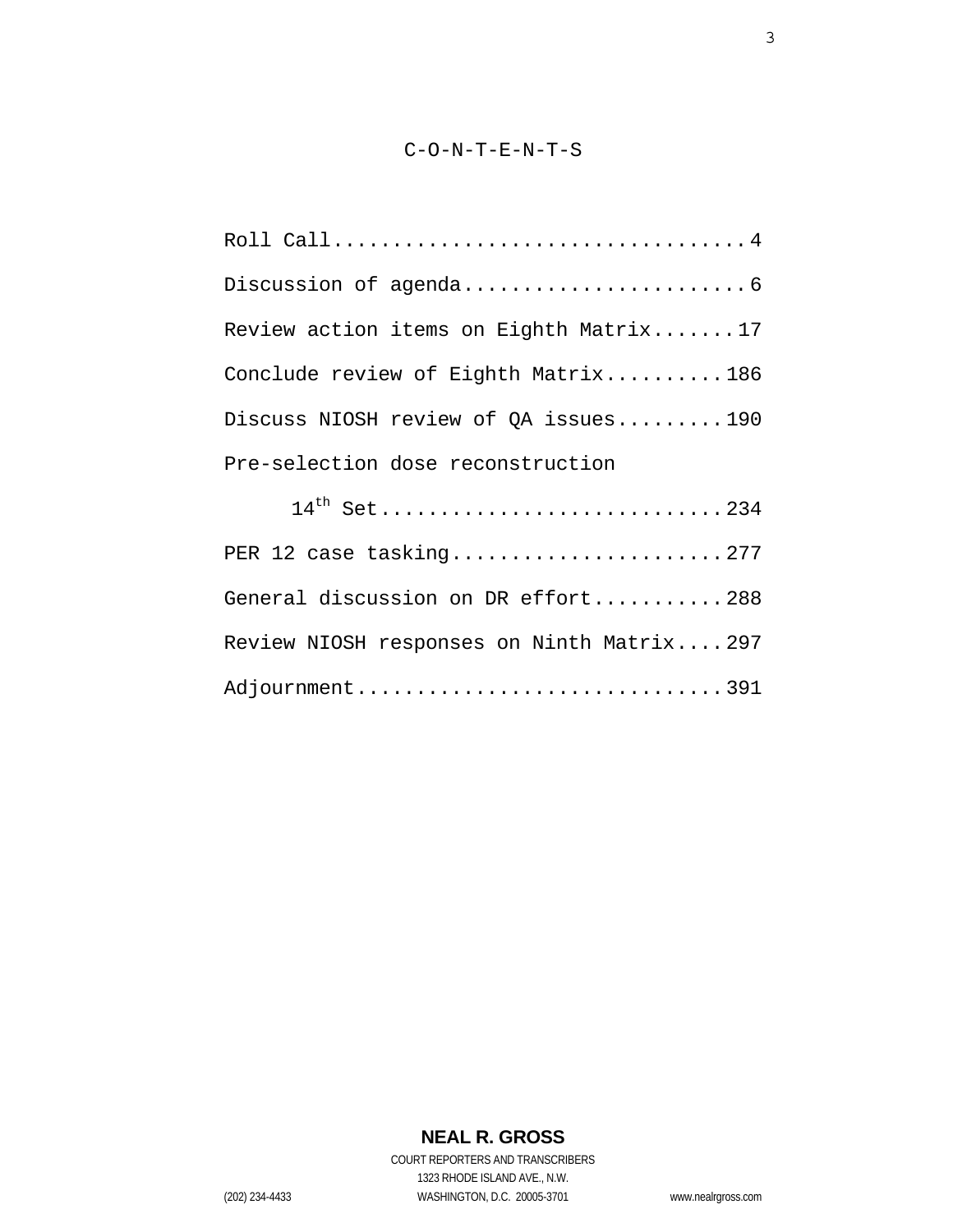# C-O-N-T-E-N-T-S

Roll Call..................................4

Discussion of agenda.......................6

Review action items on Eighth Matrix.......17

Conclude review of Eighth Matrix..........186

Discuss NIOSH review of QA issues.........190

Pre-selection dose reconstruction

14th Set............................234

PER 12 case tasking.......................277

General discussion on DR effort...........288

Review NIOSH responses on Ninth Matrix....297

Adjournment...............................391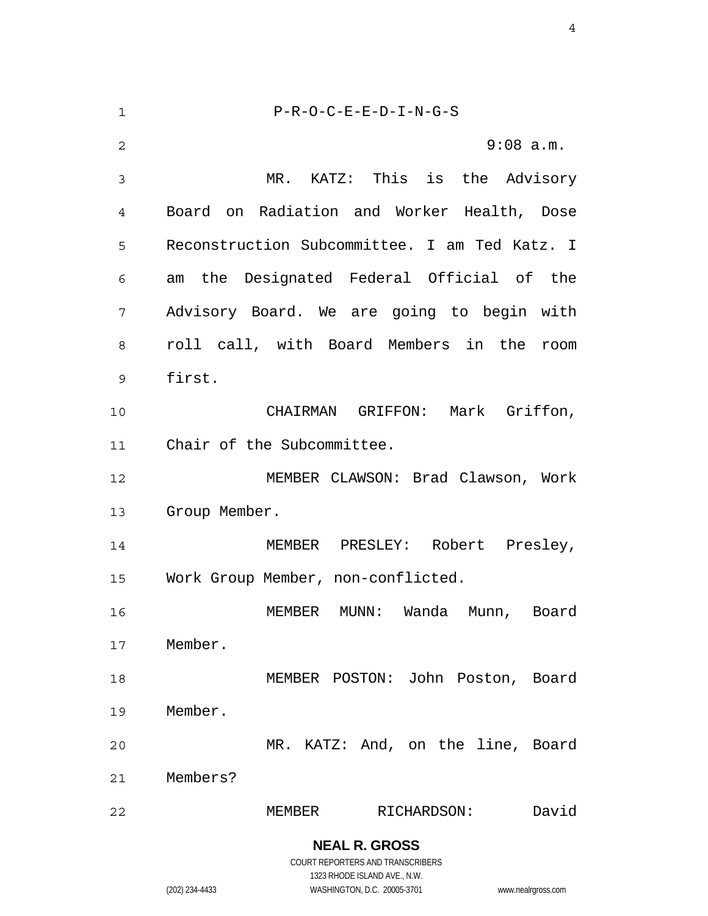P-R-O-C-E-E-D-I-N-G-S

9:08 a.m.

MR. KATZ: This is the Advisory Board on Radiation and Worker Health, Dose Reconstruction Subcommittee. I am Ted Katz. I am the Designated Federal Official of the Advisory Board. We are going to begin with roll call, with Board Members in the room first.

CHAIRMAN GRIFFON: Mark Griffon, Chair of the Subcommittee.

MEMBER CLAWSON: Brad Clawson, Work Group Member.

MEMBER PRESLEY: Robert Presley, Work Group Member, non-conflicted.

MEMBER MUNN: Wanda Munn, Board Member.

MEMBER POSTON: John Poston, Board Member.

MR. KATZ: And, on the line, Board Members?

MEMBER RICHARDSON: David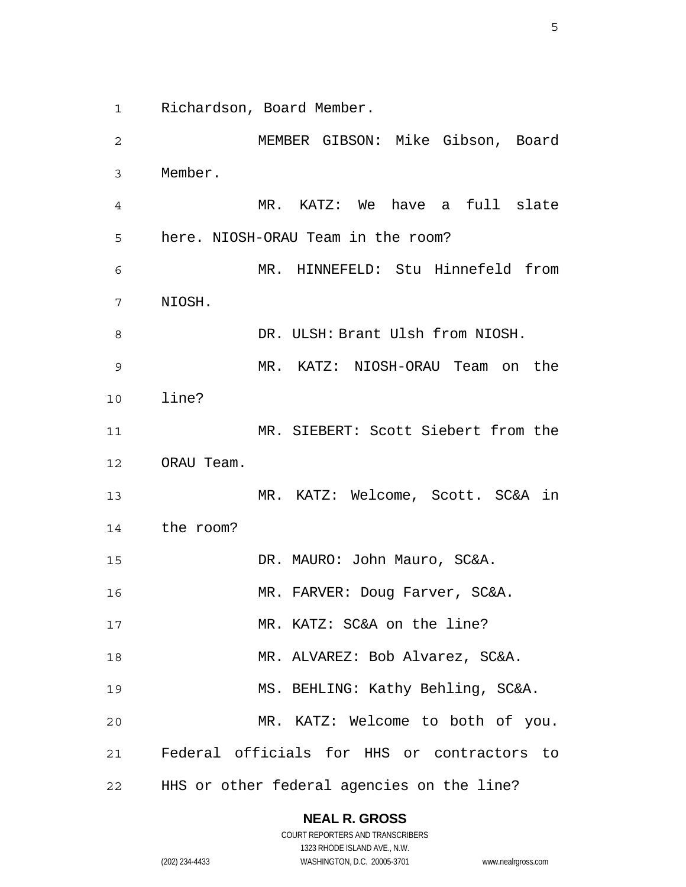Richardson, Board Member.

MEMBER GIBSON: Mike Gibson, Board Member.

MR. KATZ: We have a full slate here. NIOSH-ORAU Team in the room?

MR. HINNEFELD: Stu Hinnefeld from NIOSH.

DR. ULSH: Brant Ulsh from NIOSH.

MR. KATZ: NIOSH-ORAU Team on the line?

MR. SIEBERT: Scott Siebert from the ORAU Team.

MR. KATZ: Welcome, Scott. SC&A in the room?

DR. MAURO: John Mauro, SC&A.

MR. FARVER: Doug Farver, SC&A.

MR. KATZ: SC&A on the line?

MR. ALVAREZ: Bob Alvarez, SC&A.

MS. BEHLING: Kathy Behling, SC&A.

MR. KATZ: Welcome to both of you. Federal officials for HHS or contractors to HHS or other federal agencies on the line?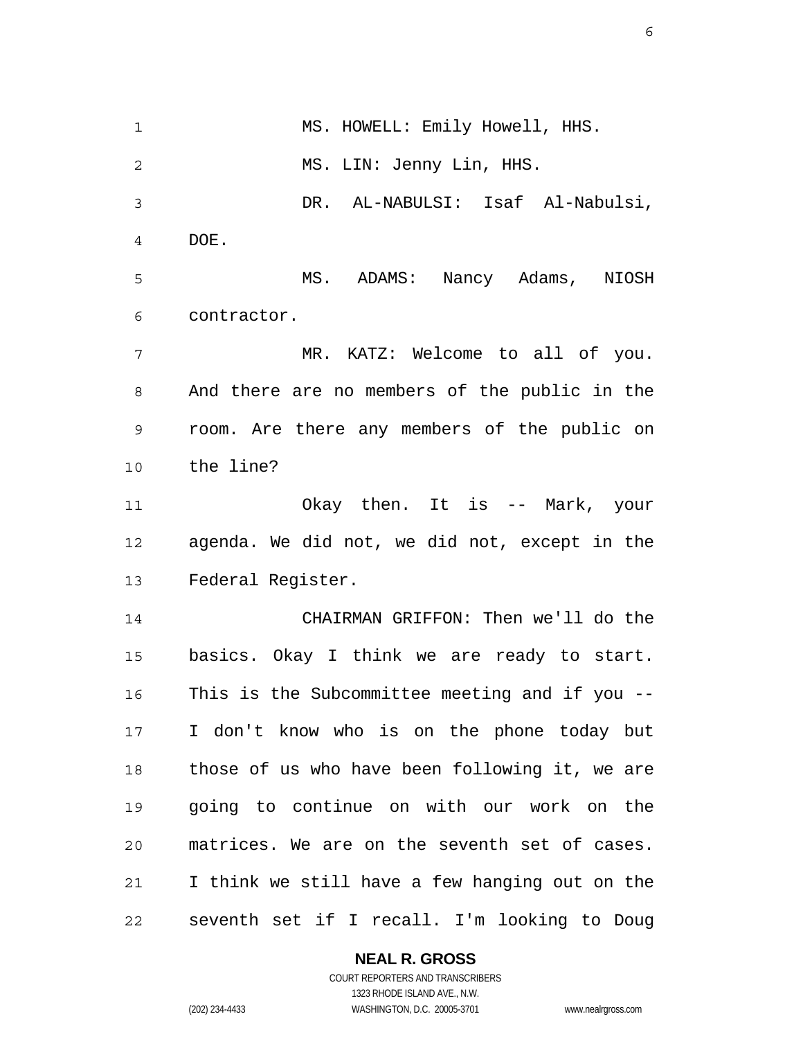MS. HOWELL: Emily Howell, HHS.

MS. LIN: Jenny Lin, HHS.

DR. AL-NABULSI: Isaf Al-Nabulsi, DOE.

MS. ADAMS: Nancy Adams, NIOSH contractor.

MR. KATZ: Welcome to all of you. And there are no members of the public in the room. Are there any members of the public on the line?

Okay then. It is -- Mark, your agenda. We did not, we did not, except in the Federal Register.

CHAIRMAN GRIFFON: Then we'll do the basics. Okay I think we are ready to start. This is the Subcommittee meeting and if you -- I don't know who is on the phone today but those of us who have been following it, we are going to continue on with our work on the matrices. We are on the seventh set of cases. I think we still have a few hanging out on the seventh set if I recall. I'm looking to Doug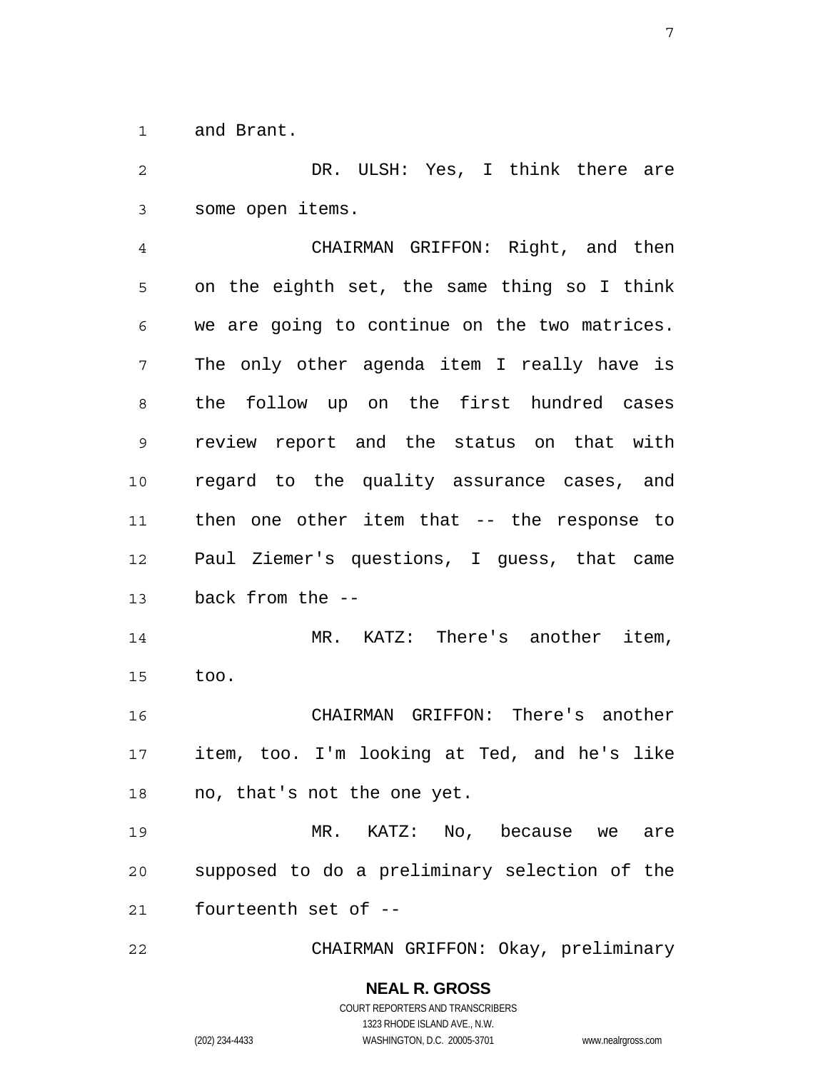and Brant.

DR. ULSH: Yes, I think there are some open items.

CHAIRMAN GRIFFON: Right, and then on the eighth set, the same thing so I think we are going to continue on the two matrices. The only other agenda item I really have is the follow up on the first hundred cases review report and the status on that with regard to the quality assurance cases, and then one other item that -- the response to Paul Ziemer's questions, I guess, that came back from the --

MR. KATZ: There's another item, too.

CHAIRMAN GRIFFON: There's another item, too. I'm looking at Ted, and he's like no, that's not the one yet.

MR. KATZ: No, because we are supposed to do a preliminary selection of the fourteenth set of --

CHAIRMAN GRIFFON: Okay, preliminary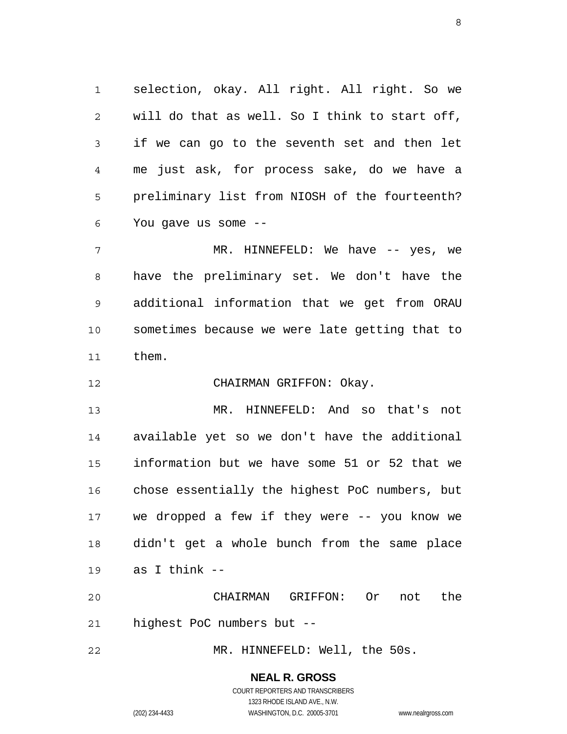selection, okay. All right. All right. So we will do that as well. So I think to start off, if we can go to the seventh set and then let me just ask, for process sake, do we have a preliminary list from NIOSH of the fourteenth? You gave us some --

MR. HINNEFELD: We have -- yes, we have the preliminary set. We don't have the additional information that we get from ORAU sometimes because we were late getting that to them.

CHAIRMAN GRIFFON: Okay.

MR. HINNEFELD: And so that's not available yet so we don't have the additional information but we have some 51 or 52 that we chose essentially the highest PoC numbers, but we dropped a few if they were -- you know we didn't get a whole bunch from the same place as I think --

CHAIRMAN GRIFFON: Or not the highest PoC numbers but --

MR. HINNEFELD: Well, the 50s.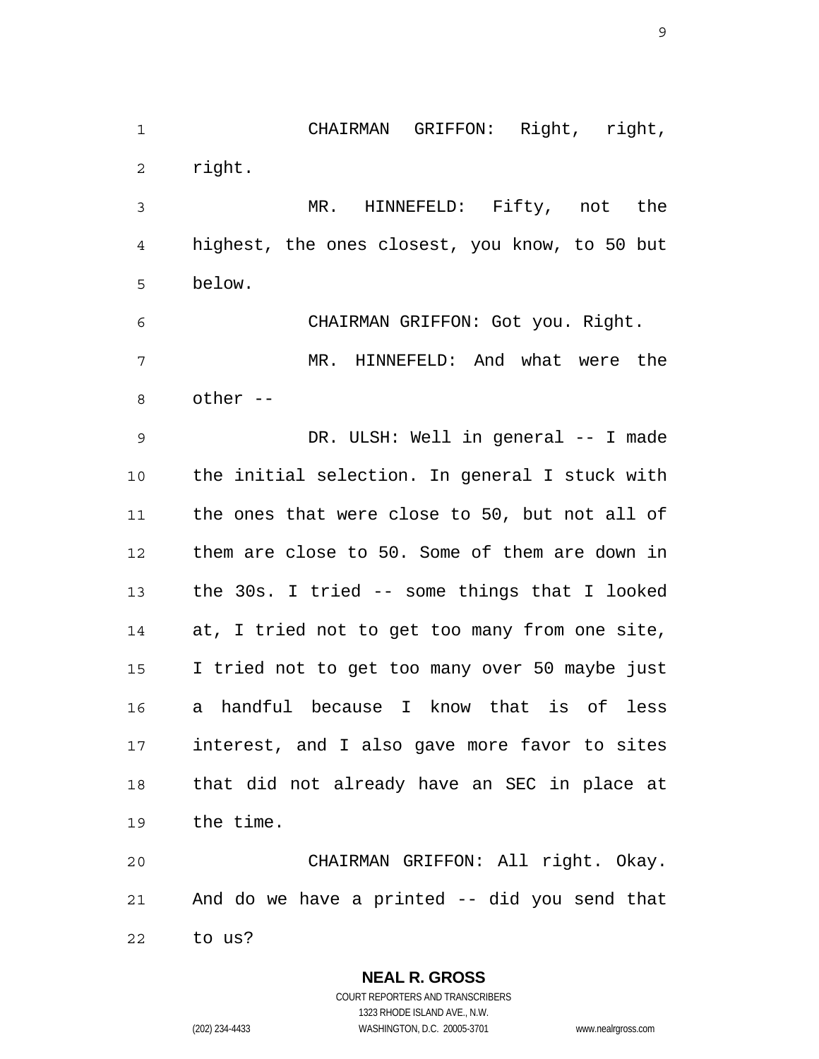CHAIRMAN GRIFFON: Right, right, right.

MR. HINNEFELD: Fifty, not the highest, the ones closest, you know, to 50 but below.

CHAIRMAN GRIFFON: Got you. Right.

MR. HINNEFELD: And what were the other --

DR. ULSH: Well in general -- I made the initial selection. In general I stuck with the ones that were close to 50, but not all of them are close to 50. Some of them are down in the 30s. I tried -- some things that I looked at, I tried not to get too many from one site, I tried not to get too many over 50 maybe just a handful because I know that is of less interest, and I also gave more favor to sites that did not already have an SEC in place at the time.

CHAIRMAN GRIFFON: All right. Okay. And do we have a printed -- did you send that to us?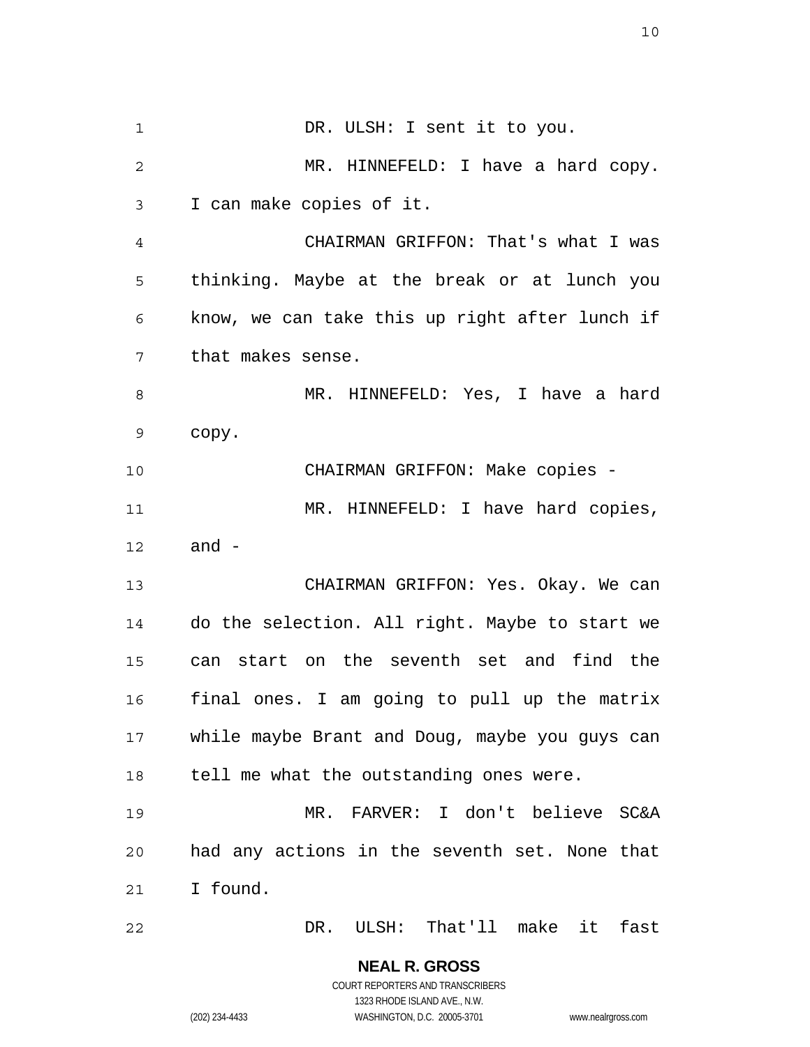DR. ULSH: I sent it to you.

MR. HINNEFELD: I have a hard copy. I can make copies of it.

CHAIRMAN GRIFFON: That's what I was thinking. Maybe at the break or at lunch you know, we can take this up right after lunch if that makes sense.

MR. HINNEFELD: Yes, I have a hard copy.

CHAIRMAN GRIFFON: Make copies -

MR. HINNEFELD: I have hard copies, and -

CHAIRMAN GRIFFON: Yes. Okay. We can do the selection. All right. Maybe to start we can start on the seventh set and find the final ones. I am going to pull up the matrix while maybe Brant and Doug, maybe you guys can tell me what the outstanding ones were.

MR. FARVER: I don't believe SC&A had any actions in the seventh set. None that I found.

DR. ULSH: That'll make it fast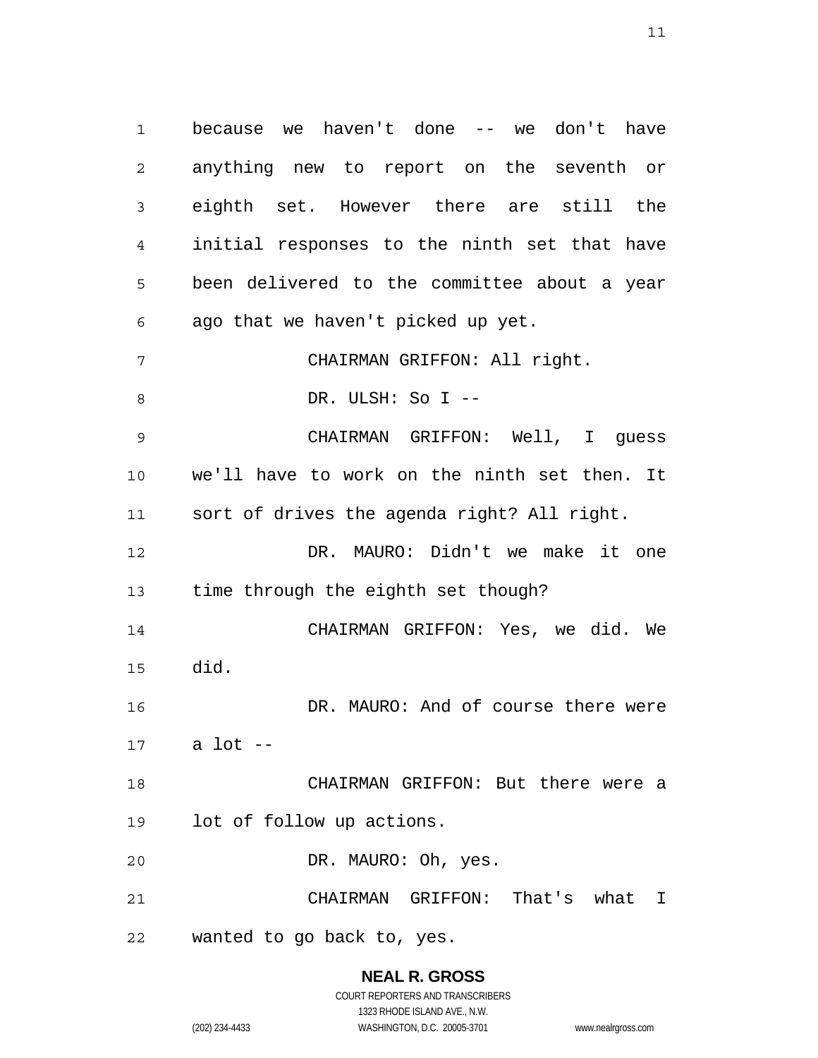because we haven't done -- we don't have anything new to report on the seventh or eighth set. However there are still the initial responses to the ninth set that have been delivered to the committee about a year ago that we haven't picked up yet.

CHAIRMAN GRIFFON: All right.

DR. ULSH: So I --

CHAIRMAN GRIFFON: Well, I guess we'll have to work on the ninth set then. It sort of drives the agenda right? All right.

DR. MAURO: Didn't we make it one time through the eighth set though?

CHAIRMAN GRIFFON: Yes, we did. We did.

DR. MAURO: And of course there were a lot --

CHAIRMAN GRIFFON: But there were a lot of follow up actions.

DR. MAURO: Oh, yes.

CHAIRMAN GRIFFON: That's what I wanted to go back to, yes.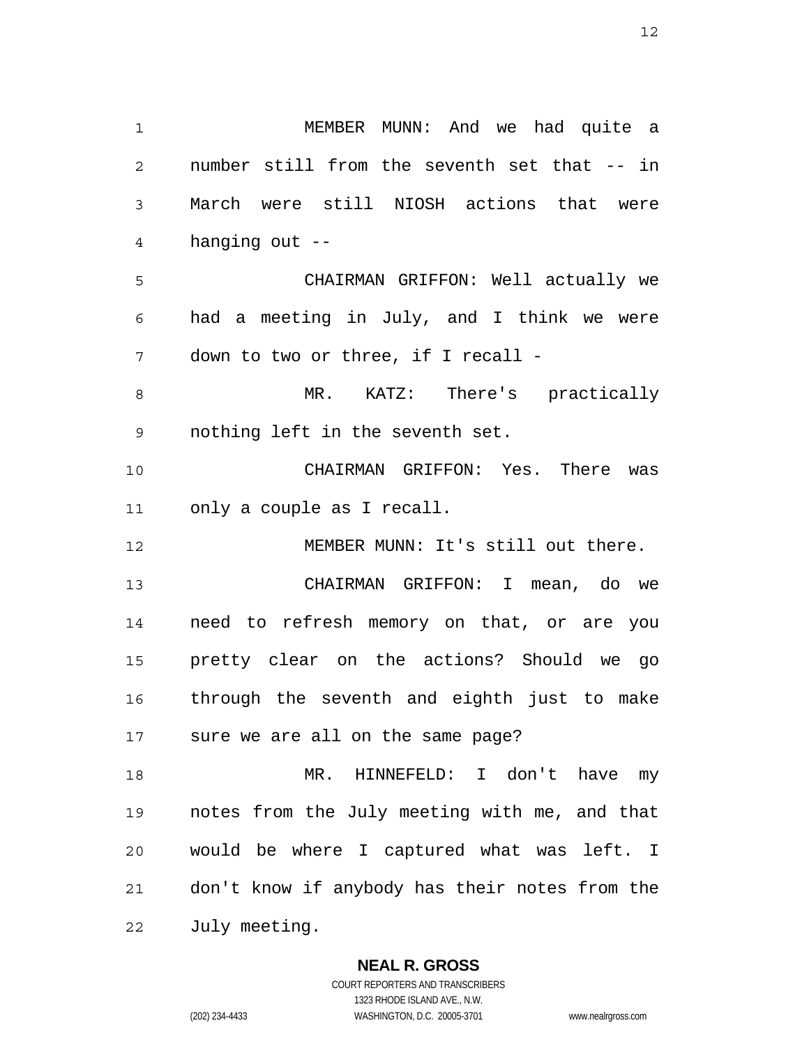MEMBER MUNN: And we had quite a number still from the seventh set that -- in March were still NIOSH actions that were hanging out --

CHAIRMAN GRIFFON: Well actually we had a meeting in July, and I think we were down to two or three, if I recall -

MR. KATZ: There's practically nothing left in the seventh set.

CHAIRMAN GRIFFON: Yes. There was only a couple as I recall.

MEMBER MUNN: It's still out there.

CHAIRMAN GRIFFON: I mean, do we need to refresh memory on that, or are you pretty clear on the actions? Should we go through the seventh and eighth just to make sure we are all on the same page?

MR. HINNEFELD: I don't have my notes from the July meeting with me, and that would be where I captured what was left. I don't know if anybody has their notes from the July meeting.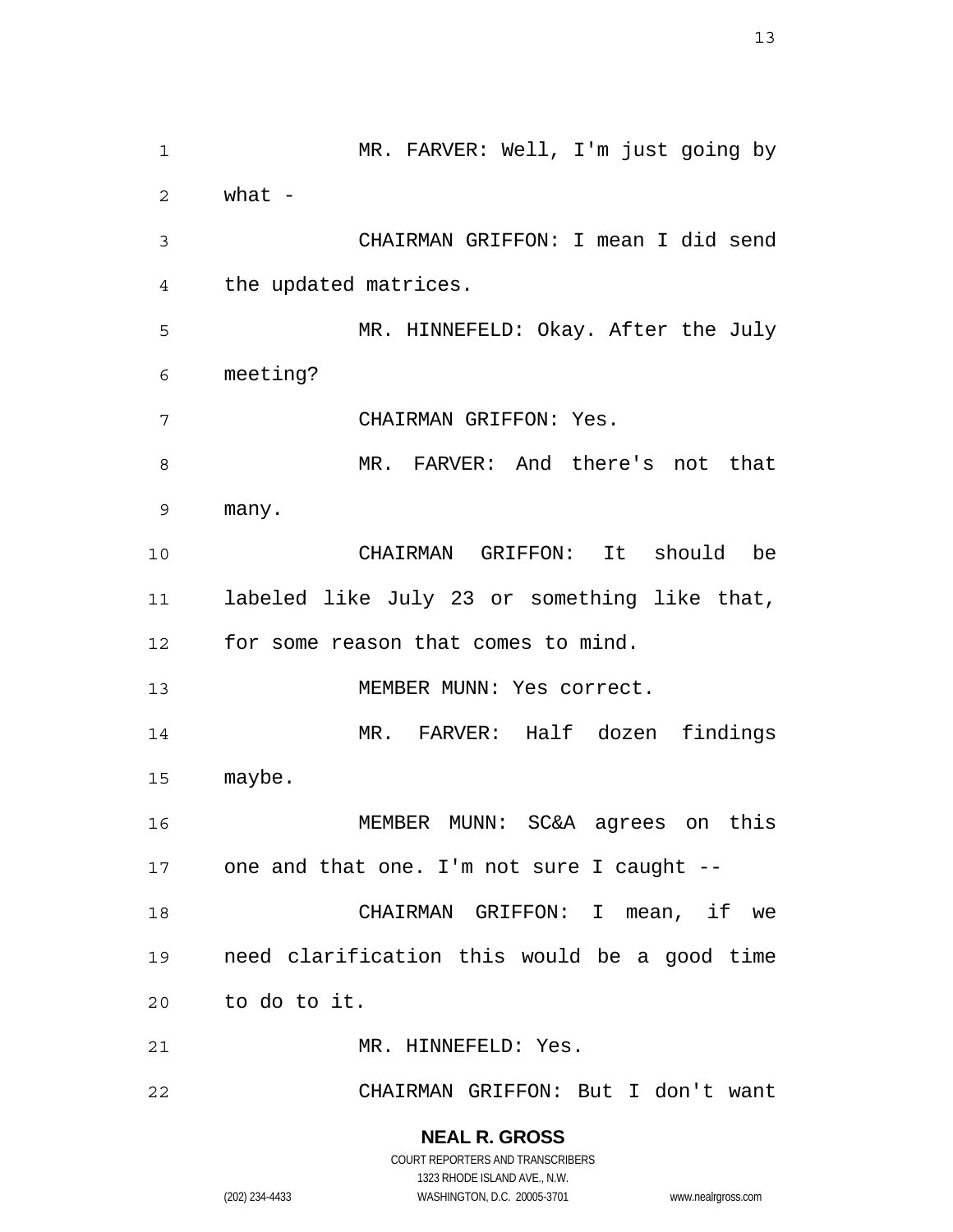MR. FARVER: Well, I'm just going by what -

CHAIRMAN GRIFFON: I mean I did send the updated matrices.

MR. HINNEFELD: Okay. After the July meeting?

CHAIRMAN GRIFFON: Yes.

MR. FARVER: And there's not that many.

CHAIRMAN GRIFFON: It should be labeled like July 23 or something like that, for some reason that comes to mind.

MEMBER MUNN: Yes correct.

MR. FARVER: Half dozen findings maybe.

MEMBER MUNN: SC&A agrees on this one and that one. I'm not sure I caught --

CHAIRMAN GRIFFON: I mean, if we need clarification this would be a good time to do to it.

MR. HINNEFELD: Yes.

CHAIRMAN GRIFFON: But I don't want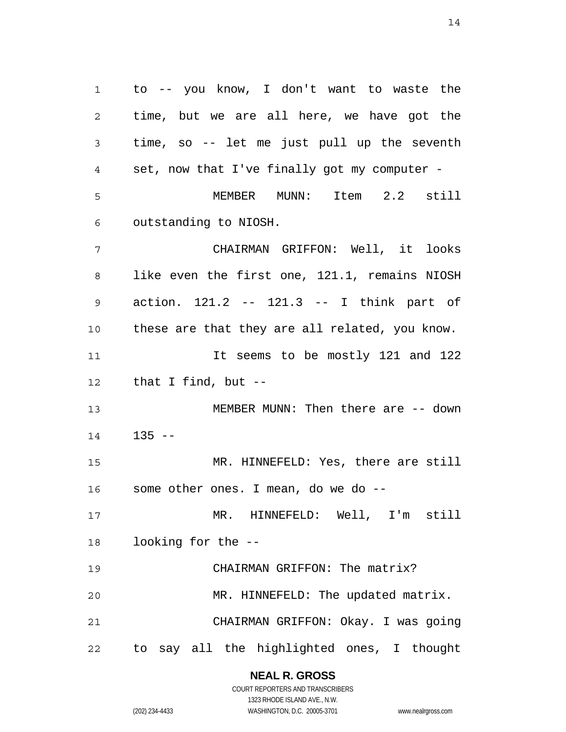to -- you know, I don't want to waste the time, but we are all here, we have got the time, so -- let me just pull up the seventh set, now that I've finally got my computer -

MEMBER MUNN: Item 2.2 still outstanding to NIOSH.

CHAIRMAN GRIFFON: Well, it looks like even the first one, 121.1, remains NIOSH action. 121.2 -- 121.3 -- I think part of these are that they are all related, you know.

It seems to be mostly 121 and 122 that I find, but --

MEMBER MUNN: Then there are -- down 135 --

MR. HINNEFELD: Yes, there are still some other ones. I mean, do we do --

MR. HINNEFELD: Well, I'm still looking for the --

CHAIRMAN GRIFFON: The matrix?

MR. HINNEFELD: The updated matrix.

CHAIRMAN GRIFFON: Okay. I was going to say all the highlighted ones, I thought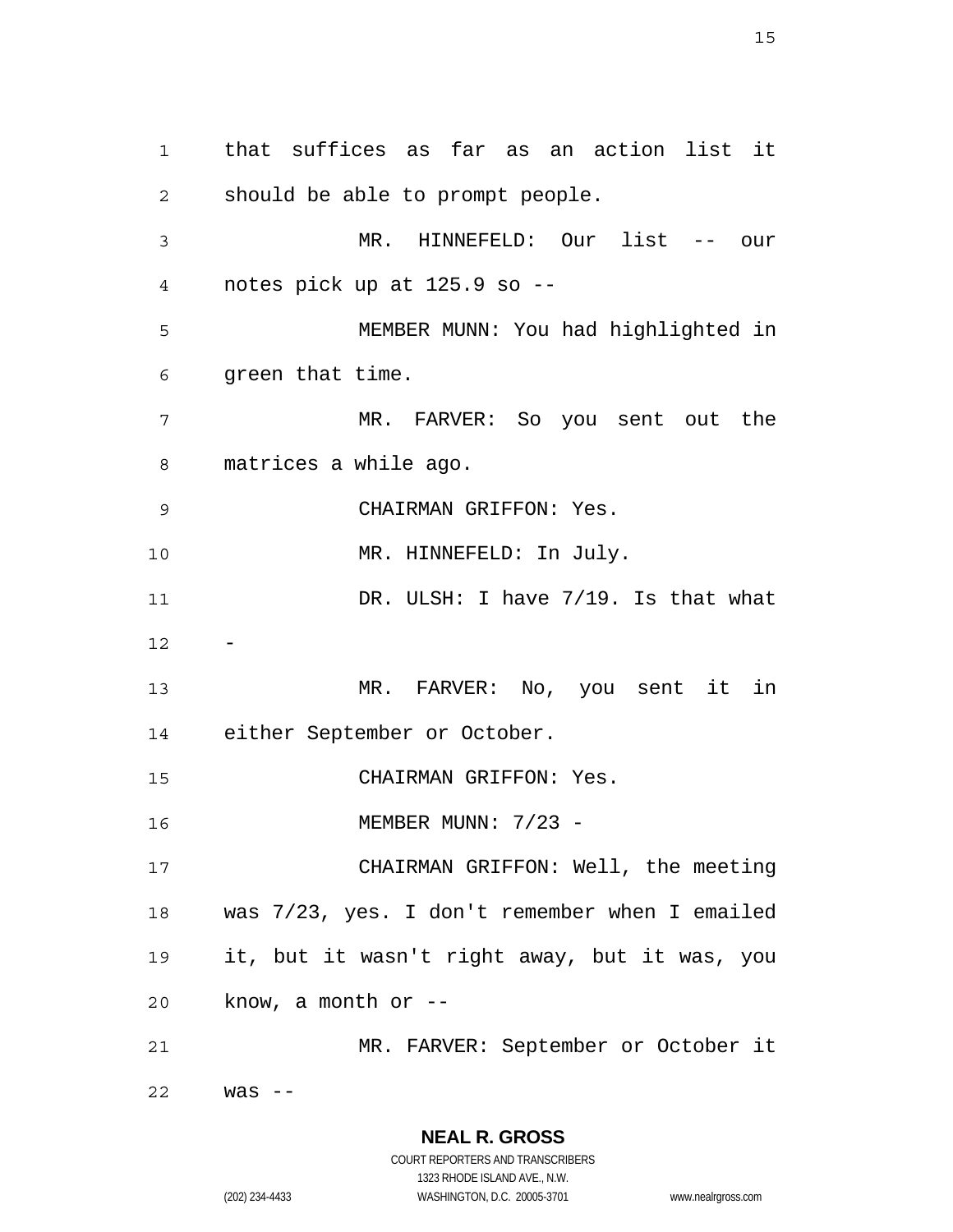that suffices as far as an action list it should be able to prompt people.

MR. HINNEFELD: Our list -- our notes pick up at 125.9 so --

MEMBER MUNN: You had highlighted in green that time.

MR. FARVER: So you sent out the matrices a while ago.

CHAIRMAN GRIFFON: Yes.

MR. HINNEFELD: In July.

DR. ULSH: I have 7/19. Is that what -

MR. FARVER: No, you sent it in either September or October.

CHAIRMAN GRIFFON: Yes.

MEMBER MUNN: 7/23 -

CHAIRMAN GRIFFON: Well, the meeting was 7/23, yes. I don't remember when I emailed it, but it wasn't right away, but it was, you know, a month or --

MR. FARVER: September or October it was --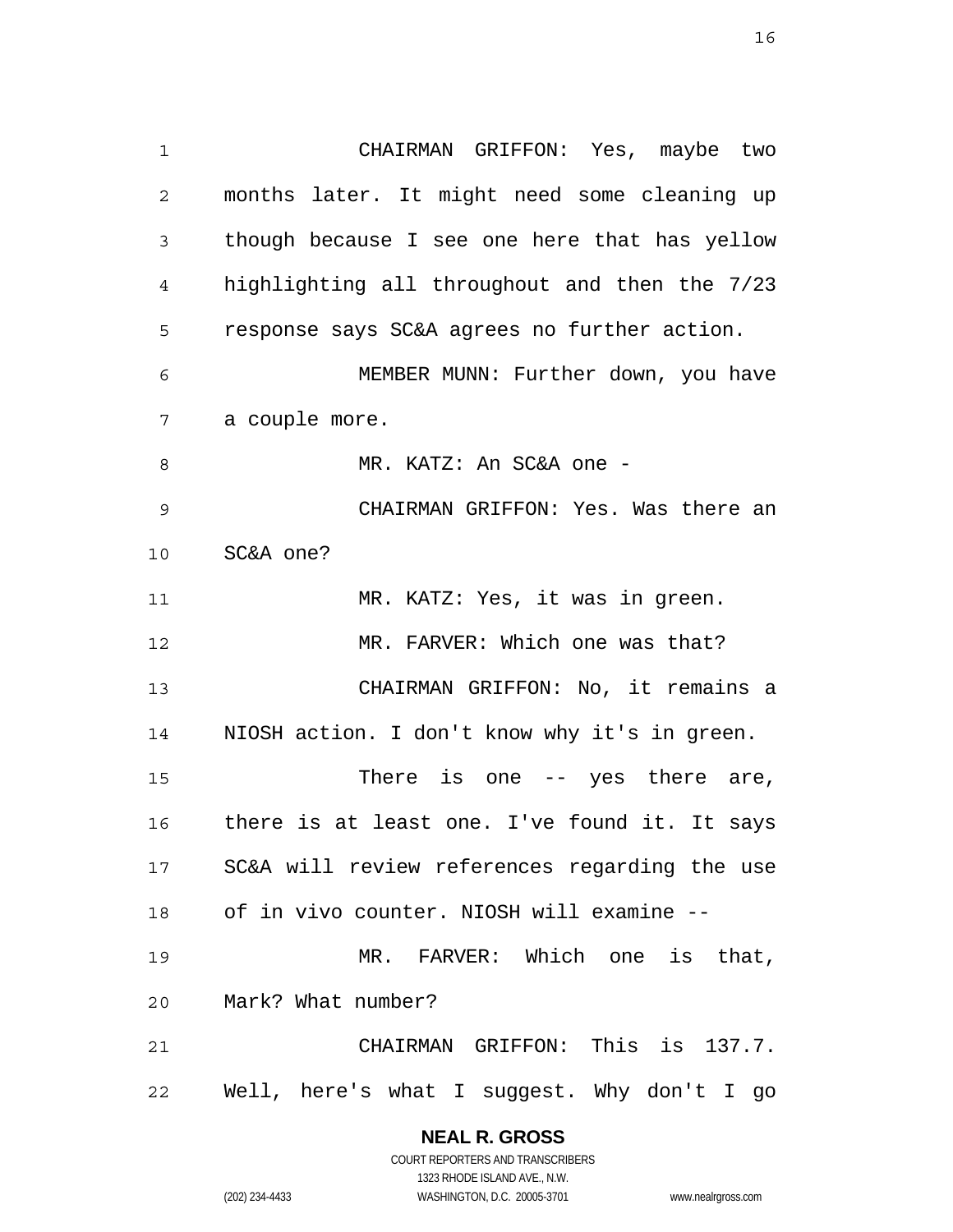CHAIRMAN GRIFFON: Yes, maybe two months later. It might need some cleaning up though because I see one here that has yellow highlighting all throughout and then the 7/23 response says SC&A agrees no further action.

MEMBER MUNN: Further down, you have a couple more.

MR. KATZ: An SC&A one -

CHAIRMAN GRIFFON: Yes. Was there an SC&A one?

MR. KATZ: Yes, it was in green.

MR. FARVER: Which one was that?

CHAIRMAN GRIFFON: No, it remains a NIOSH action. I don't know why it's in green.

There is one -- yes there are, there is at least one. I've found it. It says SC&A will review references regarding the use of in vivo counter. NIOSH will examine --

MR. FARVER: Which one is that, Mark? What number?

CHAIRMAN GRIFFON: This is 137.7. Well, here's what I suggest. Why don't I go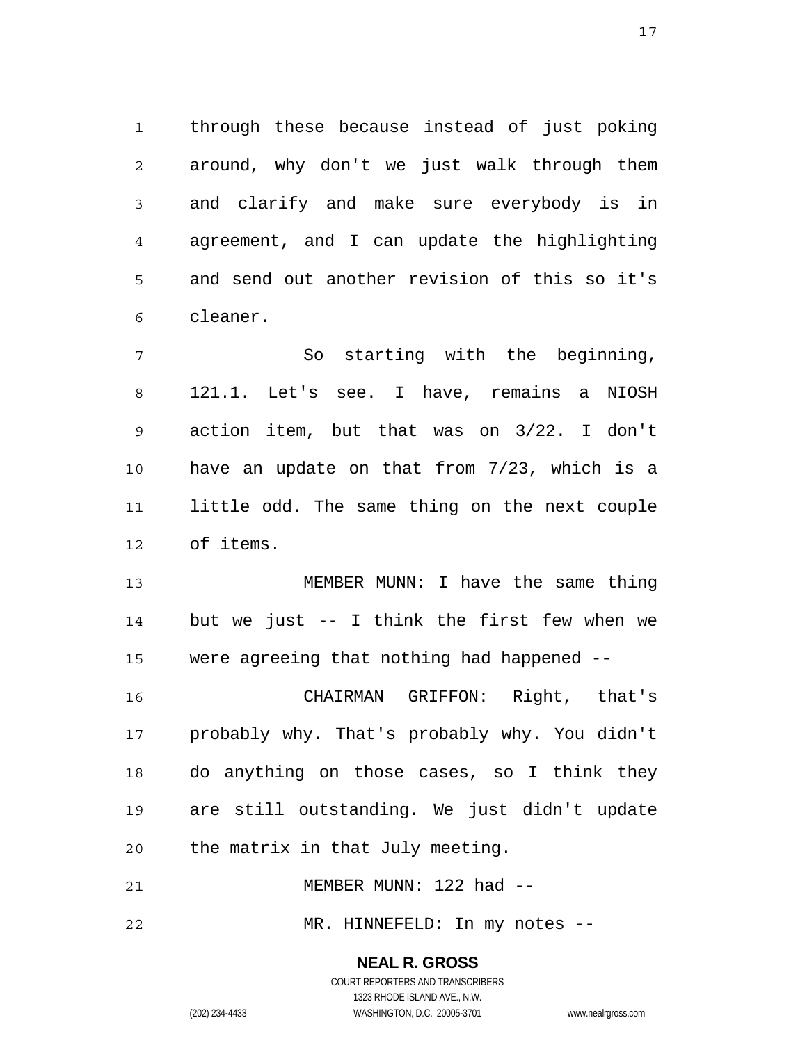through these because instead of just poking around, why don't we just walk through them and clarify and make sure everybody is in agreement, and I can update the highlighting and send out another revision of this so it's cleaner.

So starting with the beginning, 121.1. Let's see. I have, remains a NIOSH action item, but that was on 3/22. I don't have an update on that from 7/23, which is a little odd. The same thing on the next couple of items.

MEMBER MUNN: I have the same thing but we just -- I think the first few when we were agreeing that nothing had happened --

CHAIRMAN GRIFFON: Right, that's probably why. That's probably why. You didn't do anything on those cases, so I think they are still outstanding. We just didn't update the matrix in that July meeting.

MEMBER MUNN: 122 had --

MR. HINNEFELD: In my notes --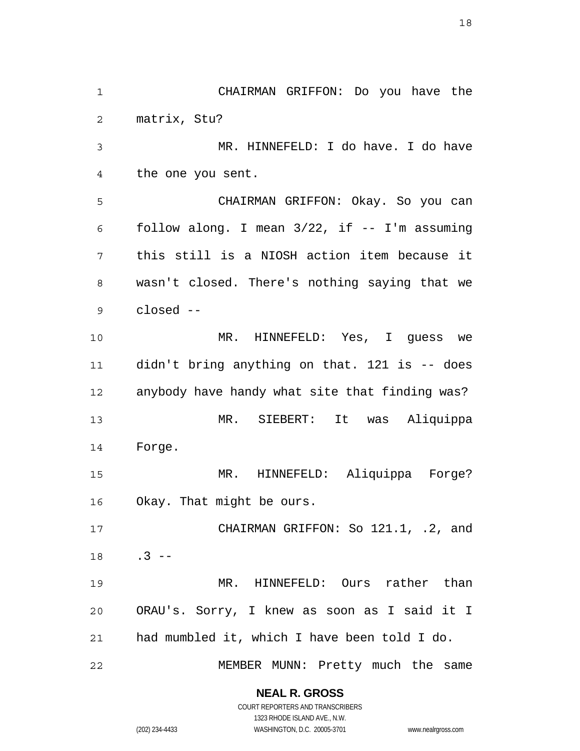CHAIRMAN GRIFFON: Do you have the matrix, Stu?

MR. HINNEFELD: I do have. I do have the one you sent.

CHAIRMAN GRIFFON: Okay. So you can follow along. I mean 3/22, if -- I'm assuming this still is a NIOSH action item because it wasn't closed. There's nothing saying that we closed --

MR. HINNEFELD: Yes, I guess we didn't bring anything on that. 121 is -- does anybody have handy what site that finding was?

MR. SIEBERT: It was Aliquippa Forge.

MR. HINNEFELD: Aliquippa Forge? Okay. That might be ours.

CHAIRMAN GRIFFON: So 121.1, .2, and .3 --

MR. HINNEFELD: Ours rather than ORAU's. Sorry, I knew as soon as I said it I had mumbled it, which I have been told I do.

MEMBER MUNN: Pretty much the same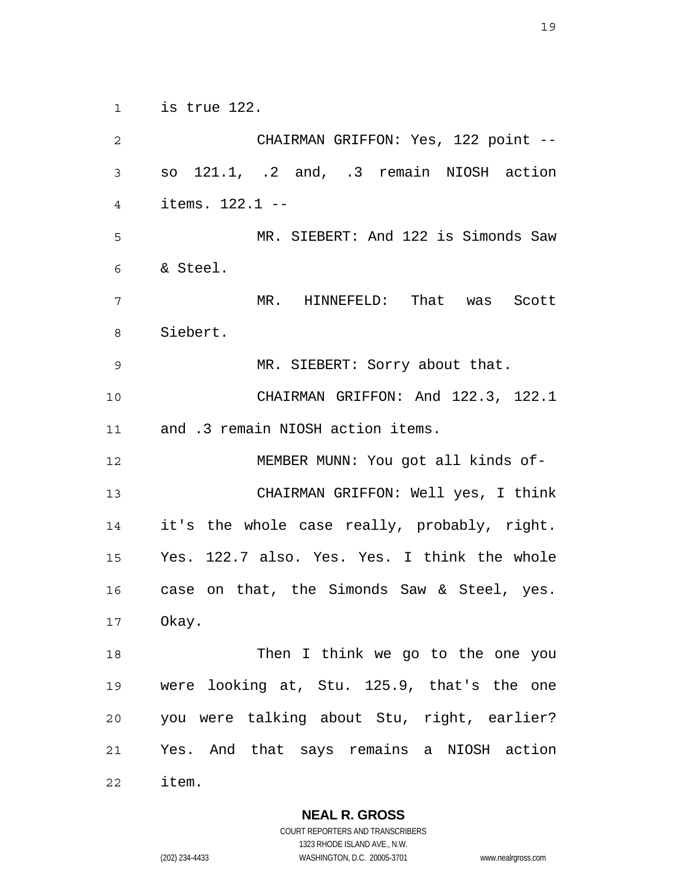is true 122.

CHAIRMAN GRIFFON: Yes, 122 point -- so 121.1, .2 and, .3 remain NIOSH action items. 122.1 --

MR. SIEBERT: And 122 is Simonds Saw & Steel.

MR. HINNEFELD: That was Scott Siebert.

MR. SIEBERT: Sorry about that.

CHAIRMAN GRIFFON: And 122.3, 122.1 and .3 remain NIOSH action items.

MEMBER MUNN: You got all kinds of-

CHAIRMAN GRIFFON: Well yes, I think it's the whole case really, probably, right. Yes. 122.7 also. Yes. Yes. I think the whole case on that, the Simonds Saw & Steel, yes. Okay.

Then I think we go to the one you were looking at, Stu. 125.9, that's the one you were talking about Stu, right, earlier? Yes. And that says remains a NIOSH action item.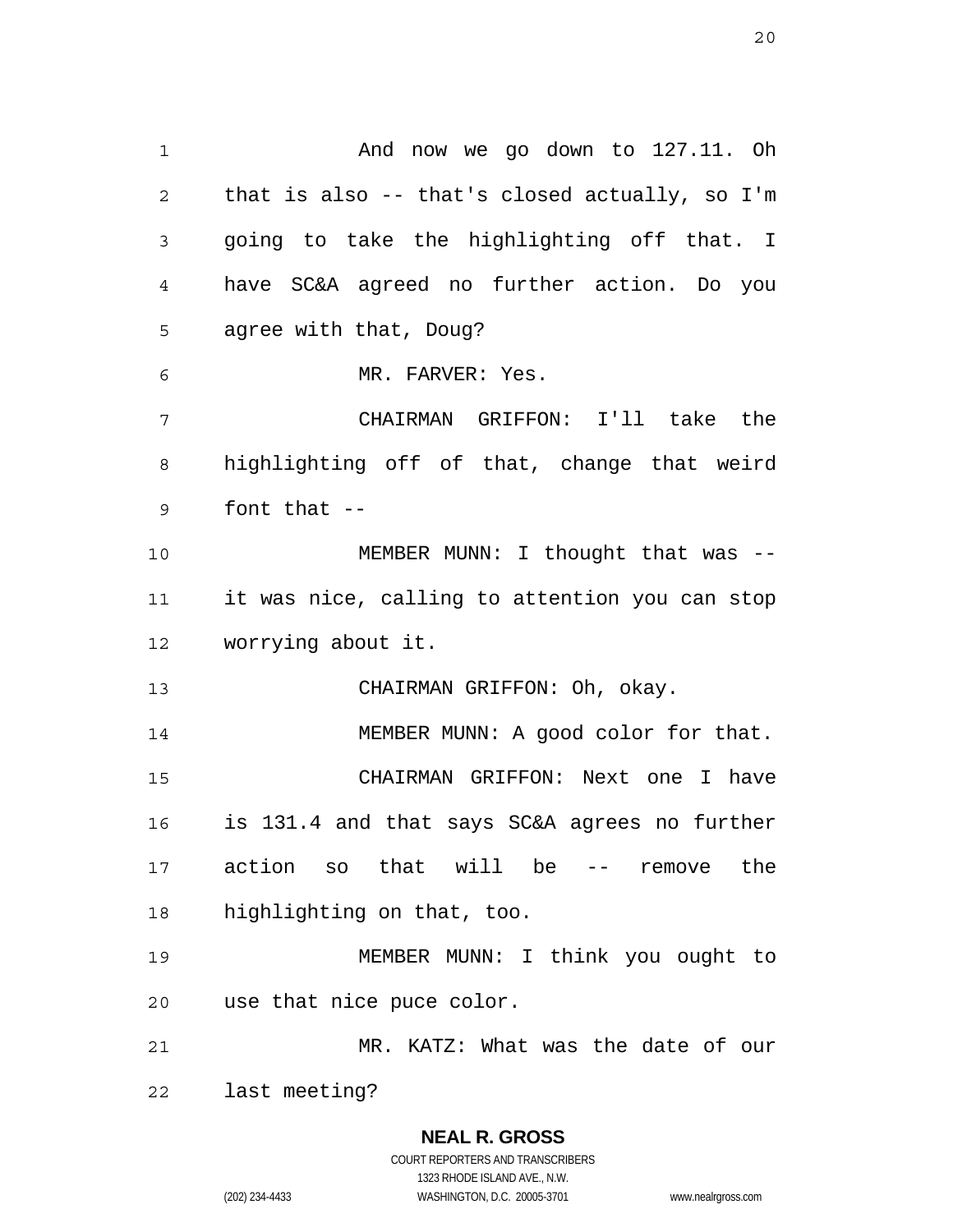And now we go down to 127.11. Oh that is also -- that's closed actually, so I'm going to take the highlighting off that. I have SC&A agreed no further action. Do you agree with that, Doug?

MR. FARVER: Yes.

CHAIRMAN GRIFFON: I'll take the highlighting off of that, change that weird font that --

MEMBER MUNN: I thought that was -- it was nice, calling to attention you can stop worrying about it.

CHAIRMAN GRIFFON: Oh, okay.

MEMBER MUNN: A good color for that.

CHAIRMAN GRIFFON: Next one I have is 131.4 and that says SC&A agrees no further action so that will be -- remove the highlighting on that, too.

MEMBER MUNN: I think you ought to use that nice puce color.

MR. KATZ: What was the date of our last meeting?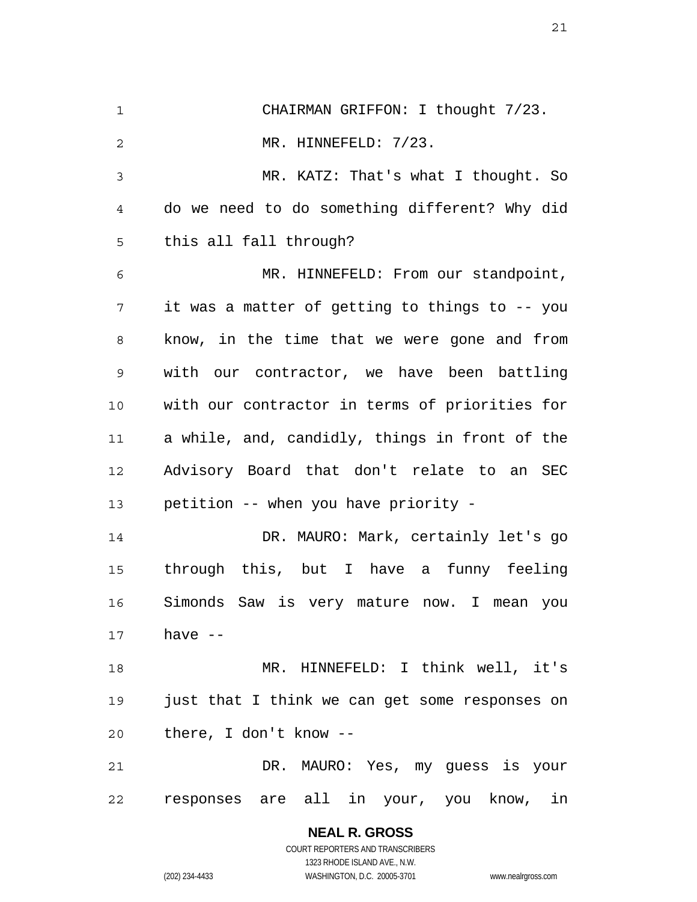CHAIRMAN GRIFFON: I thought 7/23.

MR. HINNEFELD: 7/23.

MR. KATZ: That's what I thought. So do we need to do something different? Why did this all fall through?

MR. HINNEFELD: From our standpoint, it was a matter of getting to things to -- you know, in the time that we were gone and from with our contractor, we have been battling with our contractor in terms of priorities for a while, and, candidly, things in front of the Advisory Board that don't relate to an SEC petition -- when you have priority -

DR. MAURO: Mark, certainly let's go through this, but I have a funny feeling Simonds Saw is very mature now. I mean you have --

MR. HINNEFELD: I think well, it's just that I think we can get some responses on there, I don't know --

DR. MAURO: Yes, my guess is your responses are all in your, you know, in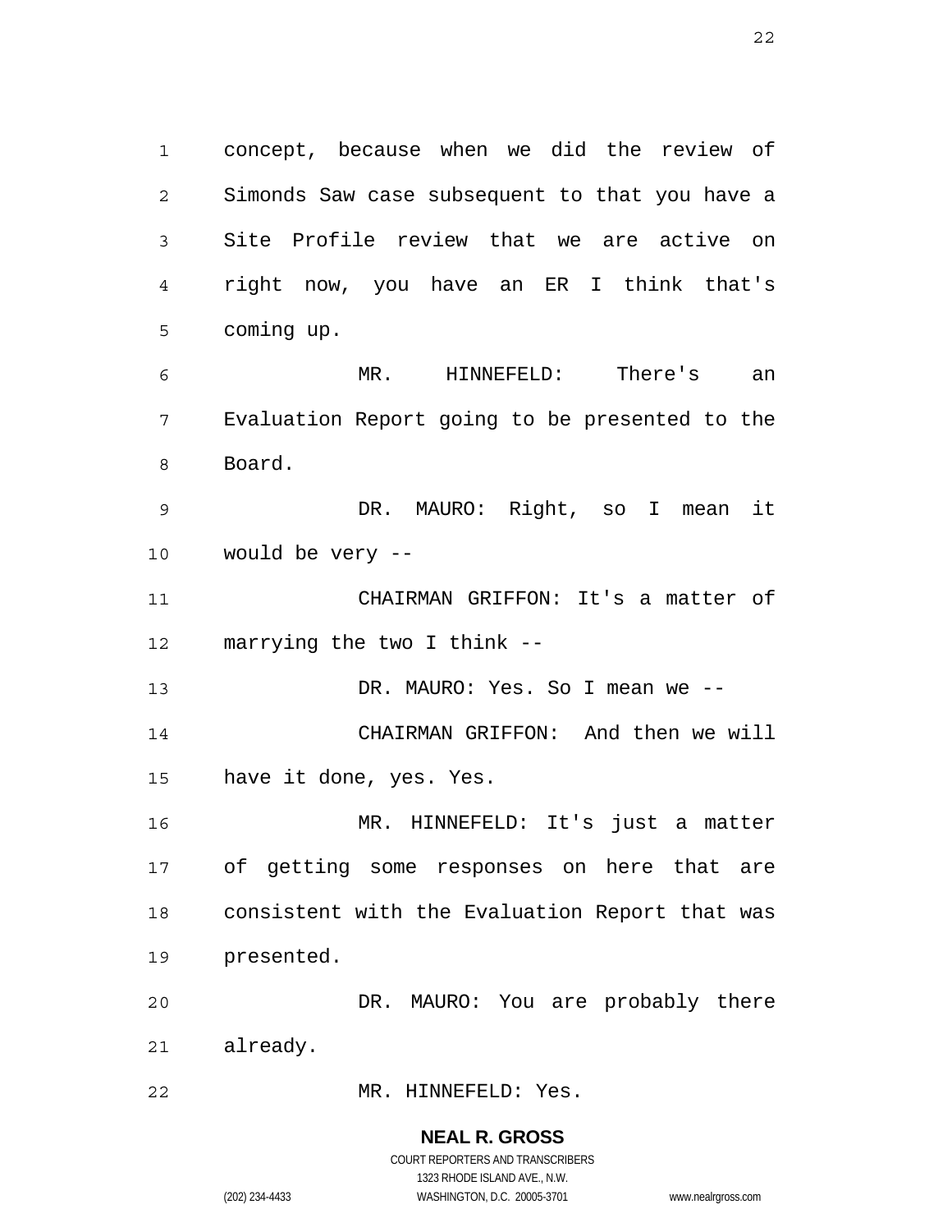concept, because when we did the review of Simonds Saw case subsequent to that you have a Site Profile review that we are active on right now, you have an ER I think that's coming up.

MR. HINNEFELD: There's an Evaluation Report going to be presented to the Board.

DR. MAURO: Right, so I mean it would be very --

CHAIRMAN GRIFFON: It's a matter of marrying the two I think --

DR. MAURO: Yes. So I mean we --

CHAIRMAN GRIFFON: And then we will have it done, yes. Yes.

MR. HINNEFELD: It's just a matter of getting some responses on here that are consistent with the Evaluation Report that was presented.

DR. MAURO: You are probably there already.

MR. HINNEFELD: Yes.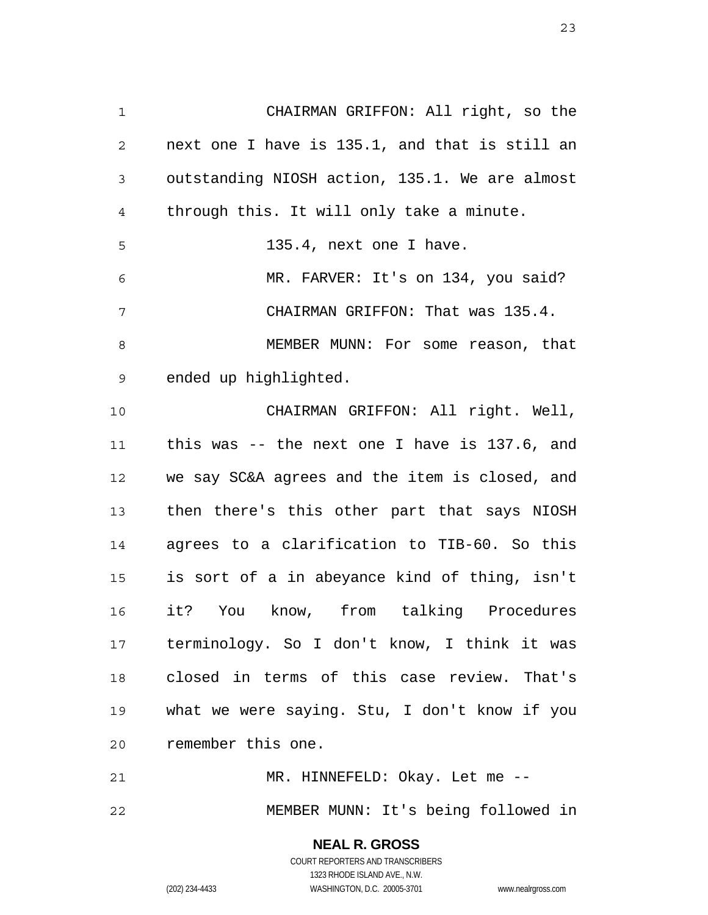CHAIRMAN GRIFFON: All right, so the next one I have is 135.1, and that is still an outstanding NIOSH action, 135.1. We are almost through this. It will only take a minute.

135.4, next one I have.

MR. FARVER: It's on 134, you said?

CHAIRMAN GRIFFON: That was 135.4.

MEMBER MUNN: For some reason, that ended up highlighted.

CHAIRMAN GRIFFON: All right. Well, this was -- the next one I have is 137.6, and we say SC&A agrees and the item is closed, and then there's this other part that says NIOSH agrees to a clarification to TIB-60. So this is sort of a in abeyance kind of thing, isn't it? You know, from talking Procedures terminology. So I don't know, I think it was closed in terms of this case review. That's what we were saying. Stu, I don't know if you remember this one.

MR. HINNEFELD: Okay. Let me --

MEMBER MUNN: It's being followed in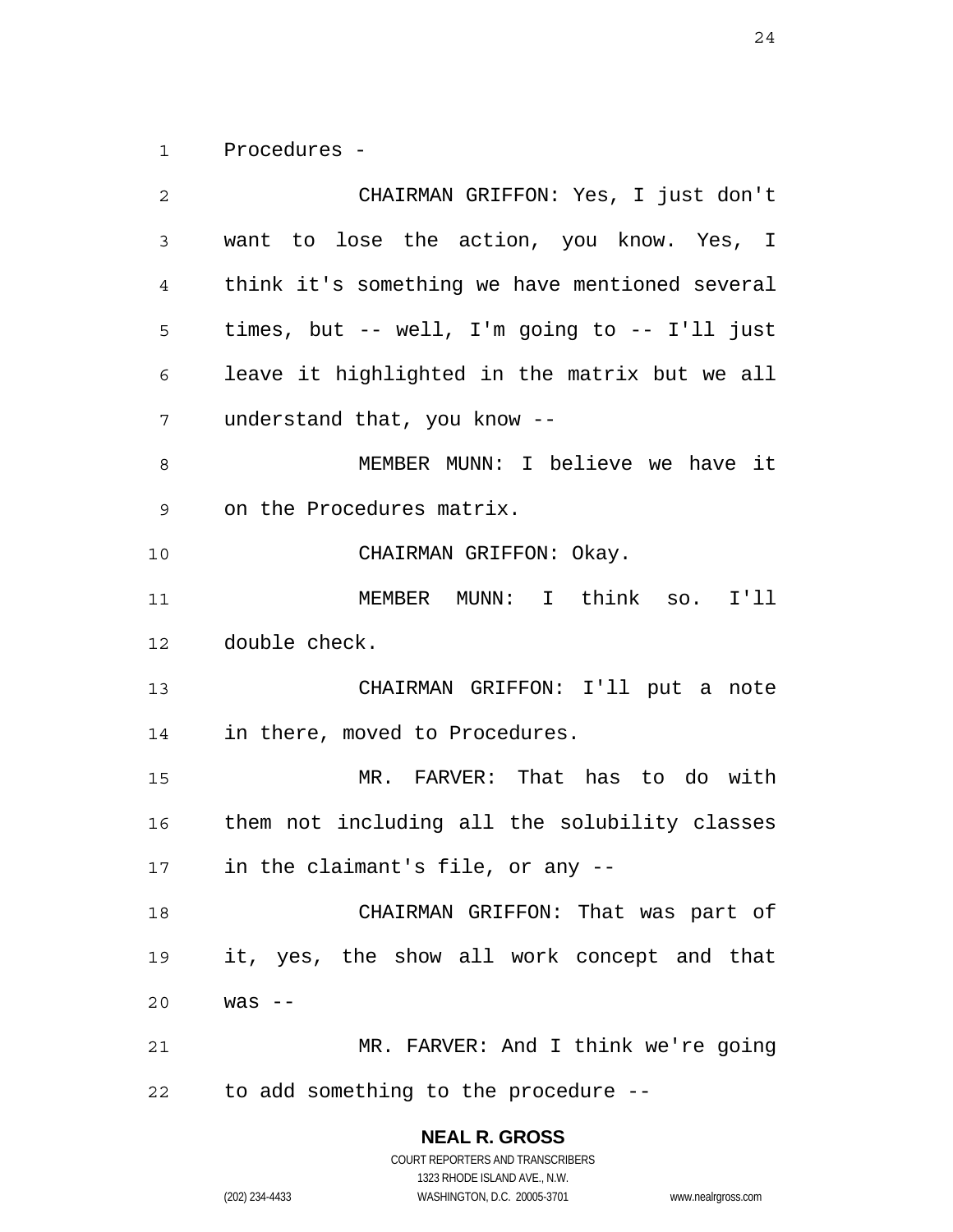Procedures -

CHAIRMAN GRIFFON: Yes, I just don't want to lose the action, you know. Yes, I think it's something we have mentioned several times, but -- well, I'm going to -- I'll just leave it highlighted in the matrix but we all understand that, you know --

MEMBER MUNN: I believe we have it on the Procedures matrix.

CHAIRMAN GRIFFON: Okay.

MEMBER MUNN: I think so. I'll double check.

CHAIRMAN GRIFFON: I'll put a note in there, moved to Procedures.

MR. FARVER: That has to do with them not including all the solubility classes in the claimant's file, or any --

CHAIRMAN GRIFFON: That was part of it, yes, the show all work concept and that was --

MR. FARVER: And I think we're going to add something to the procedure --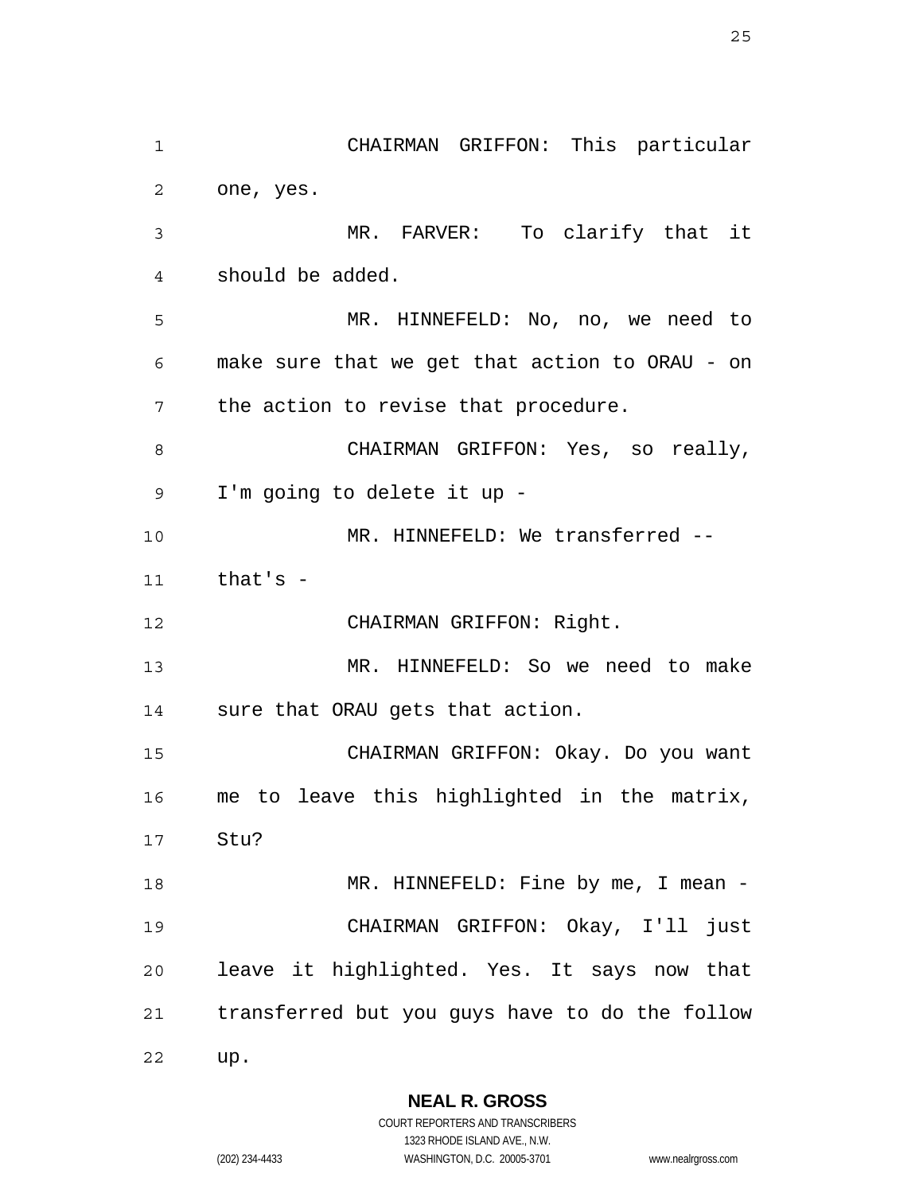CHAIRMAN GRIFFON: This particular one, yes.

MR. FARVER: To clarify that it should be added.

MR. HINNEFELD: No, no, we need to make sure that we get that action to ORAU - on the action to revise that procedure.

CHAIRMAN GRIFFON: Yes, so really, I'm going to delete it up -

MR. HINNEFELD: We transferred -- that's -

CHAIRMAN GRIFFON: Right.

MR. HINNEFELD: So we need to make sure that ORAU gets that action.

CHAIRMAN GRIFFON: Okay. Do you want me to leave this highlighted in the matrix, Stu?

MR. HINNEFELD: Fine by me, I mean -

CHAIRMAN GRIFFON: Okay, I'll just leave it highlighted. Yes. It says now that transferred but you guys have to do the follow up.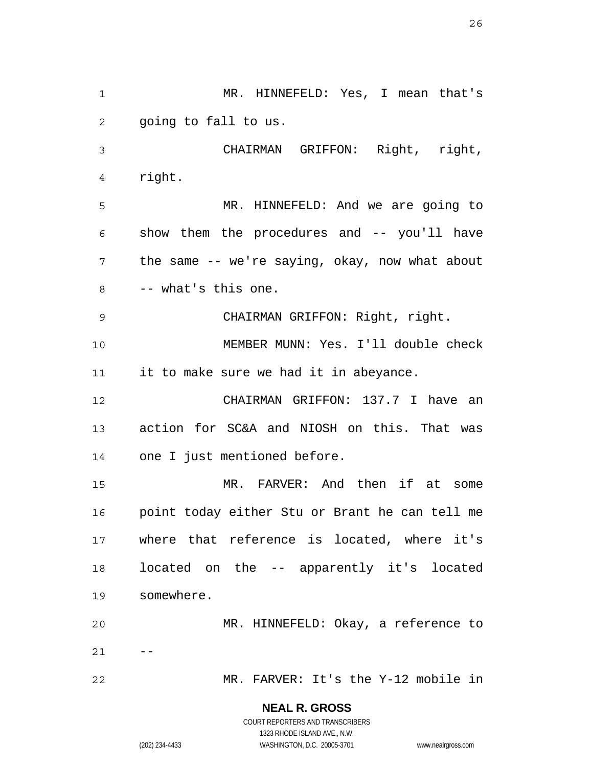MR. HINNEFELD: Yes, I mean that's going to fall to us.

CHAIRMAN GRIFFON: Right, right, right.

MR. HINNEFELD: And we are going to show them the procedures and -- you'll have the same -- we're saying, okay, now what about -- what's this one.

CHAIRMAN GRIFFON: Right, right.

MEMBER MUNN: Yes. I'll double check it to make sure we had it in abeyance.

CHAIRMAN GRIFFON: 137.7 I have an action for SC&A and NIOSH on this. That was one I just mentioned before.

MR. FARVER: And then if at some point today either Stu or Brant he can tell me where that reference is located, where it's located on the -- apparently it's located somewhere.

MR. HINNEFELD: Okay, a reference to --

MR. FARVER: It's the Y-12 mobile in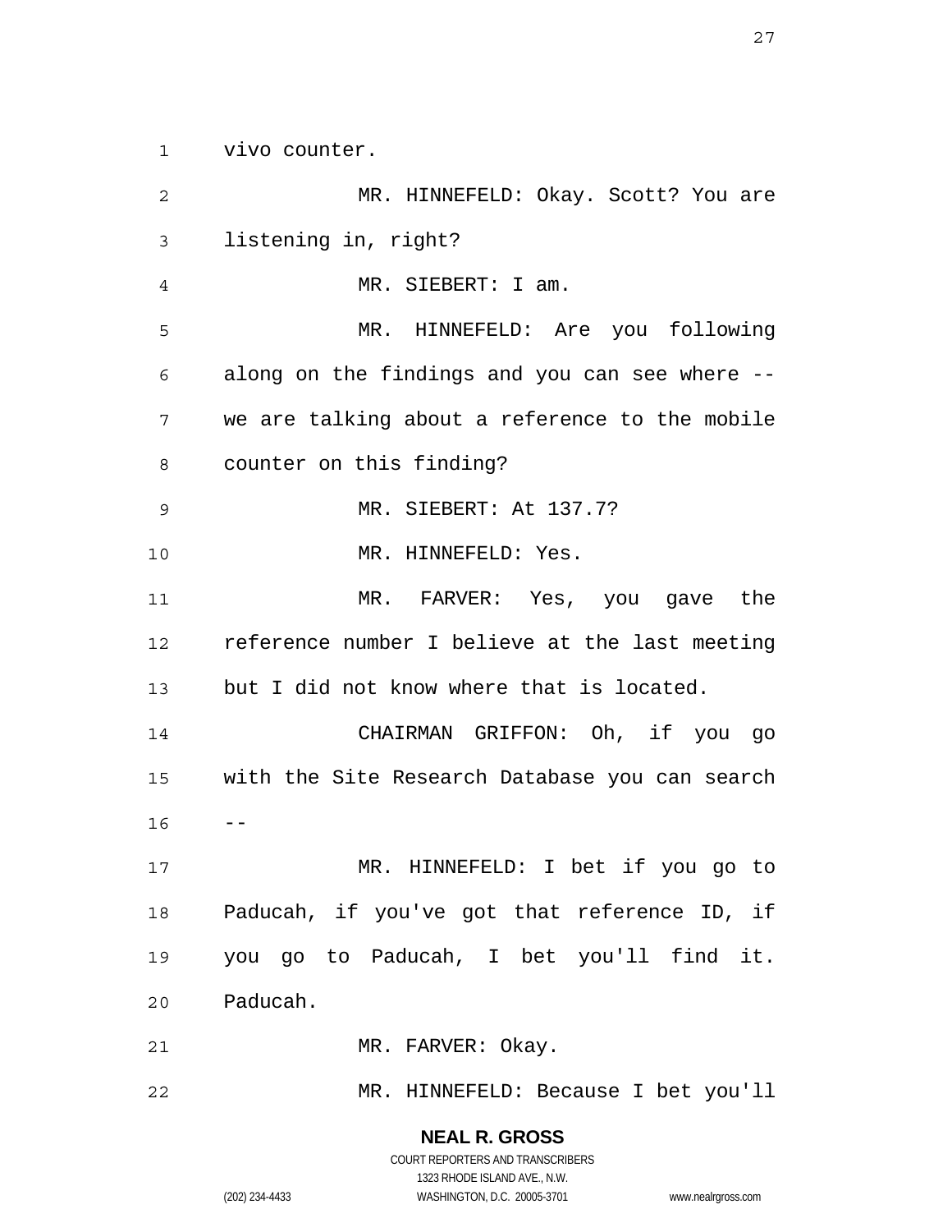vivo counter.

MR. HINNEFELD: Okay. Scott? You are listening in, right?

MR. SIEBERT: I am.

MR. HINNEFELD: Are you following along on the findings and you can see where -- we are talking about a reference to the mobile counter on this finding?

MR. SIEBERT: At 137.7?

MR. HINNEFELD: Yes.

MR. FARVER: Yes, you gave the reference number I believe at the last meeting but I did not know where that is located.

CHAIRMAN GRIFFON: Oh, if you go with the Site Research Database you can search --

MR. HINNEFELD: I bet if you go to Paducah, if you've got that reference ID, if you go to Paducah, I bet you'll find it. Paducah.

MR. FARVER: Okay.

MR. HINNEFELD: Because I bet you'll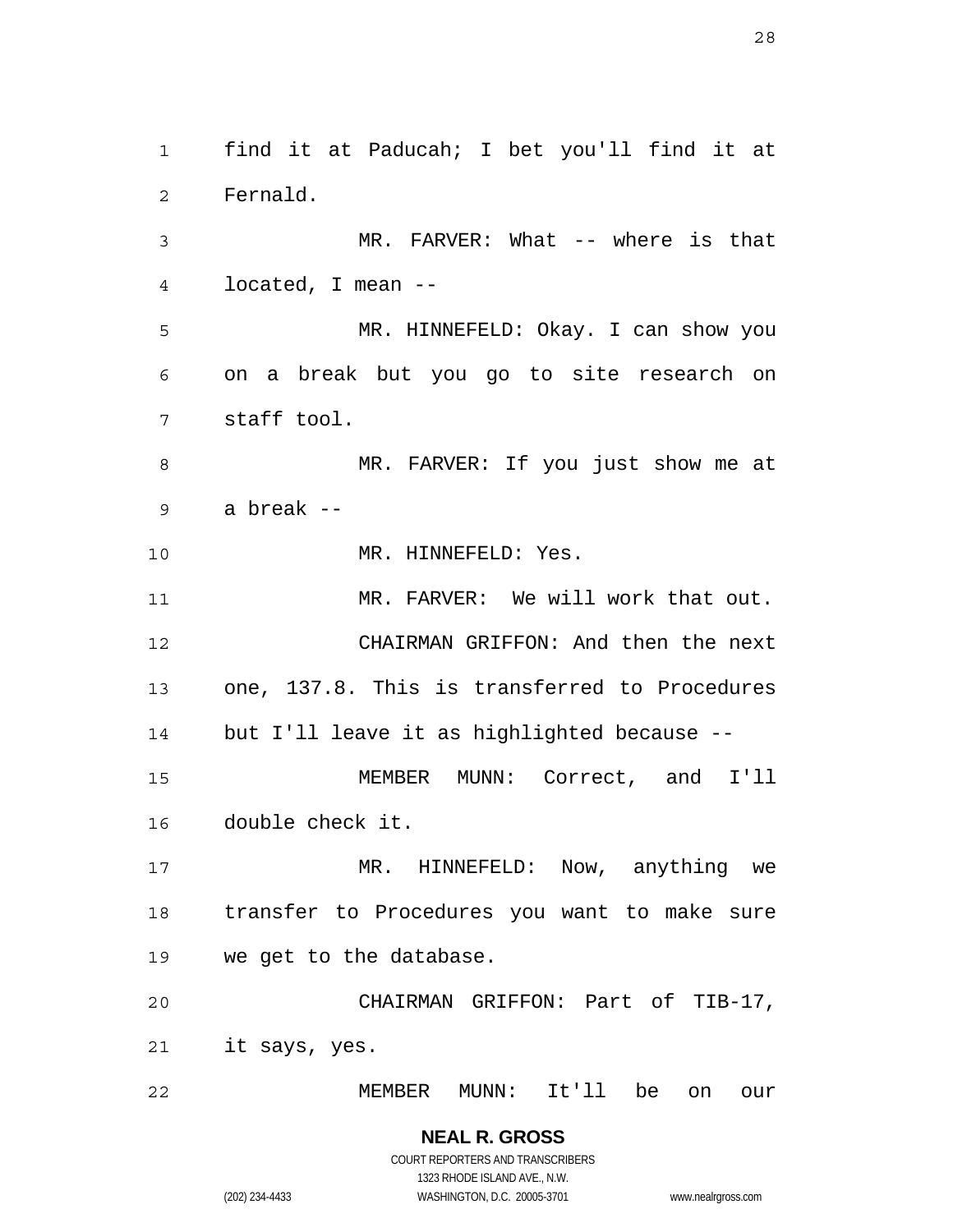find it at Paducah; I bet you'll find it at Fernald.

MR. FARVER: What -- where is that located, I mean --

MR. HINNEFELD: Okay. I can show you on a break but you go to site research on staff tool.

MR. FARVER: If you just show me at a break --

MR. HINNEFELD: Yes.

MR. FARVER: We will work that out.

CHAIRMAN GRIFFON: And then the next one, 137.8. This is transferred to Procedures but I'll leave it as highlighted because --

MEMBER MUNN: Correct, and I'll double check it.

MR. HINNEFELD: Now, anything we transfer to Procedures you want to make sure we get to the database.

CHAIRMAN GRIFFON: Part of TIB-17, it says, yes.

MEMBER MUNN: It'll be on our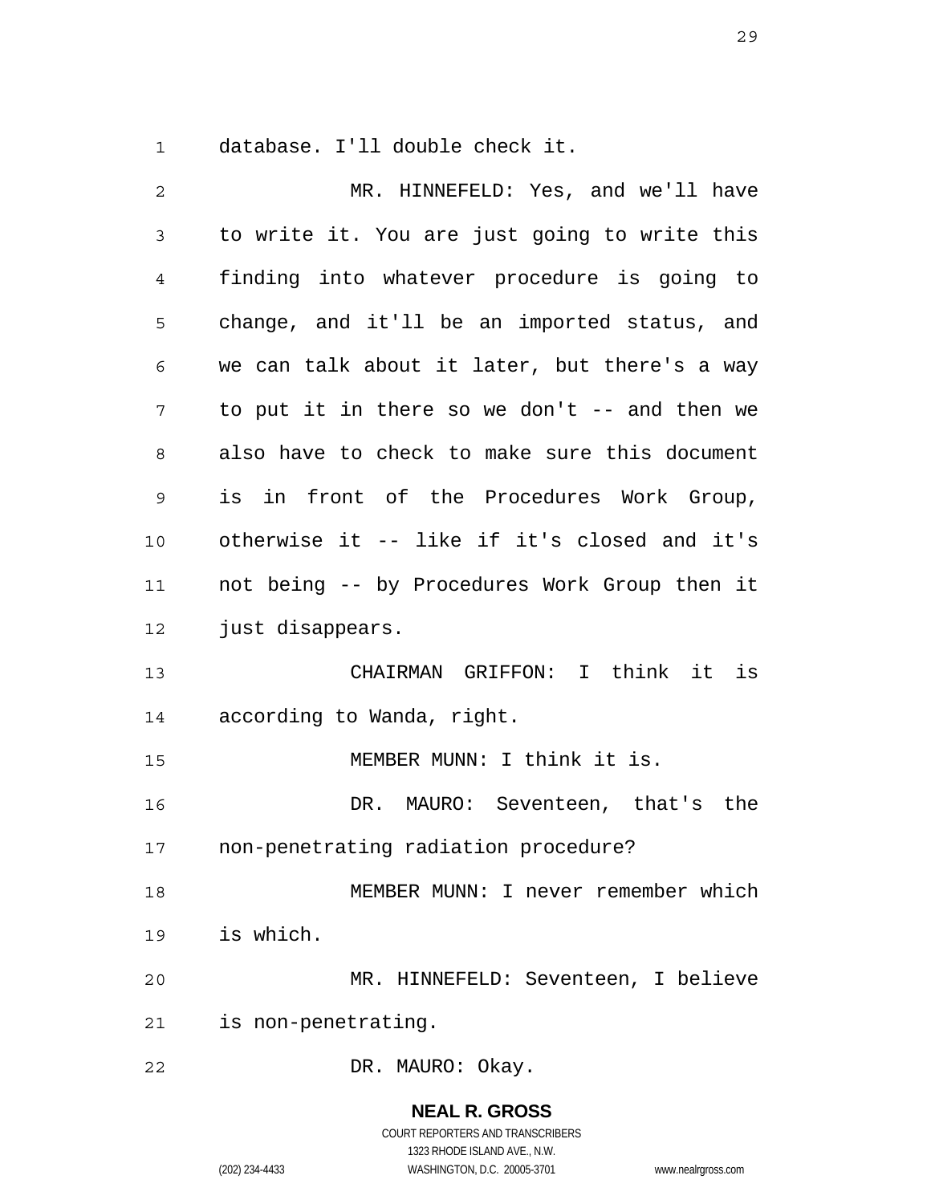database. I'll double check it.

MR. HINNEFELD: Yes, and we'll have to write it. You are just going to write this finding into whatever procedure is going to change, and it'll be an imported status, and we can talk about it later, but there's a way to put it in there so we don't -- and then we also have to check to make sure this document is in front of the Procedures Work Group, otherwise it -- like if it's closed and it's not being -- by Procedures Work Group then it just disappears.

CHAIRMAN GRIFFON: I think it is according to Wanda, right.

MEMBER MUNN: I think it is.

DR. MAURO: Seventeen, that's the non-penetrating radiation procedure?

MEMBER MUNN: I never remember which is which.

MR. HINNEFELD: Seventeen, I believe is non-penetrating.

DR. MAURO: Okay.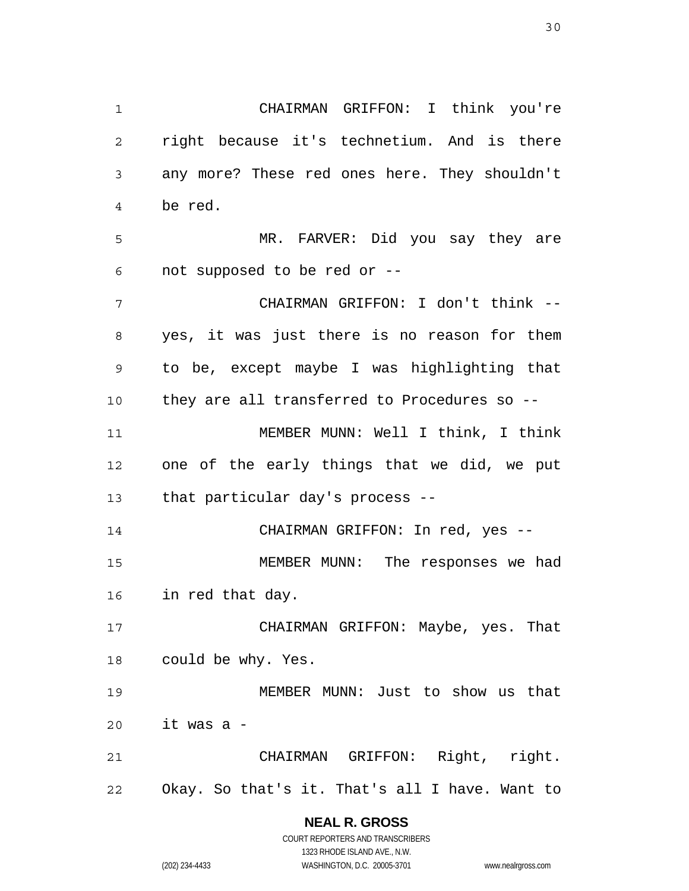CHAIRMAN GRIFFON: I think you're right because it's technetium. And is there any more? These red ones here. They shouldn't be red.

MR. FARVER: Did you say they are not supposed to be red or --

CHAIRMAN GRIFFON: I don't think -- yes, it was just there is no reason for them to be, except maybe I was highlighting that they are all transferred to Procedures so --

MEMBER MUNN: Well I think, I think one of the early things that we did, we put that particular day's process --

CHAIRMAN GRIFFON: In red, yes --

MEMBER MUNN: The responses we had in red that day.

CHAIRMAN GRIFFON: Maybe, yes. That could be why. Yes.

MEMBER MUNN: Just to show us that it was a -

CHAIRMAN GRIFFON: Right, right. Okay. So that's it. That's all I have. Want to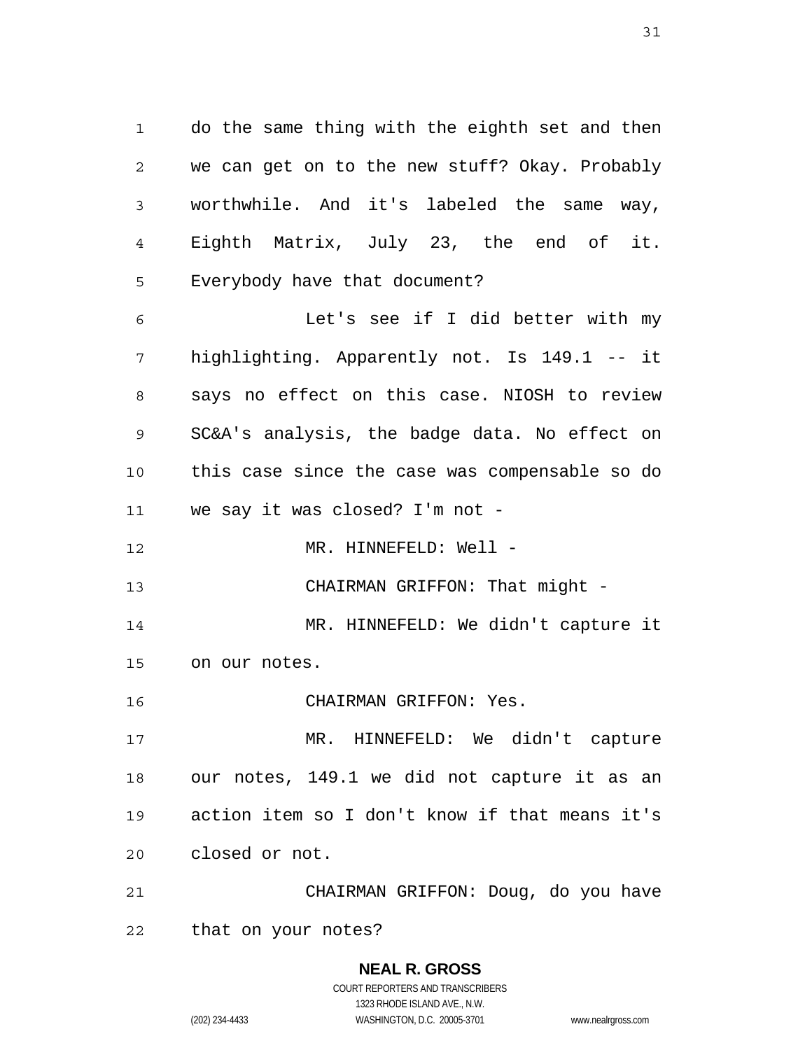do the same thing with the eighth set and then we can get on to the new stuff? Okay. Probably worthwhile. And it's labeled the same way, Eighth Matrix, July 23, the end of it. Everybody have that document?

Let's see if I did better with my highlighting. Apparently not. Is 149.1 -- it says no effect on this case. NIOSH to review SC&A's analysis, the badge data. No effect on this case since the case was compensable so do we say it was closed? I'm not -

MR. HINNEFELD: Well -

CHAIRMAN GRIFFON: That might -

MR. HINNEFELD: We didn't capture it on our notes.

CHAIRMAN GRIFFON: Yes.

MR. HINNEFELD: We didn't capture our notes, 149.1 we did not capture it as an action item so I don't know if that means it's closed or not.

CHAIRMAN GRIFFON: Doug, do you have that on your notes?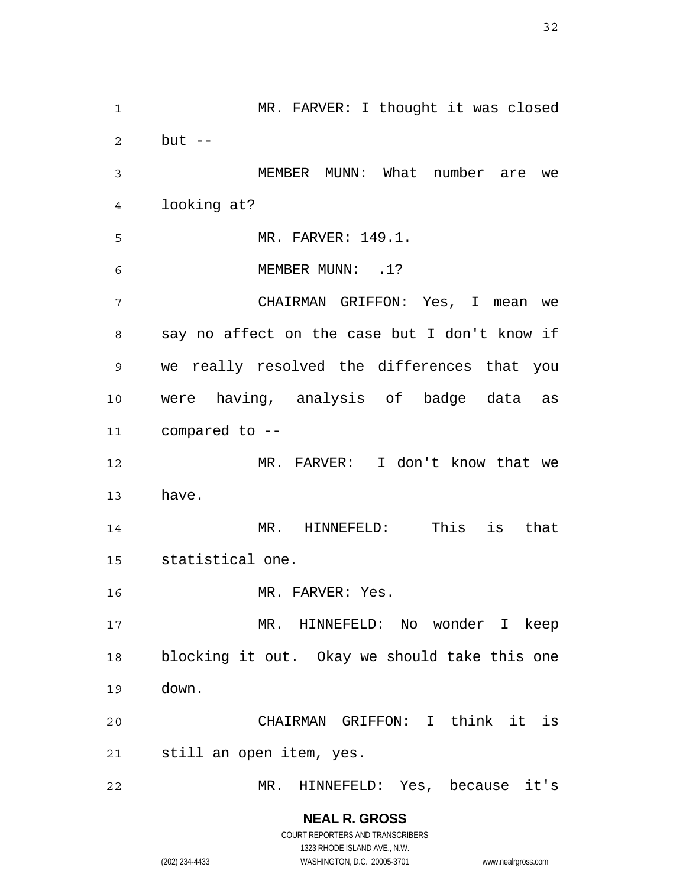MR. FARVER: I thought it was closed but --

MEMBER MUNN: What number are we looking at?

MR. FARVER: 149.1.

MEMBER MUNN: .1?

CHAIRMAN GRIFFON: Yes, I mean we say no affect on the case but I don't know if we really resolved the differences that you were having, analysis of badge data as compared to --

MR. FARVER: I don't know that we have.

MR. HINNEFELD: This is that statistical one.

MR. FARVER: Yes.

MR. HINNEFELD: No wonder I keep blocking it out. Okay we should take this one down.

CHAIRMAN GRIFFON: I think it is still an open item, yes.

MR. HINNEFELD: Yes, because it's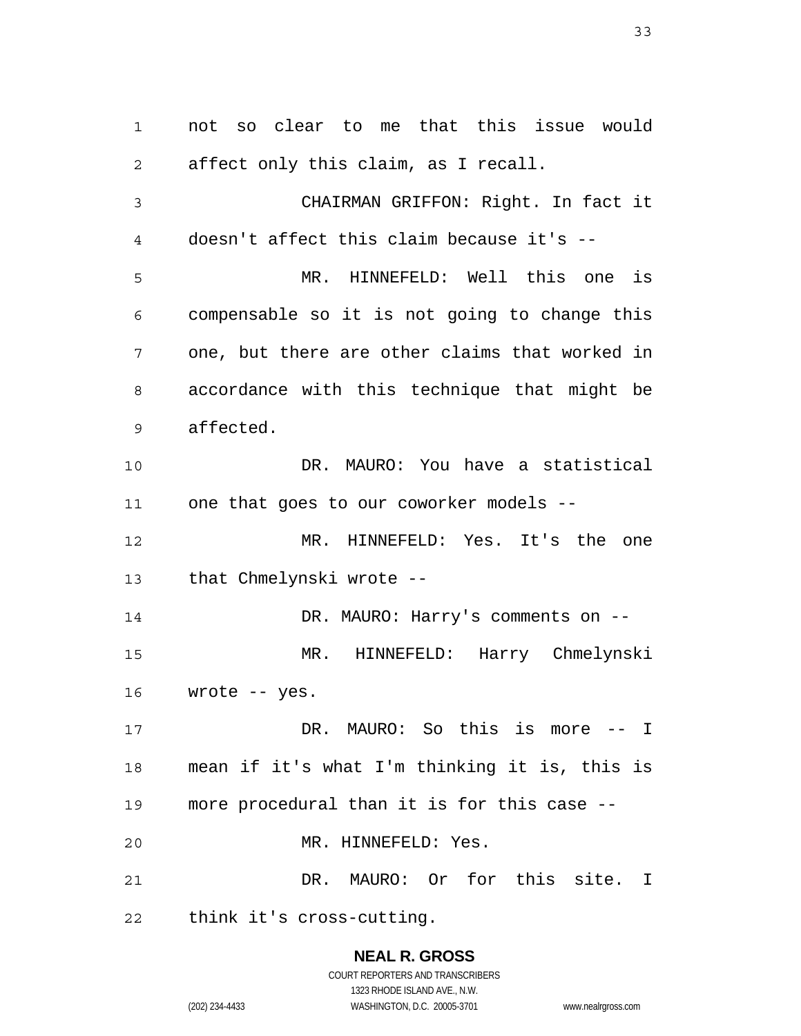not so clear to me that this issue would affect only this claim, as I recall.

CHAIRMAN GRIFFON: Right. In fact it doesn't affect this claim because it's --

MR. HINNEFELD: Well this one is compensable so it is not going to change this one, but there are other claims that worked in accordance with this technique that might be affected.

DR. MAURO: You have a statistical one that goes to our coworker models --

MR. HINNEFELD: Yes. It's the one that Chmelynski wrote --

DR. MAURO: Harry's comments on --

MR. HINNEFELD: Harry Chmelynski wrote -- yes.

DR. MAURO: So this is more -- I mean if it's what I'm thinking it is, this is more procedural than it is for this case --

MR. HINNEFELD: Yes.

DR. MAURO: Or for this site. I think it's cross-cutting.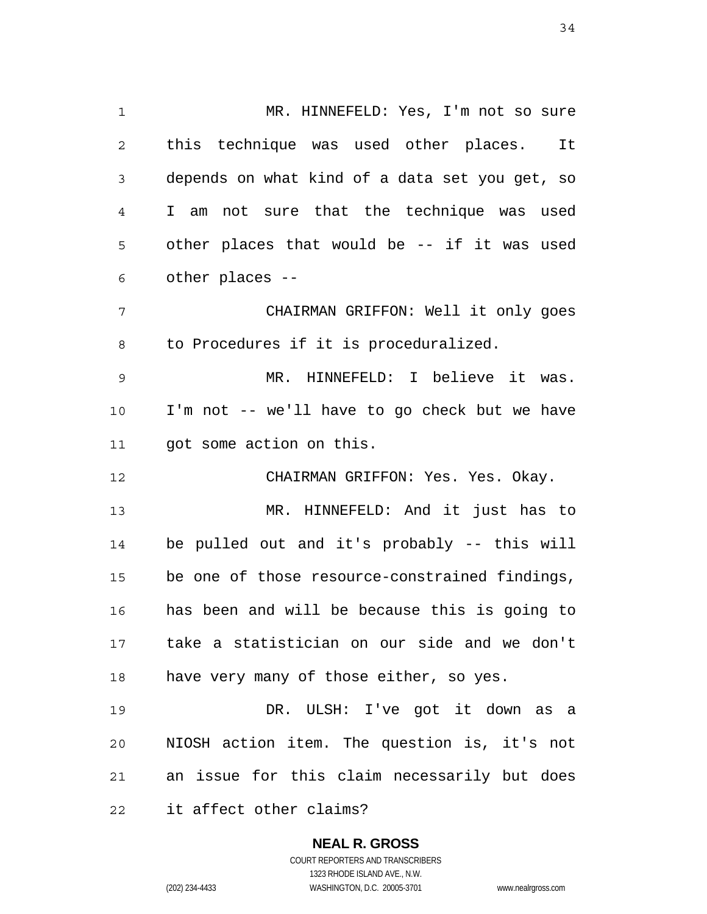MR. HINNEFELD: Yes, I'm not so sure this technique was used other places. It depends on what kind of a data set you get, so I am not sure that the technique was used other places that would be -- if it was used other places --

CHAIRMAN GRIFFON: Well it only goes to Procedures if it is proceduralized.

MR. HINNEFELD: I believe it was. I'm not -- we'll have to go check but we have got some action on this.

CHAIRMAN GRIFFON: Yes. Yes. Okay.

MR. HINNEFELD: And it just has to be pulled out and it's probably -- this will be one of those resource-constrained findings, has been and will be because this is going to take a statistician on our side and we don't have very many of those either, so yes.

DR. ULSH: I've got it down as a NIOSH action item. The question is, it's not an issue for this claim necessarily but does it affect other claims?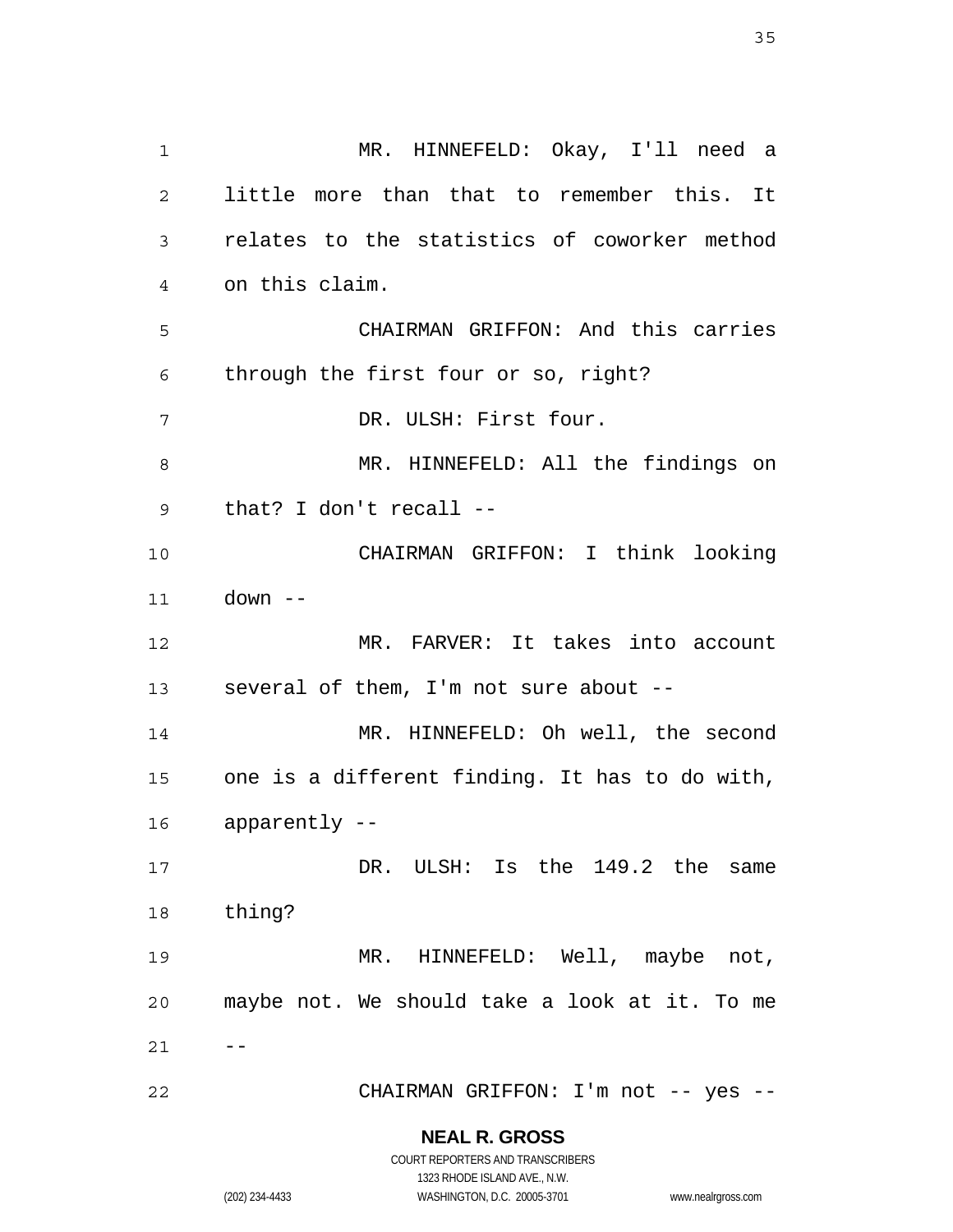MR. HINNEFELD: Okay, I'll need a little more than that to remember this. It relates to the statistics of coworker method on this claim.

CHAIRMAN GRIFFON: And this carries through the first four or so, right?

DR. ULSH: First four.

MR. HINNEFELD: All the findings on that? I don't recall --

CHAIRMAN GRIFFON: I think looking down --

MR. FARVER: It takes into account several of them, I'm not sure about --

MR. HINNEFELD: Oh well, the second one is a different finding. It has to do with, apparently --

DR. ULSH: Is the 149.2 the same thing?

MR. HINNEFELD: Well, maybe not, maybe not. We should take a look at it. To me --

CHAIRMAN GRIFFON: I'm not -- yes --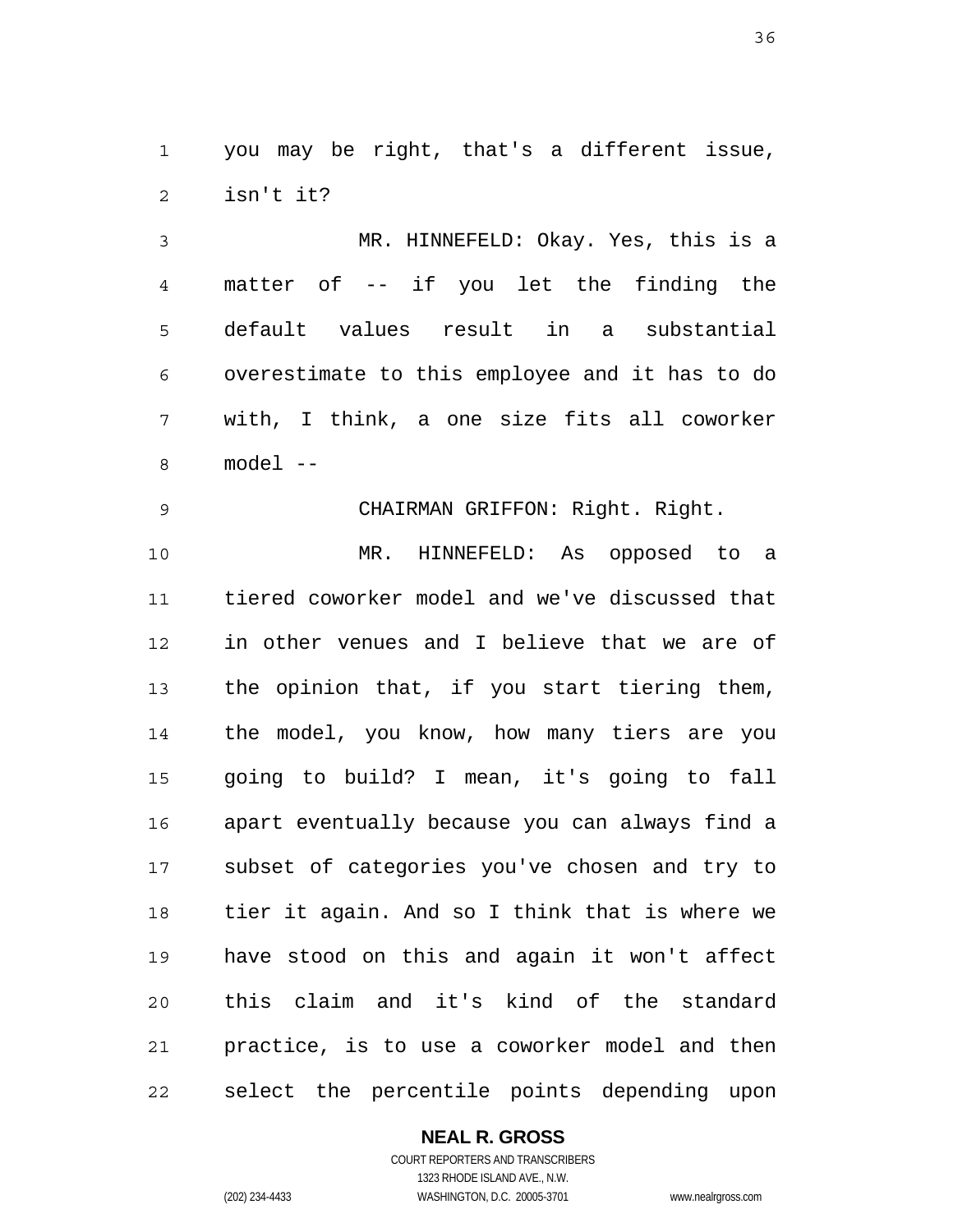you may be right, that's a different issue, isn't it?

MR. HINNEFELD: Okay. Yes, this is a matter of -- if you let the finding the default values result in a substantial overestimate to this employee and it has to do with, I think, a one size fits all coworker model --

CHAIRMAN GRIFFON: Right. Right.

MR. HINNEFELD: As opposed to a tiered coworker model and we've discussed that in other venues and I believe that we are of the opinion that, if you start tiering them, the model, you know, how many tiers are you going to build? I mean, it's going to fall apart eventually because you can always find a subset of categories you've chosen and try to tier it again. And so I think that is where we have stood on this and again it won't affect this claim and it's kind of the standard practice, is to use a coworker model and then select the percentile points depending upon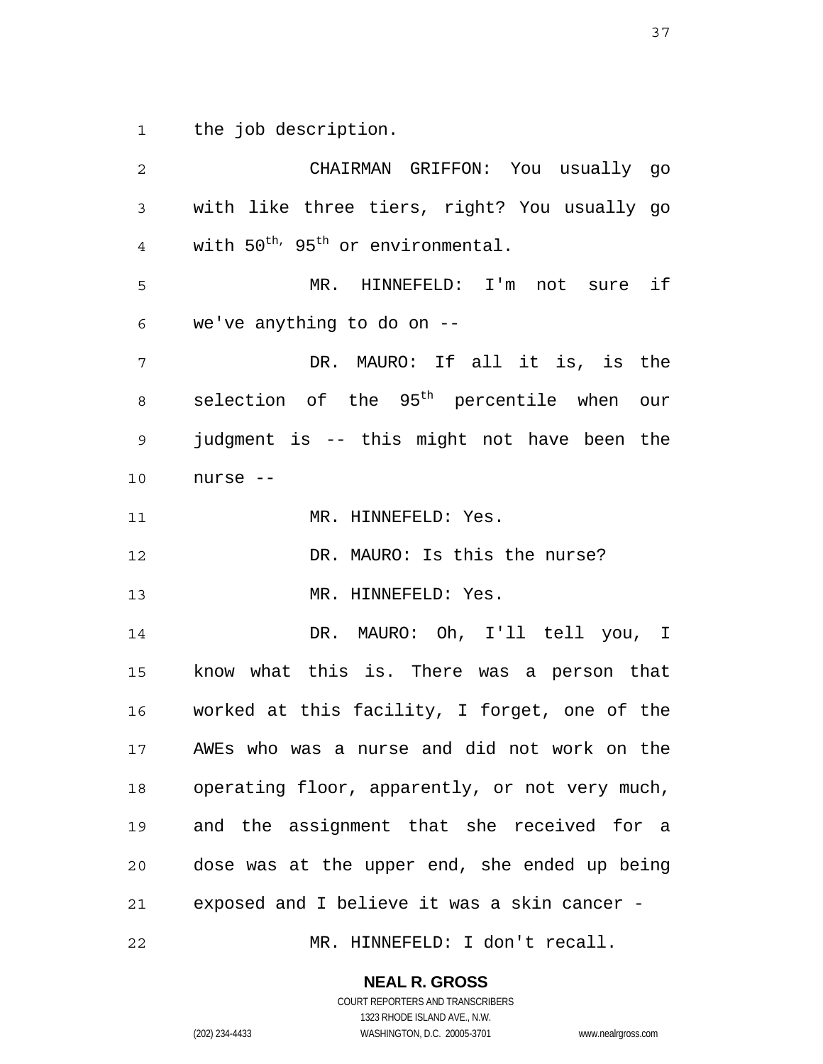the job description.

CHAIRMAN GRIFFON: You usually go with like three tiers, right? You usually go with $50^{th,}$ $95^{th}$ or environmental.

MR. HINNEFELD: I'm not sure if we've anything to do on --

DR. MAURO: If all it is, is the selection of the $95^{th}$ percentile when our judgment is -- this might not have been the nurse --

MR. HINNEFELD: Yes.

DR. MAURO: Is this the nurse?

MR. HINNEFELD: Yes.

DR. MAURO: Oh, I'll tell you, I know what this is. There was a person that worked at this facility, I forget, one of the AWEs who was a nurse and did not work on the operating floor, apparently, or not very much, and the assignment that she received for a dose was at the upper end, she ended up being exposed and I believe it was a skin cancer -

MR. HINNEFELD: I don't recall.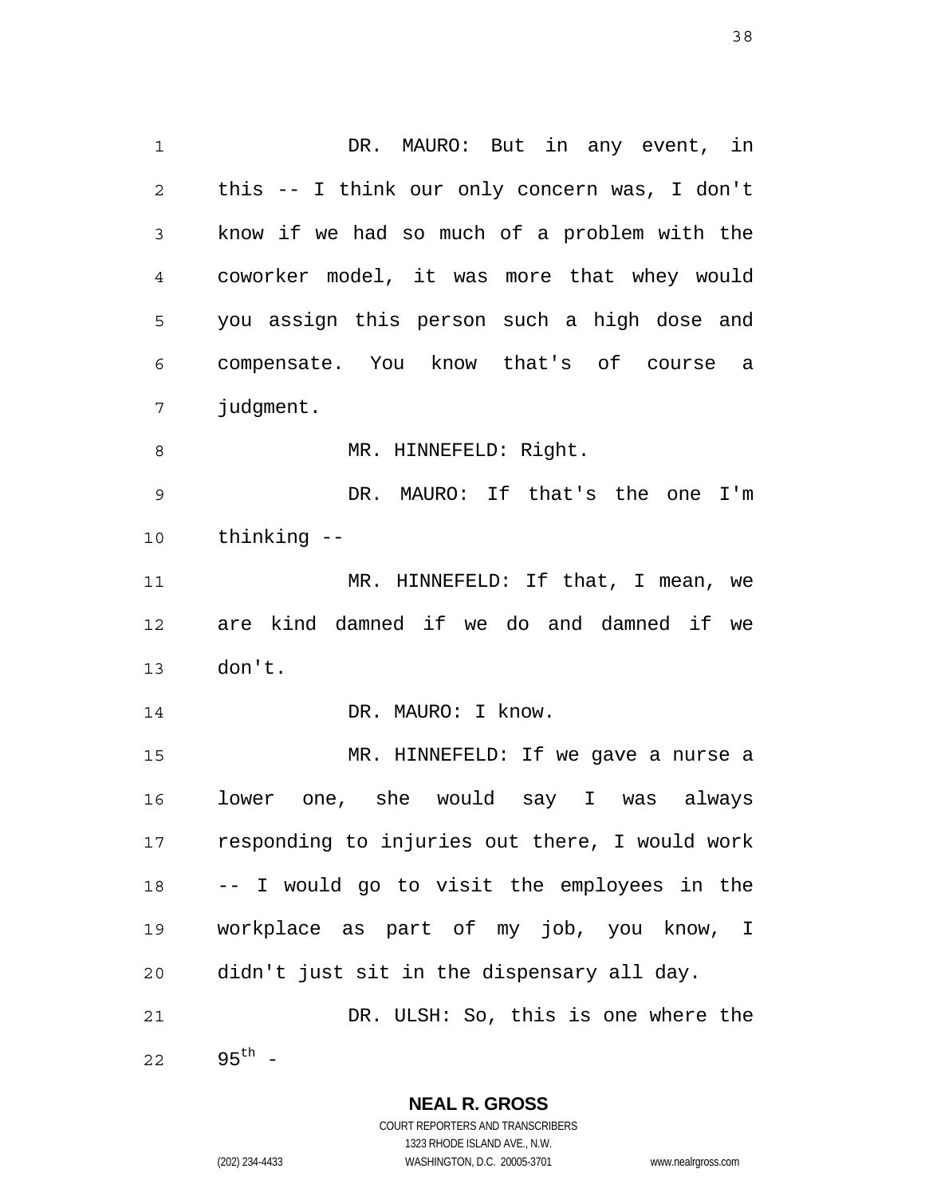DR. MAURO: But in any event, in this -- I think our only concern was, I don't know if we had so much of a problem with the coworker model, it was more that whey would you assign this person such a high dose and compensate. You know that's of course a judgment.

MR. HINNEFELD: Right.

DR. MAURO: If that's the one I'm thinking --

MR. HINNEFELD: If that, I mean, we are kind damned if we do and damned if we don't.

DR. MAURO: I know.

MR. HINNEFELD: If we gave a nurse a lower one, she would say I was always responding to injuries out there, I would work -- I would go to visit the employees in the workplace as part of my job, you know, I didn't just sit in the dispensary all day.

DR. ULSH: So, this is one where the $95^{th}$ -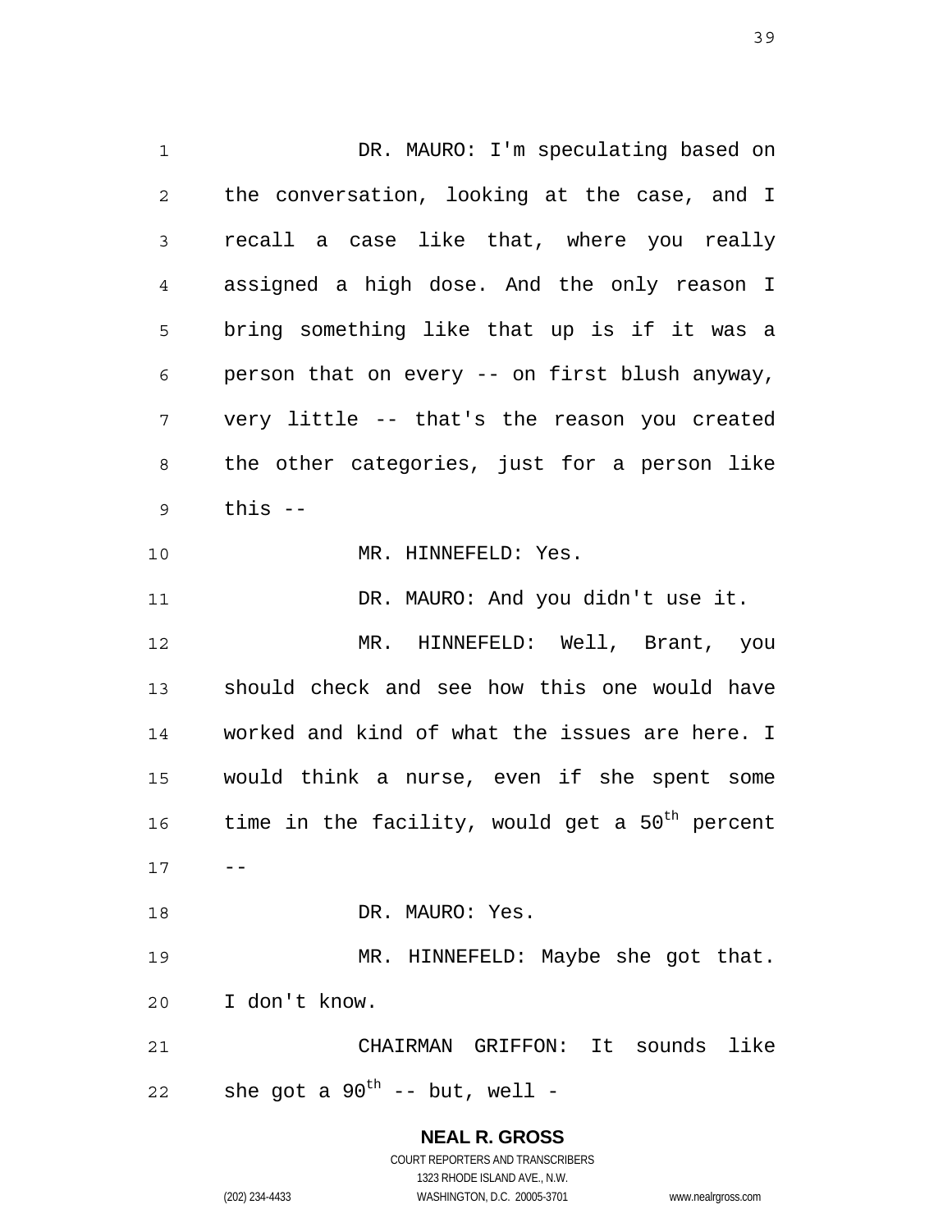DR. MAURO: I'm speculating based on the conversation, looking at the case, and I recall a case like that, where you really assigned a high dose. And the only reason I bring something like that up is if it was a person that on every -- on first blush anyway, very little -- that's the reason you created the other categories, just for a person like this --

MR. HINNEFELD: Yes.

DR. MAURO: And you didn't use it.

MR. HINNEFELD: Well, Brant, you should check and see how this one would have worked and kind of what the issues are here. I would think a nurse, even if she spent some time in the facility, would get a 50th percent --

DR. MAURO: Yes.

MR. HINNEFELD: Maybe she got that. I don't know.

CHAIRMAN GRIFFON: It sounds like she got a 90th -- but, well -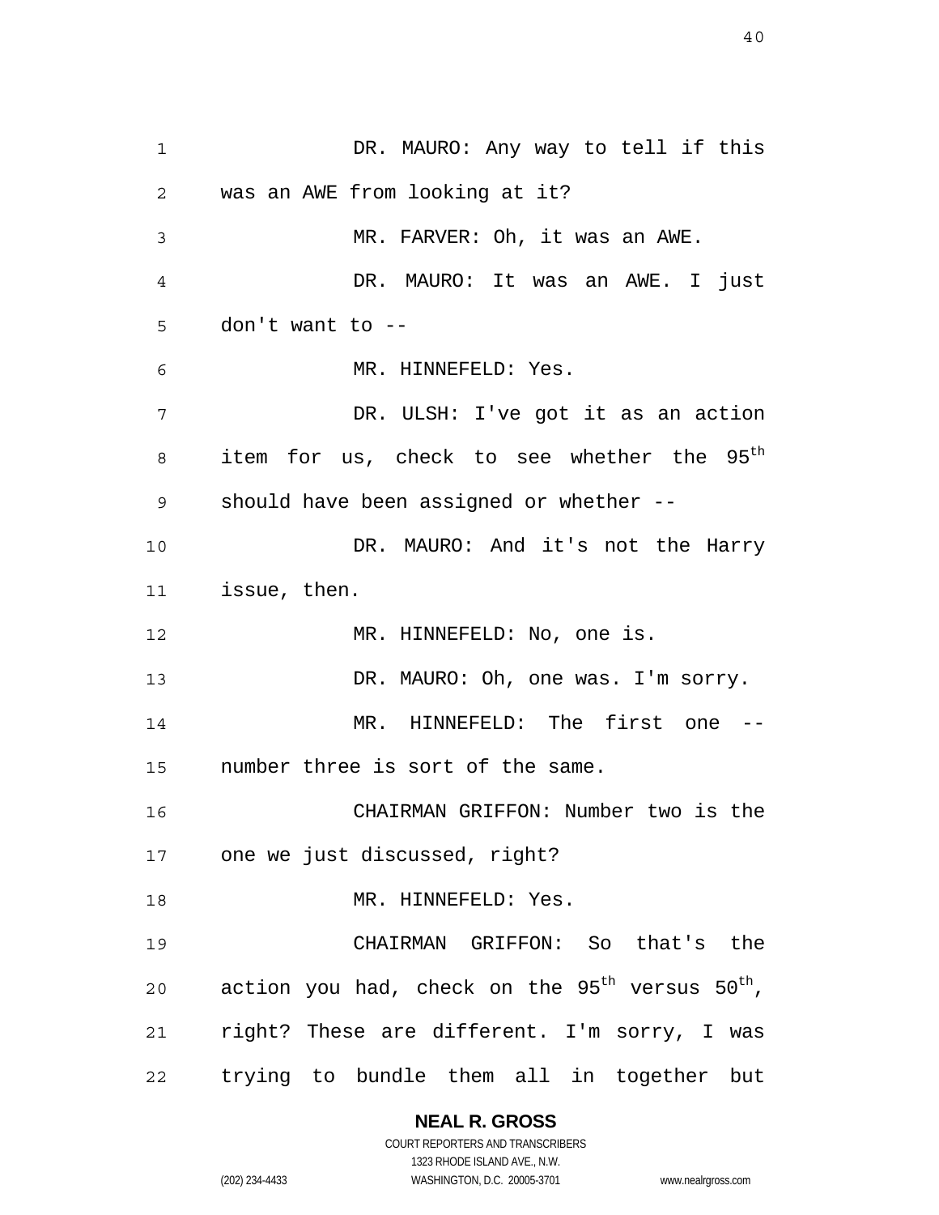DR. MAURO: Any way to tell if this was an AWE from looking at it?

MR. FARVER: Oh, it was an AWE.

DR. MAURO: It was an AWE. I just don't want to --

MR. HINNEFELD: Yes.

DR. ULSH: I've got it as an action item for us, check to see whether the $95^{th}$ should have been assigned or whether --

DR. MAURO: And it's not the Harry issue, then.

MR. HINNEFELD: No, one is.

DR. MAURO: Oh, one was. I'm sorry.

MR. HINNEFELD: The first one -- number three is sort of the same.

CHAIRMAN GRIFFON: Number two is the one we just discussed, right?

MR. HINNEFELD: Yes.

CHAIRMAN GRIFFON: So that's the action you had, check on the $95^{th}$ versus $50^{th}$, right? These are different. I'm sorry, I was trying to bundle them all in together but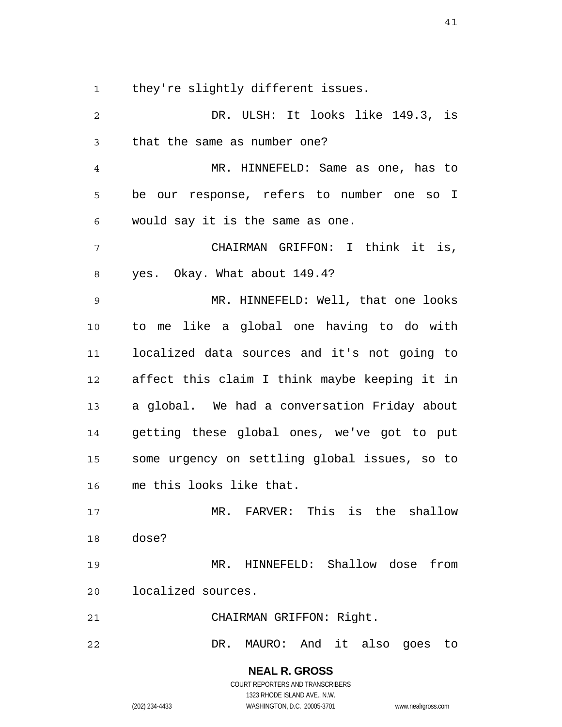they're slightly different issues.

DR. ULSH: It looks like 149.3, is that the same as number one?

MR. HINNEFELD: Same as one, has to be our response, refers to number one so I would say it is the same as one.

CHAIRMAN GRIFFON: I think it is, yes. Okay. What about 149.4?

MR. HINNEFELD: Well, that one looks to me like a global one having to do with localized data sources and it's not going to affect this claim I think maybe keeping it in a global. We had a conversation Friday about getting these global ones, we've got to put some urgency on settling global issues, so to me this looks like that.

MR. FARVER: This is the shallow dose?

MR. HINNEFELD: Shallow dose from localized sources.

CHAIRMAN GRIFFON: Right.

DR. MAURO: And it also goes to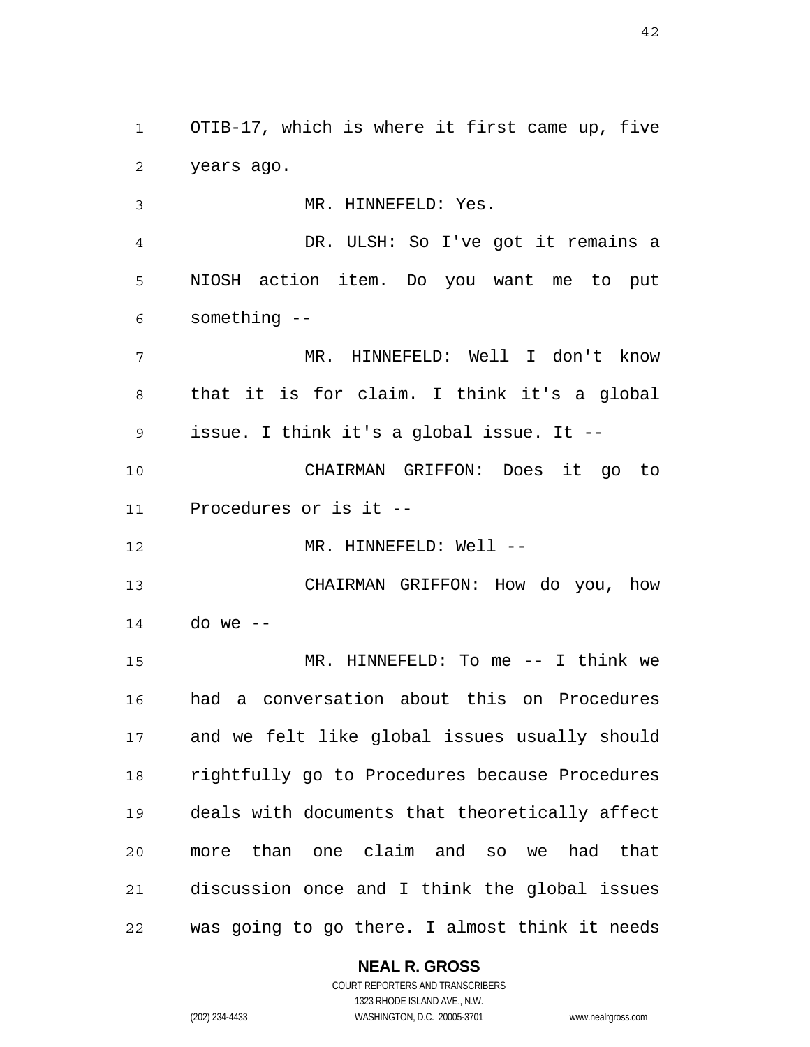OTIB-17, which is where it first came up, five years ago.

MR. HINNEFELD: Yes.

DR. ULSH: So I've got it remains a NIOSH action item. Do you want me to put something --

MR. HINNEFELD: Well I don't know that it is for claim. I think it's a global issue. I think it's a global issue. It --

CHAIRMAN GRIFFON: Does it go to Procedures or is it --

MR. HINNEFELD: Well --

CHAIRMAN GRIFFON: How do you, how do we --

MR. HINNEFELD: To me -- I think we had a conversation about this on Procedures and we felt like global issues usually should rightfully go to Procedures because Procedures deals with documents that theoretically affect more than one claim and so we had that discussion once and I think the global issues was going to go there. I almost think it needs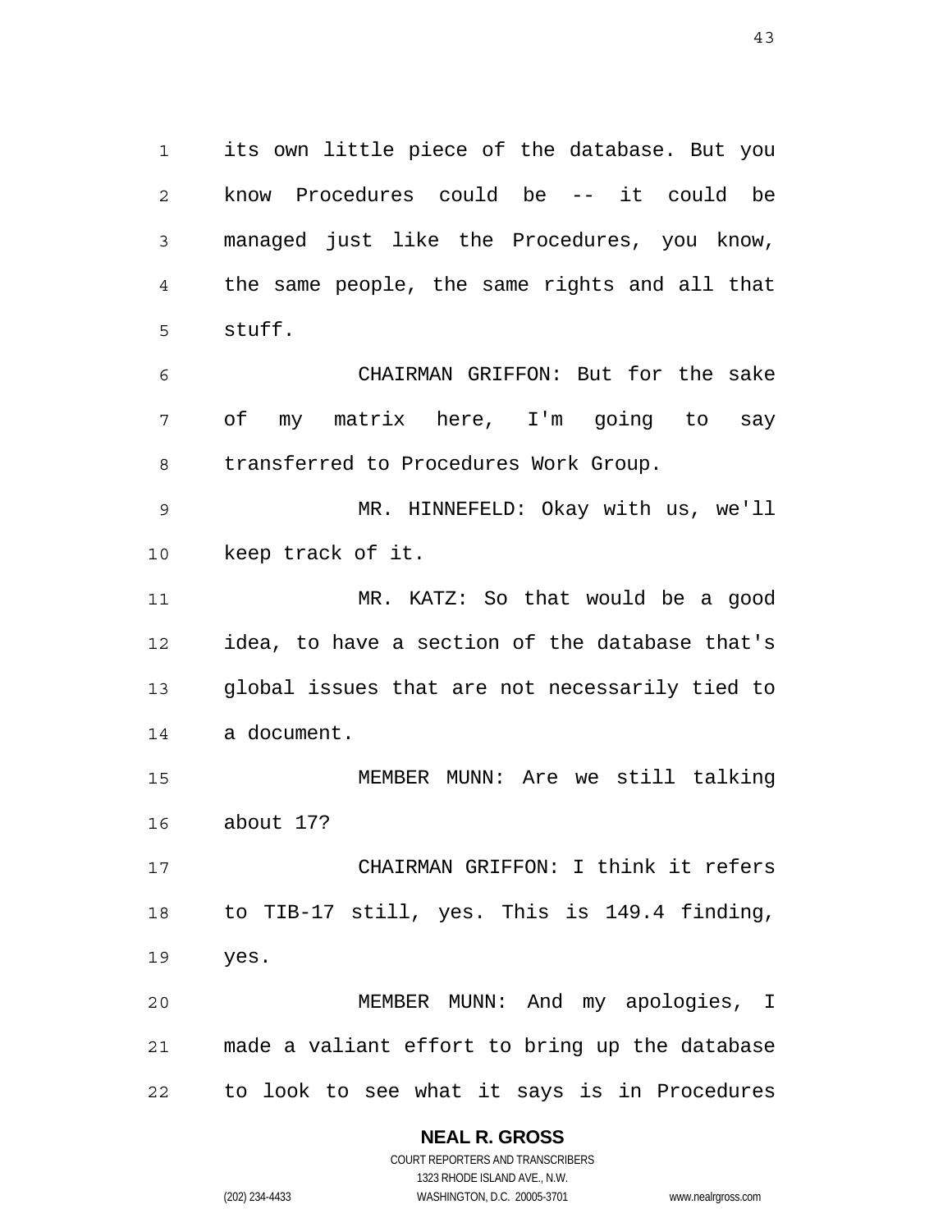its own little piece of the database. But you know Procedures could be -- it could be managed just like the Procedures, you know, the same people, the same rights and all that stuff.

CHAIRMAN GRIFFON: But for the sake of my matrix here, I'm going to say transferred to Procedures Work Group.

MR. HINNEFELD: Okay with us, we'll keep track of it.

MR. KATZ: So that would be a good idea, to have a section of the database that's global issues that are not necessarily tied to a document.

MEMBER MUNN: Are we still talking about 17?

CHAIRMAN GRIFFON: I think it refers to TIB-17 still, yes. This is 149.4 finding, yes.

MEMBER MUNN: And my apologies, I made a valiant effort to bring up the database to look to see what it says is in Procedures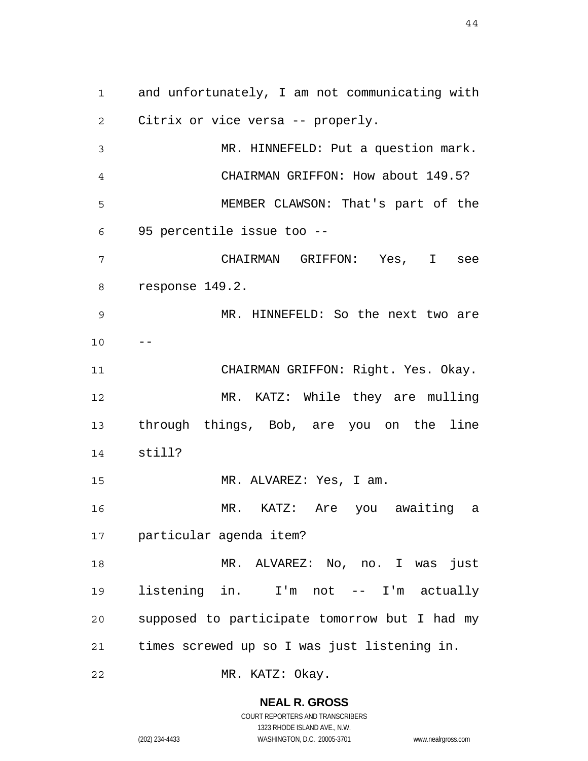and unfortunately, I am not communicating with Citrix or vice versa -- properly.

MR. HINNEFELD: Put a question mark.

CHAIRMAN GRIFFON: How about 149.5?

MEMBER CLAWSON: That's part of the 95 percentile issue too --

CHAIRMAN GRIFFON: Yes, I see response 149.2.

MR. HINNEFELD: So the next two are --

CHAIRMAN GRIFFON: Right. Yes. Okay.

MR. KATZ: While they are mulling through things, Bob, are you on the line still?

MR. ALVAREZ: Yes, I am.

MR. KATZ: Are you awaiting a particular agenda item?

MR. ALVAREZ: No, no. I was just listening in. I'm not -- I'm actually supposed to participate tomorrow but I had my times screwed up so I was just listening in.

MR. KATZ: Okay.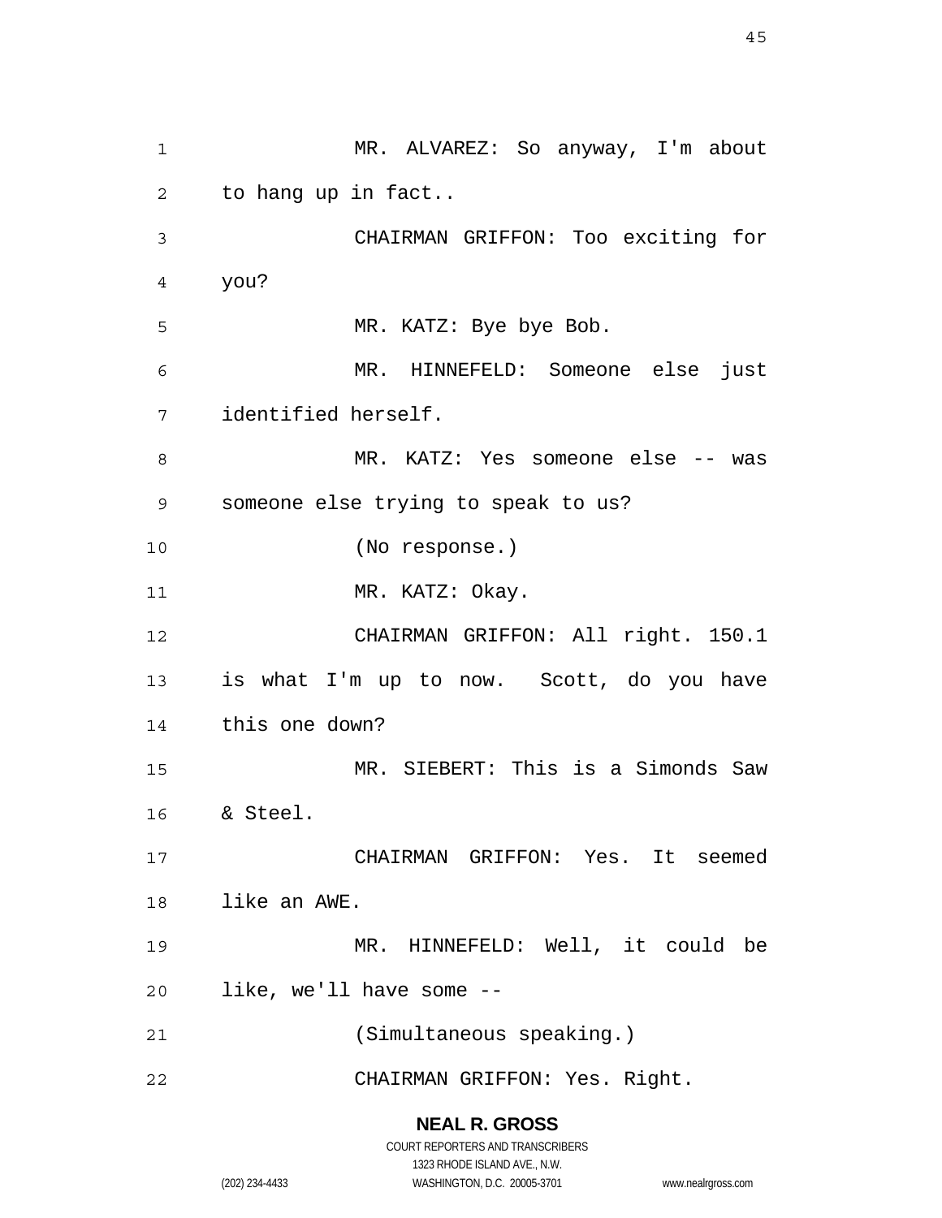MR. ALVAREZ: So anyway, I'm about to hang up in fact..

CHAIRMAN GRIFFON: Too exciting for you?

MR. KATZ: Bye bye Bob.

MR. HINNEFELD: Someone else just identified herself.

MR. KATZ: Yes someone else -- was someone else trying to speak to us?

(No response.)

MR. KATZ: Okay.

CHAIRMAN GRIFFON: All right. 150.1 is what I'm up to now. Scott, do you have this one down?

MR. SIEBERT: This is a Simonds Saw & Steel.

CHAIRMAN GRIFFON: Yes. It seemed like an AWE.

MR. HINNEFELD: Well, it could be like, we'll have some --

(Simultaneous speaking.)

CHAIRMAN GRIFFON: Yes. Right.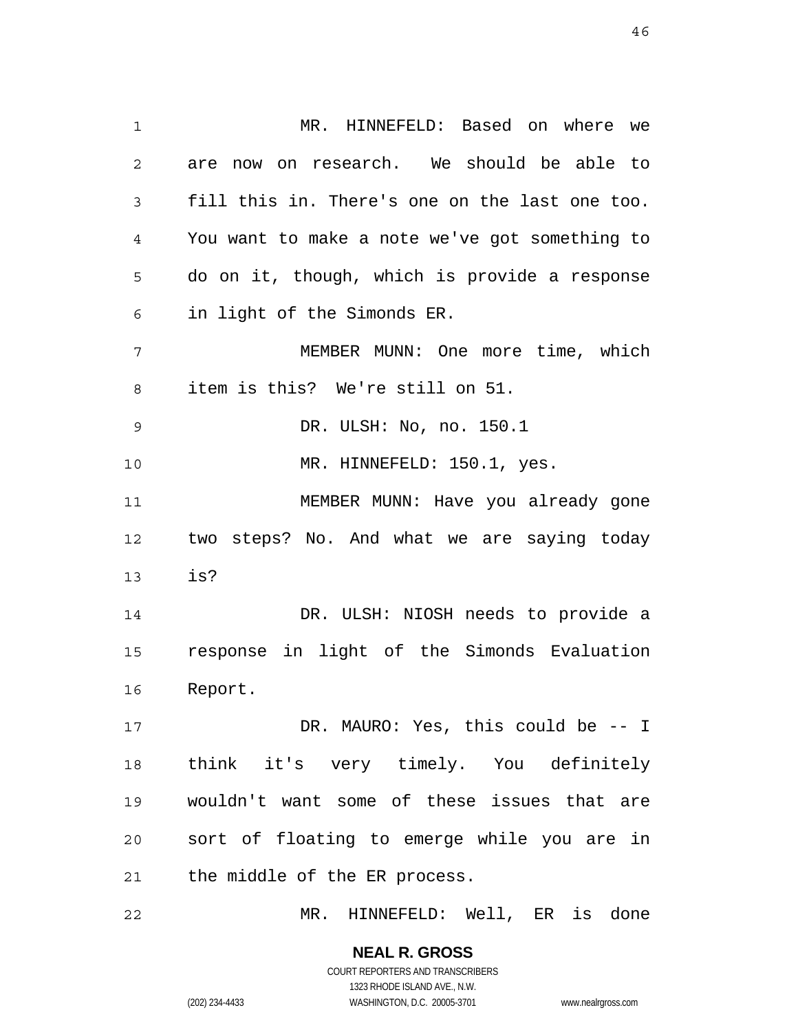MR. HINNEFELD: Based on where we are now on research. We should be able to fill this in. There's one on the last one too. You want to make a note we've got something to do on it, though, which is provide a response in light of the Simonds ER.

MEMBER MUNN: One more time, which item is this? We're still on 51.

DR. ULSH: No, no. 150.1

MR. HINNEFELD: 150.1, yes.

MEMBER MUNN: Have you already gone two steps? No. And what we are saying today is?

DR. ULSH: NIOSH needs to provide a response in light of the Simonds Evaluation Report.

DR. MAURO: Yes, this could be -- I think it's very timely. You definitely wouldn't want some of these issues that are sort of floating to emerge while you are in the middle of the ER process.

MR. HINNEFELD: Well, ER is done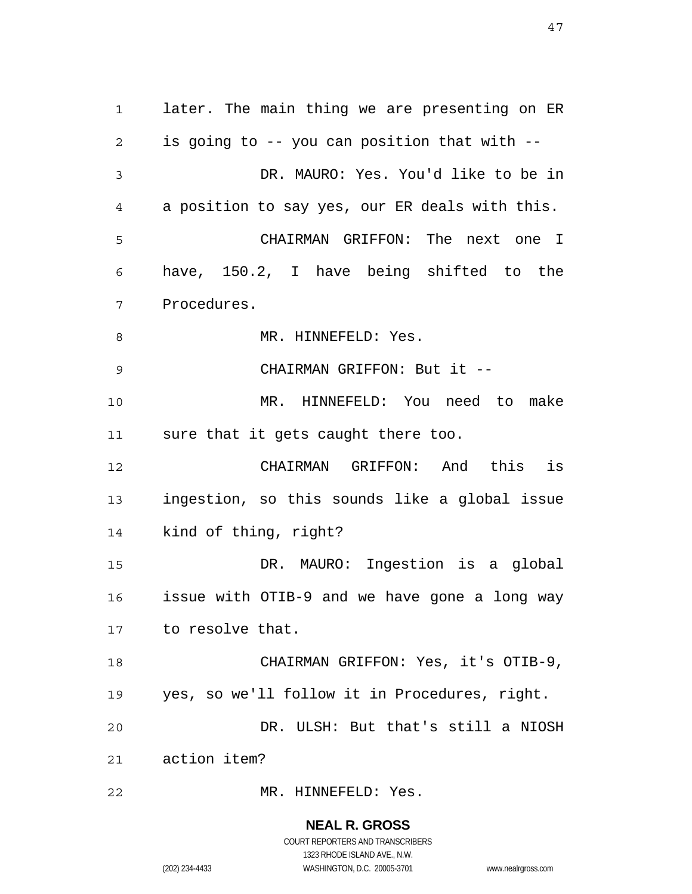later. The main thing we are presenting on ER is going to -- you can position that with --

DR. MAURO: Yes. You'd like to be in a position to say yes, our ER deals with this.

CHAIRMAN GRIFFON: The next one I have, 150.2, I have being shifted to the Procedures.

MR. HINNEFELD: Yes.

CHAIRMAN GRIFFON: But it --

MR. HINNEFELD: You need to make sure that it gets caught there too.

CHAIRMAN GRIFFON: And this is ingestion, so this sounds like a global issue kind of thing, right?

DR. MAURO: Ingestion is a global issue with OTIB-9 and we have gone a long way to resolve that.

CHAIRMAN GRIFFON: Yes, it's OTIB-9, yes, so we'll follow it in Procedures, right.

DR. ULSH: But that's still a NIOSH action item?

MR. HINNEFELD: Yes.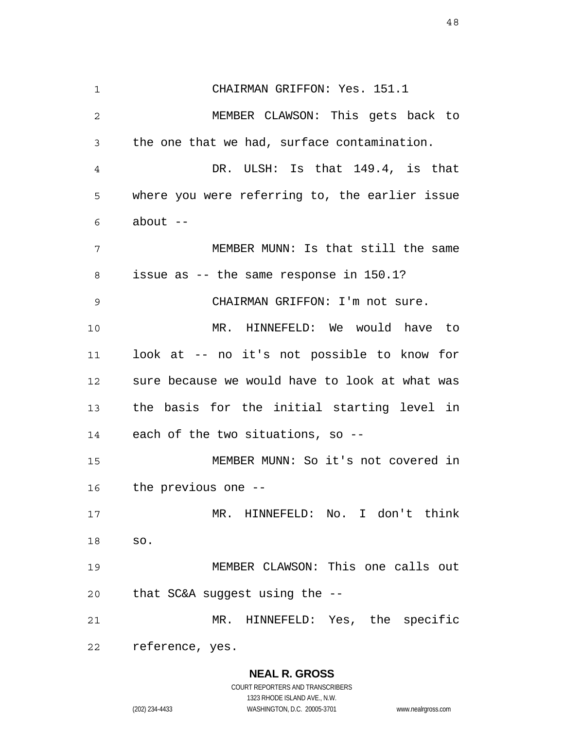CHAIRMAN GRIFFON: Yes. 151.1

MEMBER CLAWSON: This gets back to the one that we had, surface contamination.

DR. ULSH: Is that 149.4, is that where you were referring to, the earlier issue about --

MEMBER MUNN: Is that still the same issue as -- the same response in 150.1?

CHAIRMAN GRIFFON: I'm not sure.

MR. HINNEFELD: We would have to look at -- no it's not possible to know for sure because we would have to look at what was the basis for the initial starting level in each of the two situations, so --

MEMBER MUNN: So it's not covered in the previous one --

MR. HINNEFELD: No. I don't think so.

MEMBER CLAWSON: This one calls out that SC&A suggest using the --

MR. HINNEFELD: Yes, the specific reference, yes.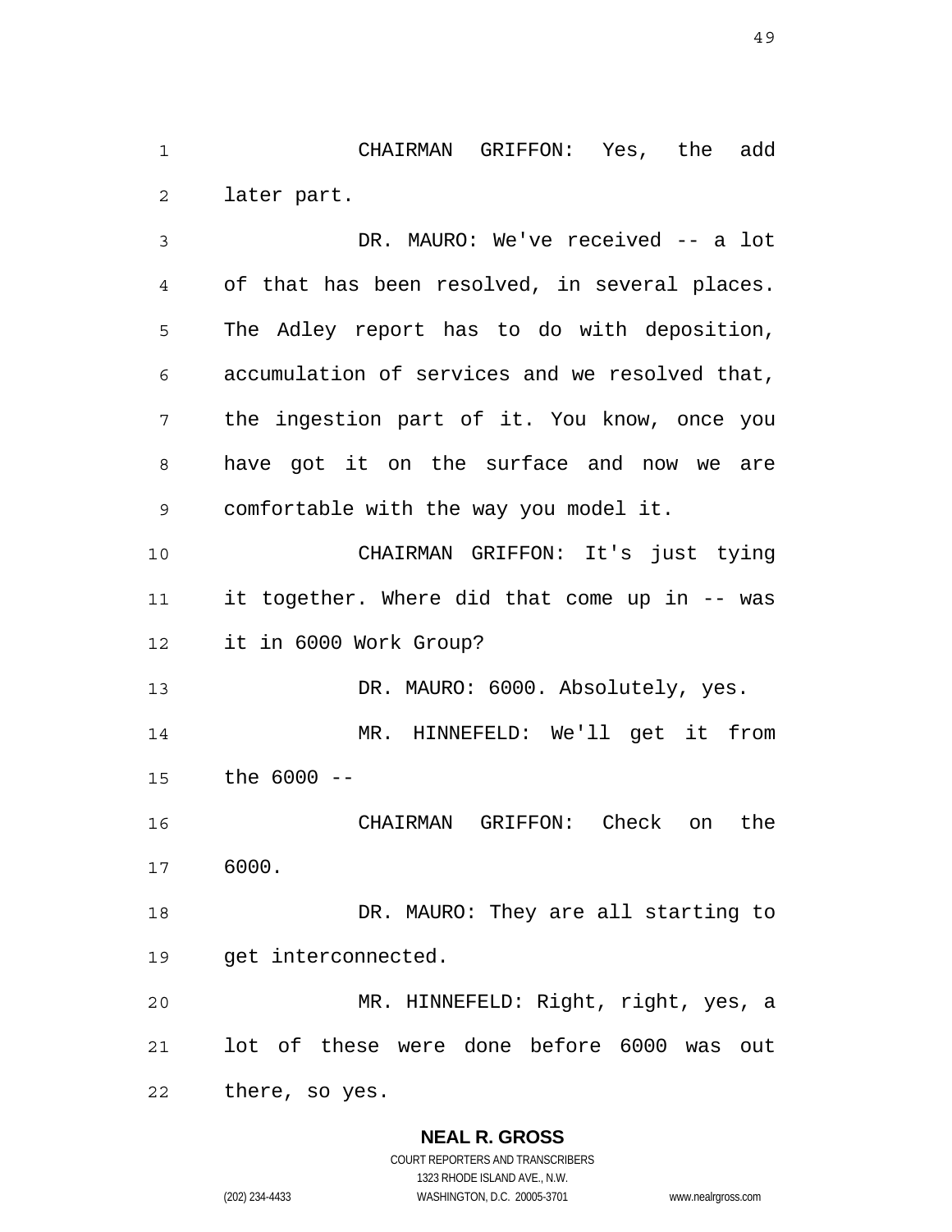CHAIRMAN GRIFFON: Yes, the add later part.

DR. MAURO: We've received -- a lot of that has been resolved, in several places. The Adley report has to do with deposition, accumulation of services and we resolved that, the ingestion part of it. You know, once you have got it on the surface and now we are comfortable with the way you model it.

CHAIRMAN GRIFFON: It's just tying it together. Where did that come up in -- was it in 6000 Work Group?

DR. MAURO: 6000. Absolutely, yes.

MR. HINNEFELD: We'll get it from the 6000 --

CHAIRMAN GRIFFON: Check on the 6000.

DR. MAURO: They are all starting to get interconnected.

MR. HINNEFELD: Right, right, yes, a lot of these were done before 6000 was out there, so yes.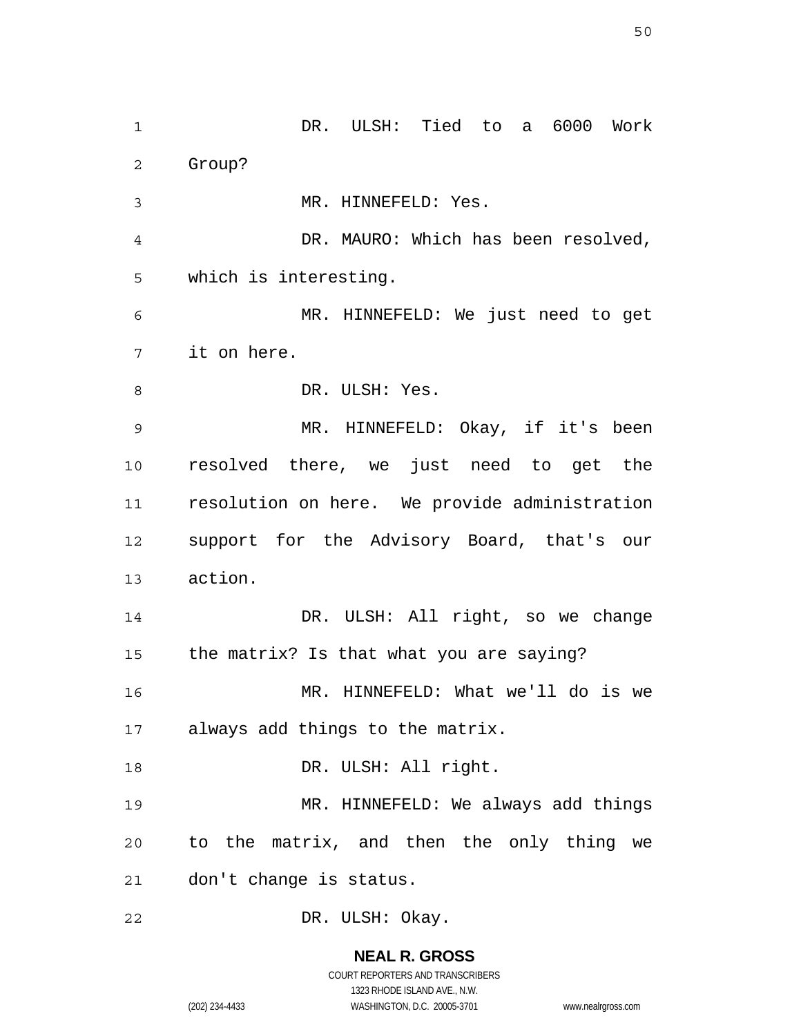DR. ULSH: Tied to a 6000 Work Group?

MR. HINNEFELD: Yes.

DR. MAURO: Which has been resolved, which is interesting.

MR. HINNEFELD: We just need to get it on here.

DR. ULSH: Yes.

MR. HINNEFELD: Okay, if it's been resolved there, we just need to get the resolution on here. We provide administration support for the Advisory Board, that's our action.

DR. ULSH: All right, so we change the matrix? Is that what you are saying?

MR. HINNEFELD: What we'll do is we always add things to the matrix.

DR. ULSH: All right.

MR. HINNEFELD: We always add things to the matrix, and then the only thing we don't change is status.

DR. ULSH: Okay.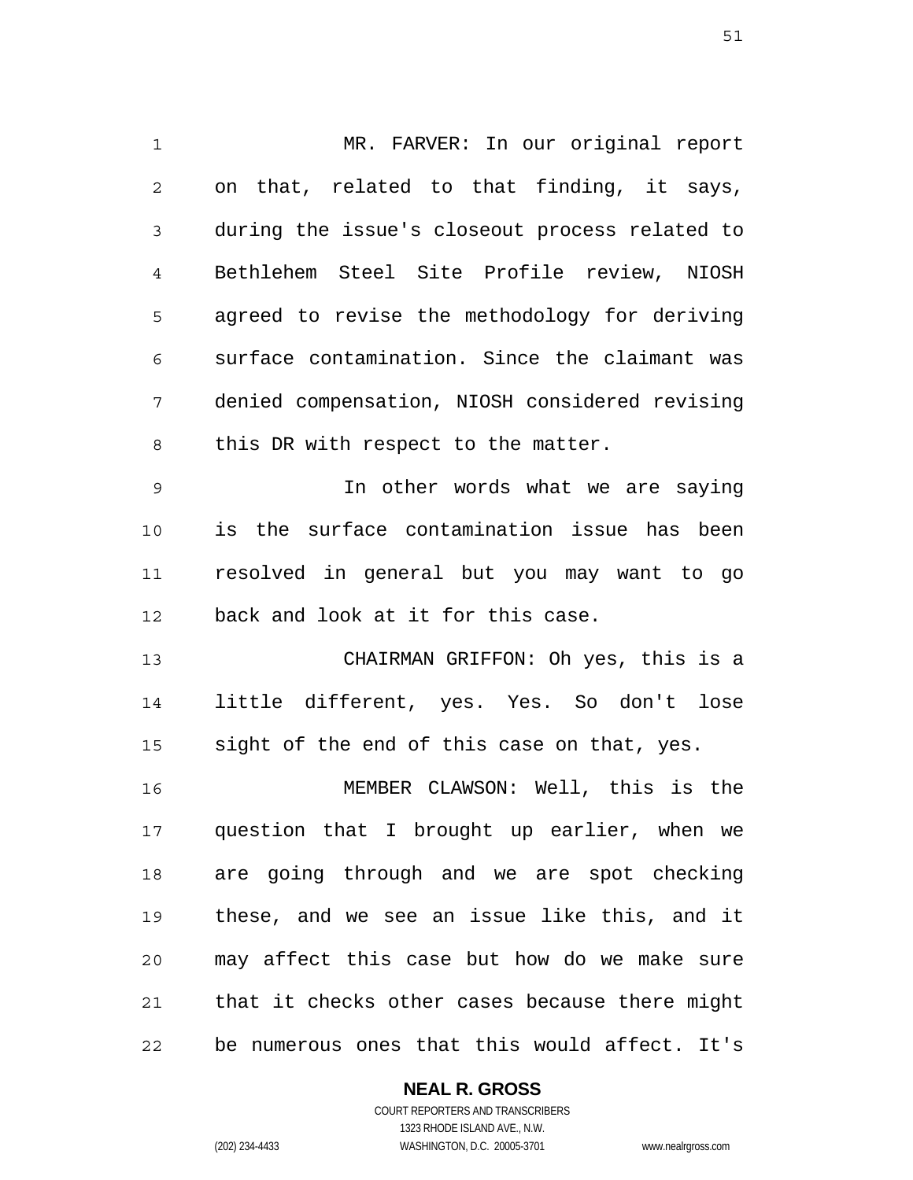MR. FARVER: In our original report on that, related to that finding, it says, during the issue's closeout process related to Bethlehem Steel Site Profile review, NIOSH agreed to revise the methodology for deriving surface contamination. Since the claimant was denied compensation, NIOSH considered revising this DR with respect to the matter.

In other words what we are saying is the surface contamination issue has been resolved in general but you may want to go back and look at it for this case.

CHAIRMAN GRIFFON: Oh yes, this is a little different, yes. Yes. So don't lose sight of the end of this case on that, yes.

MEMBER CLAWSON: Well, this is the question that I brought up earlier, when we are going through and we are spot checking these, and we see an issue like this, and it may affect this case but how do we make sure that it checks other cases because there might be numerous ones that this would affect. It's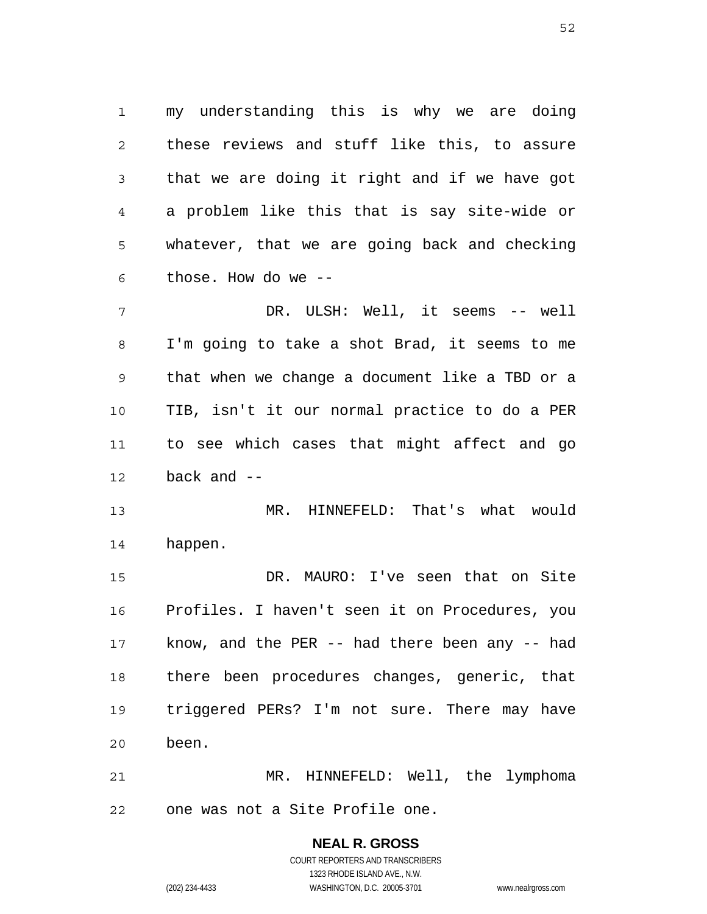my understanding this is why we are doing these reviews and stuff like this, to assure that we are doing it right and if we have got a problem like this that is say site-wide or whatever, that we are going back and checking those. How do we --

DR. ULSH: Well, it seems -- well I'm going to take a shot Brad, it seems to me that when we change a document like a TBD or a TIB, isn't it our normal practice to do a PER to see which cases that might affect and go back and --

MR. HINNEFELD: That's what would happen.

DR. MAURO: I've seen that on Site Profiles. I haven't seen it on Procedures, you know, and the PER -- had there been any -- had there been procedures changes, generic, that triggered PERs? I'm not sure. There may have been.

MR. HINNEFELD: Well, the lymphoma one was not a Site Profile one.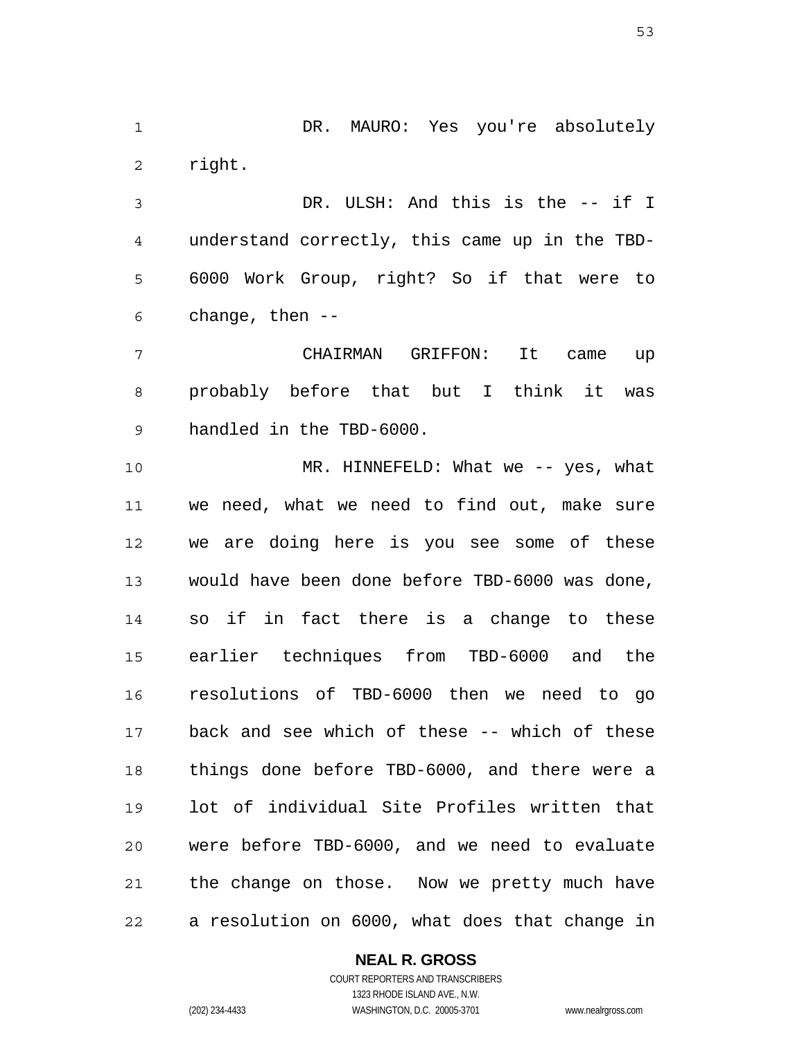DR. MAURO: Yes you're absolutely right.

DR. ULSH: And this is the -- if I understand correctly, this came up in the TBD-6000 Work Group, right? So if that were to change, then --

CHAIRMAN GRIFFON: It came up probably before that but I think it was handled in the TBD-6000.

MR. HINNEFELD: What we -- yes, what we need, what we need to find out, make sure we are doing here is you see some of these would have been done before TBD-6000 was done, so if in fact there is a change to these earlier techniques from TBD-6000 and the resolutions of TBD-6000 then we need to go back and see which of these -- which of these things done before TBD-6000, and there were a lot of individual Site Profiles written that were before TBD-6000, and we need to evaluate the change on those. Now we pretty much have a resolution on 6000, what does that change in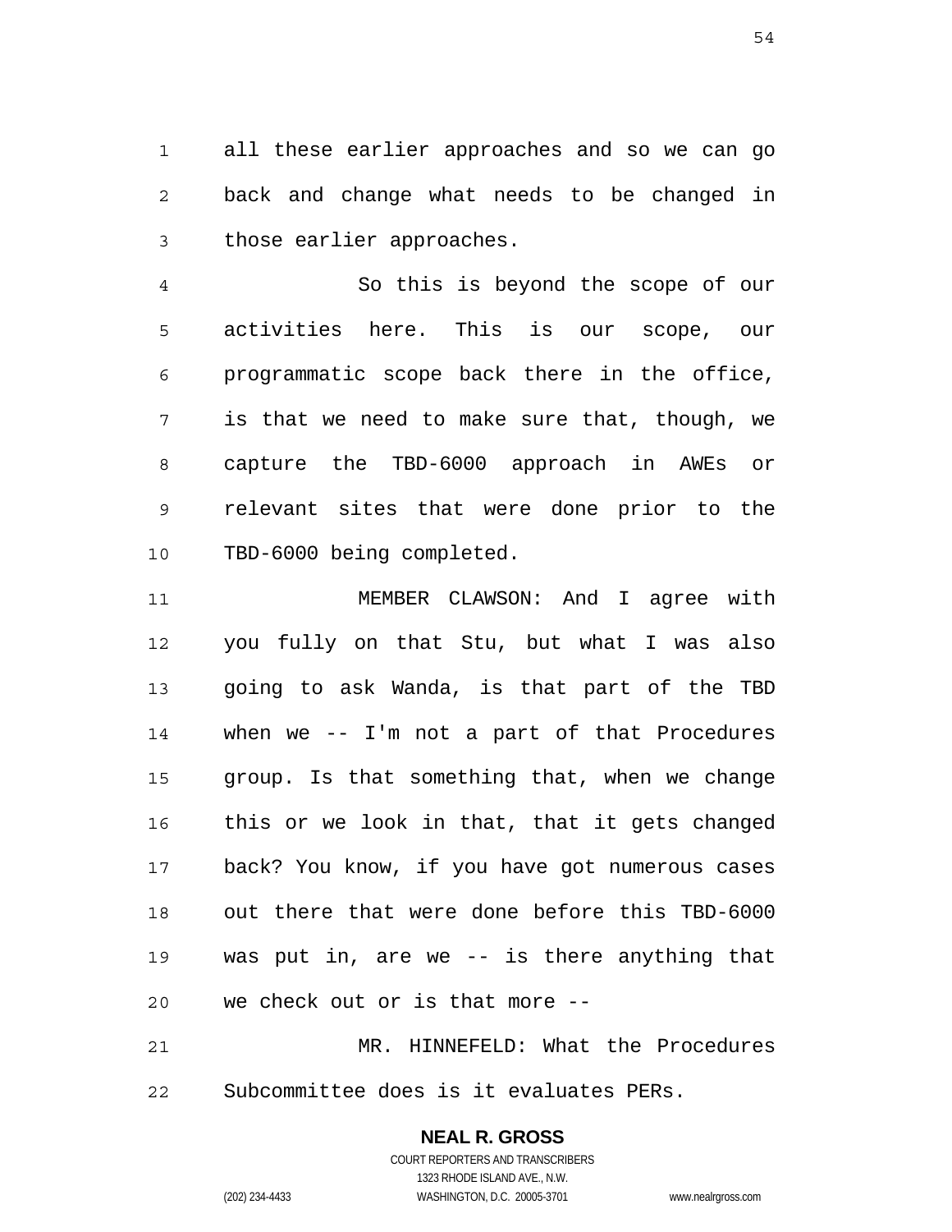all these earlier approaches and so we can go back and change what needs to be changed in those earlier approaches.

So this is beyond the scope of our activities here. This is our scope, our programmatic scope back there in the office, is that we need to make sure that, though, we capture the TBD-6000 approach in AWEs or relevant sites that were done prior to the TBD-6000 being completed.

MEMBER CLAWSON: And I agree with you fully on that Stu, but what I was also going to ask Wanda, is that part of the TBD when we -- I'm not a part of that Procedures group. Is that something that, when we change this or we look in that, that it gets changed back? You know, if you have got numerous cases out there that were done before this TBD-6000 was put in, are we -- is there anything that we check out or is that more --

MR. HINNEFELD: What the Procedures Subcommittee does is it evaluates PERs.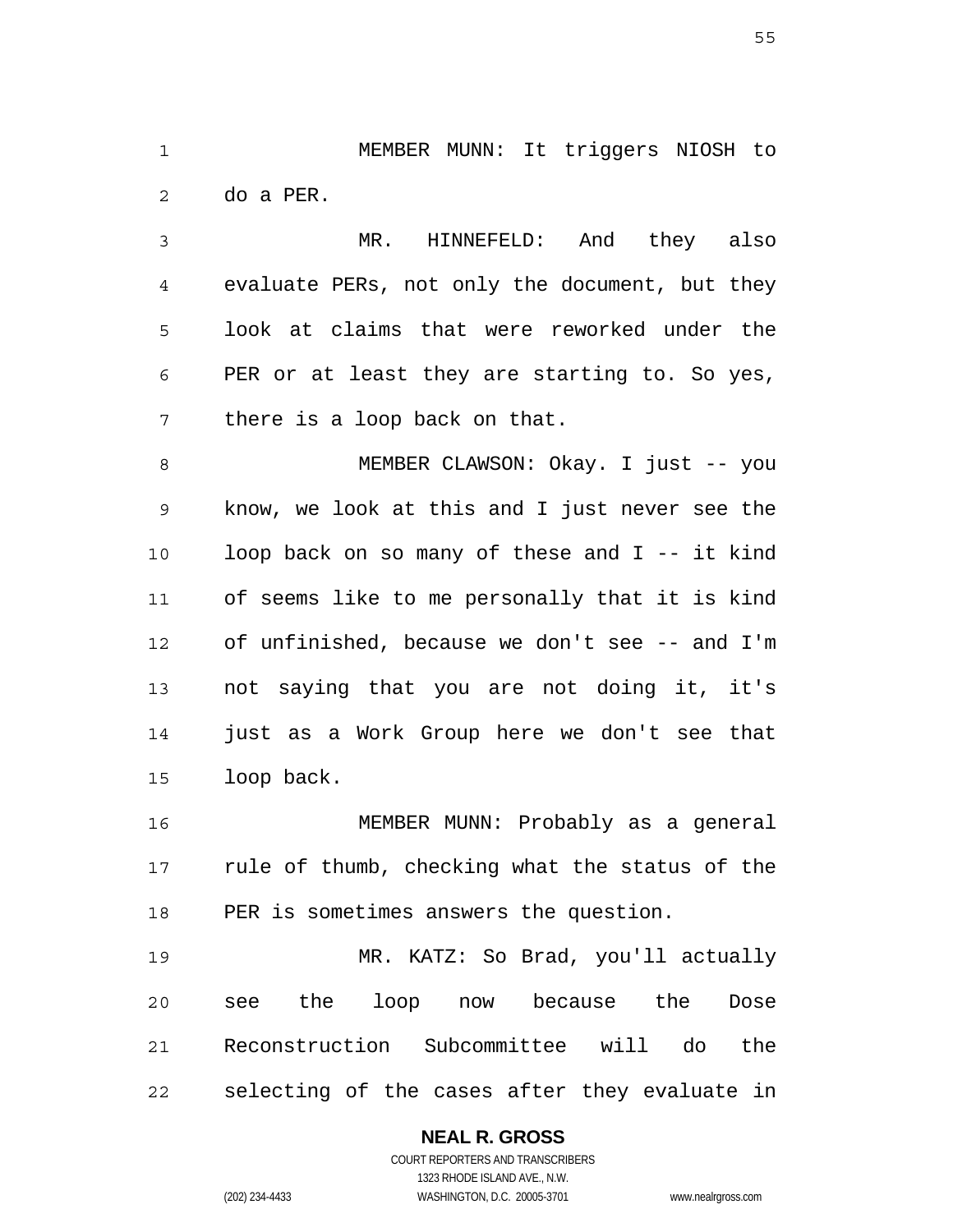MEMBER MUNN: It triggers NIOSH to do a PER.

MR. HINNEFELD: And they also evaluate PERs, not only the document, but they look at claims that were reworked under the PER or at least they are starting to. So yes, there is a loop back on that.

MEMBER CLAWSON: Okay. I just -- you know, we look at this and I just never see the loop back on so many of these and I -- it kind of seems like to me personally that it is kind of unfinished, because we don't see -- and I'm not saying that you are not doing it, it's just as a Work Group here we don't see that loop back.

MEMBER MUNN: Probably as a general rule of thumb, checking what the status of the PER is sometimes answers the question.

MR. KATZ: So Brad, you'll actually see the loop now because the Dose Reconstruction Subcommittee will do the selecting of the cases after they evaluate in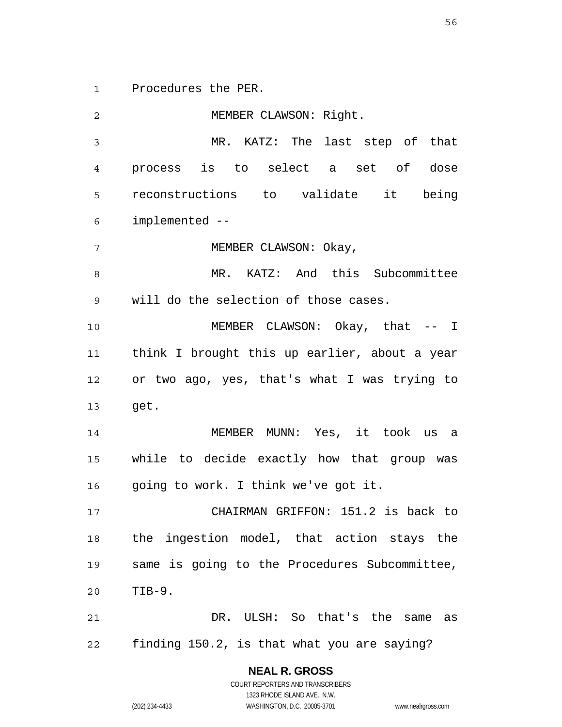Procedures the PER.

MEMBER CLAWSON: Right.

MR. KATZ: The last step of that process is to select a set of dose reconstructions to validate it being implemented --

MEMBER CLAWSON: Okay,

MR. KATZ: And this Subcommittee will do the selection of those cases.

MEMBER CLAWSON: Okay, that -- I think I brought this up earlier, about a year or two ago, yes, that's what I was trying to get.

MEMBER MUNN: Yes, it took us a while to decide exactly how that group was going to work. I think we've got it.

CHAIRMAN GRIFFON: 151.2 is back to the ingestion model, that action stays the same is going to the Procedures Subcommittee, TIB-9.

DR. ULSH: So that's the same as finding 150.2, is that what you are saying?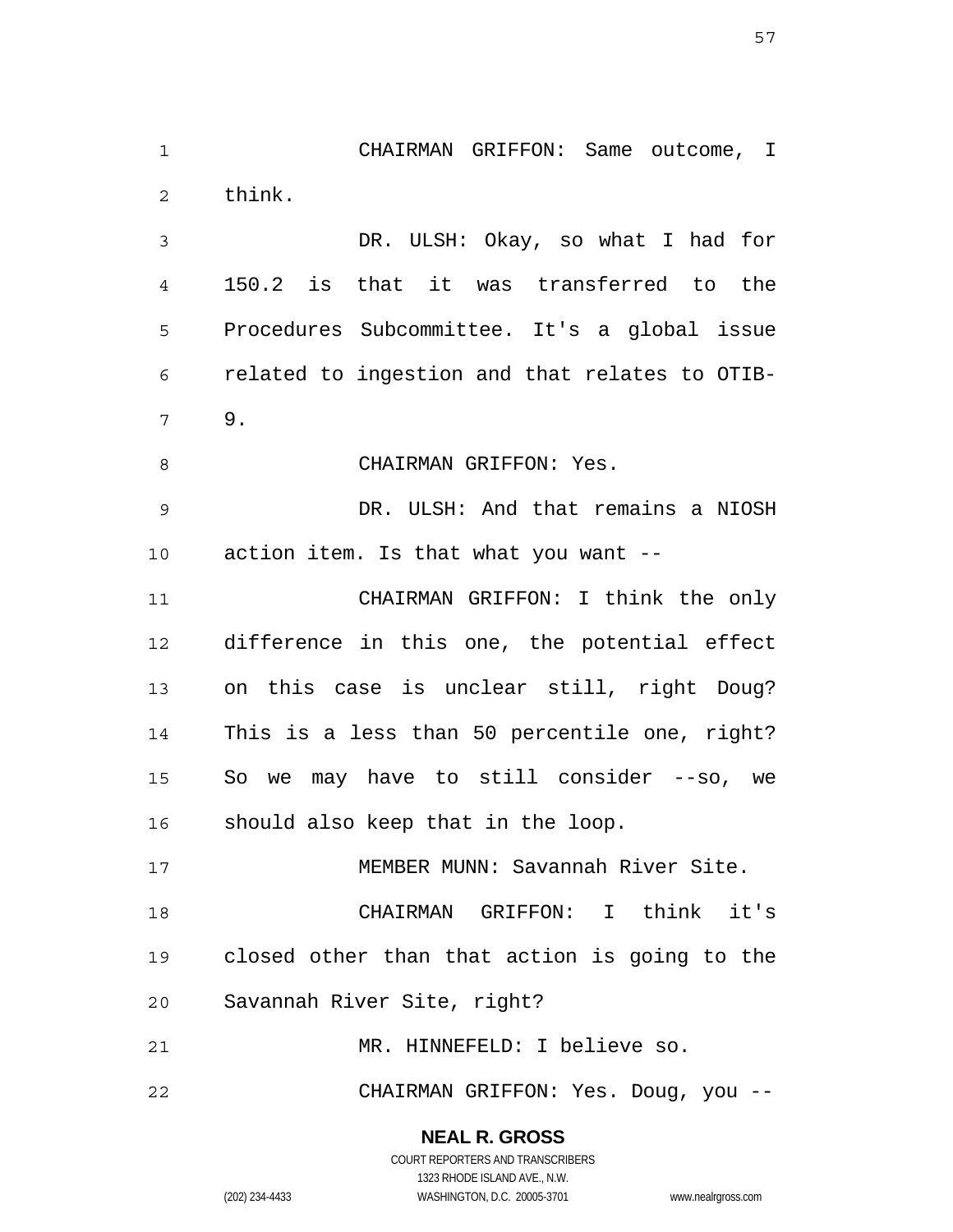CHAIRMAN GRIFFON: Same outcome, I think.

DR. ULSH: Okay, so what I had for 150.2 is that it was transferred to the Procedures Subcommittee. It's a global issue related to ingestion and that relates to OTIB-9.

CHAIRMAN GRIFFON: Yes.

DR. ULSH: And that remains a NIOSH action item. Is that what you want --

CHAIRMAN GRIFFON: I think the only difference in this one, the potential effect on this case is unclear still, right Doug? This is a less than 50 percentile one, right? So we may have to still consider --so, we should also keep that in the loop.

MEMBER MUNN: Savannah River Site.

CHAIRMAN GRIFFON: I think it's closed other than that action is going to the Savannah River Site, right?

MR. HINNEFELD: I believe so.

CHAIRMAN GRIFFON: Yes. Doug, you --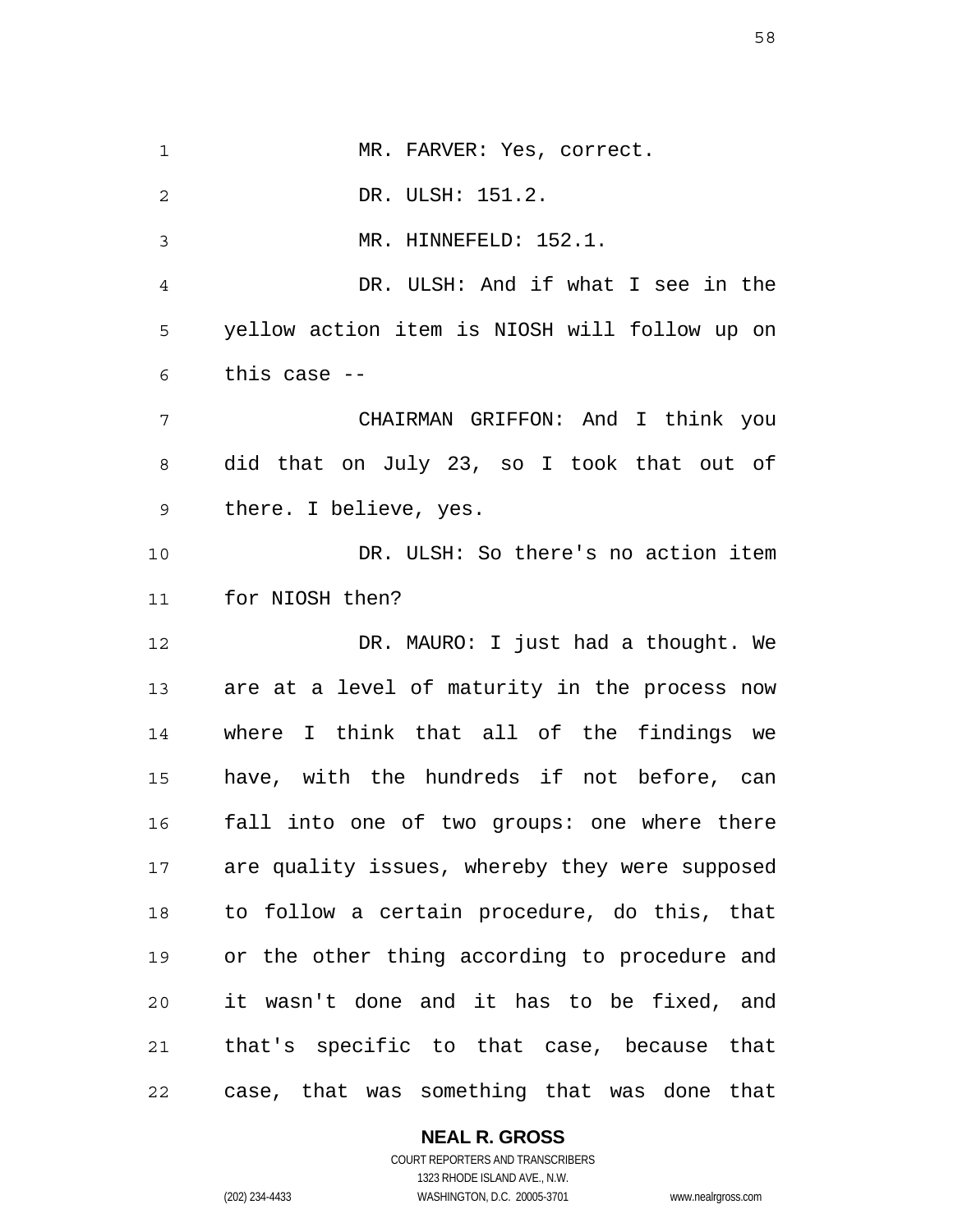MR. FARVER: Yes, correct.

DR. ULSH: 151.2.

MR. HINNEFELD: 152.1.

DR. ULSH: And if what I see in the yellow action item is NIOSH will follow up on this case --

CHAIRMAN GRIFFON: And I think you did that on July 23, so I took that out of there. I believe, yes.

DR. ULSH: So there's no action item for NIOSH then?

DR. MAURO: I just had a thought. We are at a level of maturity in the process now where I think that all of the findings we have, with the hundreds if not before, can fall into one of two groups: one where there are quality issues, whereby they were supposed to follow a certain procedure, do this, that or the other thing according to procedure and it wasn't done and it has to be fixed, and that's specific to that case, because that case, that was something that was done that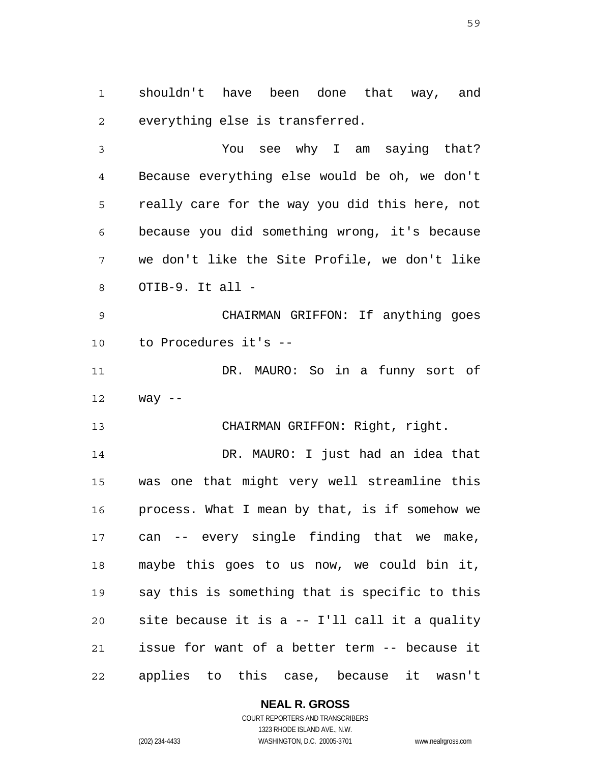shouldn't have been done that way, and everything else is transferred.

You see why I am saying that? Because everything else would be oh, we don't really care for the way you did this here, not because you did something wrong, it's because we don't like the Site Profile, we don't like OTIB-9. It all -

CHAIRMAN GRIFFON: If anything goes to Procedures it's --

DR. MAURO: So in a funny sort of way --

CHAIRMAN GRIFFON: Right, right.

DR. MAURO: I just had an idea that was one that might very well streamline this process. What I mean by that, is if somehow we can -- every single finding that we make, maybe this goes to us now, we could bin it, say this is something that is specific to this site because it is a -- I'll call it a quality issue for want of a better term -- because it applies to this case, because it wasn't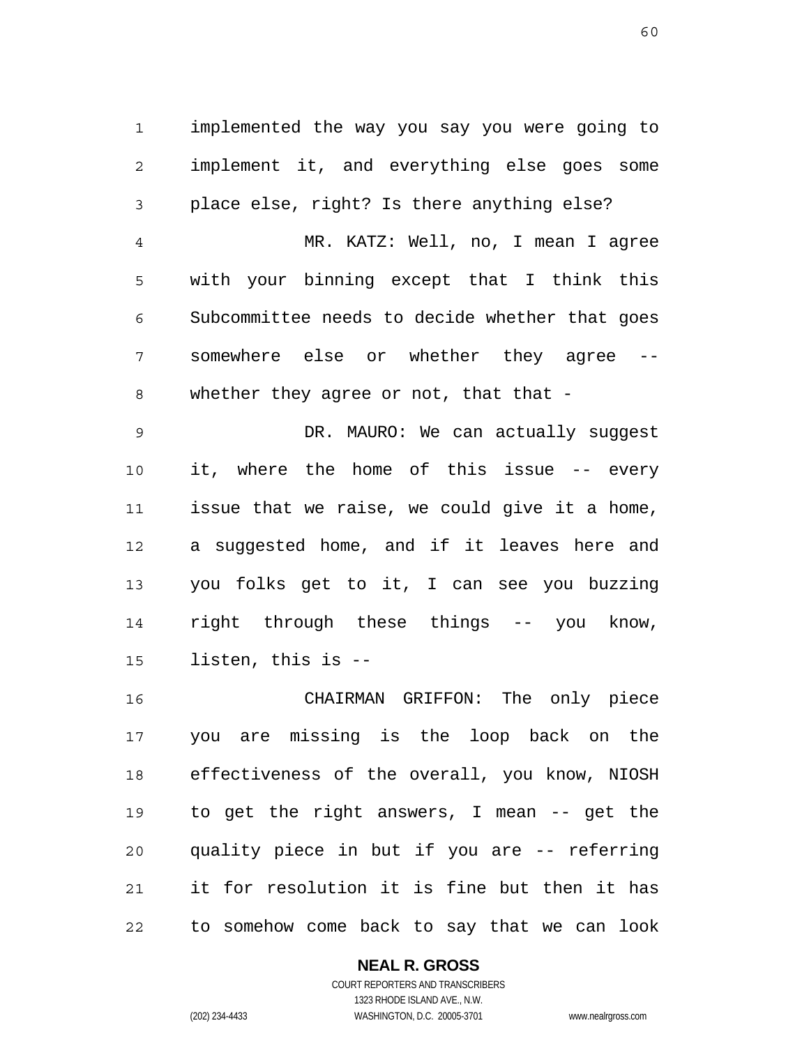implemented the way you say you were going to implement it, and everything else goes some place else, right? Is there anything else?

MR. KATZ: Well, no, I mean I agree with your binning except that I think this Subcommittee needs to decide whether that goes somewhere else or whether they agree -- whether they agree or not, that that -

DR. MAURO: We can actually suggest it, where the home of this issue -- every issue that we raise, we could give it a home, a suggested home, and if it leaves here and you folks get to it, I can see you buzzing right through these things -- you know, listen, this is --

CHAIRMAN GRIFFON: The only piece you are missing is the loop back on the effectiveness of the overall, you know, NIOSH to get the right answers, I mean -- get the quality piece in but if you are -- referring it for resolution it is fine but then it has to somehow come back to say that we can look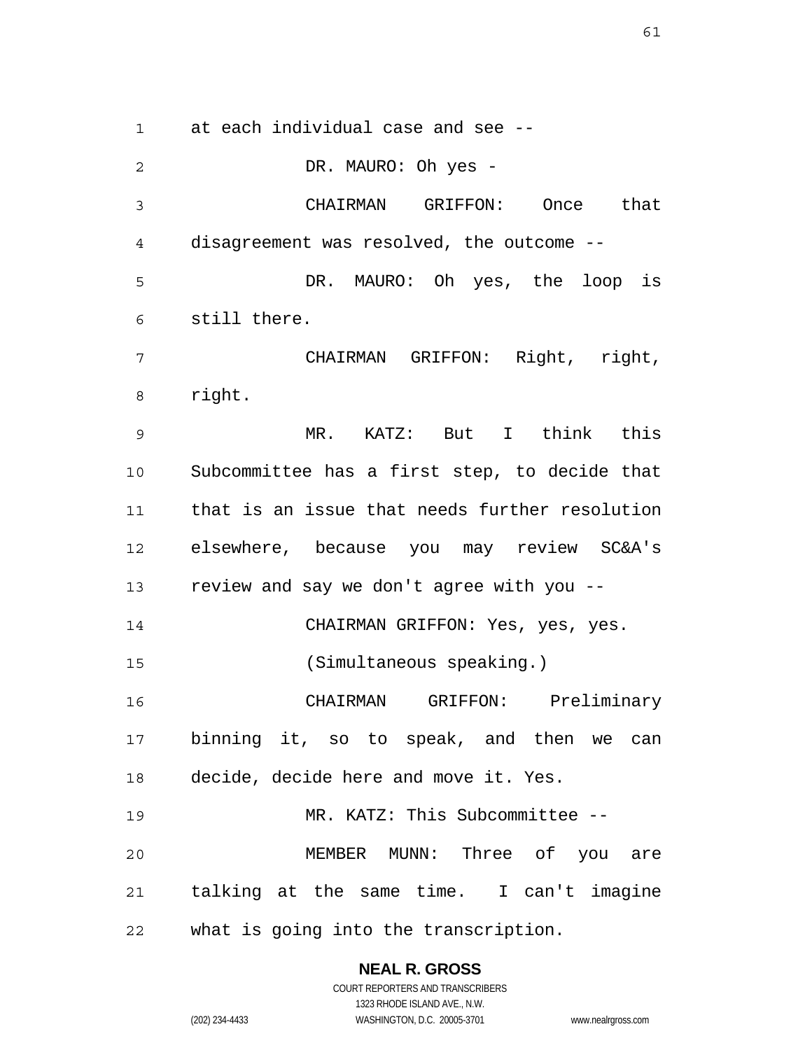at each individual case and see --

DR. MAURO: Oh yes -

CHAIRMAN GRIFFON: Once that disagreement was resolved, the outcome --

DR. MAURO: Oh yes, the loop is still there.

CHAIRMAN GRIFFON: Right, right, right.

MR. KATZ: But I think this Subcommittee has a first step, to decide that that is an issue that needs further resolution elsewhere, because you may review SC&A's review and say we don't agree with you --

CHAIRMAN GRIFFON: Yes, yes, yes.

(Simultaneous speaking.)

CHAIRMAN GRIFFON: Preliminary binning it, so to speak, and then we can decide, decide here and move it. Yes.

MR. KATZ: This Subcommittee --

MEMBER MUNN: Three of you are talking at the same time. I can't imagine what is going into the transcription.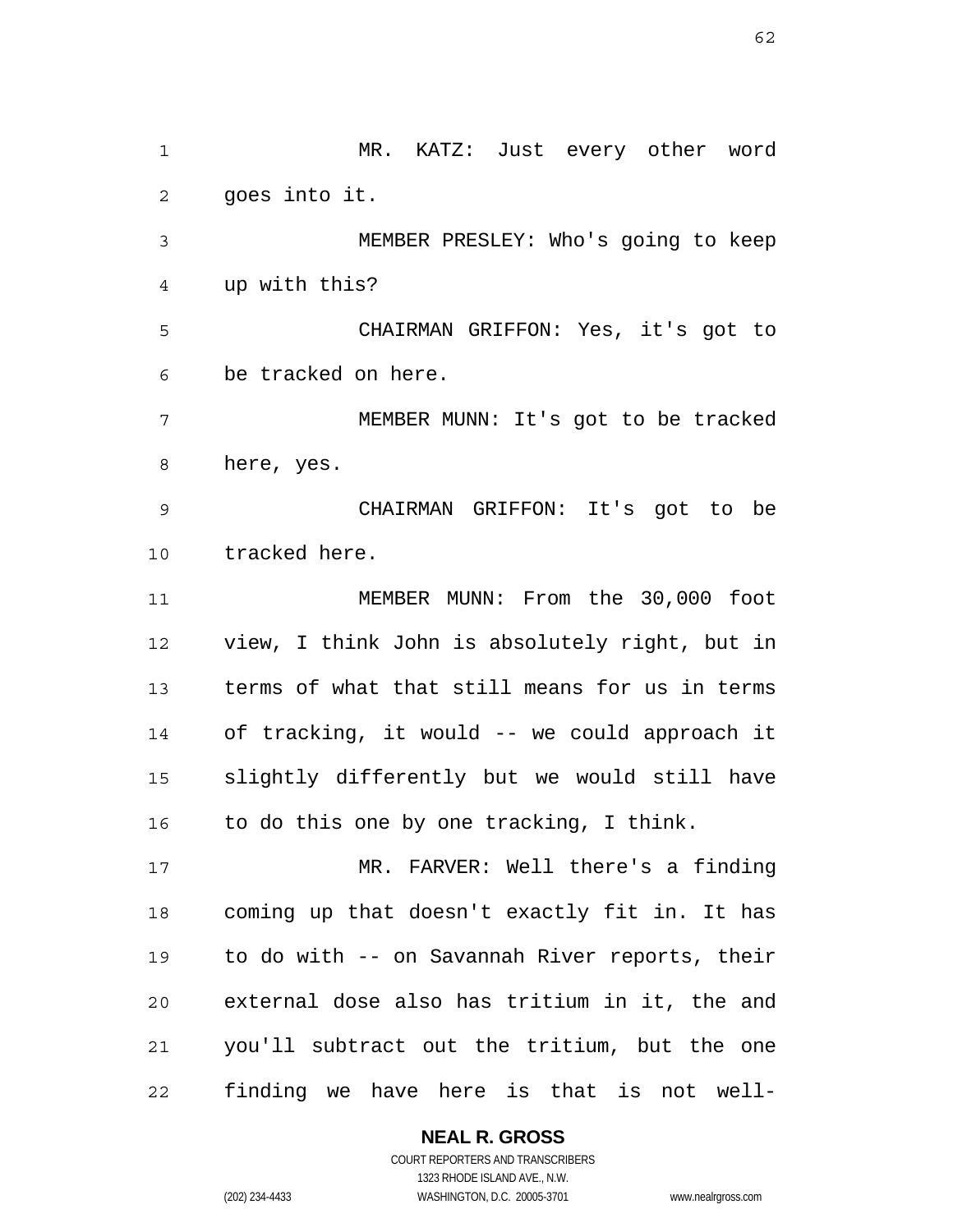MR. KATZ: Just every other word goes into it.

MEMBER PRESLEY: Who's going to keep up with this?

CHAIRMAN GRIFFON: Yes, it's got to be tracked on here.

MEMBER MUNN: It's got to be tracked here, yes.

CHAIRMAN GRIFFON: It's got to be tracked here.

MEMBER MUNN: From the 30,000 foot view, I think John is absolutely right, but in terms of what that still means for us in terms of tracking, it would -- we could approach it slightly differently but we would still have to do this one by one tracking, I think.

MR. FARVER: Well there's a finding coming up that doesn't exactly fit in. It has to do with -- on Savannah River reports, their external dose also has tritium in it, the and you'll subtract out the tritium, but the one finding we have here is that is not well-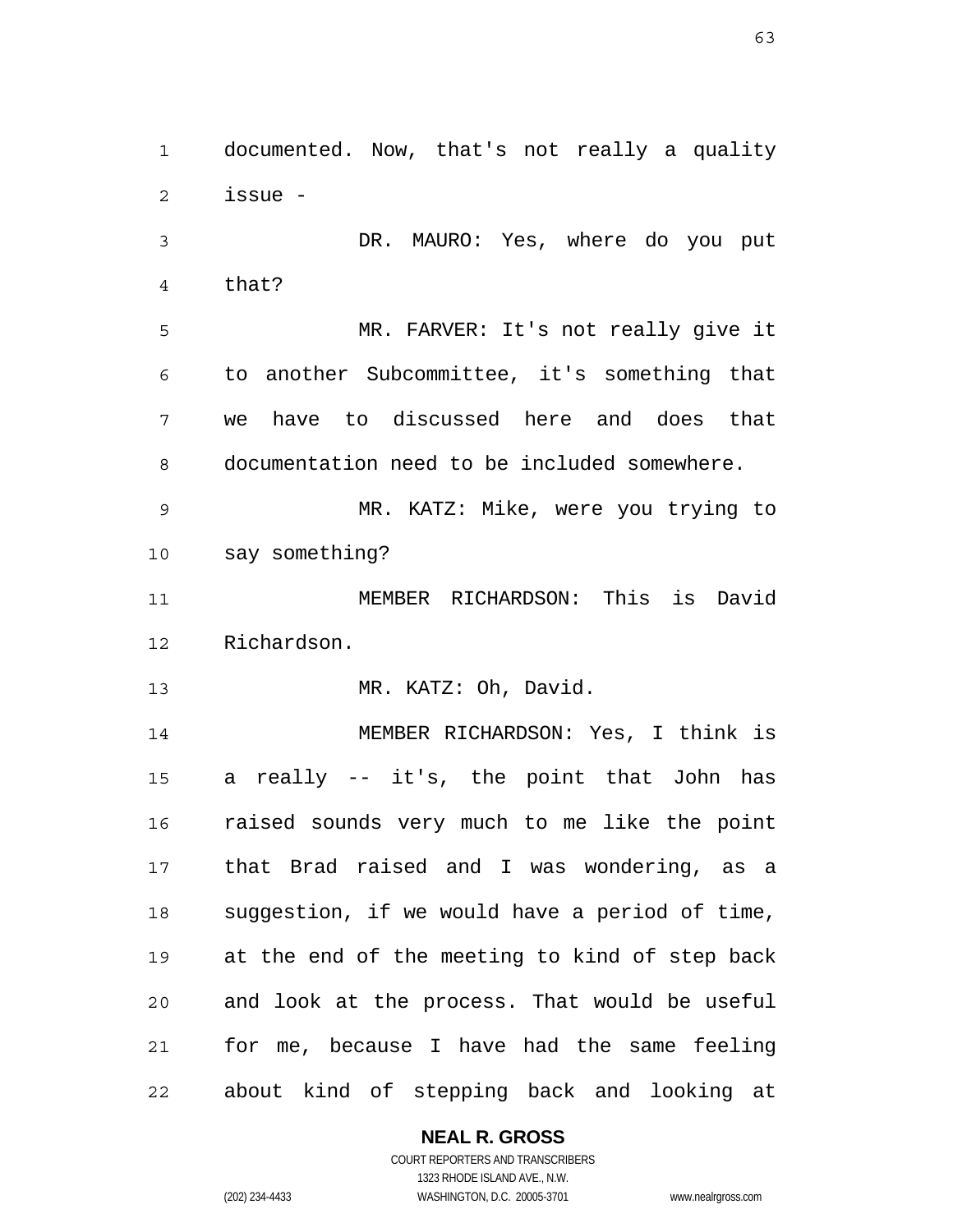documented. Now, that's not really a quality issue -

DR. MAURO: Yes, where do you put that?

MR. FARVER: It's not really give it to another Subcommittee, it's something that we have to discussed here and does that documentation need to be included somewhere.

MR. KATZ: Mike, were you trying to say something?

MEMBER RICHARDSON: This is David Richardson.

MR. KATZ: Oh, David.

MEMBER RICHARDSON: Yes, I think is a really -- it's, the point that John has raised sounds very much to me like the point that Brad raised and I was wondering, as a suggestion, if we would have a period of time, at the end of the meeting to kind of step back and look at the process. That would be useful for me, because I have had the same feeling about kind of stepping back and looking at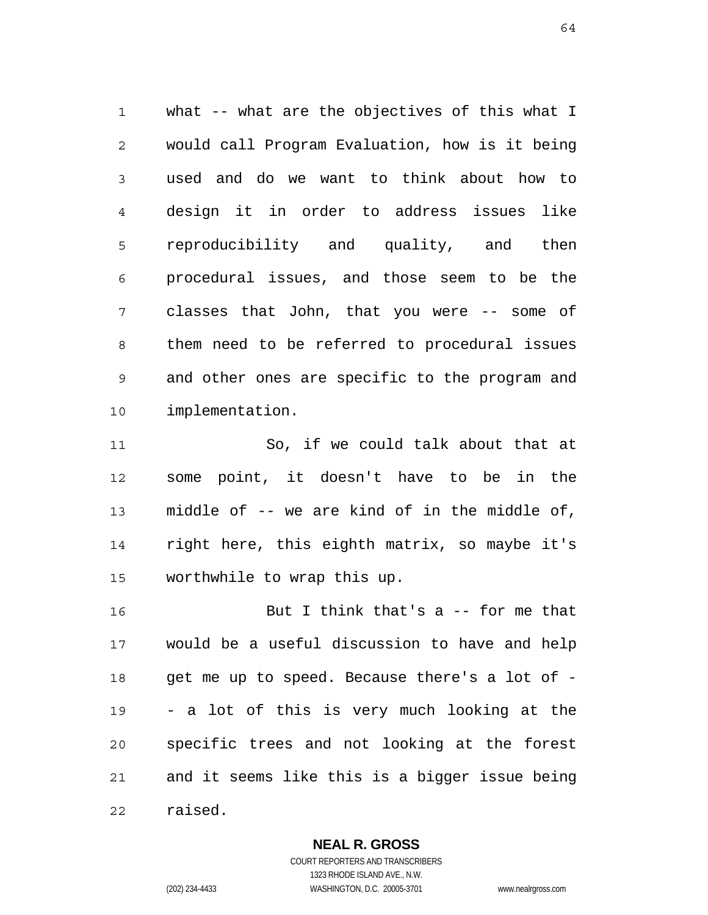what -- what are the objectives of this what I would call Program Evaluation, how is it being used and do we want to think about how to design it in order to address issues like reproducibility and quality, and then procedural issues, and those seem to be the classes that John, that you were -- some of them need to be referred to procedural issues and other ones are specific to the program and implementation.

So, if we could talk about that at some point, it doesn't have to be in the middle of -- we are kind of in the middle of, right here, this eighth matrix, so maybe it's worthwhile to wrap this up.

But I think that's a -- for me that would be a useful discussion to have and help get me up to speed. Because there's a lot of -- a lot of this is very much looking at the specific trees and not looking at the forest and it seems like this is a bigger issue being raised.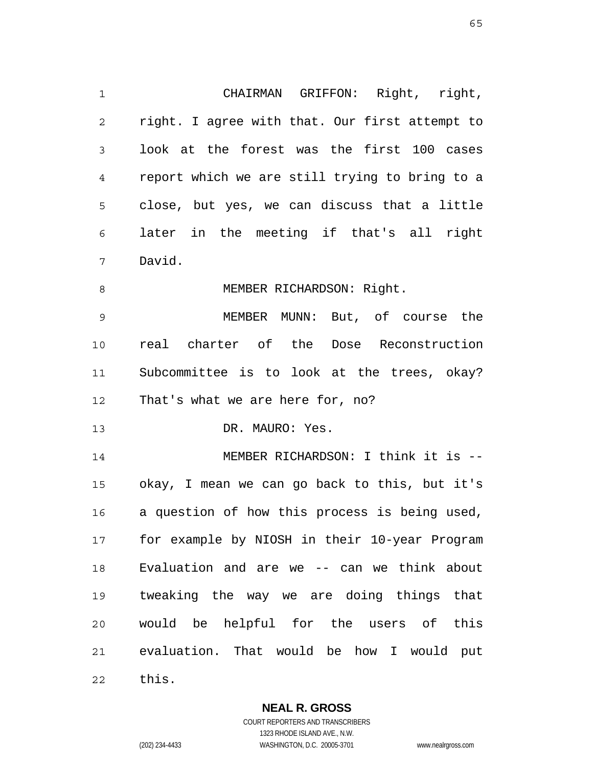CHAIRMAN GRIFFON: Right, right, right. I agree with that. Our first attempt to look at the forest was the first 100 cases report which we are still trying to bring to a close, but yes, we can discuss that a little later in the meeting if that's all right David.

MEMBER RICHARDSON: Right.

MEMBER MUNN: But, of course the real charter of the Dose Reconstruction Subcommittee is to look at the trees, okay? That's what we are here for, no?

DR. MAURO: Yes.

MEMBER RICHARDSON: I think it is -- okay, I mean we can go back to this, but it's a question of how this process is being used, for example by NIOSH in their 10-year Program Evaluation and are we -- can we think about tweaking the way we are doing things that would be helpful for the users of this evaluation. That would be how I would put this.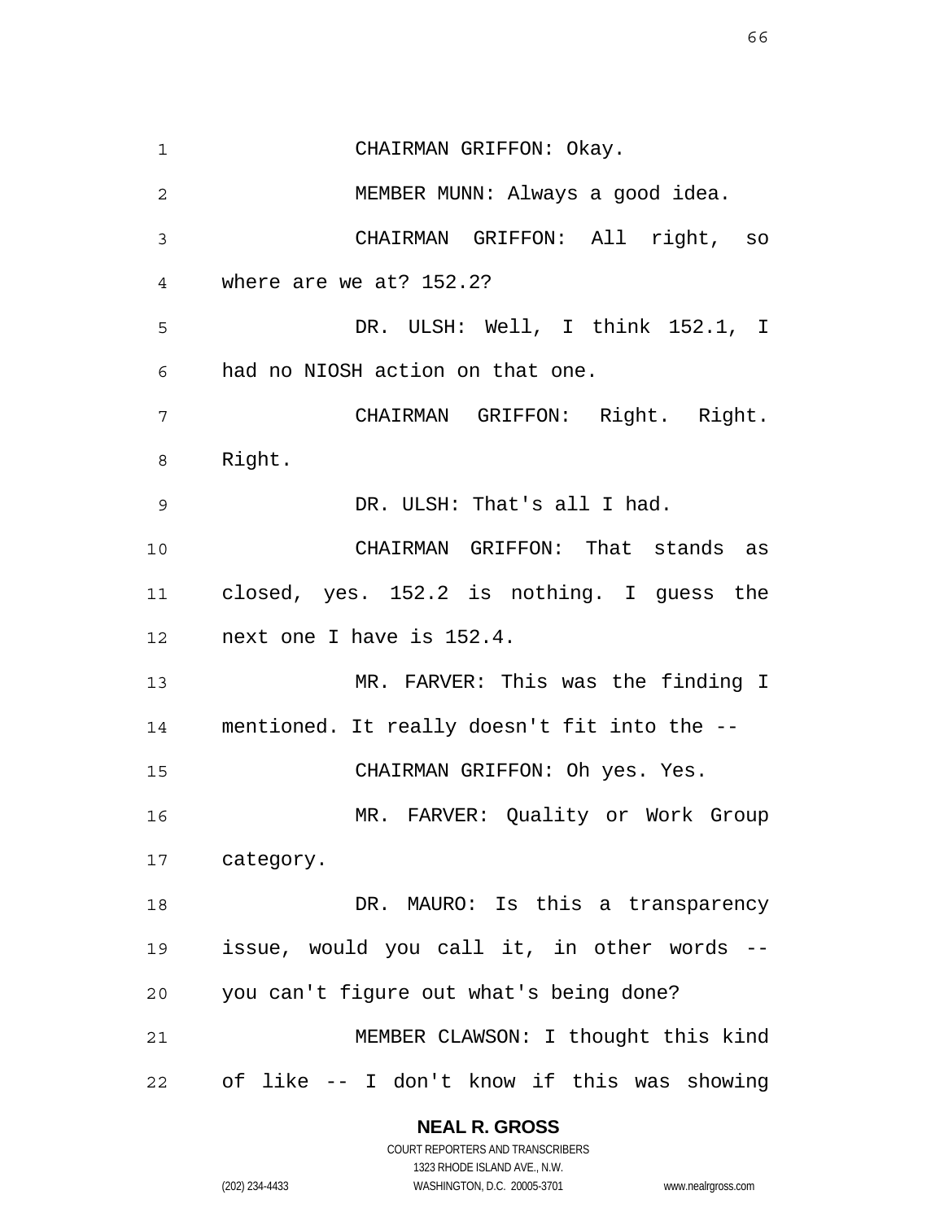CHAIRMAN GRIFFON: Okay.

MEMBER MUNN: Always a good idea.

CHAIRMAN GRIFFON: All right, so where are we at? 152.2?

DR. ULSH: Well, I think 152.1, I had no NIOSH action on that one.

CHAIRMAN GRIFFON: Right. Right. Right.

DR. ULSH: That's all I had.

CHAIRMAN GRIFFON: That stands as closed, yes. 152.2 is nothing. I guess the next one I have is 152.4.

MR. FARVER: This was the finding I mentioned. It really doesn't fit into the --

CHAIRMAN GRIFFON: Oh yes. Yes.

MR. FARVER: Quality or Work Group category.

DR. MAURO: Is this a transparency issue, would you call it, in other words -- you can't figure out what's being done?

MEMBER CLAWSON: I thought this kind of like -- I don't know if this was showing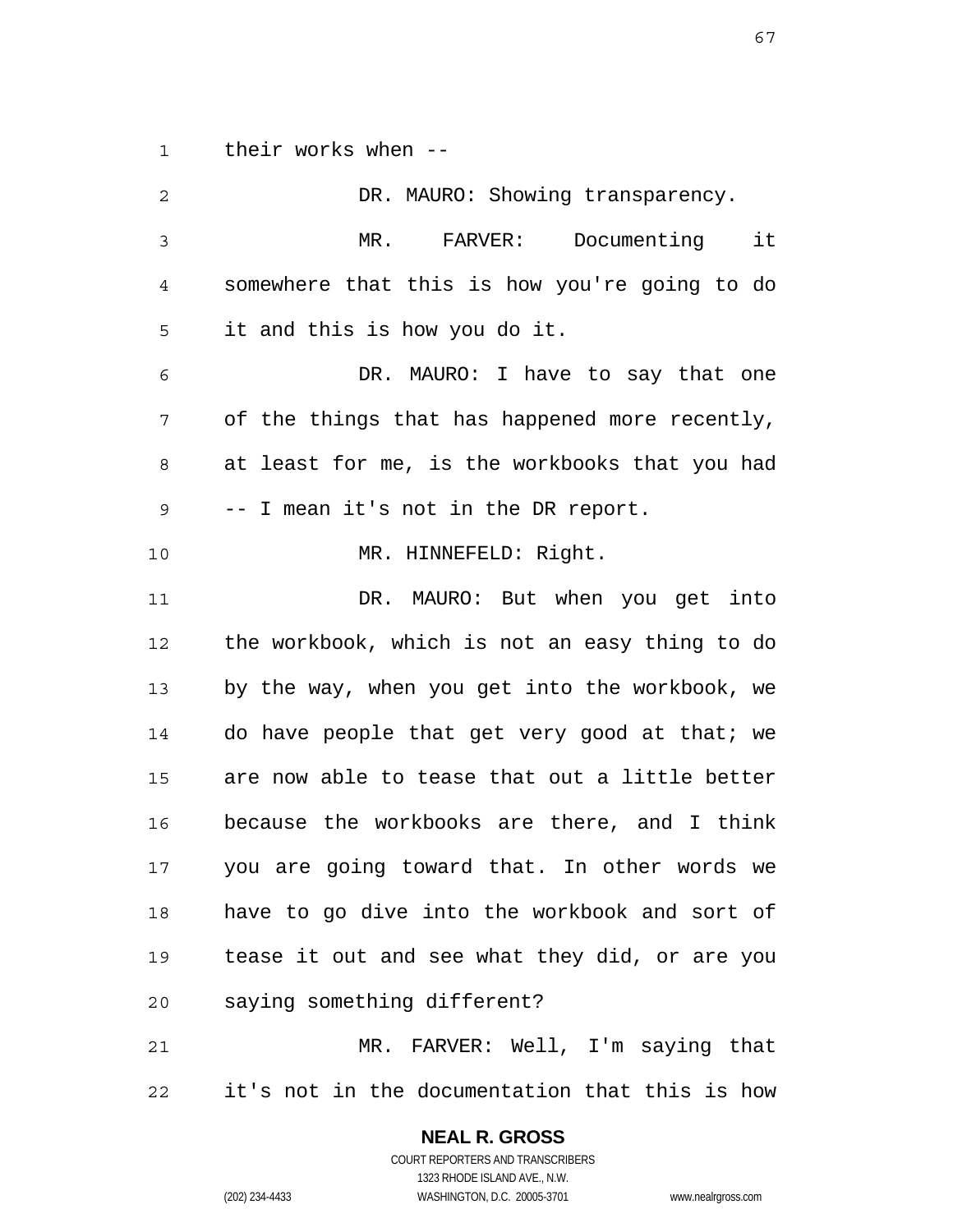their works when --

DR. MAURO: Showing transparency.

MR. FARVER: Documenting it somewhere that this is how you're going to do it and this is how you do it.

DR. MAURO: I have to say that one of the things that has happened more recently, at least for me, is the workbooks that you had -- I mean it's not in the DR report.

MR. HINNEFELD: Right.

DR. MAURO: But when you get into the workbook, which is not an easy thing to do by the way, when you get into the workbook, we do have people that get very good at that; we are now able to tease that out a little better because the workbooks are there, and I think you are going toward that. In other words we have to go dive into the workbook and sort of tease it out and see what they did, or are you saying something different?

MR. FARVER: Well, I'm saying that it's not in the documentation that this is how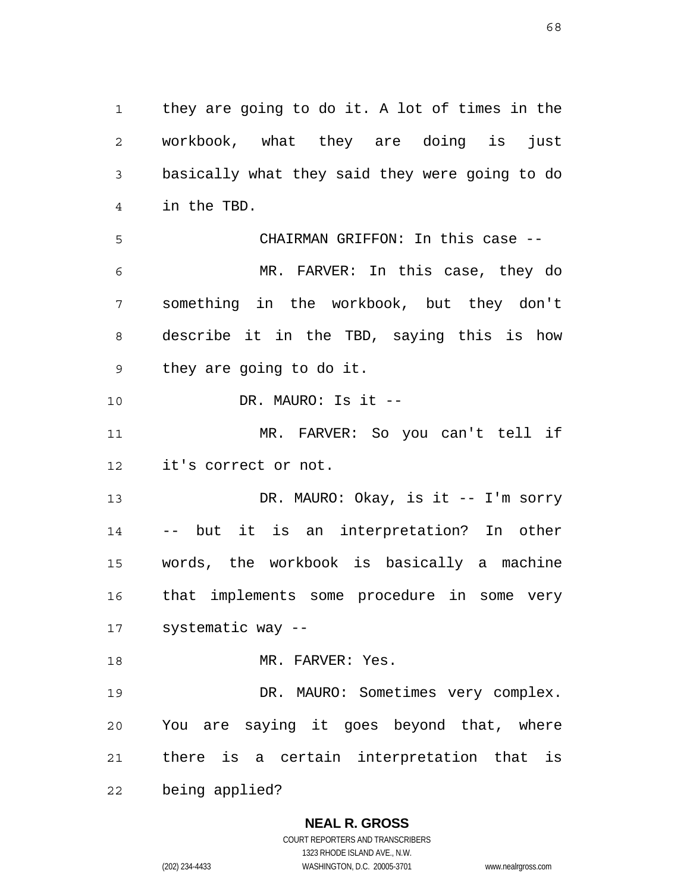they are going to do it. A lot of times in the workbook, what they are doing is just basically what they said they were going to do in the TBD.

CHAIRMAN GRIFFON: In this case --

MR. FARVER: In this case, they do something in the workbook, but they don't describe it in the TBD, saying this is how they are going to do it.

DR. MAURO: Is it --

MR. FARVER: So you can't tell if it's correct or not.

DR. MAURO: Okay, is it -- I'm sorry -- but it is an interpretation? In other words, the workbook is basically a machine that implements some procedure in some very systematic way --

MR. FARVER: Yes.

DR. MAURO: Sometimes very complex. You are saying it goes beyond that, where there is a certain interpretation that is being applied?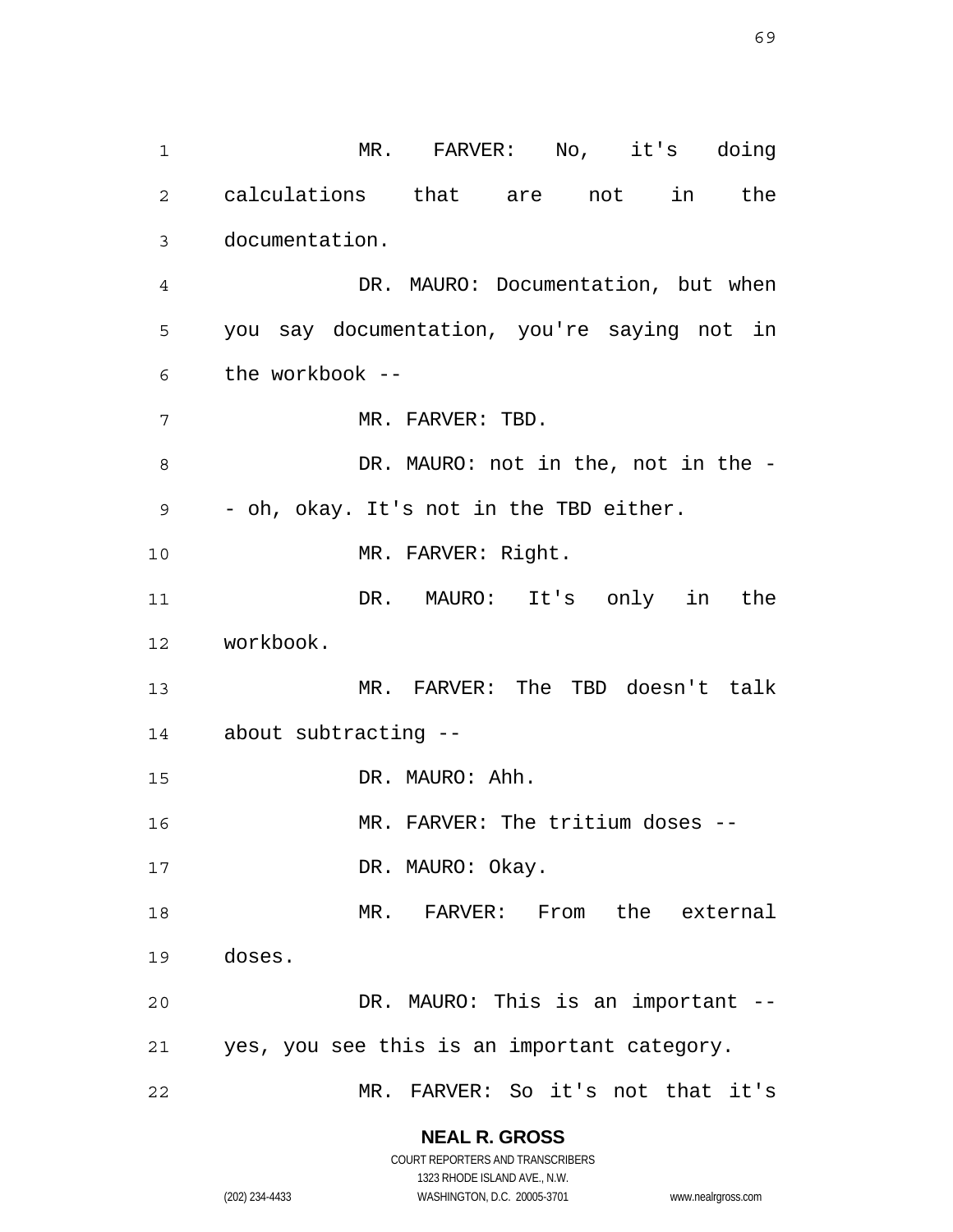MR. FARVER: No, it's doing calculations that are not in the documentation.

DR. MAURO: Documentation, but when you say documentation, you're saying not in the workbook --

MR. FARVER: TBD.

DR. MAURO: not in the, not in the -- oh, okay. It's not in the TBD either.

MR. FARVER: Right.

DR. MAURO: It's only in the workbook.

MR. FARVER: The TBD doesn't talk about subtracting --

DR. MAURO: Ahh.

MR. FARVER: The tritium doses --

DR. MAURO: Okay.

MR. FARVER: From the external doses.

DR. MAURO: This is an important -- yes, you see this is an important category.

MR. FARVER: So it's not that it's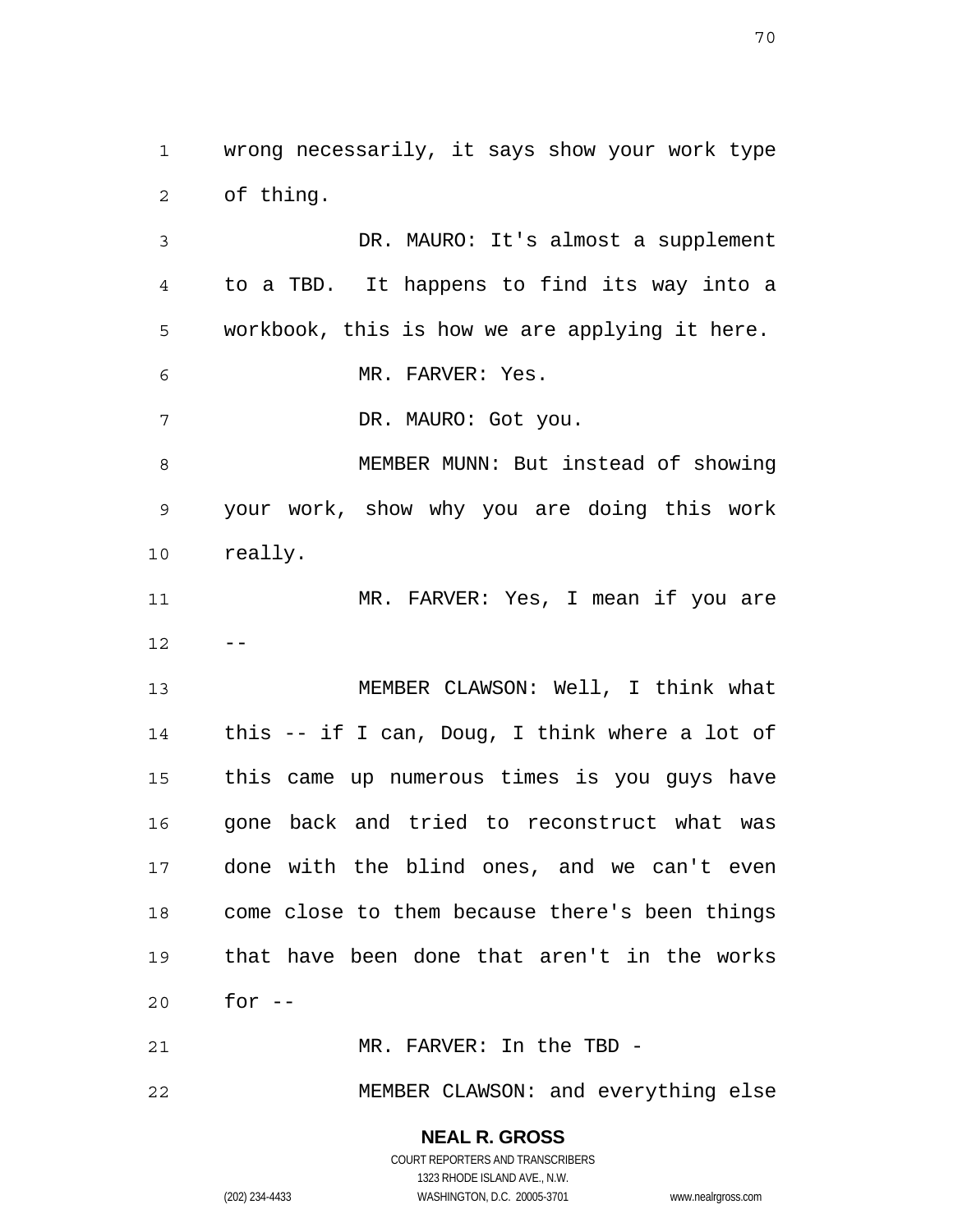wrong necessarily, it says show your work type of thing.

DR. MAURO: It's almost a supplement to a TBD. It happens to find its way into a workbook, this is how we are applying it here.

MR. FARVER: Yes.

DR. MAURO: Got you.

MEMBER MUNN: But instead of showing your work, show why you are doing this work really.

MR. FARVER: Yes, I mean if you are --

MEMBER CLAWSON: Well, I think what this -- if I can, Doug, I think where a lot of this came up numerous times is you guys have gone back and tried to reconstruct what was done with the blind ones, and we can't even come close to them because there's been things that have been done that aren't in the works for --

MR. FARVER: In the TBD -

MEMBER CLAWSON: and everything else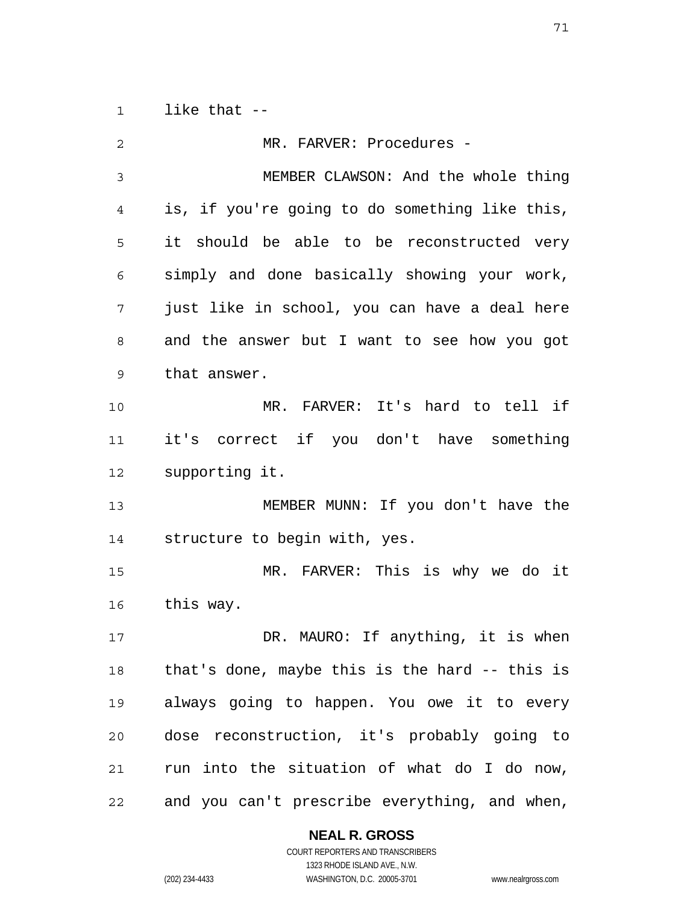like that --

MR. FARVER: Procedures -

MEMBER CLAWSON: And the whole thing is, if you're going to do something like this, it should be able to be reconstructed very simply and done basically showing your work, just like in school, you can have a deal here and the answer but I want to see how you got that answer.

MR. FARVER: It's hard to tell if it's correct if you don't have something supporting it.

MEMBER MUNN: If you don't have the structure to begin with, yes.

MR. FARVER: This is why we do it this way.

DR. MAURO: If anything, it is when that's done, maybe this is the hard -- this is always going to happen. You owe it to every dose reconstruction, it's probably going to run into the situation of what do I do now, and you can't prescribe everything, and when,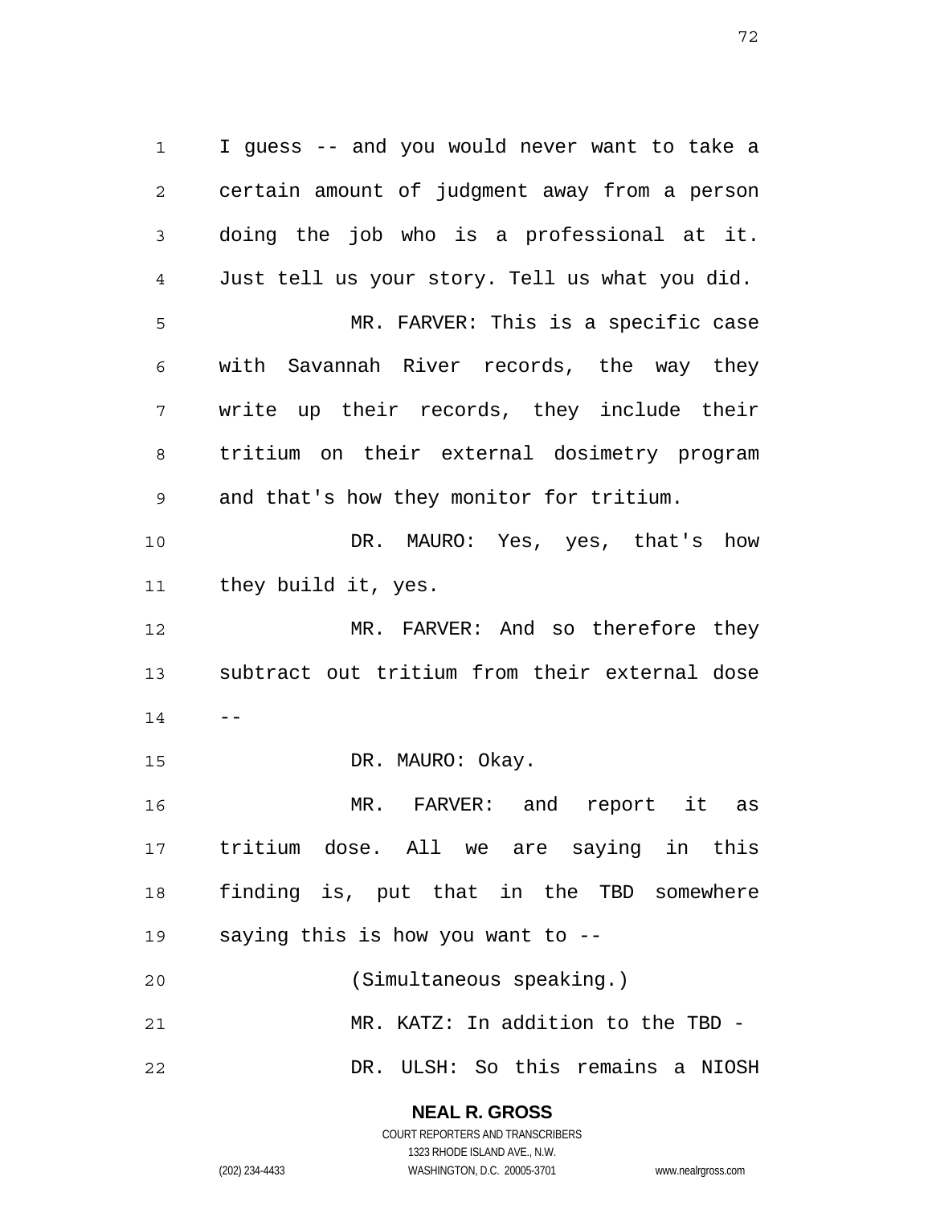I guess -- and you would never want to take a certain amount of judgment away from a person doing the job who is a professional at it. Just tell us your story. Tell us what you did.

MR. FARVER: This is a specific case with Savannah River records, the way they write up their records, they include their tritium on their external dosimetry program and that's how they monitor for tritium.

DR. MAURO: Yes, yes, that's how they build it, yes.

MR. FARVER: And so therefore they subtract out tritium from their external dose --

DR. MAURO: Okay.

MR. FARVER: and report it as tritium dose. All we are saying in this finding is, put that in the TBD somewhere saying this is how you want to --

(Simultaneous speaking.)

MR. KATZ: In addition to the TBD -

DR. ULSH: So this remains a NIOSH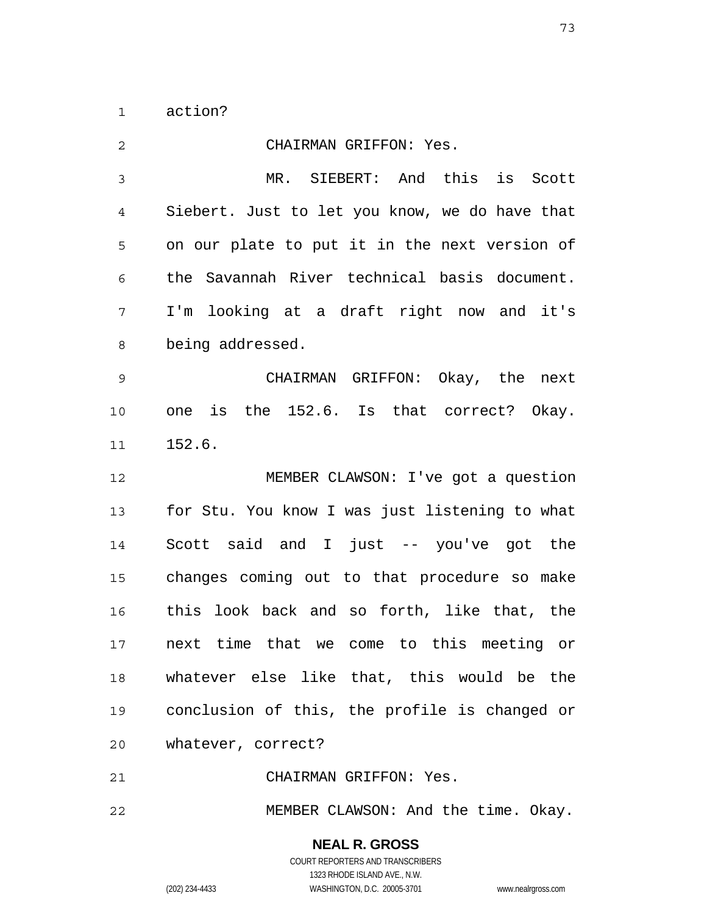action?

CHAIRMAN GRIFFON: Yes.

MR. SIEBERT: And this is Scott Siebert. Just to let you know, we do have that on our plate to put it in the next version of the Savannah River technical basis document. I'm looking at a draft right now and it's being addressed.

CHAIRMAN GRIFFON: Okay, the next one is the 152.6. Is that correct? Okay. 152.6.

MEMBER CLAWSON: I've got a question for Stu. You know I was just listening to what Scott said and I just -- you've got the changes coming out to that procedure so make this look back and so forth, like that, the next time that we come to this meeting or whatever else like that, this would be the conclusion of this, the profile is changed or whatever, correct?

CHAIRMAN GRIFFON: Yes.

MEMBER CLAWSON: And the time. Okay.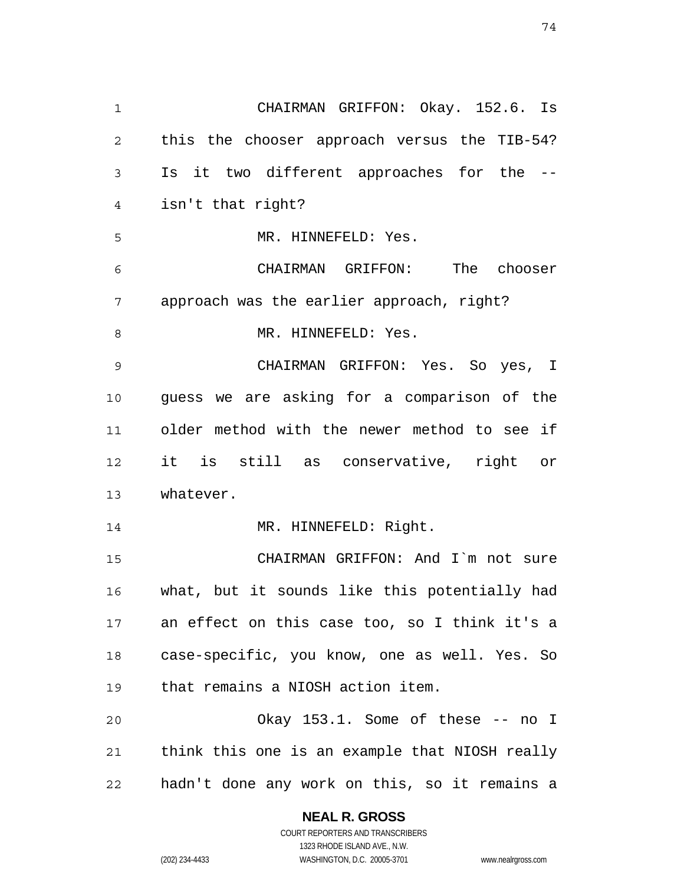CHAIRMAN GRIFFON: Okay. 152.6. Is this the chooser approach versus the TIB-54? Is it two different approaches for the -- isn't that right?

MR. HINNEFELD: Yes.

CHAIRMAN GRIFFON: The chooser approach was the earlier approach, right?

MR. HINNEFELD: Yes.

CHAIRMAN GRIFFON: Yes. So yes, I guess we are asking for a comparison of the older method with the newer method to see if it is still as conservative, right or whatever.

MR. HINNEFELD: Right.

CHAIRMAN GRIFFON: And I`m not sure what, but it sounds like this potentially had an effect on this case too, so I think it's a case-specific, you know, one as well. Yes. So that remains a NIOSH action item.

Okay 153.1. Some of these -- no I think this one is an example that NIOSH really hadn't done any work on this, so it remains a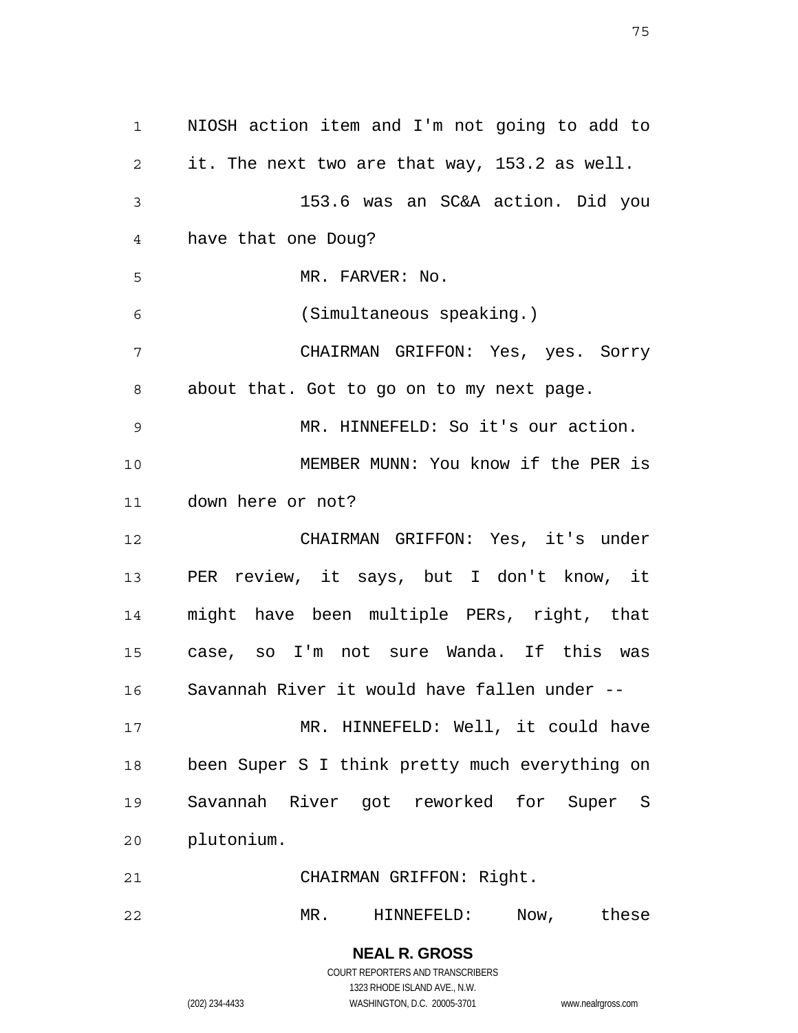NIOSH action item and I'm not going to add to it. The next two are that way, 153.2 as well.

153.6 was an SC&A action. Did you have that one Doug?

MR. FARVER: No.

(Simultaneous speaking.)

CHAIRMAN GRIFFON: Yes, yes. Sorry about that. Got to go on to my next page.

MR. HINNEFELD: So it's our action.

MEMBER MUNN: You know if the PER is down here or not?

CHAIRMAN GRIFFON: Yes, it's under PER review, it says, but I don't know, it might have been multiple PERs, right, that case, so I'm not sure Wanda. If this was Savannah River it would have fallen under --

MR. HINNEFELD: Well, it could have been Super S I think pretty much everything on Savannah River got reworked for Super S plutonium.

CHAIRMAN GRIFFON: Right.

MR. HINNEFELD: Now, these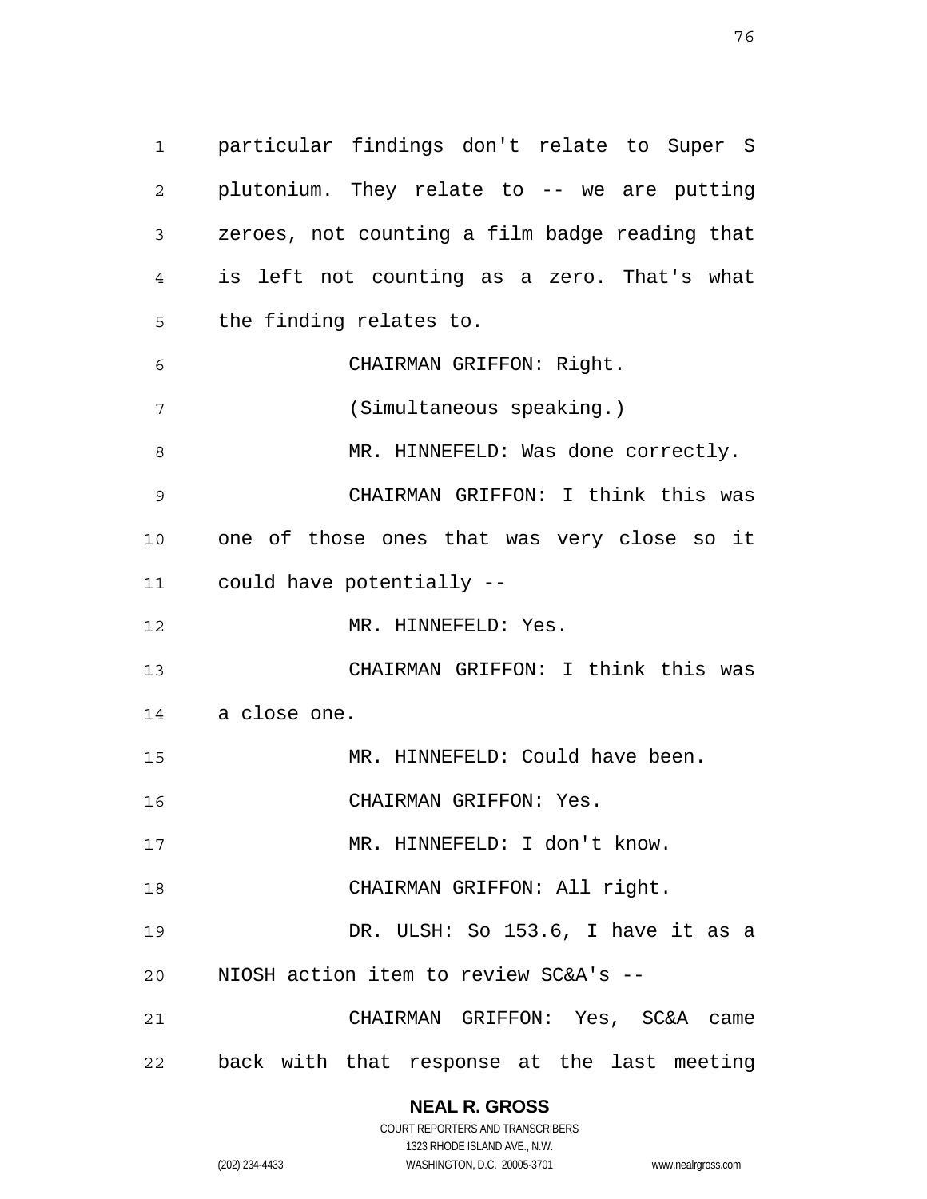particular findings don't relate to Super S plutonium. They relate to -- we are putting zeroes, not counting a film badge reading that is left not counting as a zero. That's what the finding relates to.

CHAIRMAN GRIFFON: Right.

(Simultaneous speaking.)

MR. HINNEFELD: Was done correctly.

CHAIRMAN GRIFFON: I think this was one of those ones that was very close so it could have potentially --

MR. HINNEFELD: Yes.

CHAIRMAN GRIFFON: I think this was a close one.

MR. HINNEFELD: Could have been.

CHAIRMAN GRIFFON: Yes.

MR. HINNEFELD: I don't know.

CHAIRMAN GRIFFON: All right.

DR. ULSH: So 153.6, I have it as a NIOSH action item to review SC&A's --

CHAIRMAN GRIFFON: Yes, SC&A came back with that response at the last meeting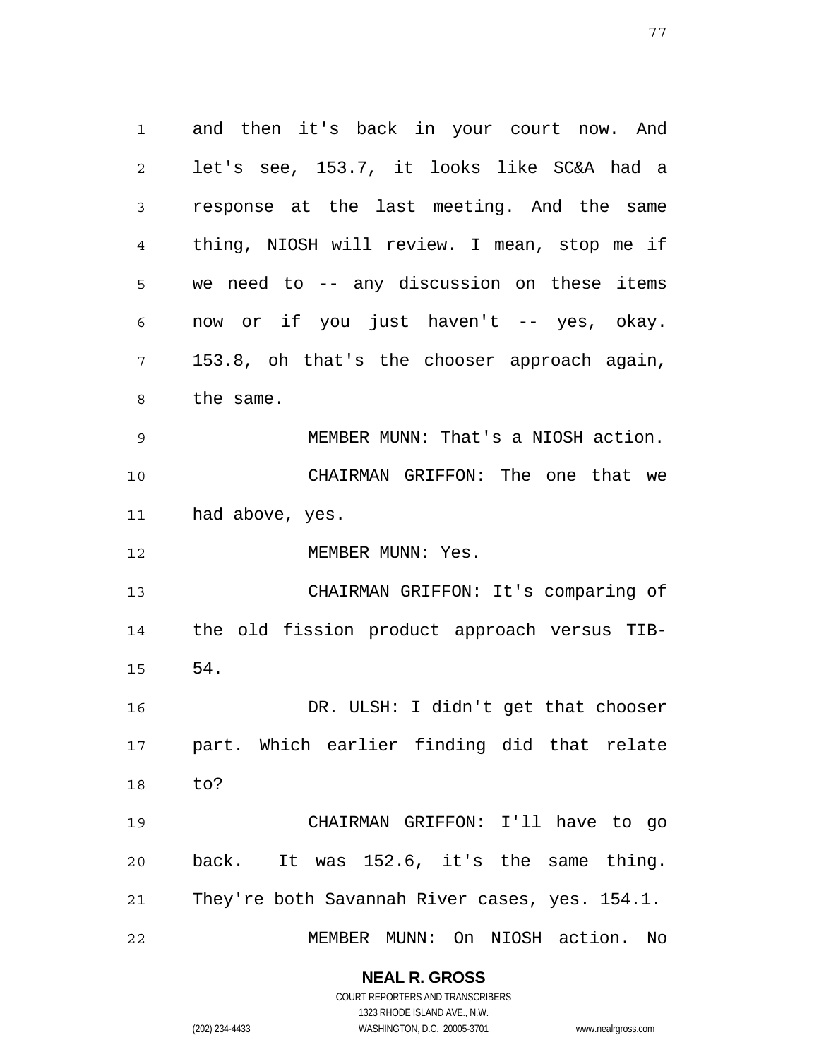and then it's back in your court now. And let's see, 153.7, it looks like SC&A had a response at the last meeting. And the same thing, NIOSH will review. I mean, stop me if we need to -- any discussion on these items now or if you just haven't -- yes, okay. 153.8, oh that's the chooser approach again, the same.

MEMBER MUNN: That's a NIOSH action.

CHAIRMAN GRIFFON: The one that we had above, yes.

MEMBER MUNN: Yes.

CHAIRMAN GRIFFON: It's comparing of the old fission product approach versus TIB-54.

DR. ULSH: I didn't get that chooser part. Which earlier finding did that relate to?

CHAIRMAN GRIFFON: I'll have to go back. It was 152.6, it's the same thing. They're both Savannah River cases, yes. 154.1.

MEMBER MUNN: On NIOSH action. No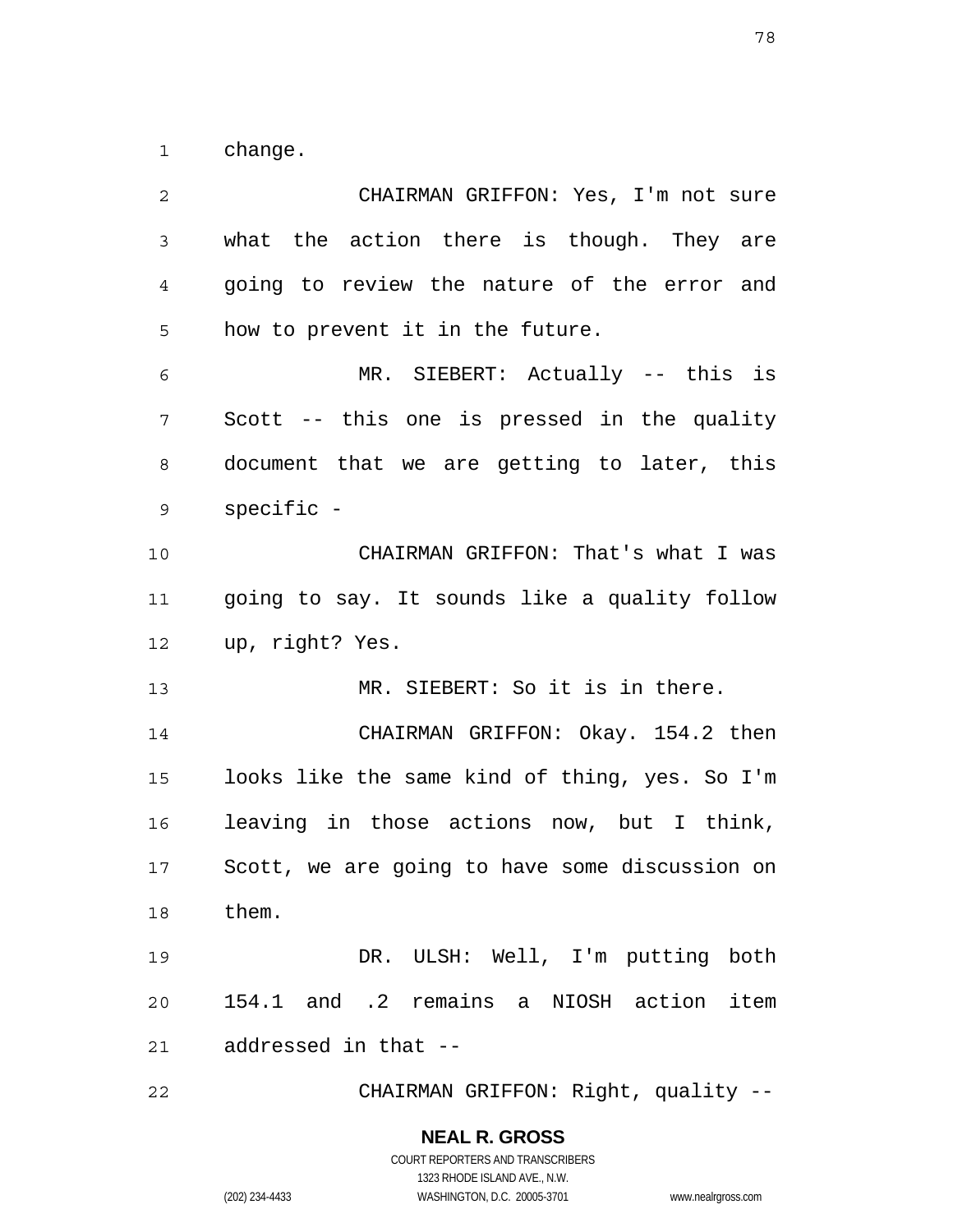change.

CHAIRMAN GRIFFON: Yes, I'm not sure what the action there is though. They are going to review the nature of the error and how to prevent it in the future.

MR. SIEBERT: Actually -- this is Scott -- this one is pressed in the quality document that we are getting to later, this specific -

CHAIRMAN GRIFFON: That's what I was going to say. It sounds like a quality follow up, right? Yes.

MR. SIEBERT: So it is in there.

CHAIRMAN GRIFFON: Okay. 154.2 then looks like the same kind of thing, yes. So I'm leaving in those actions now, but I think, Scott, we are going to have some discussion on them.

DR. ULSH: Well, I'm putting both 154.1 and .2 remains a NIOSH action item addressed in that --

CHAIRMAN GRIFFON: Right, quality --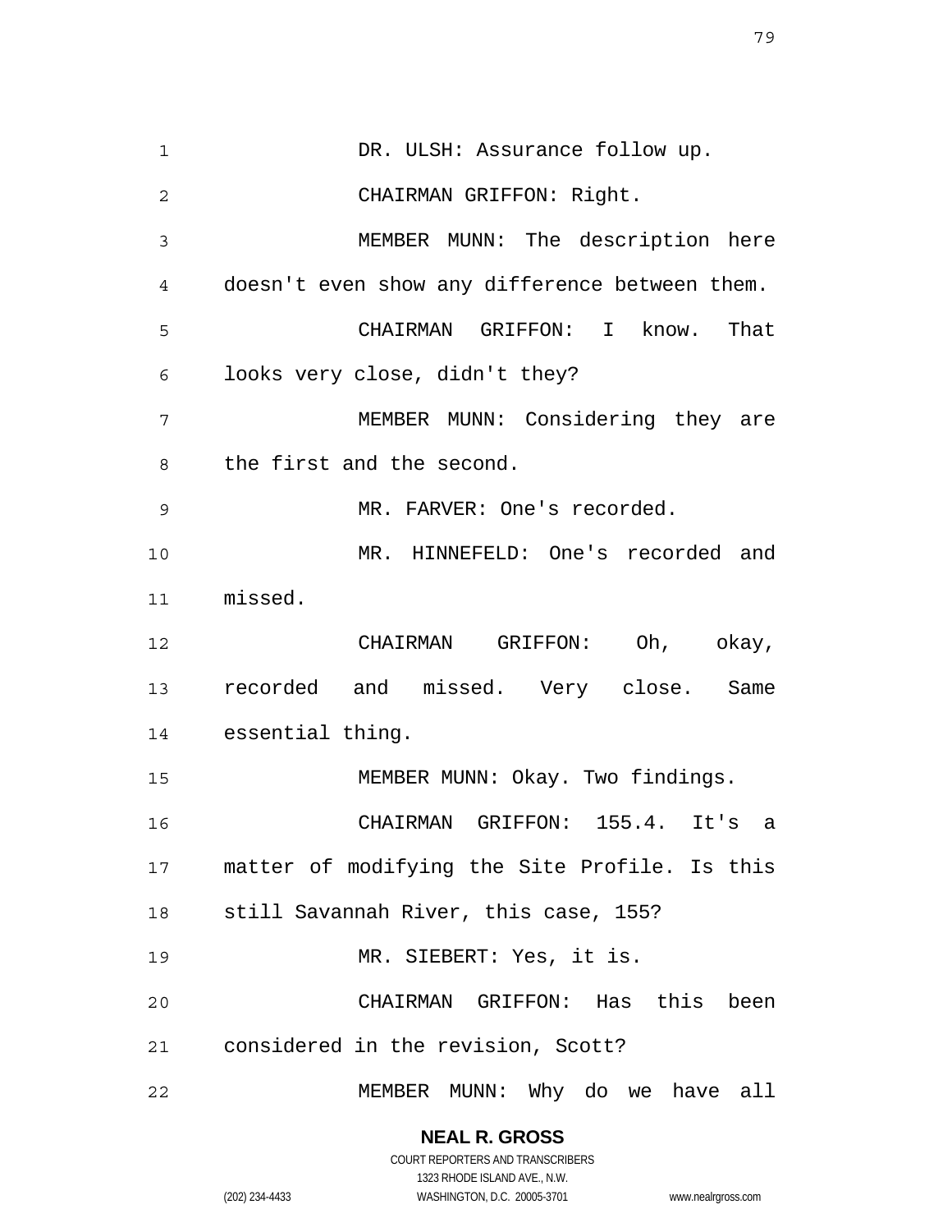DR. ULSH: Assurance follow up.

CHAIRMAN GRIFFON: Right.

MEMBER MUNN: The description here doesn't even show any difference between them.

CHAIRMAN GRIFFON: I know. That looks very close, didn't they?

MEMBER MUNN: Considering they are the first and the second.

MR. FARVER: One's recorded.

MR. HINNEFELD: One's recorded and missed.

CHAIRMAN GRIFFON: Oh, okay, recorded and missed. Very close. Same essential thing.

MEMBER MUNN: Okay. Two findings.

CHAIRMAN GRIFFON: 155.4. It's a matter of modifying the Site Profile. Is this still Savannah River, this case, 155?

MR. SIEBERT: Yes, it is.

CHAIRMAN GRIFFON: Has this been considered in the revision, Scott?

MEMBER MUNN: Why do we have all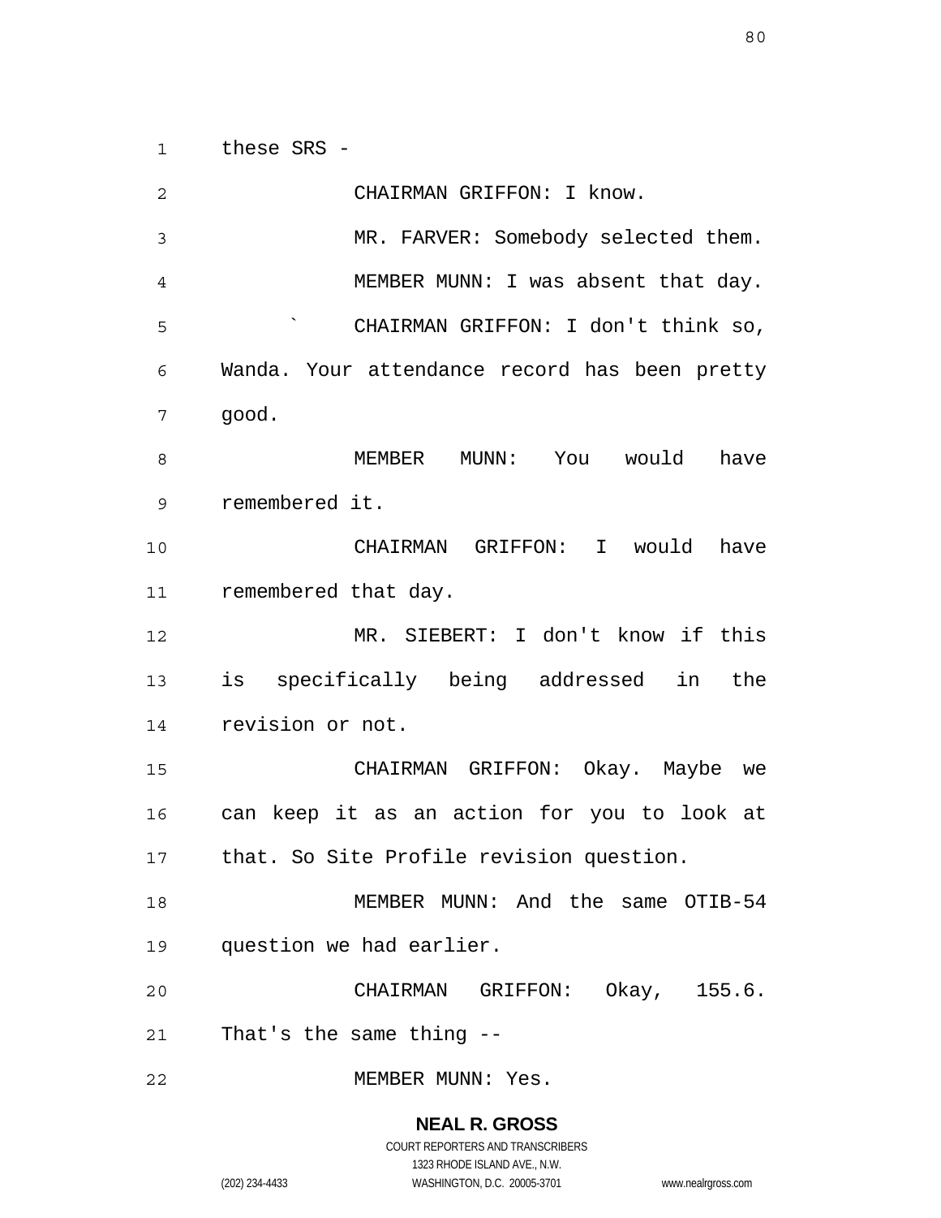these SRS -

CHAIRMAN GRIFFON: I know.

MR. FARVER: Somebody selected them.

MEMBER MUNN: I was absent that day.

` CHAIRMAN GRIFFON: I don't think so, Wanda. Your attendance record has been pretty good.

MEMBER MUNN: You would have remembered it.

CHAIRMAN GRIFFON: I would have remembered that day.

MR. SIEBERT: I don't know if this is specifically being addressed in the revision or not.

CHAIRMAN GRIFFON: Okay. Maybe we can keep it as an action for you to look at that. So Site Profile revision question.

MEMBER MUNN: And the same OTIB-54 question we had earlier.

CHAIRMAN GRIFFON: Okay, 155.6. That's the same thing --

MEMBER MUNN: Yes.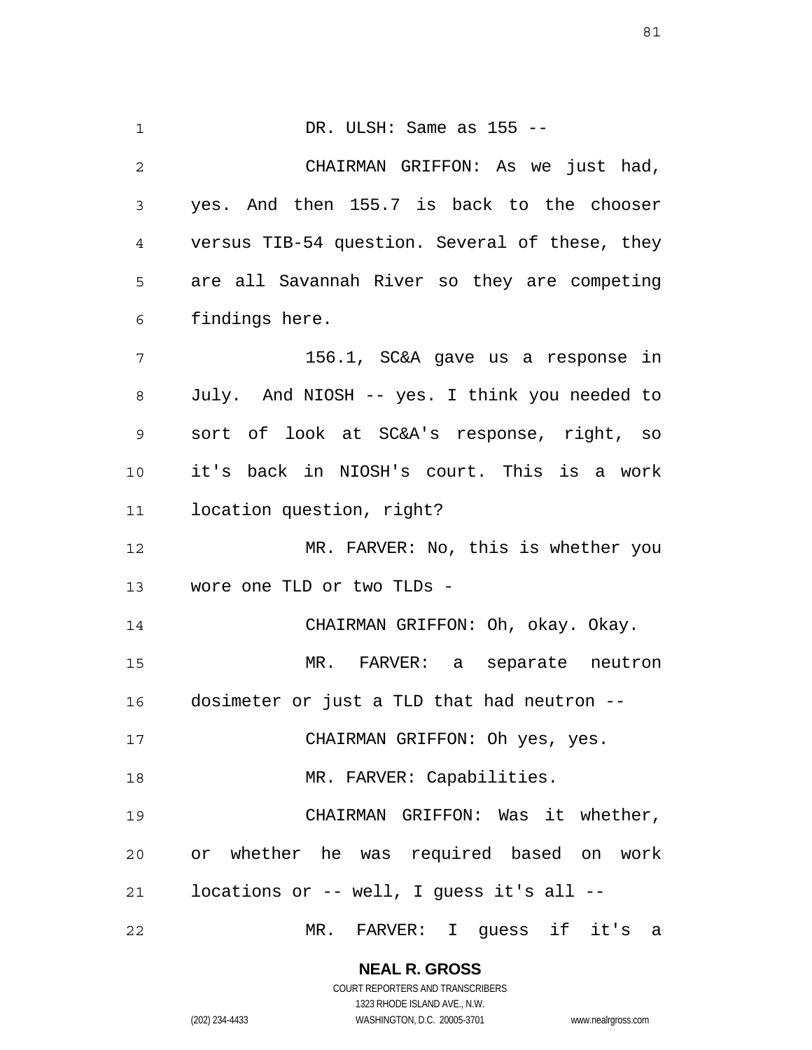DR. ULSH: Same as 155 --

CHAIRMAN GRIFFON: As we just had, yes. And then 155.7 is back to the chooser versus TIB-54 question. Several of these, they are all Savannah River so they are competing findings here.

156.1, SC&A gave us a response in July. And NIOSH -- yes. I think you needed to sort of look at SC&A's response, right, so it's back in NIOSH's court. This is a work location question, right?

MR. FARVER: No, this is whether you wore one TLD or two TLDs -

CHAIRMAN GRIFFON: Oh, okay. Okay.

MR. FARVER: a separate neutron dosimeter or just a TLD that had neutron --

CHAIRMAN GRIFFON: Oh yes, yes.

MR. FARVER: Capabilities.

CHAIRMAN GRIFFON: Was it whether, or whether he was required based on work locations or -- well, I guess it's all --

MR. FARVER: I guess if it's a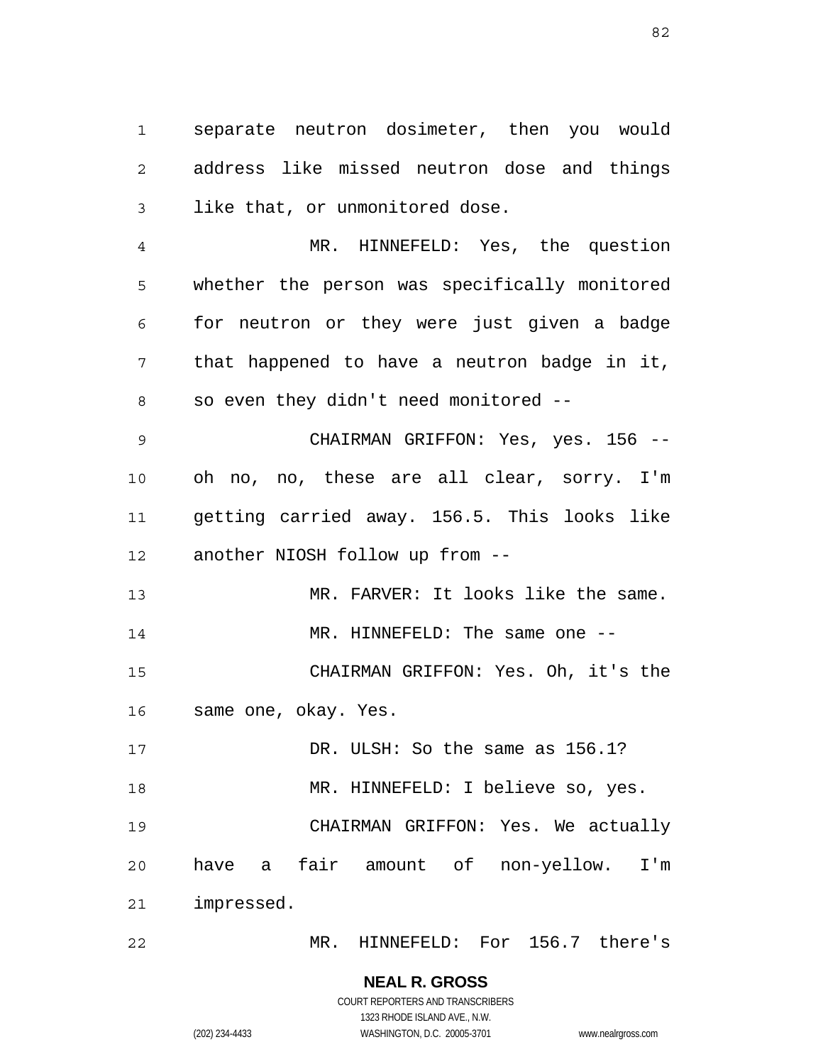separate neutron dosimeter, then you would address like missed neutron dose and things like that, or unmonitored dose.

MR. HINNEFELD: Yes, the question whether the person was specifically monitored for neutron or they were just given a badge that happened to have a neutron badge in it, so even they didn't need monitored --

CHAIRMAN GRIFFON: Yes, yes. 156 -- oh no, no, these are all clear, sorry. I'm getting carried away. 156.5. This looks like another NIOSH follow up from --

MR. FARVER: It looks like the same.

MR. HINNEFELD: The same one --

CHAIRMAN GRIFFON: Yes. Oh, it's the same one, okay. Yes.

DR. ULSH: So the same as 156.1?

MR. HINNEFELD: I believe so, yes.

CHAIRMAN GRIFFON: Yes. We actually have a fair amount of non-yellow. I'm impressed.

MR. HINNEFELD: For 156.7 there's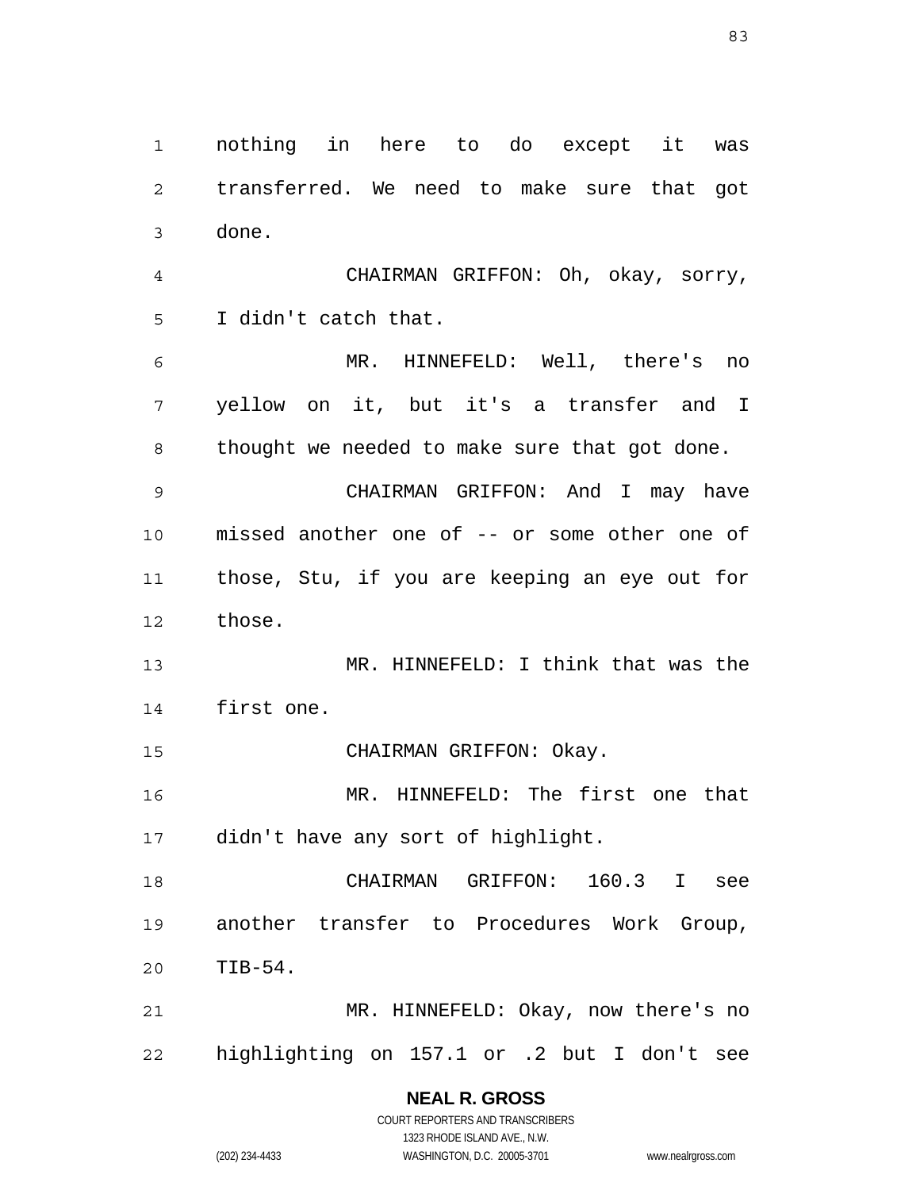nothing in here to do except it was transferred. We need to make sure that got done.

CHAIRMAN GRIFFON: Oh, okay, sorry, I didn't catch that.

MR. HINNEFELD: Well, there's no yellow on it, but it's a transfer and I thought we needed to make sure that got done.

CHAIRMAN GRIFFON: And I may have missed another one of -- or some other one of those, Stu, if you are keeping an eye out for those.

MR. HINNEFELD: I think that was the first one.

CHAIRMAN GRIFFON: Okay.

MR. HINNEFELD: The first one that didn't have any sort of highlight.

CHAIRMAN GRIFFON: 160.3 I see another transfer to Procedures Work Group, TIB-54.

MR. HINNEFELD: Okay, now there's no highlighting on 157.1 or .2 but I don't see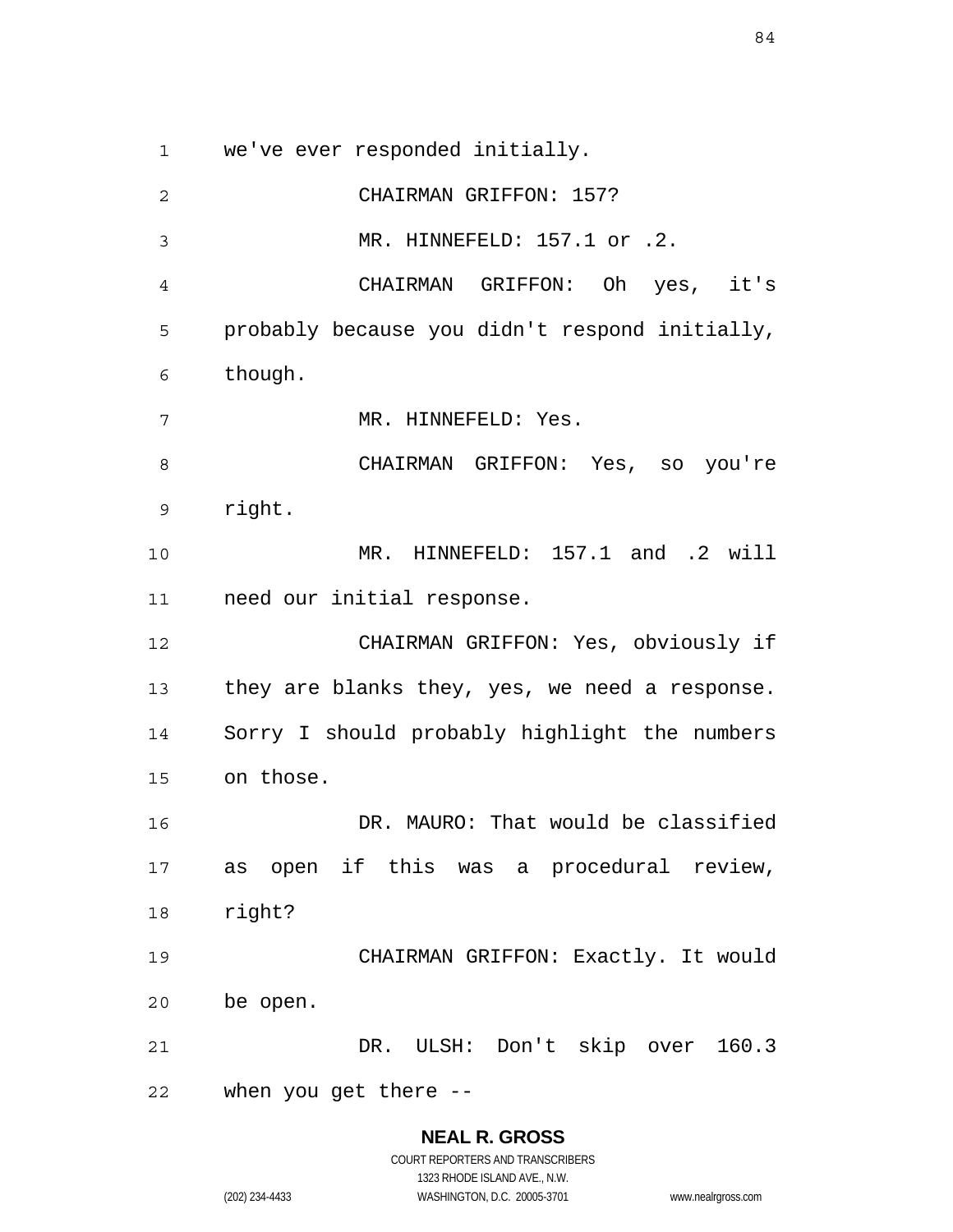we've ever responded initially.

CHAIRMAN GRIFFON: 157?

MR. HINNEFELD: 157.1 or .2.

CHAIRMAN GRIFFON: Oh yes, it's probably because you didn't respond initially, though.

MR. HINNEFELD: Yes.

CHAIRMAN GRIFFON: Yes, so you're right.

MR. HINNEFELD: 157.1 and .2 will need our initial response.

CHAIRMAN GRIFFON: Yes, obviously if they are blanks they, yes, we need a response. Sorry I should probably highlight the numbers on those.

DR. MAURO: That would be classified as open if this was a procedural review, right?

CHAIRMAN GRIFFON: Exactly. It would be open.

DR. ULSH: Don't skip over 160.3 when you get there --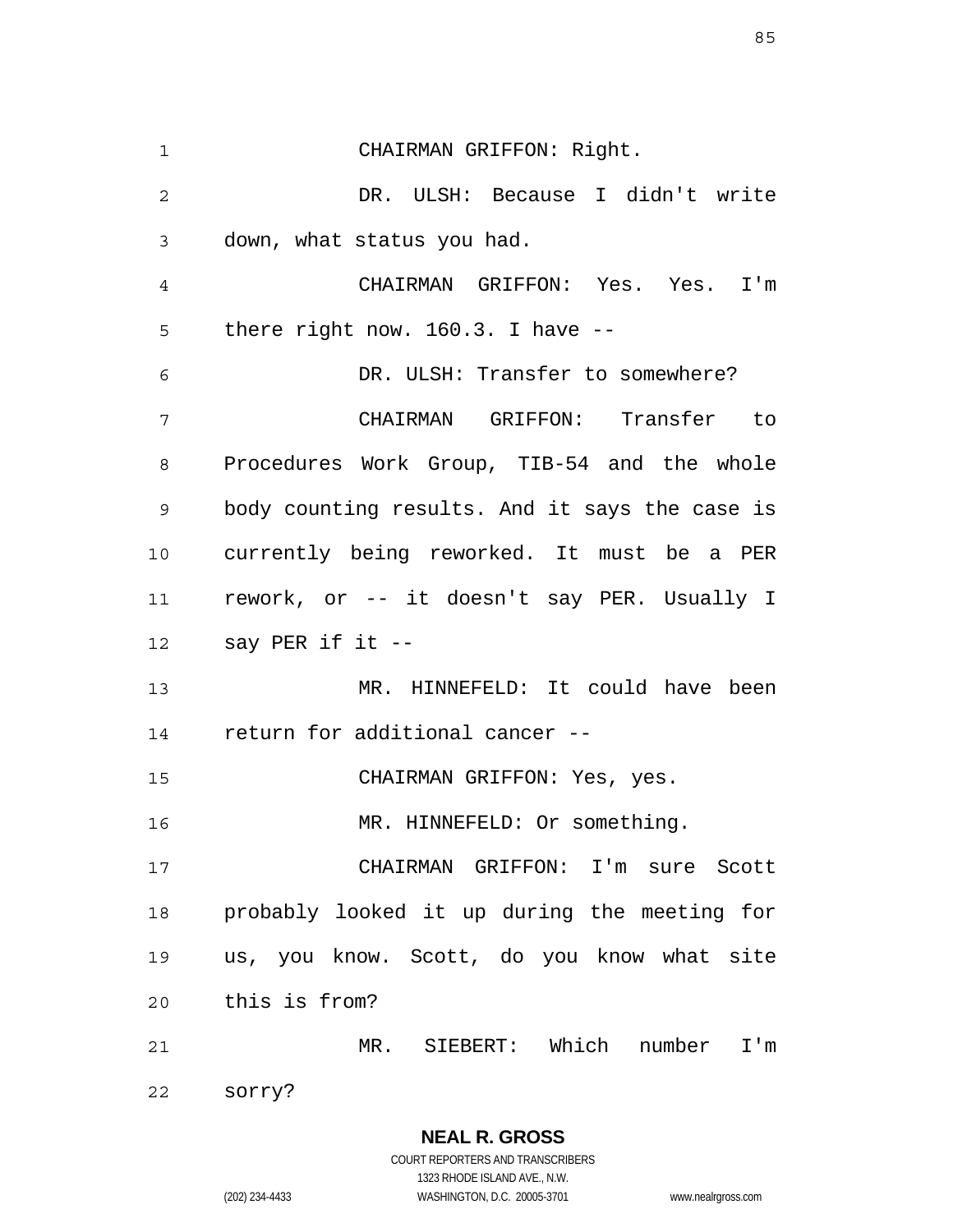CHAIRMAN GRIFFON: Right.

DR. ULSH: Because I didn't write down, what status you had.

CHAIRMAN GRIFFON: Yes. Yes. I'm there right now. 160.3. I have --

DR. ULSH: Transfer to somewhere?

CHAIRMAN GRIFFON: Transfer to Procedures Work Group, TIB-54 and the whole body counting results. And it says the case is currently being reworked. It must be a PER rework, or -- it doesn't say PER. Usually I say PER if it --

MR. HINNEFELD: It could have been return for additional cancer --

CHAIRMAN GRIFFON: Yes, yes.

MR. HINNEFELD: Or something.

CHAIRMAN GRIFFON: I'm sure Scott probably looked it up during the meeting for us, you know. Scott, do you know what site this is from?

MR. SIEBERT: Which number I'm sorry?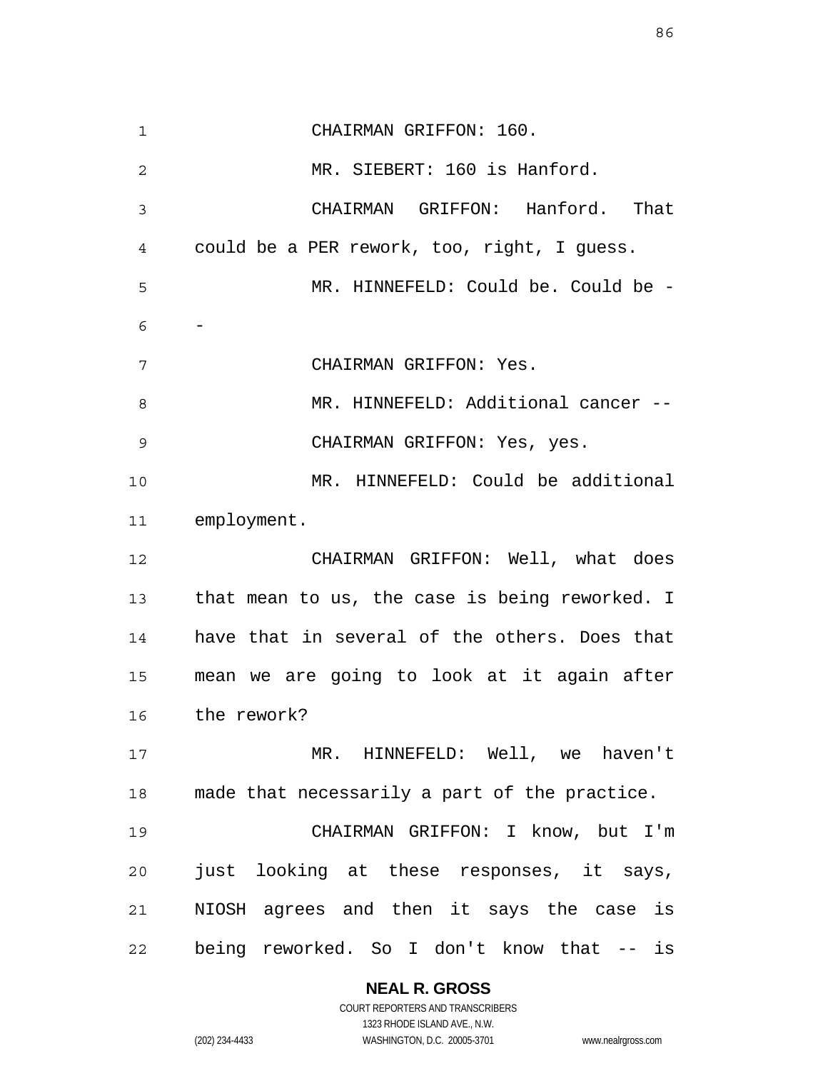CHAIRMAN GRIFFON: 160.

MR. SIEBERT: 160 is Hanford.

CHAIRMAN GRIFFON: Hanford. That could be a PER rework, too, right, I guess.

MR. HINNEFELD: Could be. Could be --

CHAIRMAN GRIFFON: Yes.

MR. HINNEFELD: Additional cancer --

CHAIRMAN GRIFFON: Yes, yes.

MR. HINNEFELD: Could be additional employment.

CHAIRMAN GRIFFON: Well, what does that mean to us, the case is being reworked. I have that in several of the others. Does that mean we are going to look at it again after the rework?

MR. HINNEFELD: Well, we haven't made that necessarily a part of the practice.

CHAIRMAN GRIFFON: I know, but I'm just looking at these responses, it says, NIOSH agrees and then it says the case is being reworked. So I don't know that -- is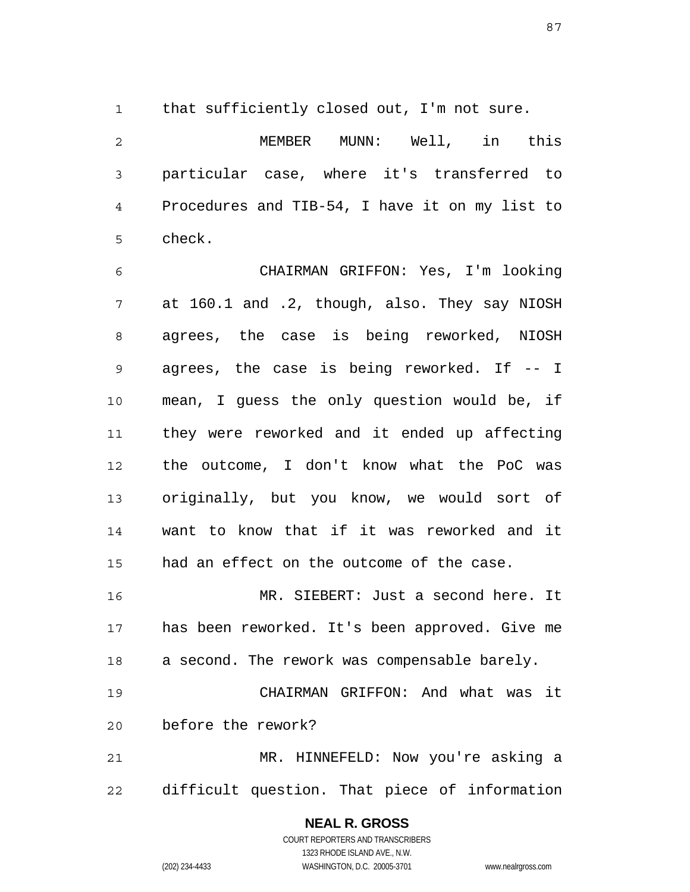that sufficiently closed out, I'm not sure.

MEMBER MUNN: Well, in this particular case, where it's transferred to Procedures and TIB-54, I have it on my list to check.

CHAIRMAN GRIFFON: Yes, I'm looking at 160.1 and .2, though, also. They say NIOSH agrees, the case is being reworked, NIOSH agrees, the case is being reworked. If -- I mean, I guess the only question would be, if they were reworked and it ended up affecting the outcome, I don't know what the PoC was originally, but you know, we would sort of want to know that if it was reworked and it had an effect on the outcome of the case.

MR. SIEBERT: Just a second here. It has been reworked. It's been approved. Give me a second. The rework was compensable barely.

CHAIRMAN GRIFFON: And what was it before the rework?

MR. HINNEFELD: Now you're asking a difficult question. That piece of information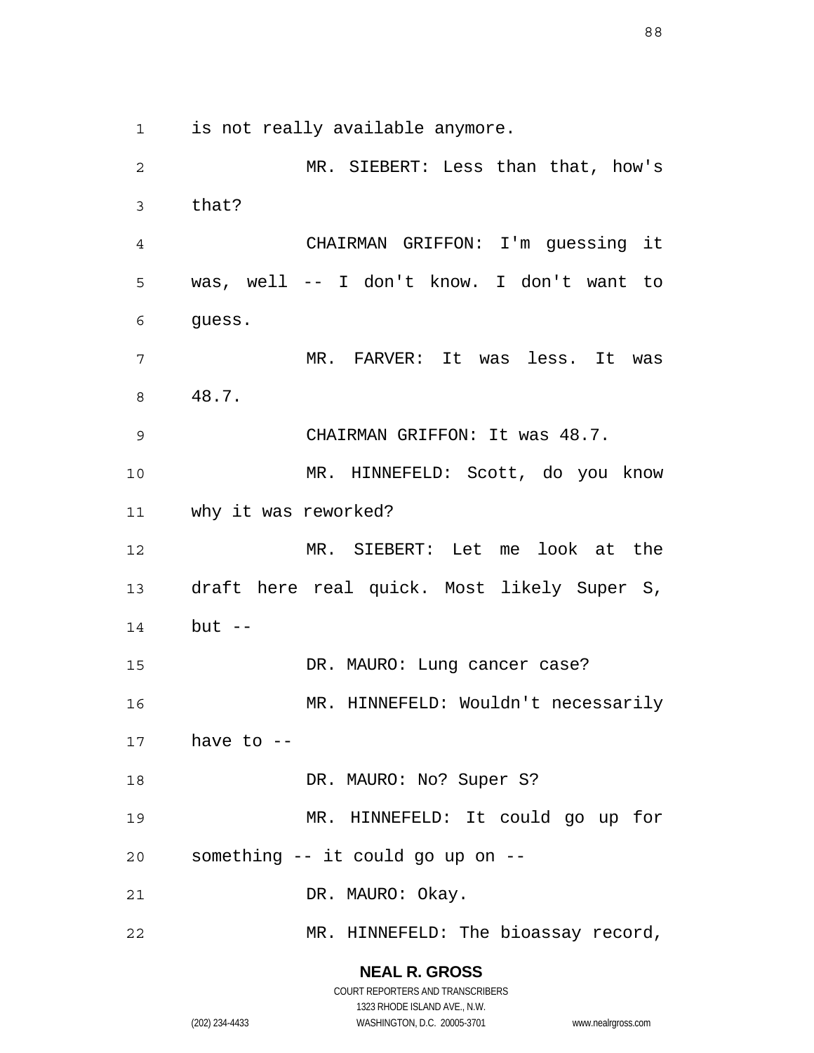is not really available anymore.

MR. SIEBERT: Less than that, how's that?

CHAIRMAN GRIFFON: I'm guessing it was, well -- I don't know. I don't want to guess.

MR. FARVER: It was less. It was 48.7.

CHAIRMAN GRIFFON: It was 48.7.

MR. HINNEFELD: Scott, do you know why it was reworked?

MR. SIEBERT: Let me look at the draft here real quick. Most likely Super S, but --

DR. MAURO: Lung cancer case?

MR. HINNEFELD: Wouldn't necessarily have to --

DR. MAURO: No? Super S?

MR. HINNEFELD: It could go up for something -- it could go up on --

DR. MAURO: Okay.

MR. HINNEFELD: The bioassay record,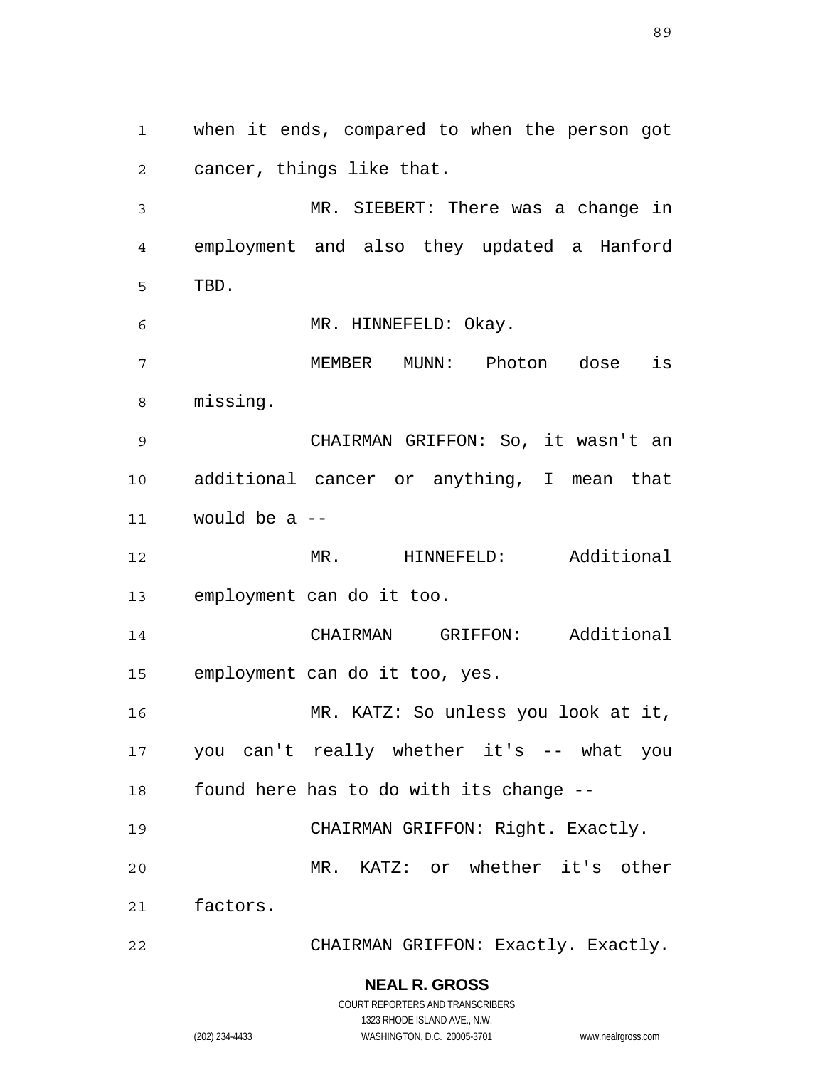when it ends, compared to when the person got cancer, things like that.

MR. SIEBERT: There was a change in employment and also they updated a Hanford TBD.

MR. HINNEFELD: Okay.

MEMBER MUNN: Photon dose is missing.

CHAIRMAN GRIFFON: So, it wasn't an additional cancer or anything, I mean that would be a --

MR. HINNEFELD: Additional employment can do it too.

CHAIRMAN GRIFFON: Additional employment can do it too, yes.

MR. KATZ: So unless you look at it, you can't really whether it's -- what you found here has to do with its change --

CHAIRMAN GRIFFON: Right. Exactly.

MR. KATZ: or whether it's other factors.

CHAIRMAN GRIFFON: Exactly. Exactly.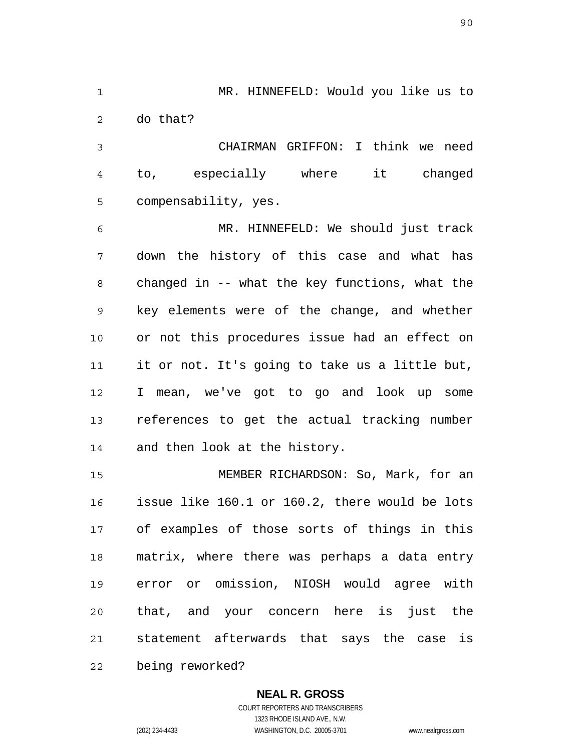MR. HINNEFELD: Would you like us to do that?

CHAIRMAN GRIFFON: I think we need to, especially where it changed compensability, yes.

MR. HINNEFELD: We should just track down the history of this case and what has changed in -- what the key functions, what the key elements were of the change, and whether or not this procedures issue had an effect on it or not. It's going to take us a little but, I mean, we've got to go and look up some references to get the actual tracking number and then look at the history.

MEMBER RICHARDSON: So, Mark, for an issue like 160.1 or 160.2, there would be lots of examples of those sorts of things in this matrix, where there was perhaps a data entry error or omission, NIOSH would agree with that, and your concern here is just the statement afterwards that says the case is being reworked?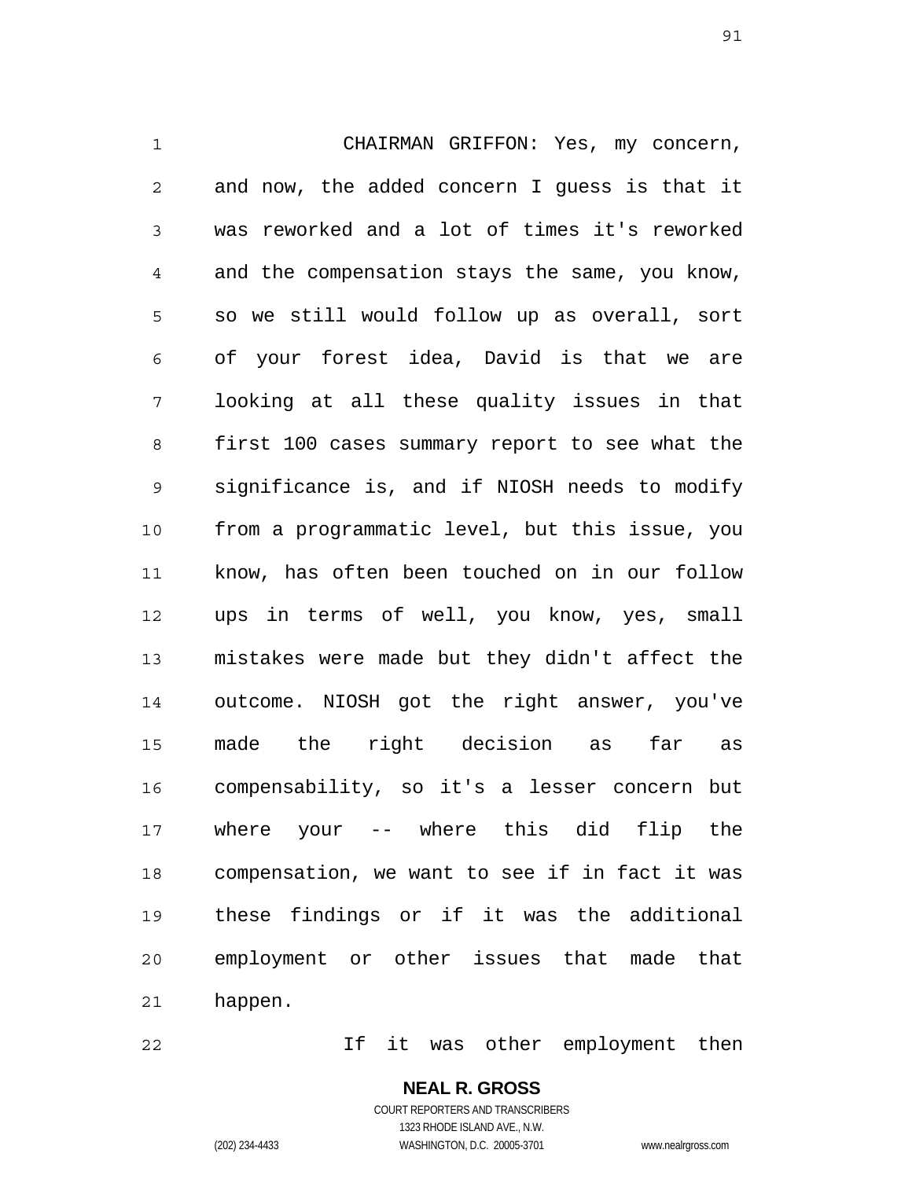CHAIRMAN GRIFFON: Yes, my concern, and now, the added concern I guess is that it was reworked and a lot of times it's reworked and the compensation stays the same, you know, so we still would follow up as overall, sort of your forest idea, David is that we are looking at all these quality issues in that first 100 cases summary report to see what the significance is, and if NIOSH needs to modify from a programmatic level, but this issue, you know, has often been touched on in our follow ups in terms of well, you know, yes, small mistakes were made but they didn't affect the outcome. NIOSH got the right answer, you've made the right decision as far as compensability, so it's a lesser concern but where your -- where this did flip the compensation, we want to see if in fact it was these findings or if it was the additional employment or other issues that made that happen.

If it was other employment then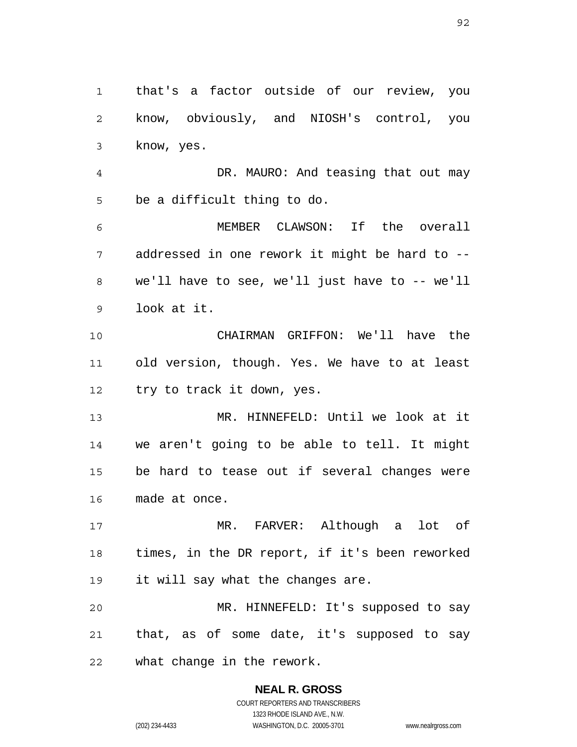that's a factor outside of our review, you know, obviously, and NIOSH's control, you know, yes.

DR. MAURO: And teasing that out may be a difficult thing to do.

MEMBER CLAWSON: If the overall addressed in one rework it might be hard to -- we'll have to see, we'll just have to -- we'll look at it.

CHAIRMAN GRIFFON: We'll have the old version, though. Yes. We have to at least try to track it down, yes.

MR. HINNEFELD: Until we look at it we aren't going to be able to tell. It might be hard to tease out if several changes were made at once.

MR. FARVER: Although a lot of times, in the DR report, if it's been reworked it will say what the changes are.

MR. HINNEFELD: It's supposed to say that, as of some date, it's supposed to say what change in the rework.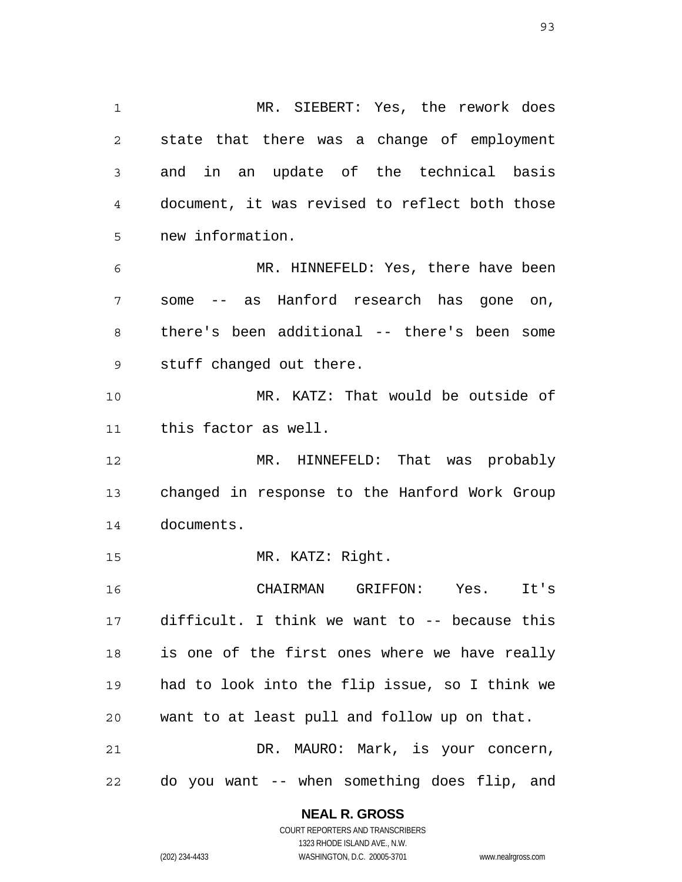MR. SIEBERT: Yes, the rework does state that there was a change of employment and in an update of the technical basis document, it was revised to reflect both those new information.

MR. HINNEFELD: Yes, there have been some -- as Hanford research has gone on, there's been additional -- there's been some stuff changed out there.

MR. KATZ: That would be outside of this factor as well.

MR. HINNEFELD: That was probably changed in response to the Hanford Work Group documents.

MR. KATZ: Right.

CHAIRMAN GRIFFON: Yes. It's difficult. I think we want to -- because this is one of the first ones where we have really had to look into the flip issue, so I think we want to at least pull and follow up on that.

DR. MAURO: Mark, is your concern, do you want -- when something does flip, and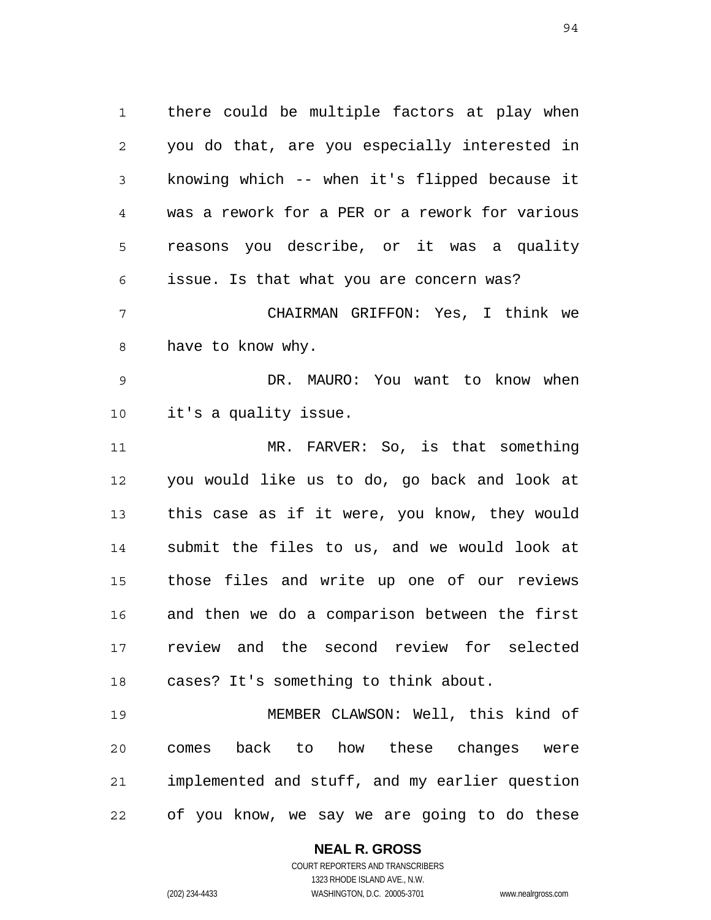there could be multiple factors at play when you do that, are you especially interested in knowing which -- when it's flipped because it was a rework for a PER or a rework for various reasons you describe, or it was a quality issue. Is that what you are concern was?

CHAIRMAN GRIFFON: Yes, I think we have to know why.

DR. MAURO: You want to know when it's a quality issue.

MR. FARVER: So, is that something you would like us to do, go back and look at this case as if it were, you know, they would submit the files to us, and we would look at those files and write up one of our reviews and then we do a comparison between the first review and the second review for selected cases? It's something to think about.

MEMBER CLAWSON: Well, this kind of comes back to how these changes were implemented and stuff, and my earlier question of you know, we say we are going to do these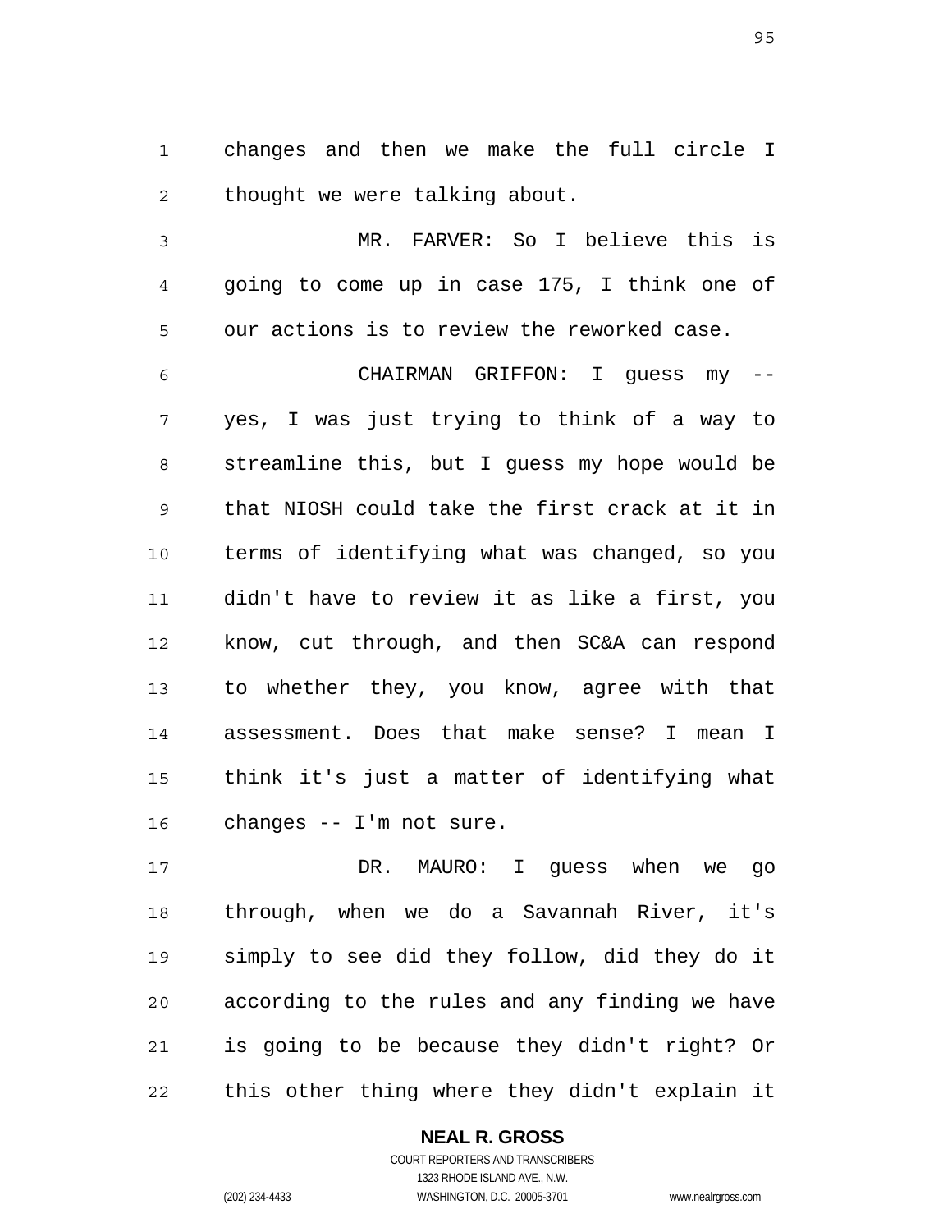changes and then we make the full circle I thought we were talking about.

MR. FARVER: So I believe this is going to come up in case 175, I think one of our actions is to review the reworked case.

CHAIRMAN GRIFFON: I guess my -- yes, I was just trying to think of a way to streamline this, but I guess my hope would be that NIOSH could take the first crack at it in terms of identifying what was changed, so you didn't have to review it as like a first, you know, cut through, and then SC&A can respond to whether they, you know, agree with that assessment. Does that make sense? I mean I think it's just a matter of identifying what changes -- I'm not sure.

DR. MAURO: I guess when we go through, when we do a Savannah River, it's simply to see did they follow, did they do it according to the rules and any finding we have is going to be because they didn't right? Or this other thing where they didn't explain it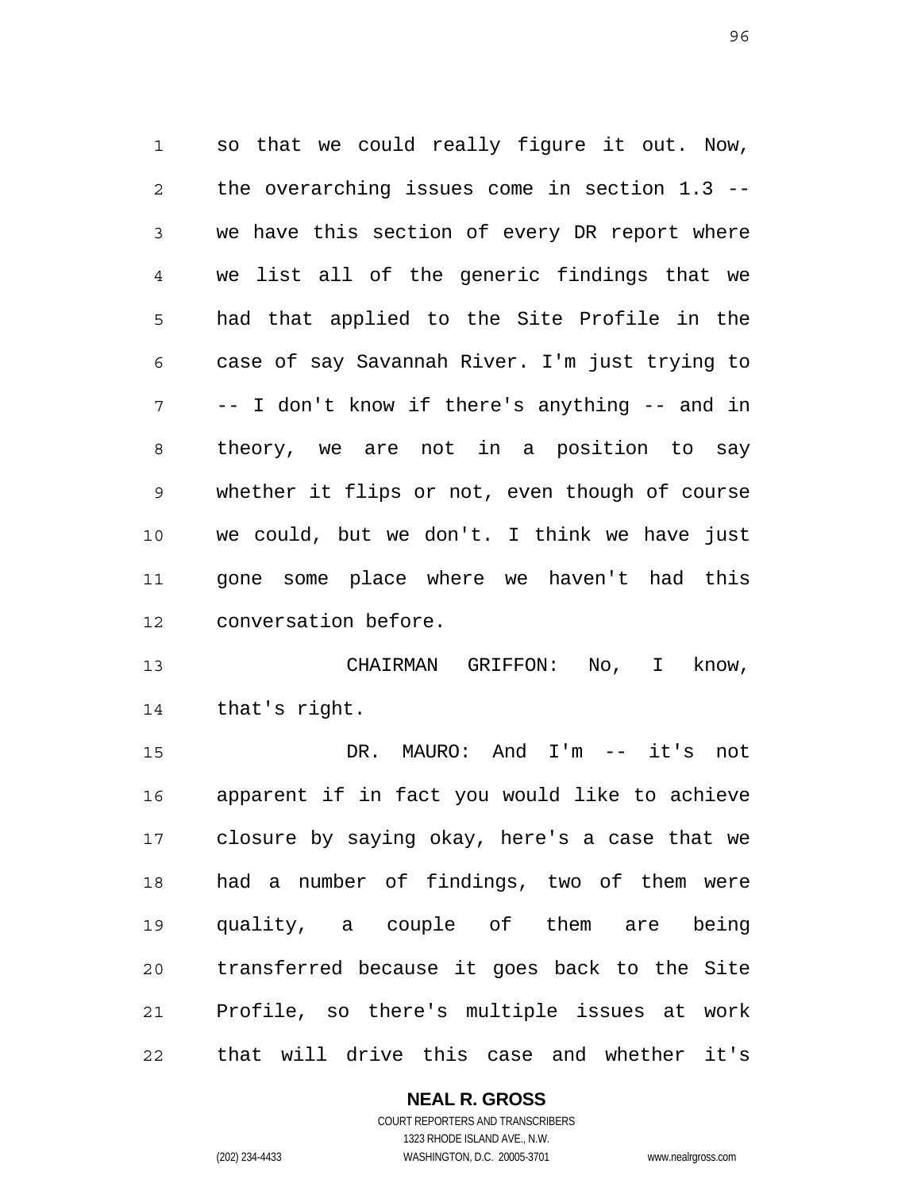so that we could really figure it out. Now, the overarching issues come in section 1.3 -- we have this section of every DR report where we list all of the generic findings that we had that applied to the Site Profile in the case of say Savannah River. I'm just trying to -- I don't know if there's anything -- and in theory, we are not in a position to say whether it flips or not, even though of course we could, but we don't. I think we have just gone some place where we haven't had this conversation before.

CHAIRMAN GRIFFON: No, I know, that's right.

DR. MAURO: And I'm -- it's not apparent if in fact you would like to achieve closure by saying okay, here's a case that we had a number of findings, two of them were quality, a couple of them are being transferred because it goes back to the Site Profile, so there's multiple issues at work that will drive this case and whether it's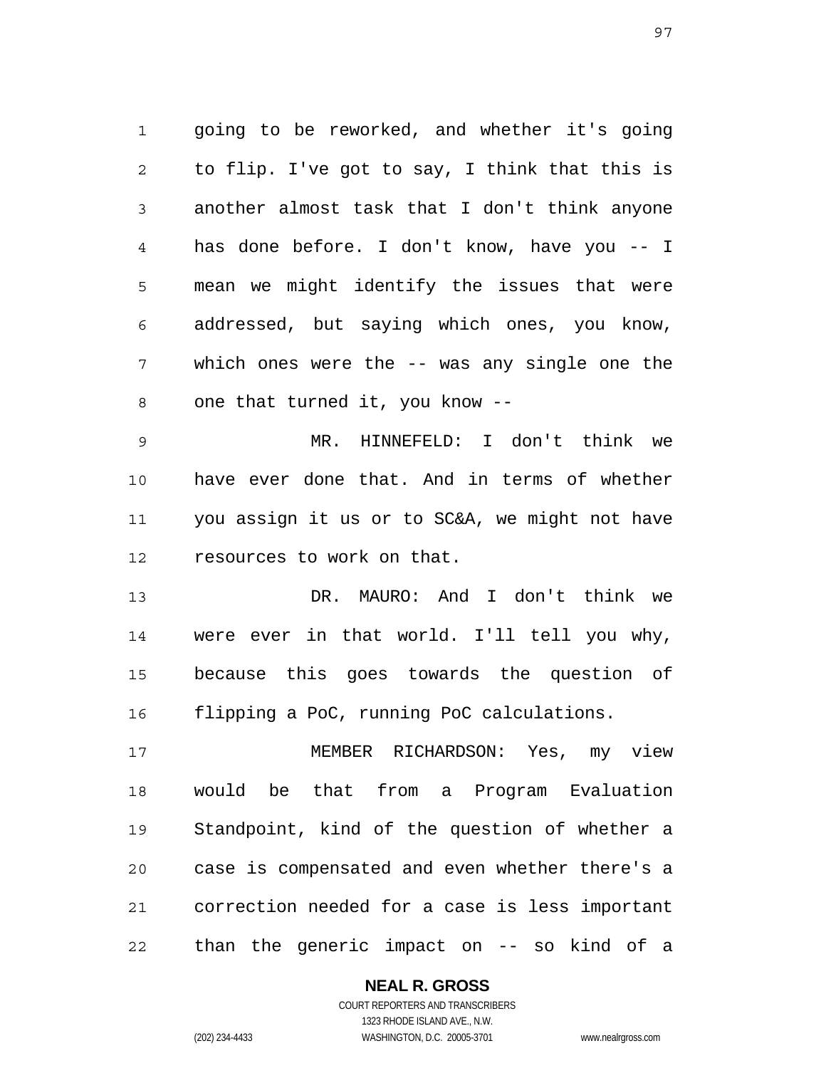going to be reworked, and whether it's going to flip. I've got to say, I think that this is another almost task that I don't think anyone has done before. I don't know, have you -- I mean we might identify the issues that were addressed, but saying which ones, you know, which ones were the -- was any single one the one that turned it, you know --

MR. HINNEFELD: I don't think we have ever done that. And in terms of whether you assign it us or to SC&A, we might not have resources to work on that.

DR. MAURO: And I don't think we were ever in that world. I'll tell you why, because this goes towards the question of flipping a PoC, running PoC calculations.

MEMBER RICHARDSON: Yes, my view would be that from a Program Evaluation Standpoint, kind of the question of whether a case is compensated and even whether there's a correction needed for a case is less important than the generic impact on -- so kind of a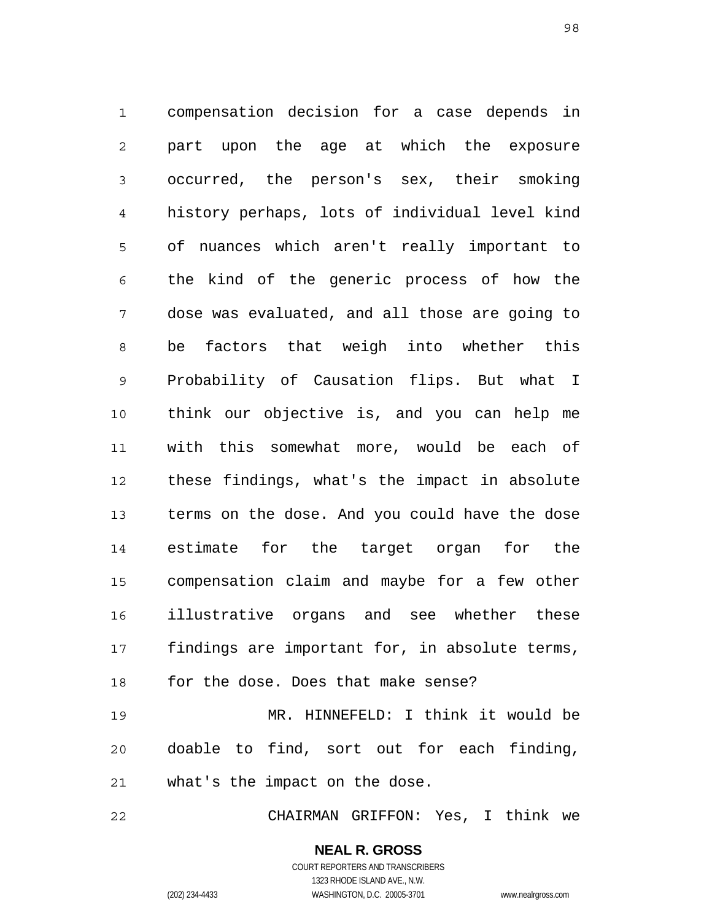compensation decision for a case depends in part upon the age at which the exposure occurred, the person's sex, their smoking history perhaps, lots of individual level kind of nuances which aren't really important to the kind of the generic process of how the dose was evaluated, and all those are going to be factors that weigh into whether this Probability of Causation flips. But what I think our objective is, and you can help me with this somewhat more, would be each of these findings, what's the impact in absolute terms on the dose. And you could have the dose estimate for the target organ for the compensation claim and maybe for a few other illustrative organs and see whether these findings are important for, in absolute terms, for the dose. Does that make sense?

MR. HINNEFELD: I think it would be doable to find, sort out for each finding, what's the impact on the dose.

CHAIRMAN GRIFFON: Yes, I think we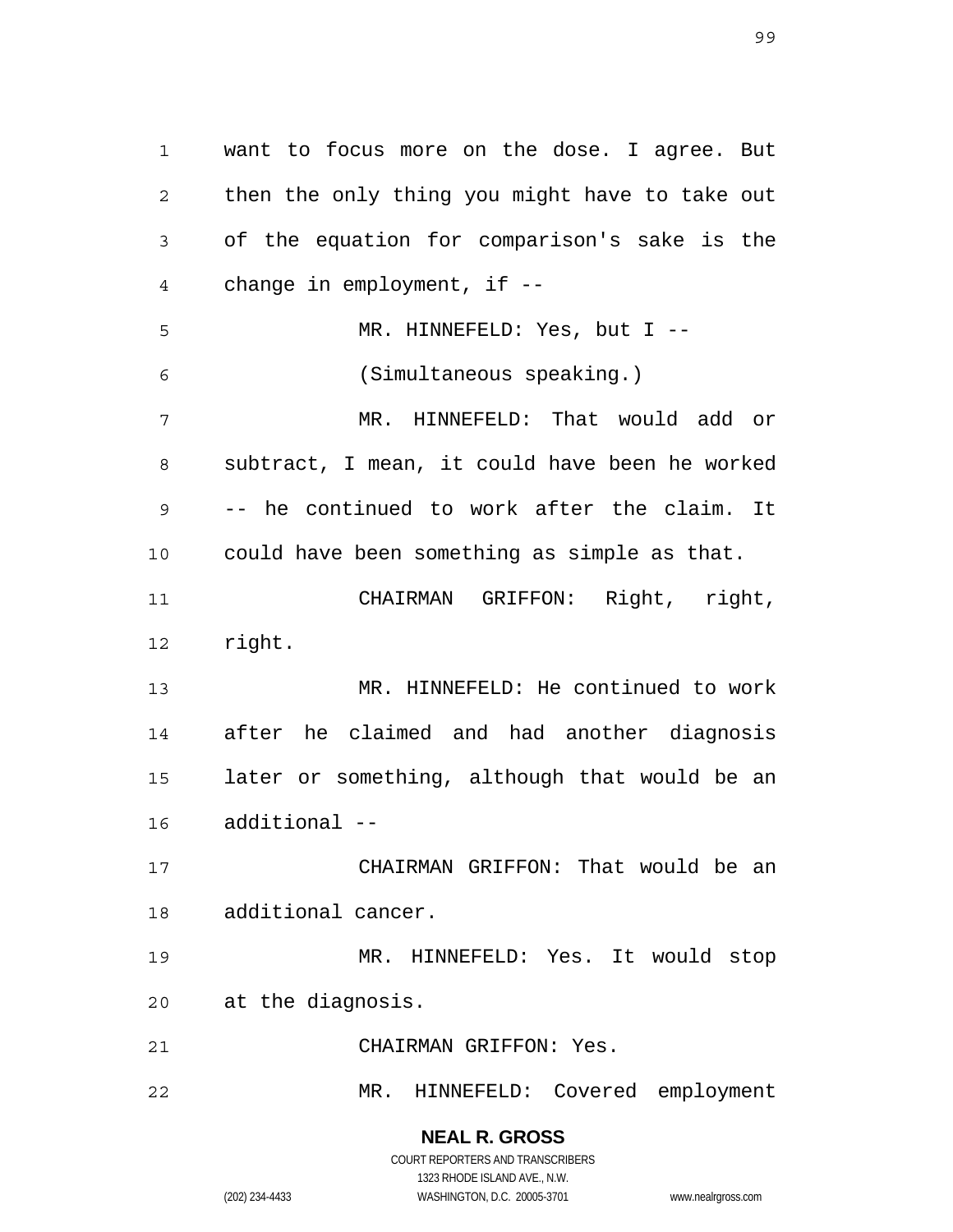want to focus more on the dose. I agree. But then the only thing you might have to take out of the equation for comparison's sake is the change in employment, if --

MR. HINNEFELD: Yes, but I --

(Simultaneous speaking.)

MR. HINNEFELD: That would add or subtract, I mean, it could have been he worked -- he continued to work after the claim. It could have been something as simple as that.

CHAIRMAN GRIFFON: Right, right, right.

MR. HINNEFELD: He continued to work after he claimed and had another diagnosis later or something, although that would be an additional --

CHAIRMAN GRIFFON: That would be an additional cancer.

MR. HINNEFELD: Yes. It would stop at the diagnosis.

CHAIRMAN GRIFFON: Yes.

MR. HINNEFELD: Covered employment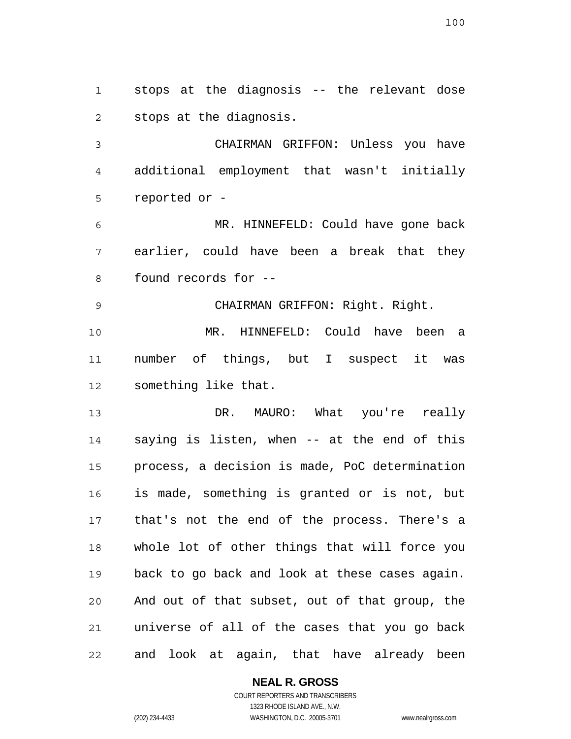stops at the diagnosis -- the relevant dose stops at the diagnosis.

CHAIRMAN GRIFFON: Unless you have additional employment that wasn't initially reported or -

MR. HINNEFELD: Could have gone back earlier, could have been a break that they found records for --

CHAIRMAN GRIFFON: Right. Right.

MR. HINNEFELD: Could have been a number of things, but I suspect it was something like that.

DR. MAURO: What you're really saying is listen, when -- at the end of this process, a decision is made, PoC determination is made, something is granted or is not, but that's not the end of the process. There's a whole lot of other things that will force you back to go back and look at these cases again. And out of that subset, out of that group, the universe of all of the cases that you go back and look at again, that have already been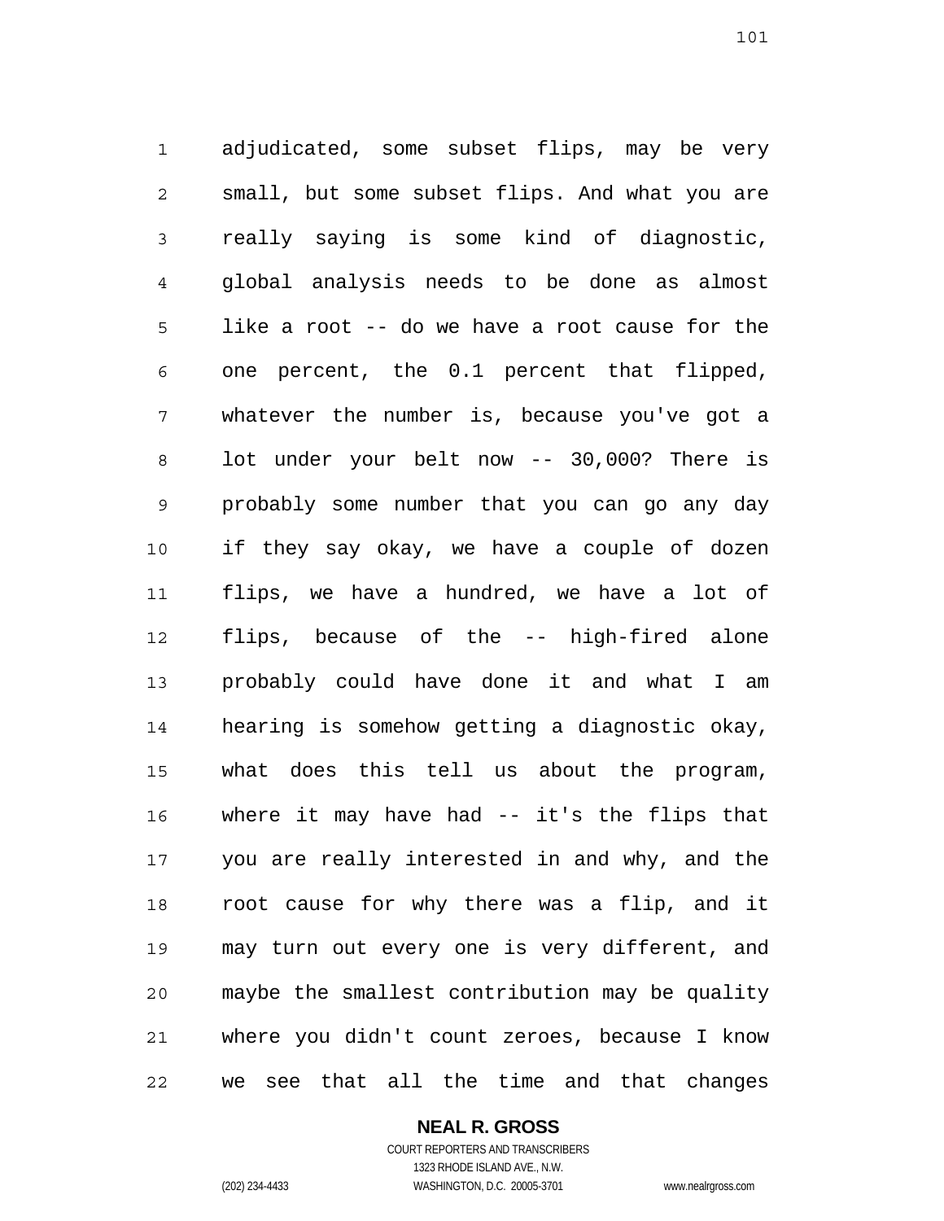adjudicated, some subset flips, may be very small, but some subset flips. And what you are really saying is some kind of diagnostic, global analysis needs to be done as almost like a root -- do we have a root cause for the one percent, the 0.1 percent that flipped, whatever the number is, because you've got a lot under your belt now -- 30,000? There is probably some number that you can go any day if they say okay, we have a couple of dozen flips, we have a hundred, we have a lot of flips, because of the -- high-fired alone probably could have done it and what I am hearing is somehow getting a diagnostic okay, what does this tell us about the program, where it may have had -- it's the flips that you are really interested in and why, and the root cause for why there was a flip, and it may turn out every one is very different, and maybe the smallest contribution may be quality where you didn't count zeroes, because I know we see that all the time and that changes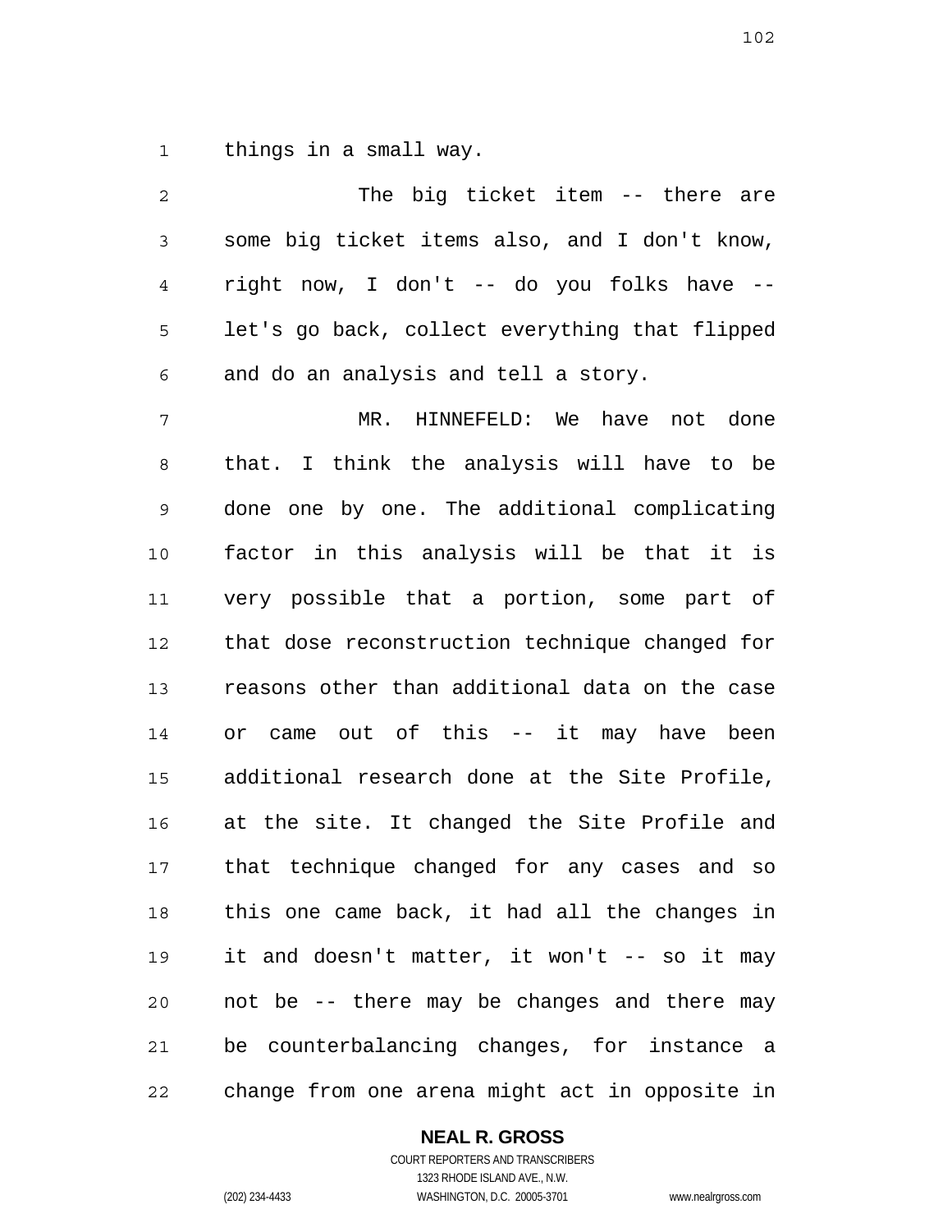things in a small way.

The big ticket item -- there are some big ticket items also, and I don't know, right now, I don't -- do you folks have -- let's go back, collect everything that flipped and do an analysis and tell a story.

MR. HINNEFELD: We have not done that. I think the analysis will have to be done one by one. The additional complicating factor in this analysis will be that it is very possible that a portion, some part of that dose reconstruction technique changed for reasons other than additional data on the case or came out of this -- it may have been additional research done at the Site Profile, at the site. It changed the Site Profile and that technique changed for any cases and so this one came back, it had all the changes in it and doesn't matter, it won't -- so it may not be -- there may be changes and there may be counterbalancing changes, for instance a change from one arena might act in opposite in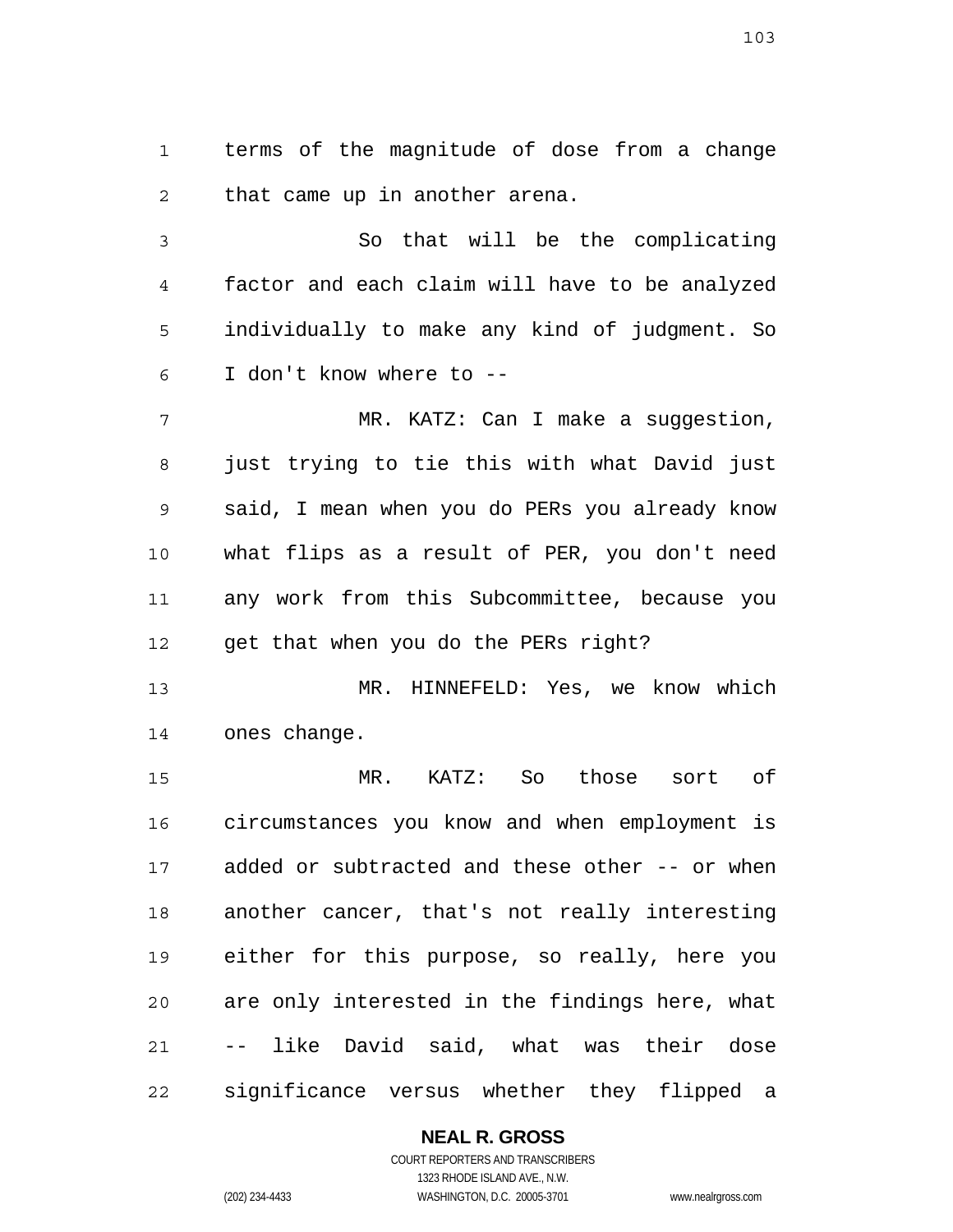terms of the magnitude of dose from a change that came up in another arena.

So that will be the complicating factor and each claim will have to be analyzed individually to make any kind of judgment. So I don't know where to --

MR. KATZ: Can I make a suggestion, just trying to tie this with what David just said, I mean when you do PERs you already know what flips as a result of PER, you don't need any work from this Subcommittee, because you get that when you do the PERs right?

MR. HINNEFELD: Yes, we know which ones change.

MR. KATZ: So those sort of circumstances you know and when employment is added or subtracted and these other -- or when another cancer, that's not really interesting either for this purpose, so really, here you are only interested in the findings here, what -- like David said, what was their dose significance versus whether they flipped a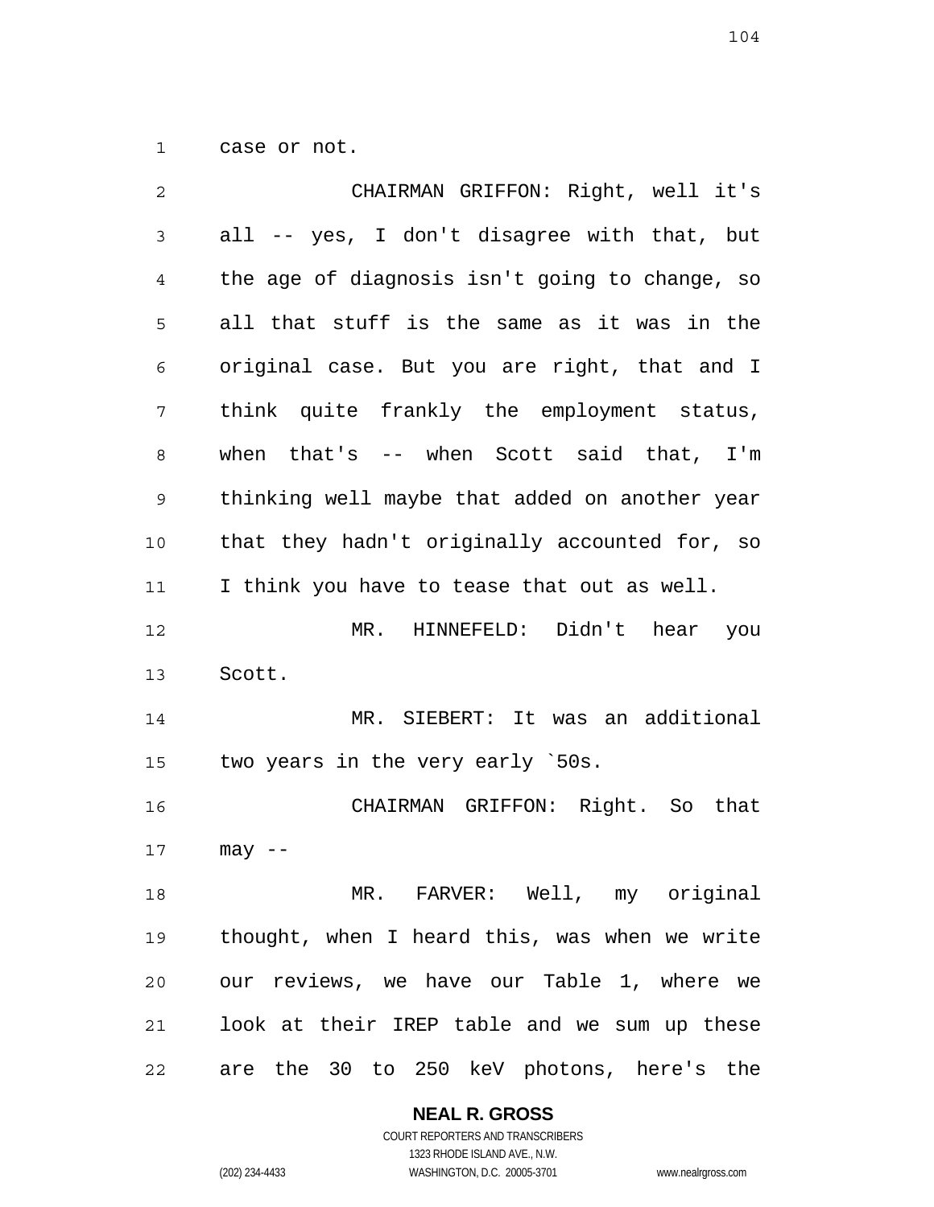case or not.

CHAIRMAN GRIFFON: Right, well it's all -- yes, I don't disagree with that, but the age of diagnosis isn't going to change, so all that stuff is the same as it was in the original case. But you are right, that and I think quite frankly the employment status, when that's -- when Scott said that, I'm thinking well maybe that added on another year that they hadn't originally accounted for, so I think you have to tease that out as well.

MR. HINNEFELD: Didn't hear you Scott.

MR. SIEBERT: It was an additional two years in the very early `50s.

CHAIRMAN GRIFFON: Right. So that may --

MR. FARVER: Well, my original thought, when I heard this, was when we write our reviews, we have our Table 1, where we look at their IREP table and we sum up these are the 30 to 250 keV photons, here's the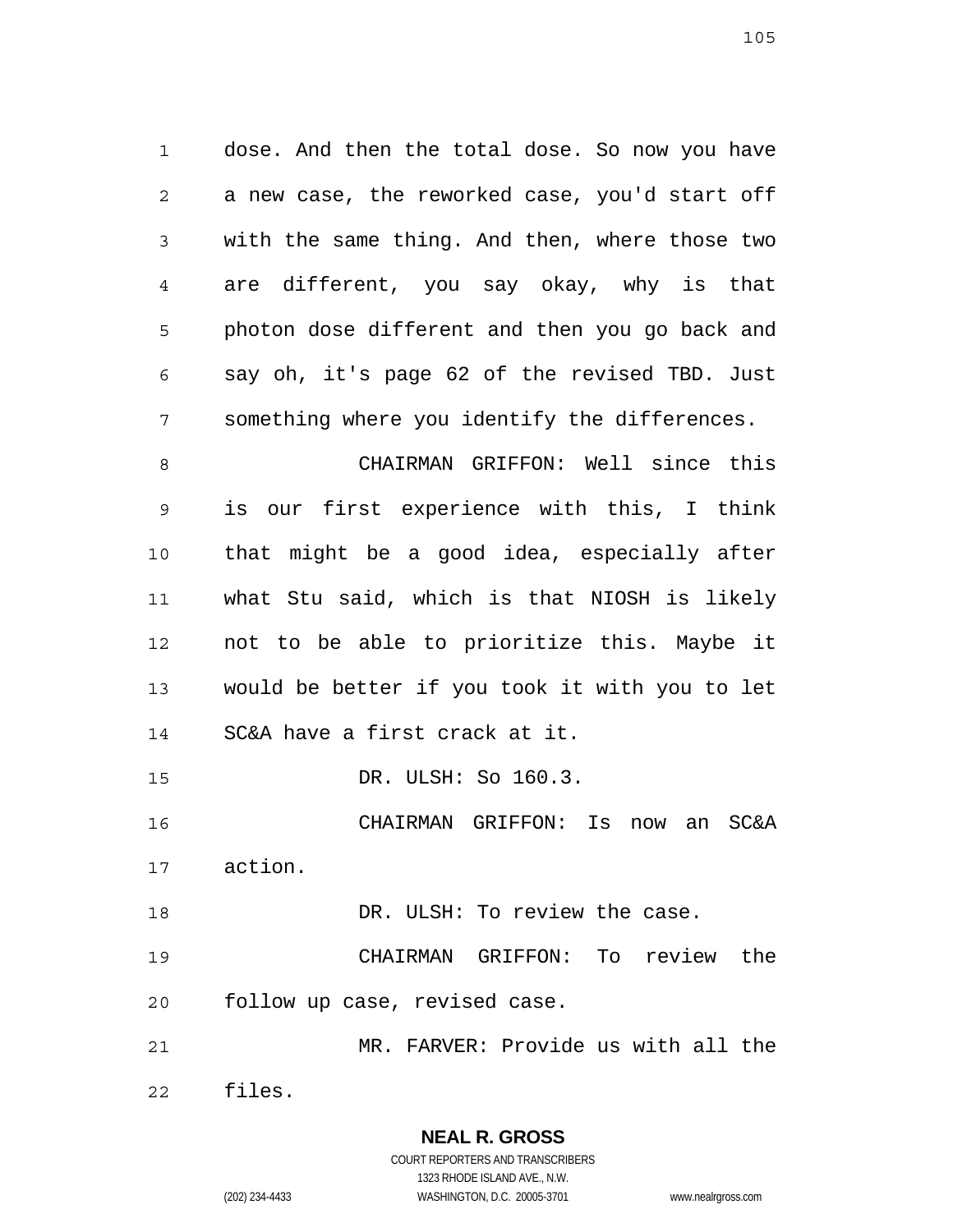dose. And then the total dose. So now you have a new case, the reworked case, you'd start off with the same thing. And then, where those two are different, you say okay, why is that photon dose different and then you go back and say oh, it's page 62 of the revised TBD. Just something where you identify the differences.

CHAIRMAN GRIFFON: Well since this is our first experience with this, I think that might be a good idea, especially after what Stu said, which is that NIOSH is likely not to be able to prioritize this. Maybe it would be better if you took it with you to let SC&A have a first crack at it.

DR. ULSH: So 160.3.

CHAIRMAN GRIFFON: Is now an SC&A action.

DR. ULSH: To review the case.

CHAIRMAN GRIFFON: To review the follow up case, revised case.

MR. FARVER: Provide us with all the files.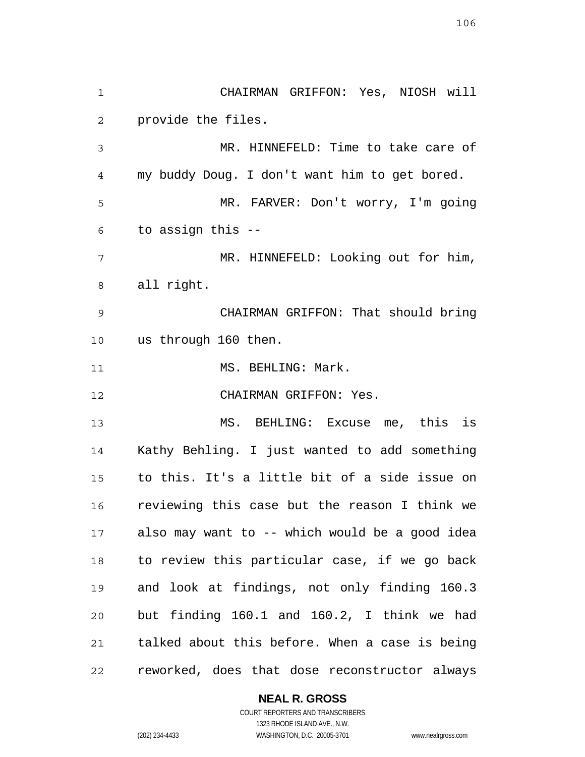CHAIRMAN GRIFFON: Yes, NIOSH will provide the files.

MR. HINNEFELD: Time to take care of my buddy Doug. I don't want him to get bored.

MR. FARVER: Don't worry, I'm going to assign this --

MR. HINNEFELD: Looking out for him, all right.

CHAIRMAN GRIFFON: That should bring us through 160 then.

MS. BEHLING: Mark.

CHAIRMAN GRIFFON: Yes.

MS. BEHLING: Excuse me, this is Kathy Behling. I just wanted to add something to this. It's a little bit of a side issue on reviewing this case but the reason I think we also may want to -- which would be a good idea to review this particular case, if we go back and look at findings, not only finding 160.3 but finding 160.1 and 160.2, I think we had talked about this before. When a case is being reworked, does that dose reconstructor always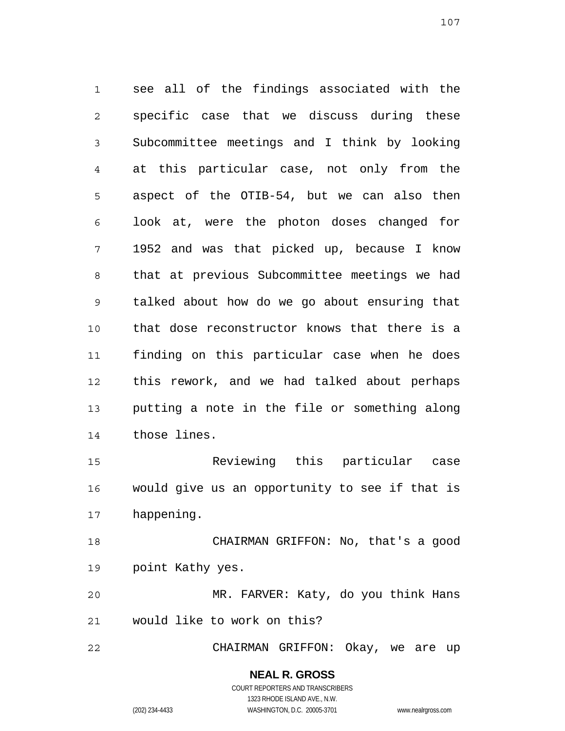see all of the findings associated with the specific case that we discuss during these Subcommittee meetings and I think by looking at this particular case, not only from the aspect of the OTIB-54, but we can also then look at, were the photon doses changed for 1952 and was that picked up, because I know that at previous Subcommittee meetings we had talked about how do we go about ensuring that that dose reconstructor knows that there is a finding on this particular case when he does this rework, and we had talked about perhaps putting a note in the file or something along those lines.

Reviewing this particular case would give us an opportunity to see if that is happening.

CHAIRMAN GRIFFON: No, that's a good point Kathy yes.

MR. FARVER: Katy, do you think Hans would like to work on this?

CHAIRMAN GRIFFON: Okay, we are up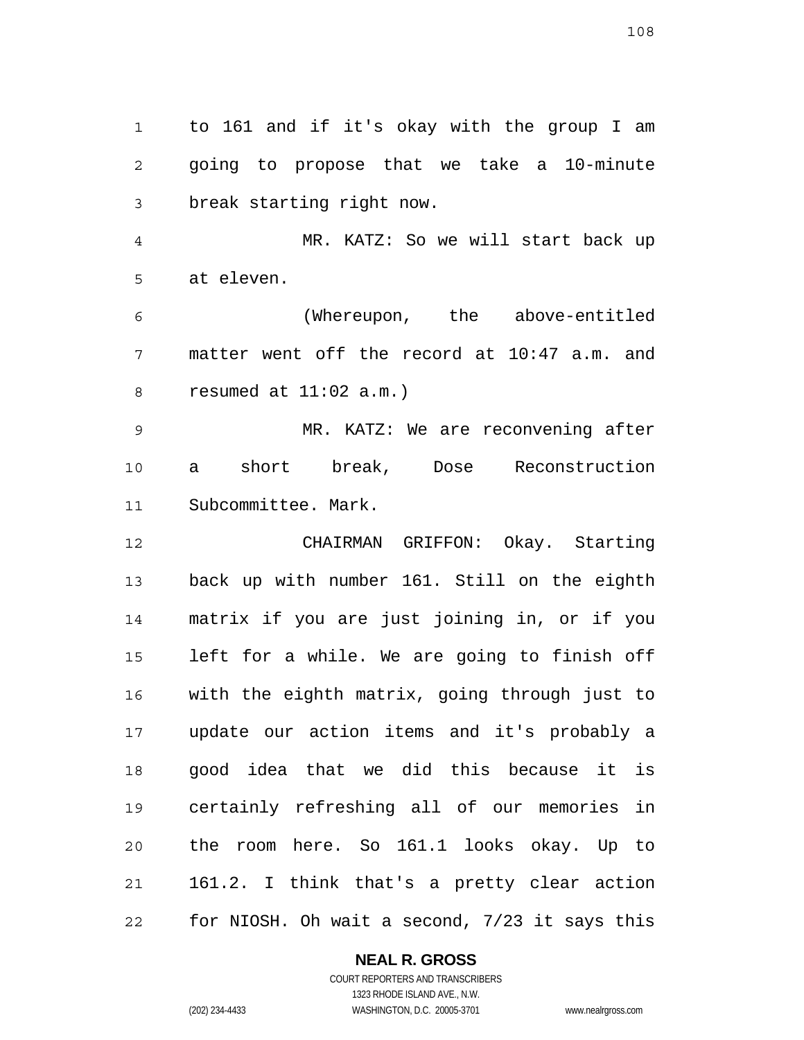to 161 and if it's okay with the group I am going to propose that we take a 10-minute break starting right now.

MR. KATZ: So we will start back up at eleven.

(Whereupon, the above-entitled matter went off the record at 10:47 a.m. and resumed at 11:02 a.m.)

MR. KATZ: We are reconvening after a short break, Dose Reconstruction Subcommittee. Mark.

CHAIRMAN GRIFFON: Okay. Starting back up with number 161. Still on the eighth matrix if you are just joining in, or if you left for a while. We are going to finish off with the eighth matrix, going through just to update our action items and it's probably a good idea that we did this because it is certainly refreshing all of our memories in the room here. So 161.1 looks okay. Up to 161.2. I think that's a pretty clear action for NIOSH. Oh wait a second, 7/23 it says this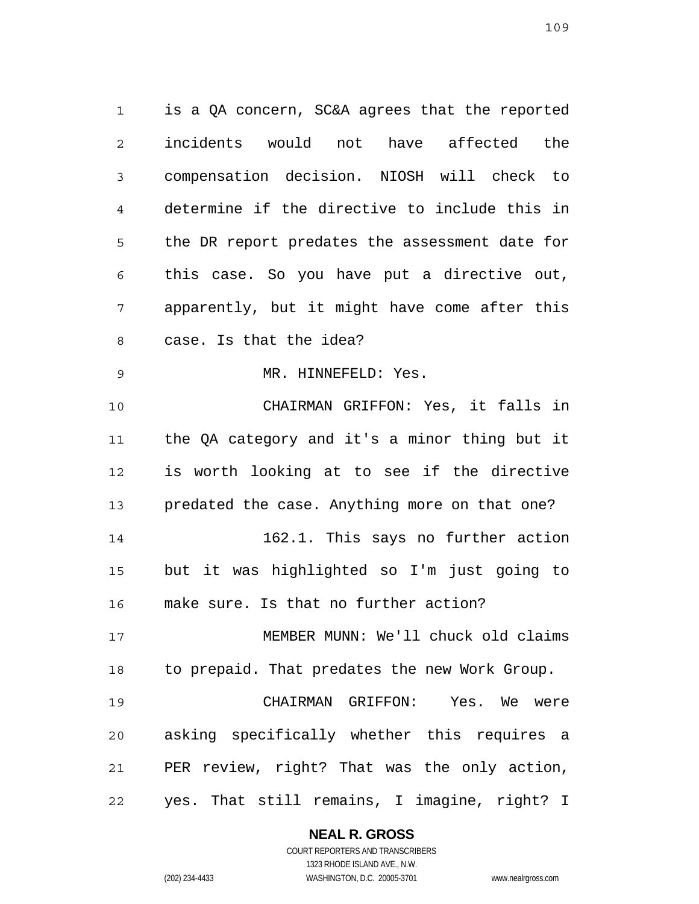is a QA concern, SC&A agrees that the reported incidents would not have affected the compensation decision. NIOSH will check to determine if the directive to include this in the DR report predates the assessment date for this case. So you have put a directive out, apparently, but it might have come after this case. Is that the idea?

MR. HINNEFELD: Yes.

CHAIRMAN GRIFFON: Yes, it falls in the QA category and it's a minor thing but it is worth looking at to see if the directive predated the case. Anything more on that one?

162.1. This says no further action but it was highlighted so I'm just going to make sure. Is that no further action?

MEMBER MUNN: We'll chuck old claims to prepaid. That predates the new Work Group.

CHAIRMAN GRIFFON: Yes. We were asking specifically whether this requires a PER review, right? That was the only action, yes. That still remains, I imagine, right? I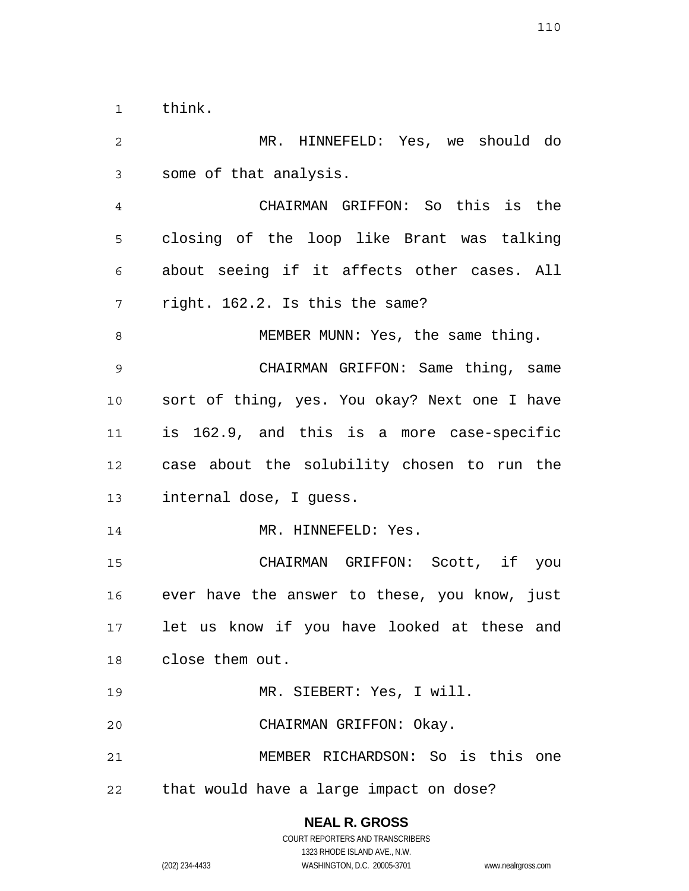think.

MR. HINNEFELD: Yes, we should do some of that analysis.

CHAIRMAN GRIFFON: So this is the closing of the loop like Brant was talking about seeing if it affects other cases. All right. 162.2. Is this the same?

MEMBER MUNN: Yes, the same thing.

CHAIRMAN GRIFFON: Same thing, same sort of thing, yes. You okay? Next one I have is 162.9, and this is a more case-specific case about the solubility chosen to run the internal dose, I guess.

MR. HINNEFELD: Yes.

CHAIRMAN GRIFFON: Scott, if you ever have the answer to these, you know, just let us know if you have looked at these and close them out.

MR. SIEBERT: Yes, I will.

CHAIRMAN GRIFFON: Okay.

MEMBER RICHARDSON: So is this one that would have a large impact on dose?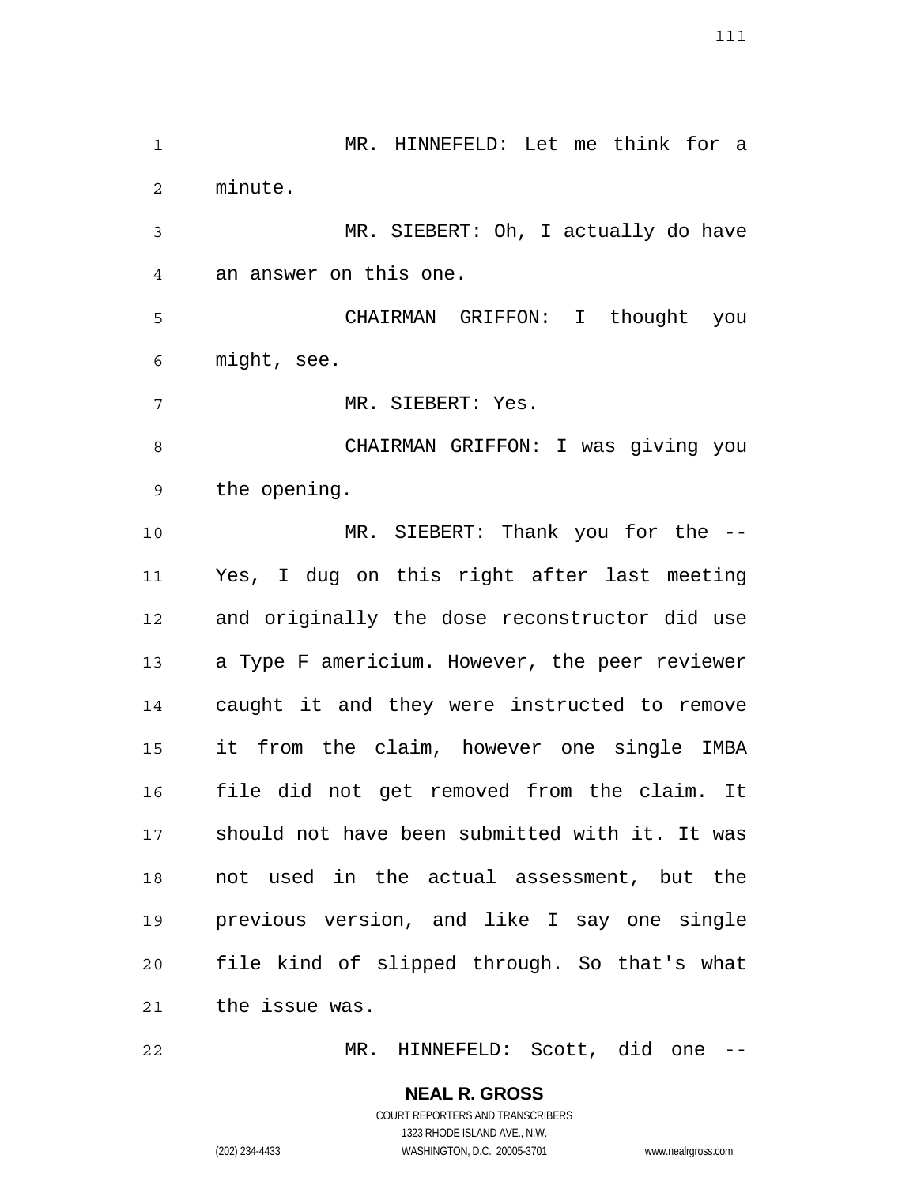MR. HINNEFELD: Let me think for a minute.

MR. SIEBERT: Oh, I actually do have an answer on this one.

CHAIRMAN GRIFFON: I thought you might, see.

MR. SIEBERT: Yes.

CHAIRMAN GRIFFON: I was giving you the opening.

MR. SIEBERT: Thank you for the -- Yes, I dug on this right after last meeting and originally the dose reconstructor did use a Type F americium. However, the peer reviewer caught it and they were instructed to remove it from the claim, however one single IMBA file did not get removed from the claim. It should not have been submitted with it. It was not used in the actual assessment, but the previous version, and like I say one single file kind of slipped through. So that's what the issue was.

MR. HINNEFELD: Scott, did one --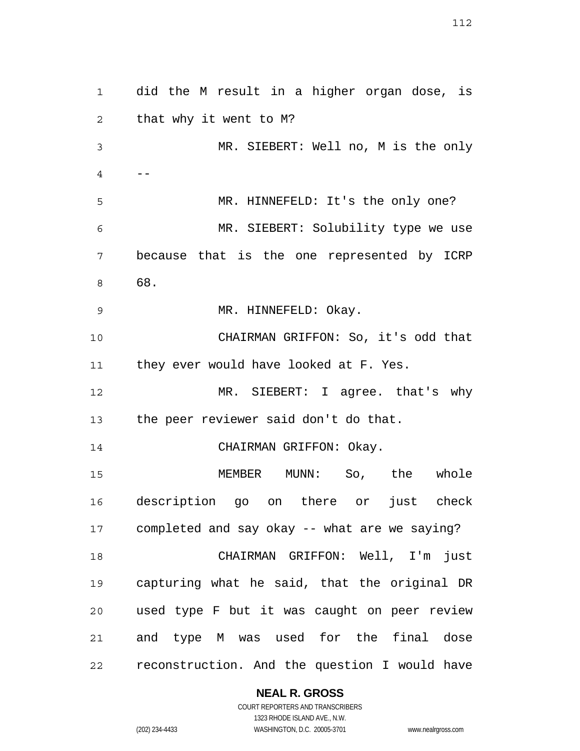did the M result in a higher organ dose, is that why it went to M?

MR. SIEBERT: Well no, M is the only --

MR. HINNEFELD: It's the only one?

MR. SIEBERT: Solubility type we use because that is the one represented by ICRP 68.

MR. HINNEFELD: Okay.

CHAIRMAN GRIFFON: So, it's odd that they ever would have looked at F. Yes.

MR. SIEBERT: I agree. that's why the peer reviewer said don't do that.

CHAIRMAN GRIFFON: Okay.

MEMBER MUNN: So, the whole description go on there or just check completed and say okay -- what are we saying?

CHAIRMAN GRIFFON: Well, I'm just capturing what he said, that the original DR used type F but it was caught on peer review and type M was used for the final dose reconstruction. And the question I would have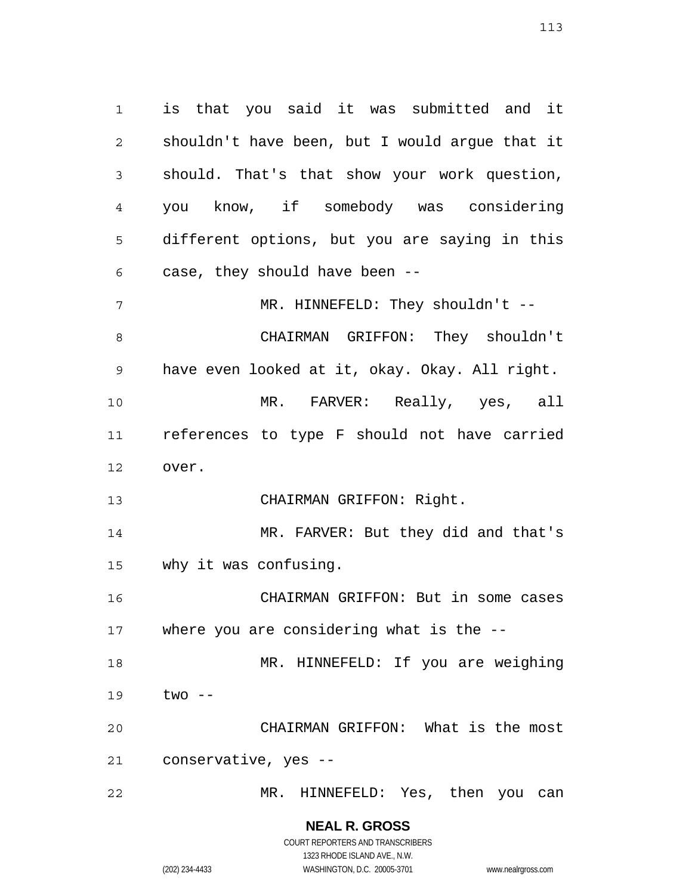is that you said it was submitted and it shouldn't have been, but I would argue that it should. That's that show your work question, you know, if somebody was considering different options, but you are saying in this case, they should have been --

MR. HINNEFELD: They shouldn't --

CHAIRMAN GRIFFON: They shouldn't have even looked at it, okay. Okay. All right.

MR. FARVER: Really, yes, all references to type F should not have carried over.

CHAIRMAN GRIFFON: Right.

MR. FARVER: But they did and that's why it was confusing.

CHAIRMAN GRIFFON: But in some cases where you are considering what is the --

MR. HINNEFELD: If you are weighing two --

CHAIRMAN GRIFFON: What is the most conservative, yes --

MR. HINNEFELD: Yes, then you can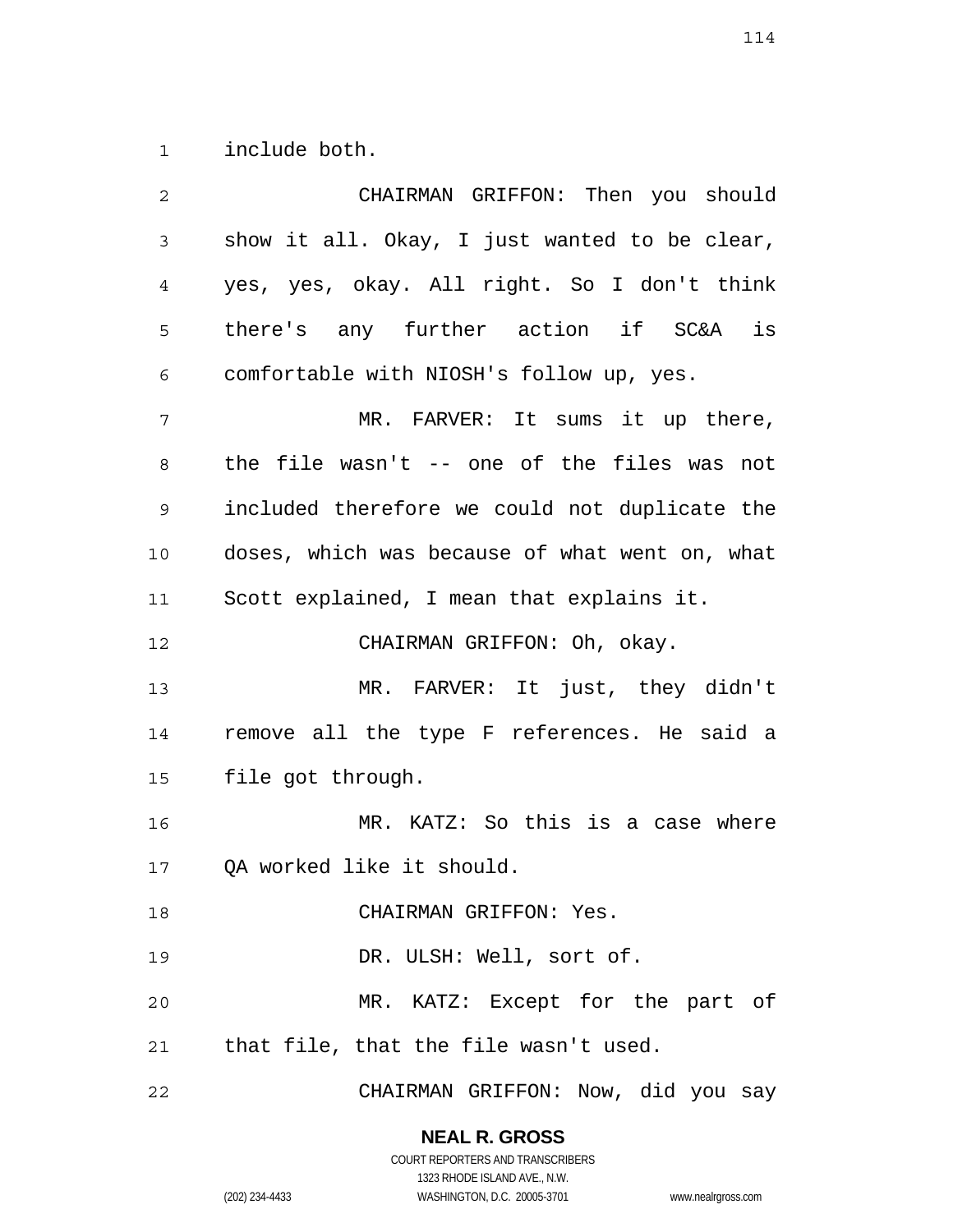include both.

CHAIRMAN GRIFFON: Then you should show it all. Okay, I just wanted to be clear, yes, yes, okay. All right. So I don't think there's any further action if SC&A is comfortable with NIOSH's follow up, yes.

MR. FARVER: It sums it up there, the file wasn't -- one of the files was not included therefore we could not duplicate the doses, which was because of what went on, what Scott explained, I mean that explains it.

CHAIRMAN GRIFFON: Oh, okay.

MR. FARVER: It just, they didn't remove all the type F references. He said a file got through.

MR. KATZ: So this is a case where QA worked like it should.

CHAIRMAN GRIFFON: Yes.

DR. ULSH: Well, sort of.

MR. KATZ: Except for the part of that file, that the file wasn't used.

CHAIRMAN GRIFFON: Now, did you say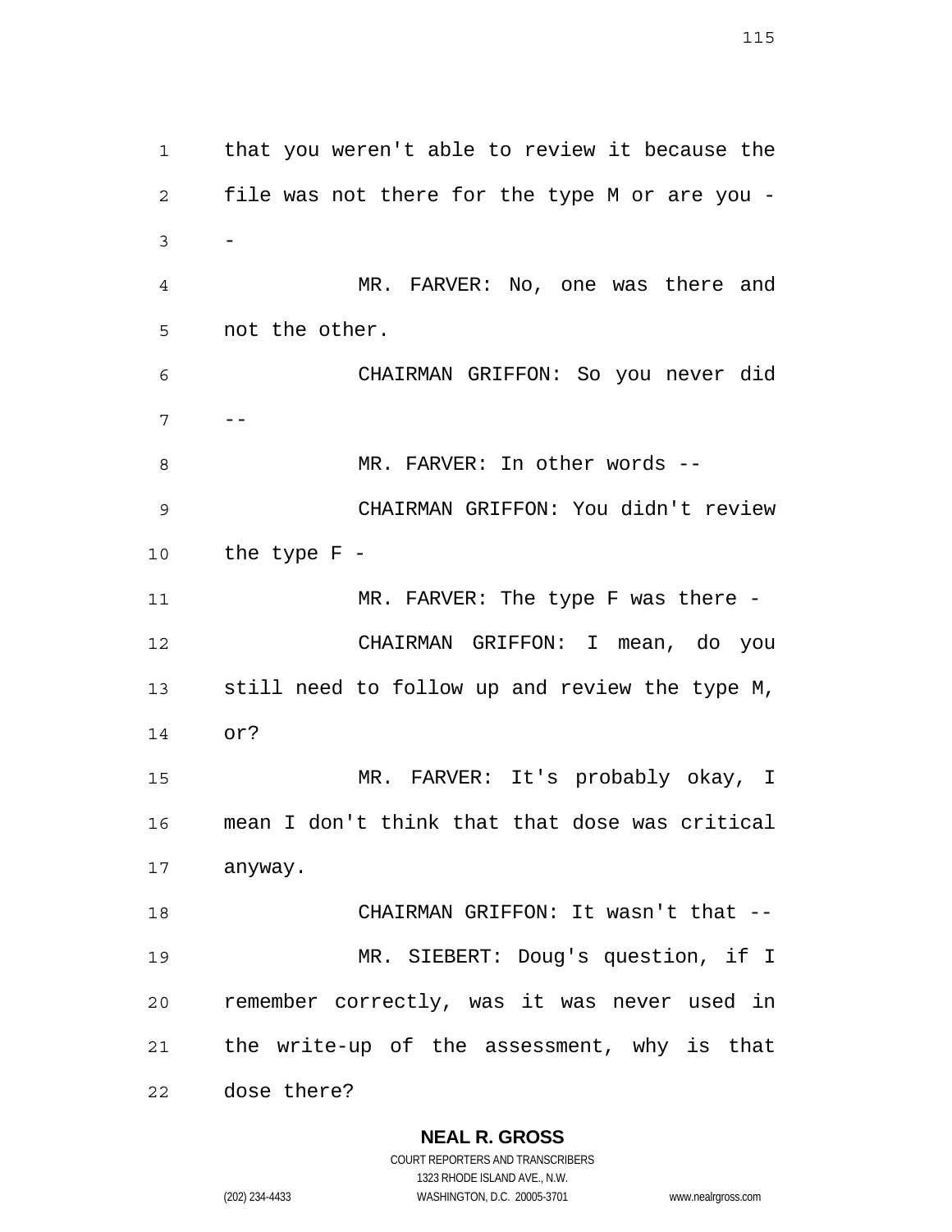that you weren't able to review it because the file was not there for the type M or are you --

MR. FARVER: No, one was there and not the other.

CHAIRMAN GRIFFON: So you never did --

MR. FARVER: In other words --

CHAIRMAN GRIFFON: You didn't review the type F -

MR. FARVER: The type F was there -

CHAIRMAN GRIFFON: I mean, do you still need to follow up and review the type M, or?

MR. FARVER: It's probably okay, I mean I don't think that that dose was critical anyway.

CHAIRMAN GRIFFON: It wasn't that --

MR. SIEBERT: Doug's question, if I remember correctly, was it was never used in the write-up of the assessment, why is that dose there?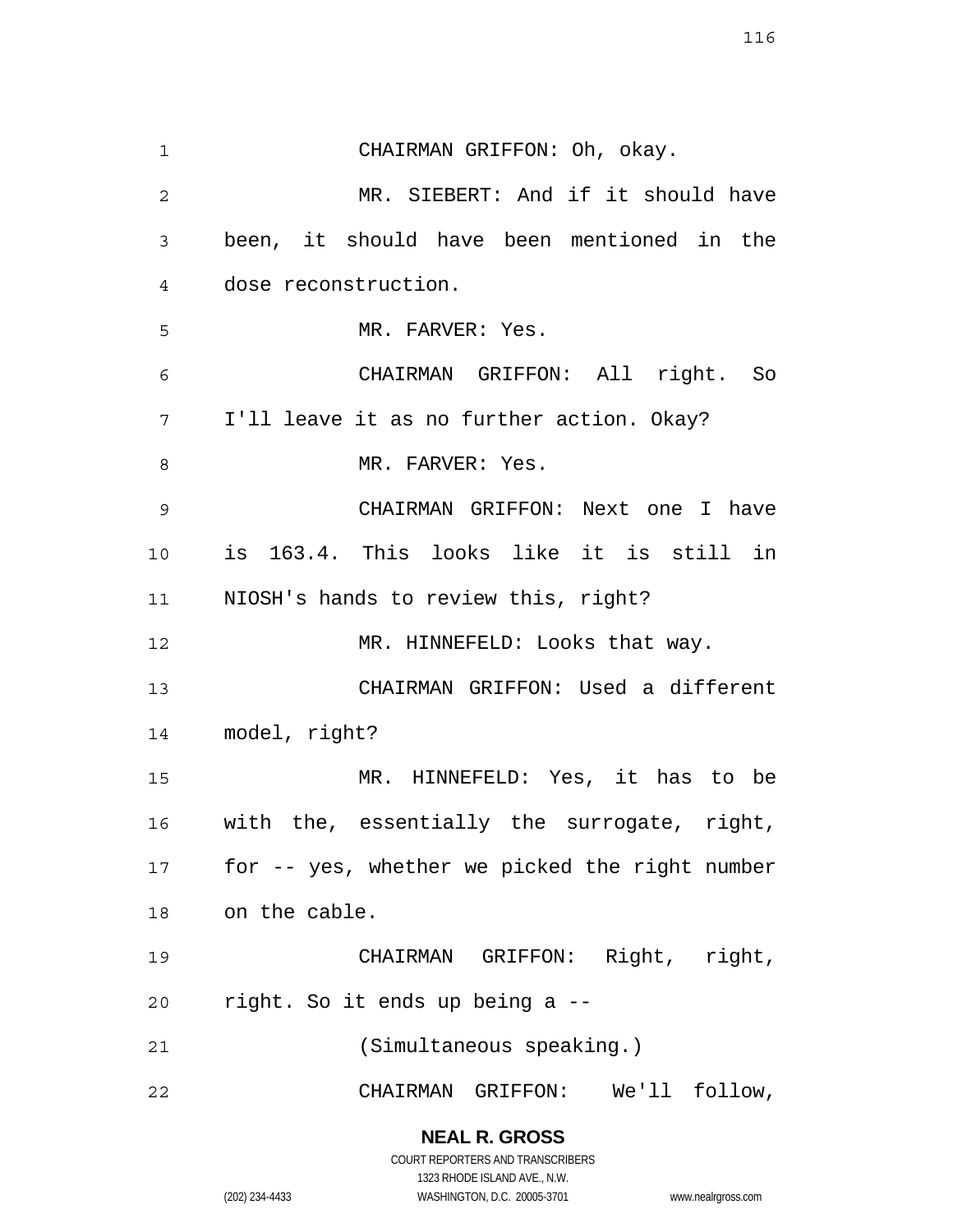CHAIRMAN GRIFFON: Oh, okay.

MR. SIEBERT: And if it should have been, it should have been mentioned in the dose reconstruction.

MR. FARVER: Yes.

CHAIRMAN GRIFFON: All right. So I'll leave it as no further action. Okay?

MR. FARVER: Yes.

CHAIRMAN GRIFFON: Next one I have is 163.4. This looks like it is still in NIOSH's hands to review this, right?

MR. HINNEFELD: Looks that way.

CHAIRMAN GRIFFON: Used a different model, right?

MR. HINNEFELD: Yes, it has to be with the, essentially the surrogate, right, for -- yes, whether we picked the right number on the cable.

CHAIRMAN GRIFFON: Right, right, right. So it ends up being a --

(Simultaneous speaking.)

CHAIRMAN GRIFFON: We'll follow,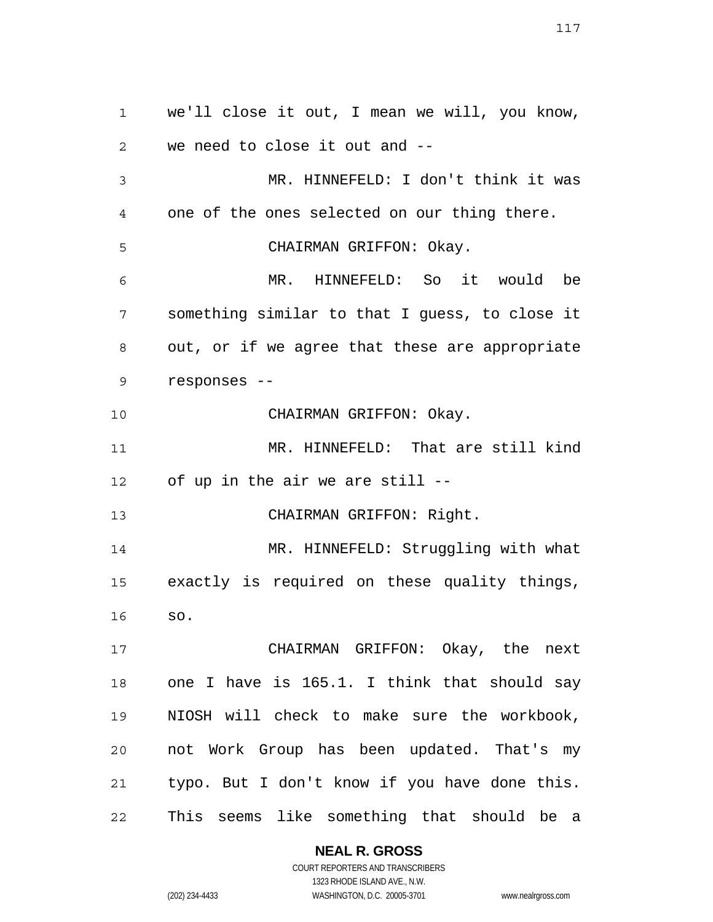we'll close it out, I mean we will, you know, we need to close it out and --

MR. HINNEFELD: I don't think it was one of the ones selected on our thing there.

CHAIRMAN GRIFFON: Okay.

MR. HINNEFELD: So it would be something similar to that I guess, to close it out, or if we agree that these are appropriate responses --

CHAIRMAN GRIFFON: Okay.

MR. HINNEFELD: That are still kind of up in the air we are still --

CHAIRMAN GRIFFON: Right.

MR. HINNEFELD: Struggling with what exactly is required on these quality things, so.

CHAIRMAN GRIFFON: Okay, the next one I have is 165.1. I think that should say NIOSH will check to make sure the workbook, not Work Group has been updated. That's my typo. But I don't know if you have done this. This seems like something that should be a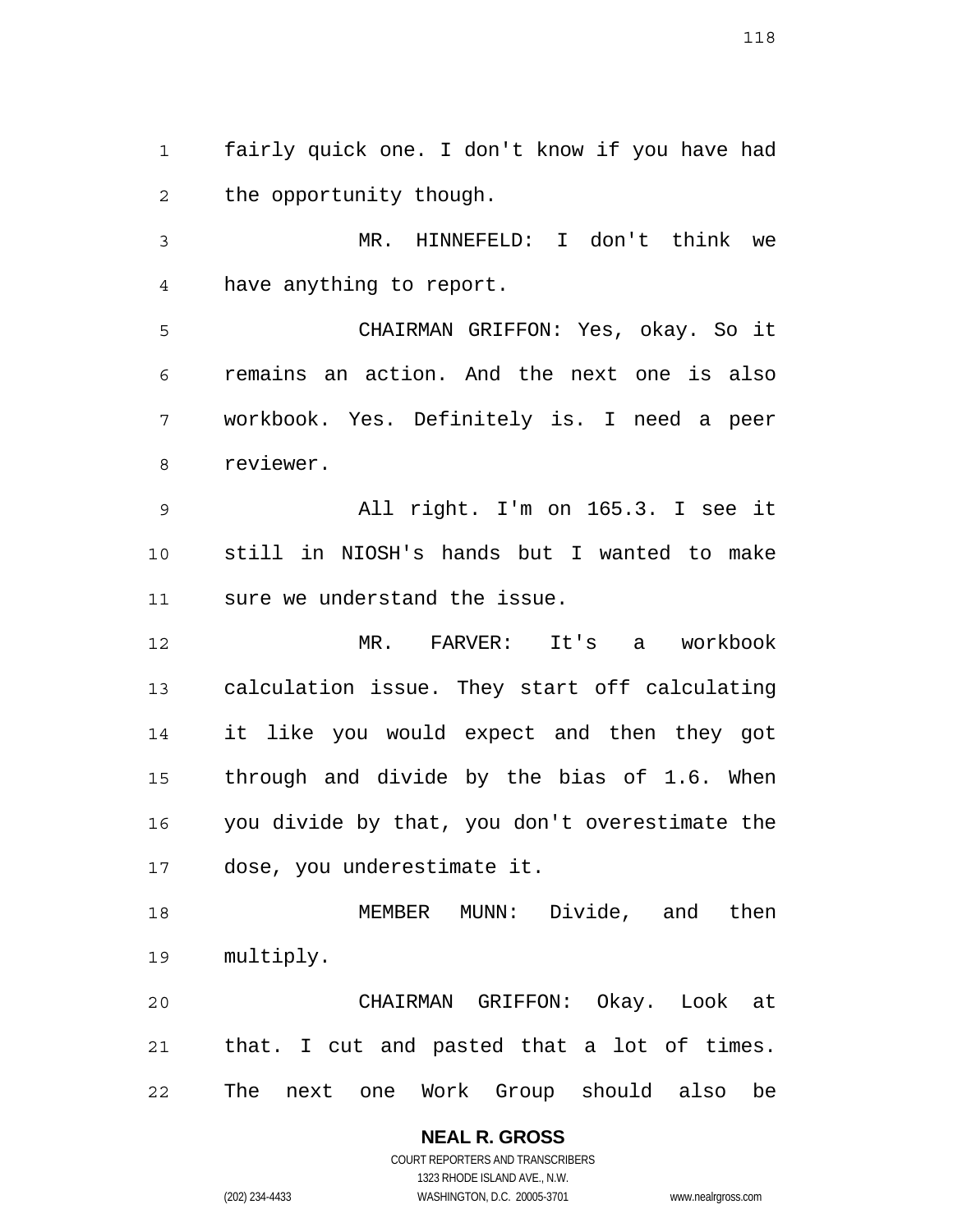fairly quick one. I don't know if you have had the opportunity though.

MR. HINNEFELD: I don't think we have anything to report.

CHAIRMAN GRIFFON: Yes, okay. So it remains an action. And the next one is also workbook. Yes. Definitely is. I need a peer reviewer.

All right. I'm on 165.3. I see it still in NIOSH's hands but I wanted to make sure we understand the issue.

MR. FARVER: It's a workbook calculation issue. They start off calculating it like you would expect and then they got through and divide by the bias of 1.6. When you divide by that, you don't overestimate the dose, you underestimate it.

MEMBER MUNN: Divide, and then multiply.

CHAIRMAN GRIFFON: Okay. Look at that. I cut and pasted that a lot of times. The next one Work Group should also be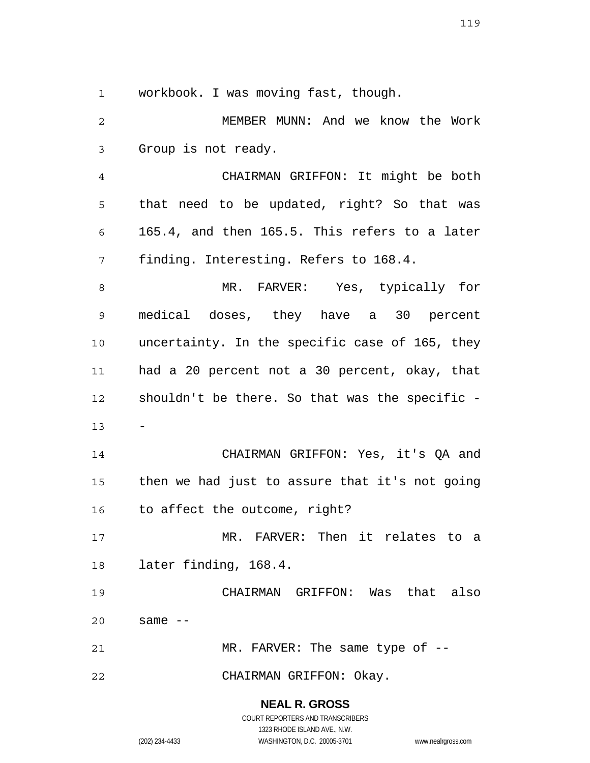workbook. I was moving fast, though.

MEMBER MUNN: And we know the Work Group is not ready.

CHAIRMAN GRIFFON: It might be both that need to be updated, right? So that was 165.4, and then 165.5. This refers to a later finding. Interesting. Refers to 168.4.

MR. FARVER: Yes, typically for medical doses, they have a 30 percent uncertainty. In the specific case of 165, they had a 20 percent not a 30 percent, okay, that shouldn't be there. So that was the specific --

CHAIRMAN GRIFFON: Yes, it's QA and then we had just to assure that it's not going to affect the outcome, right?

MR. FARVER: Then it relates to a later finding, 168.4.

CHAIRMAN GRIFFON: Was that also same --

MR. FARVER: The same type of --

CHAIRMAN GRIFFON: Okay.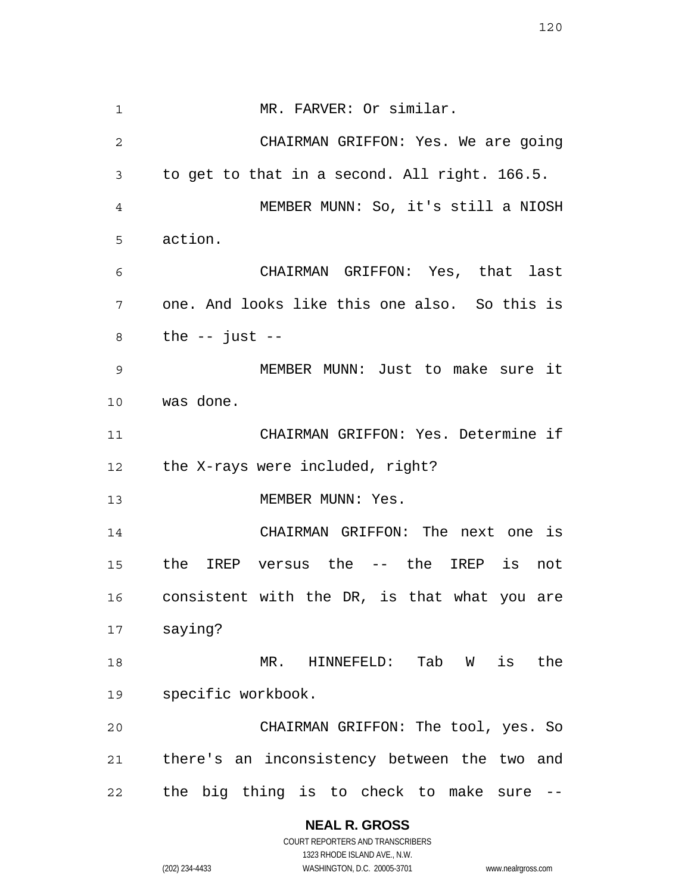MR. FARVER: Or similar.

CHAIRMAN GRIFFON: Yes. We are going to get to that in a second. All right. 166.5.

MEMBER MUNN: So, it's still a NIOSH action.

CHAIRMAN GRIFFON: Yes, that last one. And looks like this one also. So this is the -- just --

MEMBER MUNN: Just to make sure it was done.

CHAIRMAN GRIFFON: Yes. Determine if the X-rays were included, right?

MEMBER MUNN: Yes.

CHAIRMAN GRIFFON: The next one is the IREP versus the -- the IREP is not consistent with the DR, is that what you are saying?

MR. HINNEFELD: Tab W is the specific workbook.

CHAIRMAN GRIFFON: The tool, yes. So there's an inconsistency between the two and the big thing is to check to make sure --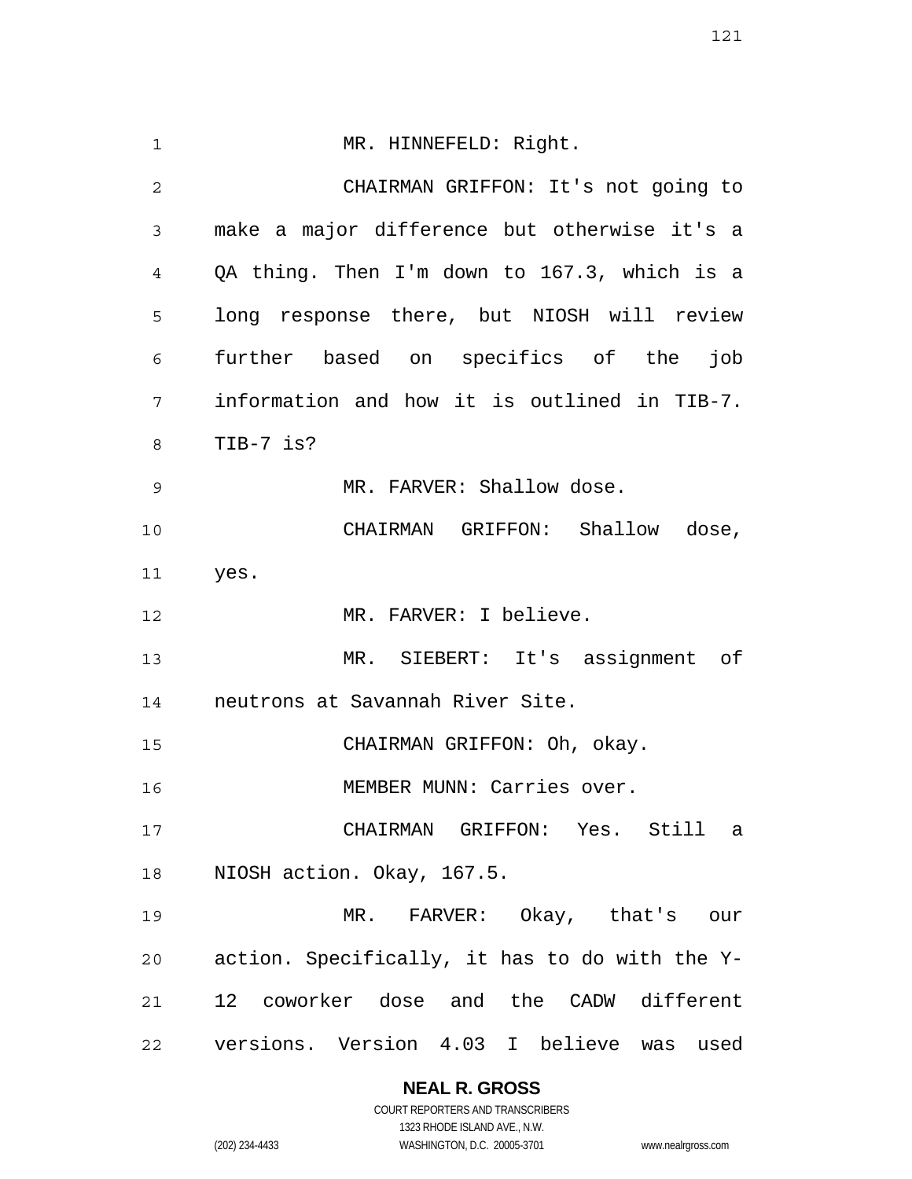MR. HINNEFELD: Right.

CHAIRMAN GRIFFON: It's not going to make a major difference but otherwise it's a QA thing. Then I'm down to 167.3, which is a long response there, but NIOSH will review further based on specifics of the job information and how it is outlined in TIB-7. TIB-7 is?

MR. FARVER: Shallow dose.

CHAIRMAN GRIFFON: Shallow dose, yes.

MR. FARVER: I believe.

MR. SIEBERT: It's assignment of neutrons at Savannah River Site.

CHAIRMAN GRIFFON: Oh, okay.

MEMBER MUNN: Carries over.

CHAIRMAN GRIFFON: Yes. Still a NIOSH action. Okay, 167.5.

MR. FARVER: Okay, that's our action. Specifically, it has to do with the Y-12 coworker dose and the CADW different versions. Version 4.03 I believe was used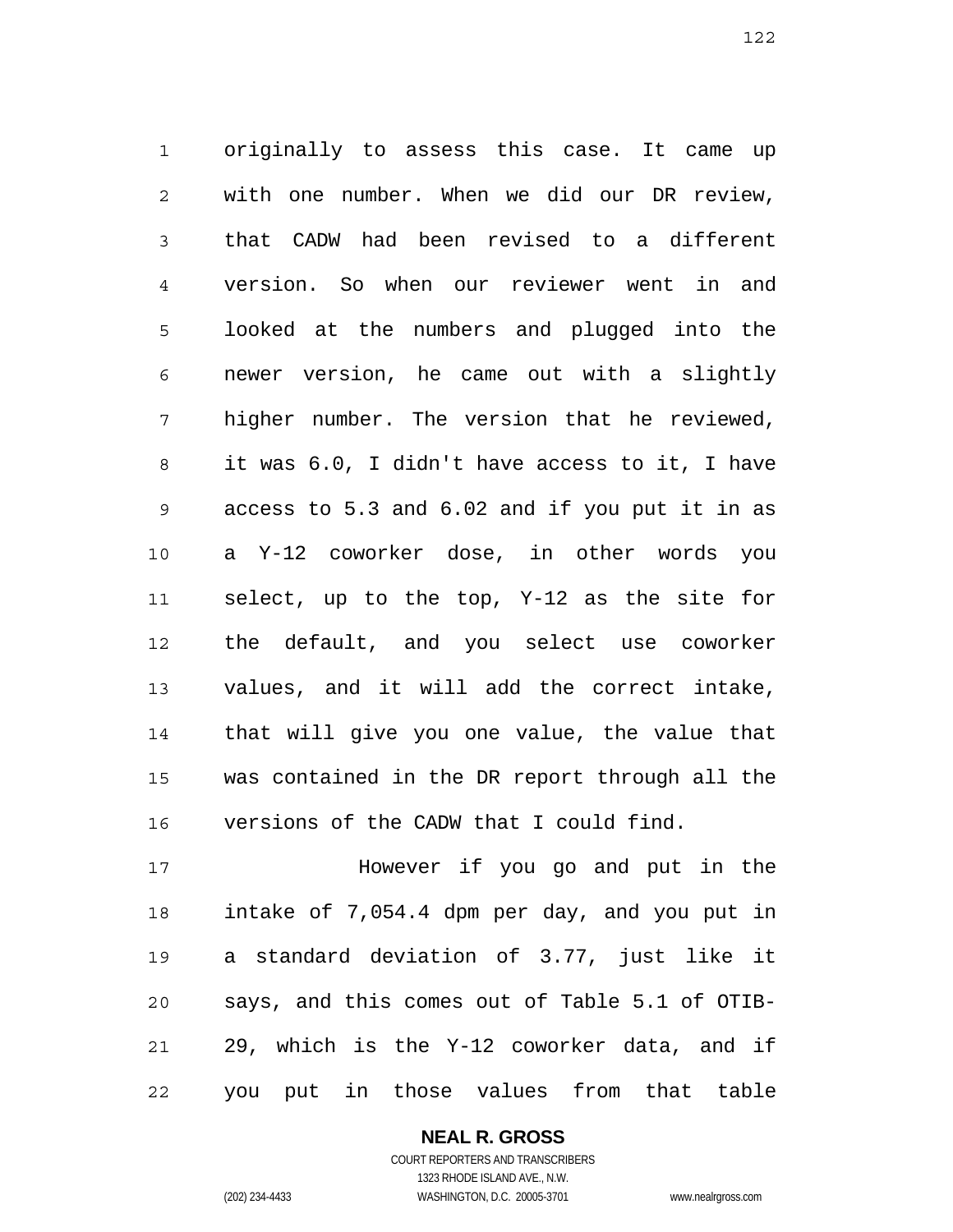originally to assess this case. It came up with one number. When we did our DR review, that CADW had been revised to a different version. So when our reviewer went in and looked at the numbers and plugged into the newer version, he came out with a slightly higher number. The version that he reviewed, it was 6.0, I didn't have access to it, I have access to 5.3 and 6.02 and if you put it in as a Y-12 coworker dose, in other words you select, up to the top, Y-12 as the site for the default, and you select use coworker values, and it will add the correct intake, that will give you one value, the value that was contained in the DR report through all the versions of the CADW that I could find.

However if you go and put in the intake of 7,054.4 dpm per day, and you put in a standard deviation of 3.77, just like it says, and this comes out of Table 5.1 of OTIB-29, which is the Y-12 coworker data, and if you put in those values from that table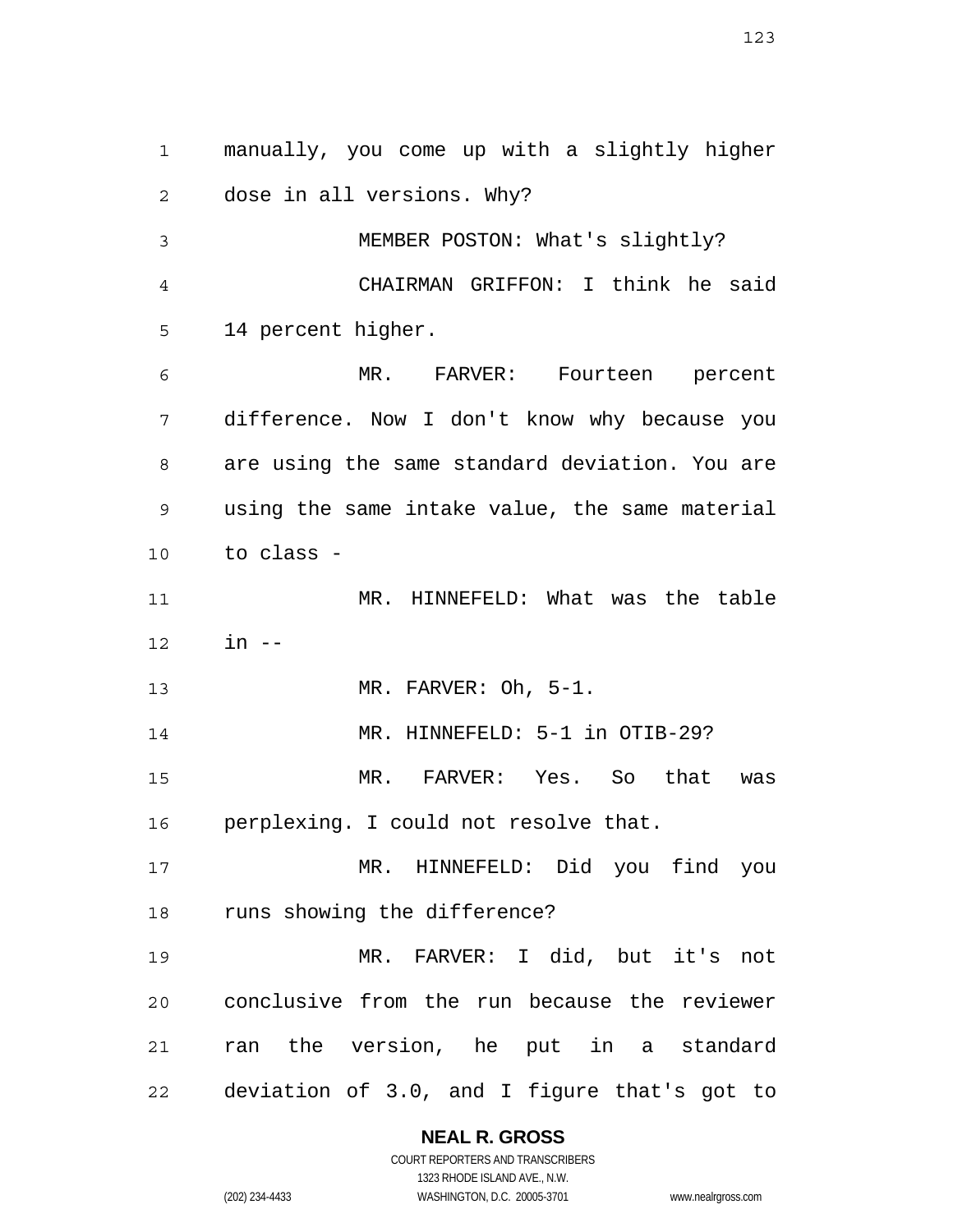manually, you come up with a slightly higher dose in all versions. Why?

MEMBER POSTON: What's slightly?

CHAIRMAN GRIFFON: I think he said 14 percent higher.

MR. FARVER: Fourteen percent difference. Now I don't know why because you are using the same standard deviation. You are using the same intake value, the same material to class -

MR. HINNEFELD: What was the table in --

MR. FARVER: Oh, 5-1.

MR. HINNEFELD: 5-1 in OTIB-29?

MR. FARVER: Yes. So that was perplexing. I could not resolve that.

MR. HINNEFELD: Did you find you runs showing the difference?

MR. FARVER: I did, but it's not conclusive from the run because the reviewer ran the version, he put in a standard deviation of 3.0, and I figure that's got to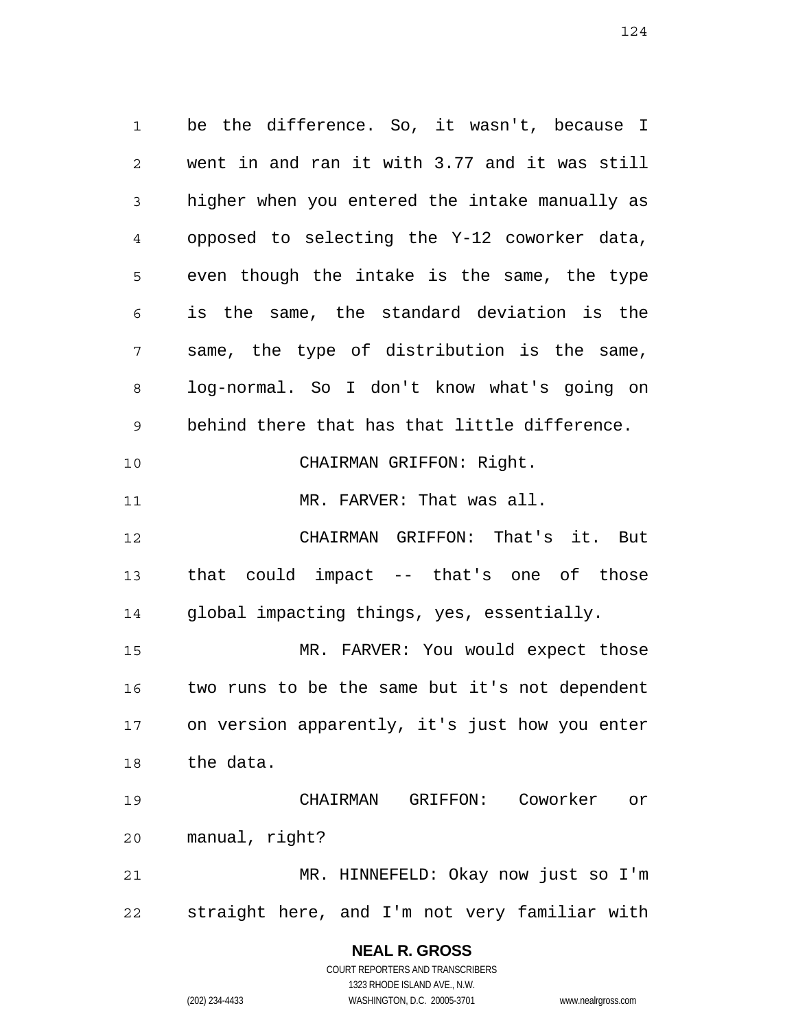be the difference. So, it wasn't, because I went in and ran it with 3.77 and it was still higher when you entered the intake manually as opposed to selecting the Y-12 coworker data, even though the intake is the same, the type is the same, the standard deviation is the same, the type of distribution is the same, log-normal. So I don't know what's going on behind there that has that little difference.

CHAIRMAN GRIFFON: Right.

MR. FARVER: That was all.

CHAIRMAN GRIFFON: That's it. But that could impact -- that's one of those global impacting things, yes, essentially.

MR. FARVER: You would expect those two runs to be the same but it's not dependent on version apparently, it's just how you enter the data.

CHAIRMAN GRIFFON: Coworker or manual, right?

MR. HINNEFELD: Okay now just so I'm straight here, and I'm not very familiar with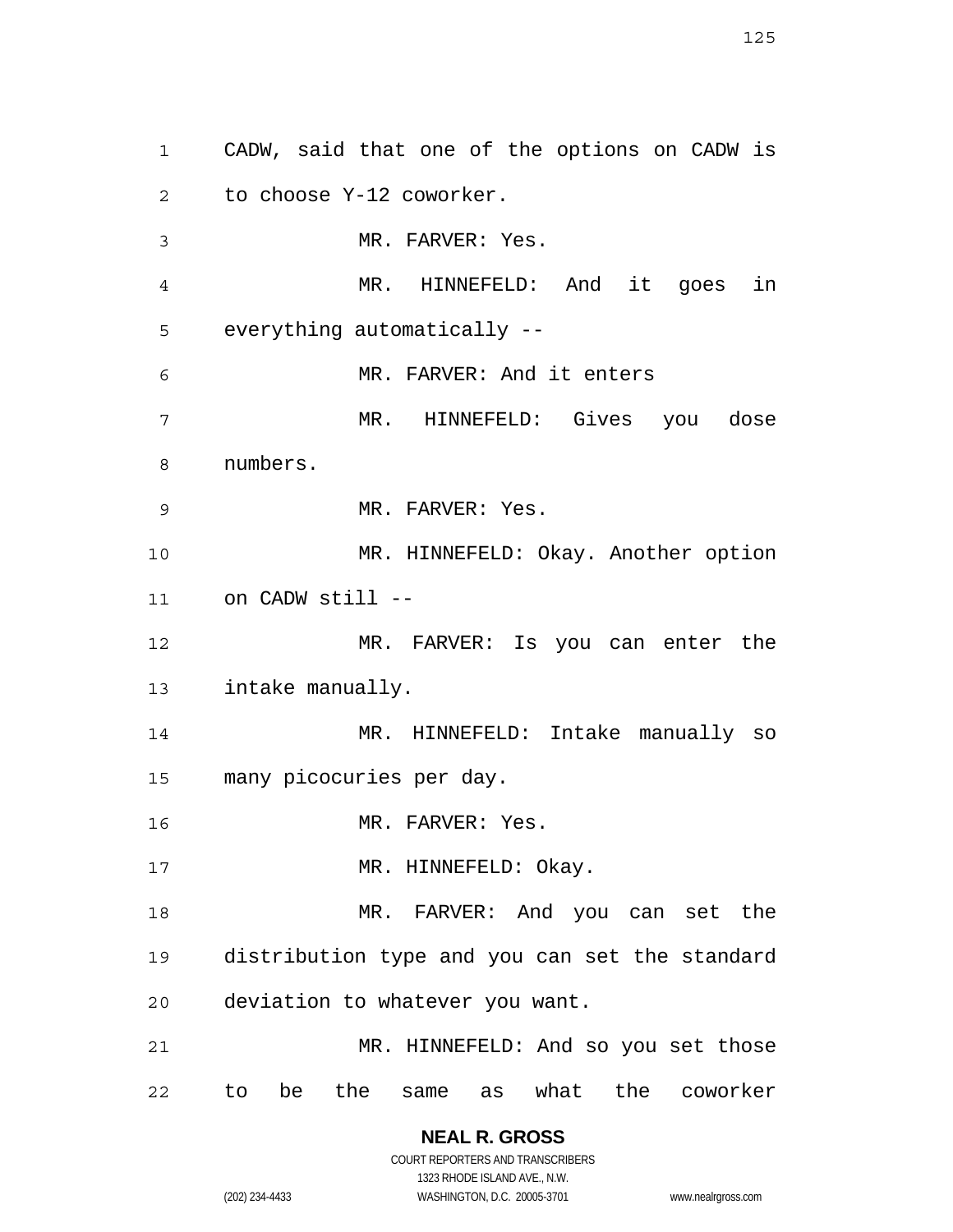CADW, said that one of the options on CADW is to choose Y-12 coworker.

MR. FARVER: Yes.

MR. HINNEFELD: And it goes in everything automatically --

MR. FARVER: And it enters

MR. HINNEFELD: Gives you dose numbers.

MR. FARVER: Yes.

MR. HINNEFELD: Okay. Another option on CADW still --

MR. FARVER: Is you can enter the intake manually.

MR. HINNEFELD: Intake manually so many picocuries per day.

MR. FARVER: Yes.

MR. HINNEFELD: Okay.

MR. FARVER: And you can set the distribution type and you can set the standard deviation to whatever you want.

MR. HINNEFELD: And so you set those to be the same as what the coworker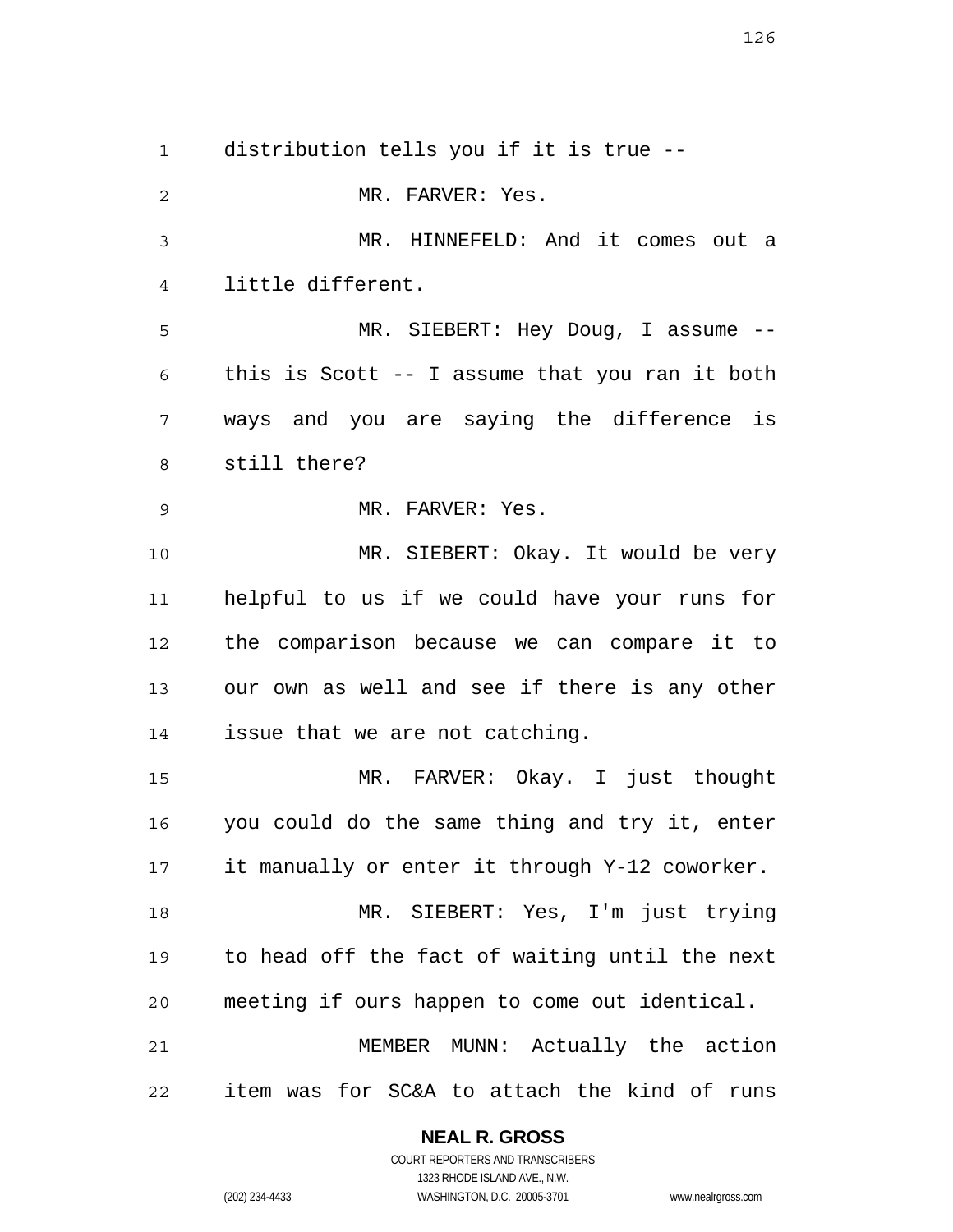distribution tells you if it is true --

MR. FARVER: Yes.

MR. HINNEFELD: And it comes out a little different.

MR. SIEBERT: Hey Doug, I assume -- this is Scott -- I assume that you ran it both ways and you are saying the difference is still there?

MR. FARVER: Yes.

MR. SIEBERT: Okay. It would be very helpful to us if we could have your runs for the comparison because we can compare it to our own as well and see if there is any other issue that we are not catching.

MR. FARVER: Okay. I just thought you could do the same thing and try it, enter it manually or enter it through Y-12 coworker.

MR. SIEBERT: Yes, I'm just trying to head off the fact of waiting until the next meeting if ours happen to come out identical.

MEMBER MUNN: Actually the action item was for SC&A to attach the kind of runs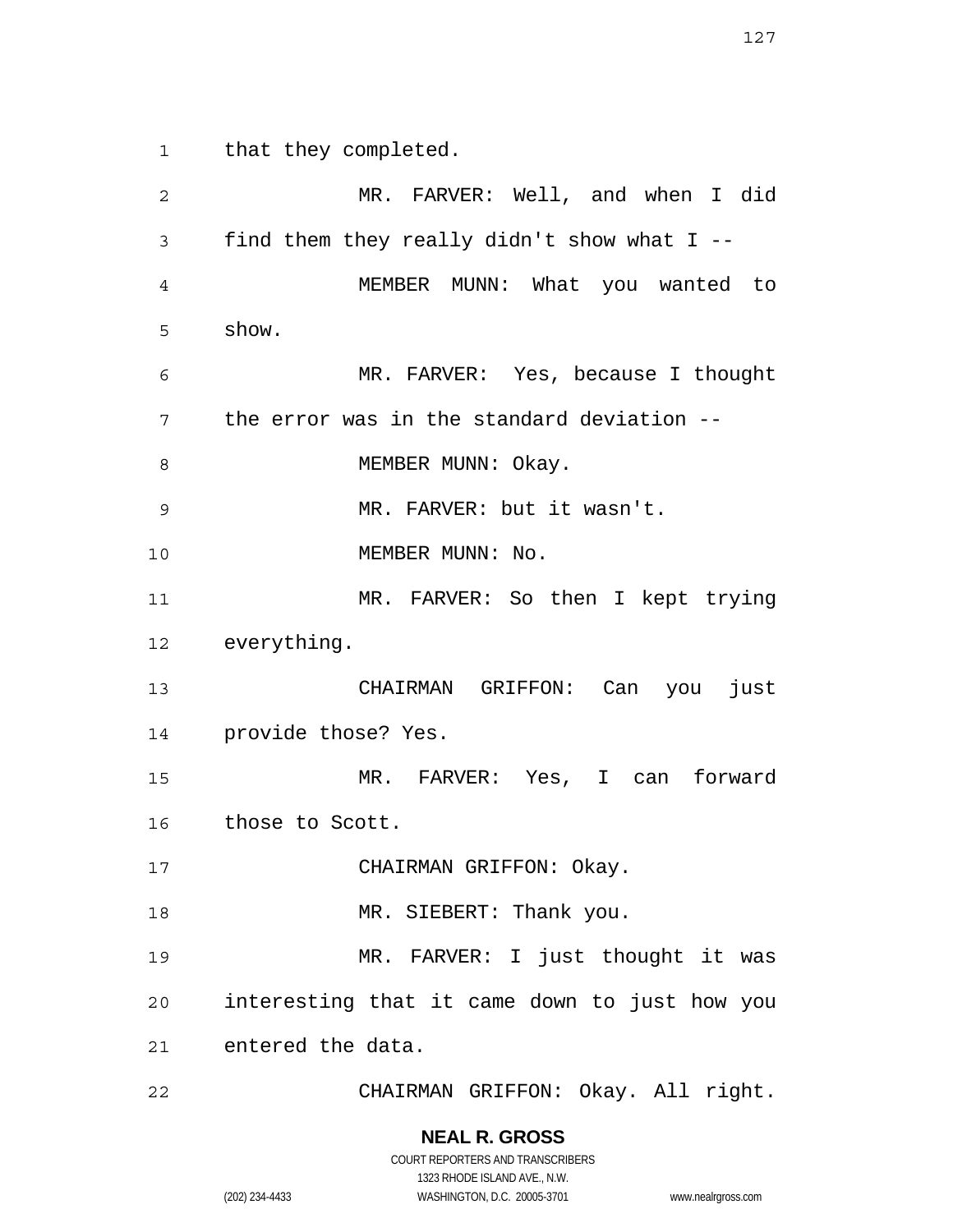that they completed.

MR. FARVER: Well, and when I did find them they really didn't show what I --

MEMBER MUNN: What you wanted to show.

MR. FARVER: Yes, because I thought the error was in the standard deviation --

MEMBER MUNN: Okay.

MR. FARVER: but it wasn't.

MEMBER MUNN: No.

MR. FARVER: So then I kept trying everything.

CHAIRMAN GRIFFON: Can you just provide those? Yes.

MR. FARVER: Yes, I can forward those to Scott.

CHAIRMAN GRIFFON: Okay.

MR. SIEBERT: Thank you.

MR. FARVER: I just thought it was interesting that it came down to just how you entered the data.

CHAIRMAN GRIFFON: Okay. All right.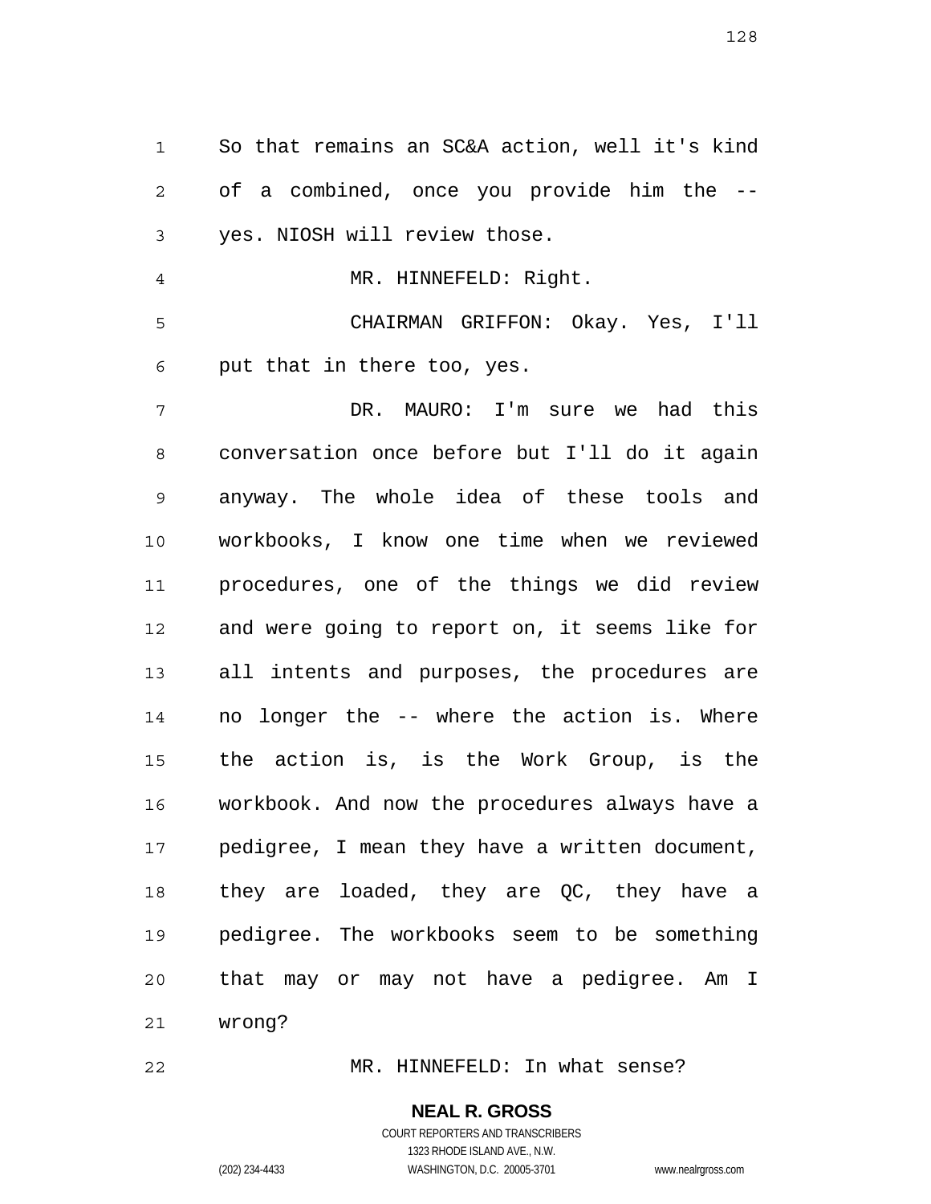So that remains an SC&A action, well it's kind of a combined, once you provide him the -- yes. NIOSH will review those.

MR. HINNEFELD: Right.

CHAIRMAN GRIFFON: Okay. Yes, I'll put that in there too, yes.

DR. MAURO: I'm sure we had this conversation once before but I'll do it again anyway. The whole idea of these tools and workbooks, I know one time when we reviewed procedures, one of the things we did review and were going to report on, it seems like for all intents and purposes, the procedures are no longer the -- where the action is. Where the action is, is the Work Group, is the workbook. And now the procedures always have a pedigree, I mean they have a written document, they are loaded, they are QC, they have a pedigree. The workbooks seem to be something that may or may not have a pedigree. Am I wrong?

MR. HINNEFELD: In what sense?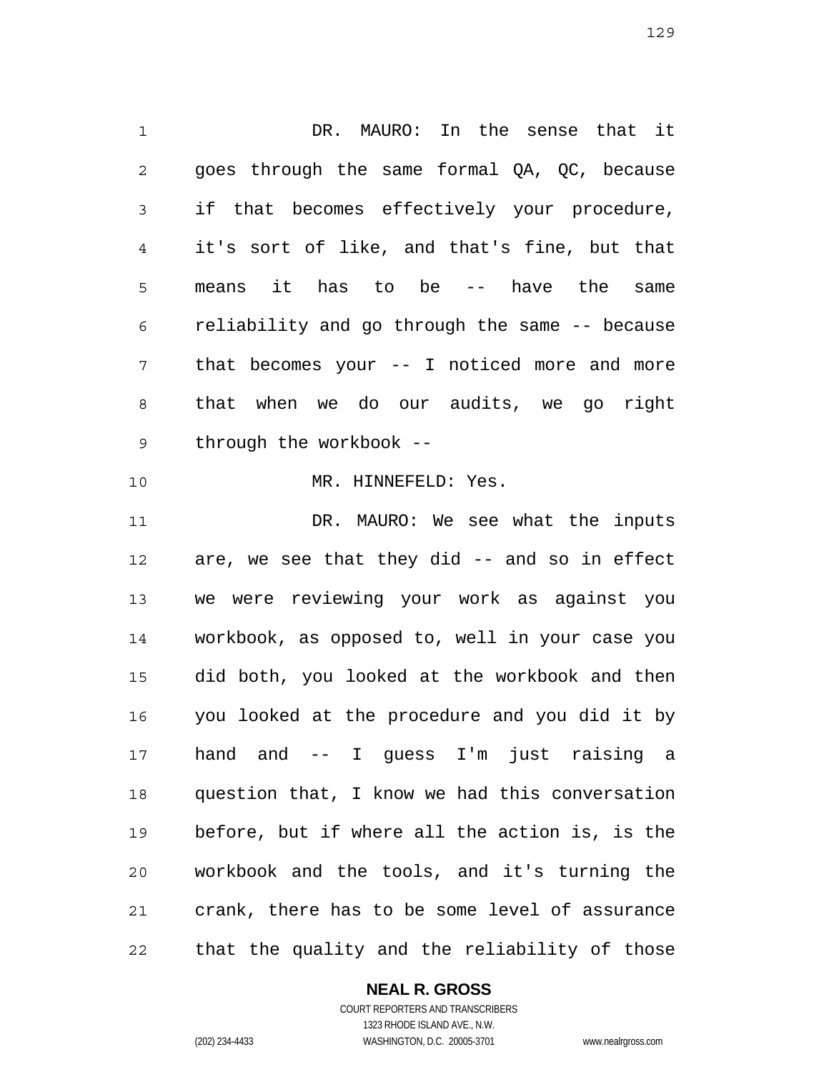DR. MAURO: In the sense that it goes through the same formal QA, QC, because if that becomes effectively your procedure, it's sort of like, and that's fine, but that means it has to be -- have the same reliability and go through the same -- because that becomes your -- I noticed more and more that when we do our audits, we go right through the workbook --

MR. HINNEFELD: Yes.

DR. MAURO: We see what the inputs are, we see that they did -- and so in effect we were reviewing your work as against you workbook, as opposed to, well in your case you did both, you looked at the workbook and then you looked at the procedure and you did it by hand and -- I guess I'm just raising a question that, I know we had this conversation before, but if where all the action is, is the workbook and the tools, and it's turning the crank, there has to be some level of assurance that the quality and the reliability of those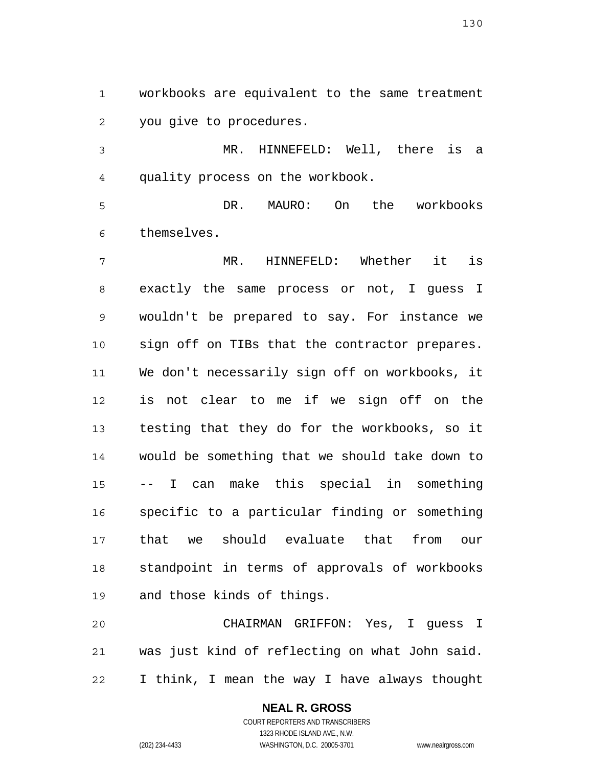workbooks are equivalent to the same treatment you give to procedures.

MR. HINNEFELD: Well, there is a quality process on the workbook.

DR. MAURO: On the workbooks themselves.

MR. HINNEFELD: Whether it is exactly the same process or not, I guess I wouldn't be prepared to say. For instance we sign off on TIBs that the contractor prepares. We don't necessarily sign off on workbooks, it is not clear to me if we sign off on the testing that they do for the workbooks, so it would be something that we should take down to -- I can make this special in something specific to a particular finding or something that we should evaluate that from our standpoint in terms of approvals of workbooks and those kinds of things.

CHAIRMAN GRIFFON: Yes, I guess I was just kind of reflecting on what John said. I think, I mean the way I have always thought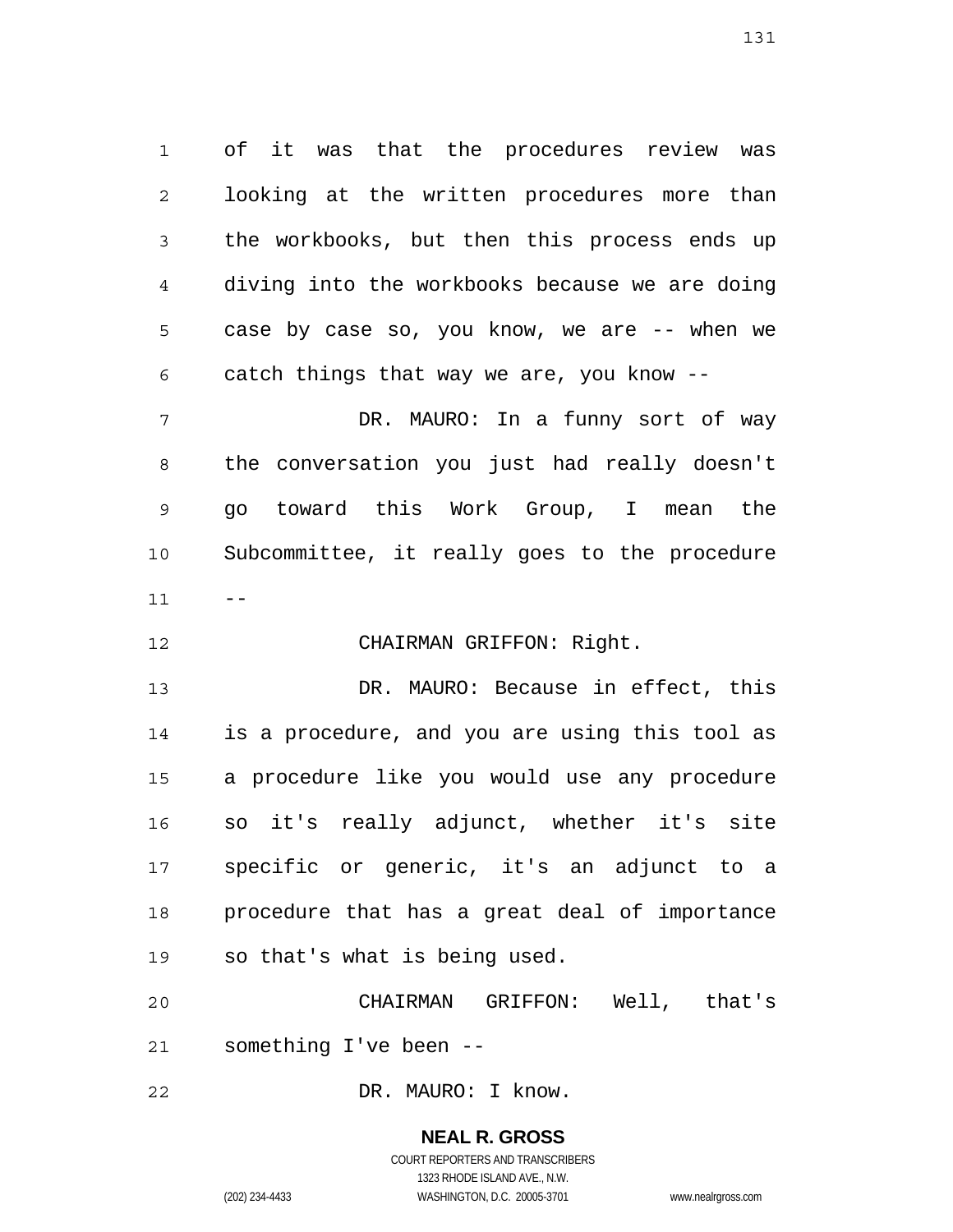of it was that the procedures review was looking at the written procedures more than the workbooks, but then this process ends up diving into the workbooks because we are doing case by case so, you know, we are -- when we catch things that way we are, you know --

DR. MAURO: In a funny sort of way the conversation you just had really doesn't go toward this Work Group, I mean the Subcommittee, it really goes to the procedure --

CHAIRMAN GRIFFON: Right.

DR. MAURO: Because in effect, this is a procedure, and you are using this tool as a procedure like you would use any procedure so it's really adjunct, whether it's site specific or generic, it's an adjunct to a procedure that has a great deal of importance so that's what is being used.

CHAIRMAN GRIFFON: Well, that's something I've been --

DR. MAURO: I know.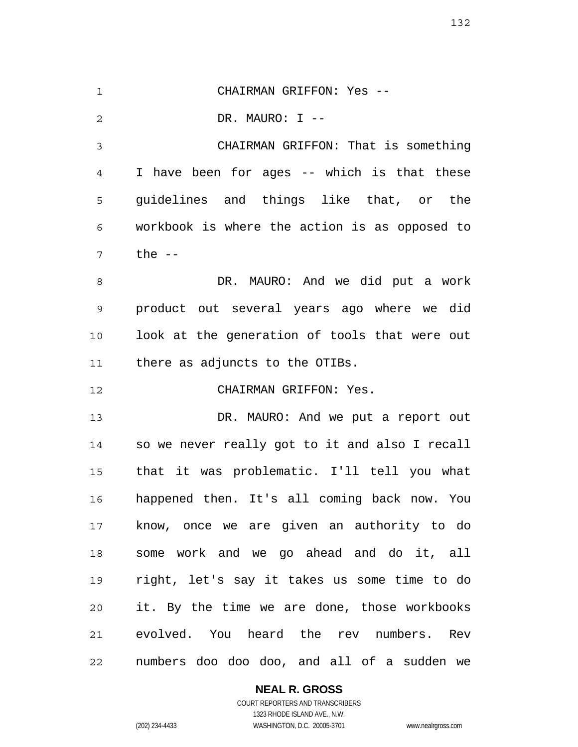CHAIRMAN GRIFFON: Yes --

DR. MAURO: I --

CHAIRMAN GRIFFON: That is something I have been for ages -- which is that these guidelines and things like that, or the workbook is where the action is as opposed to the --

DR. MAURO: And we did put a work product out several years ago where we did look at the generation of tools that were out there as adjuncts to the OTIBs.

CHAIRMAN GRIFFON: Yes.

DR. MAURO: And we put a report out so we never really got to it and also I recall that it was problematic. I'll tell you what happened then. It's all coming back now. You know, once we are given an authority to do some work and we go ahead and do it, all right, let's say it takes us some time to do it. By the time we are done, those workbooks evolved. You heard the rev numbers. Rev numbers doo doo doo, and all of a sudden we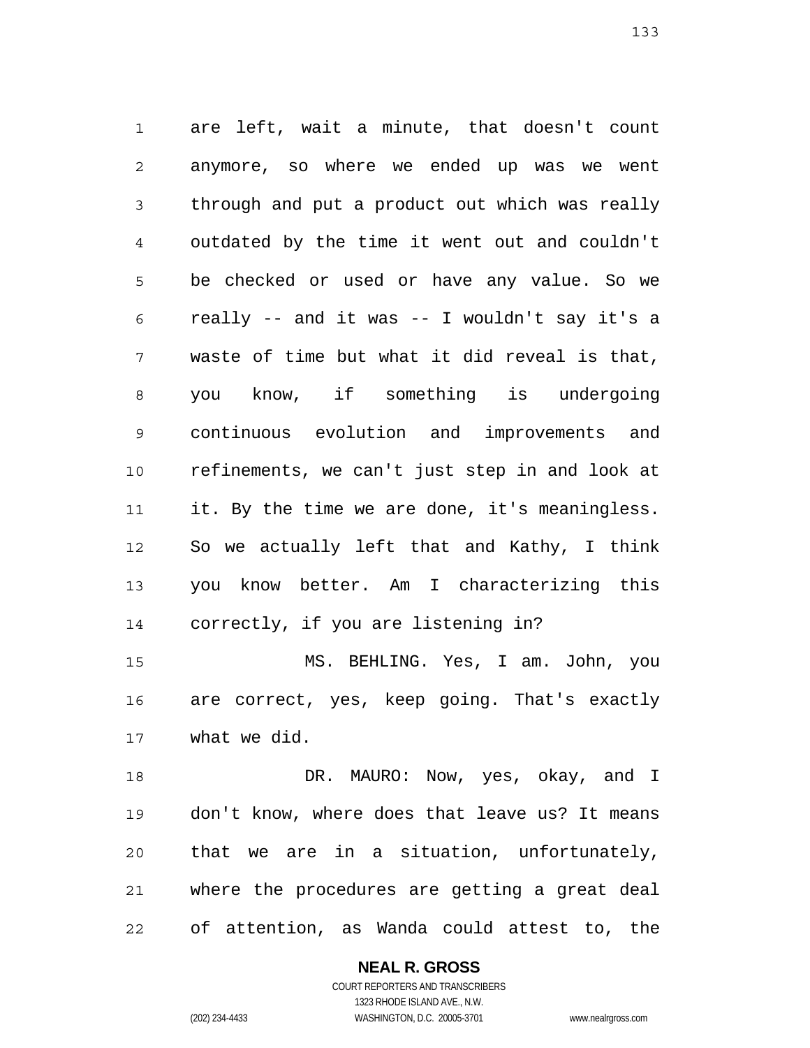are left, wait a minute, that doesn't count anymore, so where we ended up was we went through and put a product out which was really outdated by the time it went out and couldn't be checked or used or have any value. So we really -- and it was -- I wouldn't say it's a waste of time but what it did reveal is that, you know, if something is undergoing continuous evolution and improvements and refinements, we can't just step in and look at it. By the time we are done, it's meaningless. So we actually left that and Kathy, I think you know better. Am I characterizing this correctly, if you are listening in?

MS. BEHLING. Yes, I am. John, you are correct, yes, keep going. That's exactly what we did.

DR. MAURO: Now, yes, okay, and I don't know, where does that leave us? It means that we are in a situation, unfortunately, where the procedures are getting a great deal of attention, as Wanda could attest to, the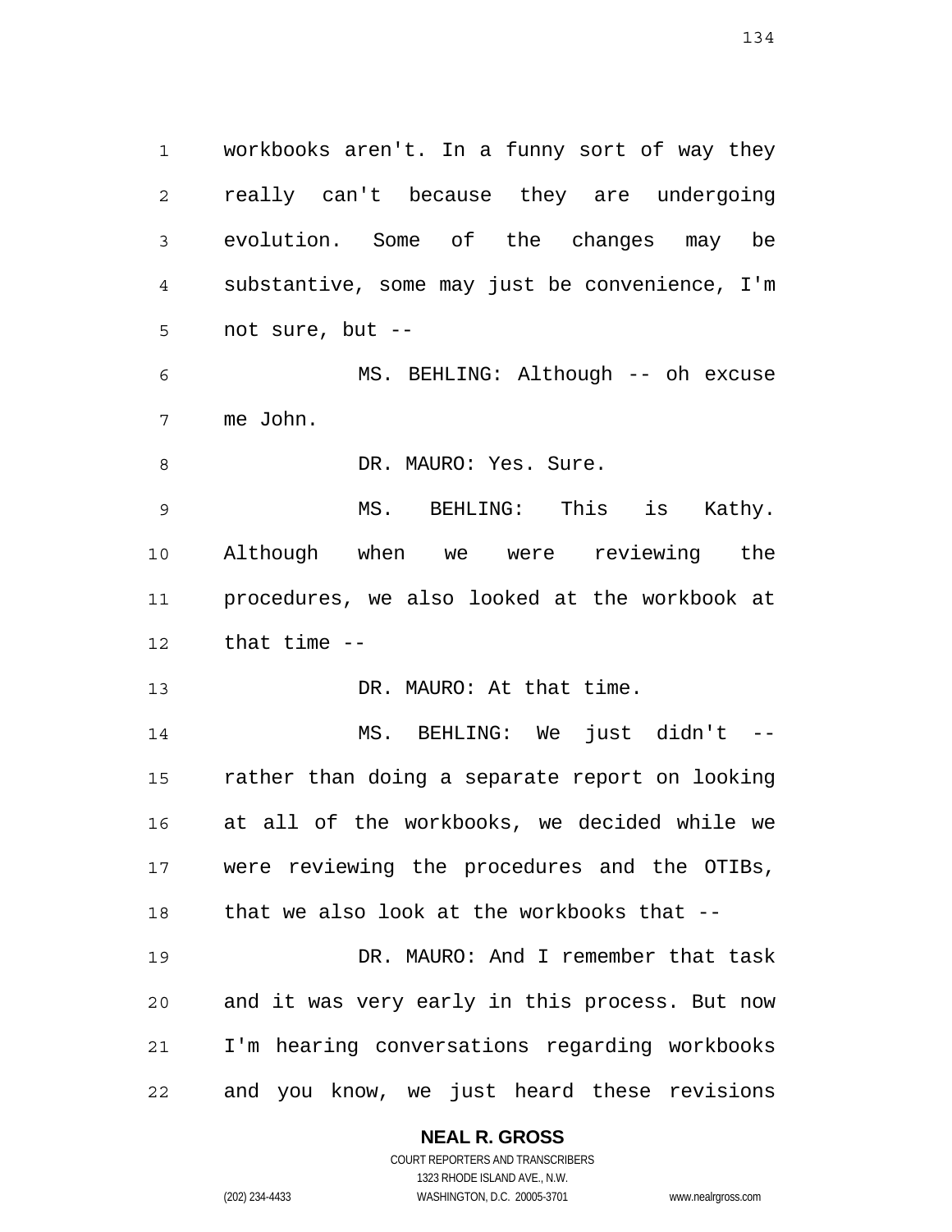workbooks aren't. In a funny sort of way they really can't because they are undergoing evolution. Some of the changes may be substantive, some may just be convenience, I'm not sure, but --

MS. BEHLING: Although -- oh excuse me John.

DR. MAURO: Yes. Sure.

MS. BEHLING: This is Kathy. Although when we were reviewing the procedures, we also looked at the workbook at that time --

DR. MAURO: At that time.

MS. BEHLING: We just didn't -- rather than doing a separate report on looking at all of the workbooks, we decided while we were reviewing the procedures and the OTIBs, that we also look at the workbooks that --

DR. MAURO: And I remember that task and it was very early in this process. But now I'm hearing conversations regarding workbooks and you know, we just heard these revisions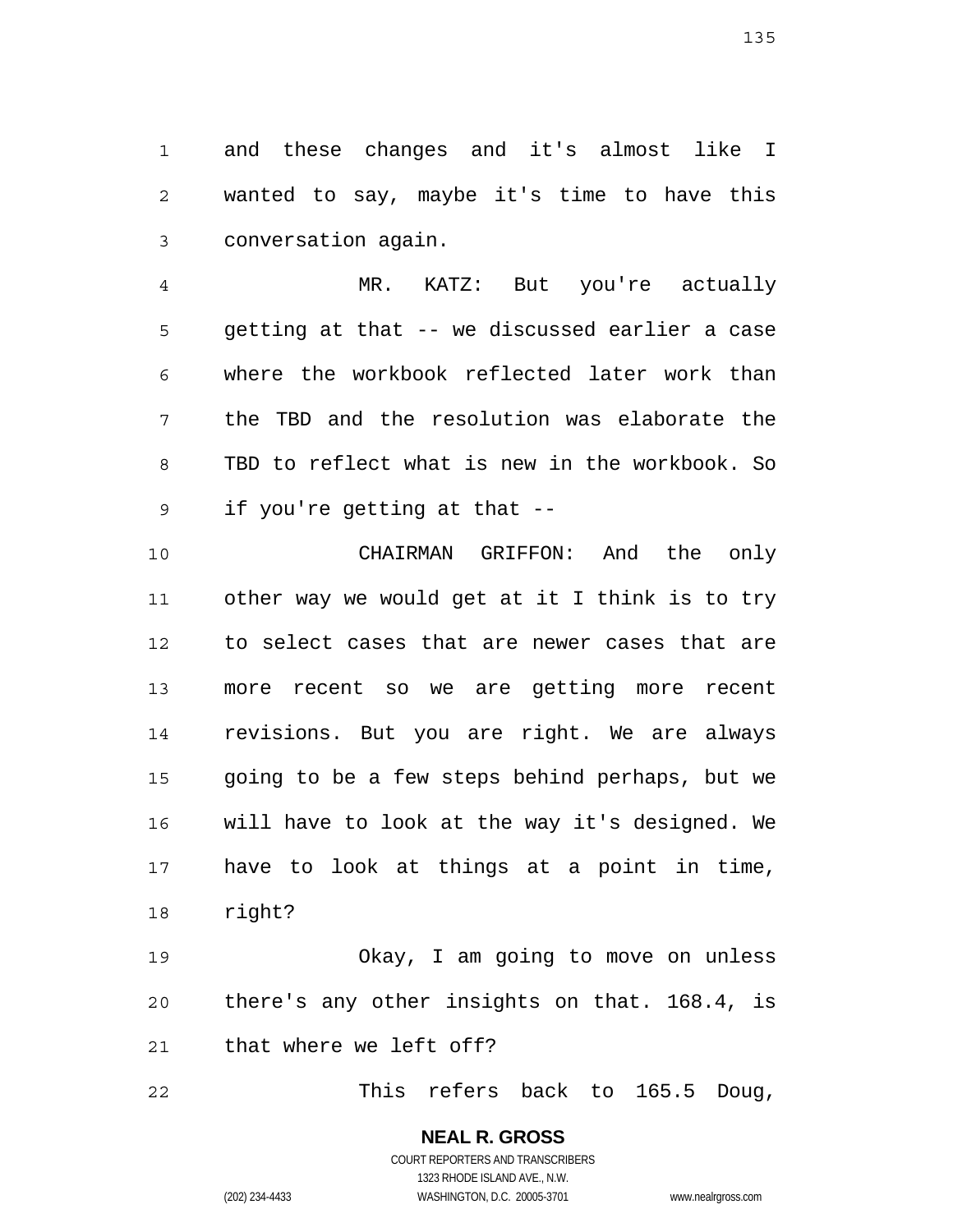and these changes and it's almost like I wanted to say, maybe it's time to have this conversation again.

MR. KATZ: But you're actually getting at that -- we discussed earlier a case where the workbook reflected later work than the TBD and the resolution was elaborate the TBD to reflect what is new in the workbook. So if you're getting at that --

CHAIRMAN GRIFFON: And the only other way we would get at it I think is to try to select cases that are newer cases that are more recent so we are getting more recent revisions. But you are right. We are always going to be a few steps behind perhaps, but we will have to look at the way it's designed. We have to look at things at a point in time, right?

Okay, I am going to move on unless there's any other insights on that. 168.4, is that where we left off?

This refers back to 165.5 Doug,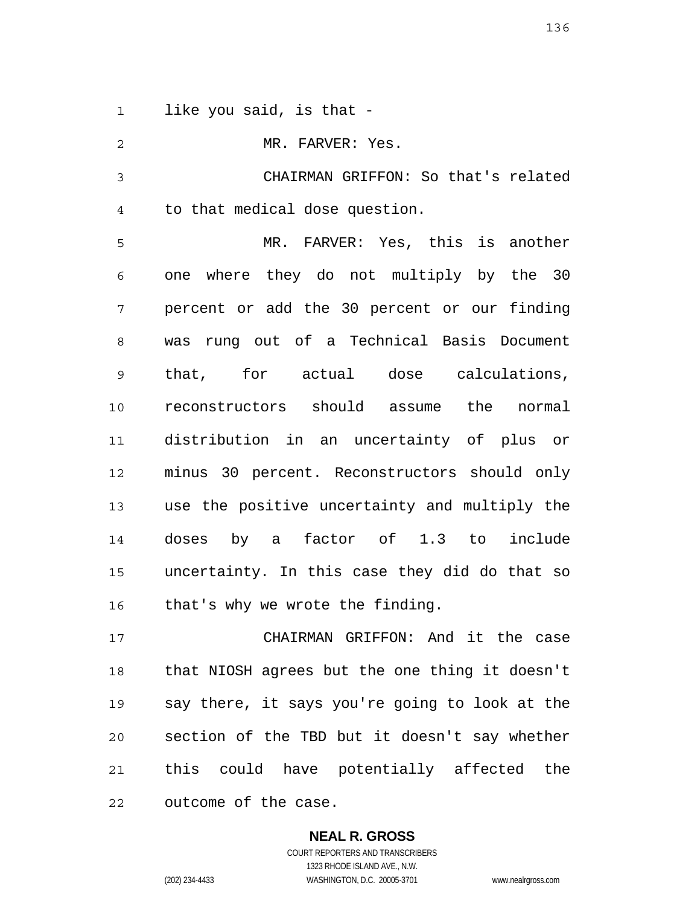like you said, is that -

MR. FARVER: Yes.

CHAIRMAN GRIFFON: So that's related to that medical dose question.

MR. FARVER: Yes, this is another one where they do not multiply by the 30 percent or add the 30 percent or our finding was rung out of a Technical Basis Document that, for actual dose calculations, reconstructors should assume the normal distribution in an uncertainty of plus or minus 30 percent. Reconstructors should only use the positive uncertainty and multiply the doses by a factor of 1.3 to include uncertainty. In this case they did do that so that's why we wrote the finding.

CHAIRMAN GRIFFON: And it the case that NIOSH agrees but the one thing it doesn't say there, it says you're going to look at the section of the TBD but it doesn't say whether this could have potentially affected the outcome of the case.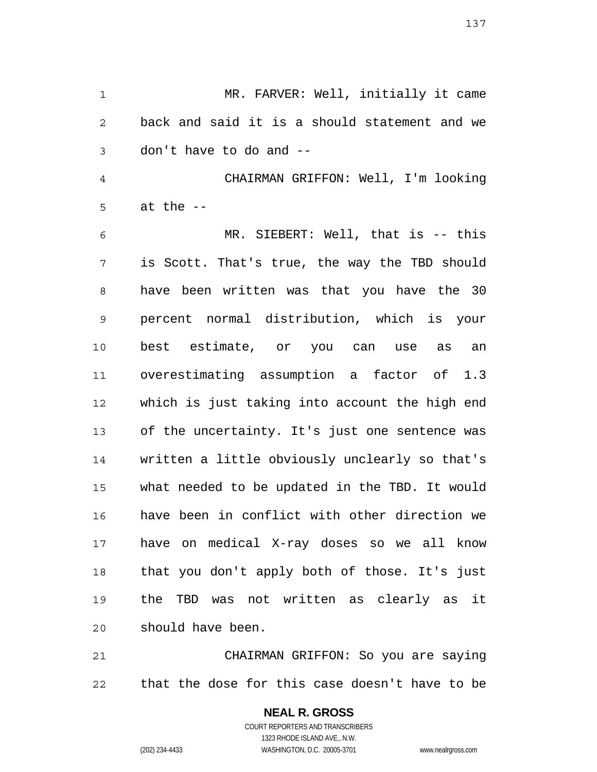MR. FARVER: Well, initially it came back and said it is a should statement and we don't have to do and --

CHAIRMAN GRIFFON: Well, I'm looking at the --

MR. SIEBERT: Well, that is -- this is Scott. That's true, the way the TBD should have been written was that you have the 30 percent normal distribution, which is your best estimate, or you can use as an overestimating assumption a factor of 1.3 which is just taking into account the high end of the uncertainty. It's just one sentence was written a little obviously unclearly so that's what needed to be updated in the TBD. It would have been in conflict with other direction we have on medical X-ray doses so we all know that you don't apply both of those. It's just the TBD was not written as clearly as it should have been.

CHAIRMAN GRIFFON: So you are saying that the dose for this case doesn't have to be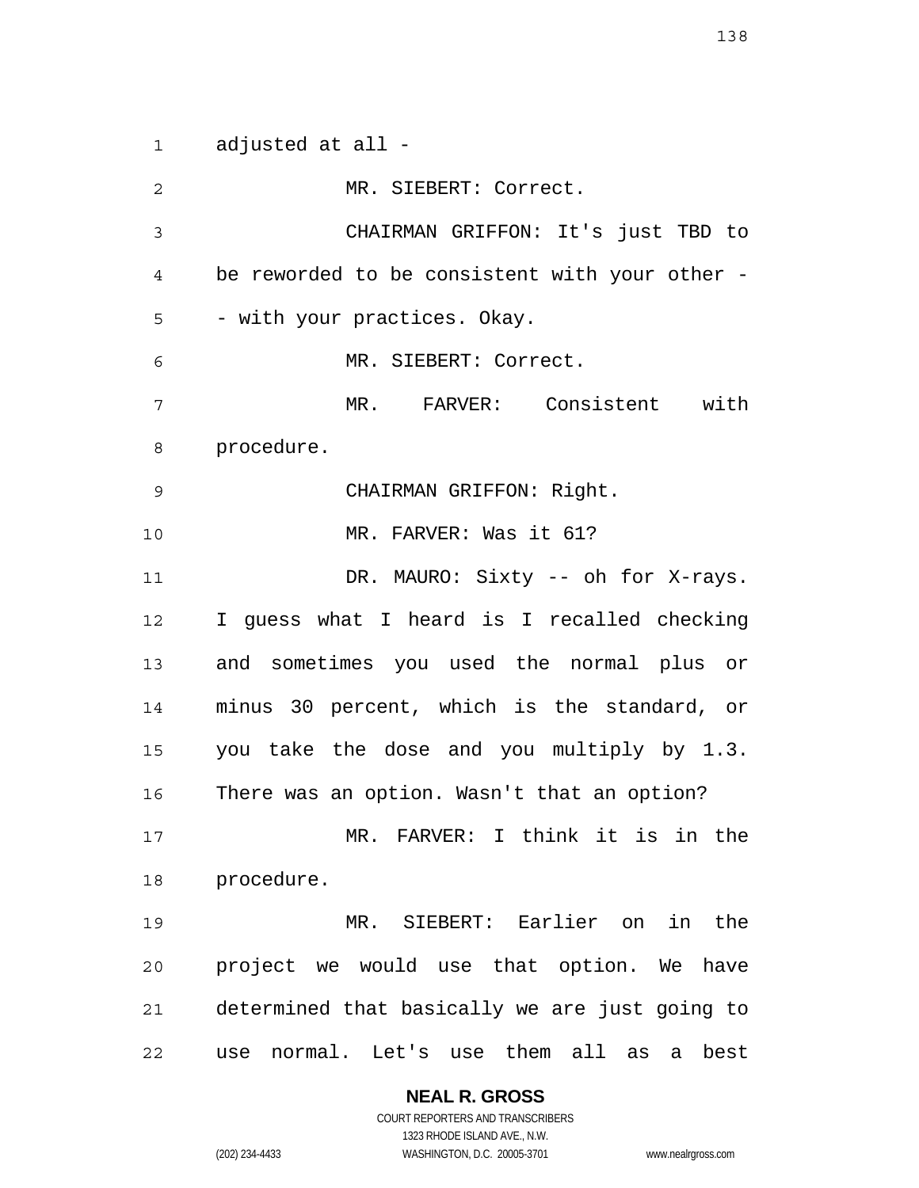adjusted at all -

MR. SIEBERT: Correct.

CHAIRMAN GRIFFON: It's just TBD to be reworded to be consistent with your other -- with your practices. Okay.

MR. SIEBERT: Correct.

MR. FARVER: Consistent with procedure.

CHAIRMAN GRIFFON: Right.

MR. FARVER: Was it 61?

DR. MAURO: Sixty -- oh for X-rays. I guess what I heard is I recalled checking and sometimes you used the normal plus or minus 30 percent, which is the standard, or you take the dose and you multiply by 1.3. There was an option. Wasn't that an option?

MR. FARVER: I think it is in the procedure.

MR. SIEBERT: Earlier on in the project we would use that option. We have determined that basically we are just going to use normal. Let's use them all as a best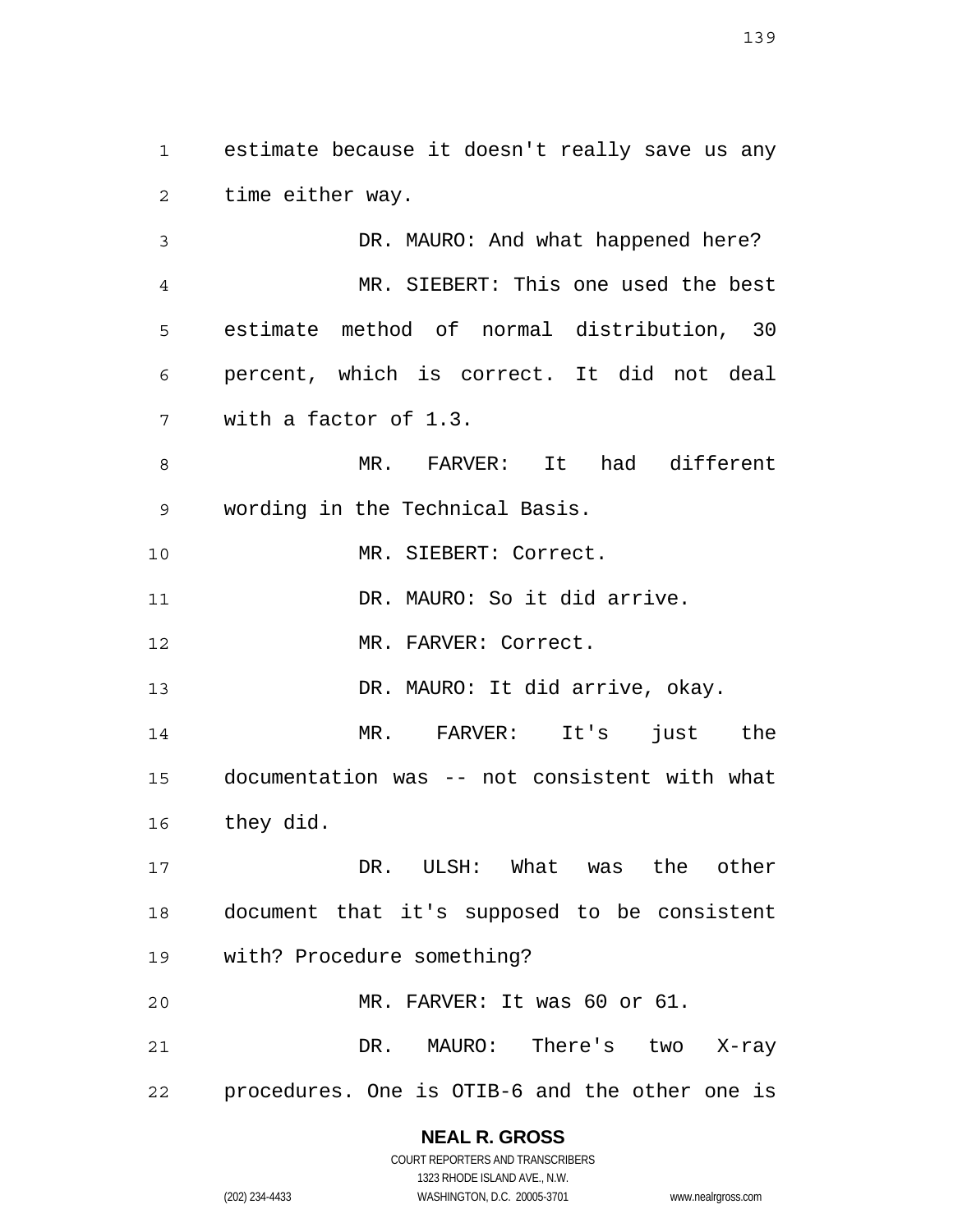estimate because it doesn't really save us any time either way.

DR. MAURO: And what happened here?

MR. SIEBERT: This one used the best estimate method of normal distribution, 30 percent, which is correct. It did not deal with a factor of 1.3.

MR. FARVER: It had different wording in the Technical Basis.

MR. SIEBERT: Correct.

DR. MAURO: So it did arrive.

MR. FARVER: Correct.

DR. MAURO: It did arrive, okay.

MR. FARVER: It's just the documentation was -- not consistent with what they did.

DR. ULSH: What was the other document that it's supposed to be consistent with? Procedure something?

MR. FARVER: It was 60 or 61.

DR. MAURO: There's two X-ray procedures. One is OTIB-6 and the other one is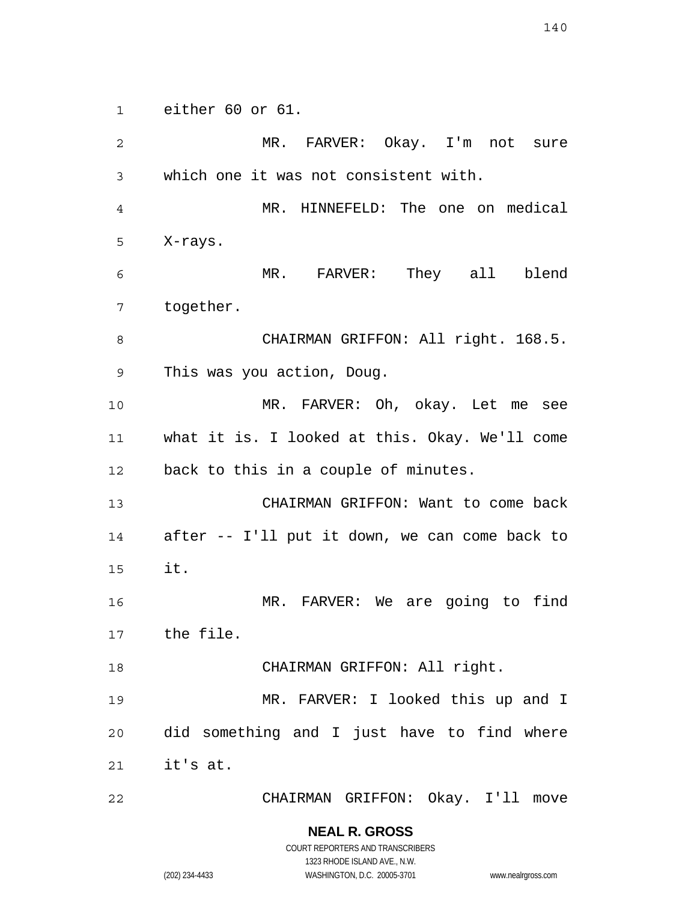either 60 or 61.

MR. FARVER: Okay. I'm not sure which one it was not consistent with.

MR. HINNEFELD: The one on medical X-rays.

MR. FARVER: They all blend together.

CHAIRMAN GRIFFON: All right. 168.5. This was you action, Doug.

MR. FARVER: Oh, okay. Let me see what it is. I looked at this. Okay. We'll come back to this in a couple of minutes.

CHAIRMAN GRIFFON: Want to come back after -- I'll put it down, we can come back to it.

MR. FARVER: We are going to find the file.

CHAIRMAN GRIFFON: All right.

MR. FARVER: I looked this up and I did something and I just have to find where it's at.

CHAIRMAN GRIFFON: Okay. I'll move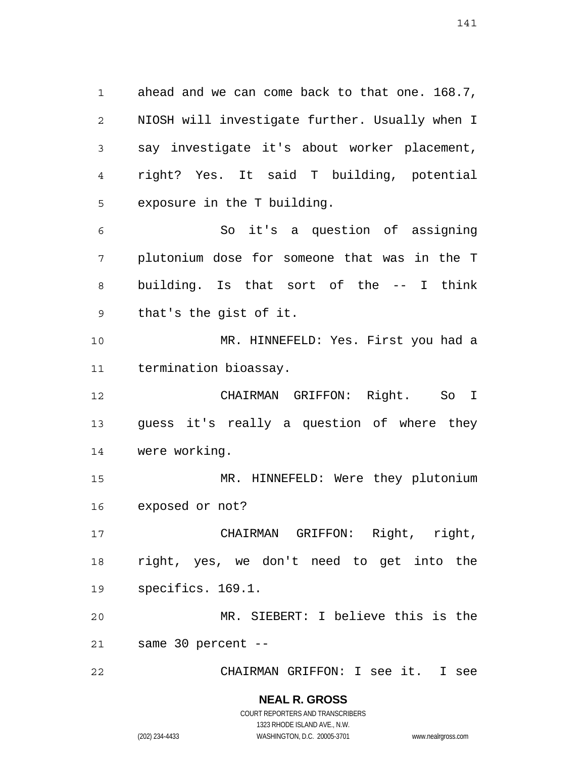ahead and we can come back to that one. 168.7, NIOSH will investigate further. Usually when I say investigate it's about worker placement, right? Yes. It said T building, potential exposure in the T building.

So it's a question of assigning plutonium dose for someone that was in the T building. Is that sort of the -- I think that's the gist of it.

MR. HINNEFELD: Yes. First you had a termination bioassay.

CHAIRMAN GRIFFON: Right. So I guess it's really a question of where they were working.

MR. HINNEFELD: Were they plutonium exposed or not?

CHAIRMAN GRIFFON: Right, right, right, yes, we don't need to get into the specifics. 169.1.

MR. SIEBERT: I believe this is the same 30 percent --

CHAIRMAN GRIFFON: I see it. I see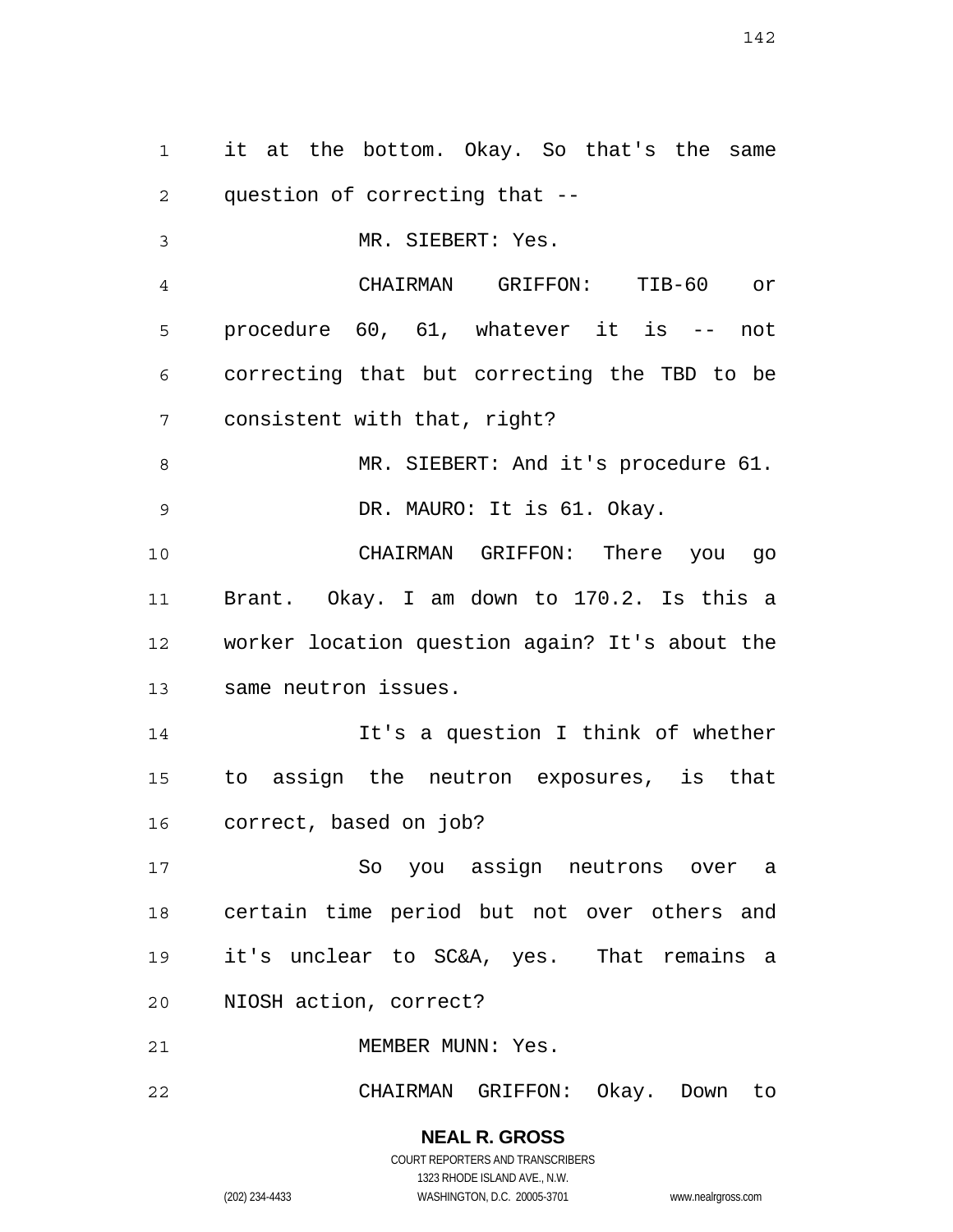it at the bottom. Okay. So that's the same question of correcting that --

MR. SIEBERT: Yes.

CHAIRMAN GRIFFON: TIB-60 or procedure 60, 61, whatever it is -- not correcting that but correcting the TBD to be consistent with that, right?

MR. SIEBERT: And it's procedure 61.

DR. MAURO: It is 61. Okay.

CHAIRMAN GRIFFON: There you go Brant. Okay. I am down to 170.2. Is this a worker location question again? It's about the same neutron issues.

It's a question I think of whether to assign the neutron exposures, is that correct, based on job?

So you assign neutrons over a certain time period but not over others and it's unclear to SC&A, yes. That remains a NIOSH action, correct?

MEMBER MUNN: Yes.

CHAIRMAN GRIFFON: Okay. Down to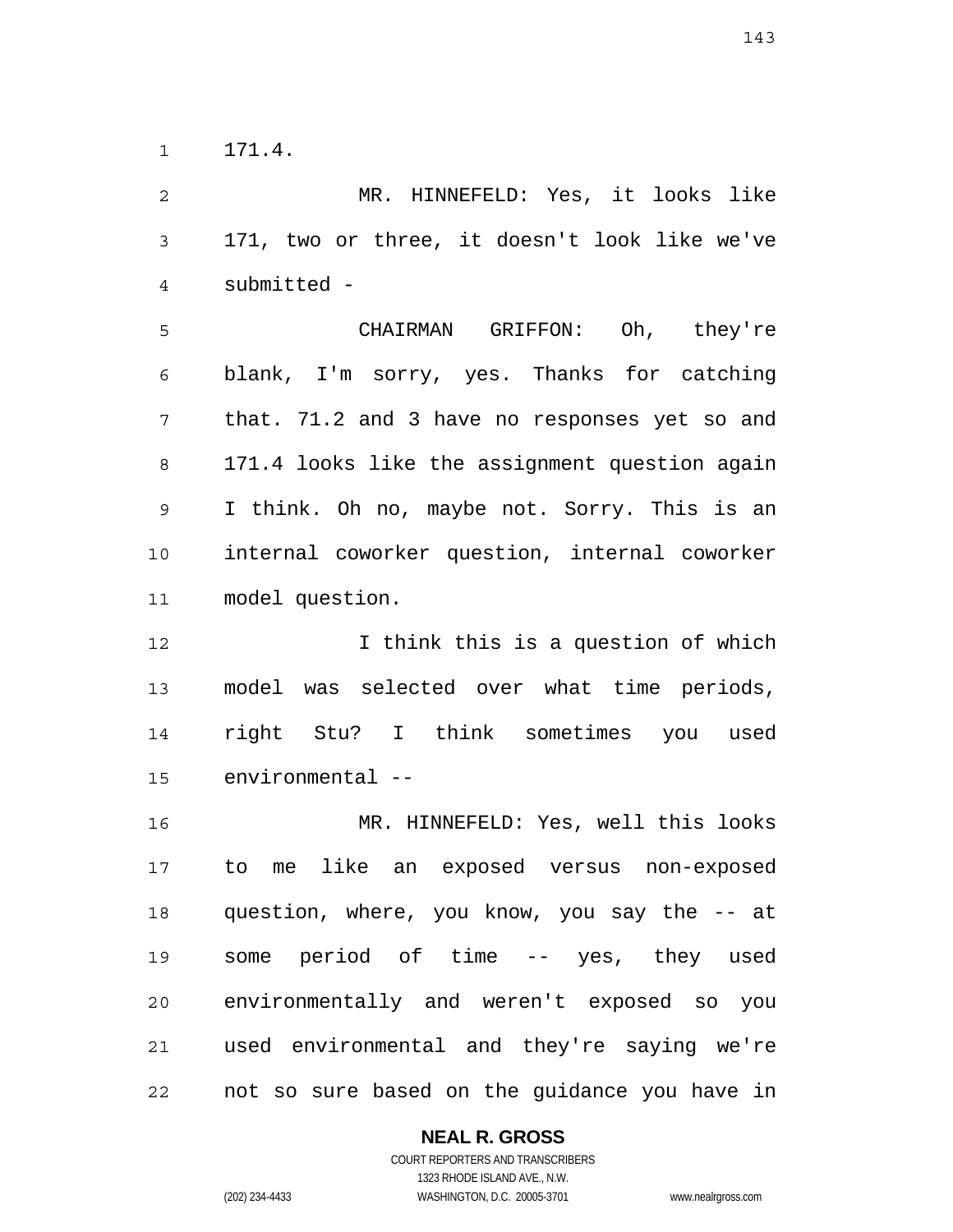171.4.

MR. HINNEFELD: Yes, it looks like 171, two or three, it doesn't look like we've submitted -

CHAIRMAN GRIFFON: Oh, they're blank, I'm sorry, yes. Thanks for catching that. 71.2 and 3 have no responses yet so and 171.4 looks like the assignment question again I think. Oh no, maybe not. Sorry. This is an internal coworker question, internal coworker model question.

I think this is a question of which model was selected over what time periods, right Stu? I think sometimes you used environmental --

MR. HINNEFELD: Yes, well this looks to me like an exposed versus non-exposed question, where, you know, you say the -- at some period of time -- yes, they used environmentally and weren't exposed so you used environmental and they're saying we're not so sure based on the guidance you have in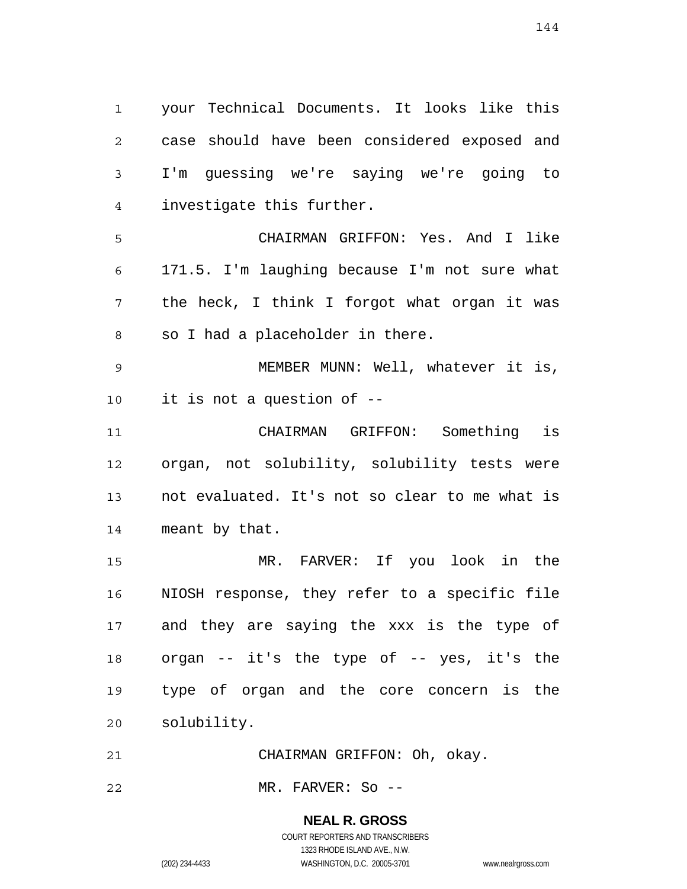your Technical Documents. It looks like this case should have been considered exposed and I'm guessing we're saying we're going to investigate this further.

CHAIRMAN GRIFFON: Yes. And I like 171.5. I'm laughing because I'm not sure what the heck, I think I forgot what organ it was so I had a placeholder in there.

MEMBER MUNN: Well, whatever it is, it is not a question of --

CHAIRMAN GRIFFON: Something is organ, not solubility, solubility tests were not evaluated. It's not so clear to me what is meant by that.

MR. FARVER: If you look in the NIOSH response, they refer to a specific file and they are saying the xxx is the type of organ -- it's the type of -- yes, it's the type of organ and the core concern is the solubility.

CHAIRMAN GRIFFON: Oh, okay.

MR. FARVER: So --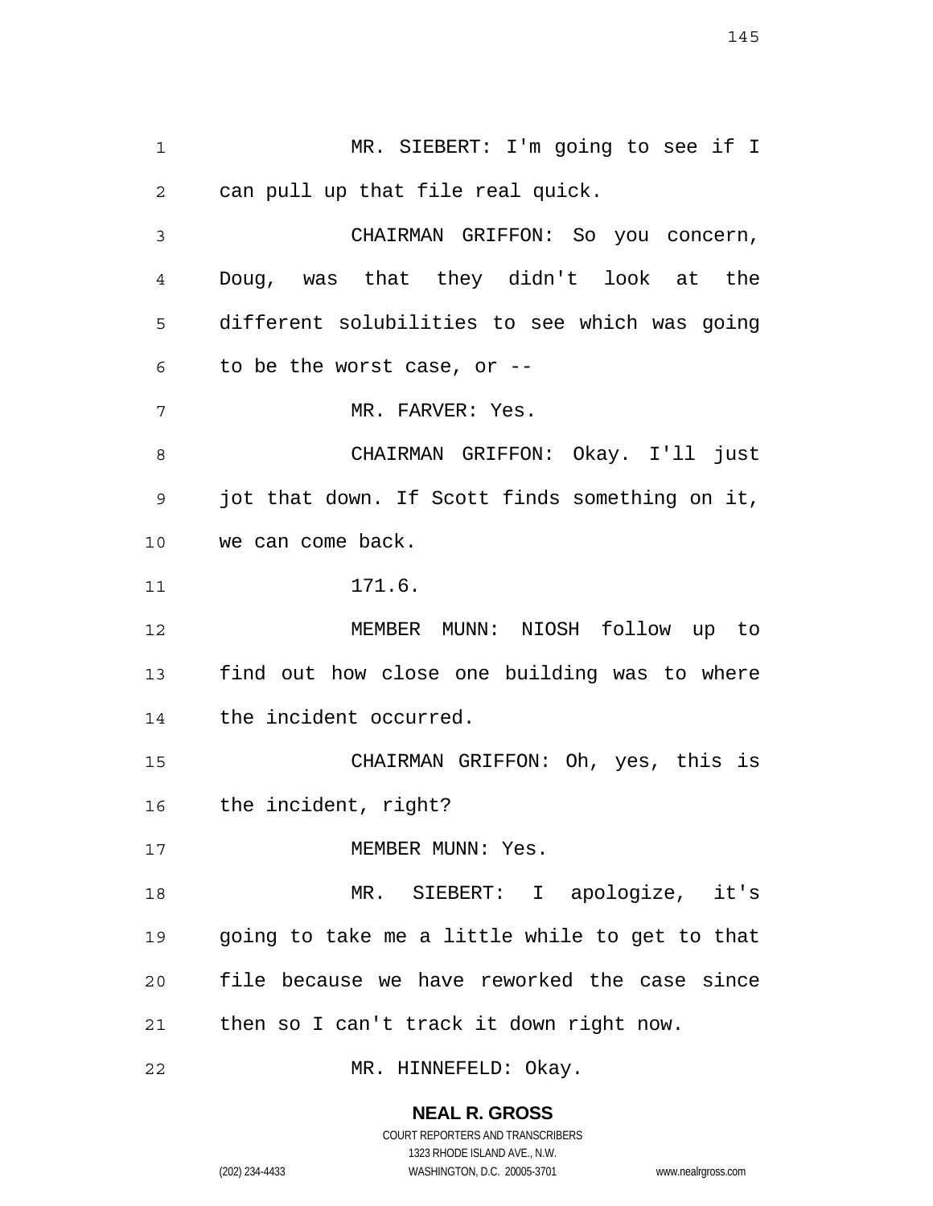MR. SIEBERT: I'm going to see if I can pull up that file real quick.

CHAIRMAN GRIFFON: So you concern, Doug, was that they didn't look at the different solubilities to see which was going to be the worst case, or --

MR. FARVER: Yes.

CHAIRMAN GRIFFON: Okay. I'll just jot that down. If Scott finds something on it, we can come back.

171.6.

MEMBER MUNN: NIOSH follow up to find out how close one building was to where the incident occurred.

CHAIRMAN GRIFFON: Oh, yes, this is the incident, right?

MEMBER MUNN: Yes.

MR. SIEBERT: I apologize, it's going to take me a little while to get to that file because we have reworked the case since then so I can't track it down right now.

MR. HINNEFELD: Okay.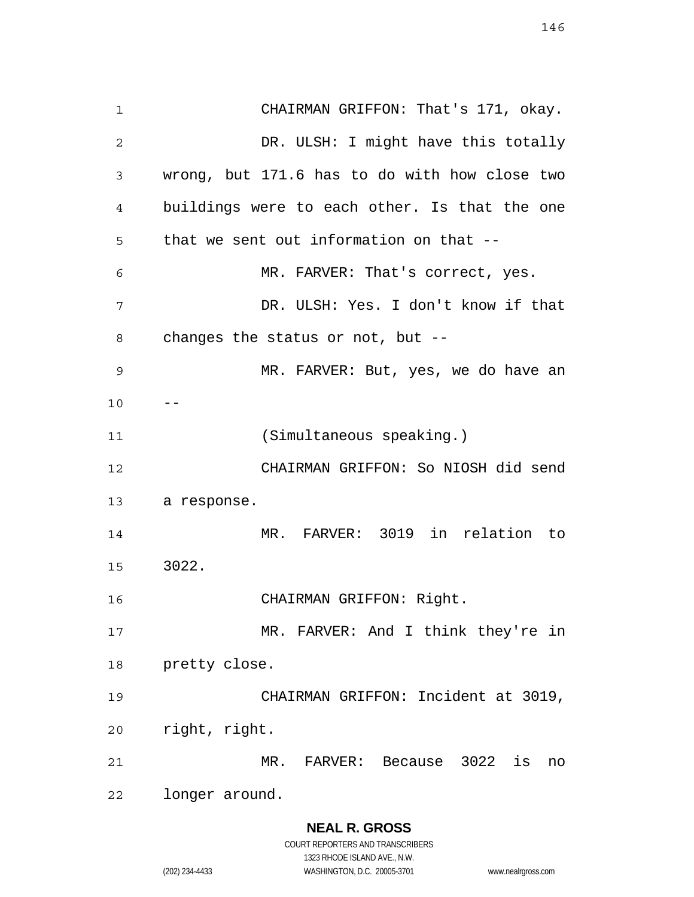CHAIRMAN GRIFFON: That's 171, okay.

DR. ULSH: I might have this totally wrong, but 171.6 has to do with how close two buildings were to each other. Is that the one that we sent out information on that --

MR. FARVER: That's correct, yes.

DR. ULSH: Yes. I don't know if that changes the status or not, but --

MR. FARVER: But, yes, we do have an --

(Simultaneous speaking.)

CHAIRMAN GRIFFON: So NIOSH did send a response.

MR. FARVER: 3019 in relation to 3022.

CHAIRMAN GRIFFON: Right.

MR. FARVER: And I think they're in pretty close.

CHAIRMAN GRIFFON: Incident at 3019, right, right.

MR. FARVER: Because 3022 is no longer around.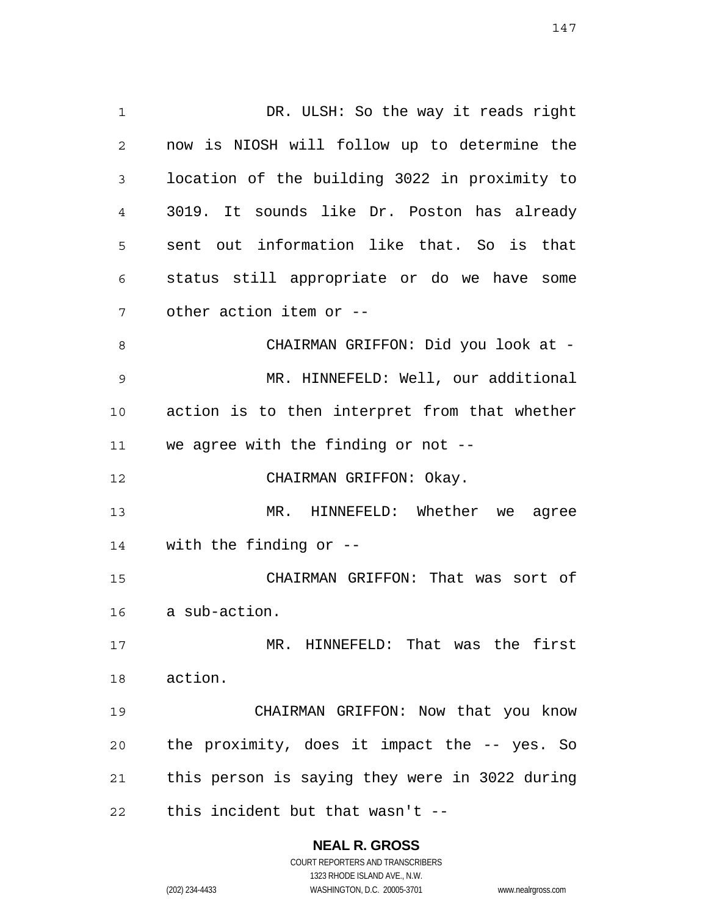DR. ULSH: So the way it reads right now is NIOSH will follow up to determine the location of the building 3022 in proximity to 3019. It sounds like Dr. Poston has already sent out information like that. So is that status still appropriate or do we have some other action item or --

CHAIRMAN GRIFFON: Did you look at -

MR. HINNEFELD: Well, our additional action is to then interpret from that whether we agree with the finding or not --

CHAIRMAN GRIFFON: Okay.

MR. HINNEFELD: Whether we agree with the finding or --

CHAIRMAN GRIFFON: That was sort of a sub-action.

MR. HINNEFELD: That was the first action.

CHAIRMAN GRIFFON: Now that you know the proximity, does it impact the -- yes. So this person is saying they were in 3022 during this incident but that wasn't --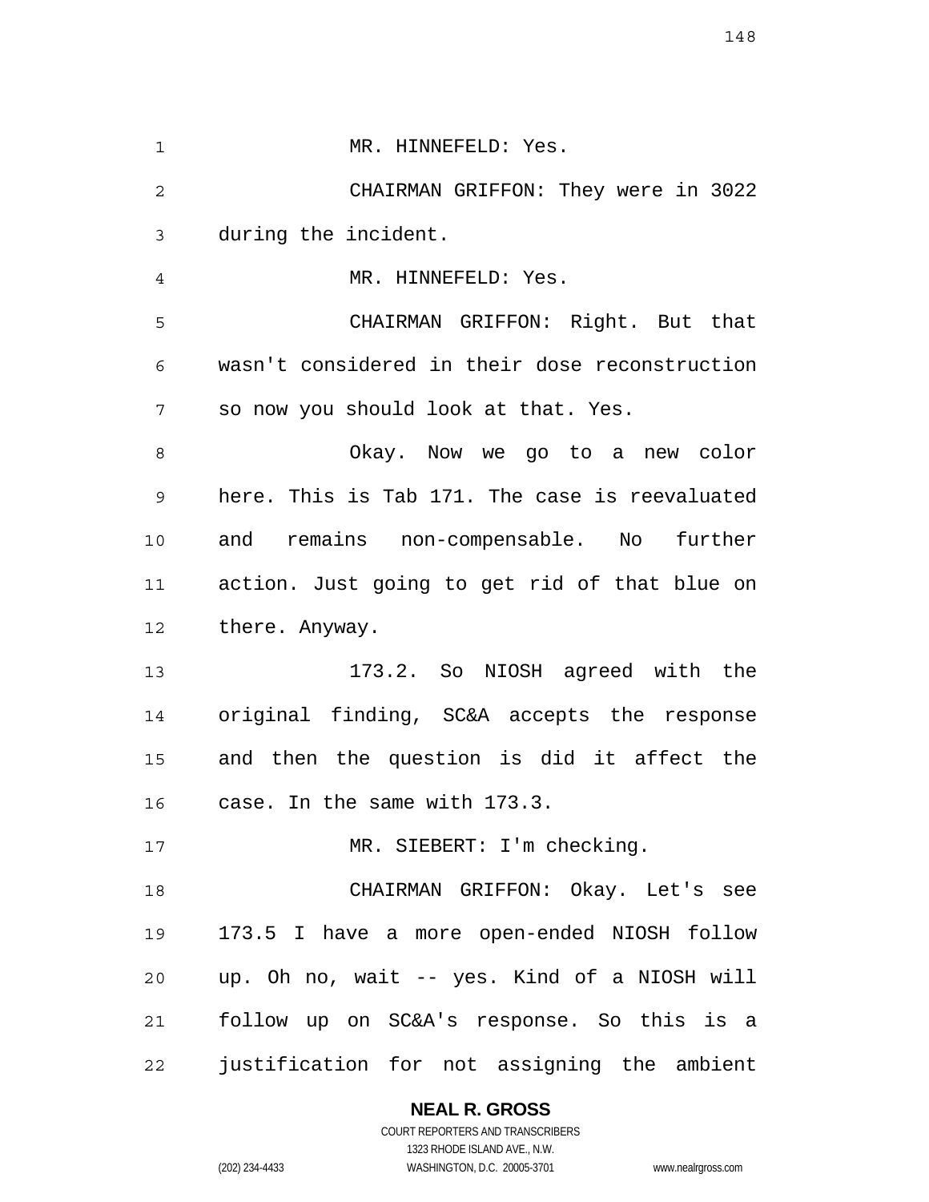MR. HINNEFELD: Yes.

CHAIRMAN GRIFFON: They were in 3022 during the incident.

MR. HINNEFELD: Yes.

CHAIRMAN GRIFFON: Right. But that wasn't considered in their dose reconstruction so now you should look at that. Yes.

Okay. Now we go to a new color here. This is Tab 171. The case is reevaluated and remains non-compensable. No further action. Just going to get rid of that blue on there. Anyway.

173.2. So NIOSH agreed with the original finding, SC&A accepts the response and then the question is did it affect the case. In the same with 173.3.

MR. SIEBERT: I'm checking.

CHAIRMAN GRIFFON: Okay. Let's see 173.5 I have a more open-ended NIOSH follow up. Oh no, wait -- yes. Kind of a NIOSH will follow up on SC&A's response. So this is a justification for not assigning the ambient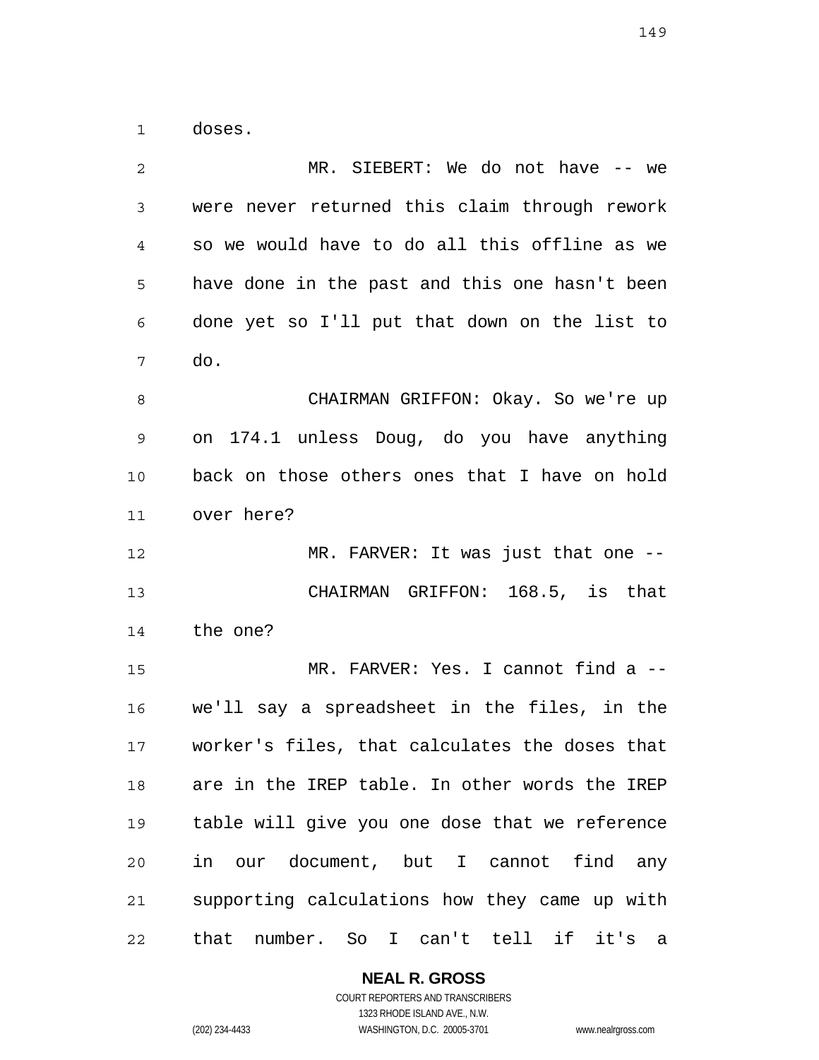doses.

MR. SIEBERT: We do not have -- we were never returned this claim through rework so we would have to do all this offline as we have done in the past and this one hasn't been done yet so I'll put that down on the list to do.

CHAIRMAN GRIFFON: Okay. So we're up on 174.1 unless Doug, do you have anything back on those others ones that I have on hold over here?

MR. FARVER: It was just that one --

CHAIRMAN GRIFFON: 168.5, is that the one?

MR. FARVER: Yes. I cannot find a -- we'll say a spreadsheet in the files, in the worker's files, that calculates the doses that are in the IREP table. In other words the IREP table will give you one dose that we reference in our document, but I cannot find any supporting calculations how they came up with that number. So I can't tell if it's a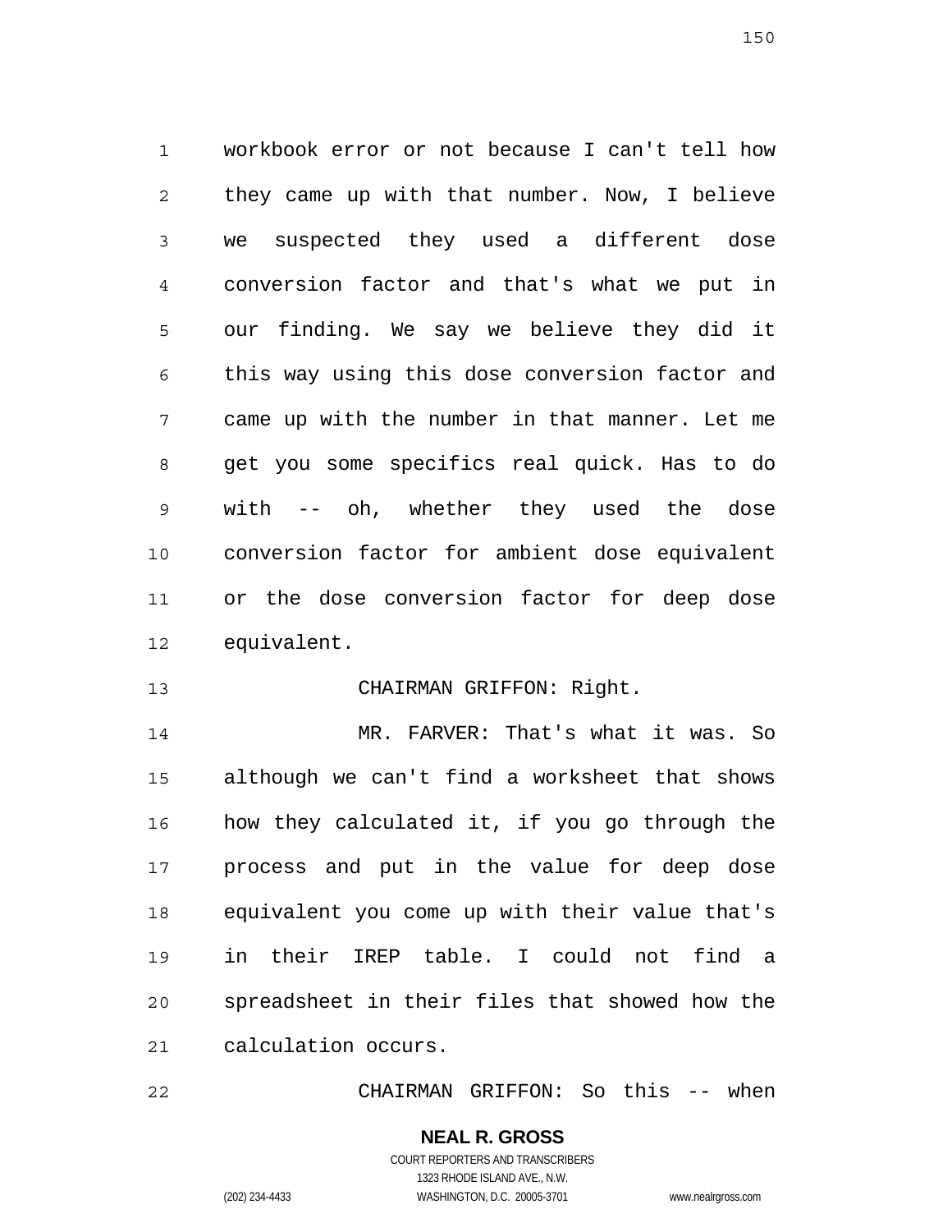workbook error or not because I can't tell how they came up with that number. Now, I believe we suspected they used a different dose conversion factor and that's what we put in our finding. We say we believe they did it this way using this dose conversion factor and came up with the number in that manner. Let me get you some specifics real quick. Has to do with -- oh, whether they used the dose conversion factor for ambient dose equivalent or the dose conversion factor for deep dose equivalent.

CHAIRMAN GRIFFON: Right.

MR. FARVER: That's what it was. So although we can't find a worksheet that shows how they calculated it, if you go through the process and put in the value for deep dose equivalent you come up with their value that's in their IREP table. I could not find a spreadsheet in their files that showed how the calculation occurs.

CHAIRMAN GRIFFON: So this -- when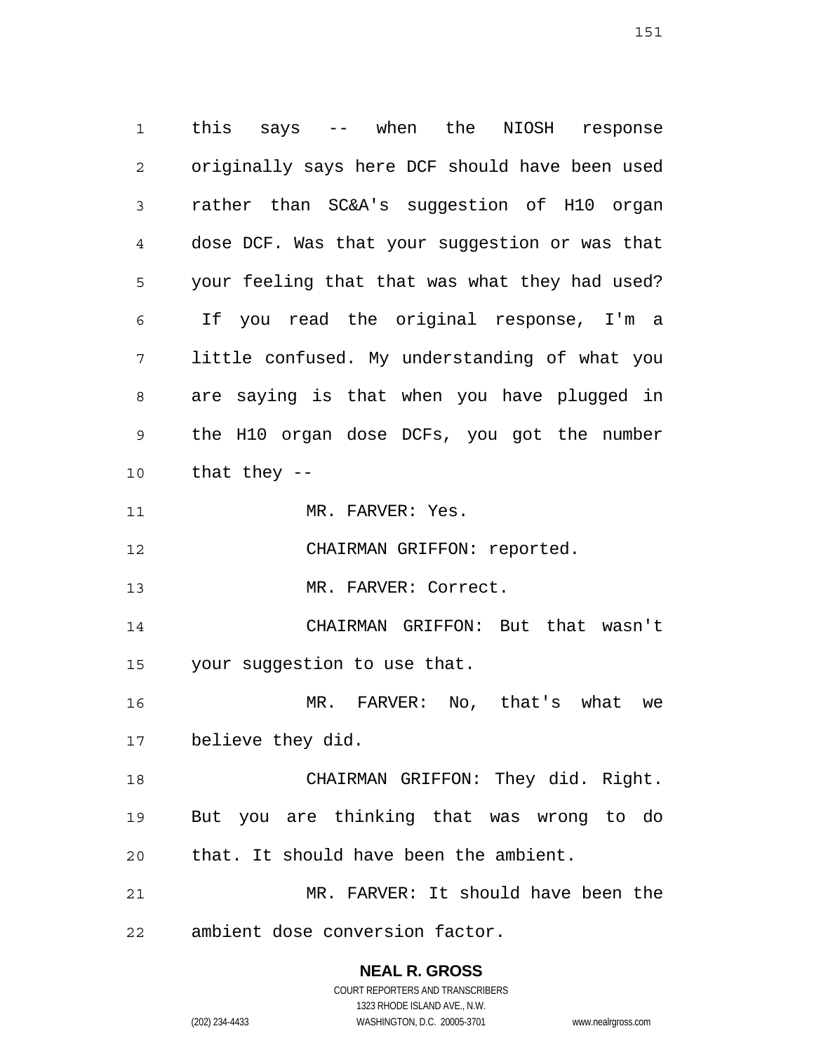this says -- when the NIOSH response originally says here DCF should have been used rather than SC&A's suggestion of H10 organ dose DCF. Was that your suggestion or was that your feeling that that was what they had used? If you read the original response, I'm a little confused. My understanding of what you are saying is that when you have plugged in the H10 organ dose DCFs, you got the number that they --

MR. FARVER: Yes.

CHAIRMAN GRIFFON: reported.

MR. FARVER: Correct.

CHAIRMAN GRIFFON: But that wasn't your suggestion to use that.

MR. FARVER: No, that's what we believe they did.

CHAIRMAN GRIFFON: They did. Right. But you are thinking that was wrong to do that. It should have been the ambient.

MR. FARVER: It should have been the ambient dose conversion factor.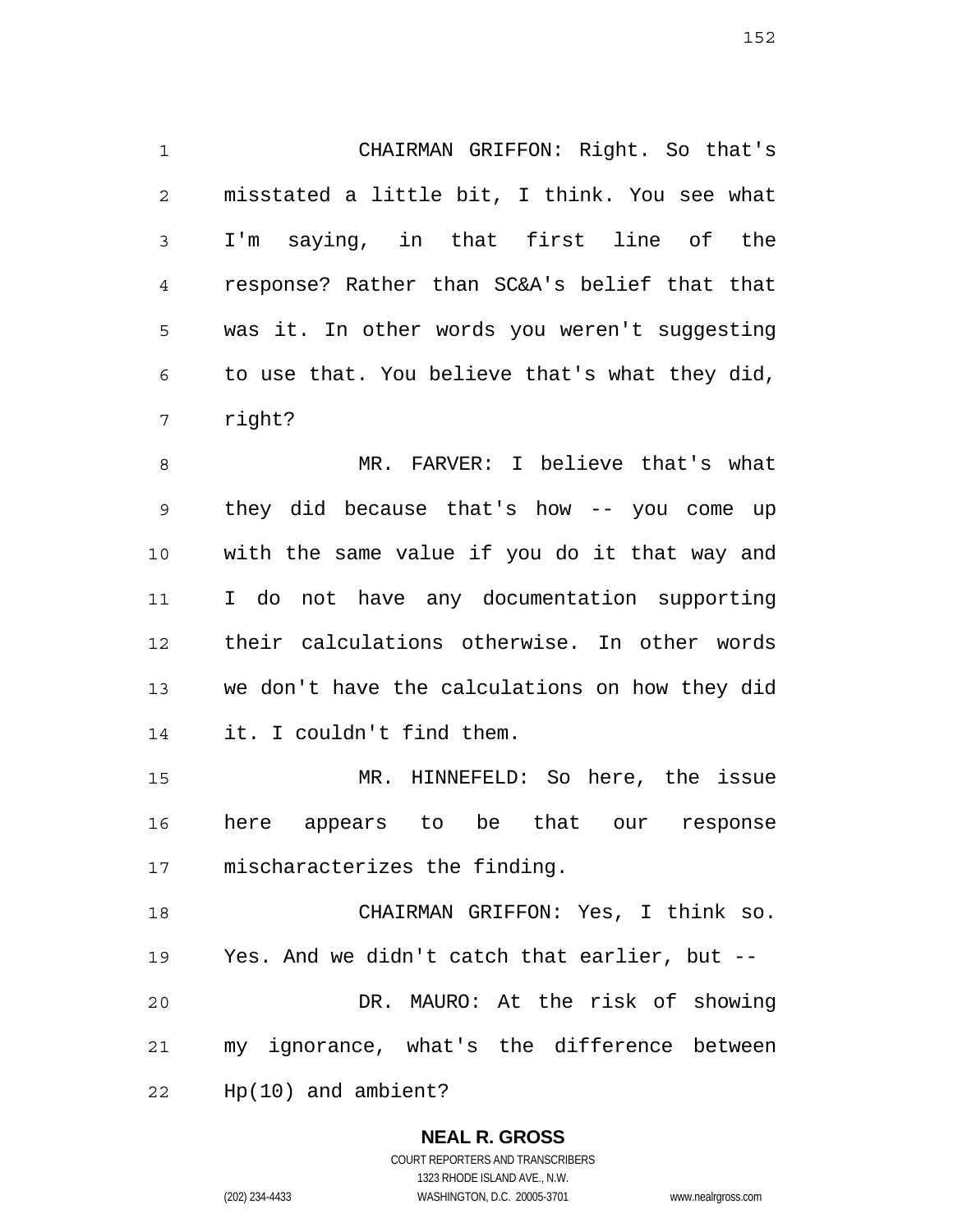CHAIRMAN GRIFFON: Right. So that's misstated a little bit, I think. You see what I'm saying, in that first line of the response? Rather than SC&A's belief that that was it. In other words you weren't suggesting to use that. You believe that's what they did, right?

MR. FARVER: I believe that's what they did because that's how -- you come up with the same value if you do it that way and I do not have any documentation supporting their calculations otherwise. In other words we don't have the calculations on how they did it. I couldn't find them.

MR. HINNEFELD: So here, the issue here appears to be that our response mischaracterizes the finding.

CHAIRMAN GRIFFON: Yes, I think so. Yes. And we didn't catch that earlier, but --

DR. MAURO: At the risk of showing my ignorance, what's the difference between Hp(10) and ambient?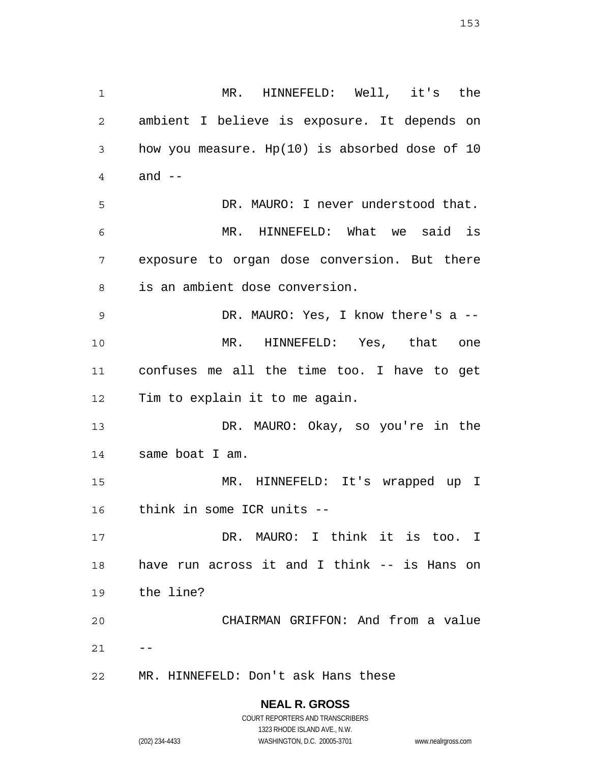MR. HINNEFELD: Well, it's the ambient I believe is exposure. It depends on how you measure. Hp(10) is absorbed dose of 10 and --

DR. MAURO: I never understood that.

MR. HINNEFELD: What we said is exposure to organ dose conversion. But there is an ambient dose conversion.

DR. MAURO: Yes, I know there's a --

MR. HINNEFELD: Yes, that one confuses me all the time too. I have to get Tim to explain it to me again.

DR. MAURO: Okay, so you're in the same boat I am.

MR. HINNEFELD: It's wrapped up I think in some ICR units --

DR. MAURO: I think it is too. I have run across it and I think -- is Hans on the line?

CHAIRMAN GRIFFON: And from a value --

MR. HINNEFELD: Don't ask Hans these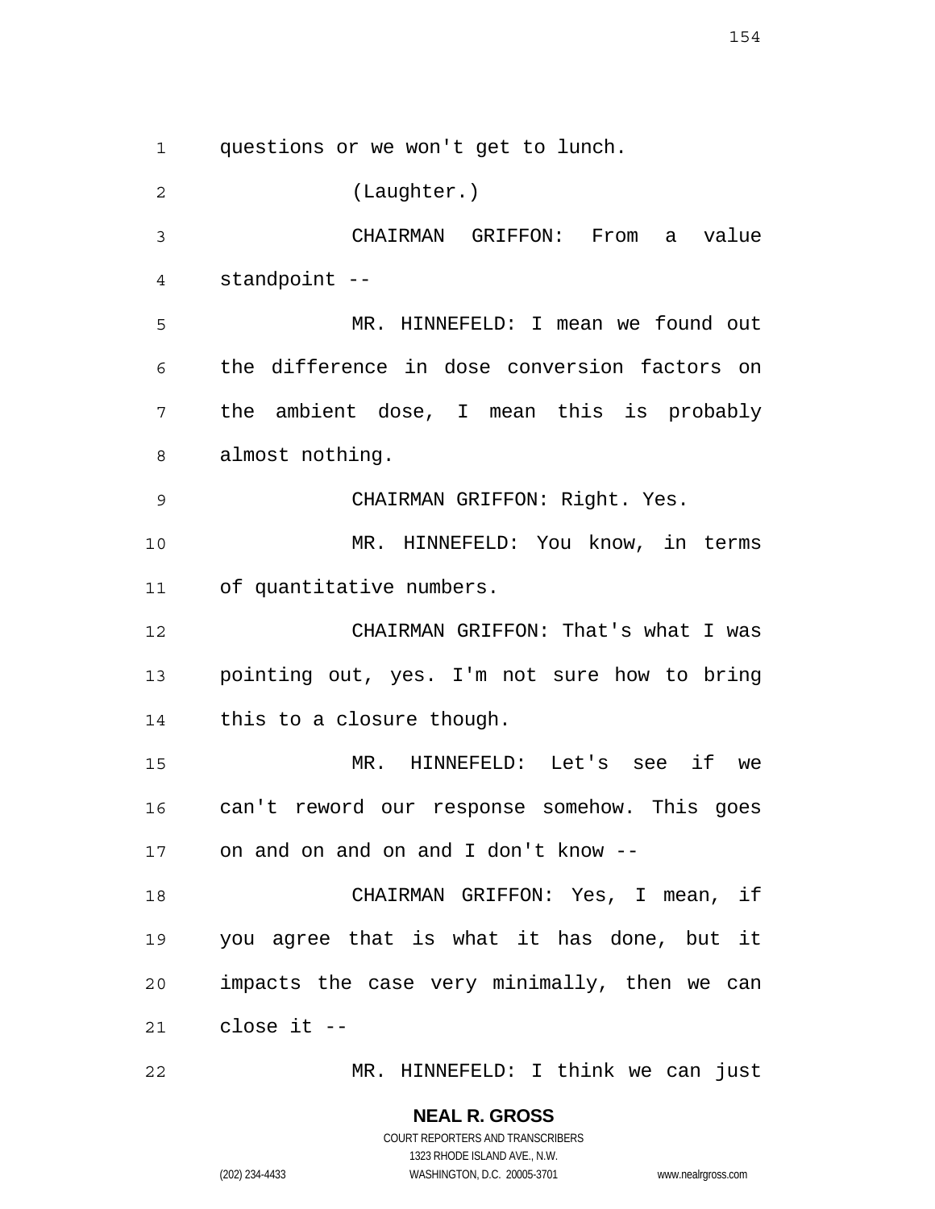questions or we won't get to lunch.

(Laughter.)

CHAIRMAN GRIFFON: From a value standpoint --

MR. HINNEFELD: I mean we found out the difference in dose conversion factors on the ambient dose, I mean this is probably almost nothing.

CHAIRMAN GRIFFON: Right. Yes.

MR. HINNEFELD: You know, in terms of quantitative numbers.

CHAIRMAN GRIFFON: That's what I was pointing out, yes. I'm not sure how to bring this to a closure though.

MR. HINNEFELD: Let's see if we can't reword our response somehow. This goes on and on and on and I don't know --

CHAIRMAN GRIFFON: Yes, I mean, if you agree that is what it has done, but it impacts the case very minimally, then we can close it --

MR. HINNEFELD: I think we can just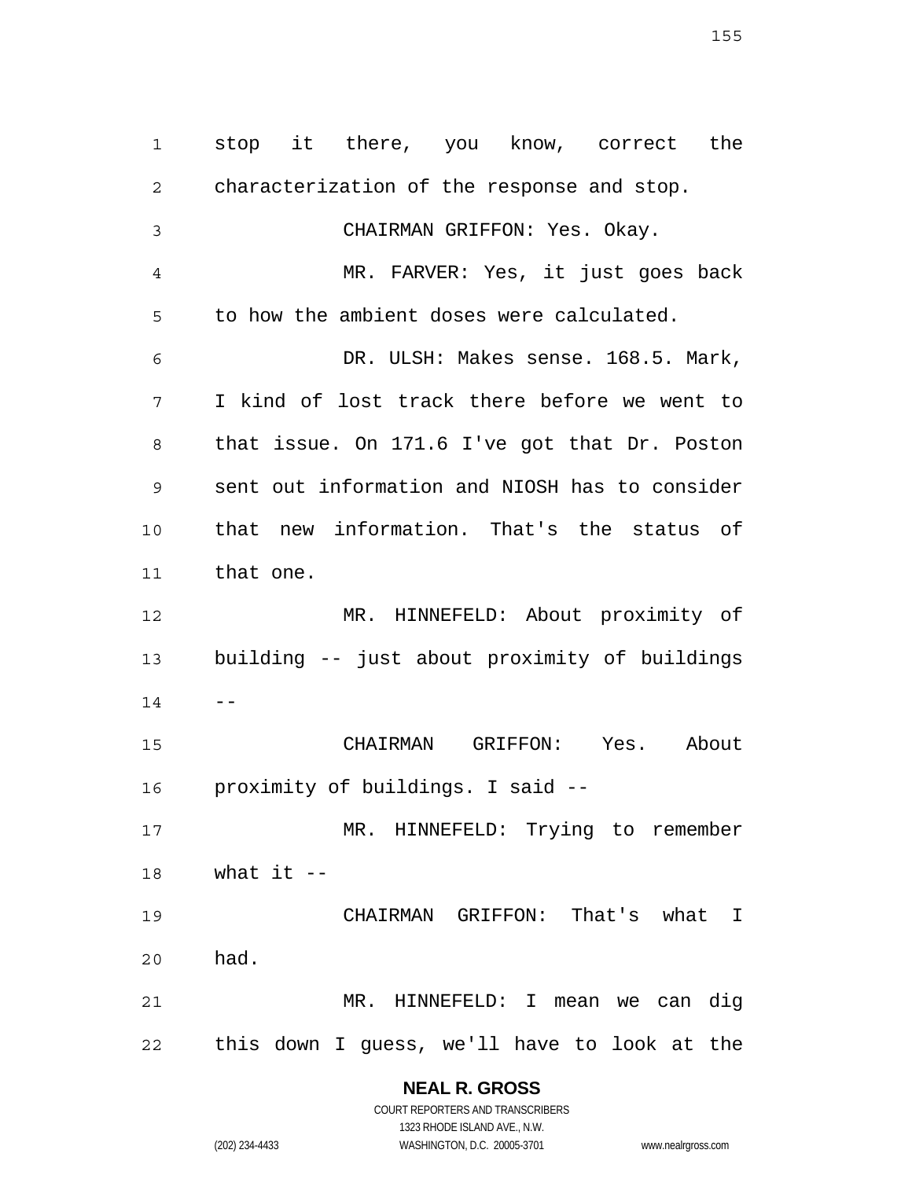stop it there, you know, correct the characterization of the response and stop.

CHAIRMAN GRIFFON: Yes. Okay.

MR. FARVER: Yes, it just goes back to how the ambient doses were calculated.

DR. ULSH: Makes sense. 168.5. Mark, I kind of lost track there before we went to that issue. On 171.6 I've got that Dr. Poston sent out information and NIOSH has to consider that new information. That's the status of that one.

MR. HINNEFELD: About proximity of building -- just about proximity of buildings --

CHAIRMAN GRIFFON: Yes. About proximity of buildings. I said --

MR. HINNEFELD: Trying to remember what it --

CHAIRMAN GRIFFON: That's what I had.

MR. HINNEFELD: I mean we can dig this down I guess, we'll have to look at the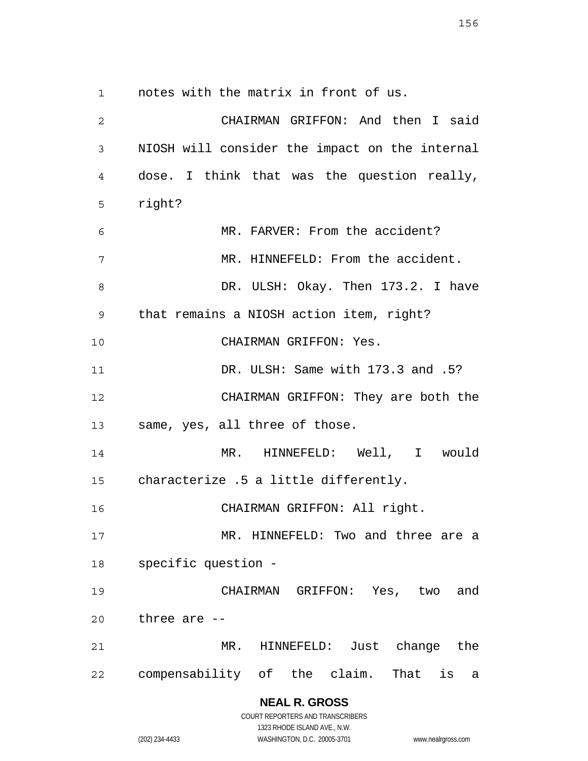notes with the matrix in front of us.

CHAIRMAN GRIFFON: And then I said NIOSH will consider the impact on the internal dose. I think that was the question really, right?

MR. FARVER: From the accident?

MR. HINNEFELD: From the accident.

DR. ULSH: Okay. Then 173.2. I have that remains a NIOSH action item, right?

CHAIRMAN GRIFFON: Yes.

DR. ULSH: Same with 173.3 and .5?

CHAIRMAN GRIFFON: They are both the same, yes, all three of those.

MR. HINNEFELD: Well, I would characterize .5 a little differently.

CHAIRMAN GRIFFON: All right.

MR. HINNEFELD: Two and three are a specific question -

CHAIRMAN GRIFFON: Yes, two and three are --

MR. HINNEFELD: Just change the compensability of the claim. That is a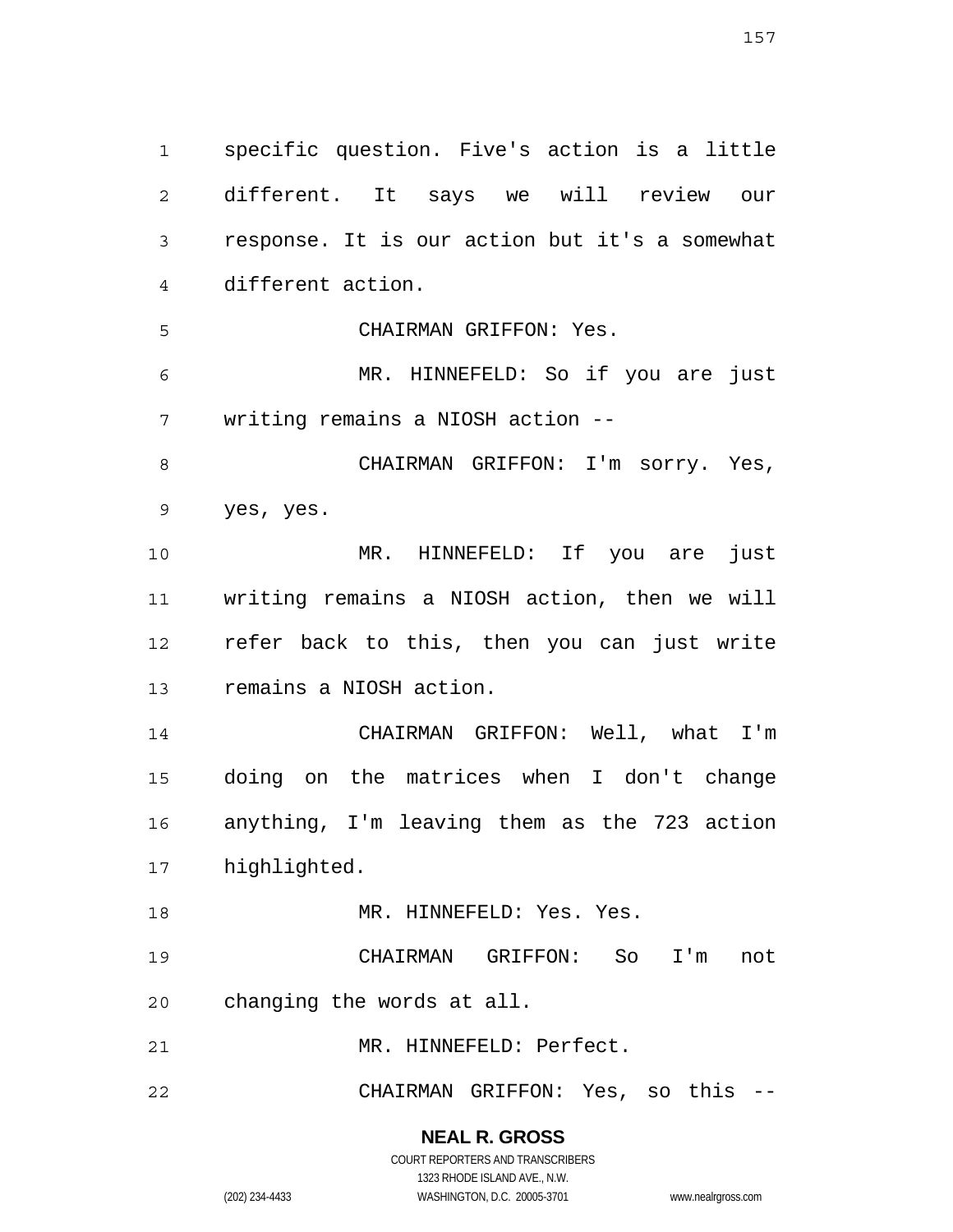specific question. Five's action is a little different. It says we will review our response. It is our action but it's a somewhat different action.

CHAIRMAN GRIFFON: Yes.

MR. HINNEFELD: So if you are just writing remains a NIOSH action --

CHAIRMAN GRIFFON: I'm sorry. Yes, yes, yes.

MR. HINNEFELD: If you are just writing remains a NIOSH action, then we will refer back to this, then you can just write remains a NIOSH action.

CHAIRMAN GRIFFON: Well, what I'm doing on the matrices when I don't change anything, I'm leaving them as the 723 action highlighted.

MR. HINNEFELD: Yes. Yes.

CHAIRMAN GRIFFON: So I'm not changing the words at all.

MR. HINNEFELD: Perfect.

CHAIRMAN GRIFFON: Yes, so this --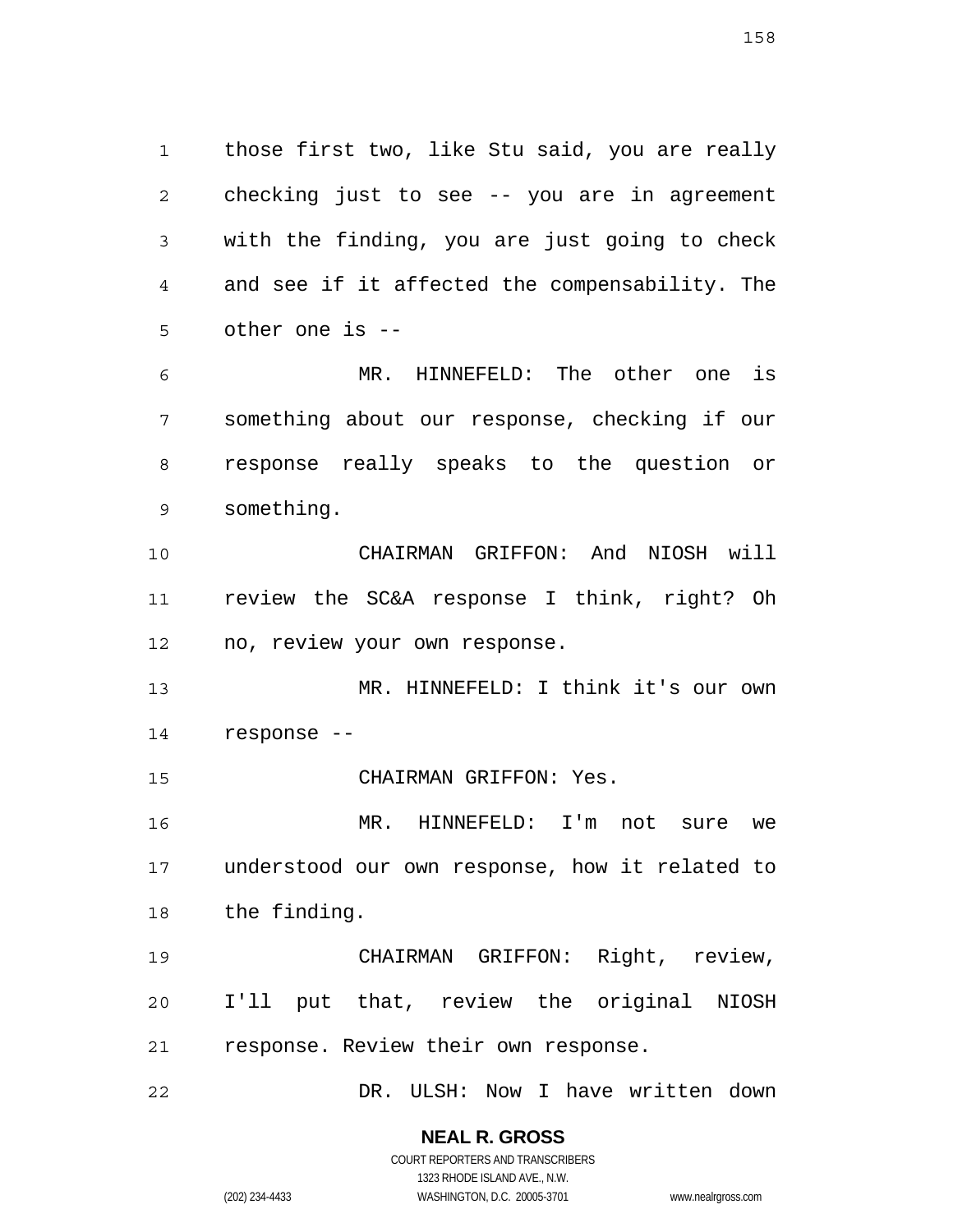those first two, like Stu said, you are really checking just to see -- you are in agreement with the finding, you are just going to check and see if it affected the compensability. The other one is --

MR. HINNEFELD: The other one is something about our response, checking if our response really speaks to the question or something.

CHAIRMAN GRIFFON: And NIOSH will review the SC&A response I think, right? Oh no, review your own response.

MR. HINNEFELD: I think it's our own response --

CHAIRMAN GRIFFON: Yes.

MR. HINNEFELD: I'm not sure we understood our own response, how it related to the finding.

CHAIRMAN GRIFFON: Right, review, I'll put that, review the original NIOSH response. Review their own response.

DR. ULSH: Now I have written down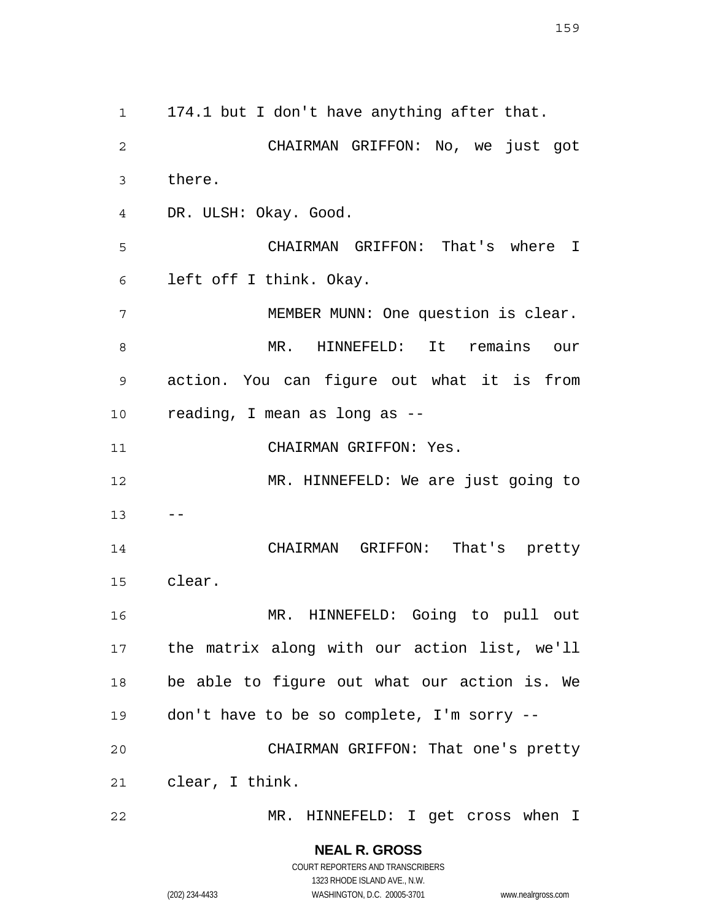174.1 but I don't have anything after that.

CHAIRMAN GRIFFON: No, we just got there.

DR. ULSH: Okay. Good.

CHAIRMAN GRIFFON: That's where I left off I think. Okay.

MEMBER MUNN: One question is clear.

MR. HINNEFELD: It remains our action. You can figure out what it is from reading, I mean as long as --

CHAIRMAN GRIFFON: Yes.

MR. HINNEFELD: We are just going to --

CHAIRMAN GRIFFON: That's pretty clear.

MR. HINNEFELD: Going to pull out the matrix along with our action list, we'll be able to figure out what our action is. We don't have to be so complete, I'm sorry --

CHAIRMAN GRIFFON: That one's pretty clear, I think.

MR. HINNEFELD: I get cross when I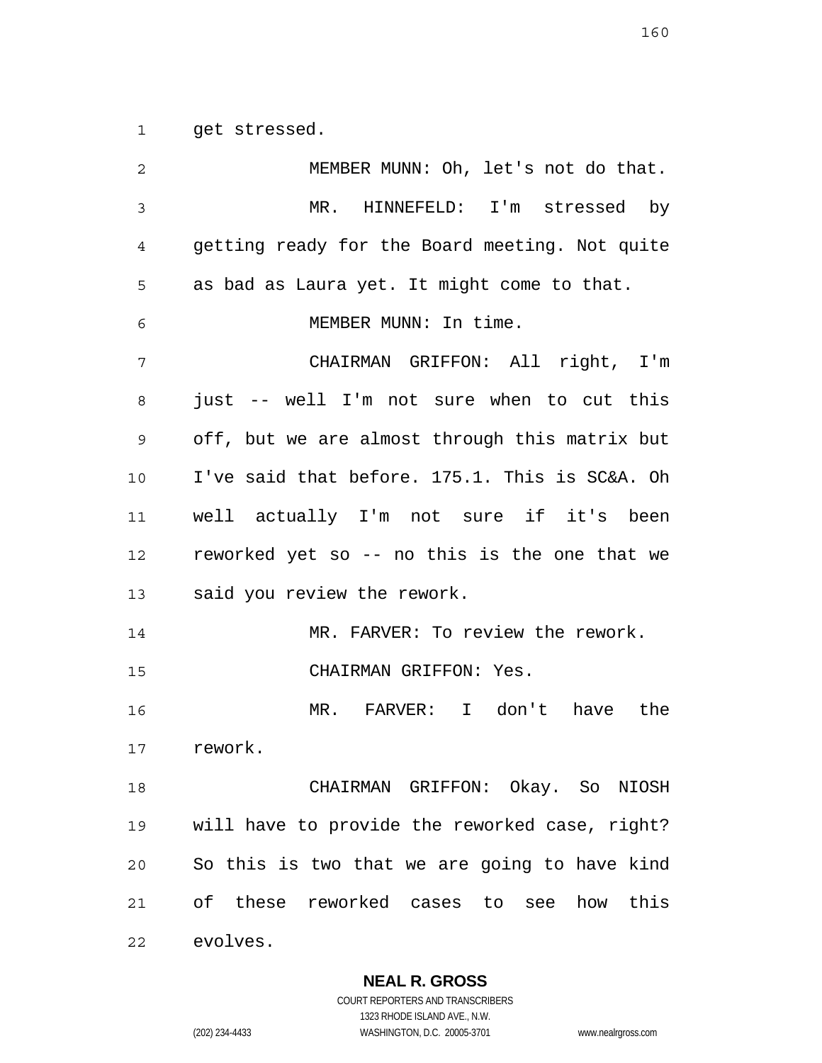get stressed.

MEMBER MUNN: Oh, let's not do that.

MR. HINNEFELD: I'm stressed by getting ready for the Board meeting. Not quite as bad as Laura yet. It might come to that.

MEMBER MUNN: In time.

CHAIRMAN GRIFFON: All right, I'm just -- well I'm not sure when to cut this off, but we are almost through this matrix but I've said that before. 175.1. This is SC&A. Oh well actually I'm not sure if it's been reworked yet so -- no this is the one that we said you review the rework.

MR. FARVER: To review the rework.

CHAIRMAN GRIFFON: Yes.

MR. FARVER: I don't have the rework.

CHAIRMAN GRIFFON: Okay. So NIOSH will have to provide the reworked case, right? So this is two that we are going to have kind of these reworked cases to see how this evolves.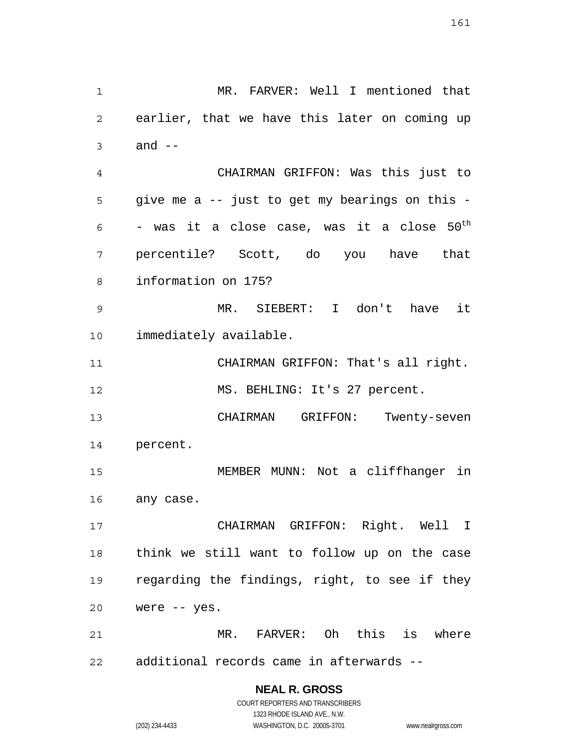MR. FARVER: Well I mentioned that earlier, that we have this later on coming up and --

CHAIRMAN GRIFFON: Was this just to give me a -- just to get my bearings on this -- was it a close case, was it a close 50th percentile? Scott, do you have that information on 175?

MR. SIEBERT: I don't have it immediately available.

CHAIRMAN GRIFFON: That's all right.

MS. BEHLING: It's 27 percent.

CHAIRMAN GRIFFON: Twenty-seven percent.

MEMBER MUNN: Not a cliffhanger in any case.

CHAIRMAN GRIFFON: Right. Well I think we still want to follow up on the case regarding the findings, right, to see if they were -- yes.

MR. FARVER: Oh this is where additional records came in afterwards --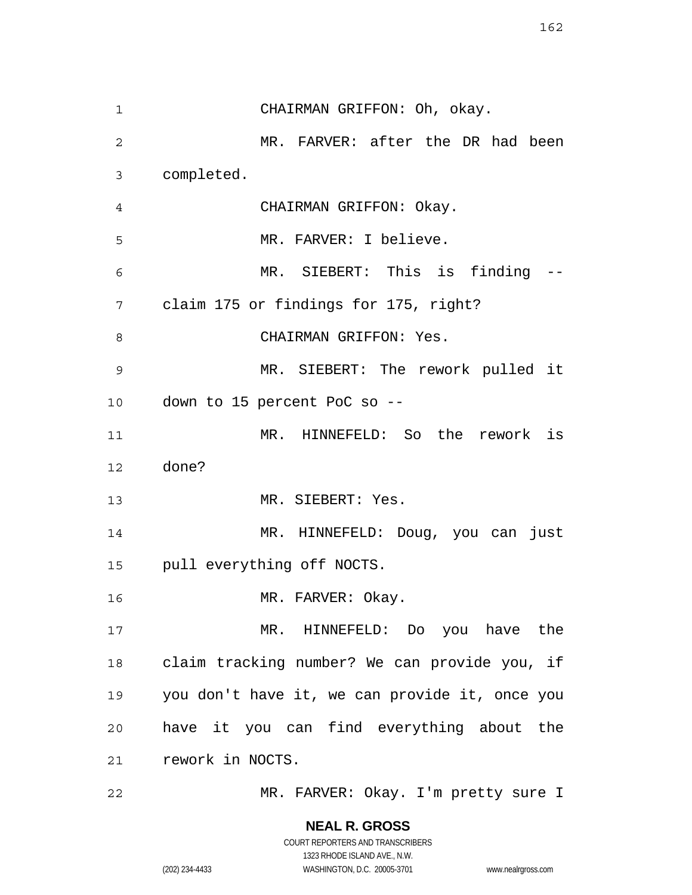CHAIRMAN GRIFFON: Oh, okay.

MR. FARVER: after the DR had been completed.

CHAIRMAN GRIFFON: Okay.

MR. FARVER: I believe.

MR. SIEBERT: This is finding -- claim 175 or findings for 175, right?

CHAIRMAN GRIFFON: Yes.

MR. SIEBERT: The rework pulled it down to 15 percent PoC so --

MR. HINNEFELD: So the rework is done?

MR. SIEBERT: Yes.

MR. HINNEFELD: Doug, you can just pull everything off NOCTS.

MR. FARVER: Okay.

MR. HINNEFELD: Do you have the claim tracking number? We can provide you, if you don't have it, we can provide it, once you have it you can find everything about the rework in NOCTS.

MR. FARVER: Okay. I'm pretty sure I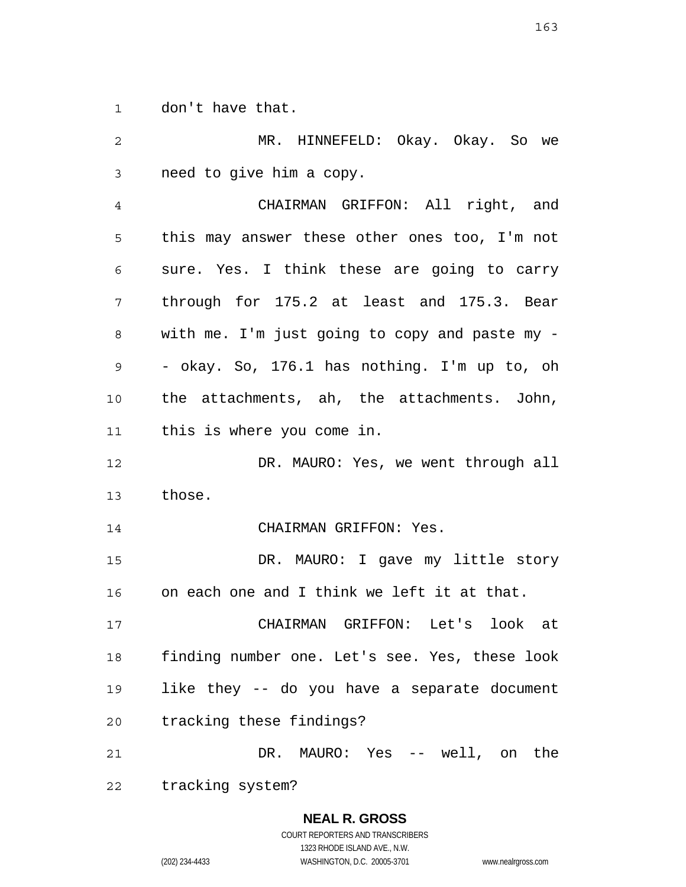don't have that.

MR. HINNEFELD: Okay. Okay. So we need to give him a copy.

CHAIRMAN GRIFFON: All right, and this may answer these other ones too, I'm not sure. Yes. I think these are going to carry through for 175.2 at least and 175.3. Bear with me. I'm just going to copy and paste my -- okay. So, 176.1 has nothing. I'm up to, oh the attachments, ah, the attachments. John, this is where you come in.

DR. MAURO: Yes, we went through all those.

CHAIRMAN GRIFFON: Yes.

DR. MAURO: I gave my little story on each one and I think we left it at that.

CHAIRMAN GRIFFON: Let's look at finding number one. Let's see. Yes, these look like they -- do you have a separate document tracking these findings?

DR. MAURO: Yes -- well, on the tracking system?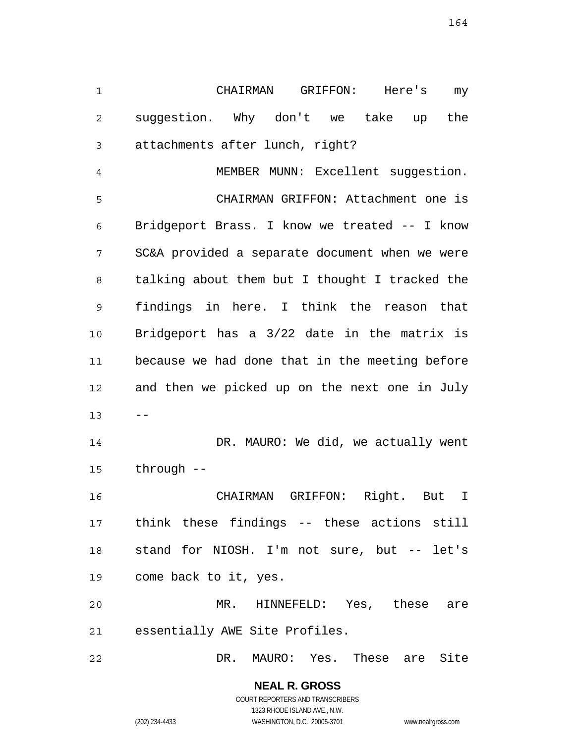CHAIRMAN GRIFFON: Here's my suggestion. Why don't we take up the attachments after lunch, right?

MEMBER MUNN: Excellent suggestion.

CHAIRMAN GRIFFON: Attachment one is Bridgeport Brass. I know we treated -- I know SC&A provided a separate document when we were talking about them but I thought I tracked the findings in here. I think the reason that Bridgeport has a 3/22 date in the matrix is because we had done that in the meeting before and then we picked up on the next one in July --

DR. MAURO: We did, we actually went through --

CHAIRMAN GRIFFON: Right. But I think these findings -- these actions still stand for NIOSH. I'm not sure, but -- let's come back to it, yes.

MR. HINNEFELD: Yes, these are essentially AWE Site Profiles.

DR. MAURO: Yes. These are Site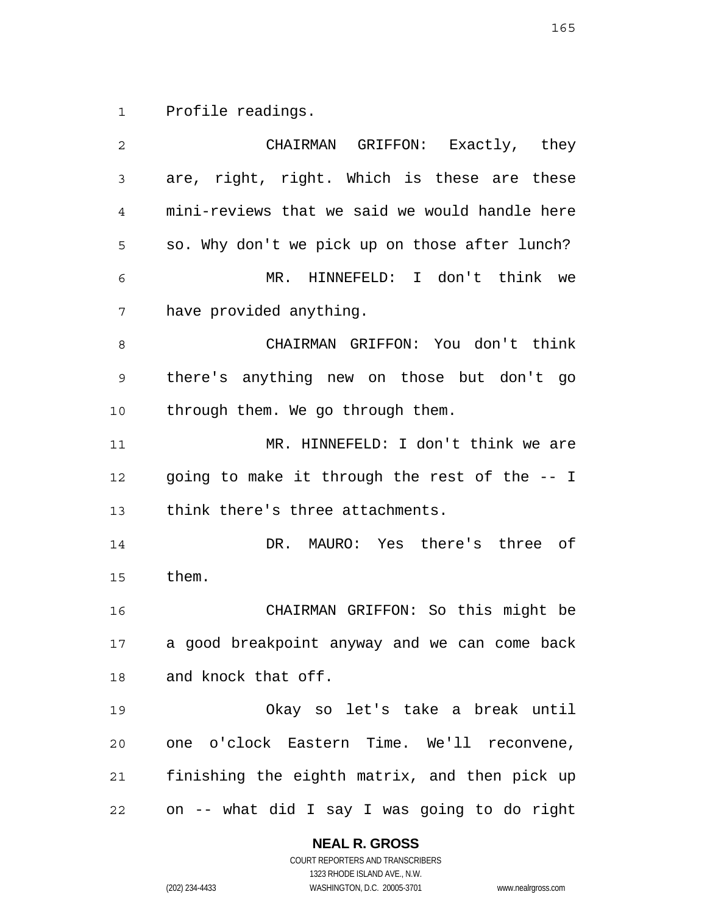Profile readings.

CHAIRMAN GRIFFON: Exactly, they are, right, right. Which is these are these mini-reviews that we said we would handle here so. Why don't we pick up on those after lunch?

MR. HINNEFELD: I don't think we have provided anything.

CHAIRMAN GRIFFON: You don't think there's anything new on those but don't go through them. We go through them.

MR. HINNEFELD: I don't think we are going to make it through the rest of the -- I think there's three attachments.

DR. MAURO: Yes there's three of them.

CHAIRMAN GRIFFON: So this might be a good breakpoint anyway and we can come back and knock that off.

Okay so let's take a break until one o'clock Eastern Time. We'll reconvene, finishing the eighth matrix, and then pick up on -- what did I say I was going to do right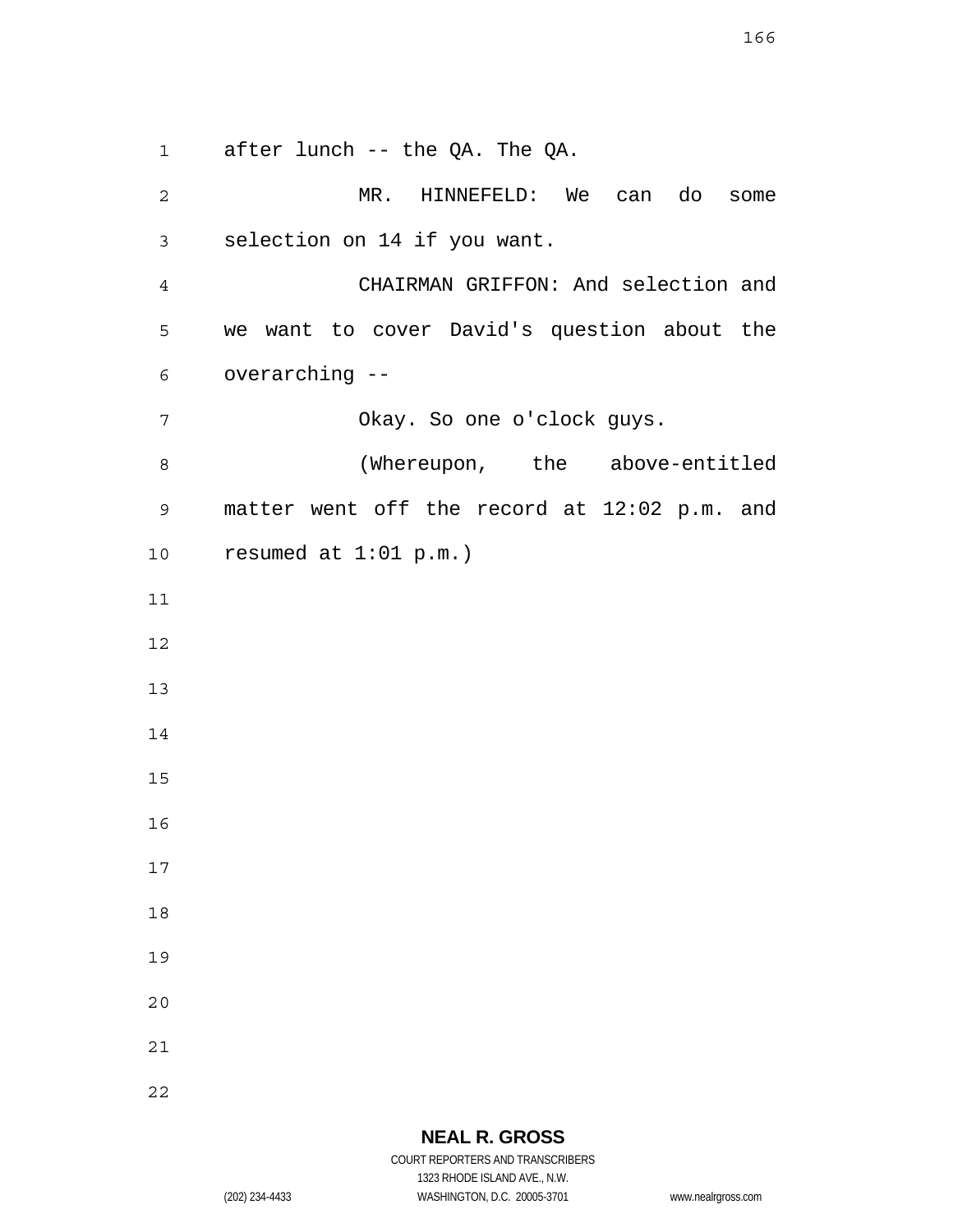after lunch -- the QA. The QA.

MR. HINNEFELD: We can do some selection on 14 if you want.

CHAIRMAN GRIFFON: And selection and we want to cover David's question about the overarching --

Okay. So one o'clock guys.

(Whereupon, the above-entitled matter went off the record at 12:02 p.m. and resumed at 1:01 p.m.)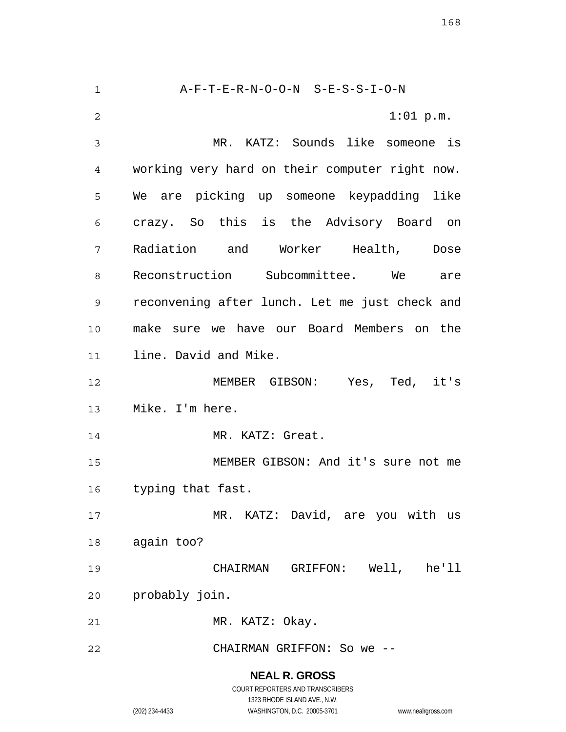A-F-T-E-R-N-O-O-N S-E-S-S-I-O-N

1:01 p.m.

MR. KATZ: Sounds like someone is working very hard on their computer right now. We are picking up someone keypadding like crazy. So this is the Advisory Board on Radiation and Worker Health, Dose Reconstruction Subcommittee. We are reconvening after lunch. Let me just check and make sure we have our Board Members on the line. David and Mike.

MEMBER GIBSON: Yes, Ted, it's Mike. I'm here.

MR. KATZ: Great.

MEMBER GIBSON: And it's sure not me typing that fast.

MR. KATZ: David, are you with us again too?

CHAIRMAN GRIFFON: Well, he'll probably join.

MR. KATZ: Okay.

CHAIRMAN GRIFFON: So we --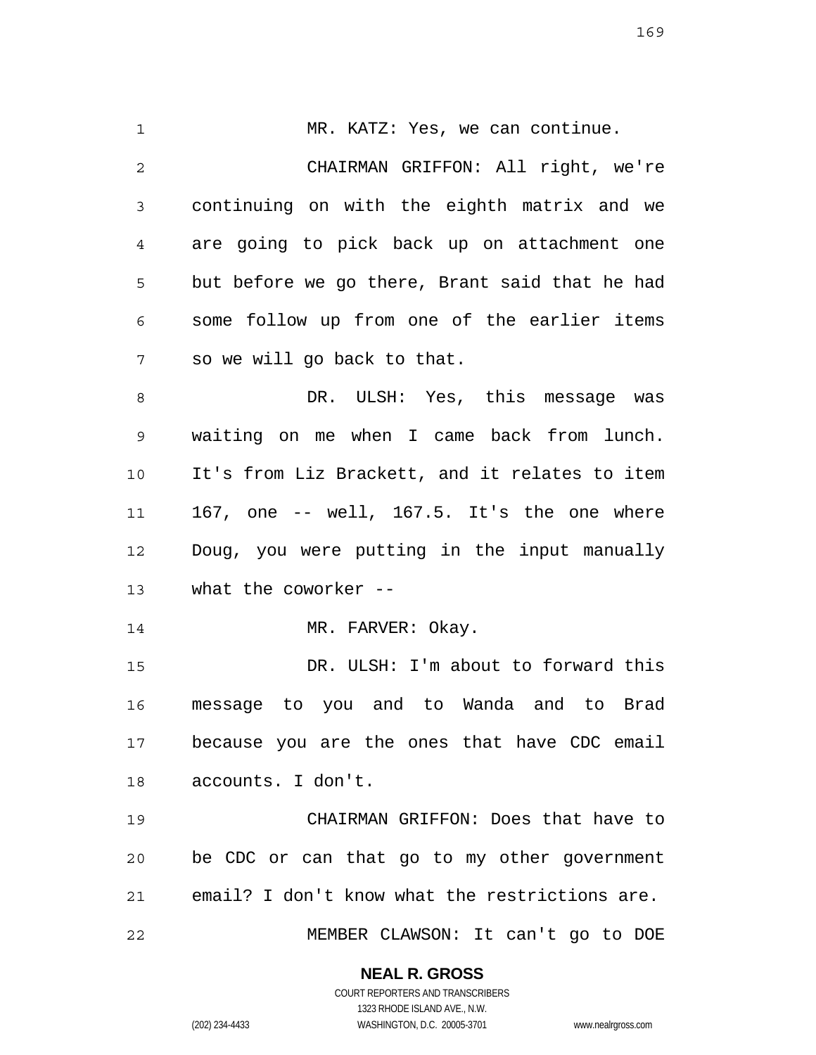MR. KATZ: Yes, we can continue.

CHAIRMAN GRIFFON: All right, we're continuing on with the eighth matrix and we are going to pick back up on attachment one but before we go there, Brant said that he had some follow up from one of the earlier items so we will go back to that.

DR. ULSH: Yes, this message was waiting on me when I came back from lunch. It's from Liz Brackett, and it relates to item 167, one -- well, 167.5. It's the one where Doug, you were putting in the input manually what the coworker --

MR. FARVER: Okay.

DR. ULSH: I'm about to forward this message to you and to Wanda and to Brad because you are the ones that have CDC email accounts. I don't.

CHAIRMAN GRIFFON: Does that have to be CDC or can that go to my other government email? I don't know what the restrictions are.

MEMBER CLAWSON: It can't go to DOE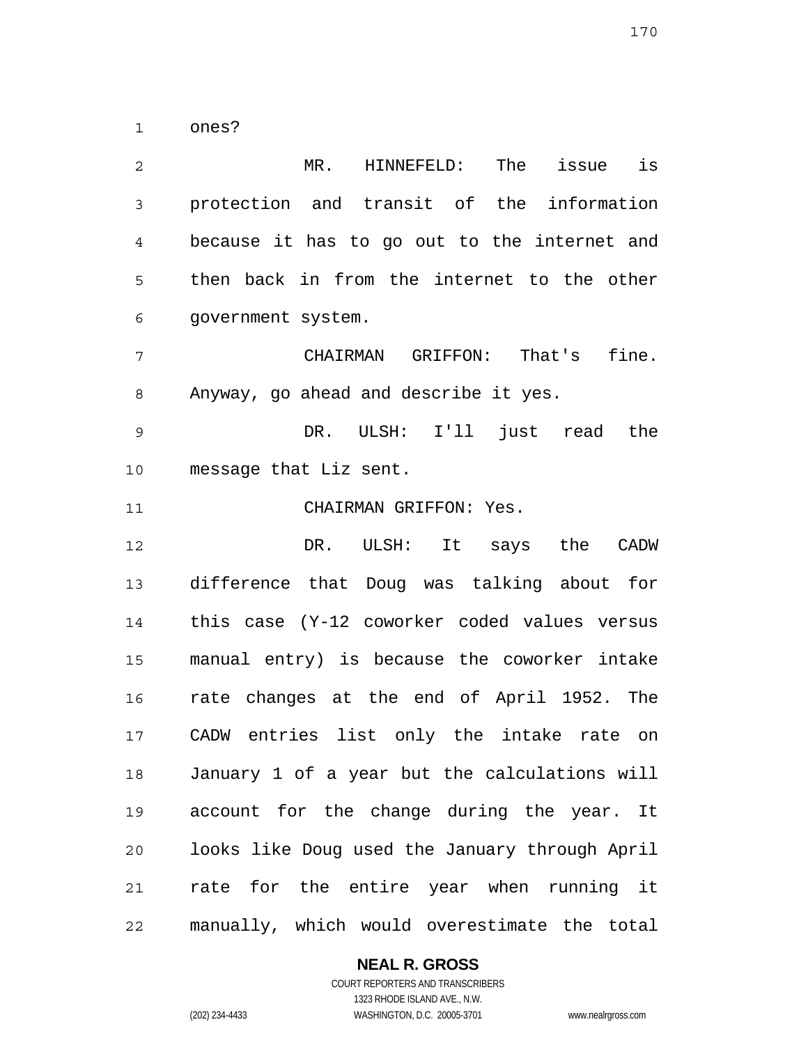ones?

MR. HINNEFELD: The issue is protection and transit of the information because it has to go out to the internet and then back in from the internet to the other government system.

CHAIRMAN GRIFFON: That's fine. Anyway, go ahead and describe it yes.

DR. ULSH: I'll just read the message that Liz sent.

CHAIRMAN GRIFFON: Yes.

DR. ULSH: It says the CADW difference that Doug was talking about for this case (Y-12 coworker coded values versus manual entry) is because the coworker intake rate changes at the end of April 1952. The CADW entries list only the intake rate on January 1 of a year but the calculations will account for the change during the year. It looks like Doug used the January through April rate for the entire year when running it manually, which would overestimate the total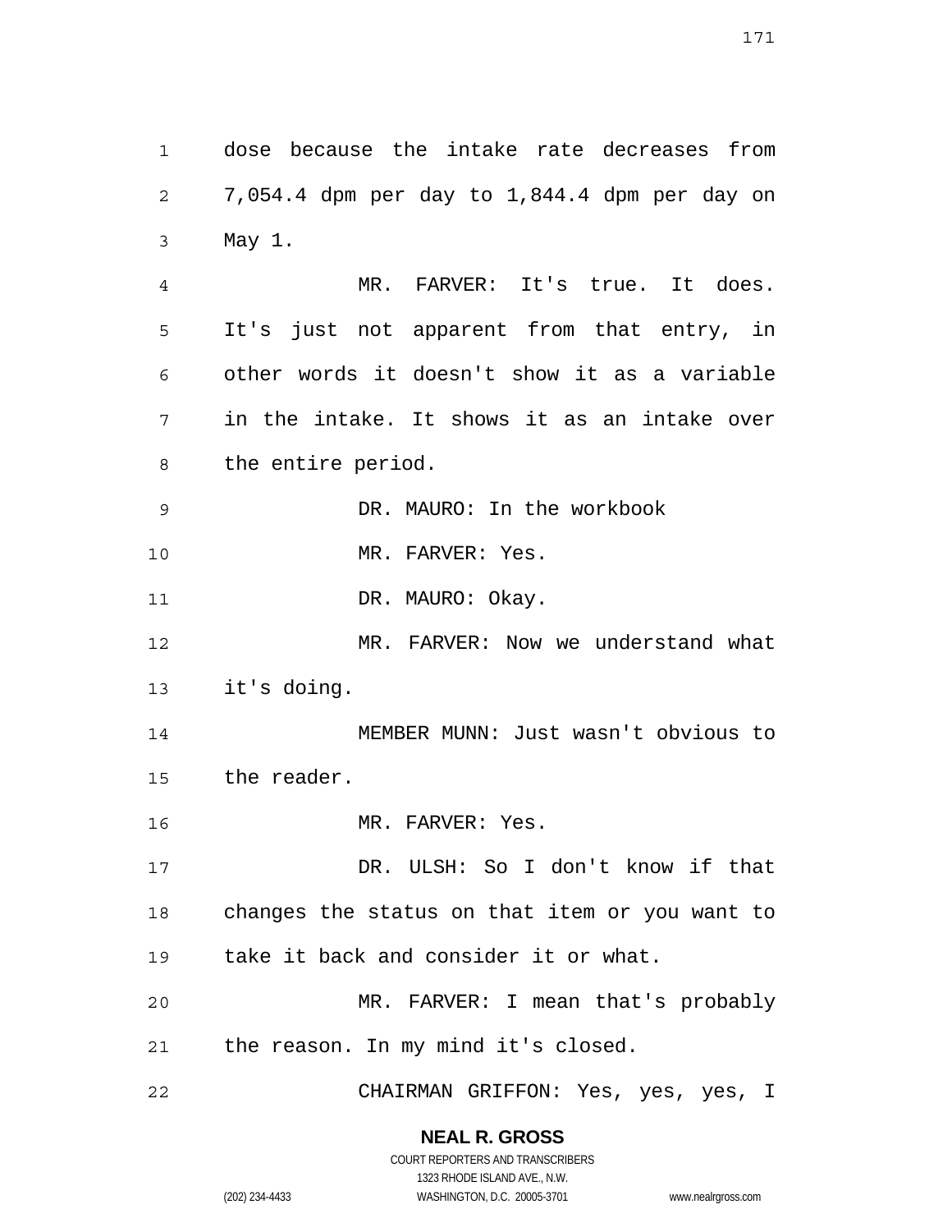dose because the intake rate decreases from 7,054.4 dpm per day to 1,844.4 dpm per day on May 1.

MR. FARVER: It's true. It does. It's just not apparent from that entry, in other words it doesn't show it as a variable in the intake. It shows it as an intake over the entire period.

DR. MAURO: In the workbook

MR. FARVER: Yes.

DR. MAURO: Okay.

MR. FARVER: Now we understand what it's doing.

MEMBER MUNN: Just wasn't obvious to the reader.

MR. FARVER: Yes.

DR. ULSH: So I don't know if that changes the status on that item or you want to take it back and consider it or what.

MR. FARVER: I mean that's probably the reason. In my mind it's closed.

CHAIRMAN GRIFFON: Yes, yes, yes, I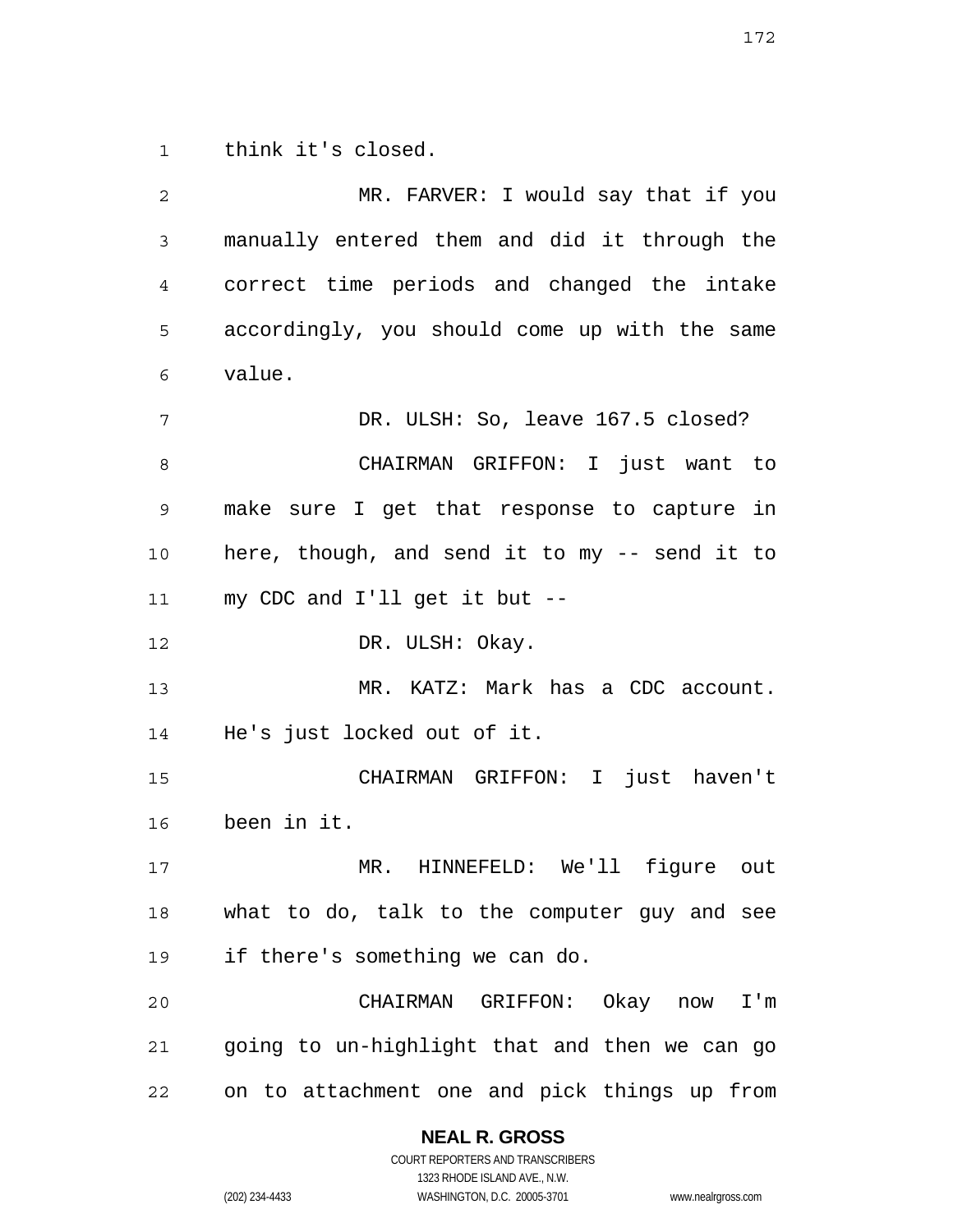think it's closed.

MR. FARVER: I would say that if you manually entered them and did it through the correct time periods and changed the intake accordingly, you should come up with the same value.

DR. ULSH: So, leave 167.5 closed?

CHAIRMAN GRIFFON: I just want to make sure I get that response to capture in here, though, and send it to my -- send it to my CDC and I'll get it but --

DR. ULSH: Okay.

MR. KATZ: Mark has a CDC account. He's just locked out of it.

CHAIRMAN GRIFFON: I just haven't been in it.

MR. HINNEFELD: We'll figure out what to do, talk to the computer guy and see if there's something we can do.

CHAIRMAN GRIFFON: Okay now I'm going to un-highlight that and then we can go on to attachment one and pick things up from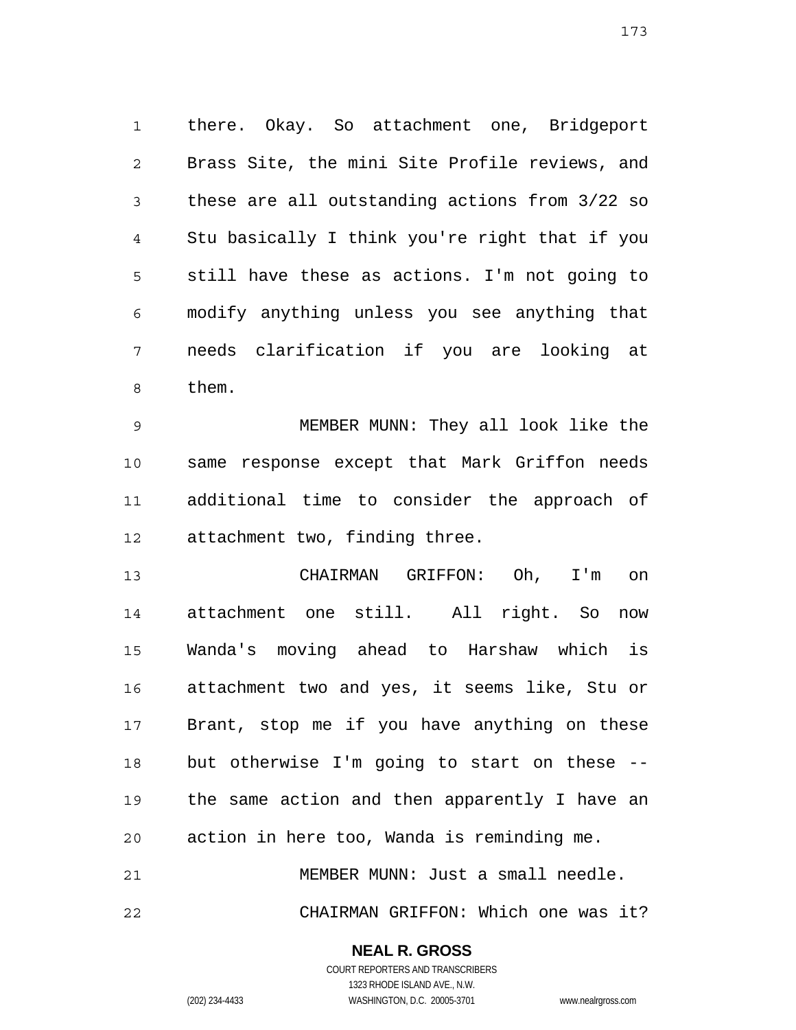there. Okay. So attachment one, Bridgeport Brass Site, the mini Site Profile reviews, and these are all outstanding actions from 3/22 so Stu basically I think you're right that if you still have these as actions. I'm not going to modify anything unless you see anything that needs clarification if you are looking at them.

MEMBER MUNN: They all look like the same response except that Mark Griffon needs additional time to consider the approach of attachment two, finding three.

CHAIRMAN GRIFFON: Oh, I'm on attachment one still. All right. So now Wanda's moving ahead to Harshaw which is attachment two and yes, it seems like, Stu or Brant, stop me if you have anything on these but otherwise I'm going to start on these -- the same action and then apparently I have an action in here too, Wanda is reminding me.

MEMBER MUNN: Just a small needle.

CHAIRMAN GRIFFON: Which one was it?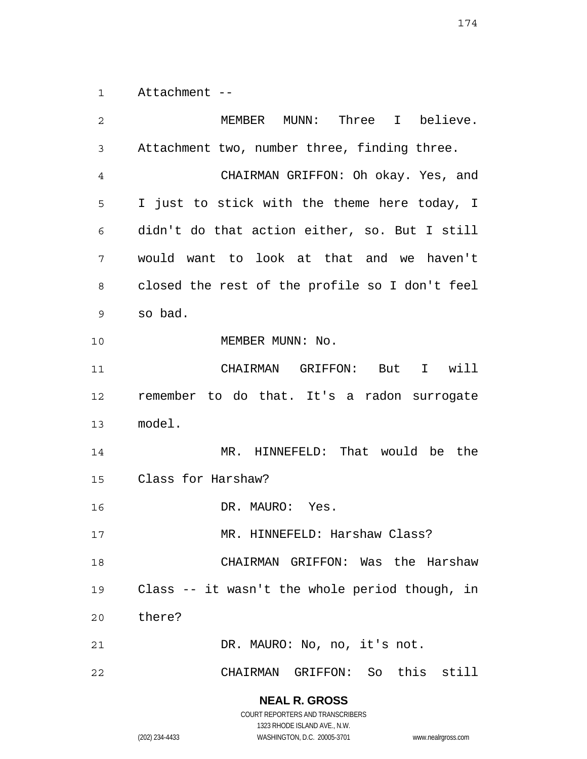Attachment --

MEMBER MUNN: Three I believe. Attachment two, number three, finding three.

CHAIRMAN GRIFFON: Oh okay. Yes, and I just to stick with the theme here today, I didn't do that action either, so. But I still would want to look at that and we haven't closed the rest of the profile so I don't feel so bad.

MEMBER MUNN: No.

CHAIRMAN GRIFFON: But I will remember to do that. It's a radon surrogate model.

MR. HINNEFELD: That would be the Class for Harshaw?

DR. MAURO: Yes.

MR. HINNEFELD: Harshaw Class?

CHAIRMAN GRIFFON: Was the Harshaw Class -- it wasn't the whole period though, in there?

DR. MAURO: No, no, it's not.

CHAIRMAN GRIFFON: So this still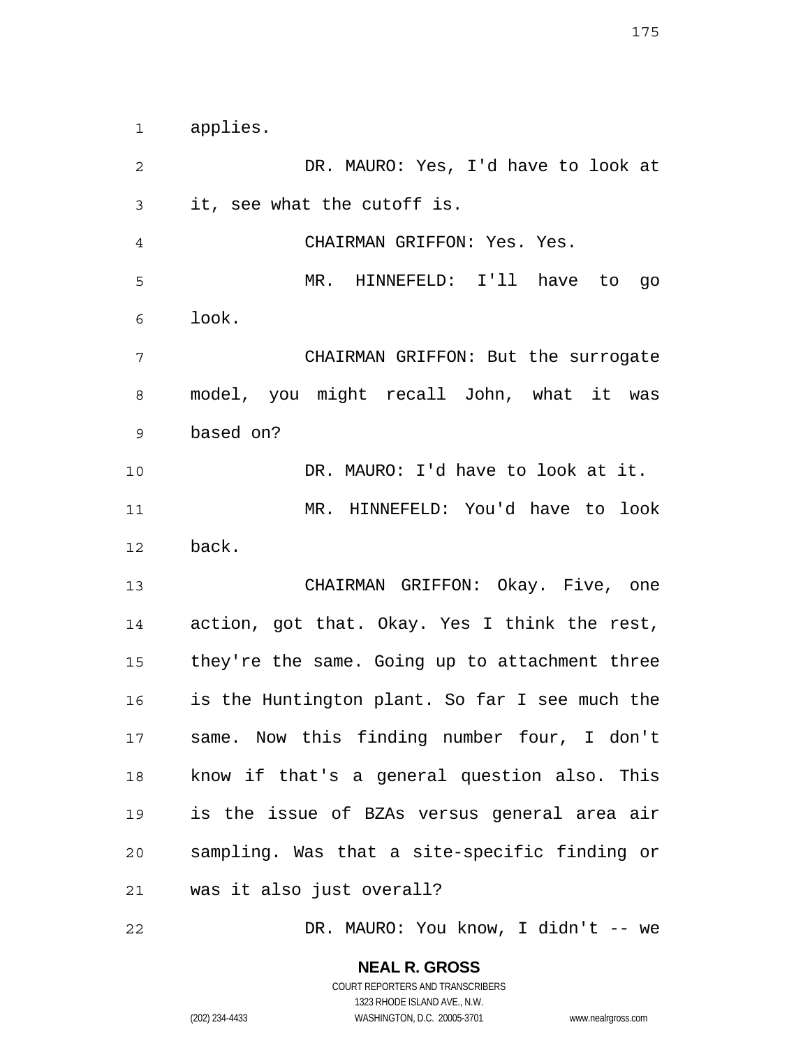applies.

DR. MAURO: Yes, I'd have to look at it, see what the cutoff is.

CHAIRMAN GRIFFON: Yes. Yes.

MR. HINNEFELD: I'll have to go look.

CHAIRMAN GRIFFON: But the surrogate model, you might recall John, what it was based on?

DR. MAURO: I'd have to look at it.

MR. HINNEFELD: You'd have to look back.

CHAIRMAN GRIFFON: Okay. Five, one action, got that. Okay. Yes I think the rest, they're the same. Going up to attachment three is the Huntington plant. So far I see much the same. Now this finding number four, I don't know if that's a general question also. This is the issue of BZAs versus general area air sampling. Was that a site-specific finding or was it also just overall?

DR. MAURO: You know, I didn't -- we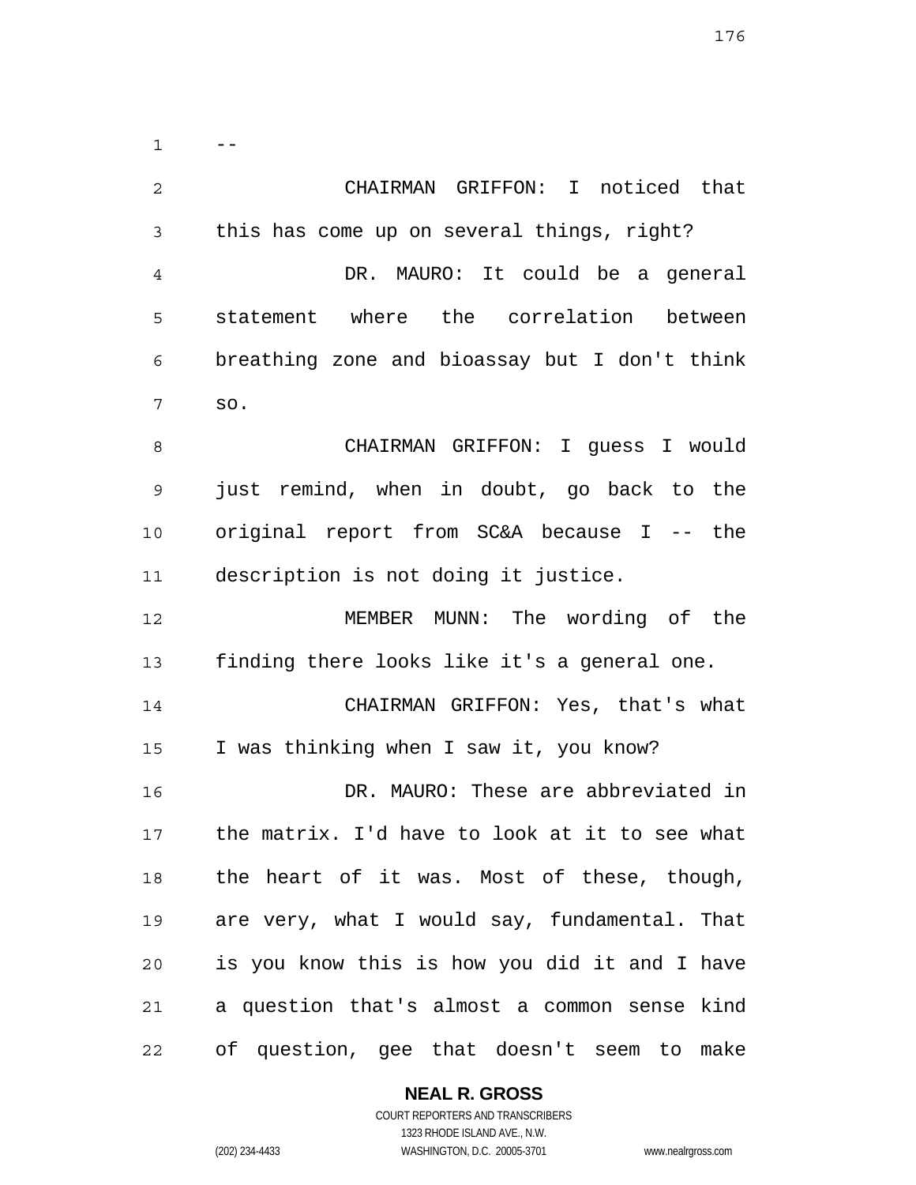--

CHAIRMAN GRIFFON: I noticed that this has come up on several things, right?

DR. MAURO: It could be a general statement where the correlation between breathing zone and bioassay but I don't think so.

CHAIRMAN GRIFFON: I guess I would just remind, when in doubt, go back to the original report from SC&A because I -- the description is not doing it justice.

MEMBER MUNN: The wording of the finding there looks like it's a general one.

CHAIRMAN GRIFFON: Yes, that's what I was thinking when I saw it, you know?

DR. MAURO: These are abbreviated in the matrix. I'd have to look at it to see what the heart of it was. Most of these, though, are very, what I would say, fundamental. That is you know this is how you did it and I have a question that's almost a common sense kind of question, gee that doesn't seem to make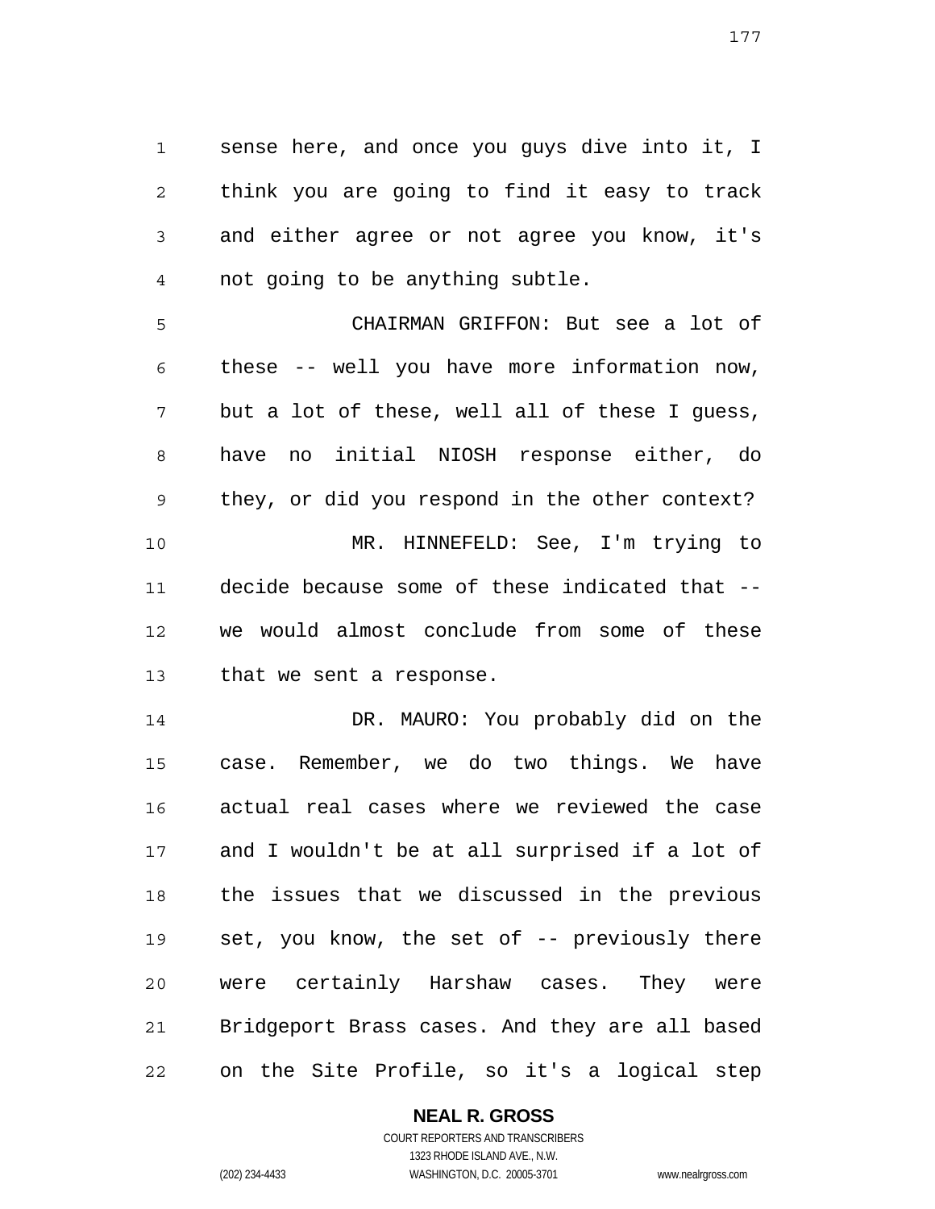sense here, and once you guys dive into it, I think you are going to find it easy to track and either agree or not agree you know, it's not going to be anything subtle.

CHAIRMAN GRIFFON: But see a lot of these -- well you have more information now, but a lot of these, well all of these I guess, have no initial NIOSH response either, do they, or did you respond in the other context?

MR. HINNEFELD: See, I'm trying to decide because some of these indicated that -- we would almost conclude from some of these that we sent a response.

DR. MAURO: You probably did on the case. Remember, we do two things. We have actual real cases where we reviewed the case and I wouldn't be at all surprised if a lot of the issues that we discussed in the previous set, you know, the set of -- previously there were certainly Harshaw cases. They were Bridgeport Brass cases. And they are all based on the Site Profile, so it's a logical step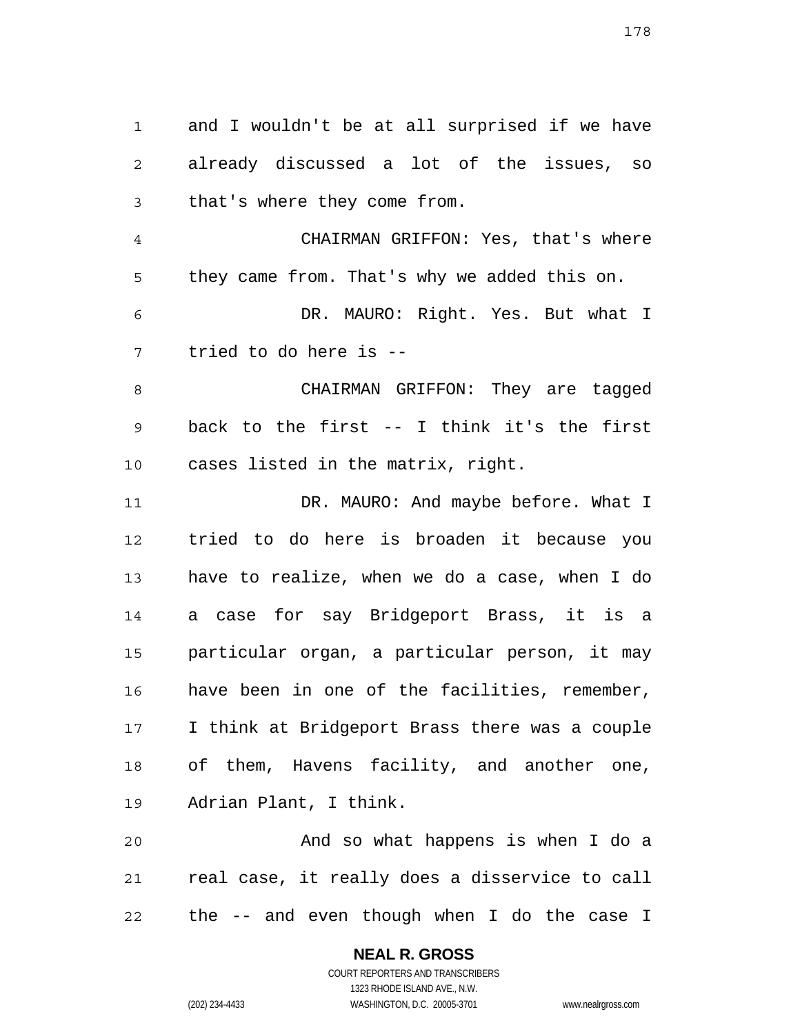and I wouldn't be at all surprised if we have already discussed a lot of the issues, so that's where they come from.

CHAIRMAN GRIFFON: Yes, that's where they came from. That's why we added this on.

DR. MAURO: Right. Yes. But what I tried to do here is --

CHAIRMAN GRIFFON: They are tagged back to the first -- I think it's the first cases listed in the matrix, right.

DR. MAURO: And maybe before. What I tried to do here is broaden it because you have to realize, when we do a case, when I do a case for say Bridgeport Brass, it is a particular organ, a particular person, it may have been in one of the facilities, remember, I think at Bridgeport Brass there was a couple of them, Havens facility, and another one, Adrian Plant, I think.

And so what happens is when I do a real case, it really does a disservice to call the -- and even though when I do the case I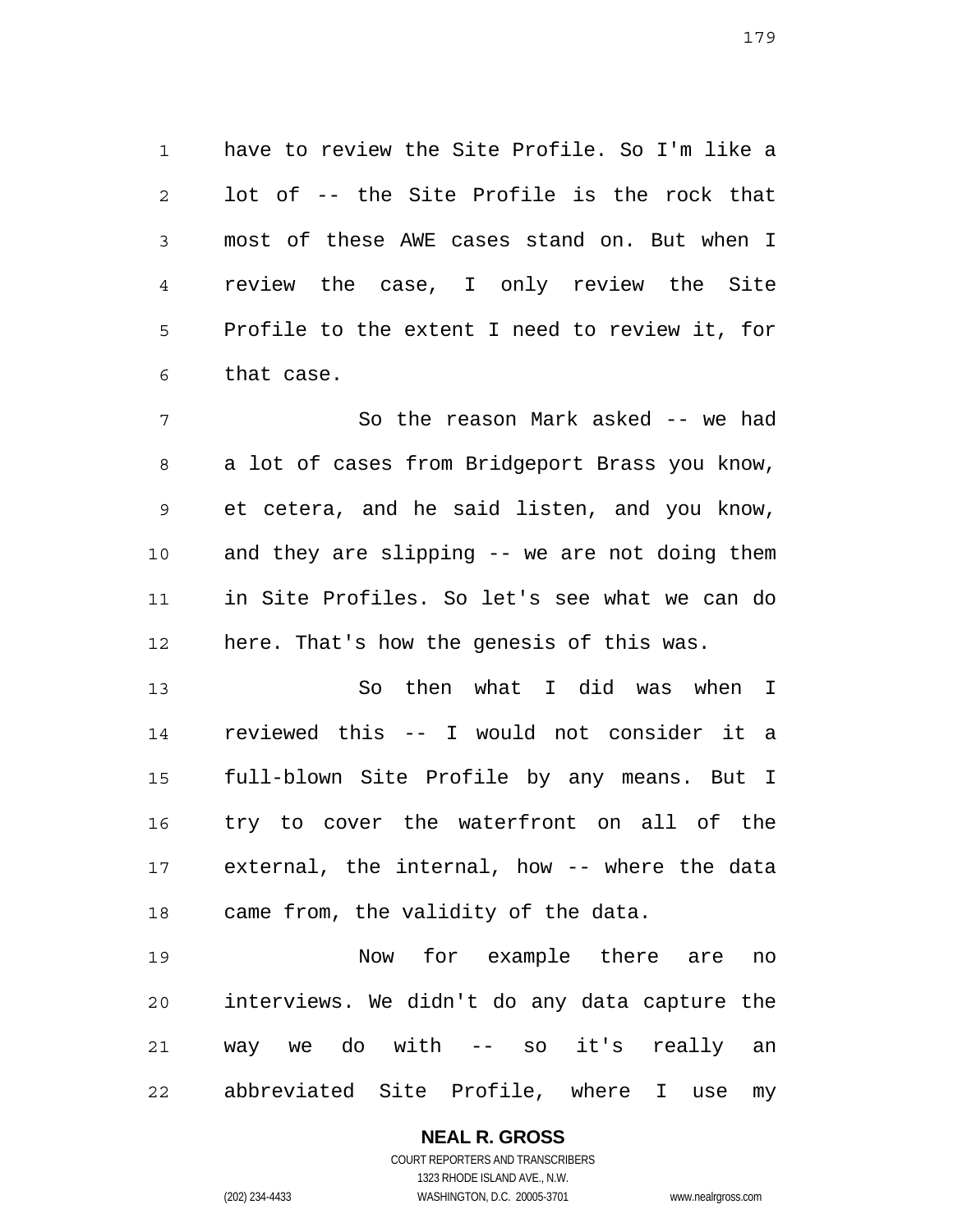have to review the Site Profile. So I'm like a lot of -- the Site Profile is the rock that most of these AWE cases stand on. But when I review the case, I only review the Site Profile to the extent I need to review it, for that case.

So the reason Mark asked -- we had a lot of cases from Bridgeport Brass you know, et cetera, and he said listen, and you know, and they are slipping -- we are not doing them in Site Profiles. So let's see what we can do here. That's how the genesis of this was.

So then what I did was when I reviewed this -- I would not consider it a full-blown Site Profile by any means. But I try to cover the waterfront on all of the external, the internal, how -- where the data came from, the validity of the data.

Now for example there are no interviews. We didn't do any data capture the way we do with -- so it's really an abbreviated Site Profile, where I use my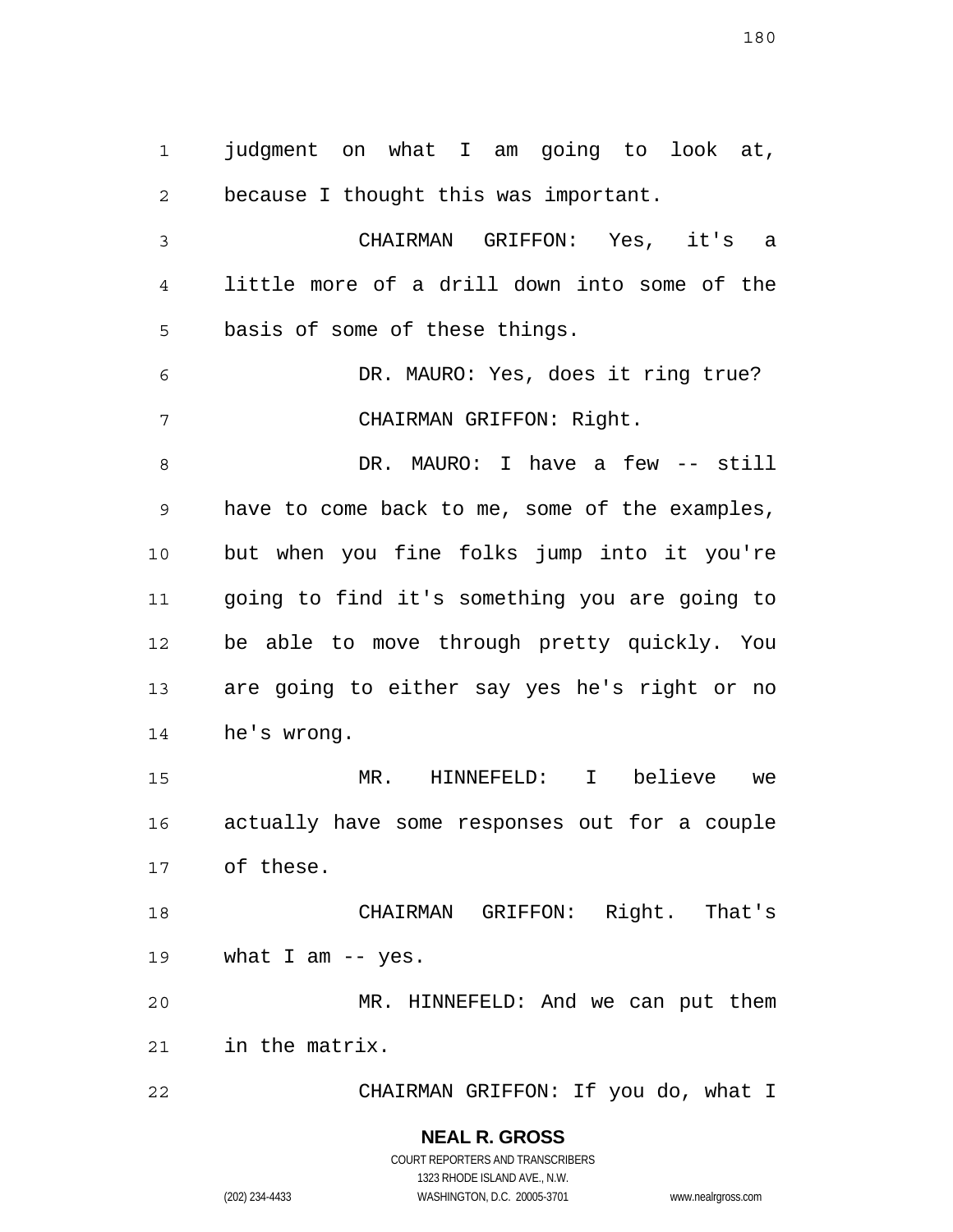judgment on what I am going to look at, because I thought this was important.

CHAIRMAN GRIFFON: Yes, it's a little more of a drill down into some of the basis of some of these things.

DR. MAURO: Yes, does it ring true?

CHAIRMAN GRIFFON: Right.

DR. MAURO: I have a few -- still have to come back to me, some of the examples, but when you fine folks jump into it you're going to find it's something you are going to be able to move through pretty quickly. You are going to either say yes he's right or no he's wrong.

MR. HINNEFELD: I believe we actually have some responses out for a couple of these.

CHAIRMAN GRIFFON: Right. That's what I am -- yes.

MR. HINNEFELD: And we can put them in the matrix.

CHAIRMAN GRIFFON: If you do, what I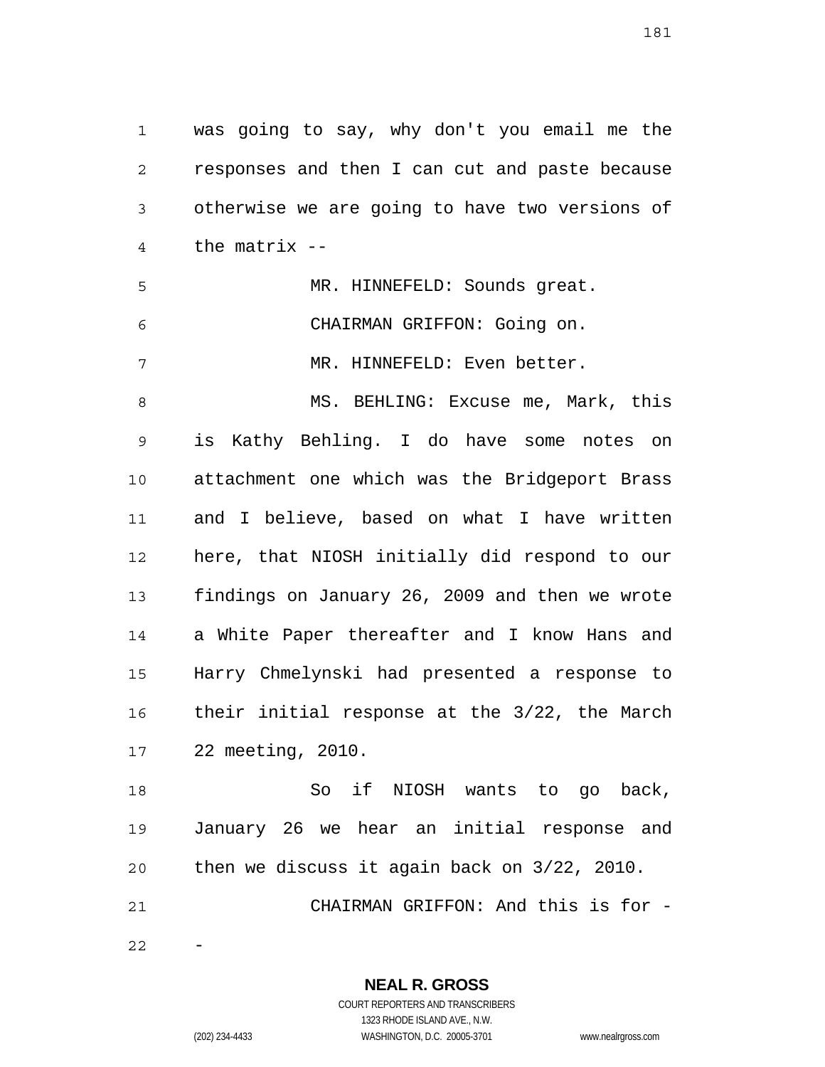was going to say, why don't you email me the responses and then I can cut and paste because otherwise we are going to have two versions of the matrix --

MR. HINNEFELD: Sounds great.

CHAIRMAN GRIFFON: Going on.

MR. HINNEFELD: Even better.

MS. BEHLING: Excuse me, Mark, this is Kathy Behling. I do have some notes on attachment one which was the Bridgeport Brass and I believe, based on what I have written here, that NIOSH initially did respond to our findings on January 26, 2009 and then we wrote a White Paper thereafter and I know Hans and Harry Chmelynski had presented a response to their initial response at the 3/22, the March 22 meeting, 2010.

So if NIOSH wants to go back, January 26 we hear an initial response and then we discuss it again back on 3/22, 2010.

CHAIRMAN GRIFFON: And this is for --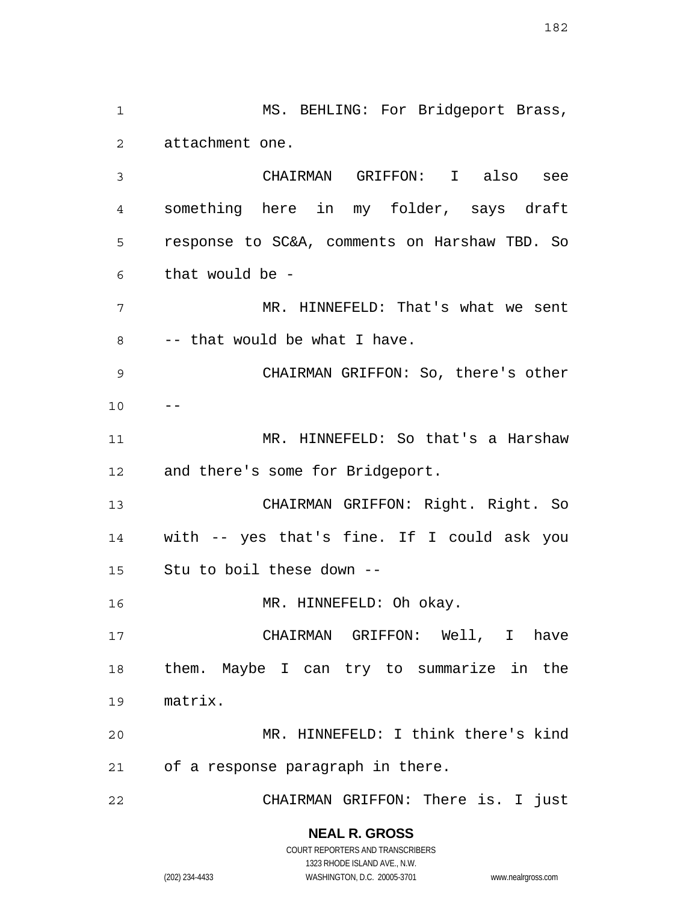MS. BEHLING: For Bridgeport Brass, attachment one.

CHAIRMAN GRIFFON: I also see something here in my folder, says draft response to SC&A, comments on Harshaw TBD. So that would be -

MR. HINNEFELD: That's what we sent -- that would be what I have.

CHAIRMAN GRIFFON: So, there's other --

MR. HINNEFELD: So that's a Harshaw and there's some for Bridgeport.

CHAIRMAN GRIFFON: Right. Right. So with -- yes that's fine. If I could ask you Stu to boil these down --

MR. HINNEFELD: Oh okay.

CHAIRMAN GRIFFON: Well, I have them. Maybe I can try to summarize in the matrix.

MR. HINNEFELD: I think there's kind of a response paragraph in there.

CHAIRMAN GRIFFON: There is. I just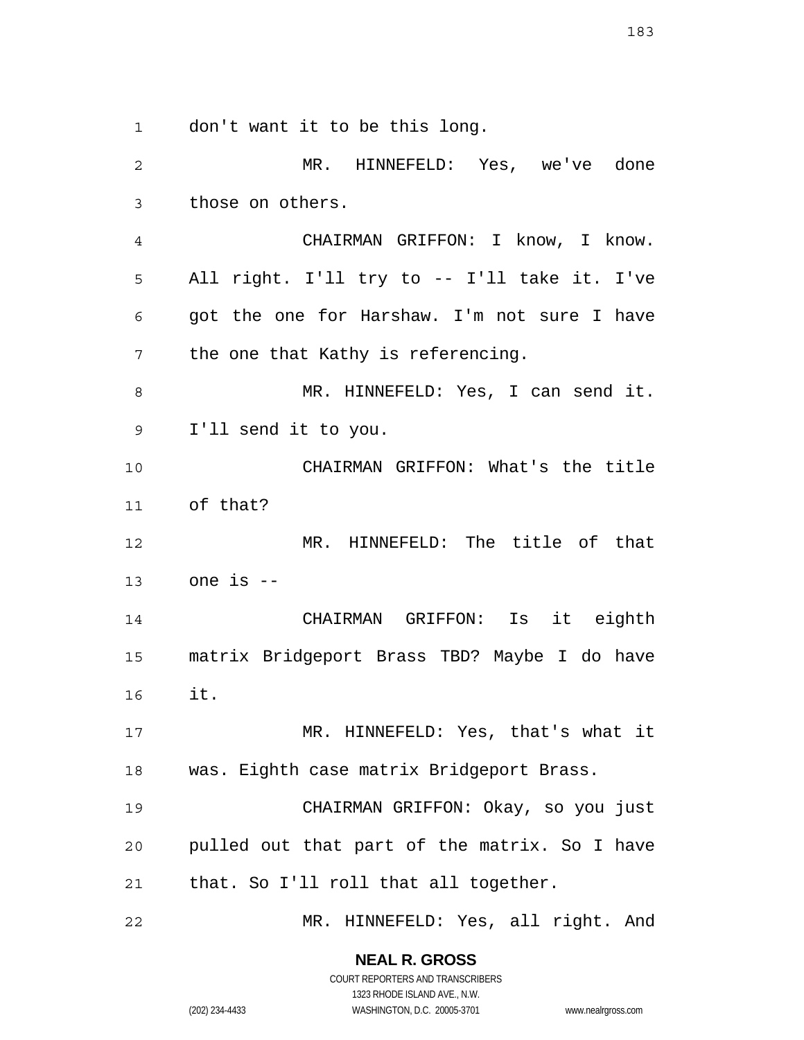don't want it to be this long.

MR. HINNEFELD: Yes, we've done those on others.

CHAIRMAN GRIFFON: I know, I know. All right. I'll try to -- I'll take it. I've got the one for Harshaw. I'm not sure I have the one that Kathy is referencing.

MR. HINNEFELD: Yes, I can send it. I'll send it to you.

CHAIRMAN GRIFFON: What's the title of that?

MR. HINNEFELD: The title of that one is --

CHAIRMAN GRIFFON: Is it eighth matrix Bridgeport Brass TBD? Maybe I do have it.

MR. HINNEFELD: Yes, that's what it was. Eighth case matrix Bridgeport Brass.

CHAIRMAN GRIFFON: Okay, so you just pulled out that part of the matrix. So I have that. So I'll roll that all together.

MR. HINNEFELD: Yes, all right. And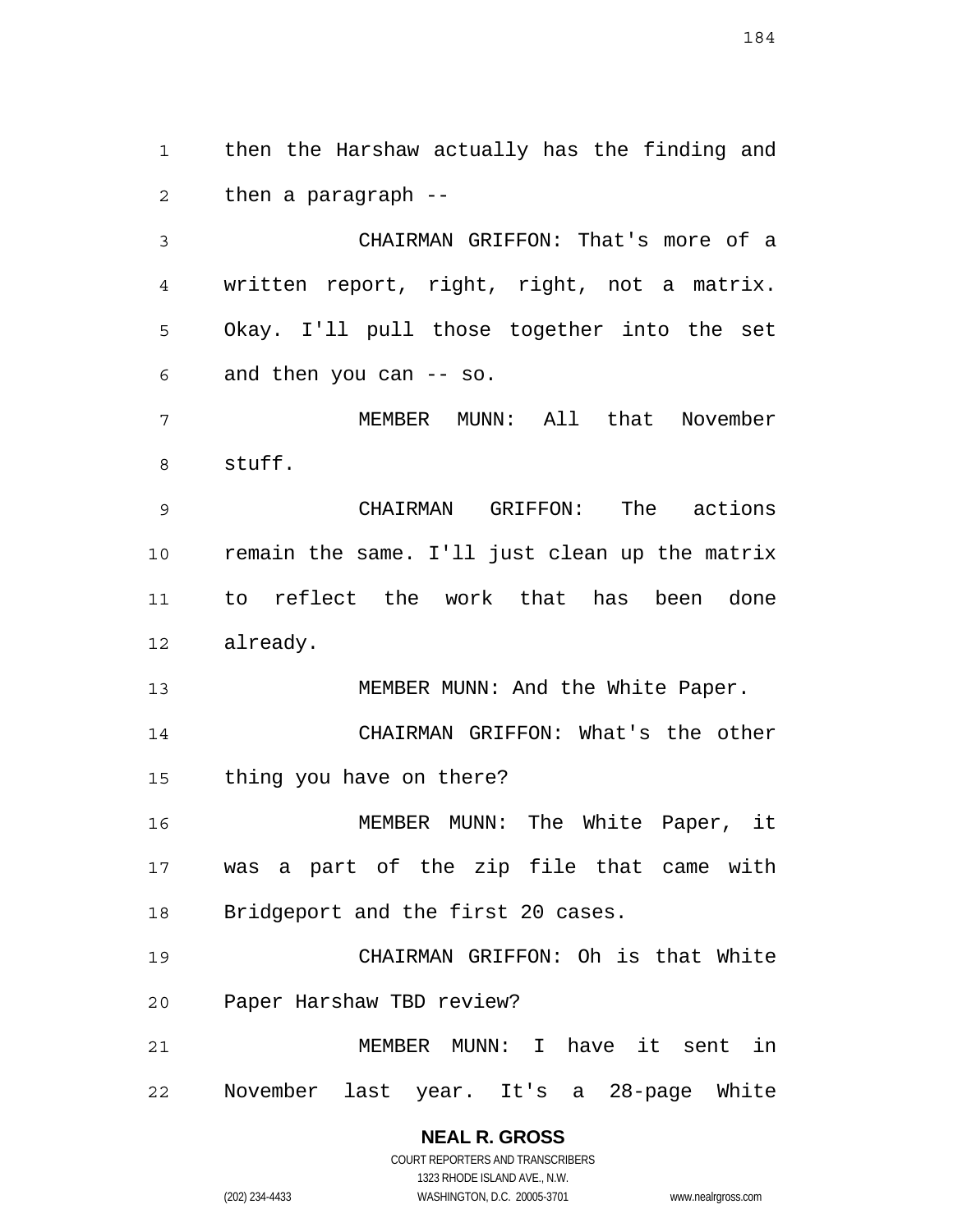then the Harshaw actually has the finding and then a paragraph --

CHAIRMAN GRIFFON: That's more of a written report, right, right, not a matrix. Okay. I'll pull those together into the set and then you can -- so.

MEMBER MUNN: All that November stuff.

CHAIRMAN GRIFFON: The actions remain the same. I'll just clean up the matrix to reflect the work that has been done already.

MEMBER MUNN: And the White Paper.

CHAIRMAN GRIFFON: What's the other thing you have on there?

MEMBER MUNN: The White Paper, it was a part of the zip file that came with Bridgeport and the first 20 cases.

CHAIRMAN GRIFFON: Oh is that White Paper Harshaw TBD review?

MEMBER MUNN: I have it sent in November last year. It's a 28-page White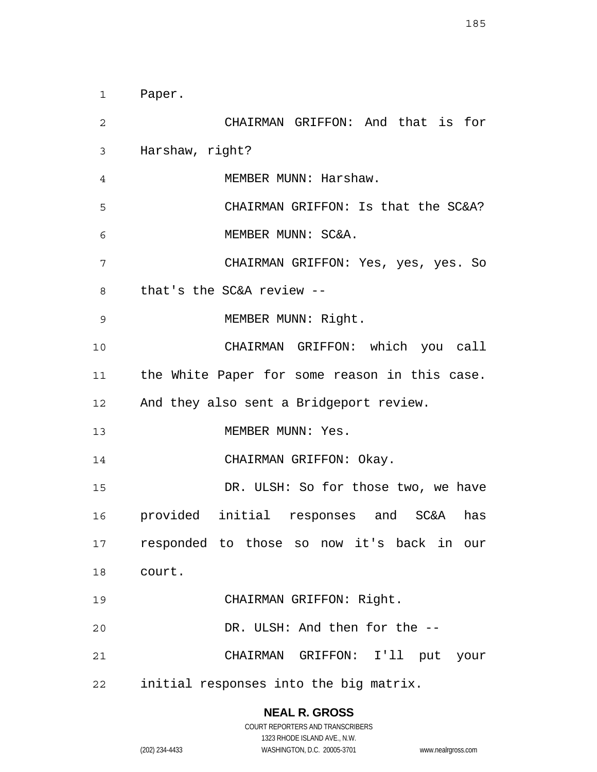Paper.

CHAIRMAN GRIFFON: And that is for Harshaw, right?

MEMBER MUNN: Harshaw.

CHAIRMAN GRIFFON: Is that the SC&A?

MEMBER MUNN: SC&A.

CHAIRMAN GRIFFON: Yes, yes, yes. So that's the SC&A review --

MEMBER MUNN: Right.

CHAIRMAN GRIFFON: which you call the White Paper for some reason in this case. And they also sent a Bridgeport review.

MEMBER MUNN: Yes.

CHAIRMAN GRIFFON: Okay.

DR. ULSH: So for those two, we have provided initial responses and SC&A has responded to those so now it's back in our court.

CHAIRMAN GRIFFON: Right.

DR. ULSH: And then for the --

CHAIRMAN GRIFFON: I'll put your initial responses into the big matrix.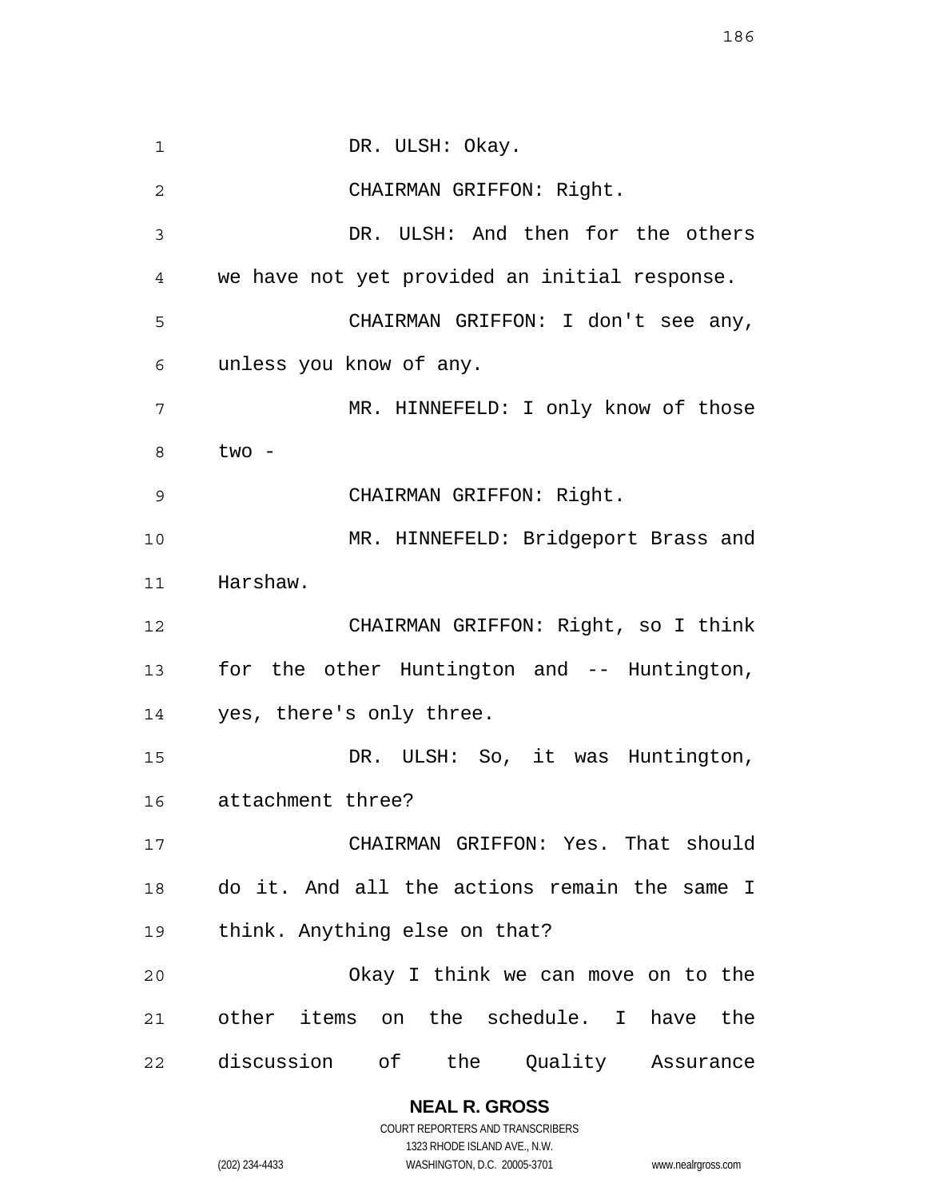DR. ULSH: Okay.

CHAIRMAN GRIFFON: Right.

DR. ULSH: And then for the others we have not yet provided an initial response.

CHAIRMAN GRIFFON: I don't see any, unless you know of any.

MR. HINNEFELD: I only know of those two -

CHAIRMAN GRIFFON: Right.

MR. HINNEFELD: Bridgeport Brass and Harshaw.

CHAIRMAN GRIFFON: Right, so I think for the other Huntington and -- Huntington, yes, there's only three.

DR. ULSH: So, it was Huntington, attachment three?

CHAIRMAN GRIFFON: Yes. That should do it. And all the actions remain the same I think. Anything else on that?

Okay I think we can move on to the other items on the schedule. I have the discussion of the Quality Assurance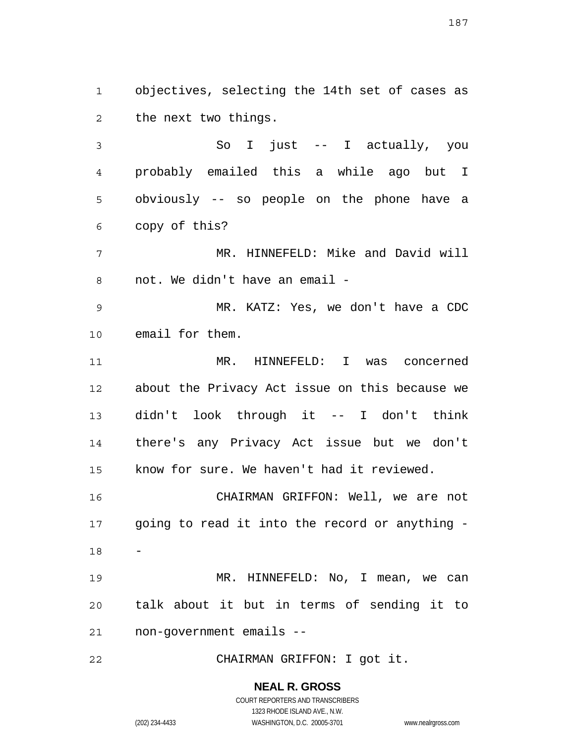objectives, selecting the 14th set of cases as the next two things.

So I just -- I actually, you probably emailed this a while ago but I obviously -- so people on the phone have a copy of this?

MR. HINNEFELD: Mike and David will not. We didn't have an email -

MR. KATZ: Yes, we don't have a CDC email for them.

MR. HINNEFELD: I was concerned about the Privacy Act issue on this because we didn't look through it -- I don't think there's any Privacy Act issue but we don't know for sure. We haven't had it reviewed.

CHAIRMAN GRIFFON: Well, we are not going to read it into the record or anything --

MR. HINNEFELD: No, I mean, we can talk about it but in terms of sending it to non-government emails --

CHAIRMAN GRIFFON: I got it.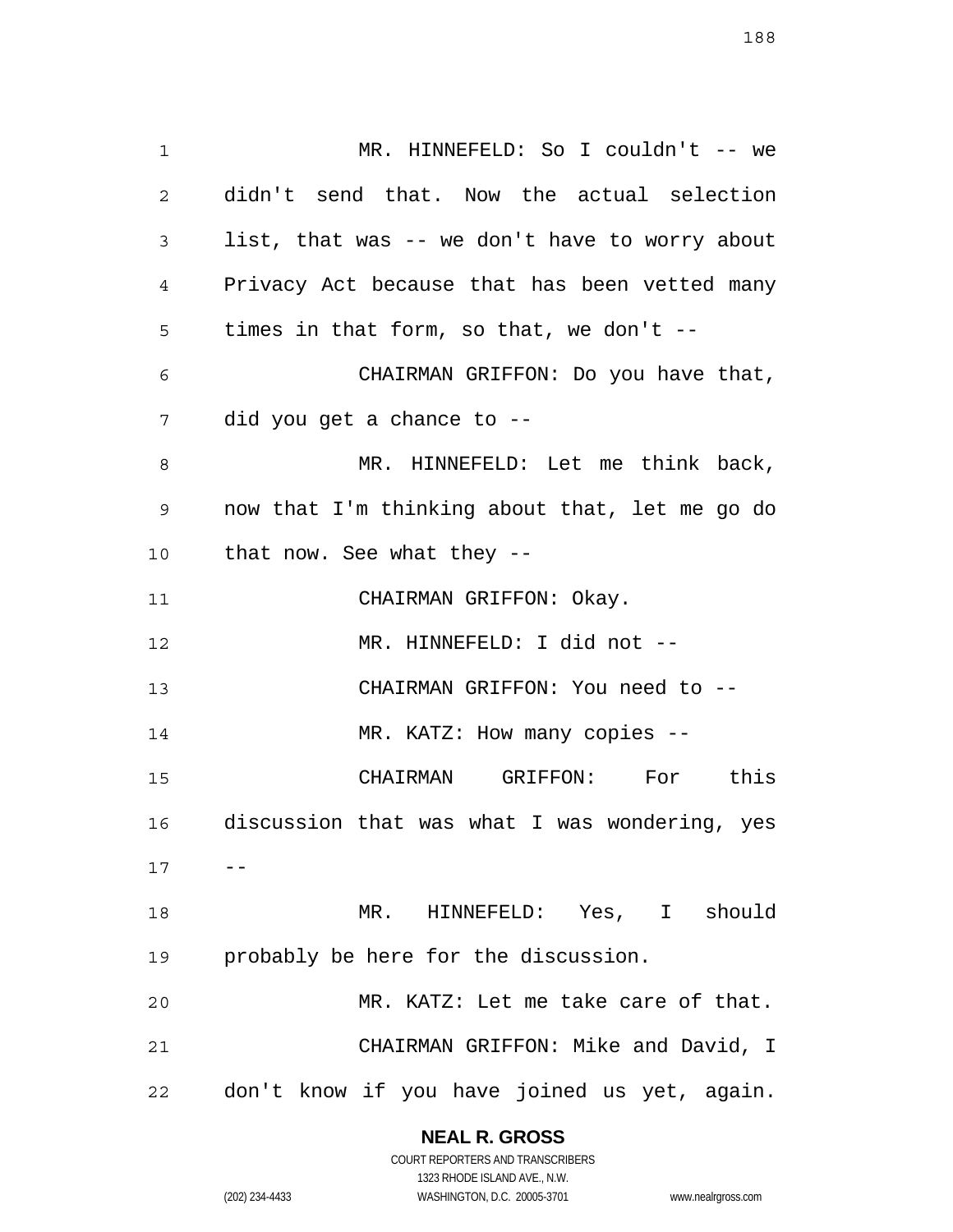MR. HINNEFELD: So I couldn't -- we didn't send that. Now the actual selection list, that was -- we don't have to worry about Privacy Act because that has been vetted many times in that form, so that, we don't --

CHAIRMAN GRIFFON: Do you have that, did you get a chance to --

MR. HINNEFELD: Let me think back, now that I'm thinking about that, let me go do that now. See what they --

CHAIRMAN GRIFFON: Okay.

MR. HINNEFELD: I did not --

CHAIRMAN GRIFFON: You need to --

MR. KATZ: How many copies --

CHAIRMAN GRIFFON: For this discussion that was what I was wondering, yes --

MR. HINNEFELD: Yes, I should probably be here for the discussion.

MR. KATZ: Let me take care of that.

CHAIRMAN GRIFFON: Mike and David, I don't know if you have joined us yet, again.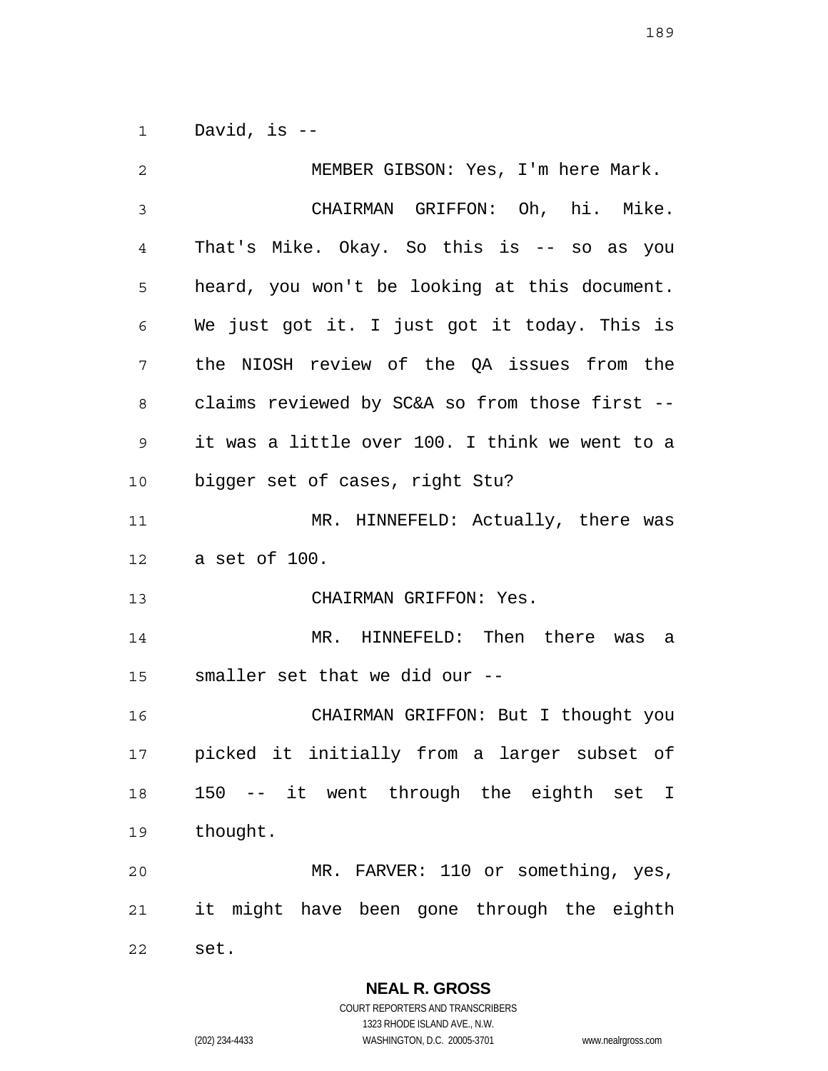David, is --

MEMBER GIBSON: Yes, I'm here Mark.

CHAIRMAN GRIFFON: Oh, hi. Mike. That's Mike. Okay. So this is -- so as you heard, you won't be looking at this document. We just got it. I just got it today. This is the NIOSH review of the QA issues from the claims reviewed by SC&A so from those first -- it was a little over 100. I think we went to a bigger set of cases, right Stu?

MR. HINNEFELD: Actually, there was a set of 100.

CHAIRMAN GRIFFON: Yes.

MR. HINNEFELD: Then there was a smaller set that we did our --

CHAIRMAN GRIFFON: But I thought you picked it initially from a larger subset of 150 -- it went through the eighth set I thought.

MR. FARVER: 110 or something, yes, it might have been gone through the eighth set.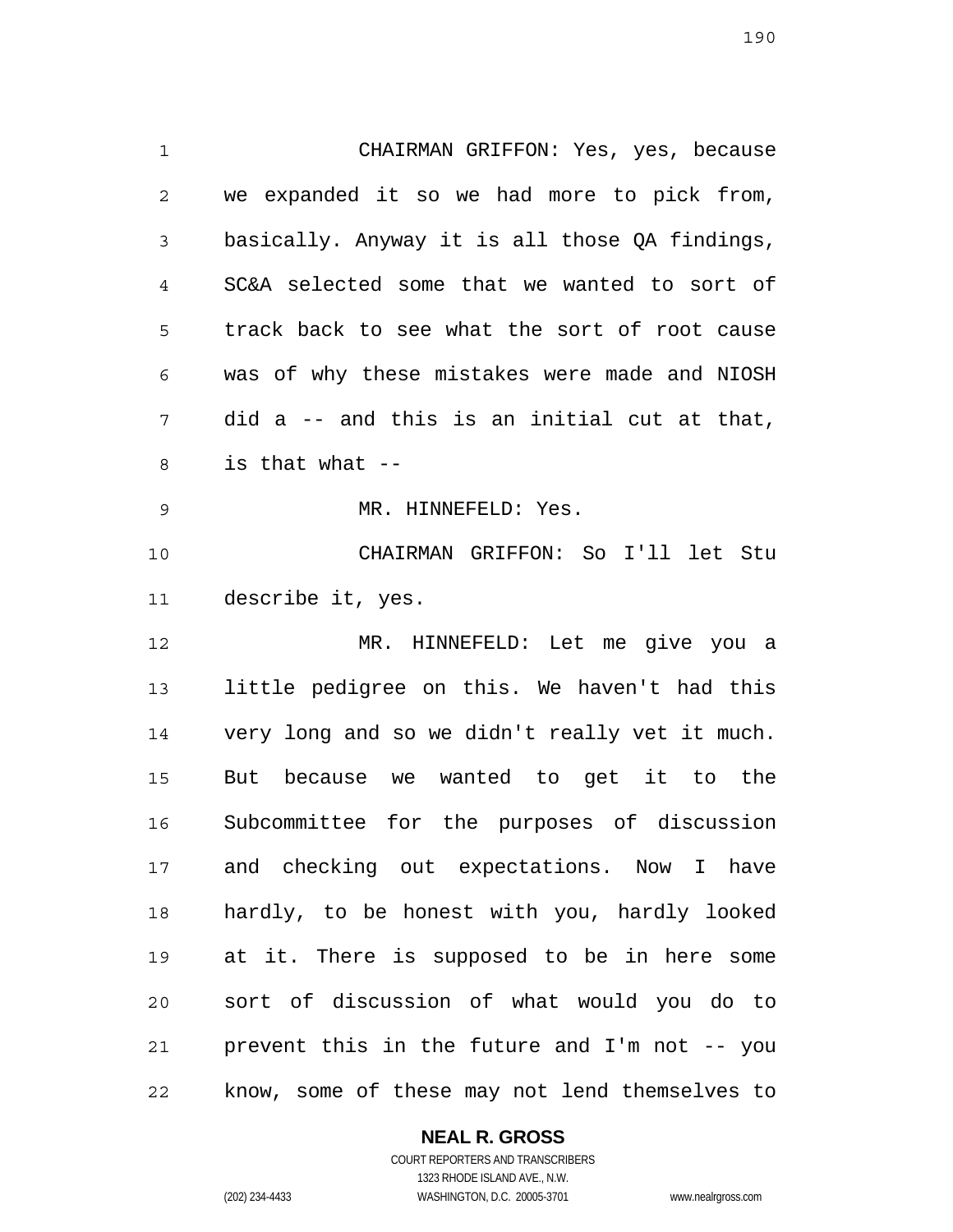CHAIRMAN GRIFFON: Yes, yes, because we expanded it so we had more to pick from, basically. Anyway it is all those QA findings, SC&A selected some that we wanted to sort of track back to see what the sort of root cause was of why these mistakes were made and NIOSH did a -- and this is an initial cut at that, is that what --

MR. HINNEFELD: Yes.

CHAIRMAN GRIFFON: So I'll let Stu describe it, yes.

MR. HINNEFELD: Let me give you a little pedigree on this. We haven't had this very long and so we didn't really vet it much. But because we wanted to get it to the Subcommittee for the purposes of discussion and checking out expectations. Now I have hardly, to be honest with you, hardly looked at it. There is supposed to be in here some sort of discussion of what would you do to prevent this in the future and I'm not -- you know, some of these may not lend themselves to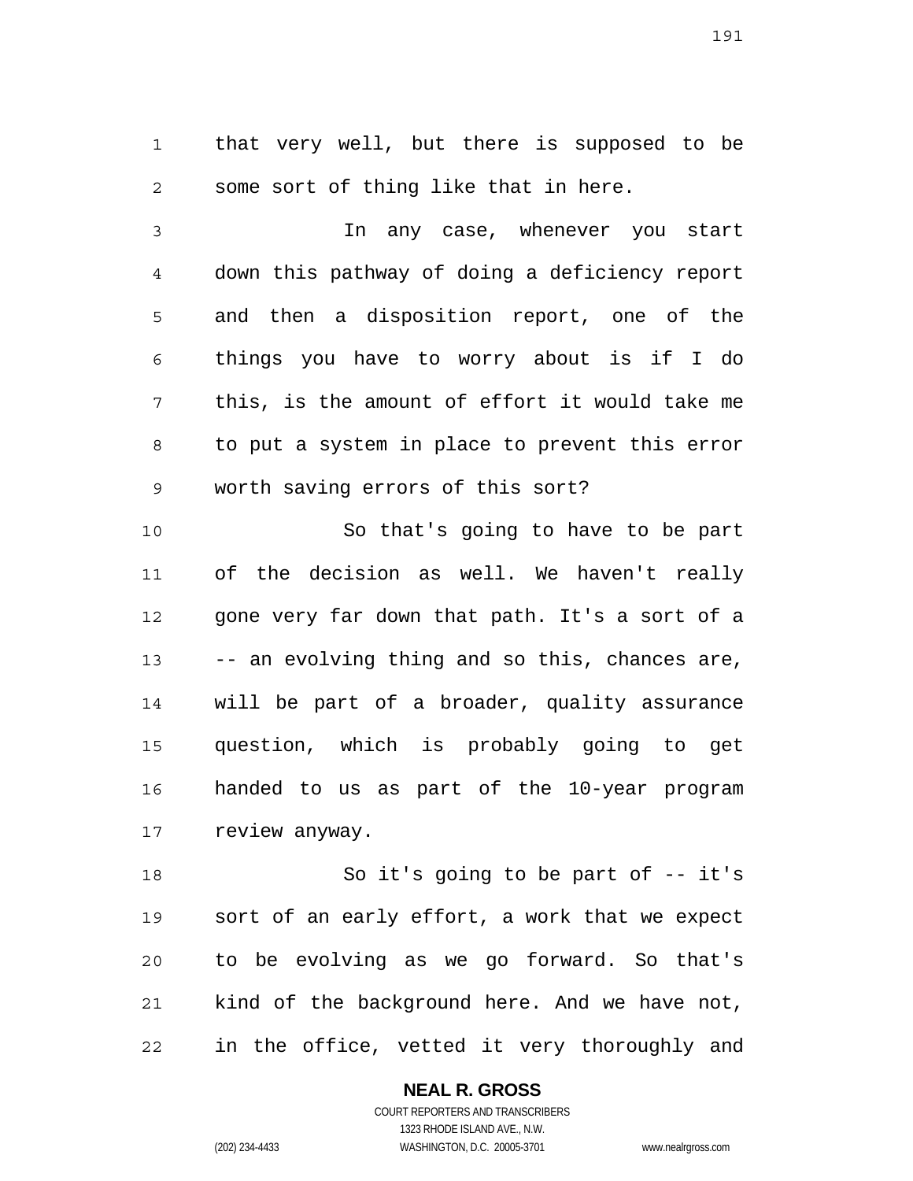that very well, but there is supposed to be some sort of thing like that in here.

In any case, whenever you start down this pathway of doing a deficiency report and then a disposition report, one of the things you have to worry about is if I do this, is the amount of effort it would take me to put a system in place to prevent this error worth saving errors of this sort?

So that's going to have to be part of the decision as well. We haven't really gone very far down that path. It's a sort of a -- an evolving thing and so this, chances are, will be part of a broader, quality assurance question, which is probably going to get handed to us as part of the 10-year program review anyway.

So it's going to be part of -- it's sort of an early effort, a work that we expect to be evolving as we go forward. So that's kind of the background here. And we have not, in the office, vetted it very thoroughly and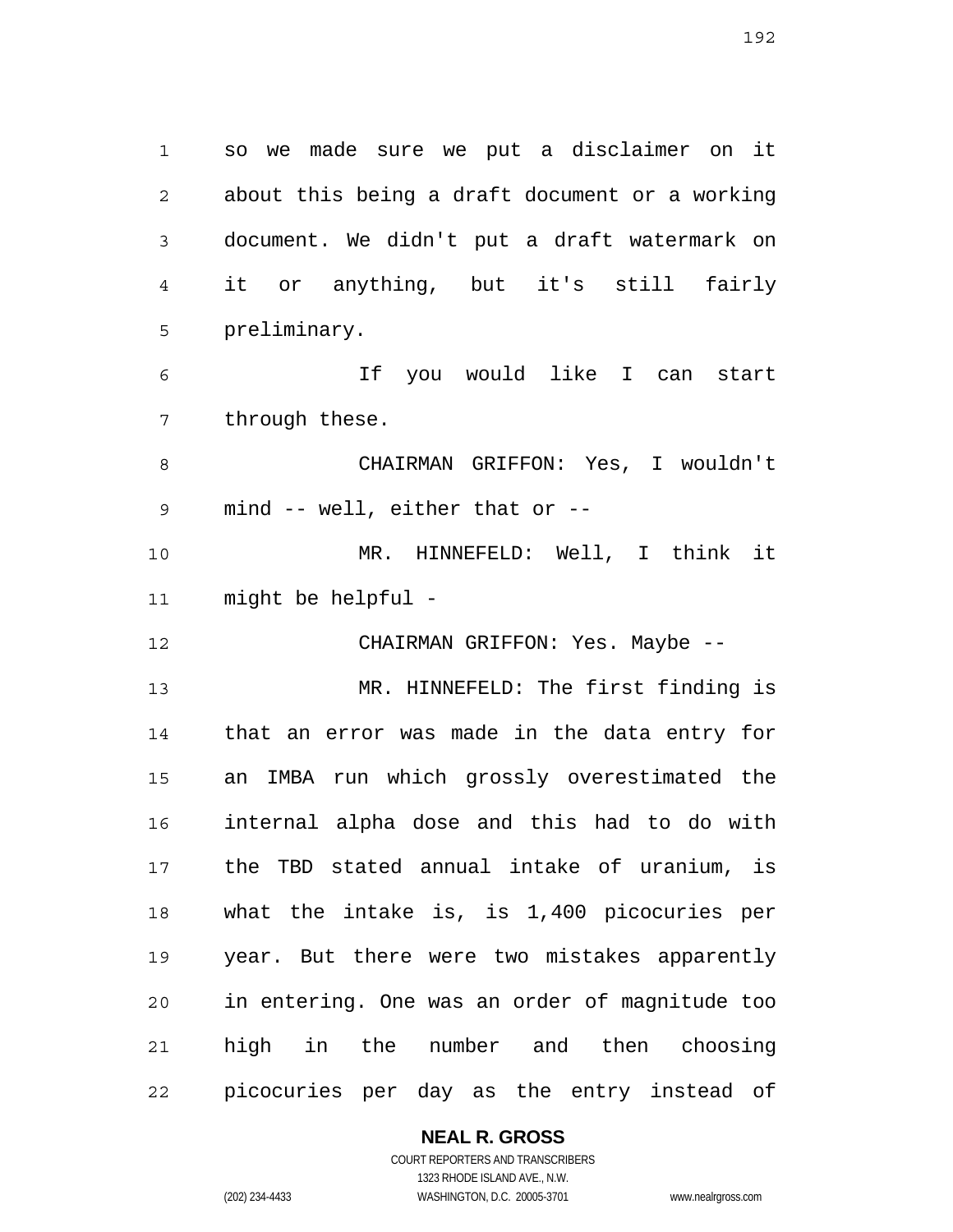so we made sure we put a disclaimer on it about this being a draft document or a working document. We didn't put a draft watermark on it or anything, but it's still fairly preliminary.

If you would like I can start through these.

CHAIRMAN GRIFFON: Yes, I wouldn't mind -- well, either that or --

MR. HINNEFELD: Well, I think it might be helpful -

CHAIRMAN GRIFFON: Yes. Maybe --

MR. HINNEFELD: The first finding is that an error was made in the data entry for an IMBA run which grossly overestimated the internal alpha dose and this had to do with the TBD stated annual intake of uranium, is what the intake is, is 1,400 picocuries per year. But there were two mistakes apparently in entering. One was an order of magnitude too high in the number and then choosing picocuries per day as the entry instead of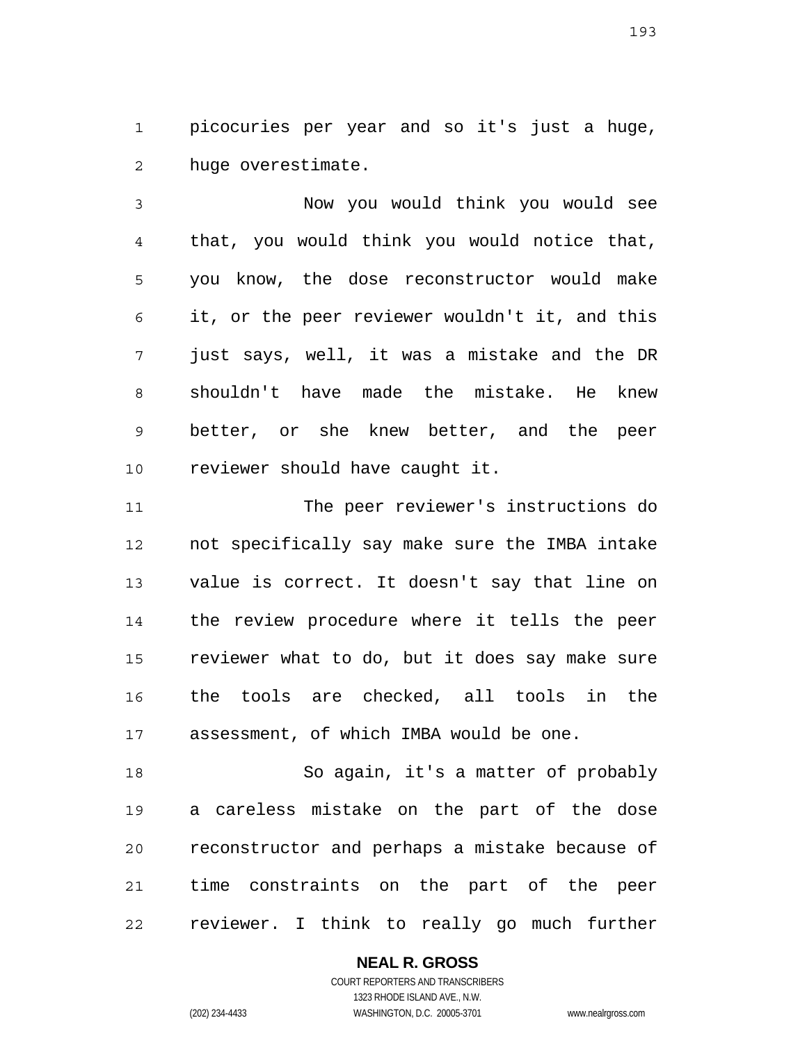picocuries per year and so it's just a huge, huge overestimate.

Now you would think you would see that, you would think you would notice that, you know, the dose reconstructor would make it, or the peer reviewer wouldn't it, and this just says, well, it was a mistake and the DR shouldn't have made the mistake. He knew better, or she knew better, and the peer reviewer should have caught it.

The peer reviewer's instructions do not specifically say make sure the IMBA intake value is correct. It doesn't say that line on the review procedure where it tells the peer reviewer what to do, but it does say make sure the tools are checked, all tools in the assessment, of which IMBA would be one.

So again, it's a matter of probably a careless mistake on the part of the dose reconstructor and perhaps a mistake because of time constraints on the part of the peer reviewer. I think to really go much further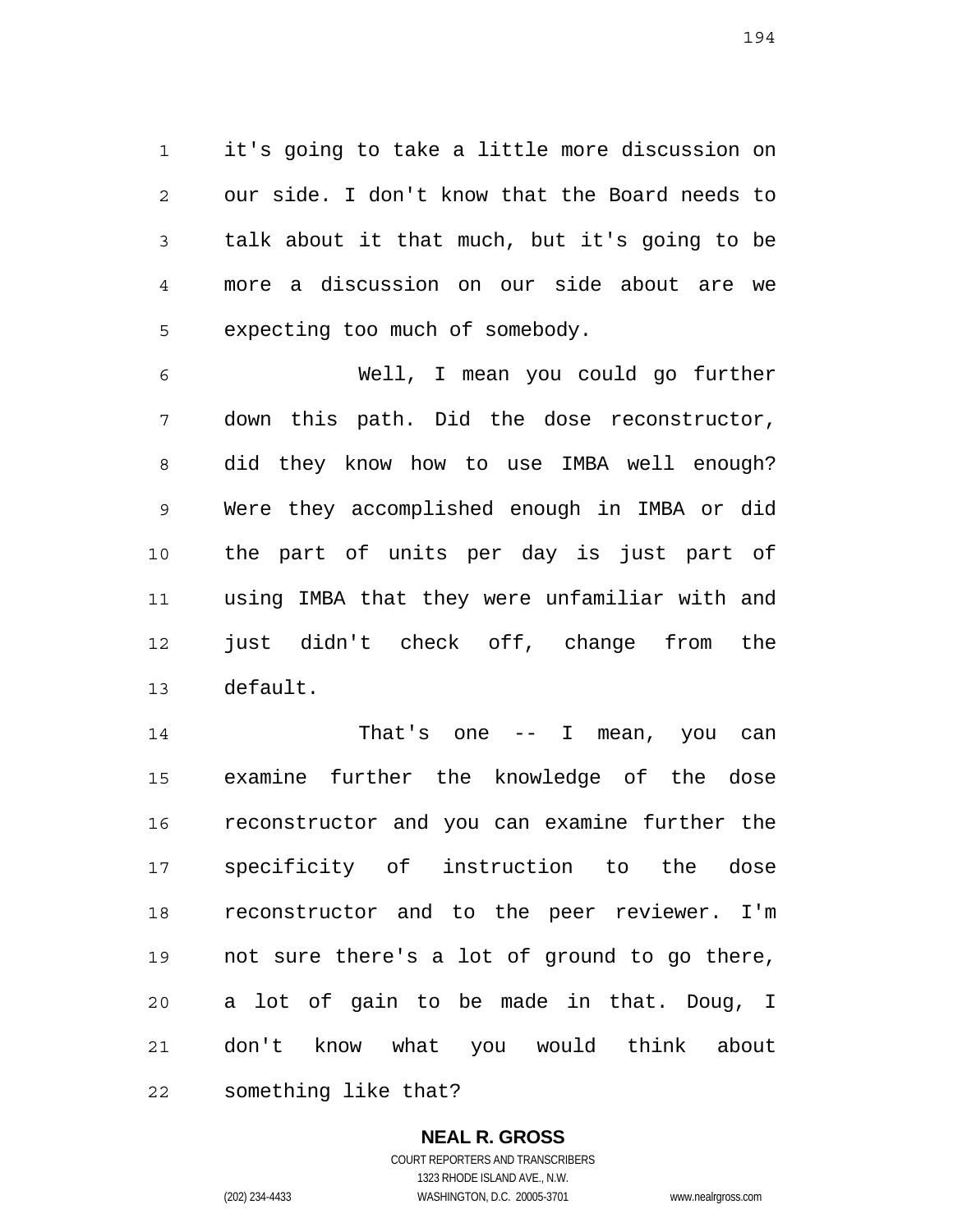it's going to take a little more discussion on our side. I don't know that the Board needs to talk about it that much, but it's going to be more a discussion on our side about are we expecting too much of somebody.

Well, I mean you could go further down this path. Did the dose reconstructor, did they know how to use IMBA well enough? Were they accomplished enough in IMBA or did the part of units per day is just part of using IMBA that they were unfamiliar with and just didn't check off, change from the default.

That's one -- I mean, you can examine further the knowledge of the dose reconstructor and you can examine further the specificity of instruction to the dose reconstructor and to the peer reviewer. I'm not sure there's a lot of ground to go there, a lot of gain to be made in that. Doug, I don't know what you would think about something like that?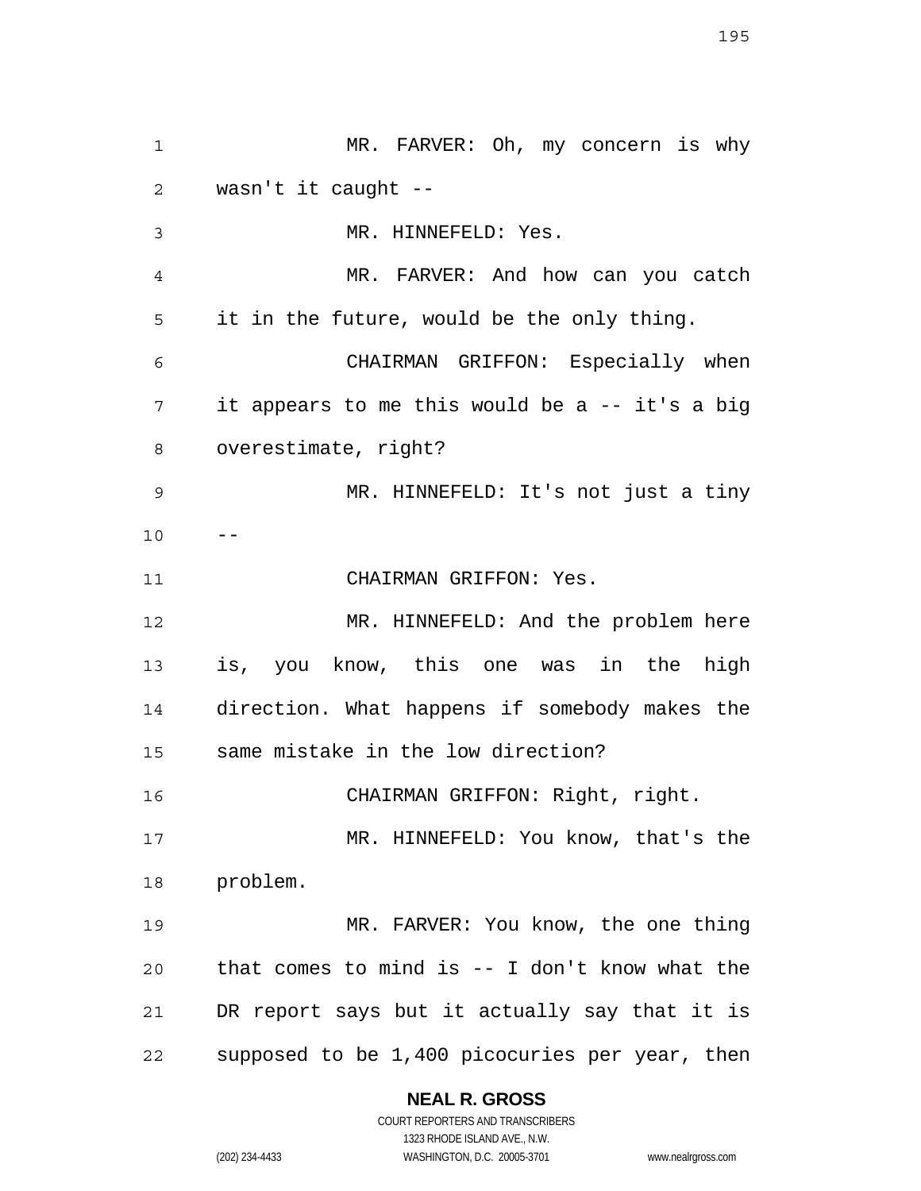MR. FARVER: Oh, my concern is why wasn't it caught --

MR. HINNEFELD: Yes.

MR. FARVER: And how can you catch it in the future, would be the only thing.

CHAIRMAN GRIFFON: Especially when it appears to me this would be a -- it's a big overestimate, right?

MR. HINNEFELD: It's not just a tiny --

CHAIRMAN GRIFFON: Yes.

MR. HINNEFELD: And the problem here is, you know, this one was in the high direction. What happens if somebody makes the same mistake in the low direction?

CHAIRMAN GRIFFON: Right, right.

MR. HINNEFELD: You know, that's the problem.

MR. FARVER: You know, the one thing that comes to mind is -- I don't know what the DR report says but it actually say that it is supposed to be 1,400 picocuries per year, then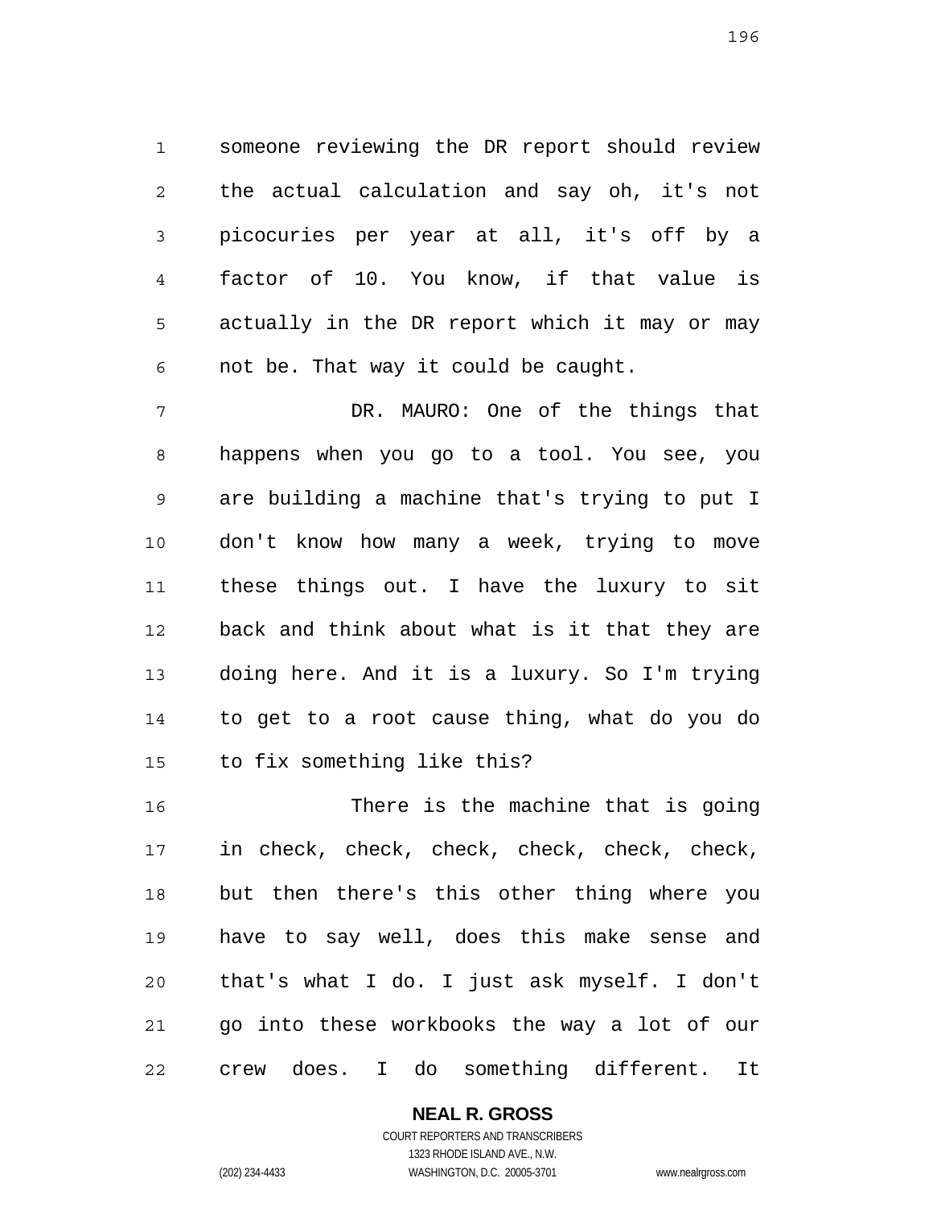someone reviewing the DR report should review the actual calculation and say oh, it's not picocuries per year at all, it's off by a factor of 10. You know, if that value is actually in the DR report which it may or may not be. That way it could be caught.

DR. MAURO: One of the things that happens when you go to a tool. You see, you are building a machine that's trying to put I don't know how many a week, trying to move these things out. I have the luxury to sit back and think about what is it that they are doing here. And it is a luxury. So I'm trying to get to a root cause thing, what do you do to fix something like this?

There is the machine that is going in check, check, check, check, check, check, but then there's this other thing where you have to say well, does this make sense and that's what I do. I just ask myself. I don't go into these workbooks the way a lot of our crew does. I do something different. It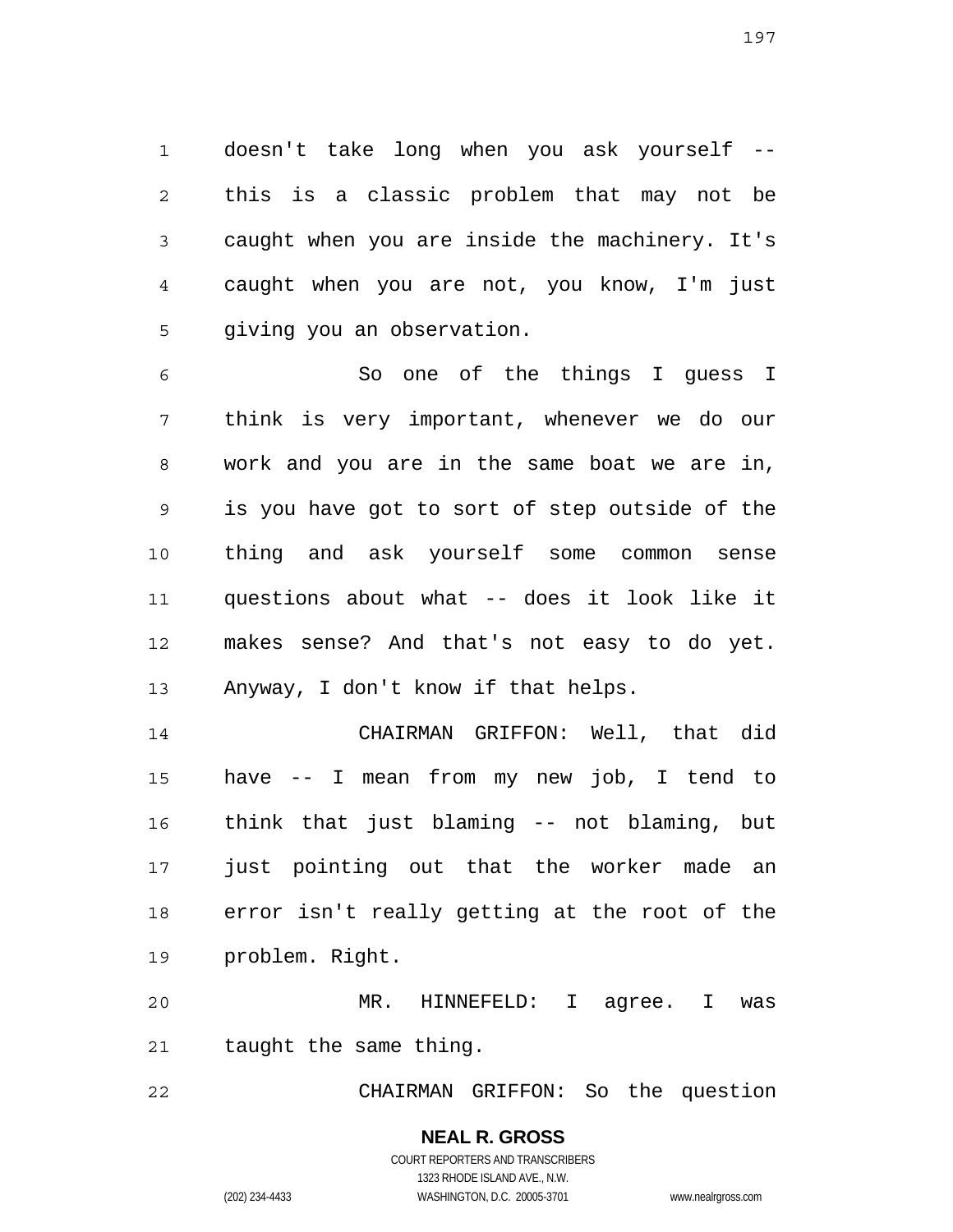doesn't take long when you ask yourself -- this is a classic problem that may not be caught when you are inside the machinery. It's caught when you are not, you know, I'm just giving you an observation.

So one of the things I guess I think is very important, whenever we do our work and you are in the same boat we are in, is you have got to sort of step outside of the thing and ask yourself some common sense questions about what -- does it look like it makes sense? And that's not easy to do yet. Anyway, I don't know if that helps.

CHAIRMAN GRIFFON: Well, that did have -- I mean from my new job, I tend to think that just blaming -- not blaming, but just pointing out that the worker made an error isn't really getting at the root of the problem. Right.

MR. HINNEFELD: I agree. I was taught the same thing.

CHAIRMAN GRIFFON: So the question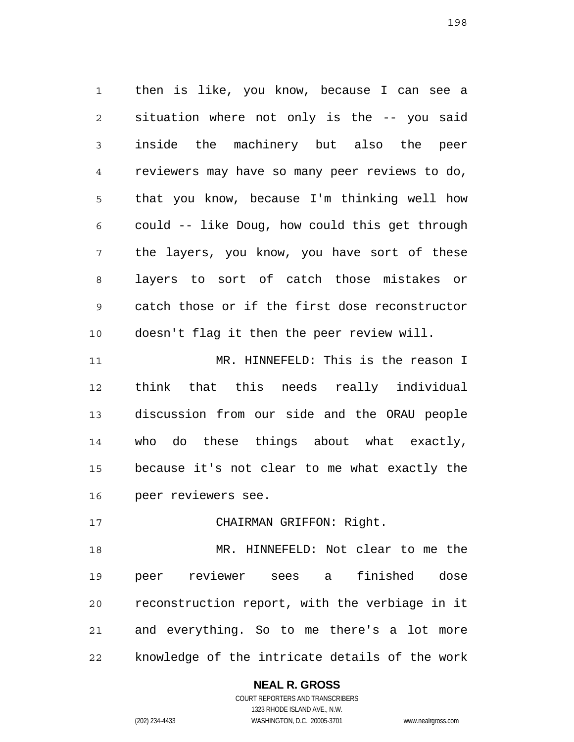then is like, you know, because I can see a situation where not only is the -- you said inside the machinery but also the peer reviewers may have so many peer reviews to do, that you know, because I'm thinking well how could -- like Doug, how could this get through the layers, you know, you have sort of these layers to sort of catch those mistakes or catch those or if the first dose reconstructor doesn't flag it then the peer review will.

MR. HINNEFELD: This is the reason I think that this needs really individual discussion from our side and the ORAU people who do these things about what exactly, because it's not clear to me what exactly the peer reviewers see.

CHAIRMAN GRIFFON: Right.

MR. HINNEFELD: Not clear to me the peer reviewer sees a finished dose reconstruction report, with the verbiage in it and everything. So to me there's a lot more knowledge of the intricate details of the work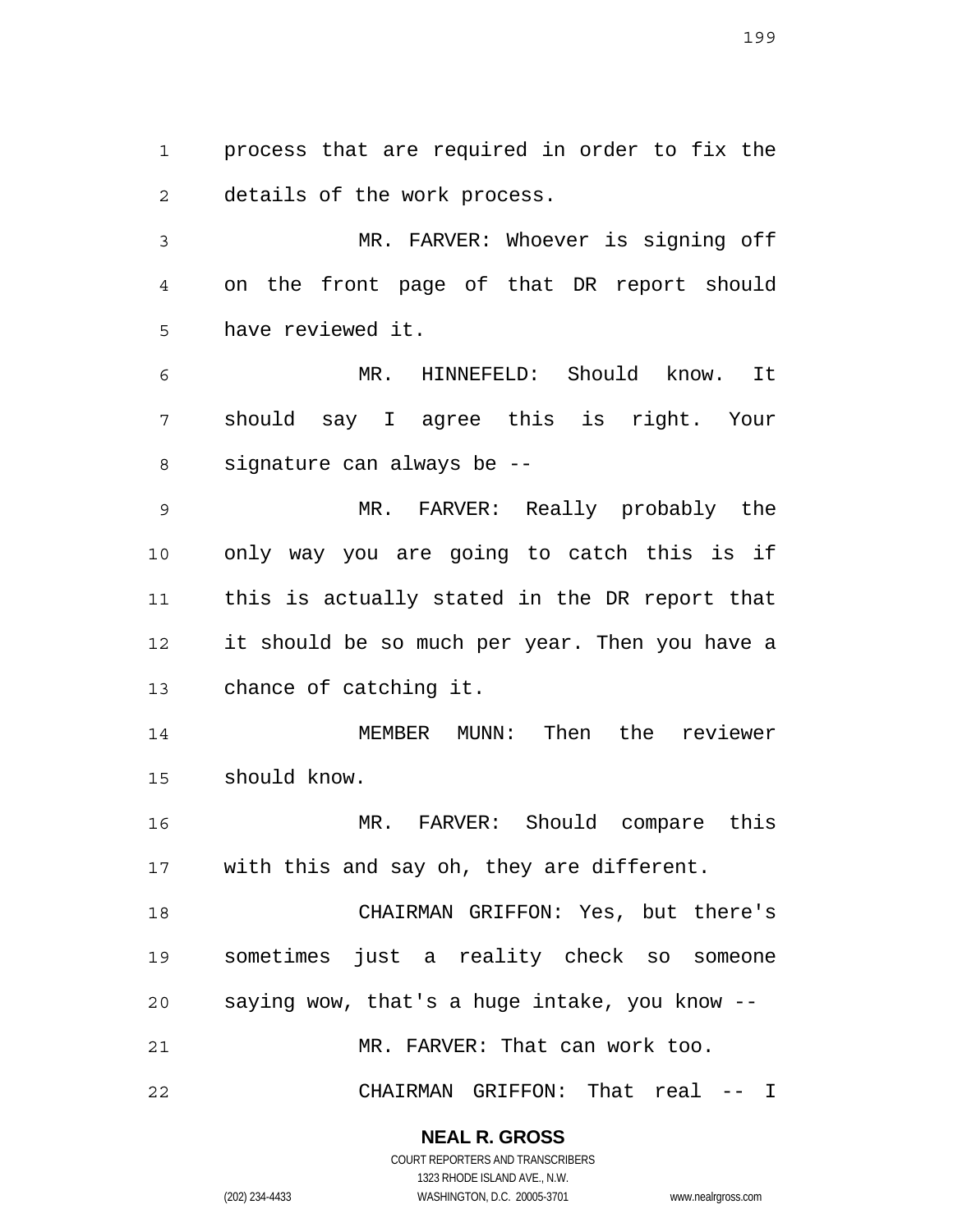process that are required in order to fix the details of the work process.

MR. FARVER: Whoever is signing off on the front page of that DR report should have reviewed it.

MR. HINNEFELD: Should know. It should say I agree this is right. Your signature can always be --

MR. FARVER: Really probably the only way you are going to catch this is if this is actually stated in the DR report that it should be so much per year. Then you have a chance of catching it.

MEMBER MUNN: Then the reviewer should know.

MR. FARVER: Should compare this with this and say oh, they are different.

CHAIRMAN GRIFFON: Yes, but there's sometimes just a reality check so someone saying wow, that's a huge intake, you know --

MR. FARVER: That can work too.

CHAIRMAN GRIFFON: That real -- I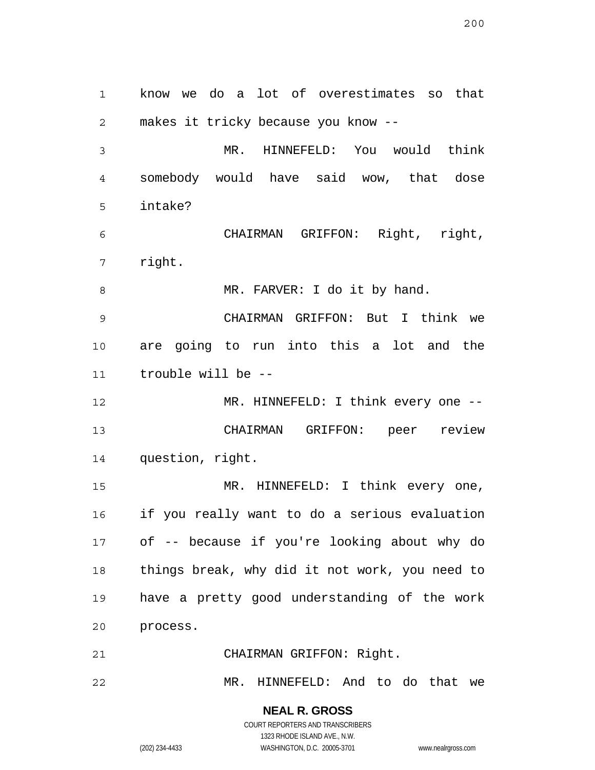know we do a lot of overestimates so that makes it tricky because you know --

MR. HINNEFELD: You would think somebody would have said wow, that dose intake?

CHAIRMAN GRIFFON: Right, right, right.

MR. FARVER: I do it by hand.

CHAIRMAN GRIFFON: But I think we are going to run into this a lot and the trouble will be --

MR. HINNEFELD: I think every one --

CHAIRMAN GRIFFON: peer review question, right.

MR. HINNEFELD: I think every one, if you really want to do a serious evaluation of -- because if you're looking about why do things break, why did it not work, you need to have a pretty good understanding of the work process.

CHAIRMAN GRIFFON: Right.

MR. HINNEFELD: And to do that we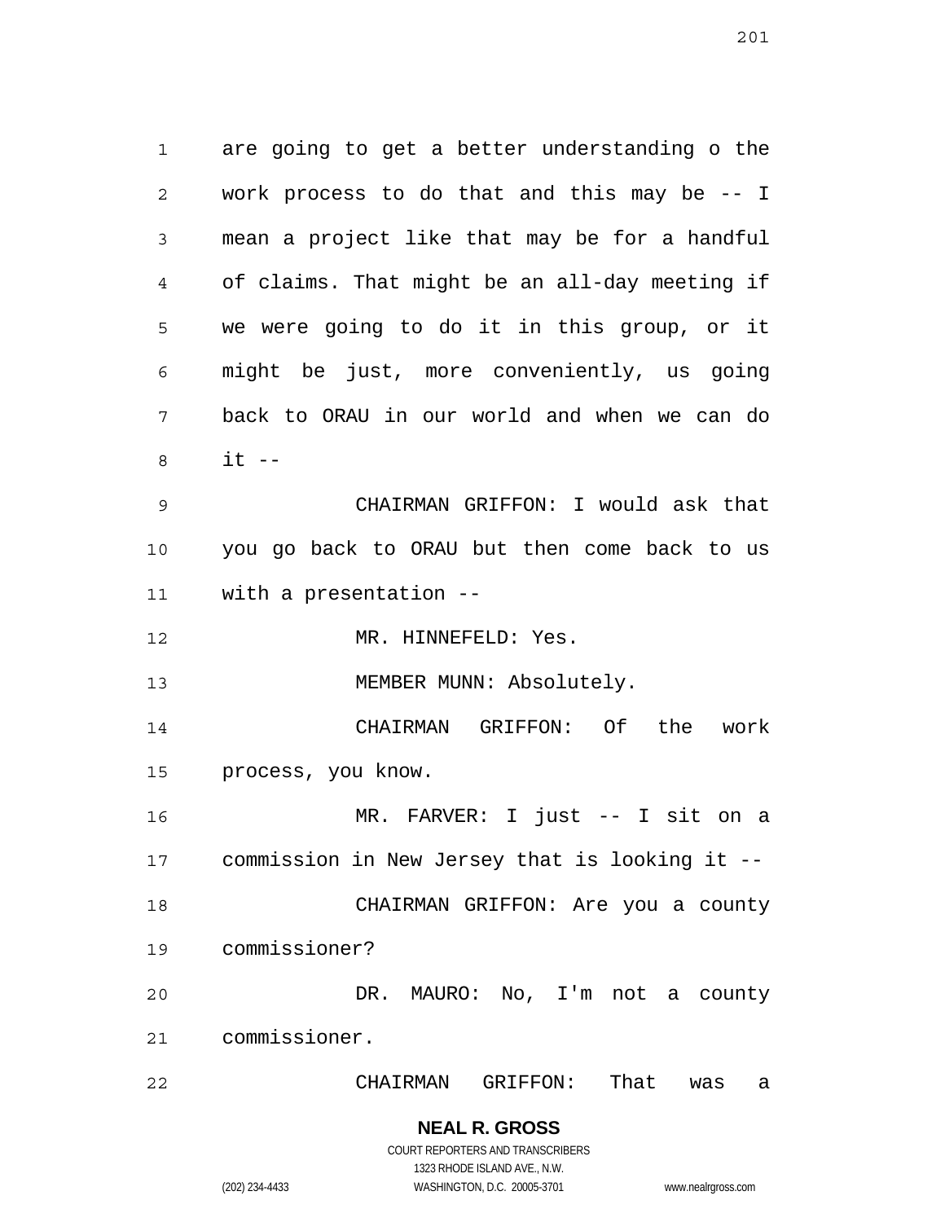are going to get a better understanding o the work process to do that and this may be -- I mean a project like that may be for a handful of claims. That might be an all-day meeting if we were going to do it in this group, or it might be just, more conveniently, us going back to ORAU in our world and when we can do it --

CHAIRMAN GRIFFON: I would ask that you go back to ORAU but then come back to us with a presentation --

MR. HINNEFELD: Yes.

MEMBER MUNN: Absolutely.

CHAIRMAN GRIFFON: Of the work process, you know.

MR. FARVER: I just -- I sit on a commission in New Jersey that is looking it --

CHAIRMAN GRIFFON: Are you a county commissioner?

DR. MAURO: No, I'm not a county commissioner.

CHAIRMAN GRIFFON: That was a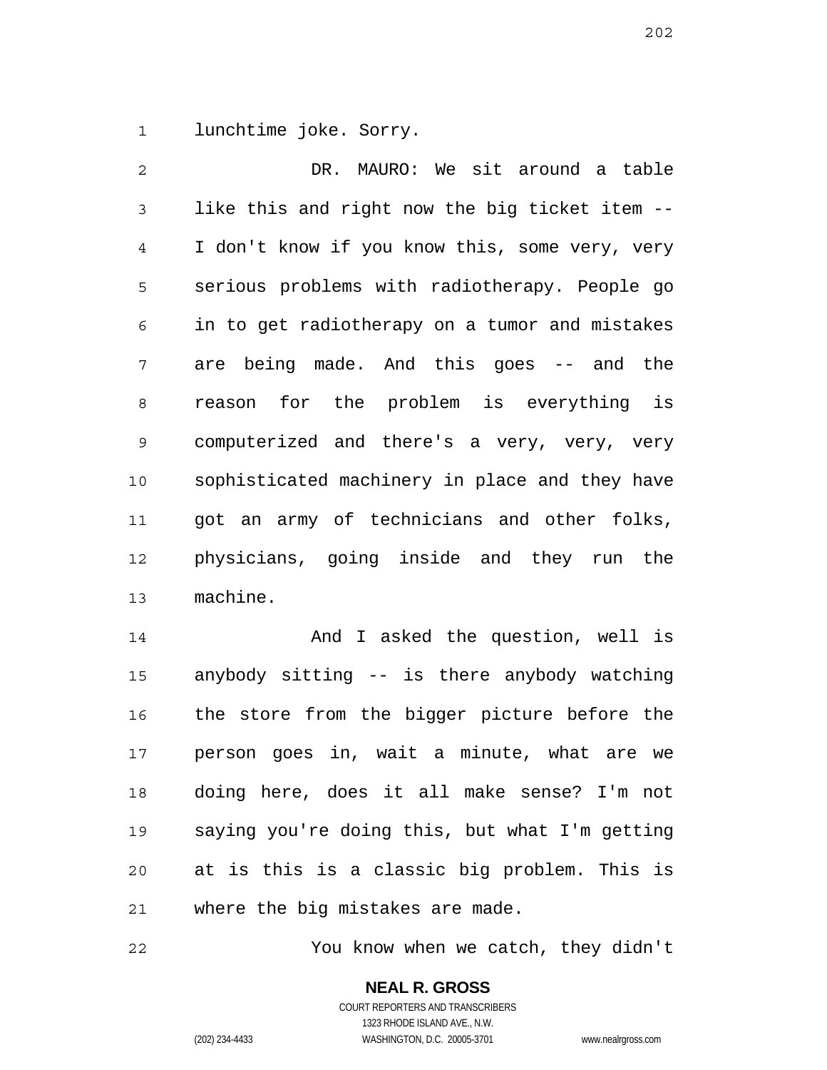lunchtime joke. Sorry.

DR. MAURO: We sit around a table like this and right now the big ticket item -- I don't know if you know this, some very, very serious problems with radiotherapy. People go in to get radiotherapy on a tumor and mistakes are being made. And this goes -- and the reason for the problem is everything is computerized and there's a very, very, very sophisticated machinery in place and they have got an army of technicians and other folks, physicians, going inside and they run the machine.

And I asked the question, well is anybody sitting -- is there anybody watching the store from the bigger picture before the person goes in, wait a minute, what are we doing here, does it all make sense? I'm not saying you're doing this, but what I'm getting at is this is a classic big problem. This is where the big mistakes are made.

You know when we catch, they didn't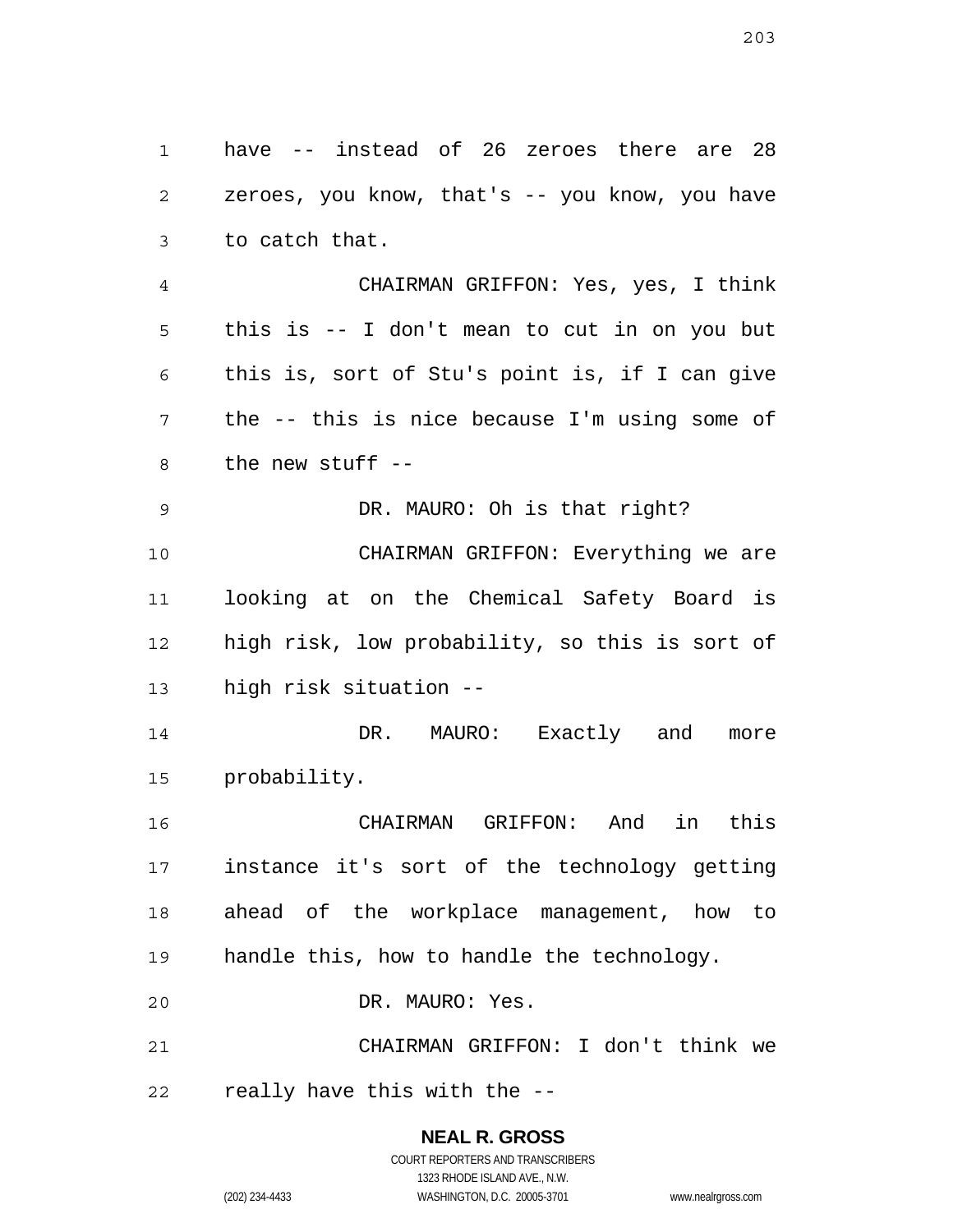have -- instead of 26 zeroes there are 28 zeroes, you know, that's -- you know, you have to catch that.

CHAIRMAN GRIFFON: Yes, yes, I think this is -- I don't mean to cut in on you but this is, sort of Stu's point is, if I can give the -- this is nice because I'm using some of the new stuff --

DR. MAURO: Oh is that right?

CHAIRMAN GRIFFON: Everything we are looking at on the Chemical Safety Board is high risk, low probability, so this is sort of high risk situation --

DR. MAURO: Exactly and more probability.

CHAIRMAN GRIFFON: And in this instance it's sort of the technology getting ahead of the workplace management, how to handle this, how to handle the technology.

DR. MAURO: Yes.

CHAIRMAN GRIFFON: I don't think we really have this with the --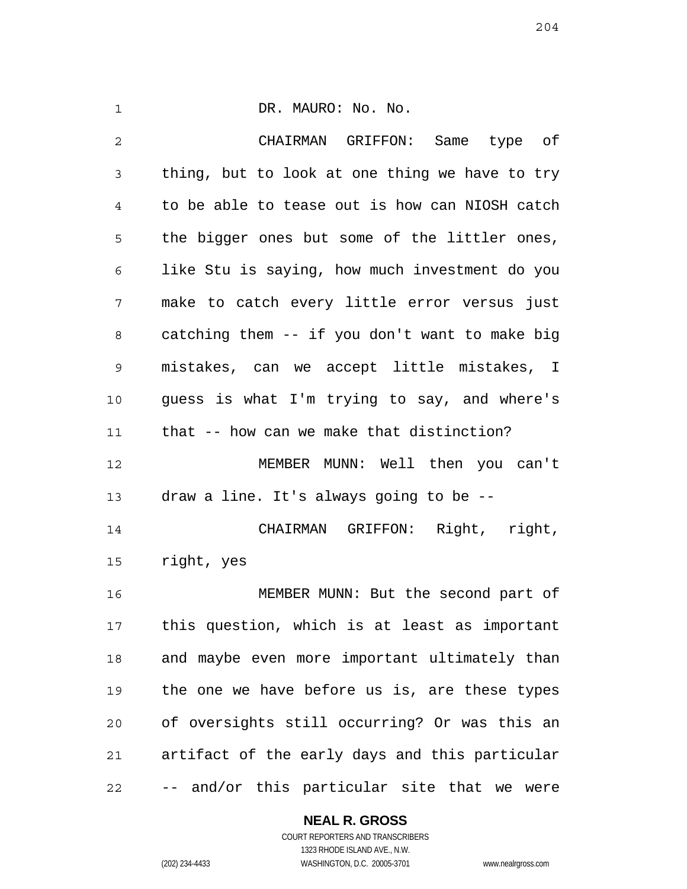DR. MAURO: No. No.

CHAIRMAN GRIFFON: Same type of thing, but to look at one thing we have to try to be able to tease out is how can NIOSH catch the bigger ones but some of the littler ones, like Stu is saying, how much investment do you make to catch every little error versus just catching them -- if you don't want to make big mistakes, can we accept little mistakes, I guess is what I'm trying to say, and where's that -- how can we make that distinction?

MEMBER MUNN: Well then you can't draw a line. It's always going to be --

CHAIRMAN GRIFFON: Right, right, right, yes

MEMBER MUNN: But the second part of this question, which is at least as important and maybe even more important ultimately than the one we have before us is, are these types of oversights still occurring? Or was this an artifact of the early days and this particular -- and/or this particular site that we were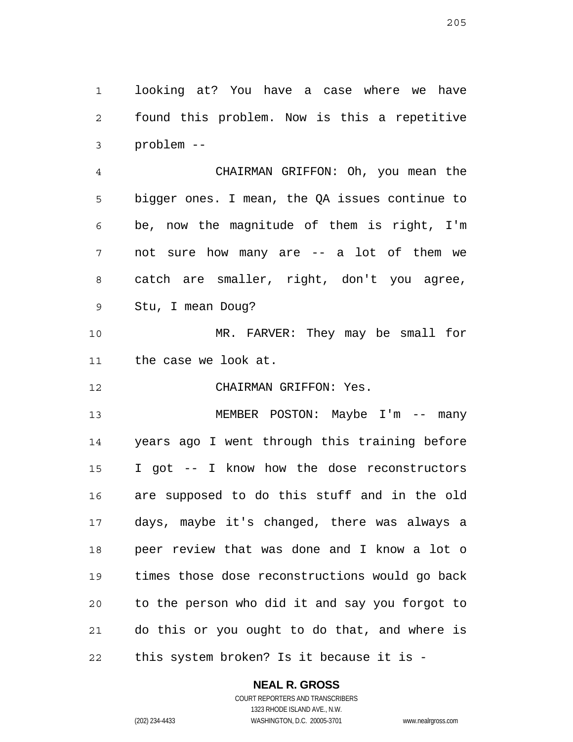looking at? You have a case where we have found this problem. Now is this a repetitive problem --

CHAIRMAN GRIFFON: Oh, you mean the bigger ones. I mean, the QA issues continue to be, now the magnitude of them is right, I'm not sure how many are -- a lot of them we catch are smaller, right, don't you agree, Stu, I mean Doug?

MR. FARVER: They may be small for the case we look at.

CHAIRMAN GRIFFON: Yes.

MEMBER POSTON: Maybe I'm -- many years ago I went through this training before I got -- I know how the dose reconstructors are supposed to do this stuff and in the old days, maybe it's changed, there was always a peer review that was done and I know a lot o times those dose reconstructions would go back to the person who did it and say you forgot to do this or you ought to do that, and where is this system broken? Is it because it is -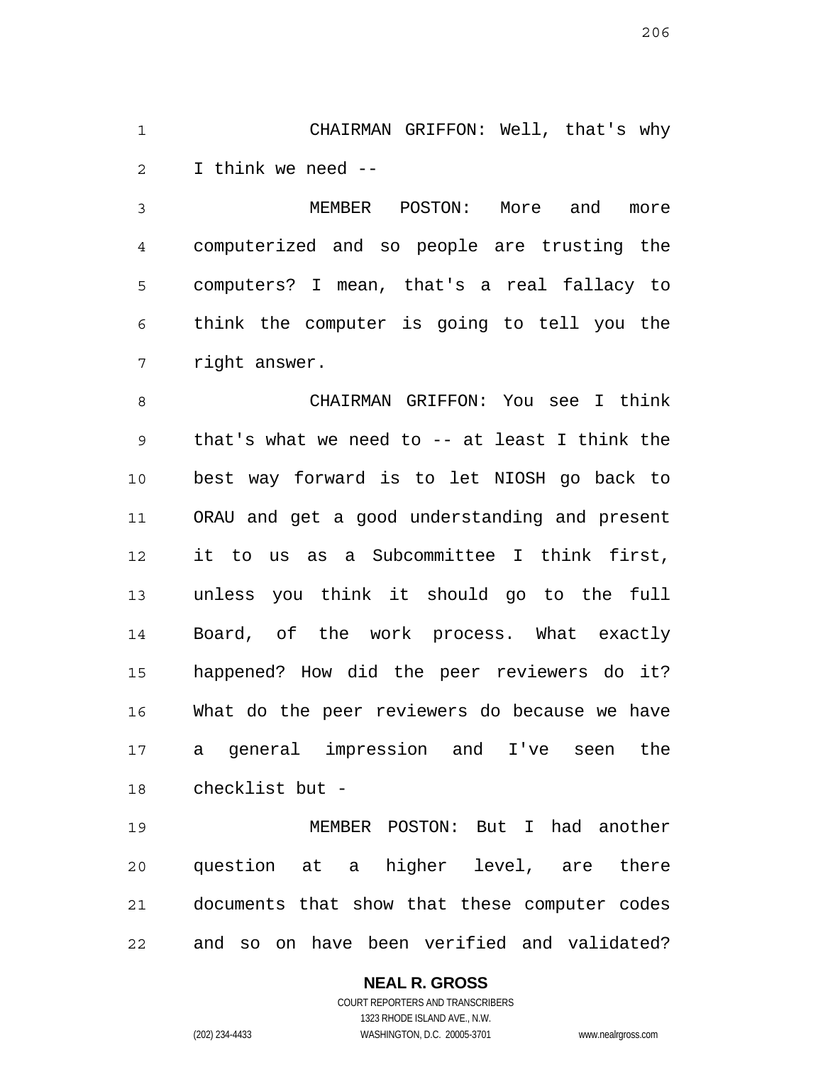CHAIRMAN GRIFFON: Well, that's why I think we need --

MEMBER POSTON: More and more computerized and so people are trusting the computers? I mean, that's a real fallacy to think the computer is going to tell you the right answer.

CHAIRMAN GRIFFON: You see I think that's what we need to -- at least I think the best way forward is to let NIOSH go back to ORAU and get a good understanding and present it to us as a Subcommittee I think first, unless you think it should go to the full Board, of the work process. What exactly happened? How did the peer reviewers do it? What do the peer reviewers do because we have a general impression and I've seen the checklist but -

MEMBER POSTON: But I had another question at a higher level, are there documents that show that these computer codes and so on have been verified and validated?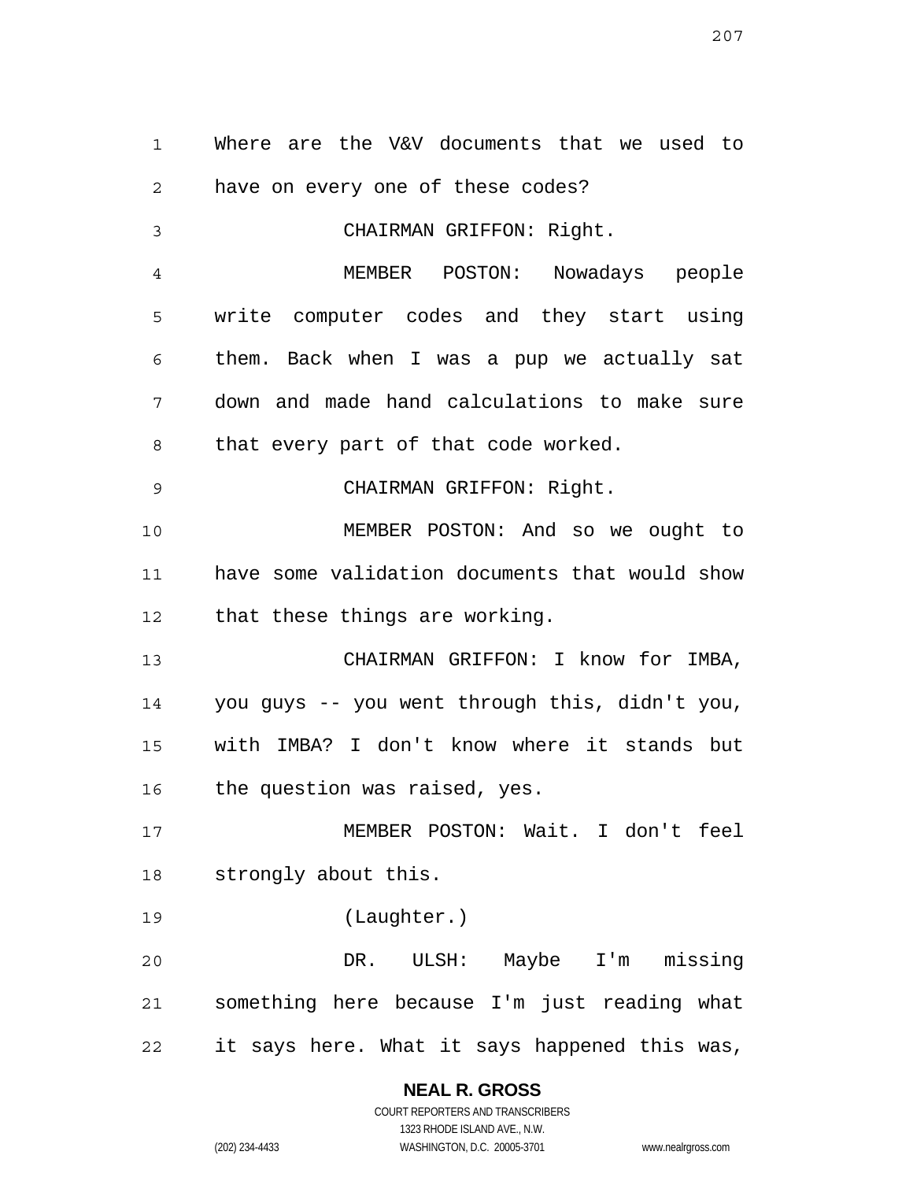Where are the V&V documents that we used to have on every one of these codes?

CHAIRMAN GRIFFON: Right.

MEMBER POSTON: Nowadays people write computer codes and they start using them. Back when I was a pup we actually sat down and made hand calculations to make sure that every part of that code worked.

CHAIRMAN GRIFFON: Right.

MEMBER POSTON: And so we ought to have some validation documents that would show that these things are working.

CHAIRMAN GRIFFON: I know for IMBA, you guys -- you went through this, didn't you, with IMBA? I don't know where it stands but the question was raised, yes.

MEMBER POSTON: Wait. I don't feel strongly about this.

(Laughter.)

DR. ULSH: Maybe I'm missing something here because I'm just reading what it says here. What it says happened this was,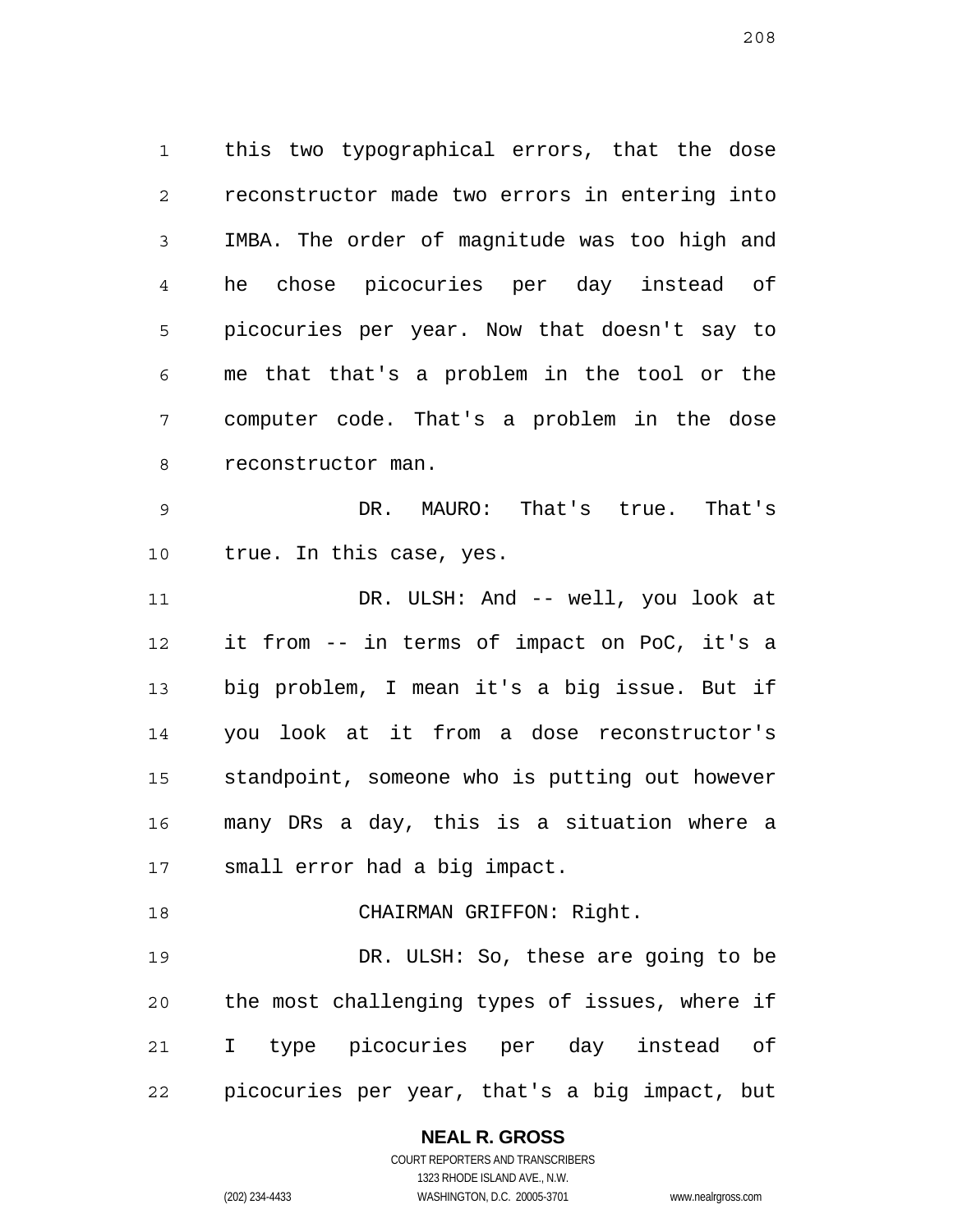this two typographical errors, that the dose reconstructor made two errors in entering into IMBA. The order of magnitude was too high and he chose picocuries per day instead of picocuries per year. Now that doesn't say to me that that's a problem in the tool or the computer code. That's a problem in the dose reconstructor man.

DR. MAURO: That's true. That's true. In this case, yes.

DR. ULSH: And -- well, you look at it from -- in terms of impact on PoC, it's a big problem, I mean it's a big issue. But if you look at it from a dose reconstructor's standpoint, someone who is putting out however many DRs a day, this is a situation where a small error had a big impact.

CHAIRMAN GRIFFON: Right.

DR. ULSH: So, these are going to be the most challenging types of issues, where if I type picocuries per day instead of picocuries per year, that's a big impact, but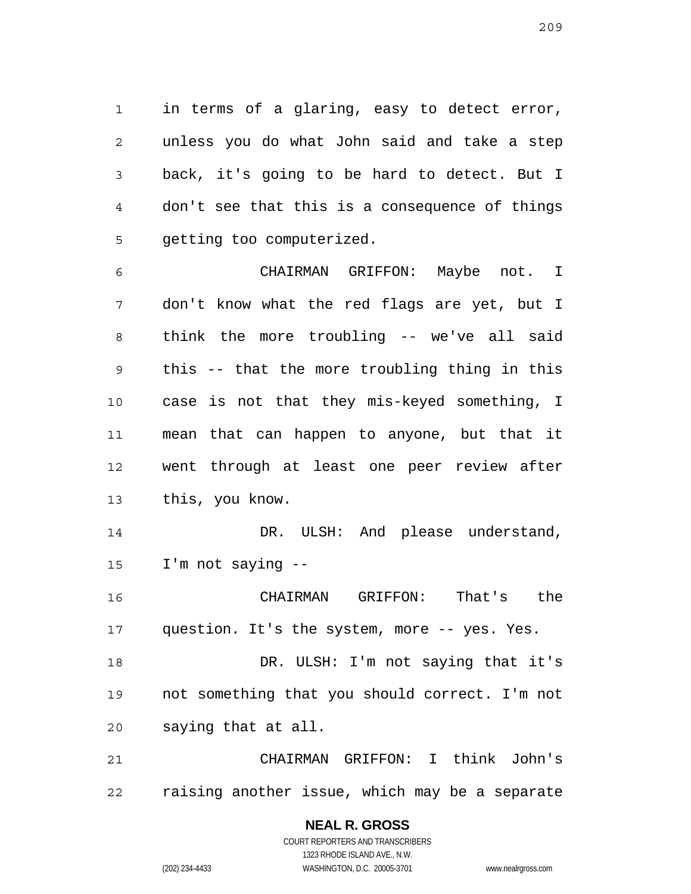in terms of a glaring, easy to detect error, unless you do what John said and take a step back, it's going to be hard to detect. But I don't see that this is a consequence of things getting too computerized.

CHAIRMAN GRIFFON: Maybe not. I don't know what the red flags are yet, but I think the more troubling -- we've all said this -- that the more troubling thing in this case is not that they mis-keyed something, I mean that can happen to anyone, but that it went through at least one peer review after this, you know.

DR. ULSH: And please understand, I'm not saying --

CHAIRMAN GRIFFON: That's the question. It's the system, more -- yes. Yes.

DR. ULSH: I'm not saying that it's not something that you should correct. I'm not saying that at all.

CHAIRMAN GRIFFON: I think John's raising another issue, which may be a separate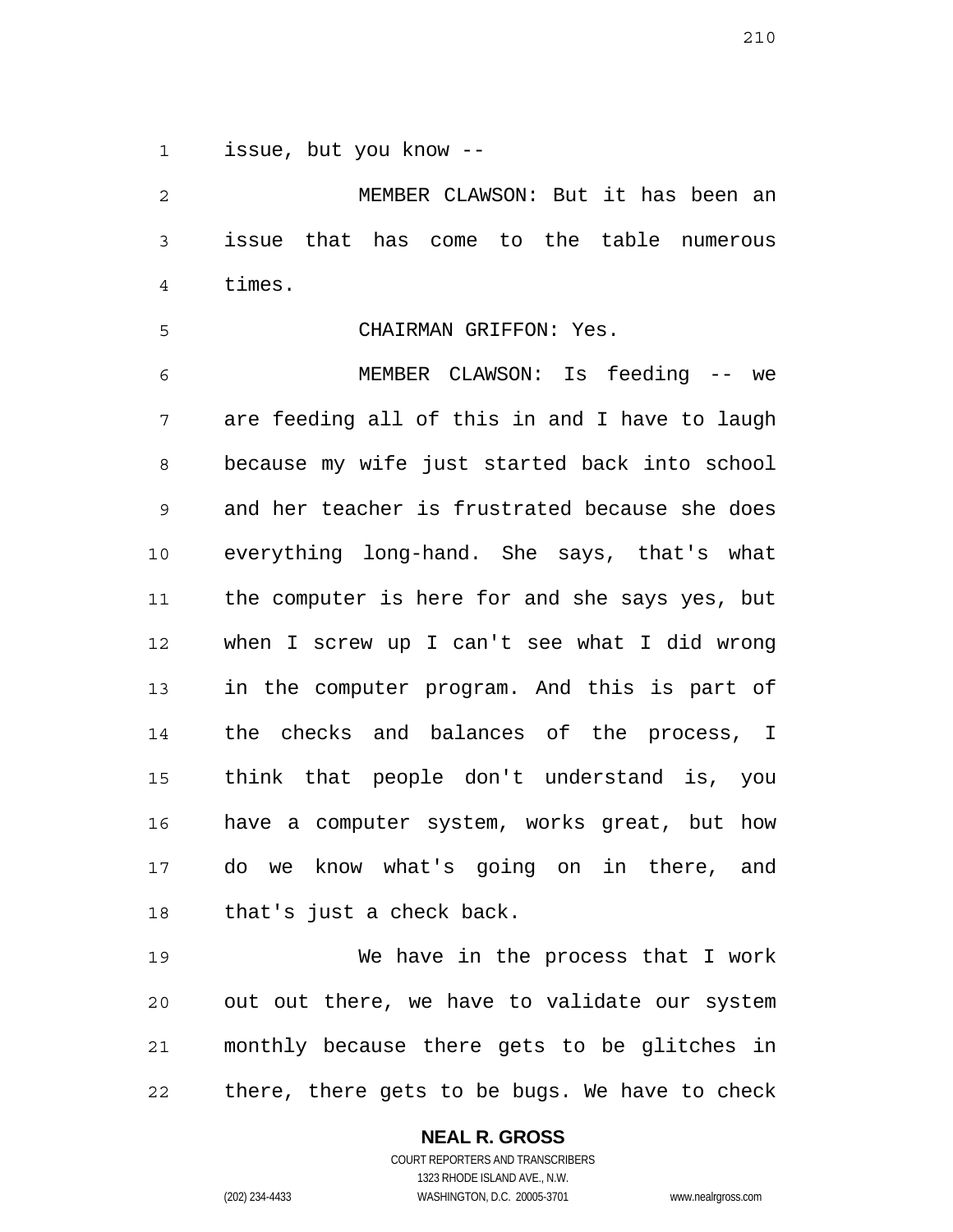issue, but you know --

MEMBER CLAWSON: But it has been an issue that has come to the table numerous times.

CHAIRMAN GRIFFON: Yes.

MEMBER CLAWSON: Is feeding -- we are feeding all of this in and I have to laugh because my wife just started back into school and her teacher is frustrated because she does everything long-hand. She says, that's what the computer is here for and she says yes, but when I screw up I can't see what I did wrong in the computer program. And this is part of the checks and balances of the process, I think that people don't understand is, you have a computer system, works great, but how do we know what's going on in there, and that's just a check back.

We have in the process that I work out out there, we have to validate our system monthly because there gets to be glitches in there, there gets to be bugs. We have to check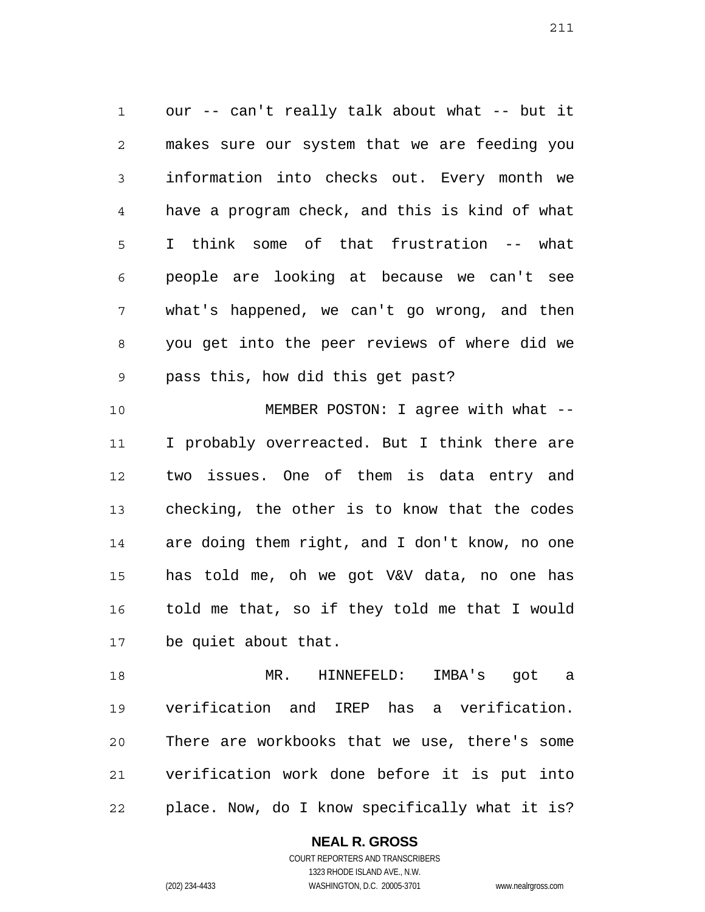our -- can't really talk about what -- but it makes sure our system that we are feeding you information into checks out. Every month we have a program check, and this is kind of what I think some of that frustration -- what people are looking at because we can't see what's happened, we can't go wrong, and then you get into the peer reviews of where did we pass this, how did this get past?

MEMBER POSTON: I agree with what -- I probably overreacted. But I think there are two issues. One of them is data entry and checking, the other is to know that the codes are doing them right, and I don't know, no one has told me, oh we got V&V data, no one has told me that, so if they told me that I would be quiet about that.

MR. HINNEFELD: IMBA's got a verification and IREP has a verification. There are workbooks that we use, there's some verification work done before it is put into place. Now, do I know specifically what it is?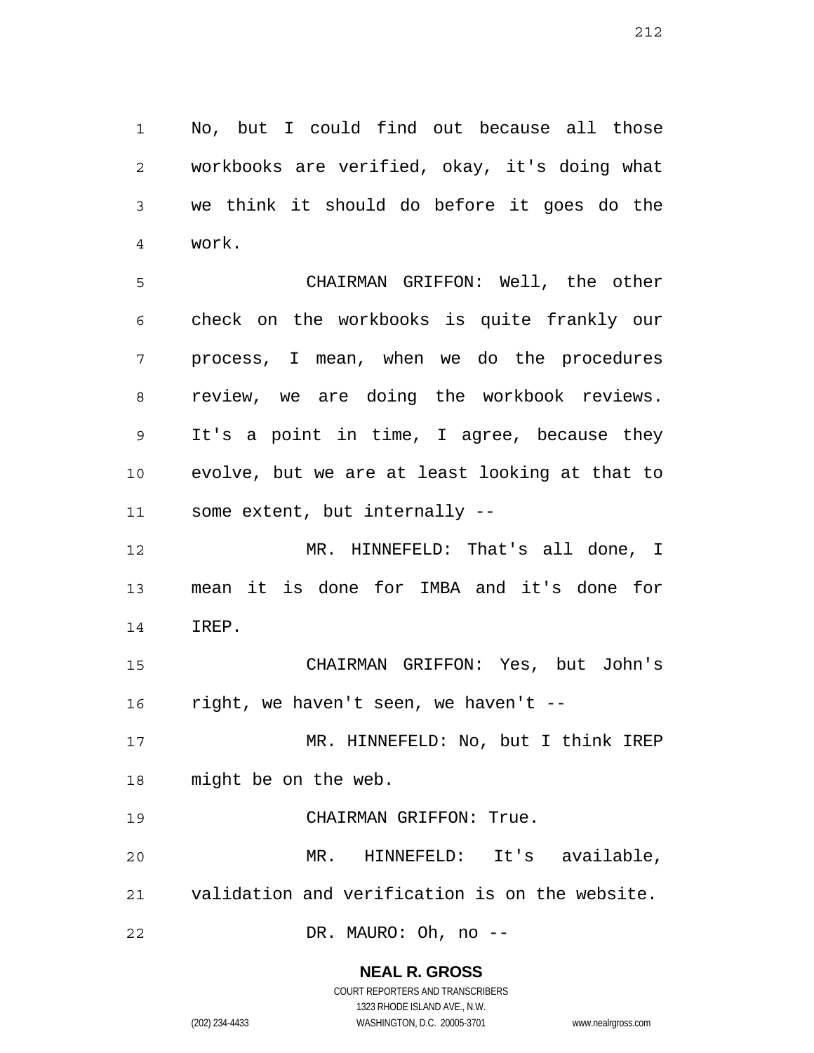No, but I could find out because all those workbooks are verified, okay, it's doing what we think it should do before it goes do the work.

CHAIRMAN GRIFFON: Well, the other check on the workbooks is quite frankly our process, I mean, when we do the procedures review, we are doing the workbook reviews. It's a point in time, I agree, because they evolve, but we are at least looking at that to some extent, but internally --

MR. HINNEFELD: That's all done, I mean it is done for IMBA and it's done for IREP.

CHAIRMAN GRIFFON: Yes, but John's right, we haven't seen, we haven't --

MR. HINNEFELD: No, but I think IREP might be on the web.

CHAIRMAN GRIFFON: True.

MR. HINNEFELD: It's available, validation and verification is on the website.

DR. MAURO: Oh, no --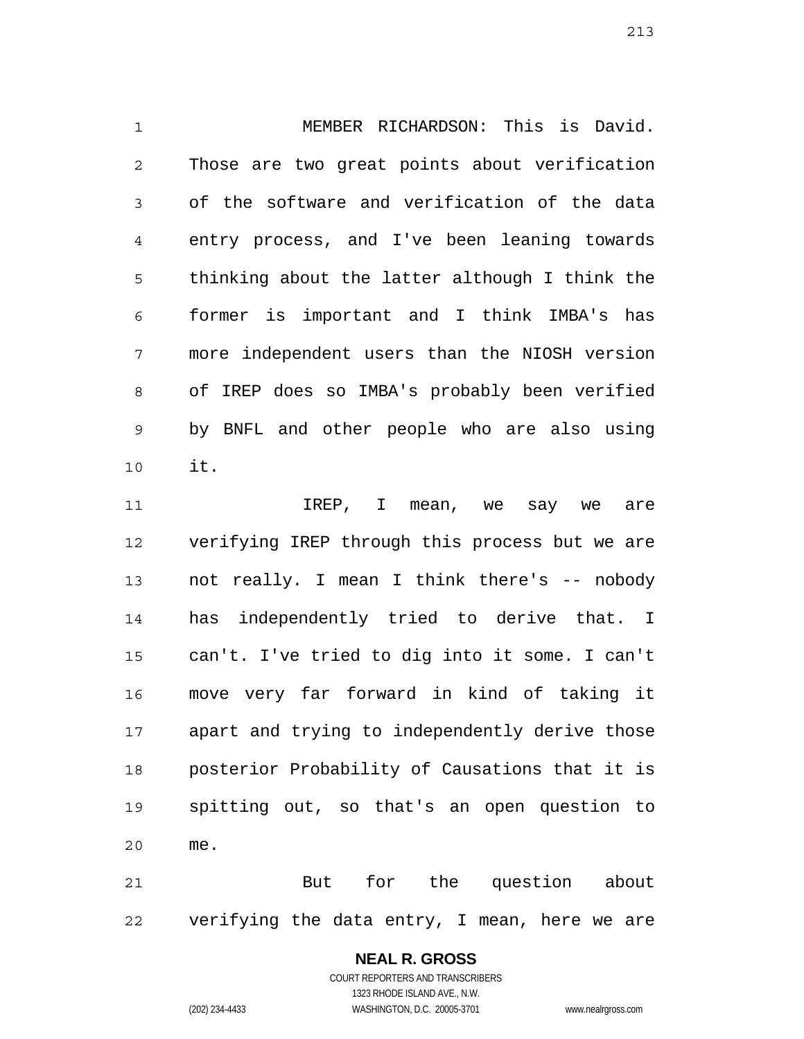MEMBER RICHARDSON: This is David. Those are two great points about verification of the software and verification of the data entry process, and I've been leaning towards thinking about the latter although I think the former is important and I think IMBA's has more independent users than the NIOSH version of IREP does so IMBA's probably been verified by BNFL and other people who are also using it.

IREP, I mean, we say we are verifying IREP through this process but we are not really. I mean I think there's -- nobody has independently tried to derive that. I can't. I've tried to dig into it some. I can't move very far forward in kind of taking it apart and trying to independently derive those posterior Probability of Causations that it is spitting out, so that's an open question to me.

But for the question about verifying the data entry, I mean, here we are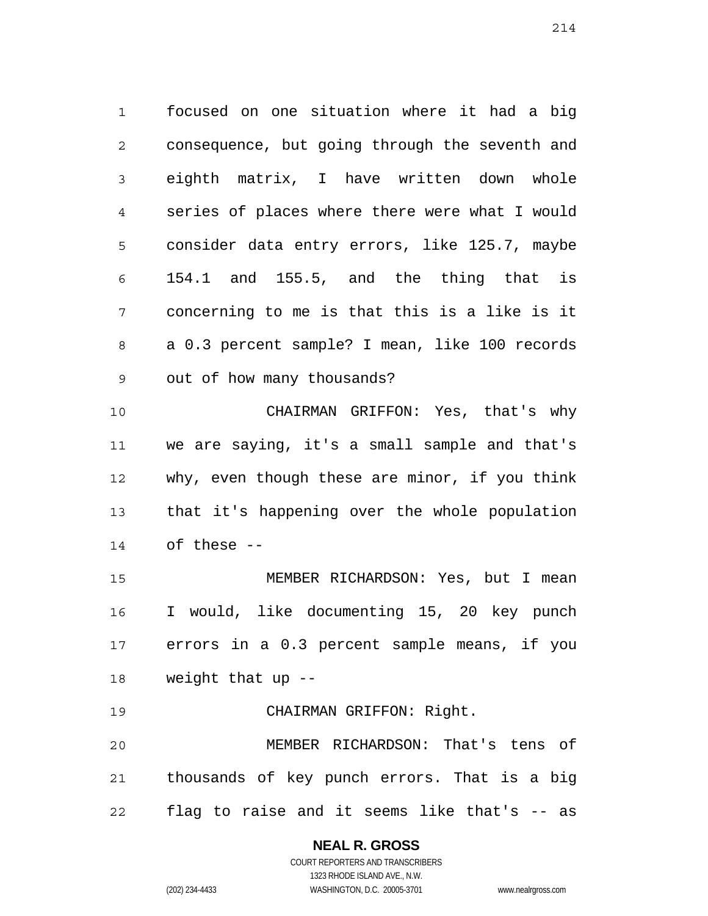focused on one situation where it had a big consequence, but going through the seventh and eighth matrix, I have written down whole series of places where there were what I would consider data entry errors, like 125.7, maybe 154.1 and 155.5, and the thing that is concerning to me is that this is a like is it a 0.3 percent sample? I mean, like 100 records out of how many thousands?

CHAIRMAN GRIFFON: Yes, that's why we are saying, it's a small sample and that's why, even though these are minor, if you think that it's happening over the whole population of these --

MEMBER RICHARDSON: Yes, but I mean I would, like documenting 15, 20 key punch errors in a 0.3 percent sample means, if you weight that up --

CHAIRMAN GRIFFON: Right.

MEMBER RICHARDSON: That's tens of thousands of key punch errors. That is a big flag to raise and it seems like that's -- as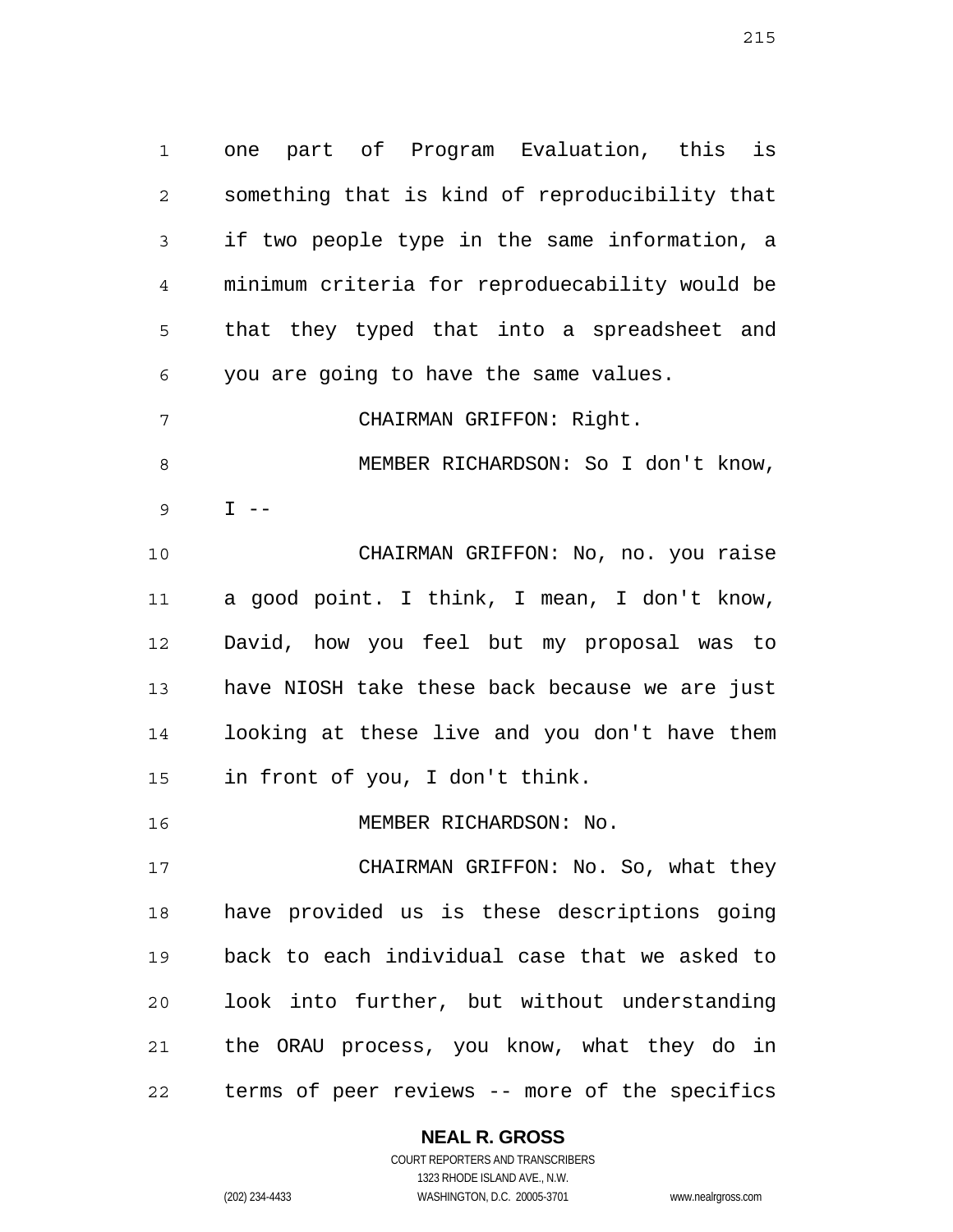one part of Program Evaluation, this is something that is kind of reproducibility that if two people type in the same information, a minimum criteria for reproduecability would be that they typed that into a spreadsheet and you are going to have the same values.

CHAIRMAN GRIFFON: Right.

MEMBER RICHARDSON: So I don't know, I --

CHAIRMAN GRIFFON: No, no. you raise a good point. I think, I mean, I don't know, David, how you feel but my proposal was to have NIOSH take these back because we are just looking at these live and you don't have them in front of you, I don't think.

MEMBER RICHARDSON: No.

CHAIRMAN GRIFFON: No. So, what they have provided us is these descriptions going back to each individual case that we asked to look into further, but without understanding the ORAU process, you know, what they do in terms of peer reviews -- more of the specifics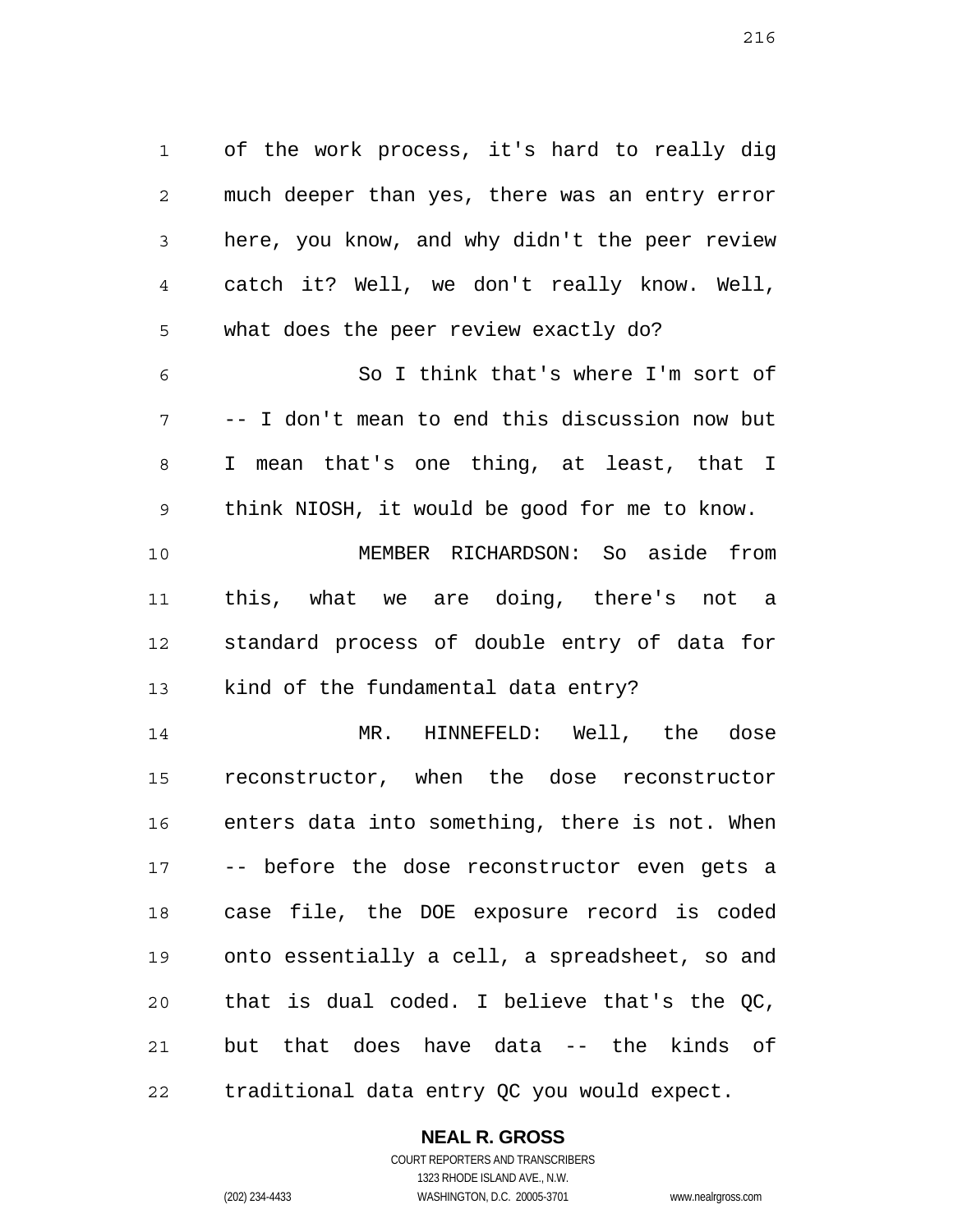of the work process, it's hard to really dig much deeper than yes, there was an entry error here, you know, and why didn't the peer review catch it? Well, we don't really know. Well, what does the peer review exactly do?

So I think that's where I'm sort of -- I don't mean to end this discussion now but I mean that's one thing, at least, that I think NIOSH, it would be good for me to know.

MEMBER RICHARDSON: So aside from this, what we are doing, there's not a standard process of double entry of data for kind of the fundamental data entry?

MR. HINNEFELD: Well, the dose reconstructor, when the dose reconstructor enters data into something, there is not. When -- before the dose reconstructor even gets a case file, the DOE exposure record is coded onto essentially a cell, a spreadsheet, so and that is dual coded. I believe that's the QC, but that does have data -- the kinds of traditional data entry QC you would expect.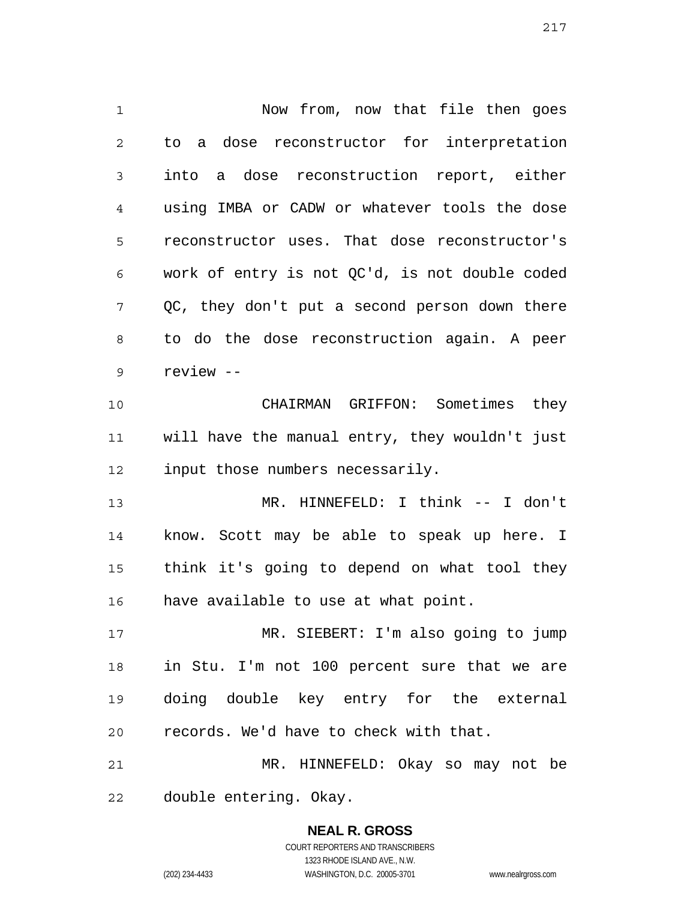Now from, now that file then goes to a dose reconstructor for interpretation into a dose reconstruction report, either using IMBA or CADW or whatever tools the dose reconstructor uses. That dose reconstructor's work of entry is not QC'd, is not double coded QC, they don't put a second person down there to do the dose reconstruction again. A peer review --

CHAIRMAN GRIFFON: Sometimes they will have the manual entry, they wouldn't just input those numbers necessarily.

MR. HINNEFELD: I think -- I don't know. Scott may be able to speak up here. I think it's going to depend on what tool they have available to use at what point.

MR. SIEBERT: I'm also going to jump in Stu. I'm not 100 percent sure that we are doing double key entry for the external records. We'd have to check with that.

MR. HINNEFELD: Okay so may not be double entering. Okay.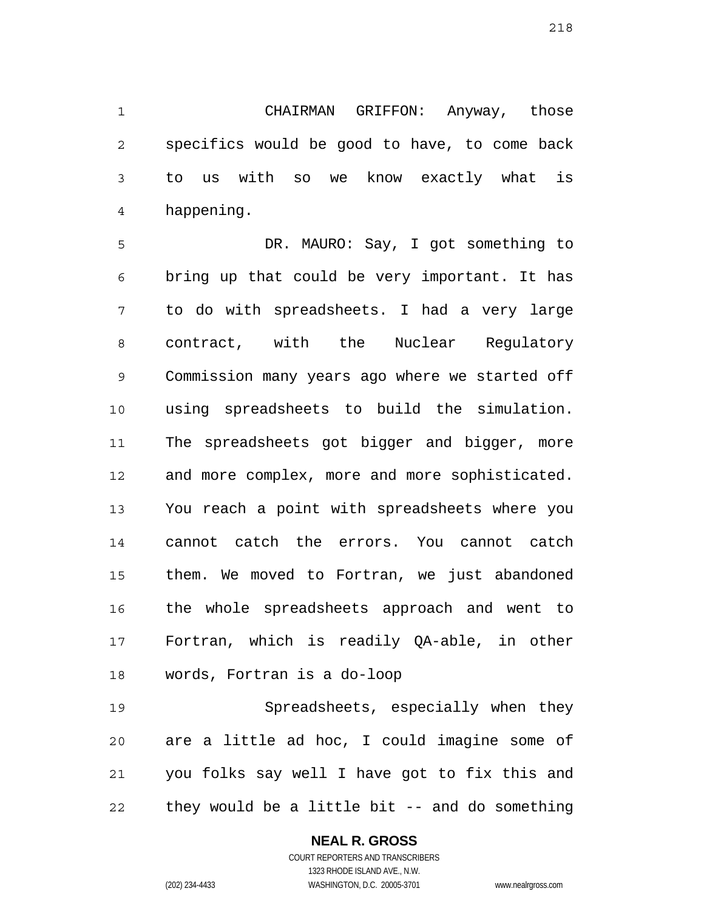CHAIRMAN GRIFFON: Anyway, those specifics would be good to have, to come back to us with so we know exactly what is happening.

DR. MAURO: Say, I got something to bring up that could be very important. It has to do with spreadsheets. I had a very large contract, with the Nuclear Regulatory Commission many years ago where we started off using spreadsheets to build the simulation. The spreadsheets got bigger and bigger, more and more complex, more and more sophisticated. You reach a point with spreadsheets where you cannot catch the errors. You cannot catch them. We moved to Fortran, we just abandoned the whole spreadsheets approach and went to Fortran, which is readily QA-able, in other words, Fortran is a do-loop

Spreadsheets, especially when they are a little ad hoc, I could imagine some of you folks say well I have got to fix this and they would be a little bit -- and do something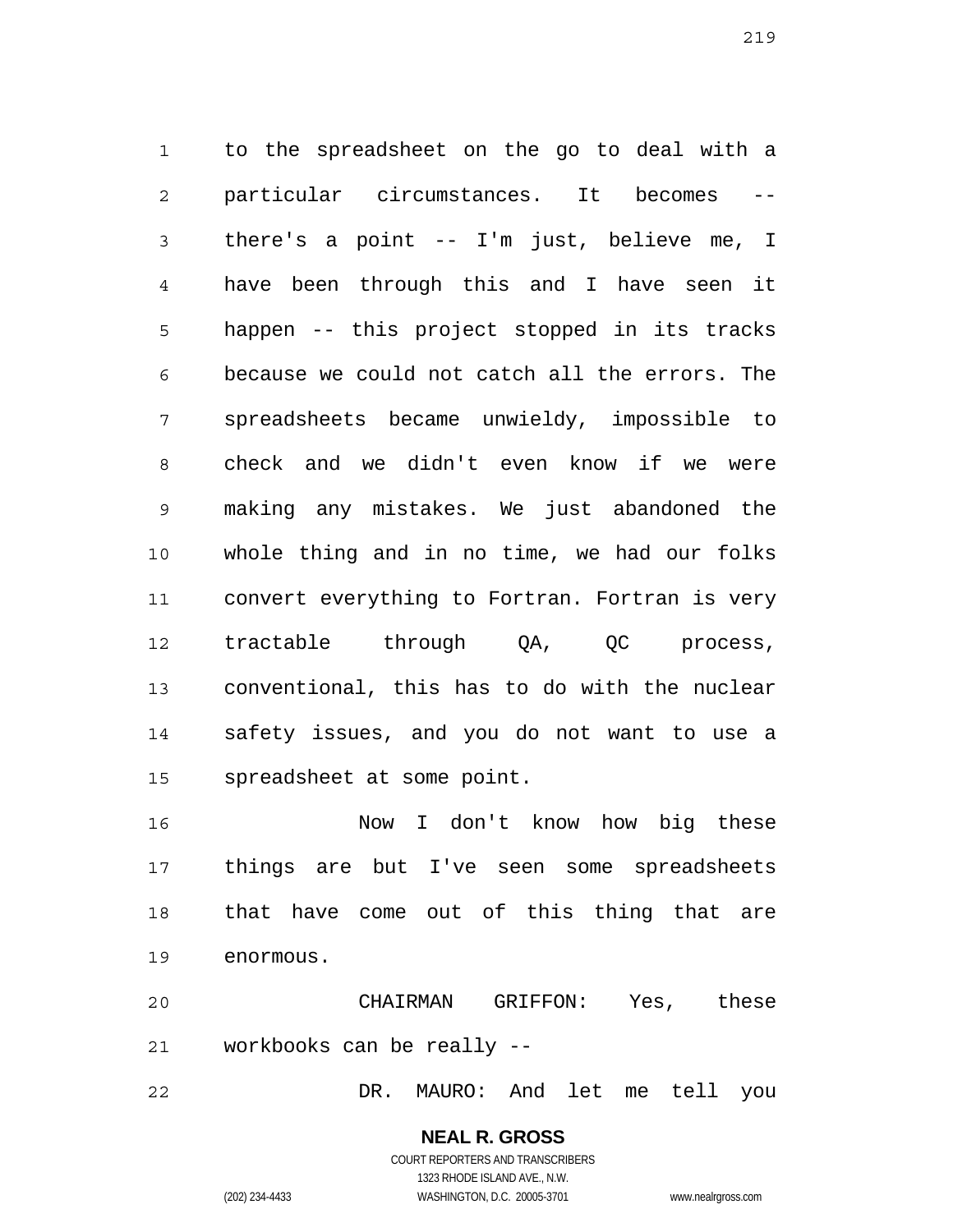to the spreadsheet on the go to deal with a particular circumstances. It becomes -- there's a point -- I'm just, believe me, I have been through this and I have seen it happen -- this project stopped in its tracks because we could not catch all the errors. The spreadsheets became unwieldy, impossible to check and we didn't even know if we were making any mistakes. We just abandoned the whole thing and in no time, we had our folks convert everything to Fortran. Fortran is very tractable through QA, QC process, conventional, this has to do with the nuclear safety issues, and you do not want to use a spreadsheet at some point.

Now I don't know how big these things are but I've seen some spreadsheets that have come out of this thing that are enormous.

CHAIRMAN GRIFFON: Yes, these workbooks can be really --

DR. MAURO: And let me tell you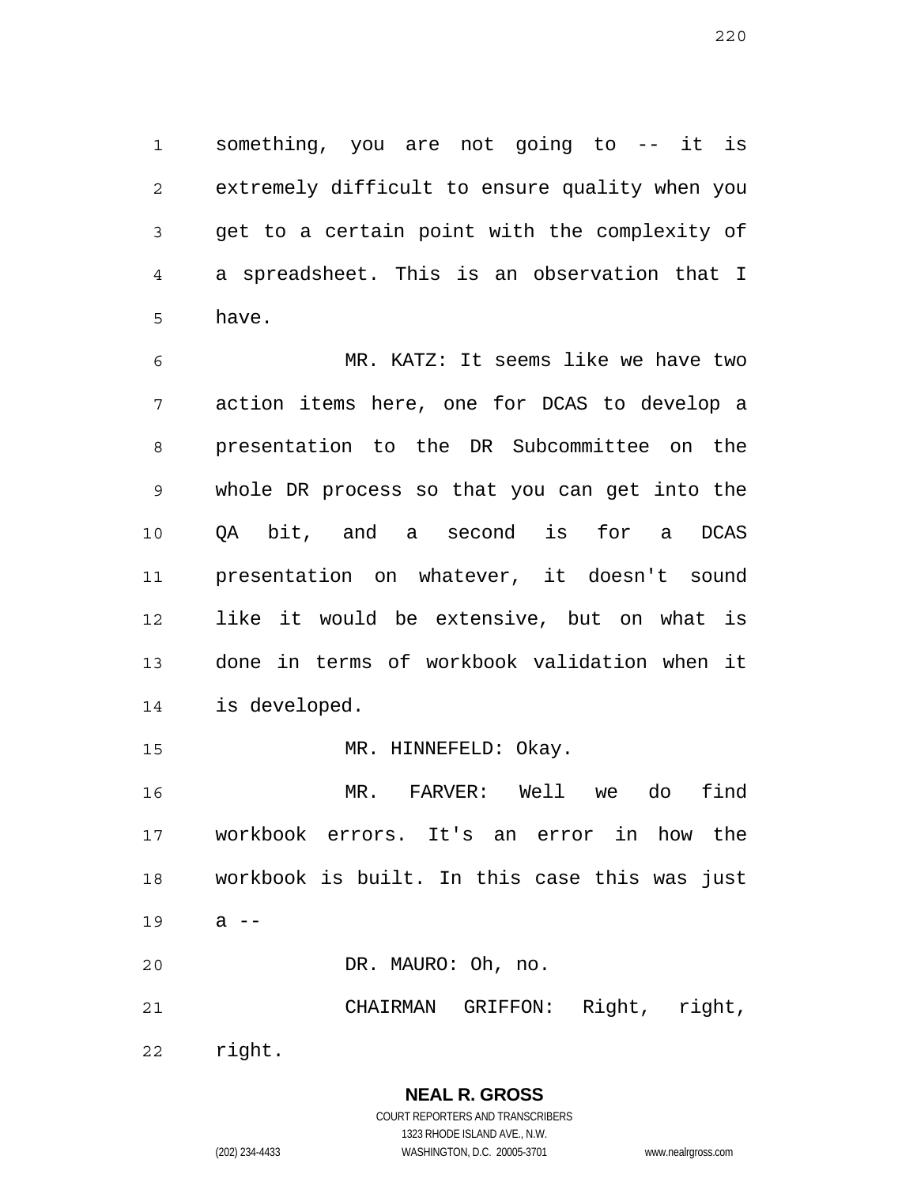something, you are not going to -- it is extremely difficult to ensure quality when you get to a certain point with the complexity of a spreadsheet. This is an observation that I have.

MR. KATZ: It seems like we have two action items here, one for DCAS to develop a presentation to the DR Subcommittee on the whole DR process so that you can get into the QA bit, and a second is for a DCAS presentation on whatever, it doesn't sound like it would be extensive, but on what is done in terms of workbook validation when it is developed.

MR. HINNEFELD: Okay.

MR. FARVER: Well we do find workbook errors. It's an error in how the workbook is built. In this case this was just a --

DR. MAURO: Oh, no.

CHAIRMAN GRIFFON: Right, right, right.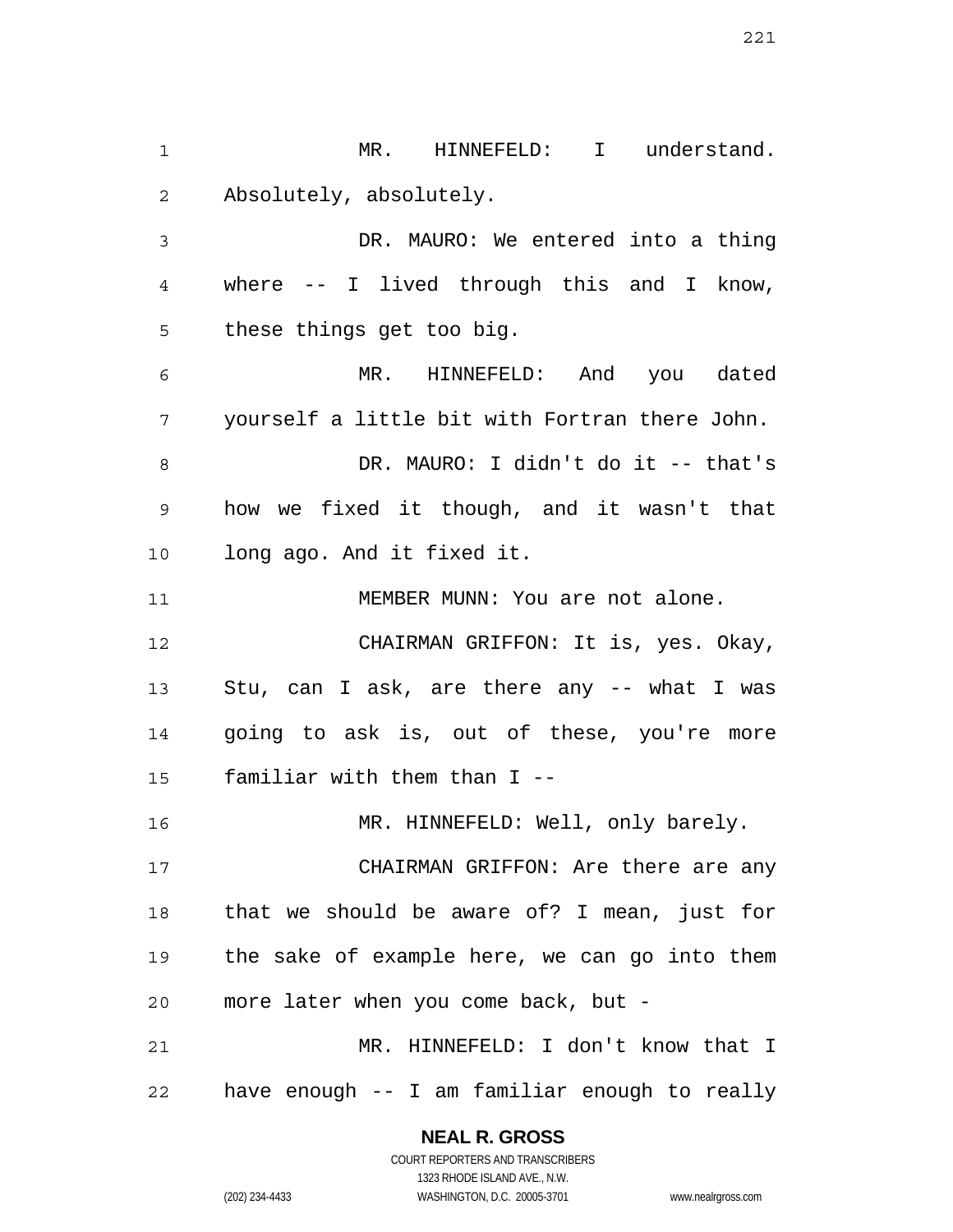MR. HINNEFELD: I understand. Absolutely, absolutely.

DR. MAURO: We entered into a thing where -- I lived through this and I know, these things get too big.

MR. HINNEFELD: And you dated yourself a little bit with Fortran there John.

DR. MAURO: I didn't do it -- that's how we fixed it though, and it wasn't that long ago. And it fixed it.

MEMBER MUNN: You are not alone.

CHAIRMAN GRIFFON: It is, yes. Okay, Stu, can I ask, are there any -- what I was going to ask is, out of these, you're more familiar with them than I --

MR. HINNEFELD: Well, only barely.

CHAIRMAN GRIFFON: Are there are any that we should be aware of? I mean, just for the sake of example here, we can go into them more later when you come back, but -

MR. HINNEFELD: I don't know that I have enough -- I am familiar enough to really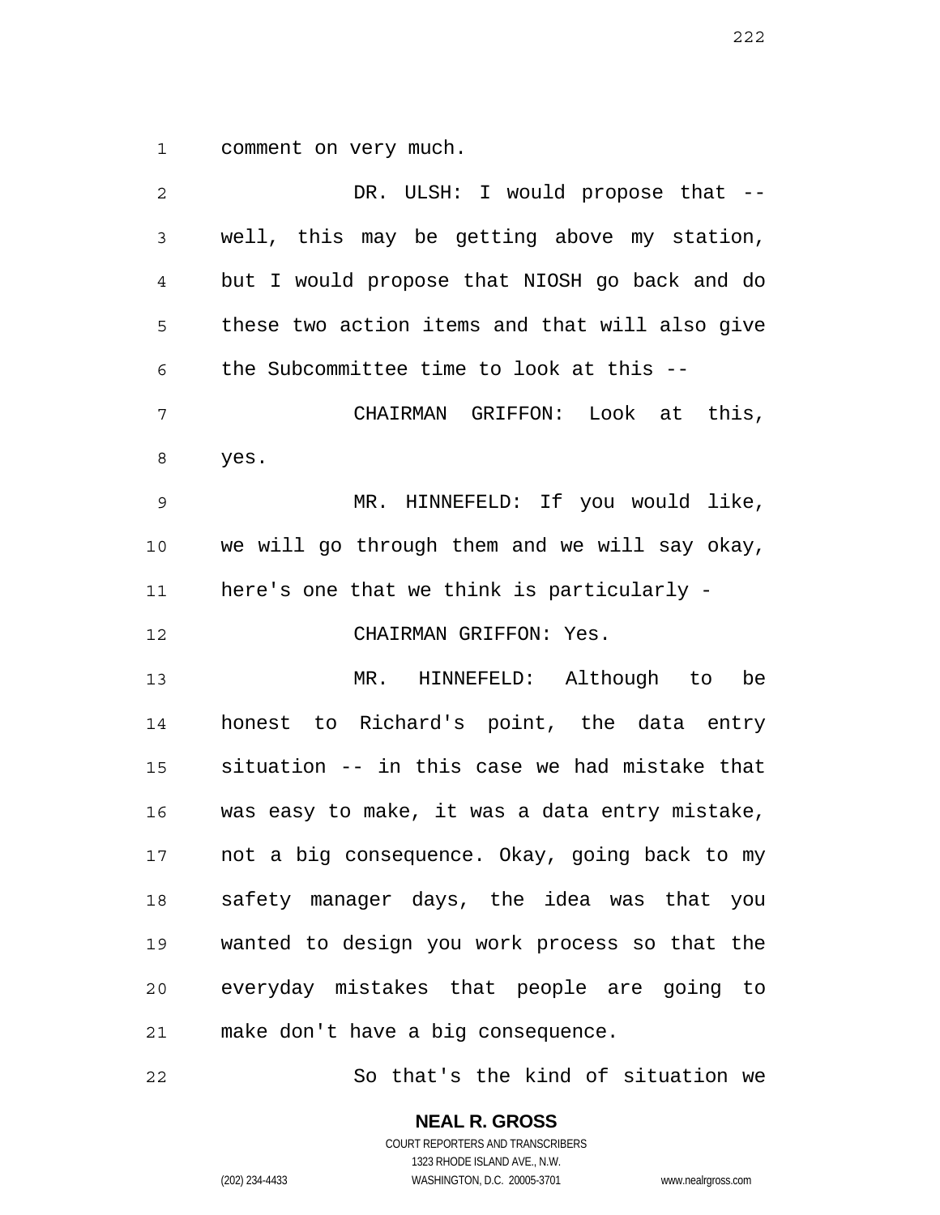comment on very much.

DR. ULSH: I would propose that -- well, this may be getting above my station, but I would propose that NIOSH go back and do these two action items and that will also give the Subcommittee time to look at this --

CHAIRMAN GRIFFON: Look at this, yes.

MR. HINNEFELD: If you would like, we will go through them and we will say okay, here's one that we think is particularly -

CHAIRMAN GRIFFON: Yes.

MR. HINNEFELD: Although to be honest to Richard's point, the data entry situation -- in this case we had mistake that was easy to make, it was a data entry mistake, not a big consequence. Okay, going back to my safety manager days, the idea was that you wanted to design you work process so that the everyday mistakes that people are going to make don't have a big consequence.

So that's the kind of situation we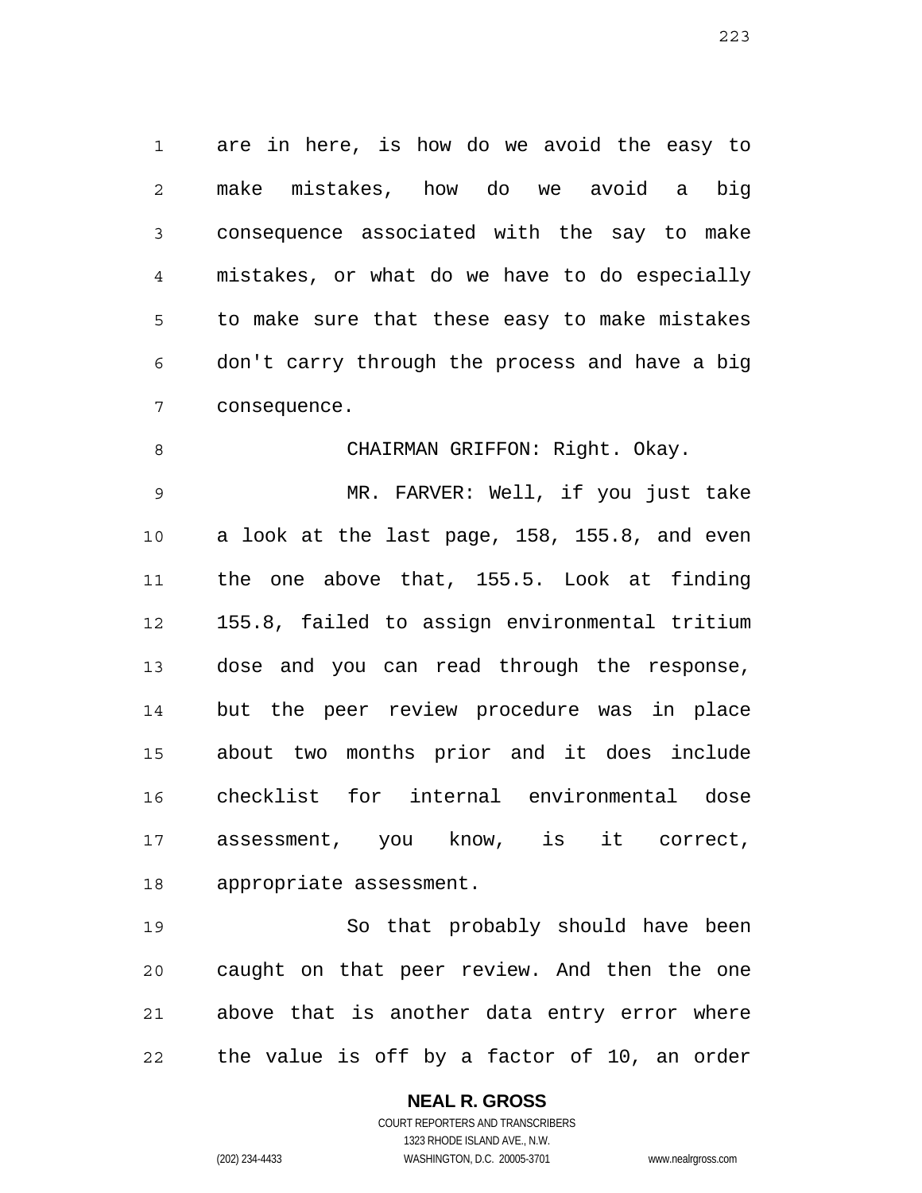are in here, is how do we avoid the easy to make mistakes, how do we avoid a big consequence associated with the say to make mistakes, or what do we have to do especially to make sure that these easy to make mistakes don't carry through the process and have a big consequence.

CHAIRMAN GRIFFON: Right. Okay.

MR. FARVER: Well, if you just take a look at the last page, 158, 155.8, and even the one above that, 155.5. Look at finding 155.8, failed to assign environmental tritium dose and you can read through the response, but the peer review procedure was in place about two months prior and it does include checklist for internal environmental dose assessment, you know, is it correct, appropriate assessment.

So that probably should have been caught on that peer review. And then the one above that is another data entry error where the value is off by a factor of 10, an order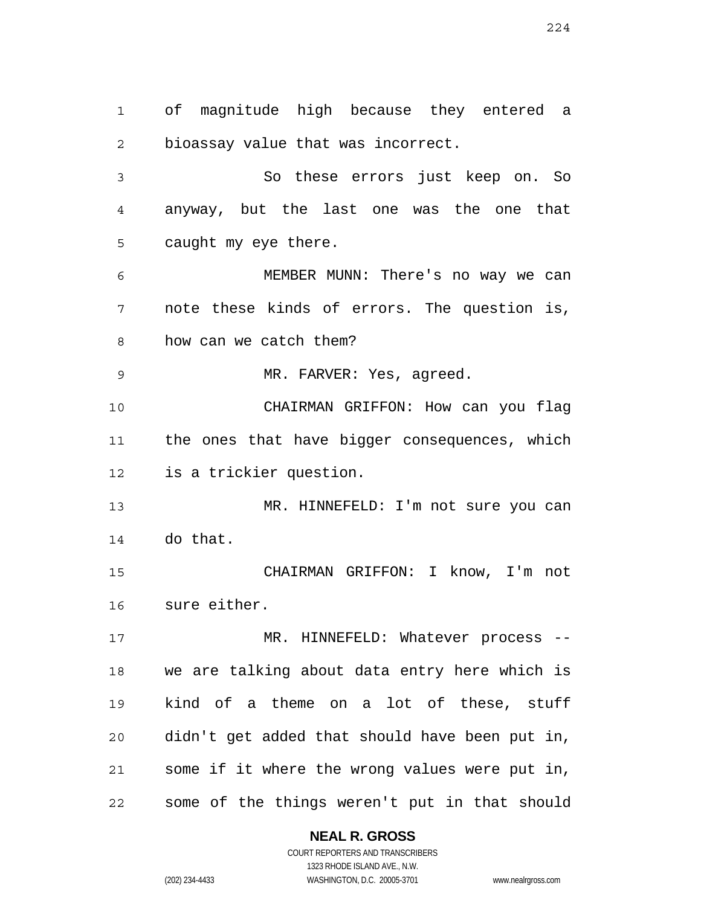of magnitude high because they entered a bioassay value that was incorrect.

So these errors just keep on. So anyway, but the last one was the one that caught my eye there.

MEMBER MUNN: There's no way we can note these kinds of errors. The question is, how can we catch them?

MR. FARVER: Yes, agreed.

CHAIRMAN GRIFFON: How can you flag the ones that have bigger consequences, which is a trickier question.

MR. HINNEFELD: I'm not sure you can do that.

CHAIRMAN GRIFFON: I know, I'm not sure either.

MR. HINNEFELD: Whatever process -- we are talking about data entry here which is kind of a theme on a lot of these, stuff didn't get added that should have been put in, some if it where the wrong values were put in, some of the things weren't put in that should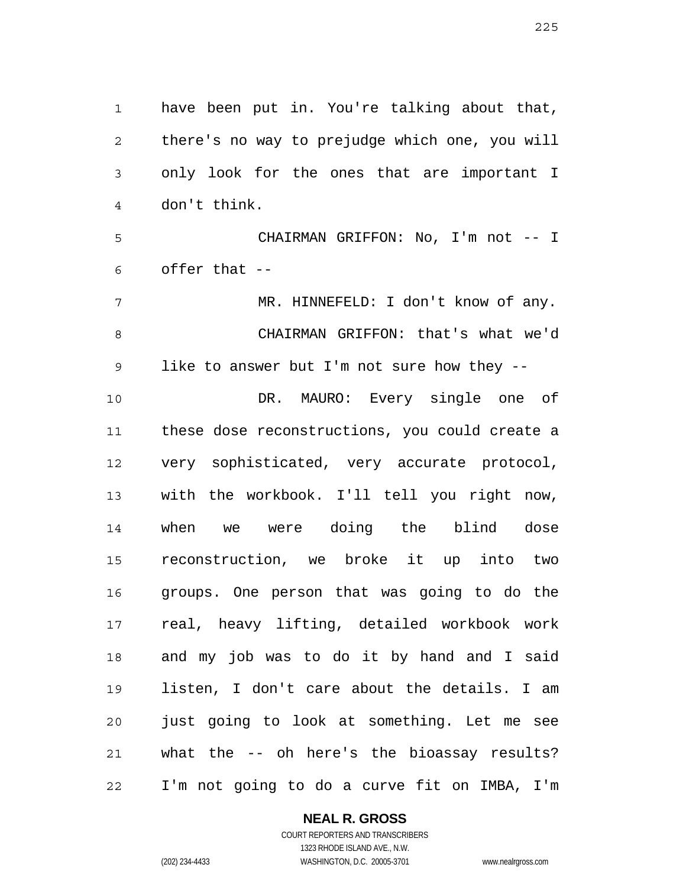have been put in. You're talking about that, there's no way to prejudge which one, you will only look for the ones that are important I don't think.

CHAIRMAN GRIFFON: No, I'm not -- I offer that --

MR. HINNEFELD: I don't know of any.

CHAIRMAN GRIFFON: that's what we'd like to answer but I'm not sure how they --

DR. MAURO: Every single one of these dose reconstructions, you could create a very sophisticated, very accurate protocol, with the workbook. I'll tell you right now, when we were doing the blind dose reconstruction, we broke it up into two groups. One person that was going to do the real, heavy lifting, detailed workbook work and my job was to do it by hand and I said listen, I don't care about the details. I am just going to look at something. Let me see what the -- oh here's the bioassay results? I'm not going to do a curve fit on IMBA, I'm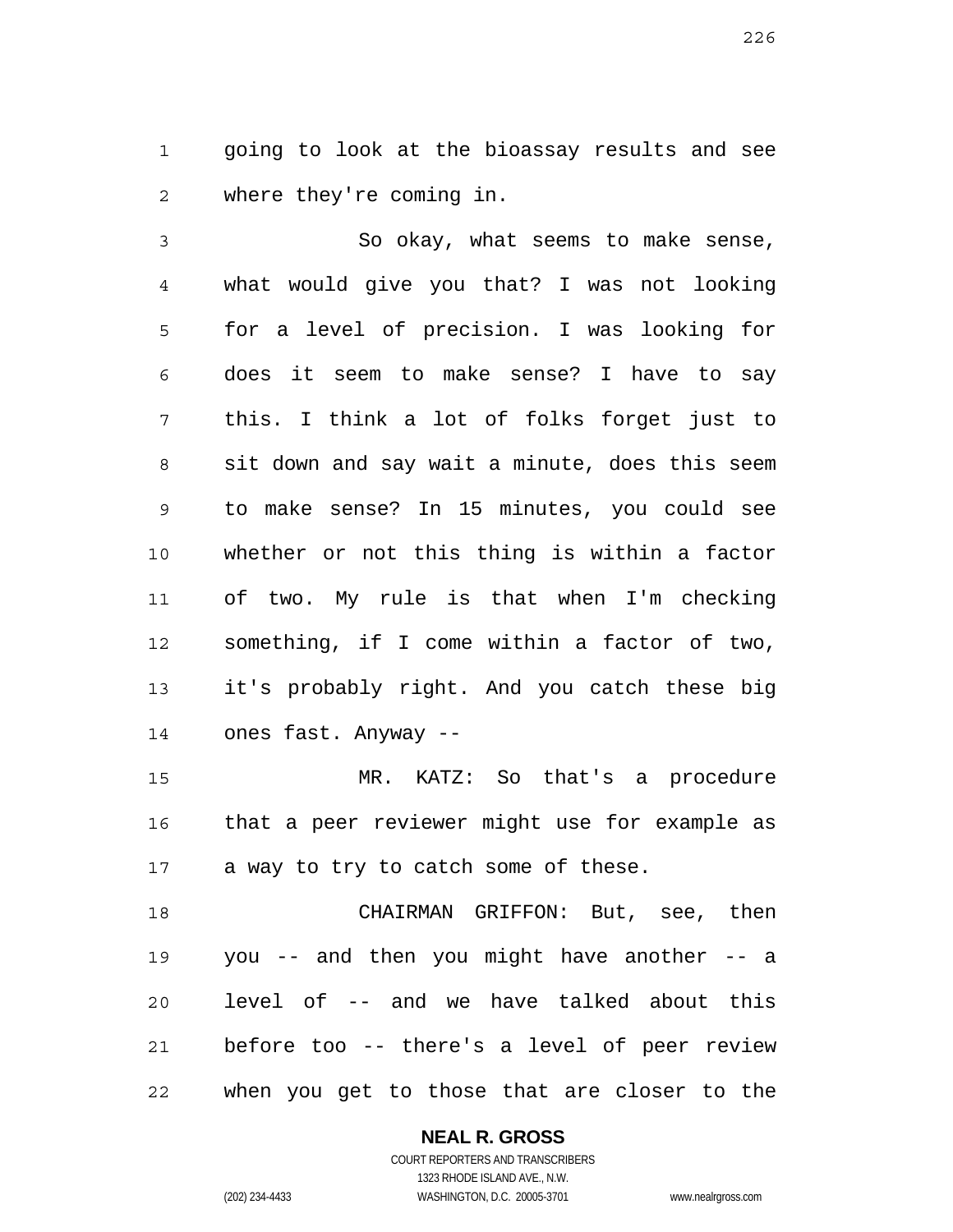going to look at the bioassay results and see where they're coming in.

So okay, what seems to make sense, what would give you that? I was not looking for a level of precision. I was looking for does it seem to make sense? I have to say this. I think a lot of folks forget just to sit down and say wait a minute, does this seem to make sense? In 15 minutes, you could see whether or not this thing is within a factor of two. My rule is that when I'm checking something, if I come within a factor of two, it's probably right. And you catch these big ones fast. Anyway --

MR. KATZ: So that's a procedure that a peer reviewer might use for example as a way to try to catch some of these.

CHAIRMAN GRIFFON: But, see, then you -- and then you might have another -- a level of -- and we have talked about this before too -- there's a level of peer review when you get to those that are closer to the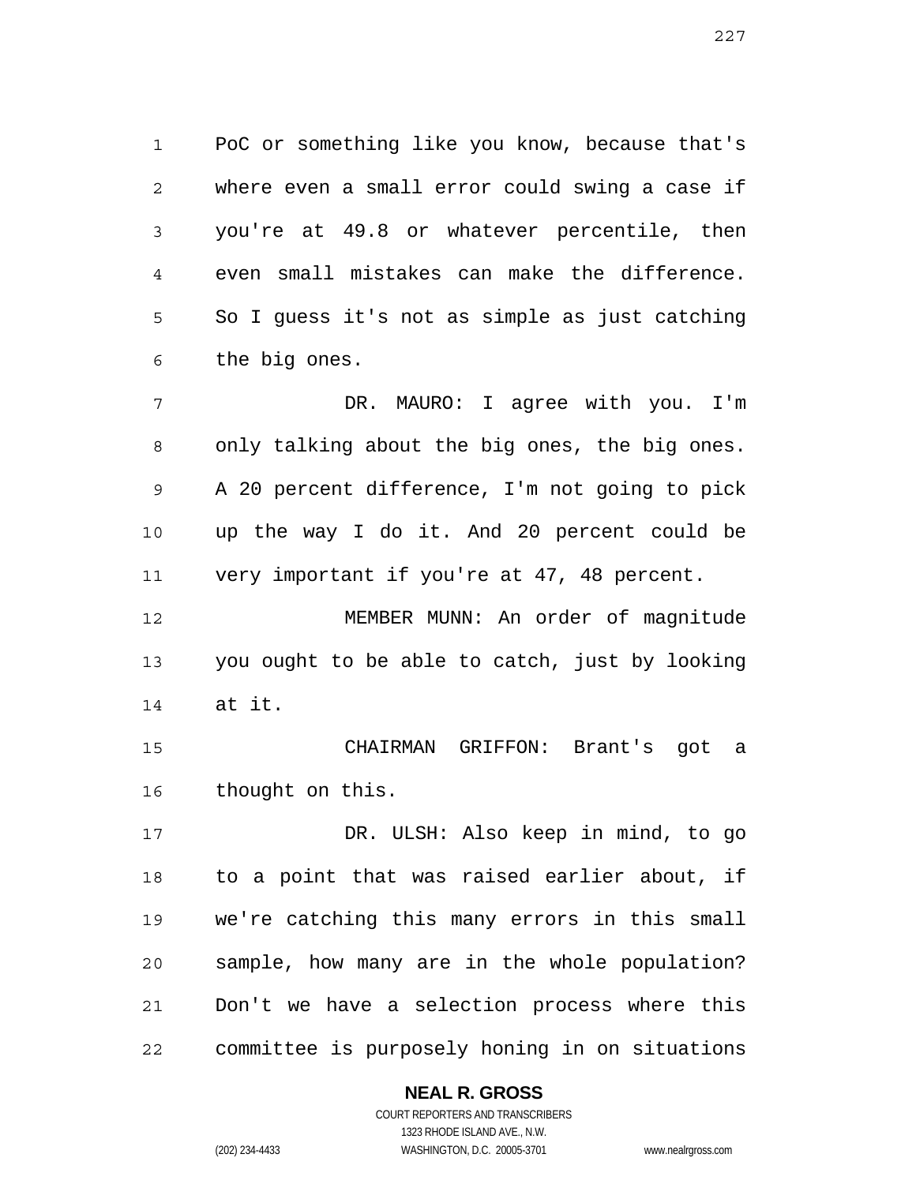PoC or something like you know, because that's where even a small error could swing a case if you're at 49.8 or whatever percentile, then even small mistakes can make the difference. So I guess it's not as simple as just catching the big ones.

DR. MAURO: I agree with you. I'm only talking about the big ones, the big ones. A 20 percent difference, I'm not going to pick up the way I do it. And 20 percent could be very important if you're at 47, 48 percent.

MEMBER MUNN: An order of magnitude you ought to be able to catch, just by looking at it.

CHAIRMAN GRIFFON: Brant's got a thought on this.

DR. ULSH: Also keep in mind, to go to a point that was raised earlier about, if we're catching this many errors in this small sample, how many are in the whole population? Don't we have a selection process where this committee is purposely honing in on situations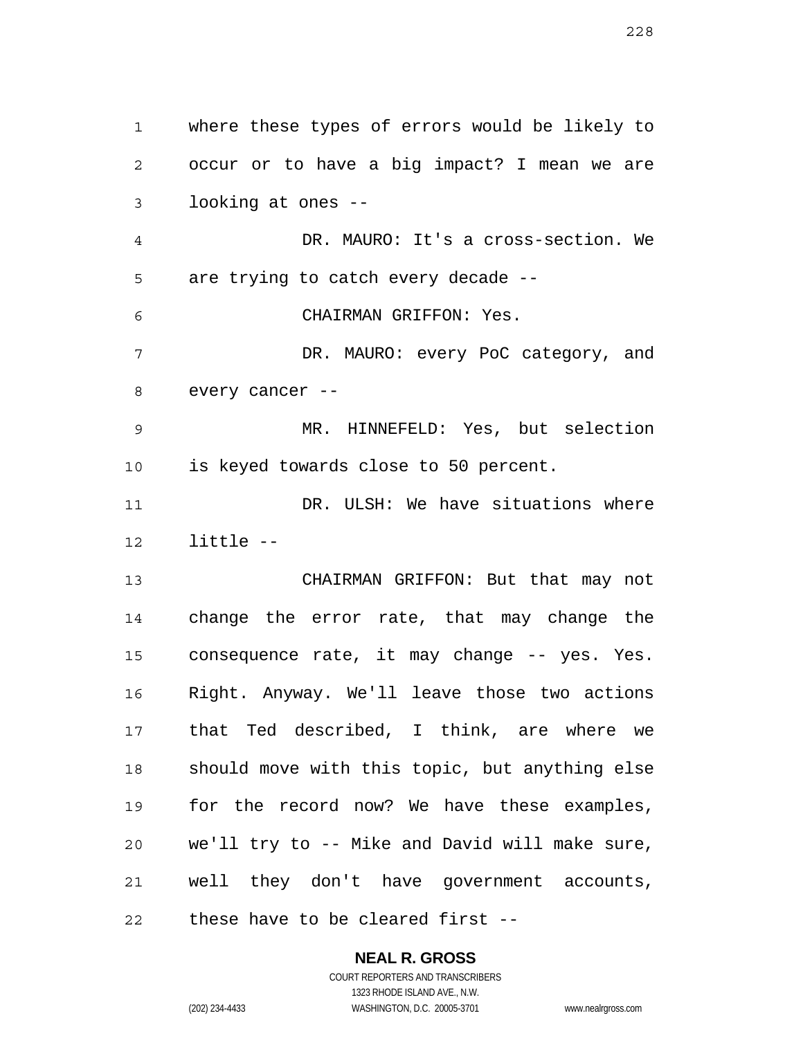where these types of errors would be likely to occur or to have a big impact? I mean we are looking at ones --

DR. MAURO: It's a cross-section. We are trying to catch every decade --

CHAIRMAN GRIFFON: Yes.

DR. MAURO: every PoC category, and every cancer --

MR. HINNEFELD: Yes, but selection is keyed towards close to 50 percent.

DR. ULSH: We have situations where little --

CHAIRMAN GRIFFON: But that may not change the error rate, that may change the consequence rate, it may change -- yes. Yes. Right. Anyway. We'll leave those two actions that Ted described, I think, are where we should move with this topic, but anything else for the record now? We have these examples, we'll try to -- Mike and David will make sure, well they don't have government accounts, these have to be cleared first --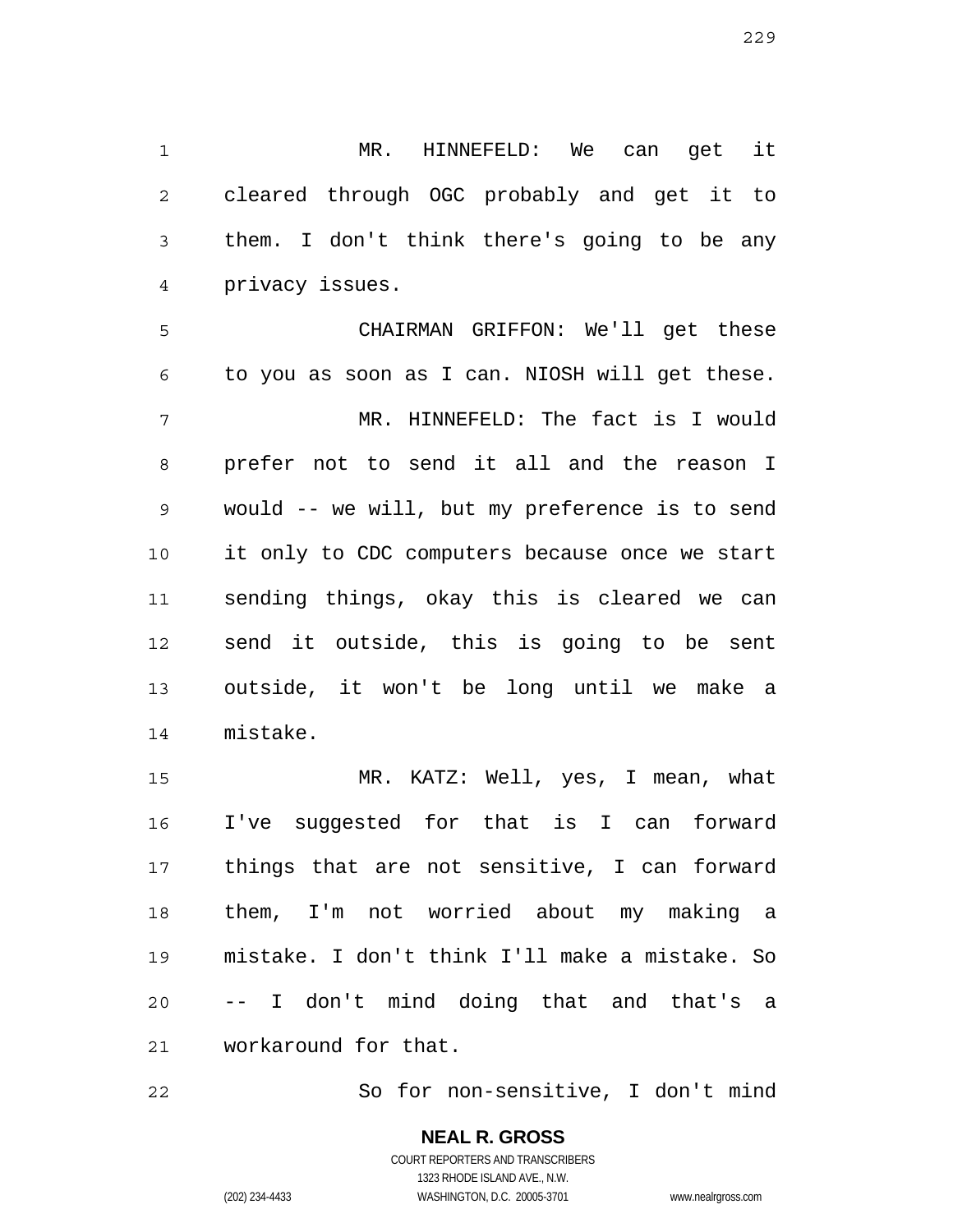MR. HINNEFELD: We can get it cleared through OGC probably and get it to them. I don't think there's going to be any privacy issues.

CHAIRMAN GRIFFON: We'll get these to you as soon as I can. NIOSH will get these.

MR. HINNEFELD: The fact is I would prefer not to send it all and the reason I would -- we will, but my preference is to send it only to CDC computers because once we start sending things, okay this is cleared we can send it outside, this is going to be sent outside, it won't be long until we make a mistake.

MR. KATZ: Well, yes, I mean, what I've suggested for that is I can forward things that are not sensitive, I can forward them, I'm not worried about my making a mistake. I don't think I'll make a mistake. So -- I don't mind doing that and that's a workaround for that.

So for non-sensitive, I don't mind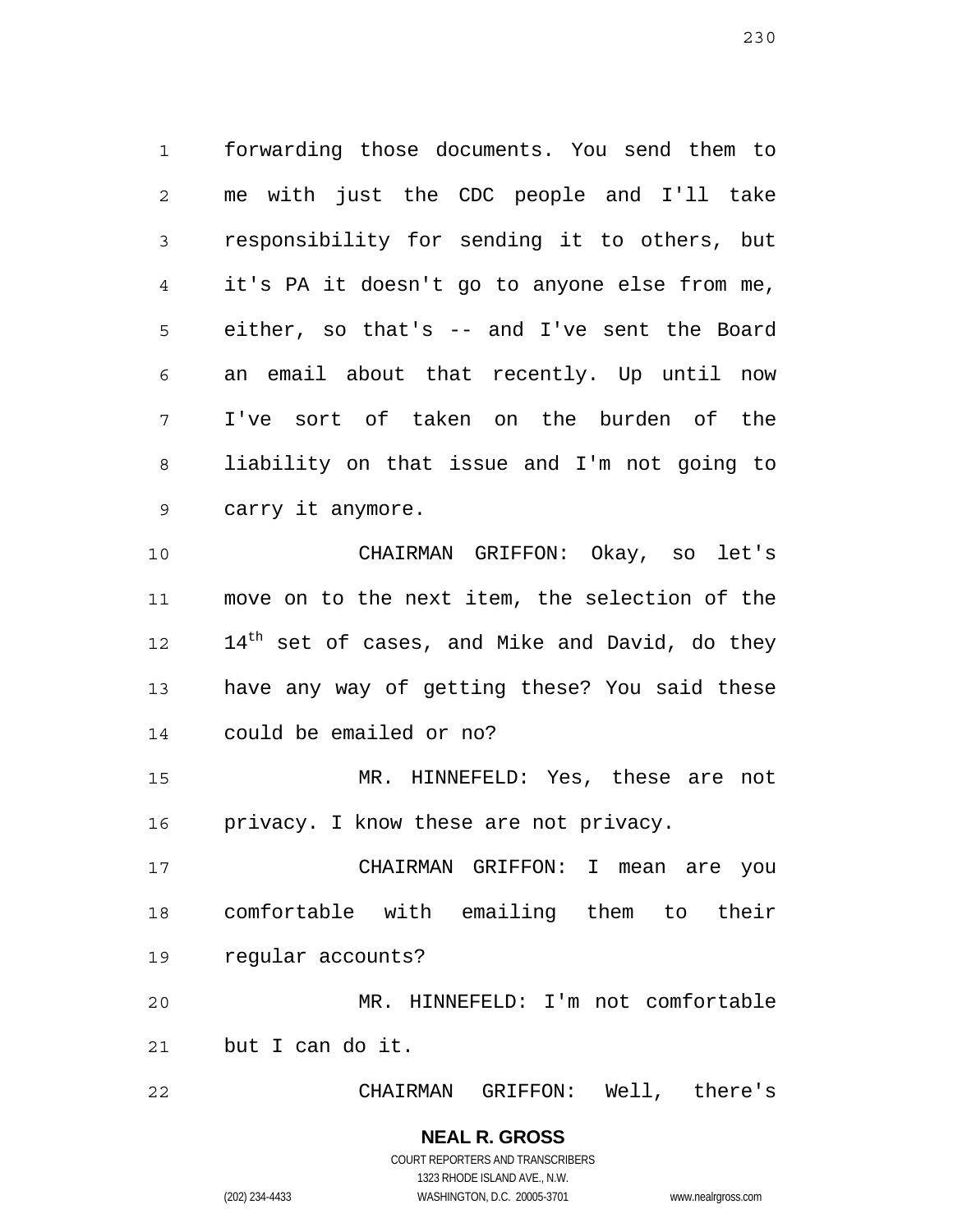forwarding those documents. You send them to me with just the CDC people and I'll take responsibility for sending it to others, but it's PA it doesn't go to anyone else from me, either, so that's -- and I've sent the Board an email about that recently. Up until now I've sort of taken on the burden of the liability on that issue and I'm not going to carry it anymore.

CHAIRMAN GRIFFON: Okay, so let's move on to the next item, the selection of the 14th set of cases, and Mike and David, do they have any way of getting these? You said these could be emailed or no?

MR. HINNEFELD: Yes, these are not privacy. I know these are not privacy.

CHAIRMAN GRIFFON: I mean are you comfortable with emailing them to their regular accounts?

MR. HINNEFELD: I'm not comfortable but I can do it.

CHAIRMAN GRIFFON: Well, there's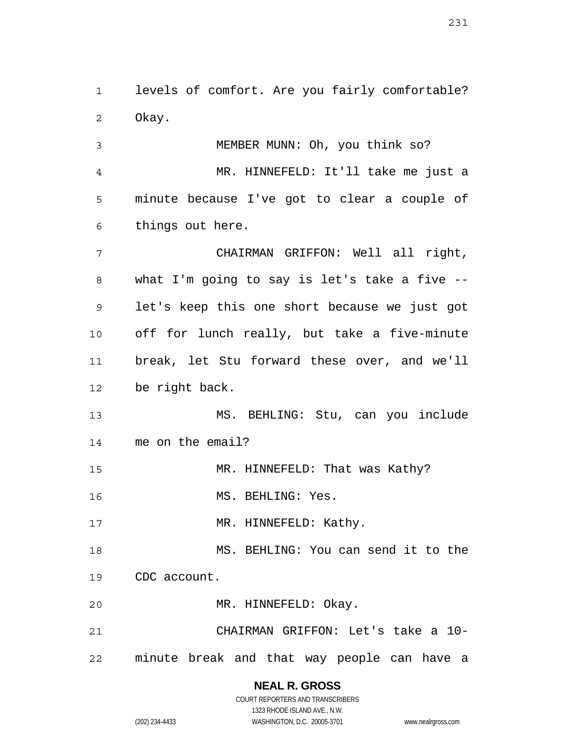levels of comfort. Are you fairly comfortable? Okay.

MEMBER MUNN: Oh, you think so?

MR. HINNEFELD: It'll take me just a minute because I've got to clear a couple of things out here.

CHAIRMAN GRIFFON: Well all right, what I'm going to say is let's take a five -- let's keep this one short because we just got off for lunch really, but take a five-minute break, let Stu forward these over, and we'll be right back.

MS. BEHLING: Stu, can you include me on the email?

MR. HINNEFELD: That was Kathy?

MS. BEHLING: Yes.

MR. HINNEFELD: Kathy.

MS. BEHLING: You can send it to the CDC account.

MR. HINNEFELD: Okay.

CHAIRMAN GRIFFON: Let's take a 10-minute break and that way people can have a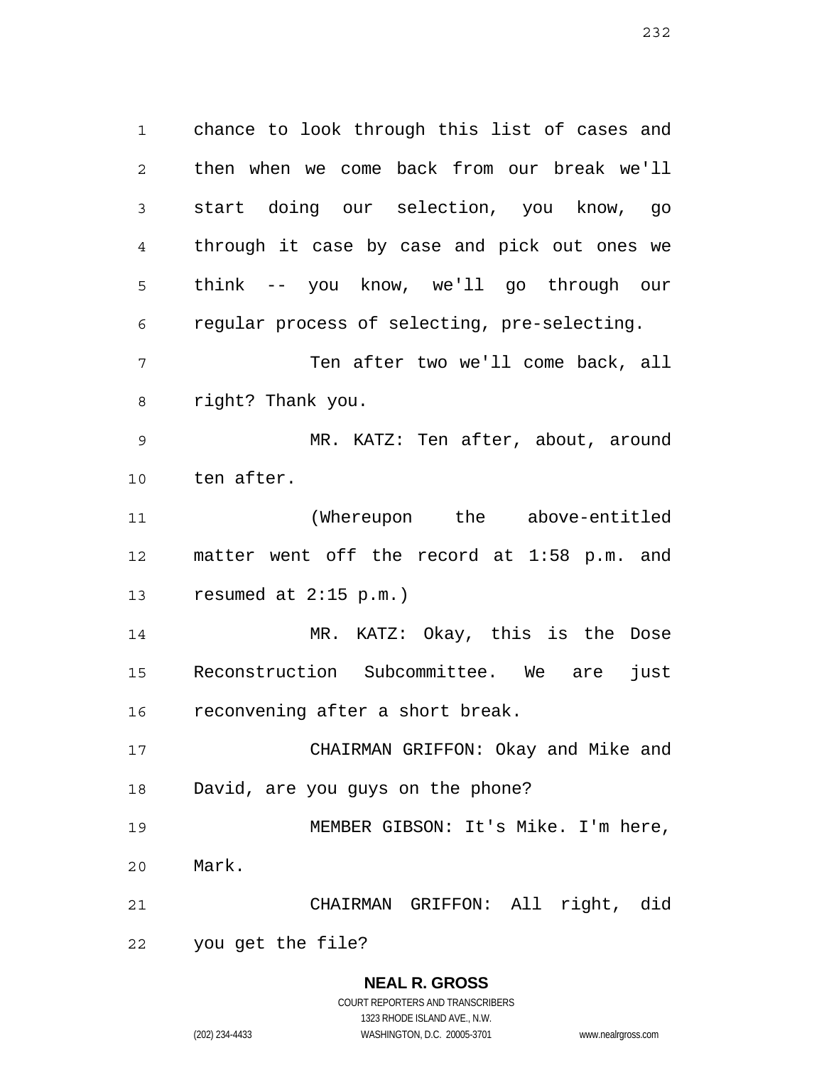chance to look through this list of cases and then when we come back from our break we'll start doing our selection, you know, go through it case by case and pick out ones we think -- you know, we'll go through our regular process of selecting, pre-selecting.

Ten after two we'll come back, all right? Thank you.

MR. KATZ: Ten after, about, around ten after.

(Whereupon the above-entitled matter went off the record at 1:58 p.m. and resumed at 2:15 p.m.)

MR. KATZ: Okay, this is the Dose Reconstruction Subcommittee. We are just reconvening after a short break.

CHAIRMAN GRIFFON: Okay and Mike and David, are you guys on the phone?

MEMBER GIBSON: It's Mike. I'm here, Mark.

CHAIRMAN GRIFFON: All right, did you get the file?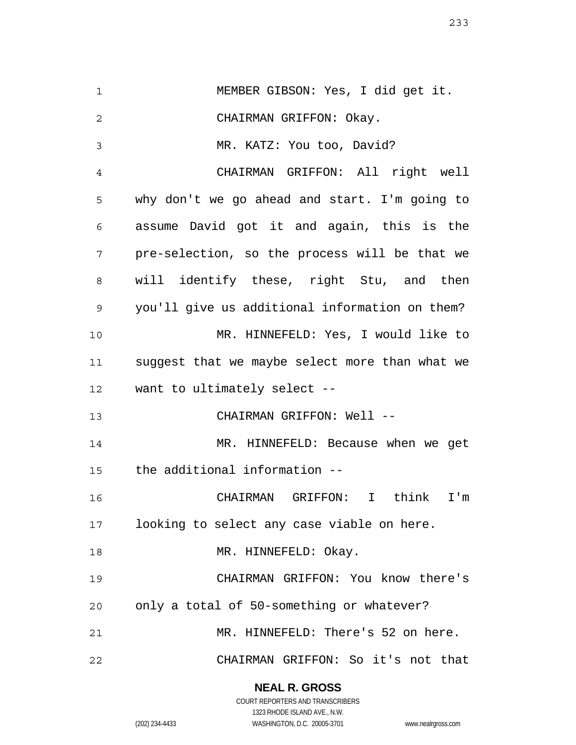MEMBER GIBSON: Yes, I did get it.

CHAIRMAN GRIFFON: Okay.

MR. KATZ: You too, David?

CHAIRMAN GRIFFON: All right well why don't we go ahead and start. I'm going to assume David got it and again, this is the pre-selection, so the process will be that we will identify these, right Stu, and then you'll give us additional information on them?

MR. HINNEFELD: Yes, I would like to suggest that we maybe select more than what we want to ultimately select --

CHAIRMAN GRIFFON: Well --

MR. HINNEFELD: Because when we get the additional information --

CHAIRMAN GRIFFON: I think I'm looking to select any case viable on here.

MR. HINNEFELD: Okay.

CHAIRMAN GRIFFON: You know there's only a total of 50-something or whatever?

MR. HINNEFELD: There's 52 on here.

CHAIRMAN GRIFFON: So it's not that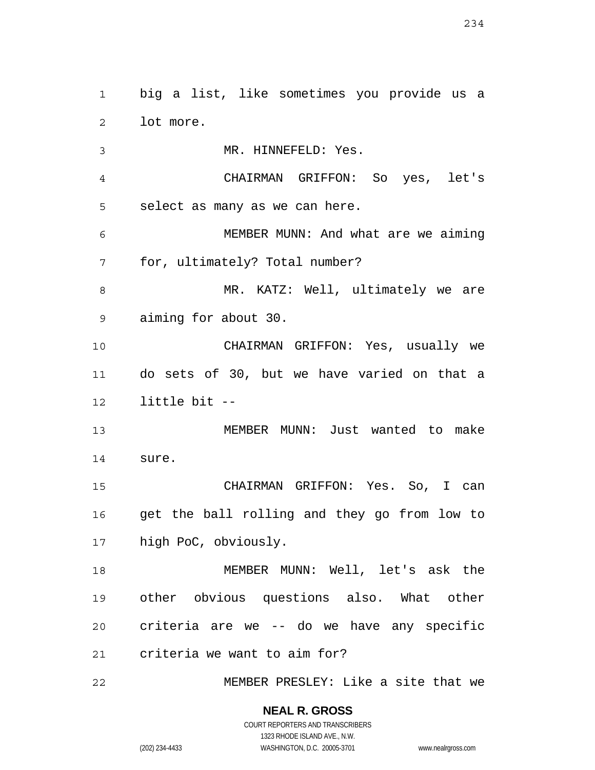big a list, like sometimes you provide us a lot more.

MR. HINNEFELD: Yes.

CHAIRMAN GRIFFON: So yes, let's select as many as we can here.

MEMBER MUNN: And what are we aiming for, ultimately? Total number?

MR. KATZ: Well, ultimately we are aiming for about 30.

CHAIRMAN GRIFFON: Yes, usually we do sets of 30, but we have varied on that a little bit --

MEMBER MUNN: Just wanted to make sure.

CHAIRMAN GRIFFON: Yes. So, I can get the ball rolling and they go from low to high PoC, obviously.

MEMBER MUNN: Well, let's ask the other obvious questions also. What other criteria are we -- do we have any specific criteria we want to aim for?

MEMBER PRESLEY: Like a site that we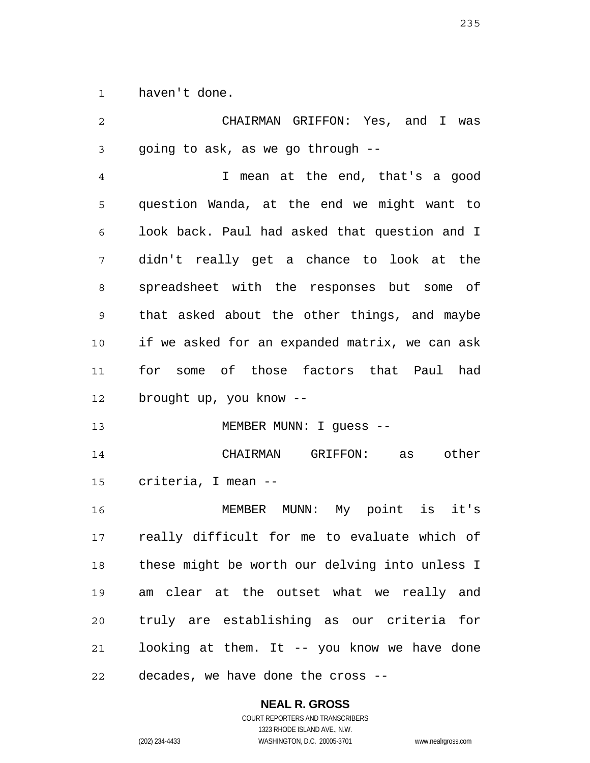haven't done.

CHAIRMAN GRIFFON: Yes, and I was going to ask, as we go through --

I mean at the end, that's a good question Wanda, at the end we might want to look back. Paul had asked that question and I didn't really get a chance to look at the spreadsheet with the responses but some of that asked about the other things, and maybe if we asked for an expanded matrix, we can ask for some of those factors that Paul had brought up, you know --

MEMBER MUNN: I guess --

CHAIRMAN GRIFFON: as other criteria, I mean --

MEMBER MUNN: My point is it's really difficult for me to evaluate which of these might be worth our delving into unless I am clear at the outset what we really and truly are establishing as our criteria for looking at them. It -- you know we have done decades, we have done the cross --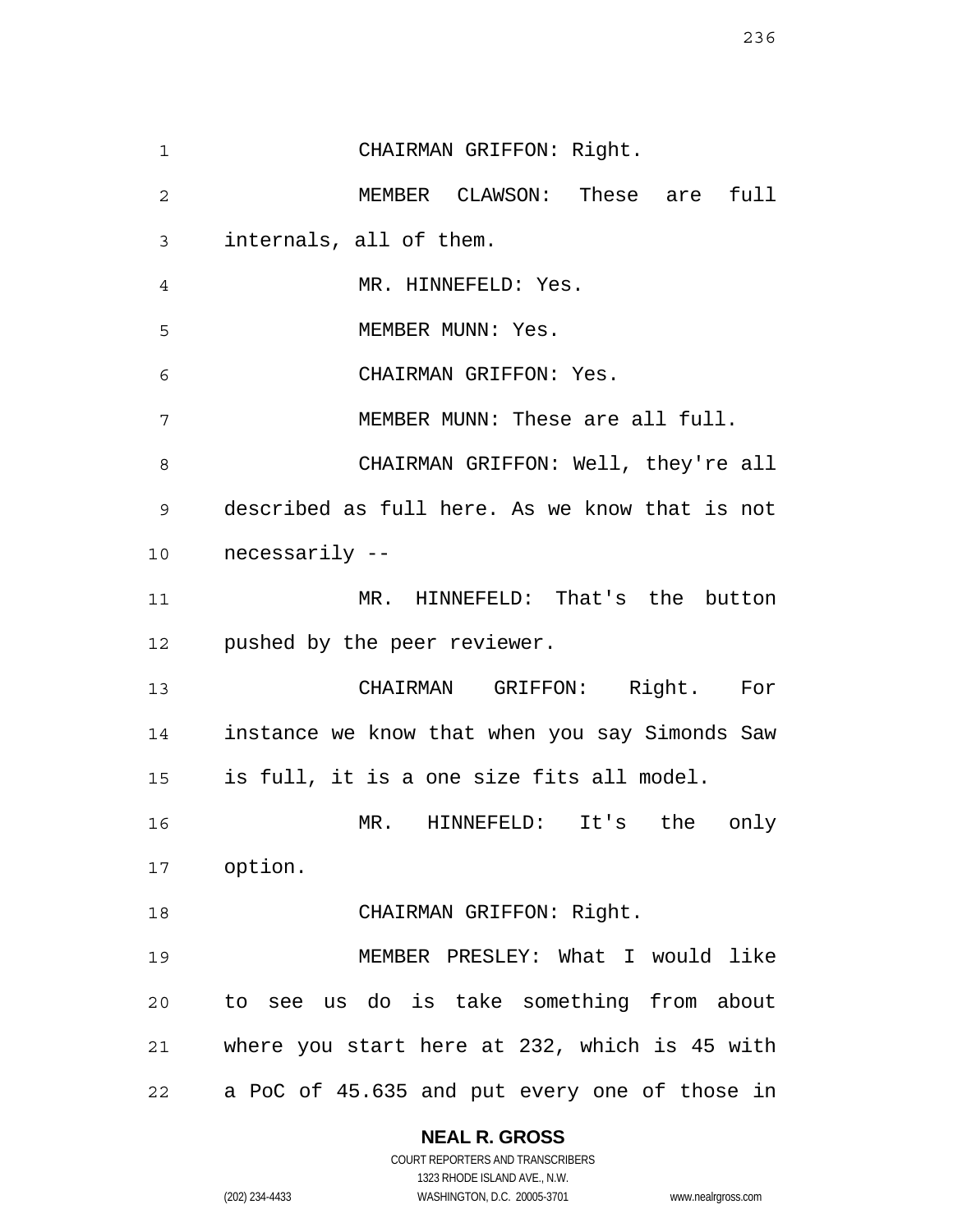CHAIRMAN GRIFFON: Right.

MEMBER CLAWSON: These are full internals, all of them.

MR. HINNEFELD: Yes.

MEMBER MUNN: Yes.

CHAIRMAN GRIFFON: Yes.

MEMBER MUNN: These are all full.

CHAIRMAN GRIFFON: Well, they're all described as full here. As we know that is not necessarily --

MR. HINNEFELD: That's the button pushed by the peer reviewer.

CHAIRMAN GRIFFON: Right. For instance we know that when you say Simonds Saw is full, it is a one size fits all model.

MR. HINNEFELD: It's the only option.

CHAIRMAN GRIFFON: Right.

MEMBER PRESLEY: What I would like to see us do is take something from about where you start here at 232, which is 45 with a PoC of 45.635 and put every one of those in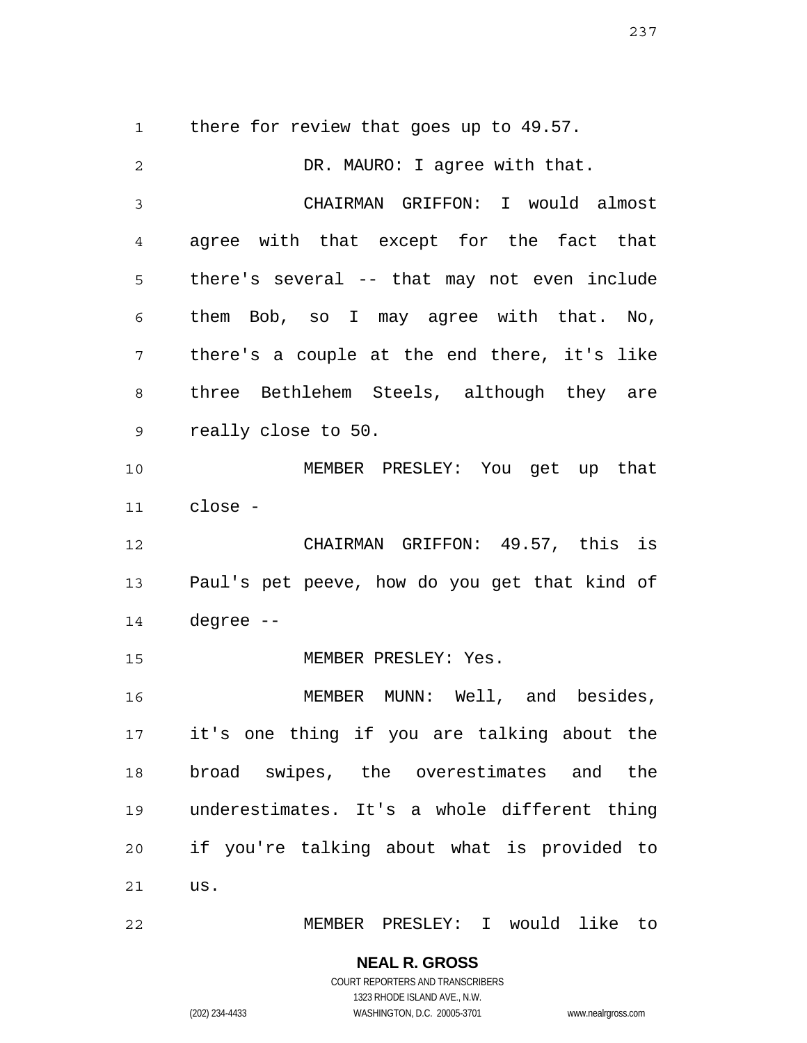there for review that goes up to 49.57.

DR. MAURO: I agree with that.

CHAIRMAN GRIFFON: I would almost agree with that except for the fact that there's several -- that may not even include them Bob, so I may agree with that. No, there's a couple at the end there, it's like three Bethlehem Steels, although they are really close to 50.

MEMBER PRESLEY: You get up that close -

CHAIRMAN GRIFFON: 49.57, this is Paul's pet peeve, how do you get that kind of degree --

MEMBER PRESLEY: Yes.

MEMBER MUNN: Well, and besides, it's one thing if you are talking about the broad swipes, the overestimates and the underestimates. It's a whole different thing if you're talking about what is provided to us.

MEMBER PRESLEY: I would like to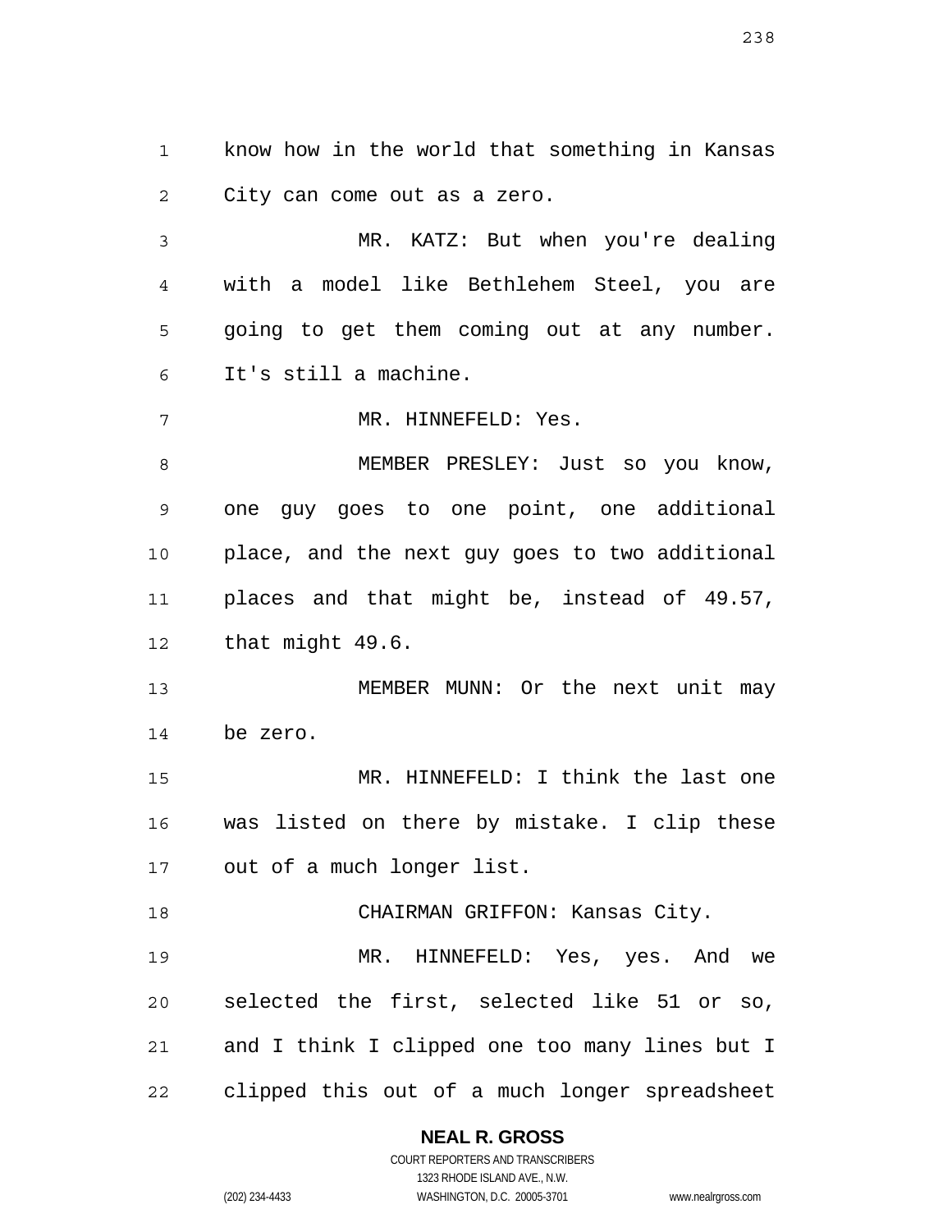know how in the world that something in Kansas City can come out as a zero.

MR. KATZ: But when you're dealing with a model like Bethlehem Steel, you are going to get them coming out at any number. It's still a machine.

MR. HINNEFELD: Yes.

MEMBER PRESLEY: Just so you know, one guy goes to one point, one additional place, and the next guy goes to two additional places and that might be, instead of 49.57, that might 49.6.

MEMBER MUNN: Or the next unit may be zero.

MR. HINNEFELD: I think the last one was listed on there by mistake. I clip these out of a much longer list.

CHAIRMAN GRIFFON: Kansas City.

MR. HINNEFELD: Yes, yes. And we selected the first, selected like 51 or so, and I think I clipped one too many lines but I clipped this out of a much longer spreadsheet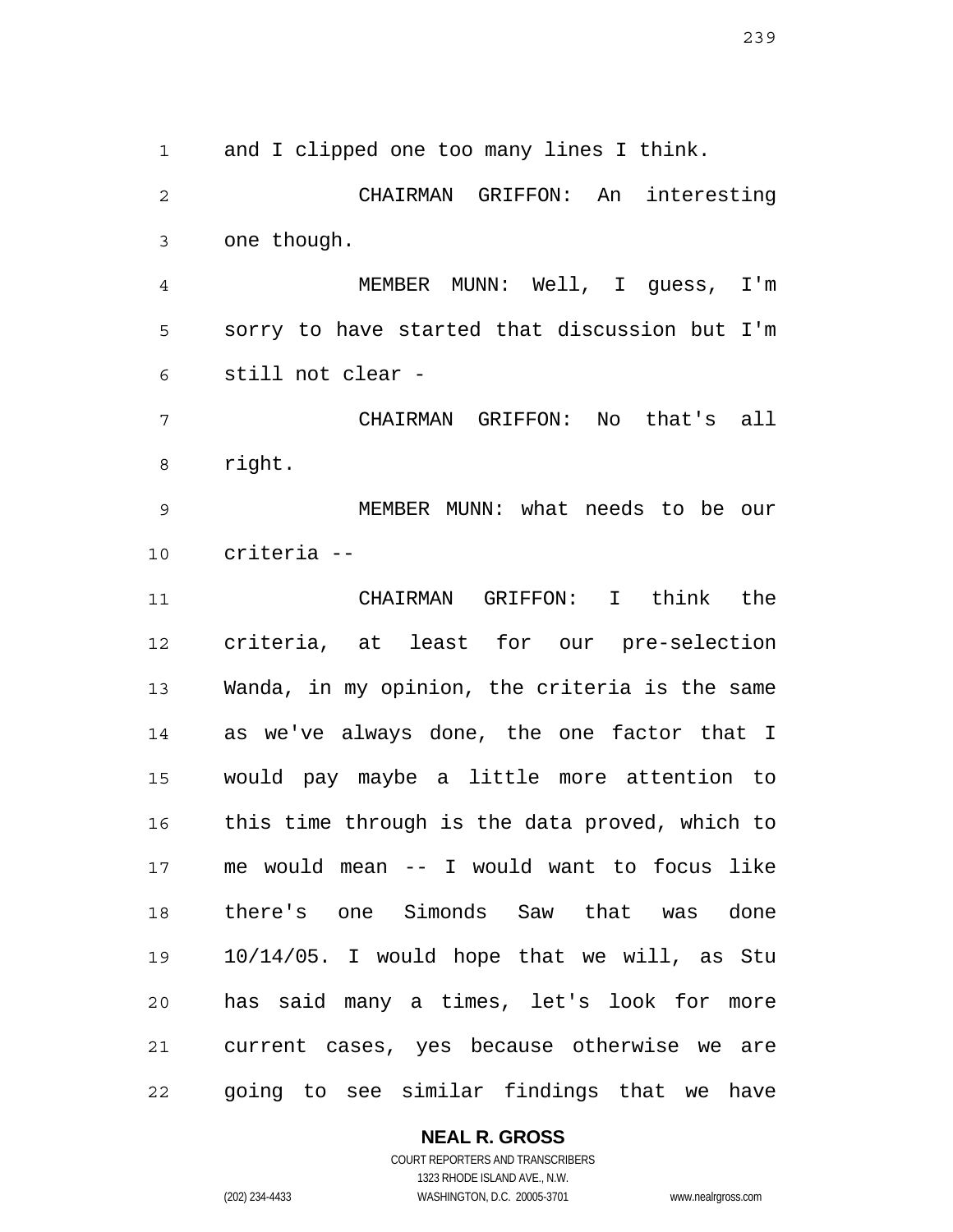and I clipped one too many lines I think.

CHAIRMAN GRIFFON: An interesting one though.

MEMBER MUNN: Well, I guess, I'm sorry to have started that discussion but I'm still not clear -

CHAIRMAN GRIFFON: No that's all right.

MEMBER MUNN: what needs to be our criteria --

CHAIRMAN GRIFFON: I think the criteria, at least for our pre-selection Wanda, in my opinion, the criteria is the same as we've always done, the one factor that I would pay maybe a little more attention to this time through is the data proved, which to me would mean -- I would want to focus like there's one Simonds Saw that was done 10/14/05. I would hope that we will, as Stu has said many a times, let's look for more current cases, yes because otherwise we are going to see similar findings that we have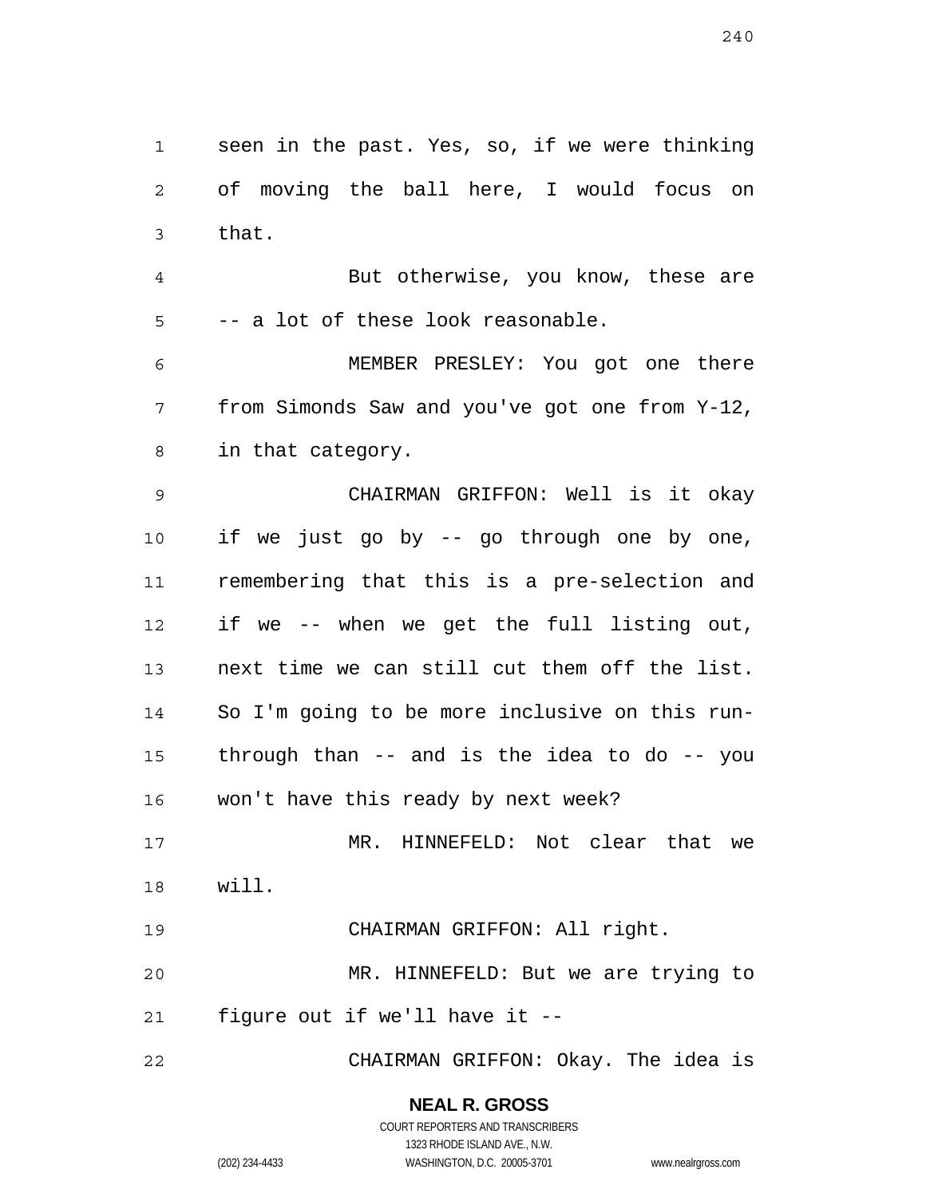seen in the past. Yes, so, if we were thinking of moving the ball here, I would focus on that.

But otherwise, you know, these are -- a lot of these look reasonable.

MEMBER PRESLEY: You got one there from Simonds Saw and you've got one from Y-12, in that category.

CHAIRMAN GRIFFON: Well is it okay if we just go by -- go through one by one, remembering that this is a pre-selection and if we -- when we get the full listing out, next time we can still cut them off the list. So I'm going to be more inclusive on this run-through than -- and is the idea to do -- you won't have this ready by next week?

MR. HINNEFELD: Not clear that we will.

CHAIRMAN GRIFFON: All right.

MR. HINNEFELD: But we are trying to figure out if we'll have it --

CHAIRMAN GRIFFON: Okay. The idea is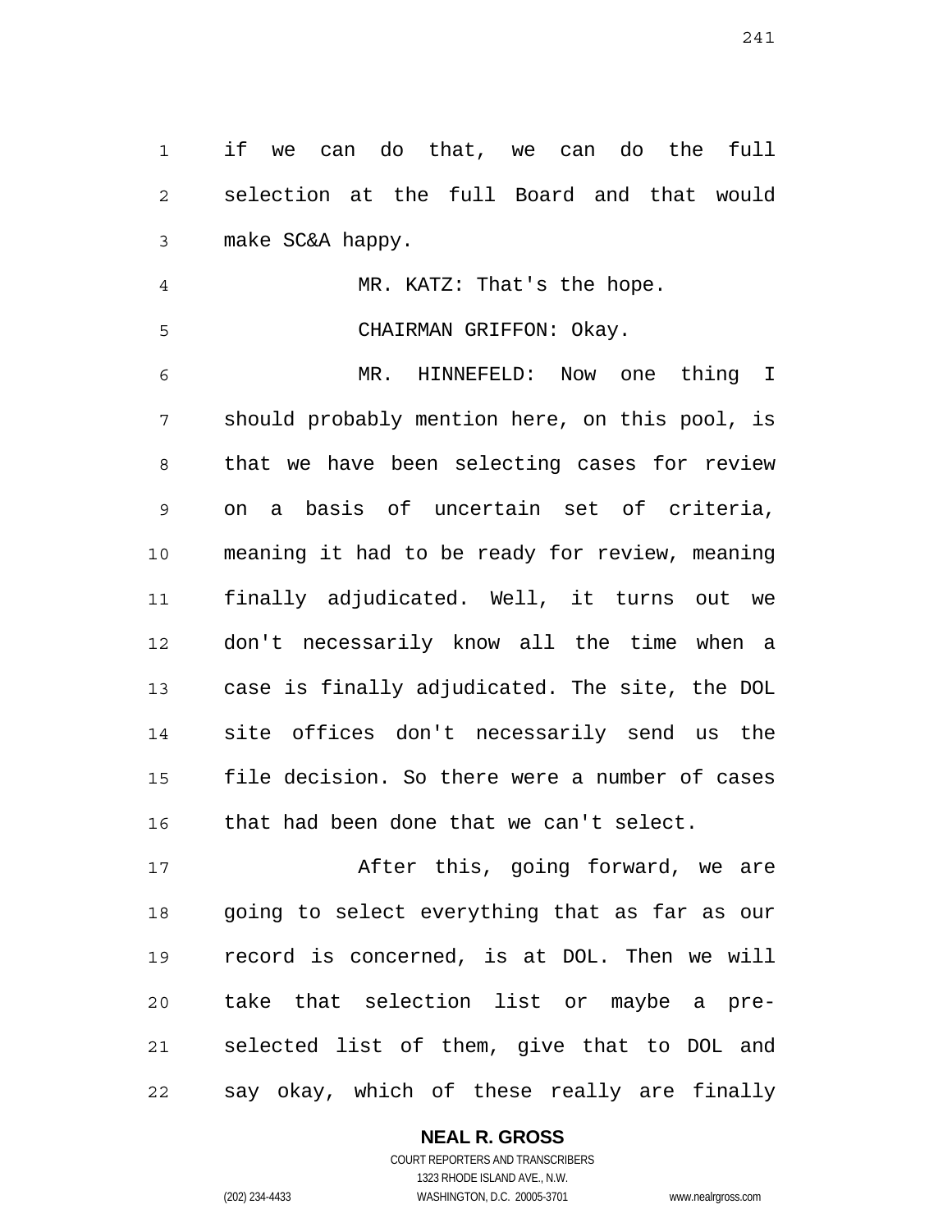if we can do that, we can do the full selection at the full Board and that would make SC&A happy.

MR. KATZ: That's the hope.

CHAIRMAN GRIFFON: Okay.

MR. HINNEFELD: Now one thing I should probably mention here, on this pool, is that we have been selecting cases for review on a basis of uncertain set of criteria, meaning it had to be ready for review, meaning finally adjudicated. Well, it turns out we don't necessarily know all the time when a case is finally adjudicated. The site, the DOL site offices don't necessarily send us the file decision. So there were a number of cases that had been done that we can't select.

After this, going forward, we are going to select everything that as far as our record is concerned, is at DOL. Then we will take that selection list or maybe a pre-selected list of them, give that to DOL and say okay, which of these really are finally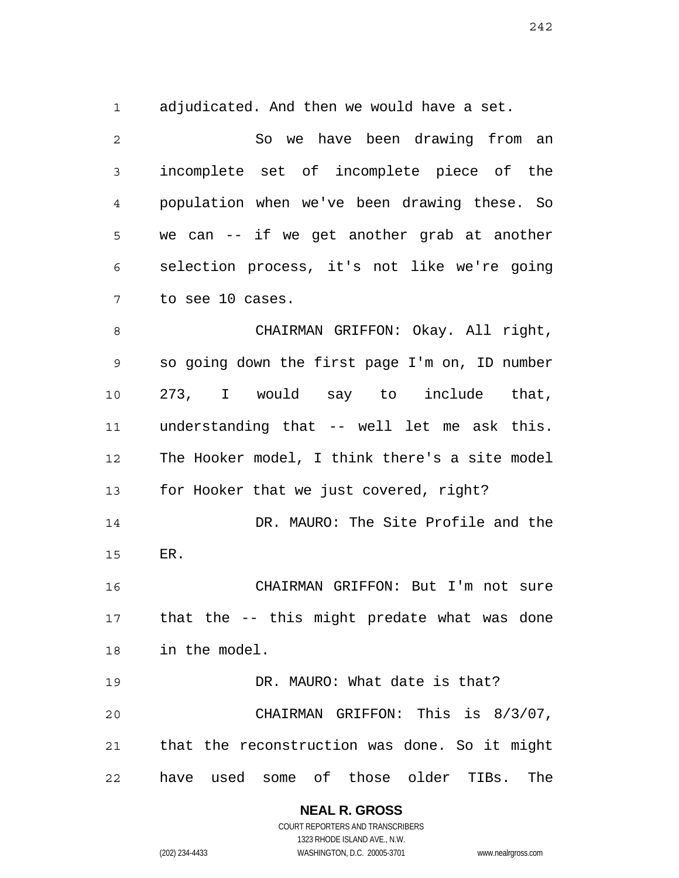adjudicated. And then we would have a set.

So we have been drawing from an incomplete set of incomplete piece of the population when we've been drawing these. So we can -- if we get another grab at another selection process, it's not like we're going to see 10 cases.

CHAIRMAN GRIFFON: Okay. All right, so going down the first page I'm on, ID number 273, I would say to include that, understanding that -- well let me ask this. The Hooker model, I think there's a site model for Hooker that we just covered, right?

DR. MAURO: The Site Profile and the ER.

CHAIRMAN GRIFFON: But I'm not sure that the -- this might predate what was done in the model.

DR. MAURO: What date is that?

CHAIRMAN GRIFFON: This is 8/3/07, that the reconstruction was done. So it might have used some of those older TIBs. The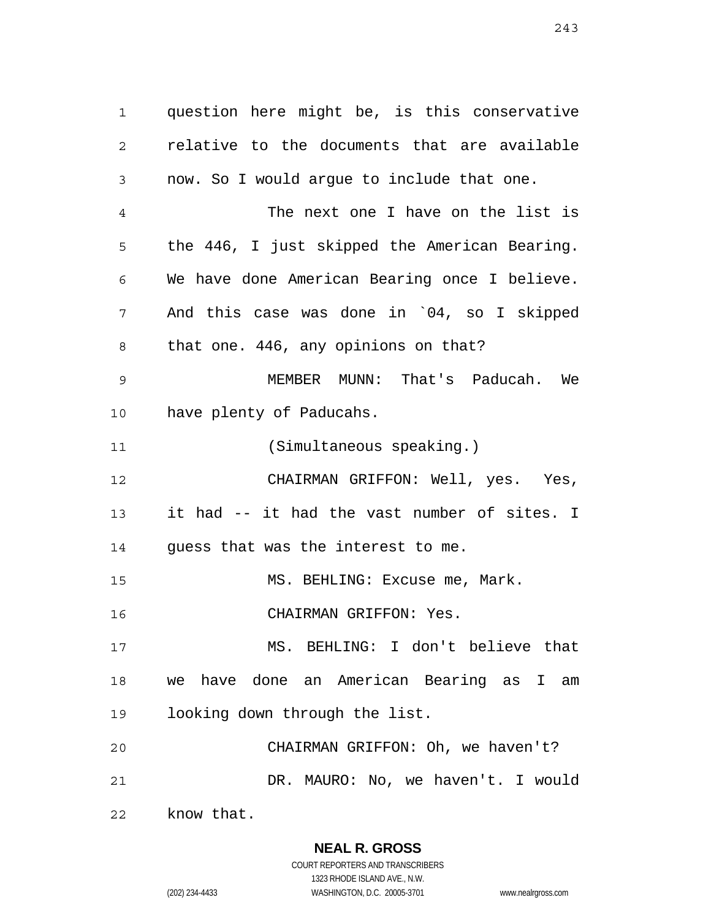question here might be, is this conservative relative to the documents that are available now. So I would argue to include that one.

The next one I have on the list is the 446, I just skipped the American Bearing. We have done American Bearing once I believe. And this case was done in `04, so I skipped that one. 446, any opinions on that?

MEMBER MUNN: That's Paducah. We have plenty of Paducahs.

(Simultaneous speaking.)

CHAIRMAN GRIFFON: Well, yes. Yes, it had -- it had the vast number of sites. I guess that was the interest to me.

MS. BEHLING: Excuse me, Mark.

CHAIRMAN GRIFFON: Yes.

MS. BEHLING: I don't believe that we have done an American Bearing as I am looking down through the list.

CHAIRMAN GRIFFON: Oh, we haven't?

DR. MAURO: No, we haven't. I would know that.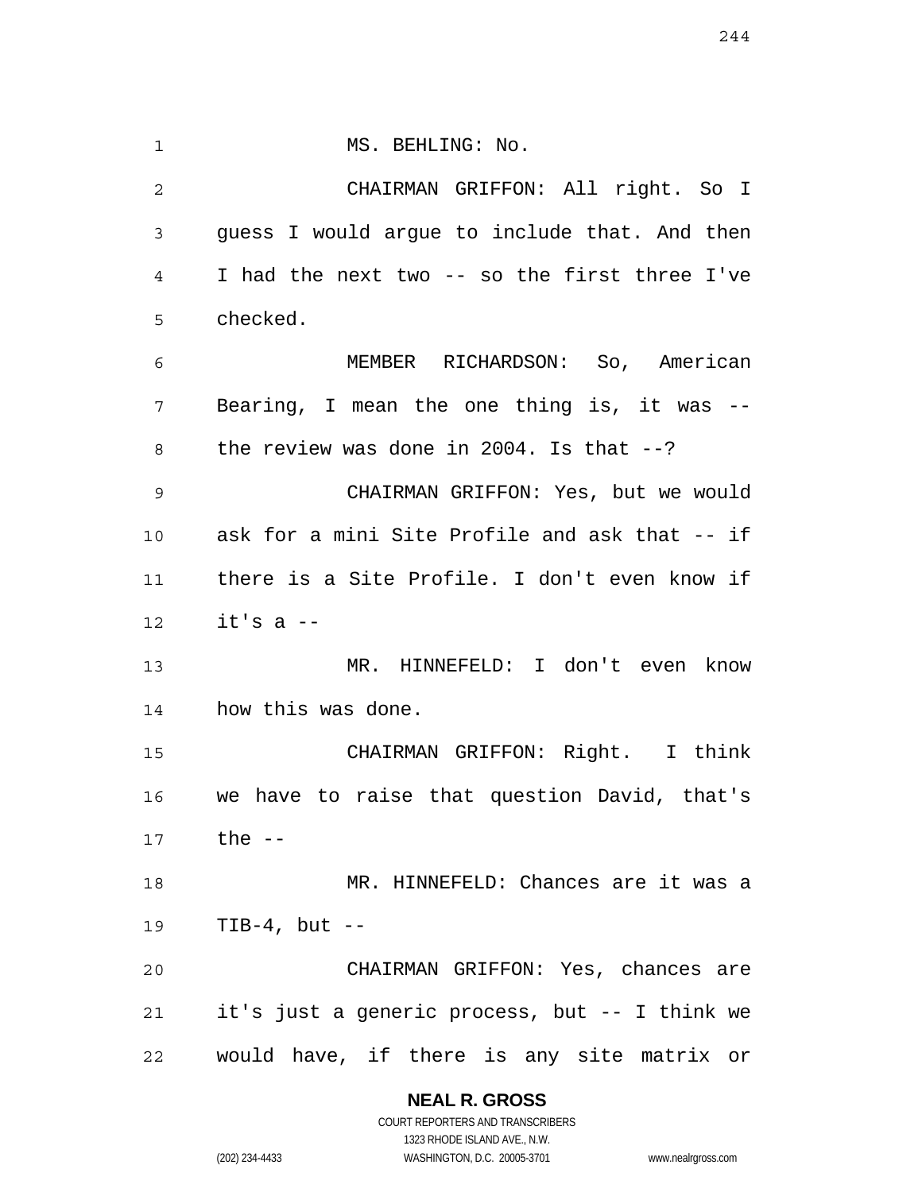MS. BEHLING: No.

CHAIRMAN GRIFFON: All right. So I guess I would argue to include that. And then I had the next two -- so the first three I've checked.

MEMBER RICHARDSON: So, American Bearing, I mean the one thing is, it was -- the review was done in 2004. Is that --?

CHAIRMAN GRIFFON: Yes, but we would ask for a mini Site Profile and ask that -- if there is a Site Profile. I don't even know if it's a --

MR. HINNEFELD: I don't even know how this was done.

CHAIRMAN GRIFFON: Right. I think we have to raise that question David, that's the --

MR. HINNEFELD: Chances are it was a TIB-4, but --

CHAIRMAN GRIFFON: Yes, chances are it's just a generic process, but -- I think we would have, if there is any site matrix or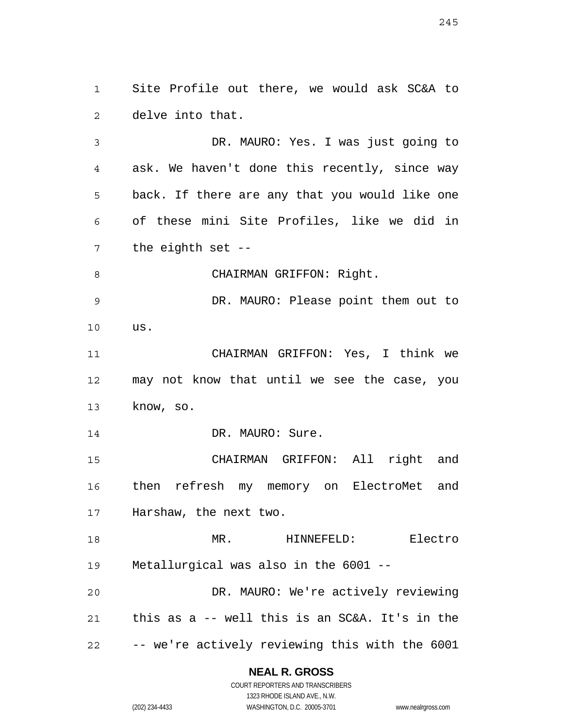Site Profile out there, we would ask SC&A to delve into that.

DR. MAURO: Yes. I was just going to ask. We haven't done this recently, since way back. If there are any that you would like one of these mini Site Profiles, like we did in the eighth set --

CHAIRMAN GRIFFON: Right.

DR. MAURO: Please point them out to us.

CHAIRMAN GRIFFON: Yes, I think we may not know that until we see the case, you know, so.

DR. MAURO: Sure.

CHAIRMAN GRIFFON: All right and then refresh my memory on ElectroMet and Harshaw, the next two.

MR. HINNEFELD: Electro Metallurgical was also in the 6001 --

DR. MAURO: We're actively reviewing this as a -- well this is an SC&A. It's in the -- we're actively reviewing this with the 6001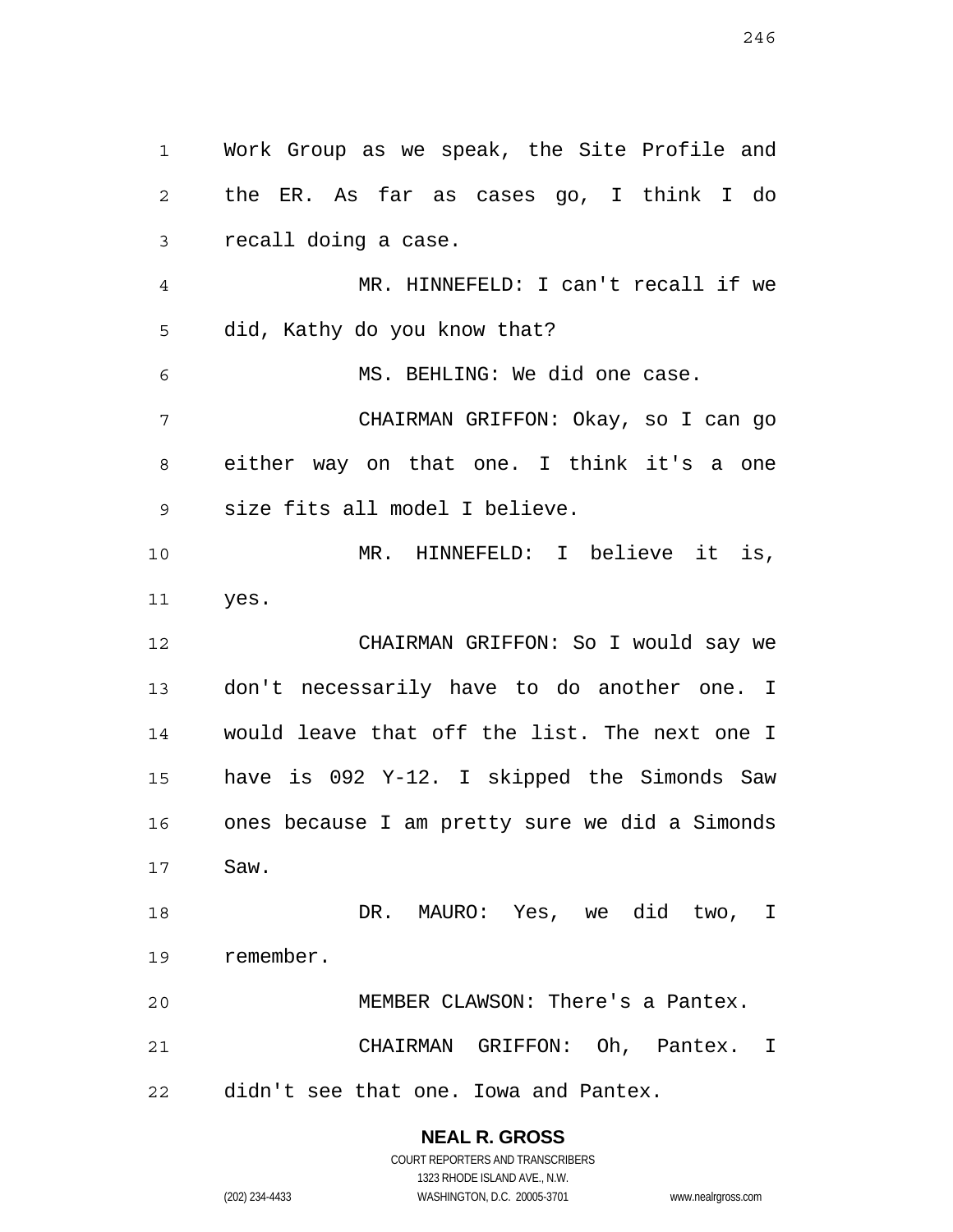Work Group as we speak, the Site Profile and the ER. As far as cases go, I think I do recall doing a case.

MR. HINNEFELD: I can't recall if we did, Kathy do you know that?

MS. BEHLING: We did one case.

CHAIRMAN GRIFFON: Okay, so I can go either way on that one. I think it's a one size fits all model I believe.

MR. HINNEFELD: I believe it is, yes.

CHAIRMAN GRIFFON: So I would say we don't necessarily have to do another one. I would leave that off the list. The next one I have is 092 Y-12. I skipped the Simonds Saw ones because I am pretty sure we did a Simonds Saw.

DR. MAURO: Yes, we did two, I remember.

MEMBER CLAWSON: There's a Pantex.

CHAIRMAN GRIFFON: Oh, Pantex. I didn't see that one. Iowa and Pantex.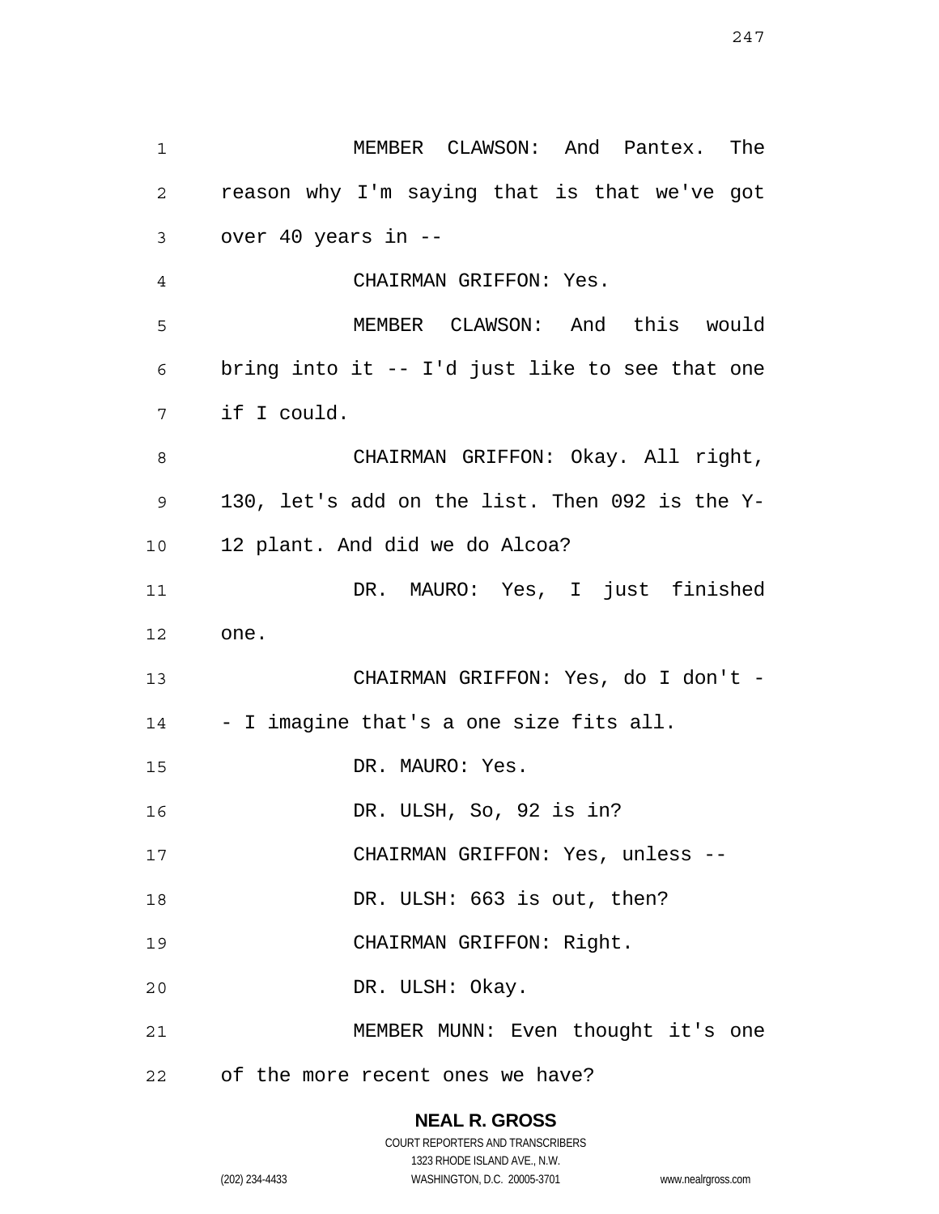MEMBER CLAWSON: And Pantex. The reason why I'm saying that is that we've got over 40 years in --

CHAIRMAN GRIFFON: Yes.

MEMBER CLAWSON: And this would bring into it -- I'd just like to see that one if I could.

CHAIRMAN GRIFFON: Okay. All right, 130, let's add on the list. Then 092 is the Y-12 plant. And did we do Alcoa?

DR. MAURO: Yes, I just finished one.

CHAIRMAN GRIFFON: Yes, do I don't -- I imagine that's a one size fits all.

DR. MAURO: Yes.

DR. ULSH, So, 92 is in?

CHAIRMAN GRIFFON: Yes, unless --

DR. ULSH: 663 is out, then?

CHAIRMAN GRIFFON: Right.

DR. ULSH: Okay.

MEMBER MUNN: Even thought it's one of the more recent ones we have?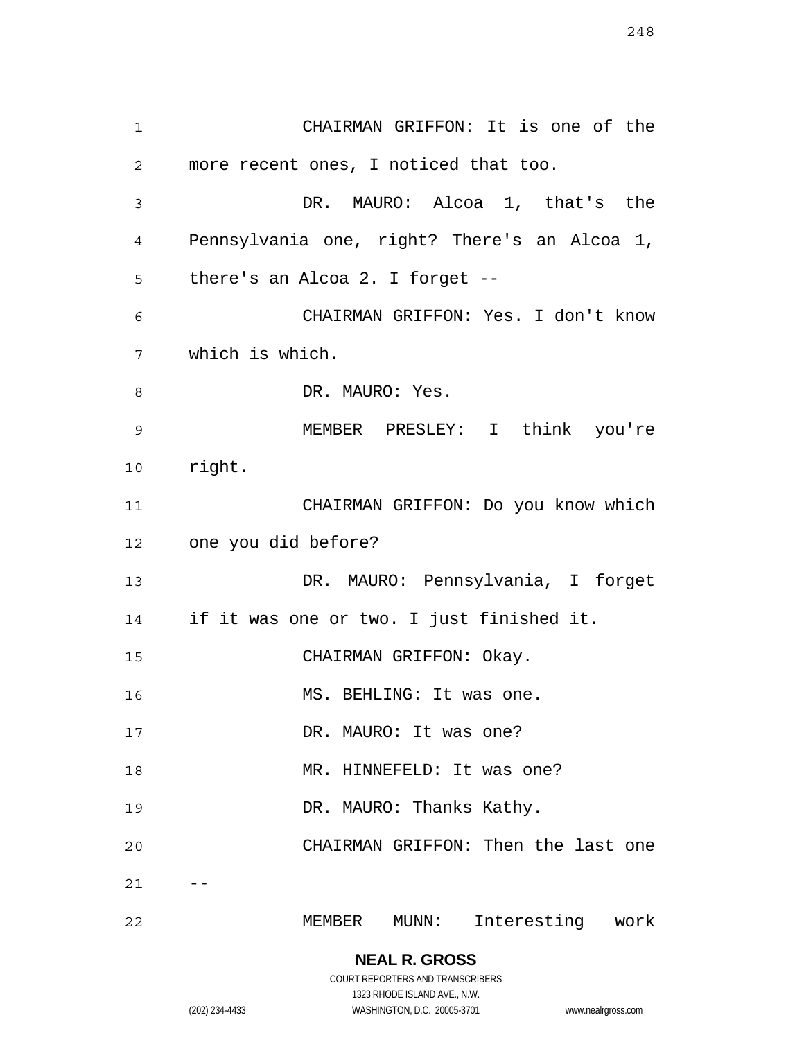CHAIRMAN GRIFFON: It is one of the more recent ones, I noticed that too.

DR. MAURO: Alcoa 1, that's the Pennsylvania one, right? There's an Alcoa 1, there's an Alcoa 2. I forget --

CHAIRMAN GRIFFON: Yes. I don't know which is which.

DR. MAURO: Yes.

MEMBER PRESLEY: I think you're right.

CHAIRMAN GRIFFON: Do you know which one you did before?

DR. MAURO: Pennsylvania, I forget if it was one or two. I just finished it.

CHAIRMAN GRIFFON: Okay.

MS. BEHLING: It was one.

DR. MAURO: It was one?

MR. HINNEFELD: It was one?

DR. MAURO: Thanks Kathy.

CHAIRMAN GRIFFON: Then the last one --

MEMBER MUNN: Interesting work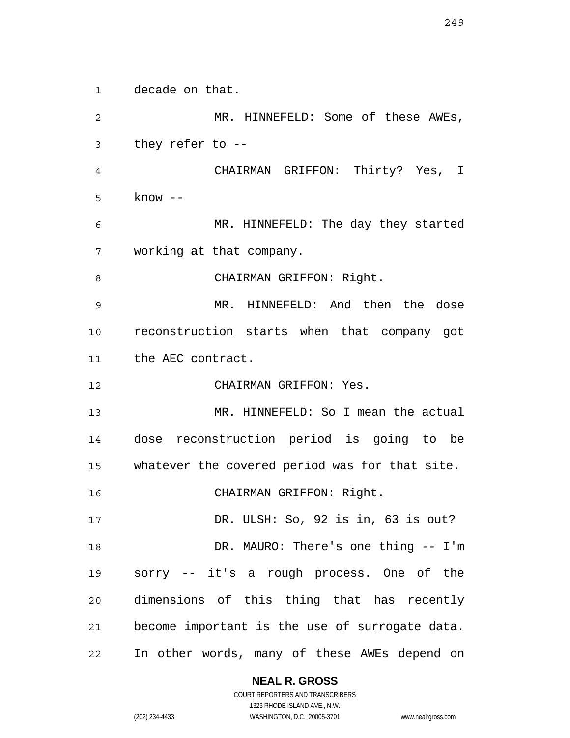decade on that.

MR. HINNEFELD: Some of these AWEs, they refer to --

CHAIRMAN GRIFFON: Thirty? Yes, I know --

MR. HINNEFELD: The day they started working at that company.

CHAIRMAN GRIFFON: Right.

MR. HINNEFELD: And then the dose reconstruction starts when that company got the AEC contract.

CHAIRMAN GRIFFON: Yes.

MR. HINNEFELD: So I mean the actual dose reconstruction period is going to be whatever the covered period was for that site.

CHAIRMAN GRIFFON: Right.

DR. ULSH: So, 92 is in, 63 is out?

DR. MAURO: There's one thing -- I'm sorry -- it's a rough process. One of the dimensions of this thing that has recently become important is the use of surrogate data. In other words, many of these AWEs depend on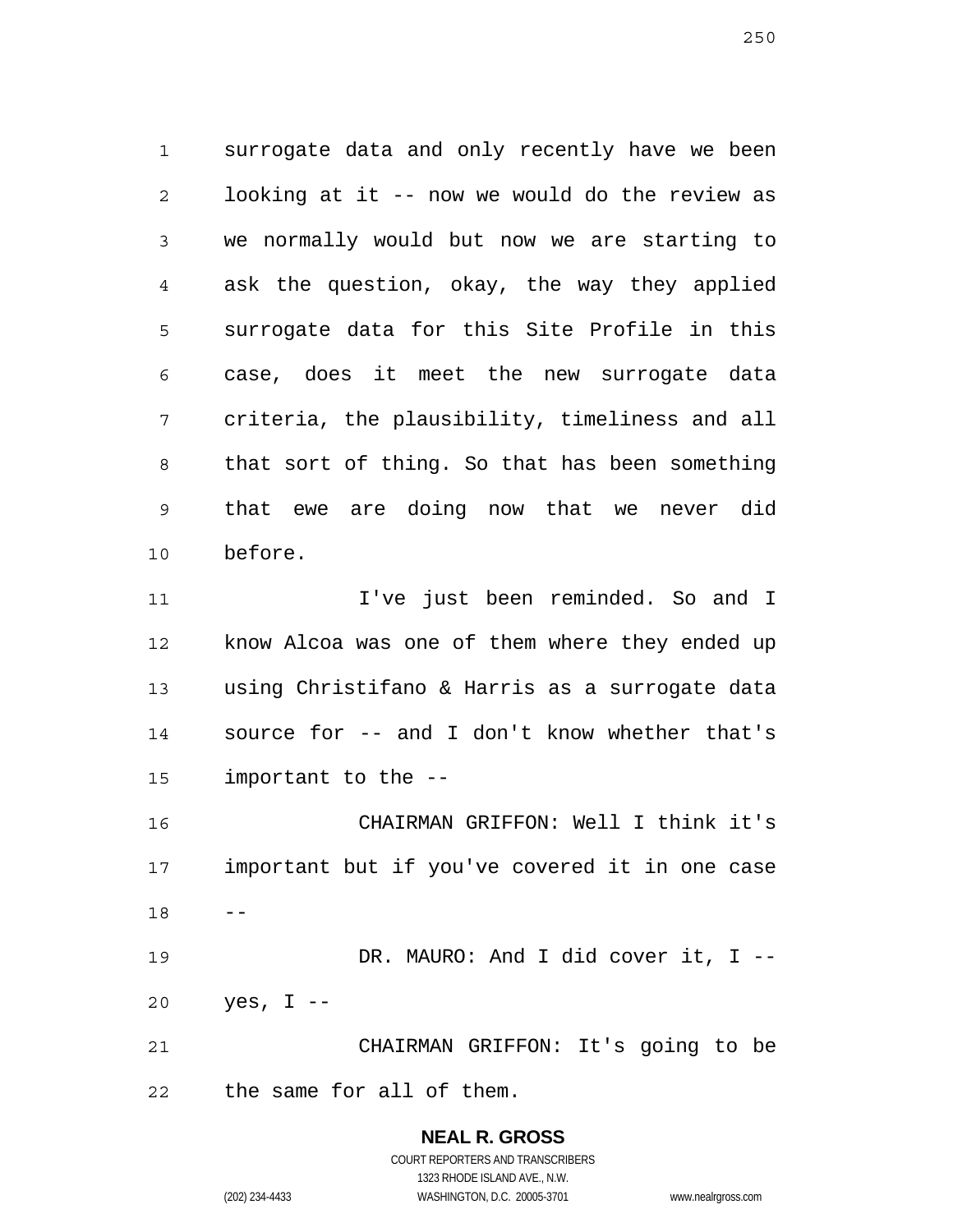surrogate data and only recently have we been looking at it -- now we would do the review as we normally would but now we are starting to ask the question, okay, the way they applied surrogate data for this Site Profile in this case, does it meet the new surrogate data criteria, the plausibility, timeliness and all that sort of thing. So that has been something that ewe are doing now that we never did before.

I've just been reminded. So and I know Alcoa was one of them where they ended up using Christifano & Harris as a surrogate data source for -- and I don't know whether that's important to the --

CHAIRMAN GRIFFON: Well I think it's important but if you've covered it in one case --

DR. MAURO: And I did cover it, I -- yes, I --

CHAIRMAN GRIFFON: It's going to be the same for all of them.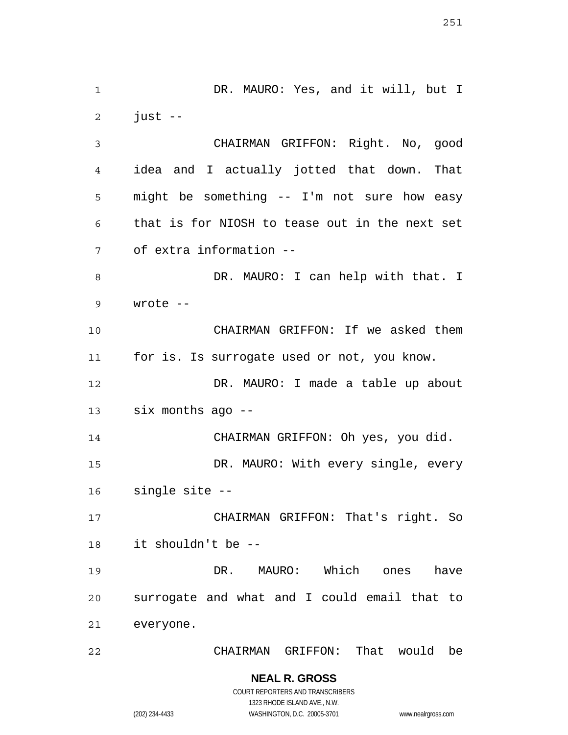DR. MAURO: Yes, and it will, but I just --

CHAIRMAN GRIFFON: Right. No, good idea and I actually jotted that down. That might be something -- I'm not sure how easy that is for NIOSH to tease out in the next set of extra information --

DR. MAURO: I can help with that. I wrote --

CHAIRMAN GRIFFON: If we asked them for is. Is surrogate used or not, you know.

DR. MAURO: I made a table up about six months ago --

CHAIRMAN GRIFFON: Oh yes, you did.

DR. MAURO: With every single, every single site --

CHAIRMAN GRIFFON: That's right. So it shouldn't be --

DR. MAURO: Which ones have surrogate and what and I could email that to everyone.

CHAIRMAN GRIFFON: That would be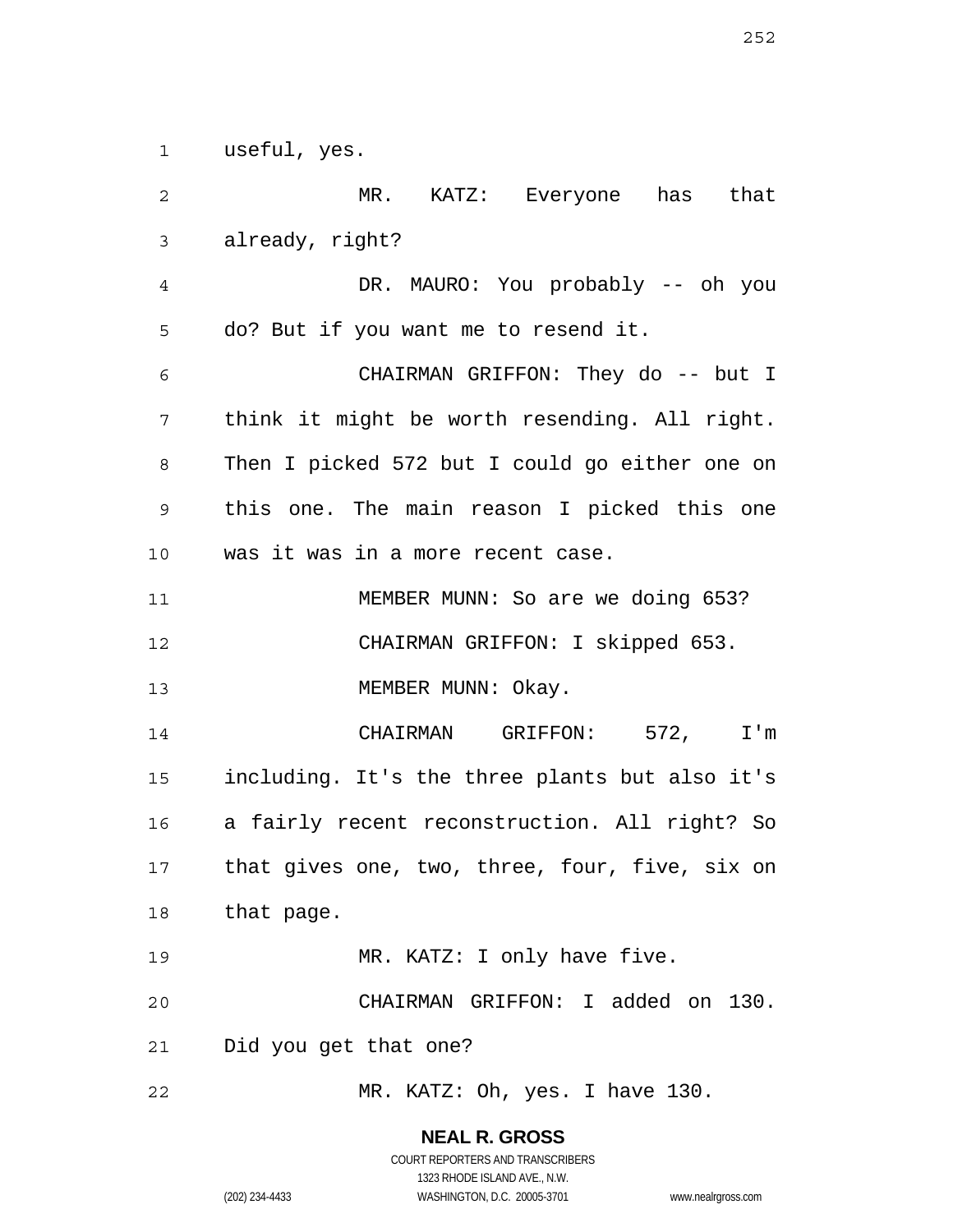useful, yes.

MR. KATZ: Everyone has that already, right?

DR. MAURO: You probably -- oh you do? But if you want me to resend it.

CHAIRMAN GRIFFON: They do -- but I think it might be worth resending. All right. Then I picked 572 but I could go either one on this one. The main reason I picked this one was it was in a more recent case.

MEMBER MUNN: So are we doing 653?

CHAIRMAN GRIFFON: I skipped 653.

MEMBER MUNN: Okay.

CHAIRMAN GRIFFON: 572, I'm including. It's the three plants but also it's a fairly recent reconstruction. All right? So that gives one, two, three, four, five, six on that page.

MR. KATZ: I only have five.

CHAIRMAN GRIFFON: I added on 130. Did you get that one?

MR. KATZ: Oh, yes. I have 130.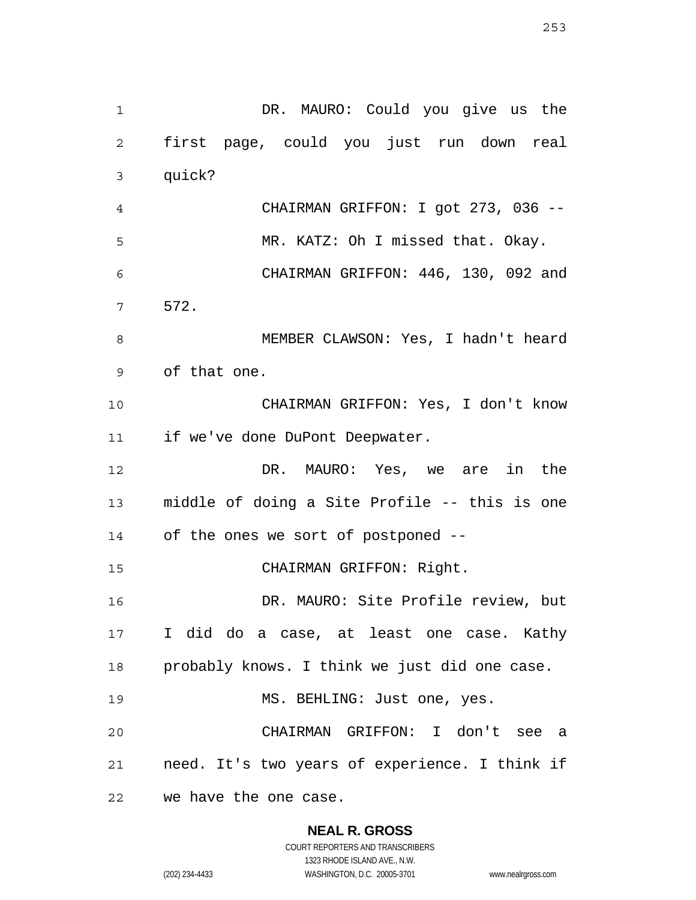DR. MAURO: Could you give us the first page, could you just run down real quick?

CHAIRMAN GRIFFON: I got 273, 036 --

MR. KATZ: Oh I missed that. Okay.

CHAIRMAN GRIFFON: 446, 130, 092 and 572.

MEMBER CLAWSON: Yes, I hadn't heard of that one.

CHAIRMAN GRIFFON: Yes, I don't know if we've done DuPont Deepwater.

DR. MAURO: Yes, we are in the middle of doing a Site Profile -- this is one of the ones we sort of postponed --

CHAIRMAN GRIFFON: Right.

DR. MAURO: Site Profile review, but I did do a case, at least one case. Kathy probably knows. I think we just did one case.

MS. BEHLING: Just one, yes.

CHAIRMAN GRIFFON: I don't see a need. It's two years of experience. I think if we have the one case.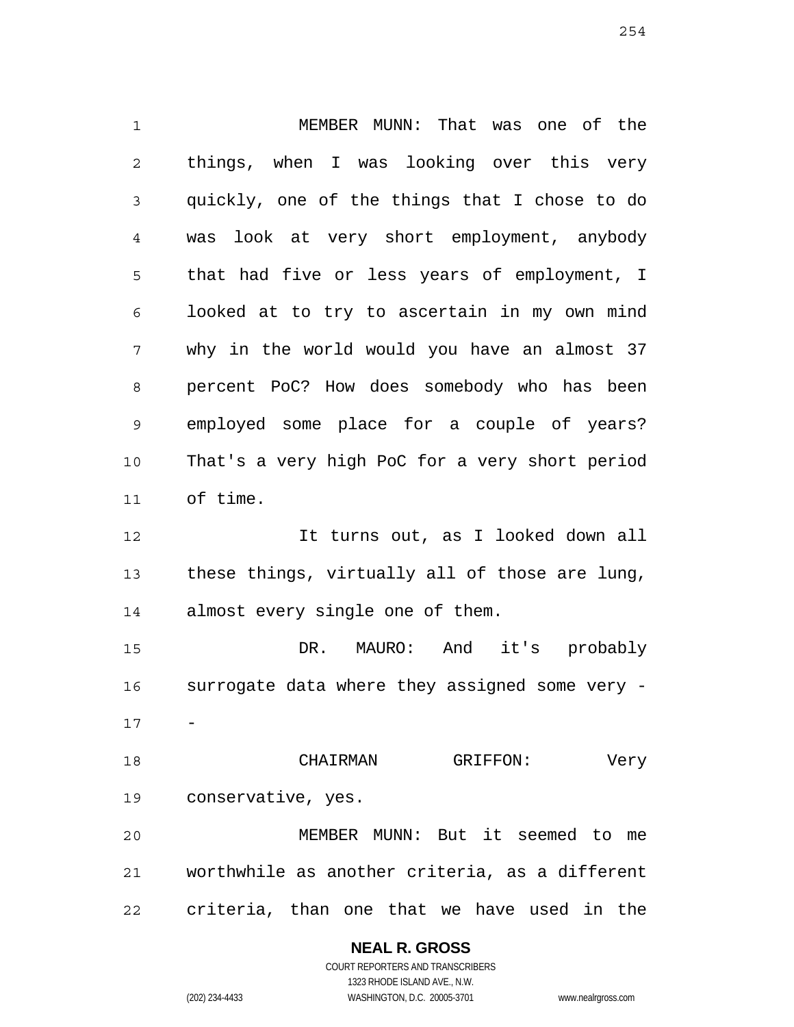MEMBER MUNN: That was one of the things, when I was looking over this very quickly, one of the things that I chose to do was look at very short employment, anybody that had five or less years of employment, I looked at to try to ascertain in my own mind why in the world would you have an almost 37 percent PoC? How does somebody who has been employed some place for a couple of years? That's a very high PoC for a very short period of time.

It turns out, as I looked down all these things, virtually all of those are lung, almost every single one of them.

DR. MAURO: And it's probably surrogate data where they assigned some very --

CHAIRMAN GRIFFON: Very conservative, yes.

MEMBER MUNN: But it seemed to me worthwhile as another criteria, as a different criteria, than one that we have used in the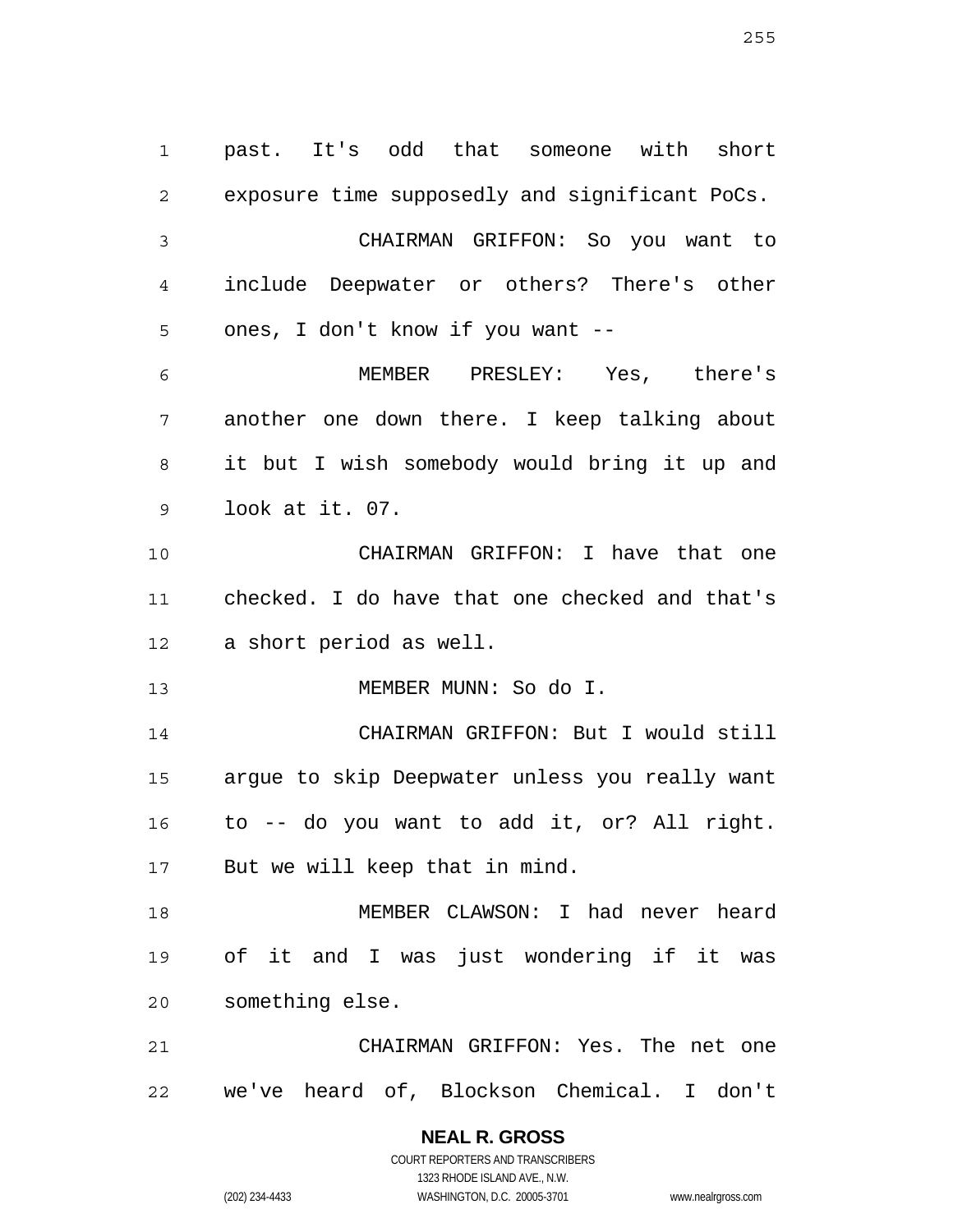past. It's odd that someone with short exposure time supposedly and significant PoCs.

CHAIRMAN GRIFFON: So you want to include Deepwater or others? There's other ones, I don't know if you want --

MEMBER PRESLEY: Yes, there's another one down there. I keep talking about it but I wish somebody would bring it up and look at it. 07.

CHAIRMAN GRIFFON: I have that one checked. I do have that one checked and that's a short period as well.

MEMBER MUNN: So do I.

CHAIRMAN GRIFFON: But I would still argue to skip Deepwater unless you really want to -- do you want to add it, or? All right. But we will keep that in mind.

MEMBER CLAWSON: I had never heard of it and I was just wondering if it was something else.

CHAIRMAN GRIFFON: Yes. The net one we've heard of, Blockson Chemical. I don't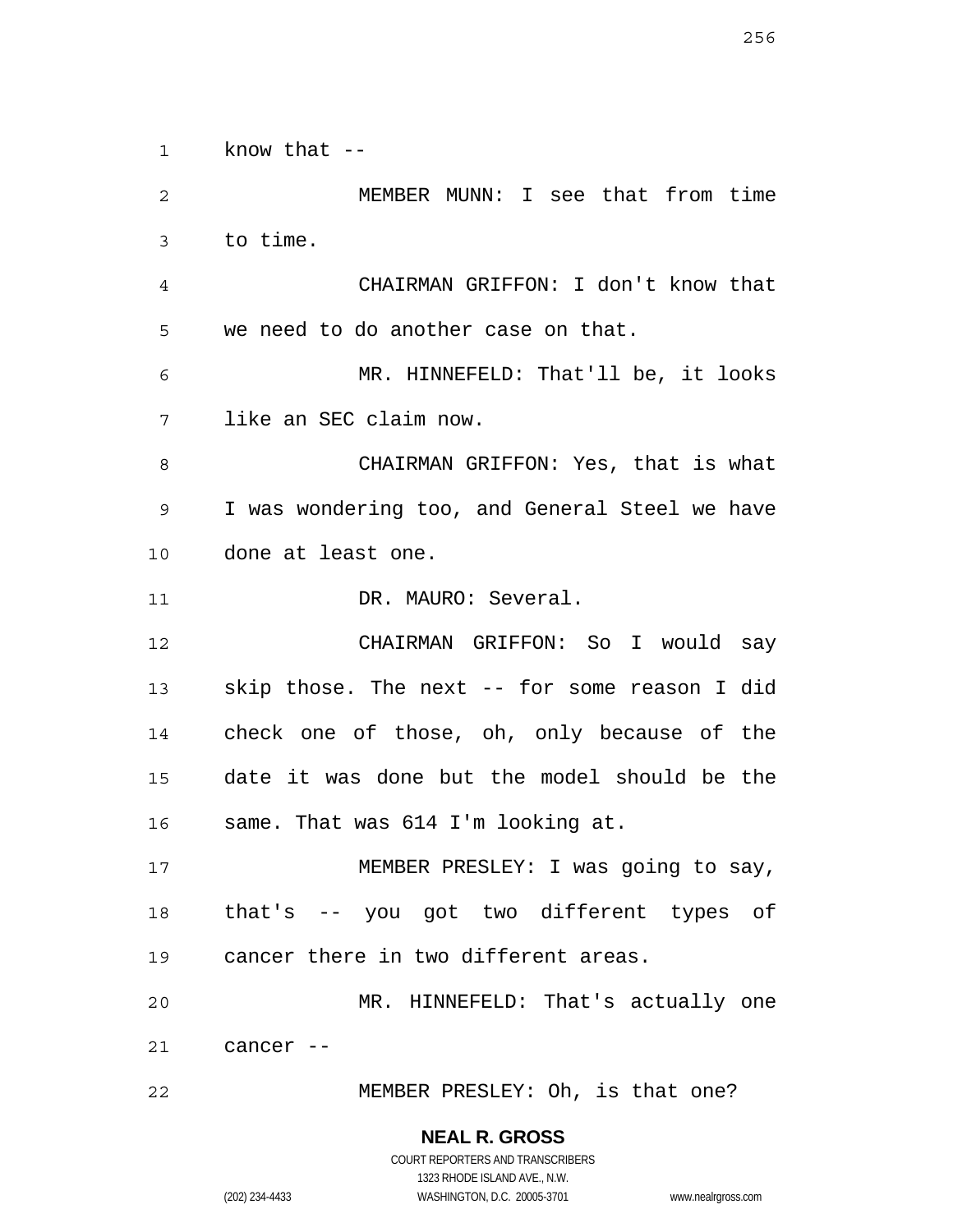know that --

MEMBER MUNN: I see that from time to time.

CHAIRMAN GRIFFON: I don't know that we need to do another case on that.

MR. HINNEFELD: That'll be, it looks like an SEC claim now.

CHAIRMAN GRIFFON: Yes, that is what I was wondering too, and General Steel we have done at least one.

DR. MAURO: Several.

CHAIRMAN GRIFFON: So I would say skip those. The next -- for some reason I did check one of those, oh, only because of the date it was done but the model should be the same. That was 614 I'm looking at.

MEMBER PRESLEY: I was going to say, that's -- you got two different types of cancer there in two different areas.

MR. HINNEFELD: That's actually one cancer --

MEMBER PRESLEY: Oh, is that one?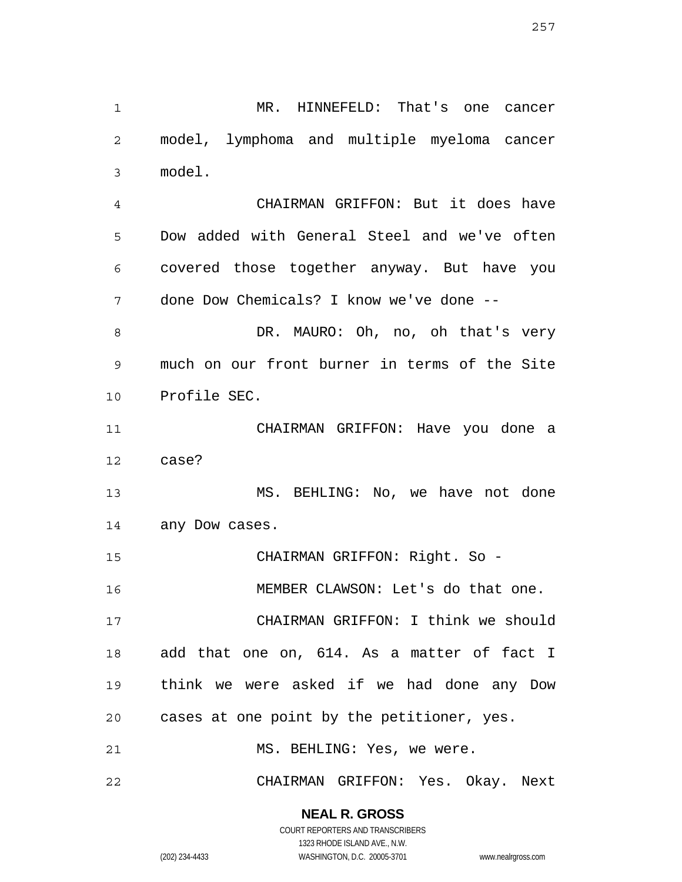MR. HINNEFELD: That's one cancer model, lymphoma and multiple myeloma cancer model.

CHAIRMAN GRIFFON: But it does have Dow added with General Steel and we've often covered those together anyway. But have you done Dow Chemicals? I know we've done --

DR. MAURO: Oh, no, oh that's very much on our front burner in terms of the Site Profile SEC.

CHAIRMAN GRIFFON: Have you done a case?

MS. BEHLING: No, we have not done any Dow cases.

CHAIRMAN GRIFFON: Right. So -

MEMBER CLAWSON: Let's do that one.

CHAIRMAN GRIFFON: I think we should add that one on, 614. As a matter of fact I think we were asked if we had done any Dow cases at one point by the petitioner, yes.

MS. BEHLING: Yes, we were.

CHAIRMAN GRIFFON: Yes. Okay. Next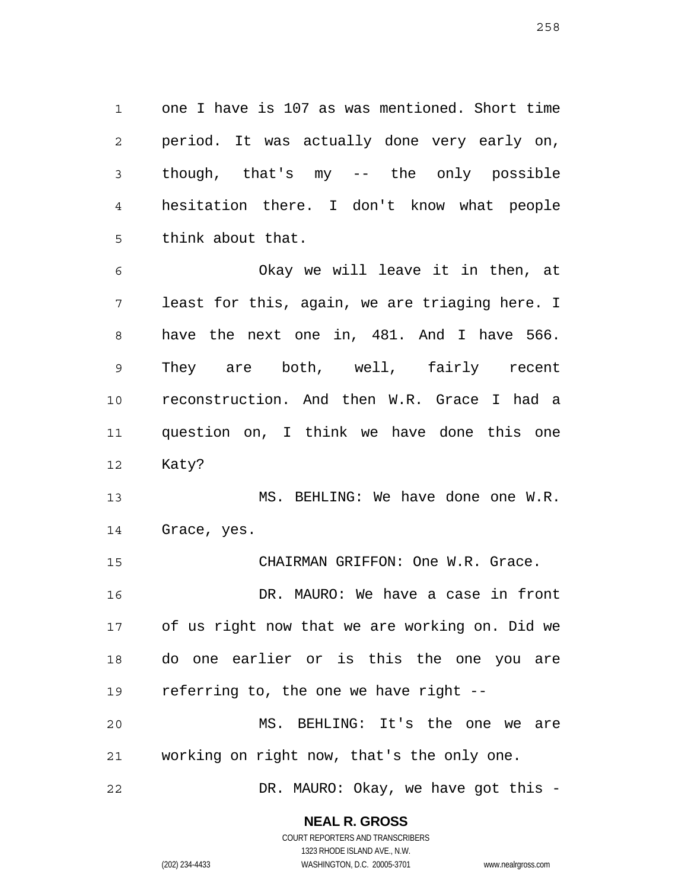one I have is 107 as was mentioned. Short time period. It was actually done very early on, though, that's my -- the only possible hesitation there. I don't know what people think about that.

Okay we will leave it in then, at least for this, again, we are triaging here. I have the next one in, 481. And I have 566. They are both, well, fairly recent reconstruction. And then W.R. Grace I had a question on, I think we have done this one Katy?

MS. BEHLING: We have done one W.R. Grace, yes.

CHAIRMAN GRIFFON: One W.R. Grace.

DR. MAURO: We have a case in front of us right now that we are working on. Did we do one earlier or is this the one you are referring to, the one we have right --

MS. BEHLING: It's the one we are working on right now, that's the only one.

DR. MAURO: Okay, we have got this -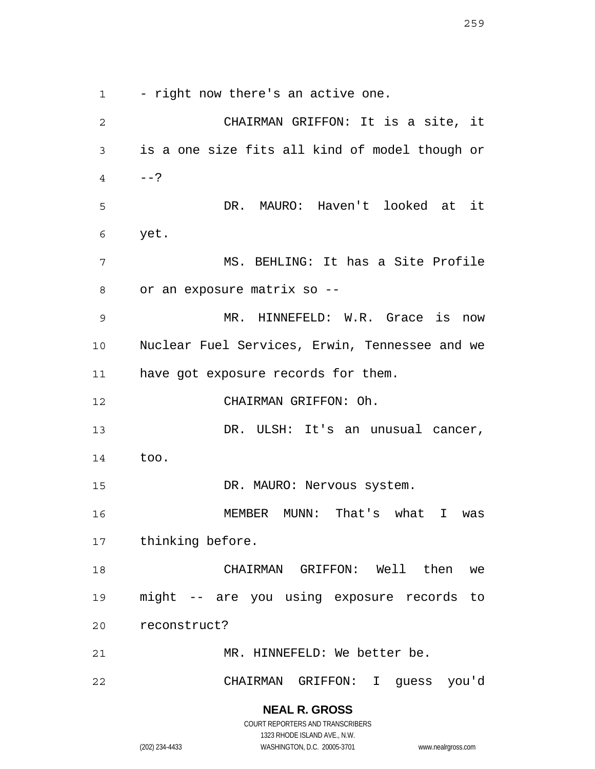- right now there's an active one.

CHAIRMAN GRIFFON: It is a site, it is a one size fits all kind of model though or --?

DR. MAURO: Haven't looked at it yet.

MS. BEHLING: It has a Site Profile or an exposure matrix so --

MR. HINNEFELD: W.R. Grace is now Nuclear Fuel Services, Erwin, Tennessee and we have got exposure records for them.

CHAIRMAN GRIFFON: Oh.

DR. ULSH: It's an unusual cancer, too.

DR. MAURO: Nervous system.

MEMBER MUNN: That's what I was thinking before.

CHAIRMAN GRIFFON: Well then we might -- are you using exposure records to reconstruct?

MR. HINNEFELD: We better be.

CHAIRMAN GRIFFON: I guess you'd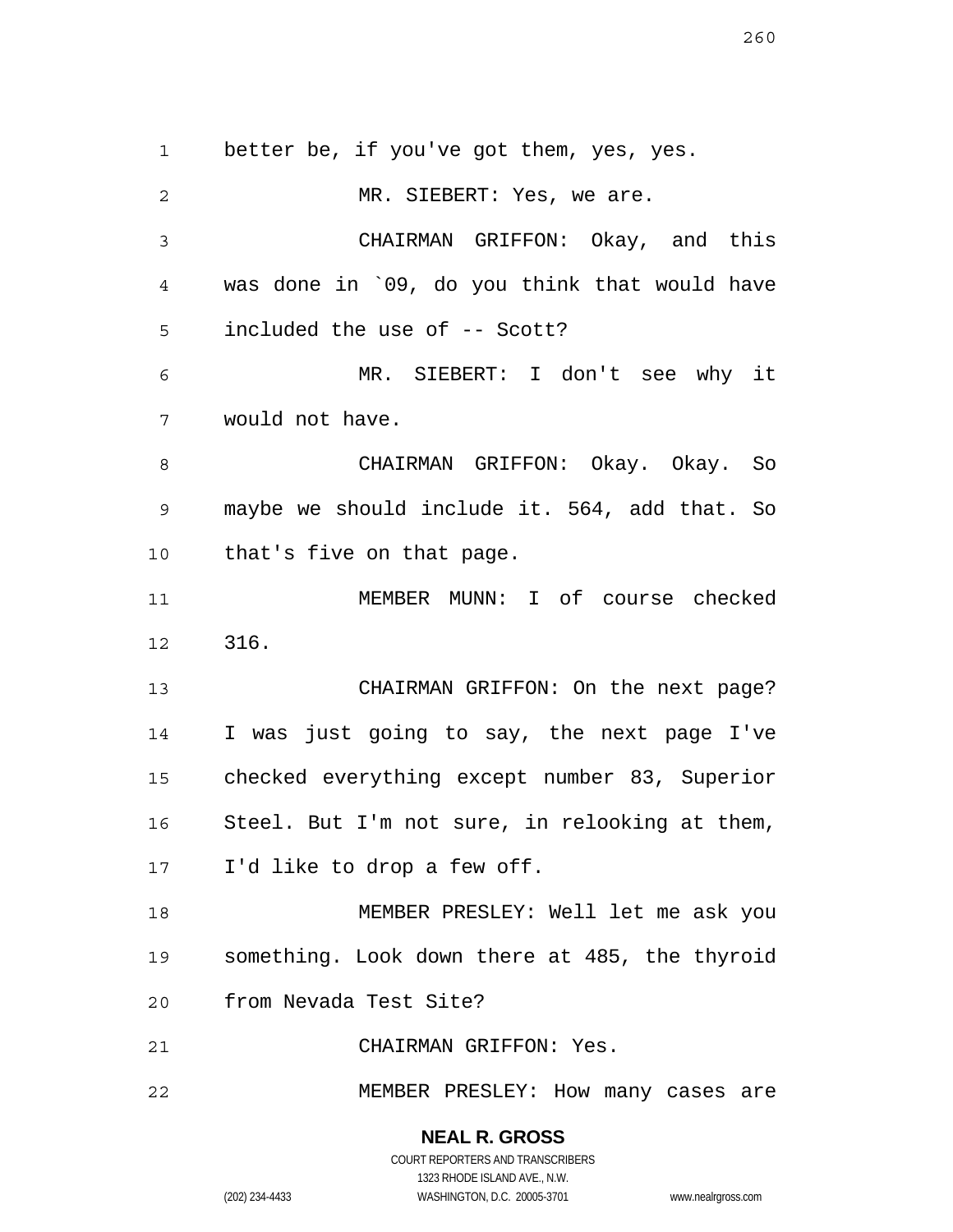better be, if you've got them, yes, yes.

MR. SIEBERT: Yes, we are.

CHAIRMAN GRIFFON: Okay, and this was done in `09, do you think that would have included the use of -- Scott?

MR. SIEBERT: I don't see why it would not have.

CHAIRMAN GRIFFON: Okay. Okay. So maybe we should include it. 564, add that. So that's five on that page.

MEMBER MUNN: I of course checked 316.

CHAIRMAN GRIFFON: On the next page? I was just going to say, the next page I've checked everything except number 83, Superior Steel. But I'm not sure, in relooking at them, I'd like to drop a few off.

MEMBER PRESLEY: Well let me ask you something. Look down there at 485, the thyroid from Nevada Test Site?

CHAIRMAN GRIFFON: Yes.

MEMBER PRESLEY: How many cases are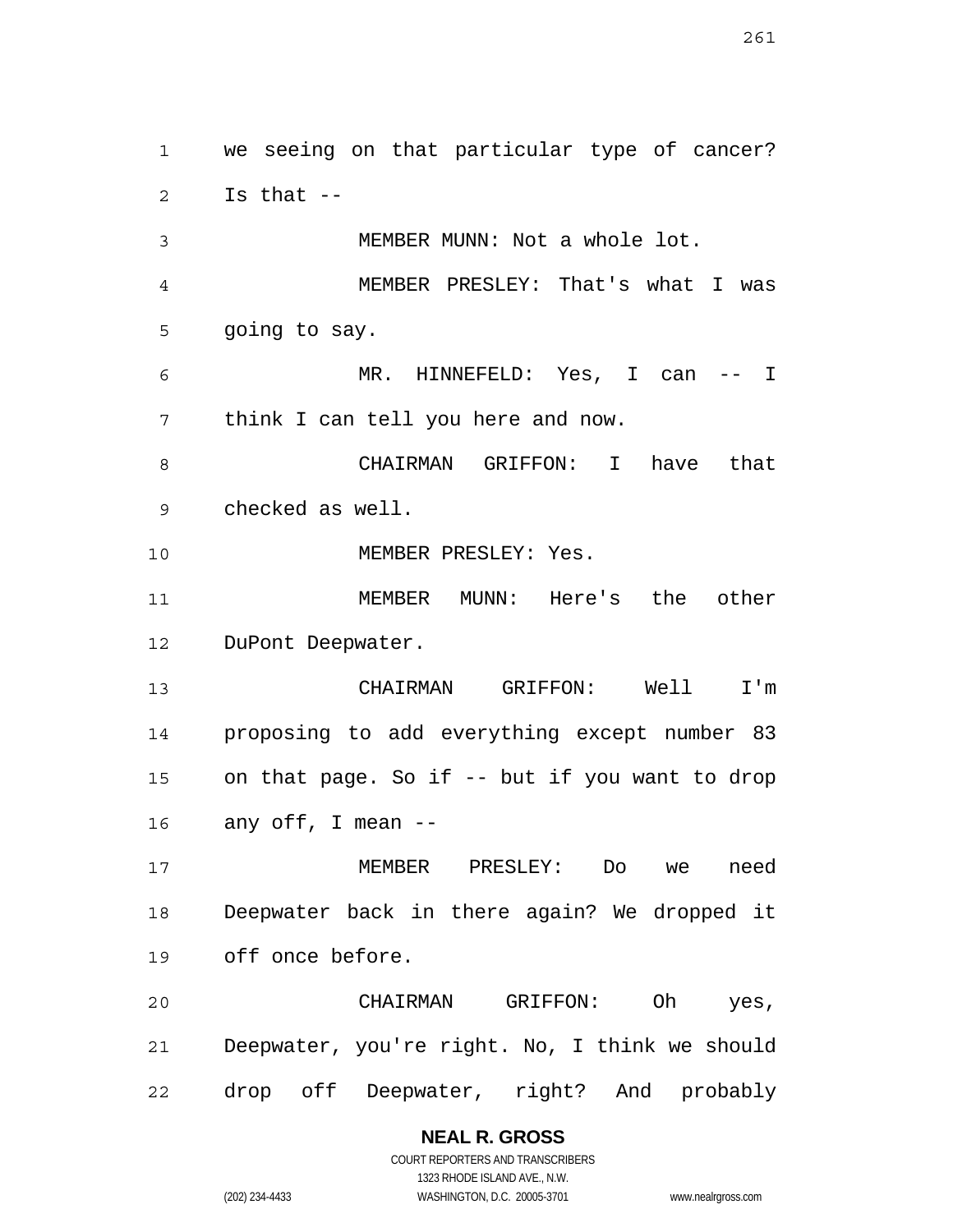we seeing on that particular type of cancer? Is that --

MEMBER MUNN: Not a whole lot.

MEMBER PRESLEY: That's what I was going to say.

MR. HINNEFELD: Yes, I can -- I think I can tell you here and now.

CHAIRMAN GRIFFON: I have that checked as well.

MEMBER PRESLEY: Yes.

MEMBER MUNN: Here's the other DuPont Deepwater.

CHAIRMAN GRIFFON: Well I'm proposing to add everything except number 83 on that page. So if -- but if you want to drop any off, I mean --

MEMBER PRESLEY: Do we need Deepwater back in there again? We dropped it off once before.

CHAIRMAN GRIFFON: Oh yes, Deepwater, you're right. No, I think we should drop off Deepwater, right? And probably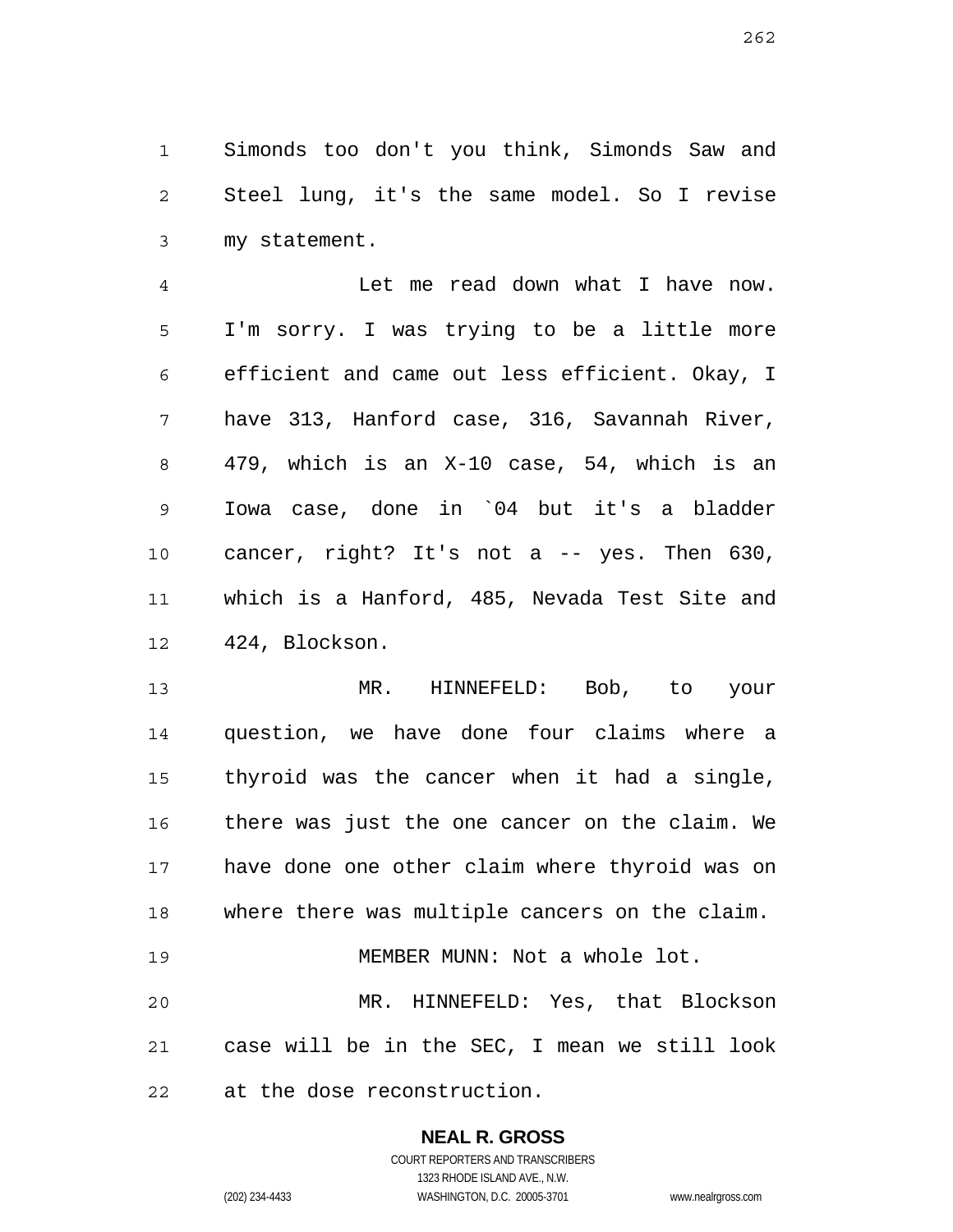Simonds too don't you think, Simonds Saw and Steel lung, it's the same model. So I revise my statement.

Let me read down what I have now. I'm sorry. I was trying to be a little more efficient and came out less efficient. Okay, I have 313, Hanford case, 316, Savannah River, 479, which is an X-10 case, 54, which is an Iowa case, done in `04 but it's a bladder cancer, right? It's not a -- yes. Then 630, which is a Hanford, 485, Nevada Test Site and 424, Blockson.

MR. HINNEFELD: Bob, to your question, we have done four claims where a thyroid was the cancer when it had a single, there was just the one cancer on the claim. We have done one other claim where thyroid was on where there was multiple cancers on the claim.

MEMBER MUNN: Not a whole lot.

MR. HINNEFELD: Yes, that Blockson case will be in the SEC, I mean we still look at the dose reconstruction.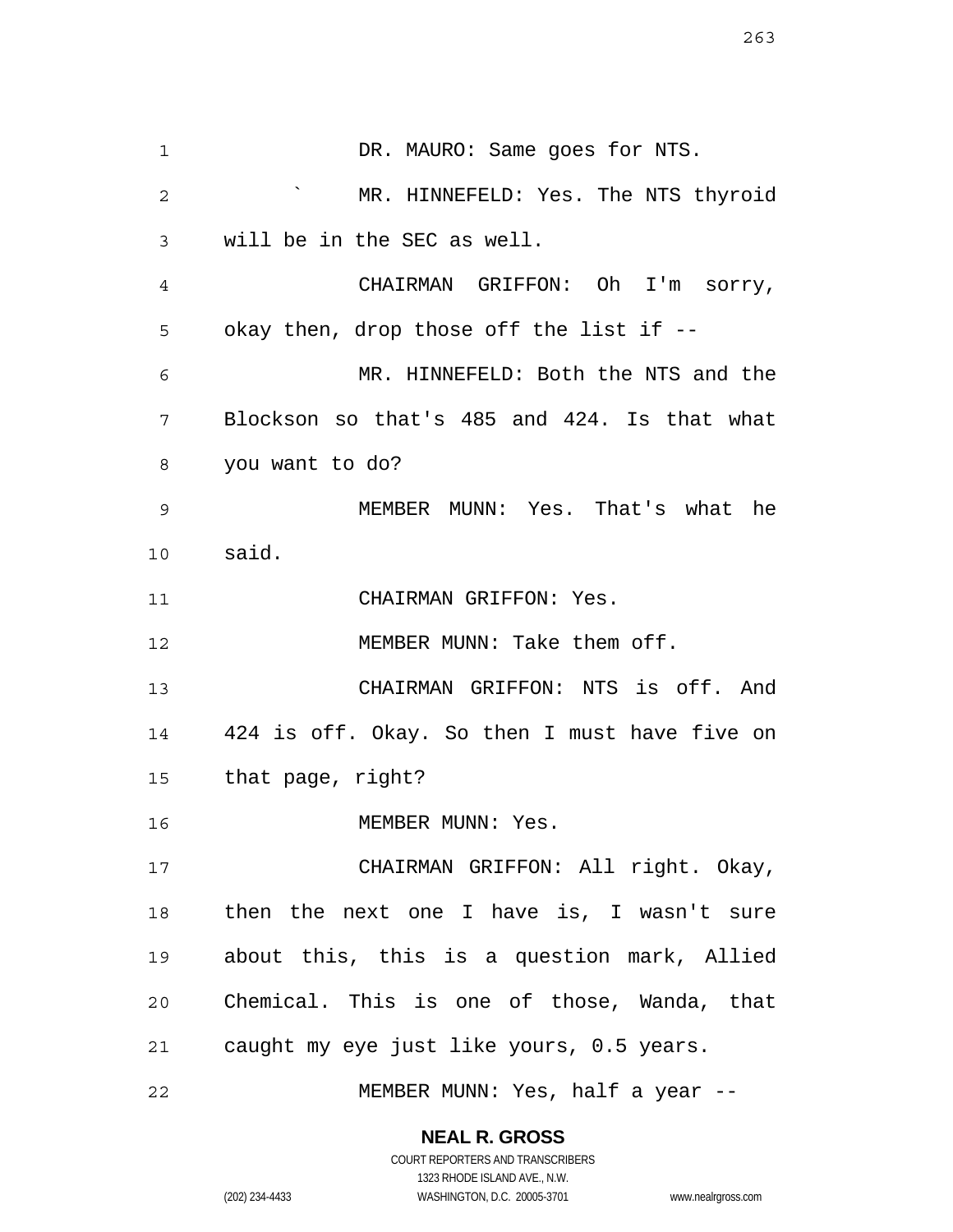DR. MAURO: Same goes for NTS.

` MR. HINNEFELD: Yes. The NTS thyroid will be in the SEC as well.

CHAIRMAN GRIFFON: Oh I'm sorry, okay then, drop those off the list if --

MR. HINNEFELD: Both the NTS and the Blockson so that's 485 and 424. Is that what you want to do?

MEMBER MUNN: Yes. That's what he said.

CHAIRMAN GRIFFON: Yes.

MEMBER MUNN: Take them off.

CHAIRMAN GRIFFON: NTS is off. And 424 is off. Okay. So then I must have five on that page, right?

MEMBER MUNN: Yes.

CHAIRMAN GRIFFON: All right. Okay, then the next one I have is, I wasn't sure about this, this is a question mark, Allied Chemical. This is one of those, Wanda, that caught my eye just like yours, 0.5 years.

MEMBER MUNN: Yes, half a year --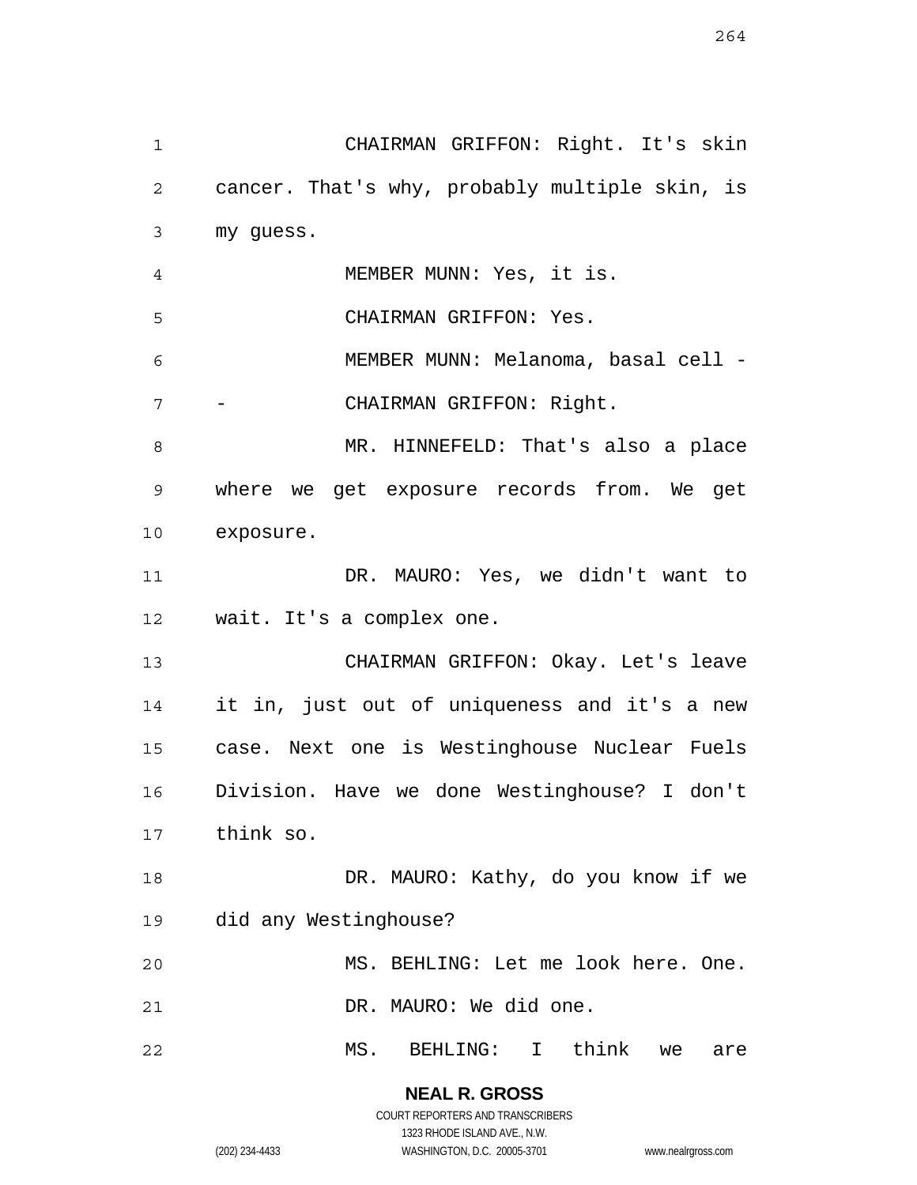CHAIRMAN GRIFFON: Right. It's skin cancer. That's why, probably multiple skin, is my guess.

MEMBER MUNN: Yes, it is.

CHAIRMAN GRIFFON: Yes.

MEMBER MUNN: Melanoma, basal cell --

CHAIRMAN GRIFFON: Right.

MR. HINNEFELD: That's also a place where we get exposure records from. We get exposure.

DR. MAURO: Yes, we didn't want to wait. It's a complex one.

CHAIRMAN GRIFFON: Okay. Let's leave it in, just out of uniqueness and it's a new case. Next one is Westinghouse Nuclear Fuels Division. Have we done Westinghouse? I don't think so.

DR. MAURO: Kathy, do you know if we did any Westinghouse?

MS. BEHLING: Let me look here. One.

DR. MAURO: We did one.

MS. BEHLING: I think we are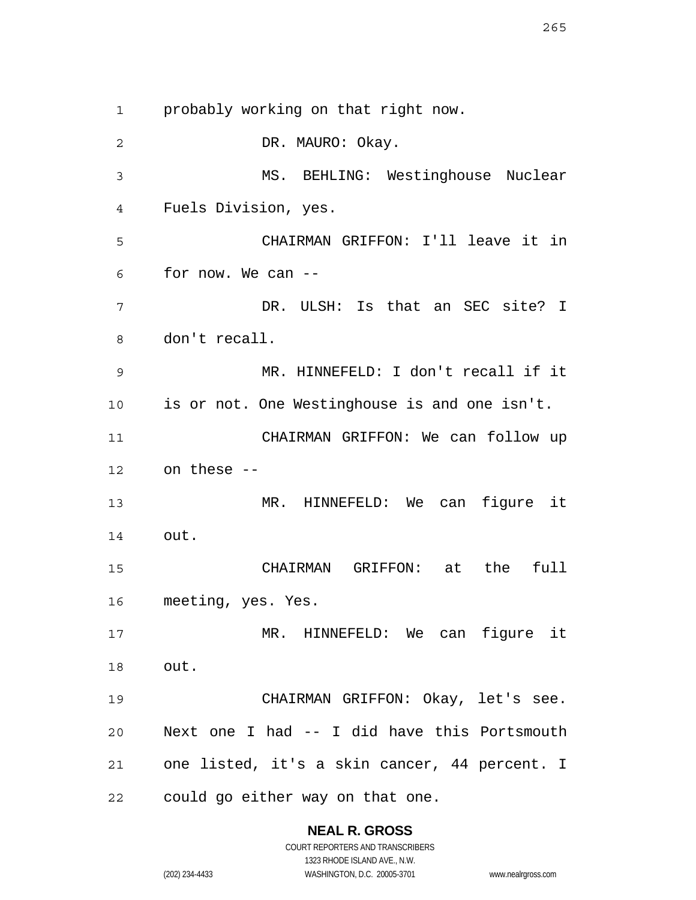probably working on that right now.

DR. MAURO: Okay.

MS. BEHLING: Westinghouse Nuclear Fuels Division, yes.

CHAIRMAN GRIFFON: I'll leave it in for now. We can --

DR. ULSH: Is that an SEC site? I don't recall.

MR. HINNEFELD: I don't recall if it is or not. One Westinghouse is and one isn't.

CHAIRMAN GRIFFON: We can follow up on these --

MR. HINNEFELD: We can figure it out.

CHAIRMAN GRIFFON: at the full meeting, yes. Yes.

MR. HINNEFELD: We can figure it out.

CHAIRMAN GRIFFON: Okay, let's see. Next one I had -- I did have this Portsmouth one listed, it's a skin cancer, 44 percent. I could go either way on that one.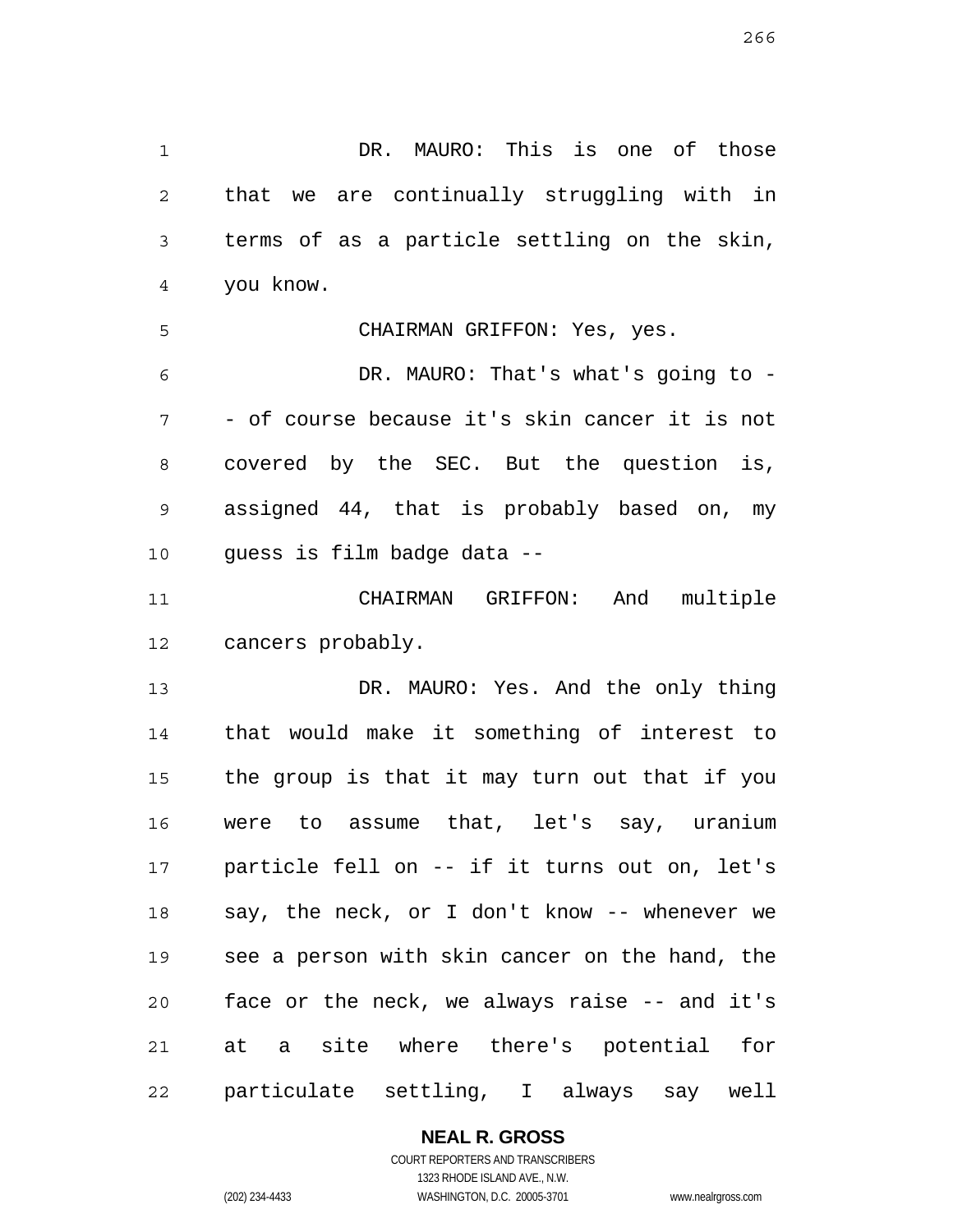DR. MAURO: This is one of those that we are continually struggling with in terms of as a particle settling on the skin, you know.

CHAIRMAN GRIFFON: Yes, yes.

DR. MAURO: That's what's going to -- of course because it's skin cancer it is not covered by the SEC. But the question is, assigned 44, that is probably based on, my guess is film badge data --

CHAIRMAN GRIFFON: And multiple cancers probably.

DR. MAURO: Yes. And the only thing that would make it something of interest to the group is that it may turn out that if you were to assume that, let's say, uranium particle fell on -- if it turns out on, let's say, the neck, or I don't know -- whenever we see a person with skin cancer on the hand, the face or the neck, we always raise -- and it's at a site where there's potential for particulate settling, I always say well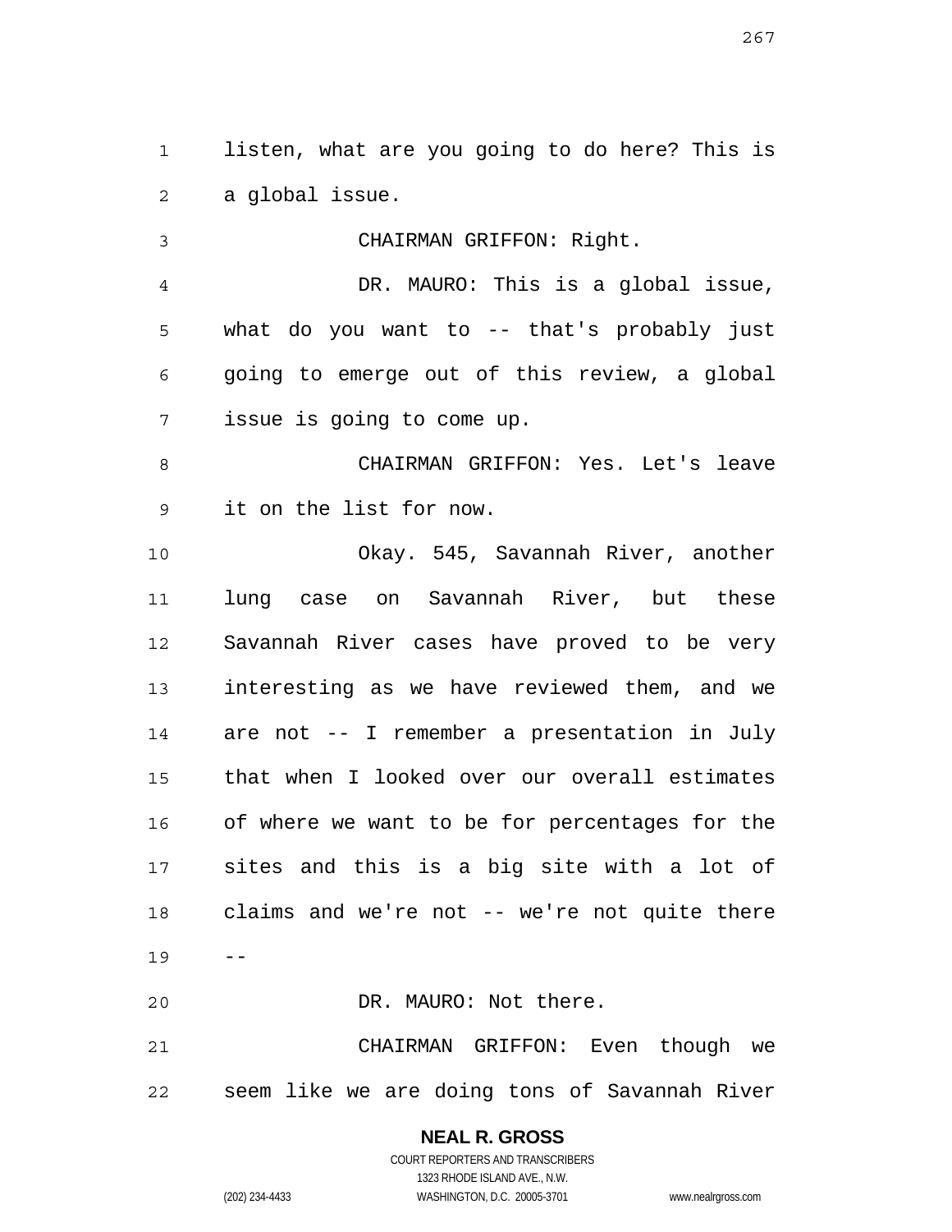listen, what are you going to do here? This is a global issue.

CHAIRMAN GRIFFON: Right.

DR. MAURO: This is a global issue, what do you want to -- that's probably just going to emerge out of this review, a global issue is going to come up.

CHAIRMAN GRIFFON: Yes. Let's leave it on the list for now.

Okay. 545, Savannah River, another lung case on Savannah River, but these Savannah River cases have proved to be very interesting as we have reviewed them, and we are not -- I remember a presentation in July that when I looked over our overall estimates of where we want to be for percentages for the sites and this is a big site with a lot of claims and we're not -- we're not quite there --

DR. MAURO: Not there.

CHAIRMAN GRIFFON: Even though we seem like we are doing tons of Savannah River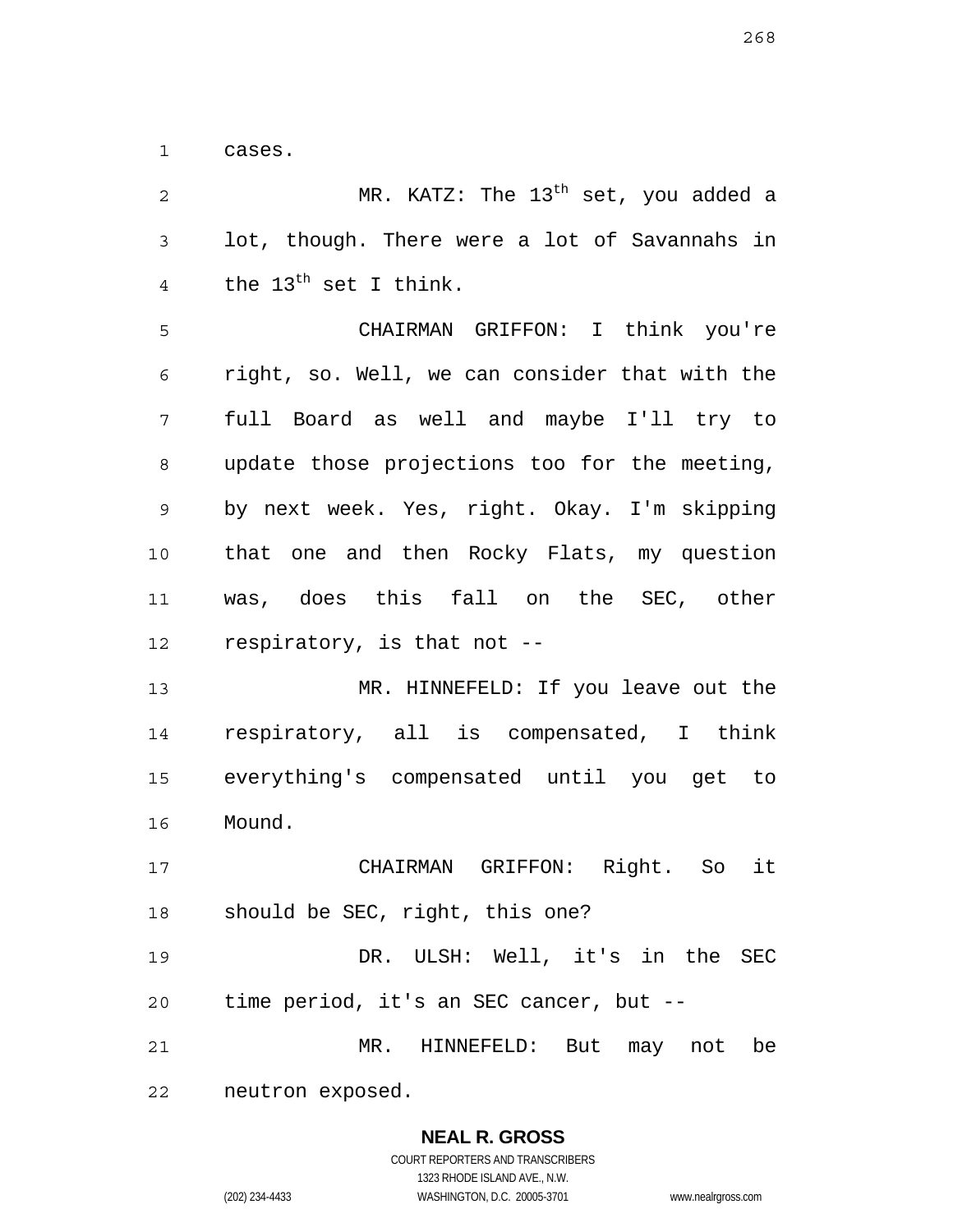cases.

MR. KATZ: The $13^{th}$ set, you added a lot, though. There were a lot of Savannahs in the $13^{th}$ set I think.

CHAIRMAN GRIFFON: I think you're right, so. Well, we can consider that with the full Board as well and maybe I'll try to update those projections too for the meeting, by next week. Yes, right. Okay. I'm skipping that one and then Rocky Flats, my question was, does this fall on the SEC, other respiratory, is that not --

MR. HINNEFELD: If you leave out the respiratory, all is compensated, I think everything's compensated until you get to Mound.

CHAIRMAN GRIFFON: Right. So it should be SEC, right, this one?

DR. ULSH: Well, it's in the SEC time period, it's an SEC cancer, but --

MR. HINNEFELD: But may not be neutron exposed.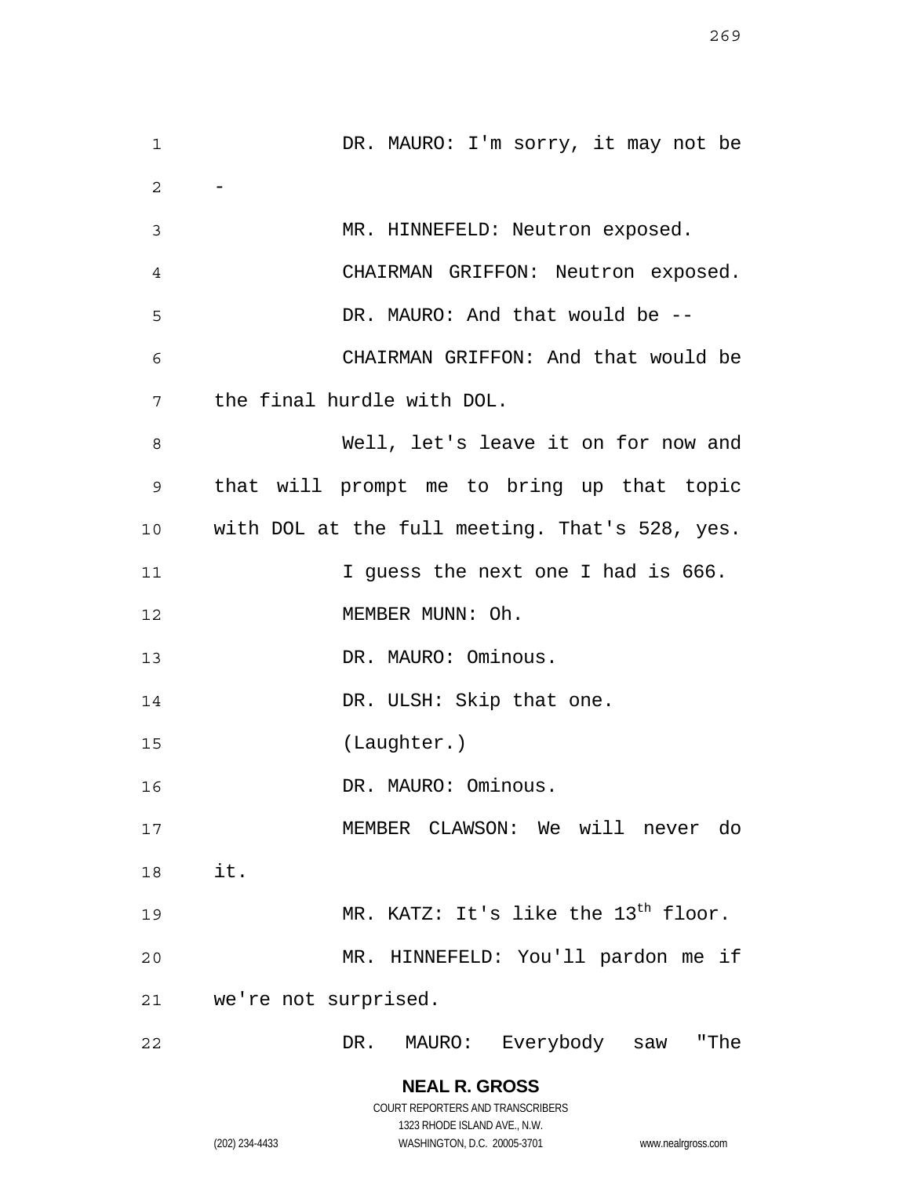DR. MAURO: I'm sorry, it may not be -

MR. HINNEFELD: Neutron exposed.

CHAIRMAN GRIFFON: Neutron exposed.

DR. MAURO: And that would be --

CHAIRMAN GRIFFON: And that would be the final hurdle with DOL.

Well, let's leave it on for now and that will prompt me to bring up that topic with DOL at the full meeting. That's 528, yes.

I guess the next one I had is 666.

MEMBER MUNN: Oh.

DR. MAURO: Ominous.

DR. ULSH: Skip that one.

(Laughter.)

DR. MAURO: Ominous.

MEMBER CLAWSON: We will never do it.

MR. KATZ: It's like the 13th floor.

MR. HINNEFELD: You'll pardon me if we're not surprised.

DR. MAURO: Everybody saw "The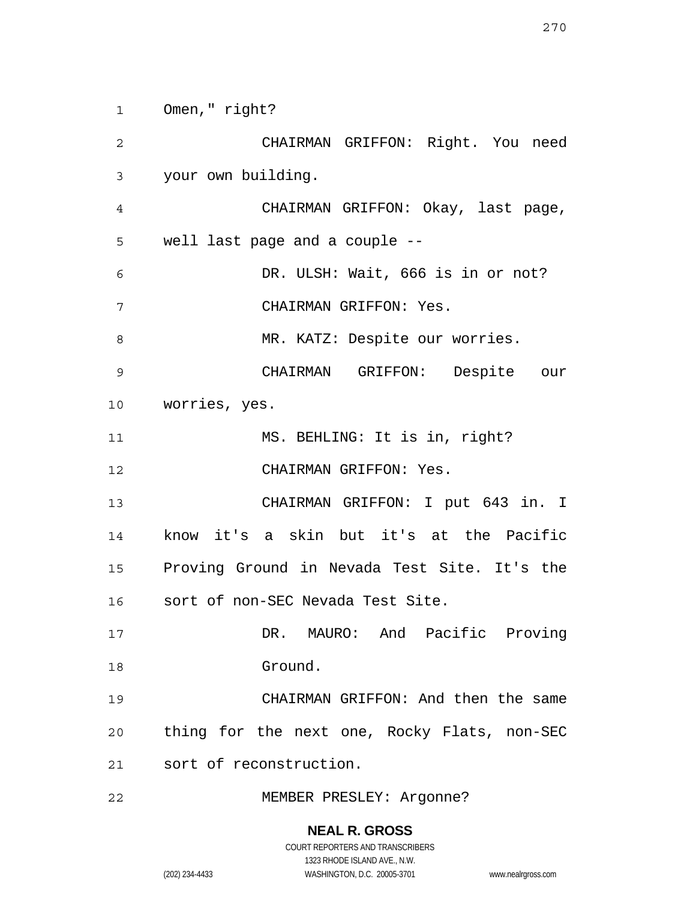Omen," right?

CHAIRMAN GRIFFON: Right. You need your own building.

CHAIRMAN GRIFFON: Okay, last page, well last page and a couple --

DR. ULSH: Wait, 666 is in or not?

CHAIRMAN GRIFFON: Yes.

MR. KATZ: Despite our worries.

CHAIRMAN GRIFFON: Despite our worries, yes.

MS. BEHLING: It is in, right?

CHAIRMAN GRIFFON: Yes.

CHAIRMAN GRIFFON: I put 643 in. I know it's a skin but it's at the Pacific Proving Ground in Nevada Test Site. It's the sort of non-SEC Nevada Test Site.

DR. MAURO: And Pacific Proving Ground.

CHAIRMAN GRIFFON: And then the same thing for the next one, Rocky Flats, non-SEC sort of reconstruction.

MEMBER PRESLEY: Argonne?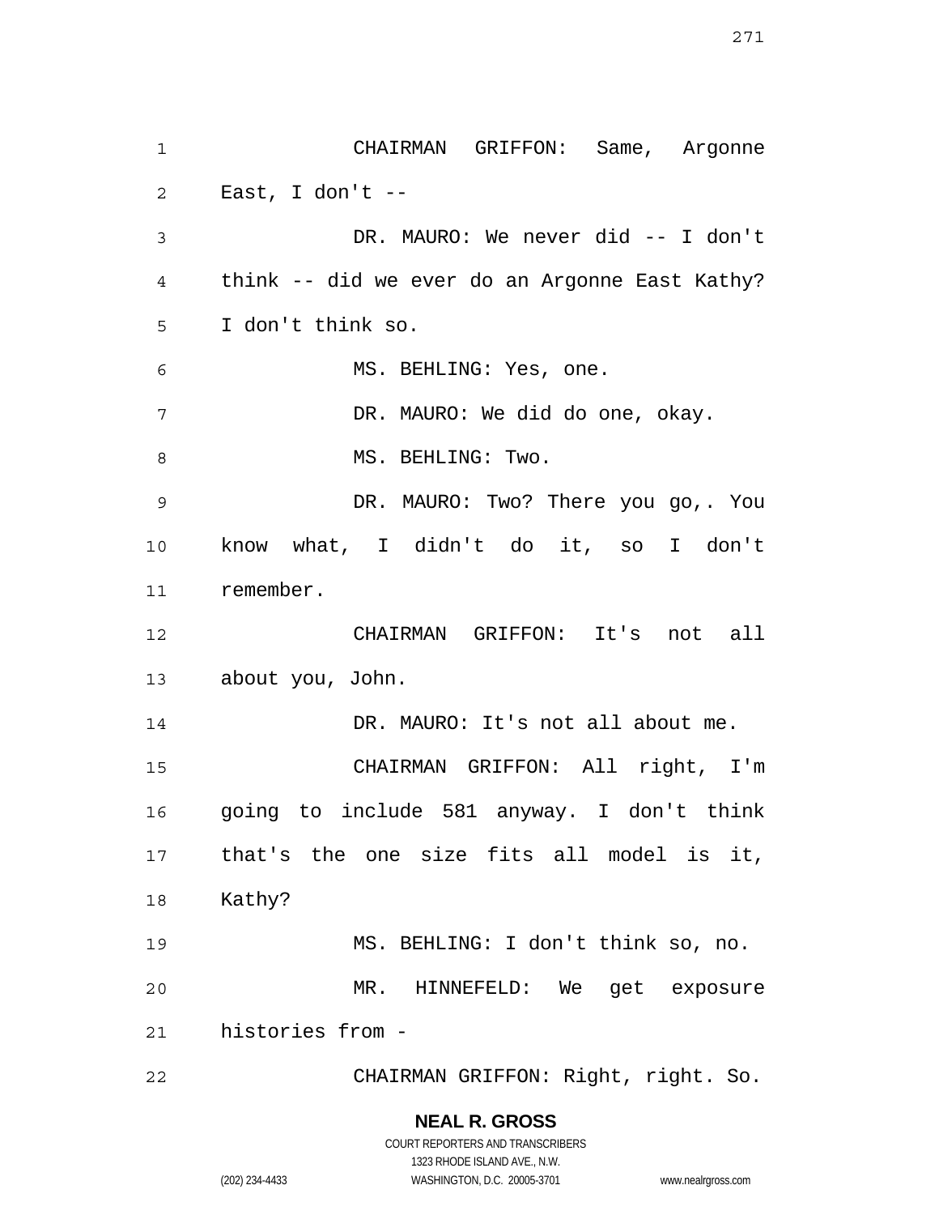CHAIRMAN GRIFFON: Same, Argonne East, I don't --

DR. MAURO: We never did -- I don't think -- did we ever do an Argonne East Kathy? I don't think so.

MS. BEHLING: Yes, one.

DR. MAURO: We did do one, okay.

MS. BEHLING: Two.

DR. MAURO: Two? There you go,. You know what, I didn't do it, so I don't remember.

CHAIRMAN GRIFFON: It's not all about you, John.

DR. MAURO: It's not all about me.

CHAIRMAN GRIFFON: All right, I'm going to include 581 anyway. I don't think that's the one size fits all model is it, Kathy?

MS. BEHLING: I don't think so, no.

MR. HINNEFELD: We get exposure histories from -

CHAIRMAN GRIFFON: Right, right. So.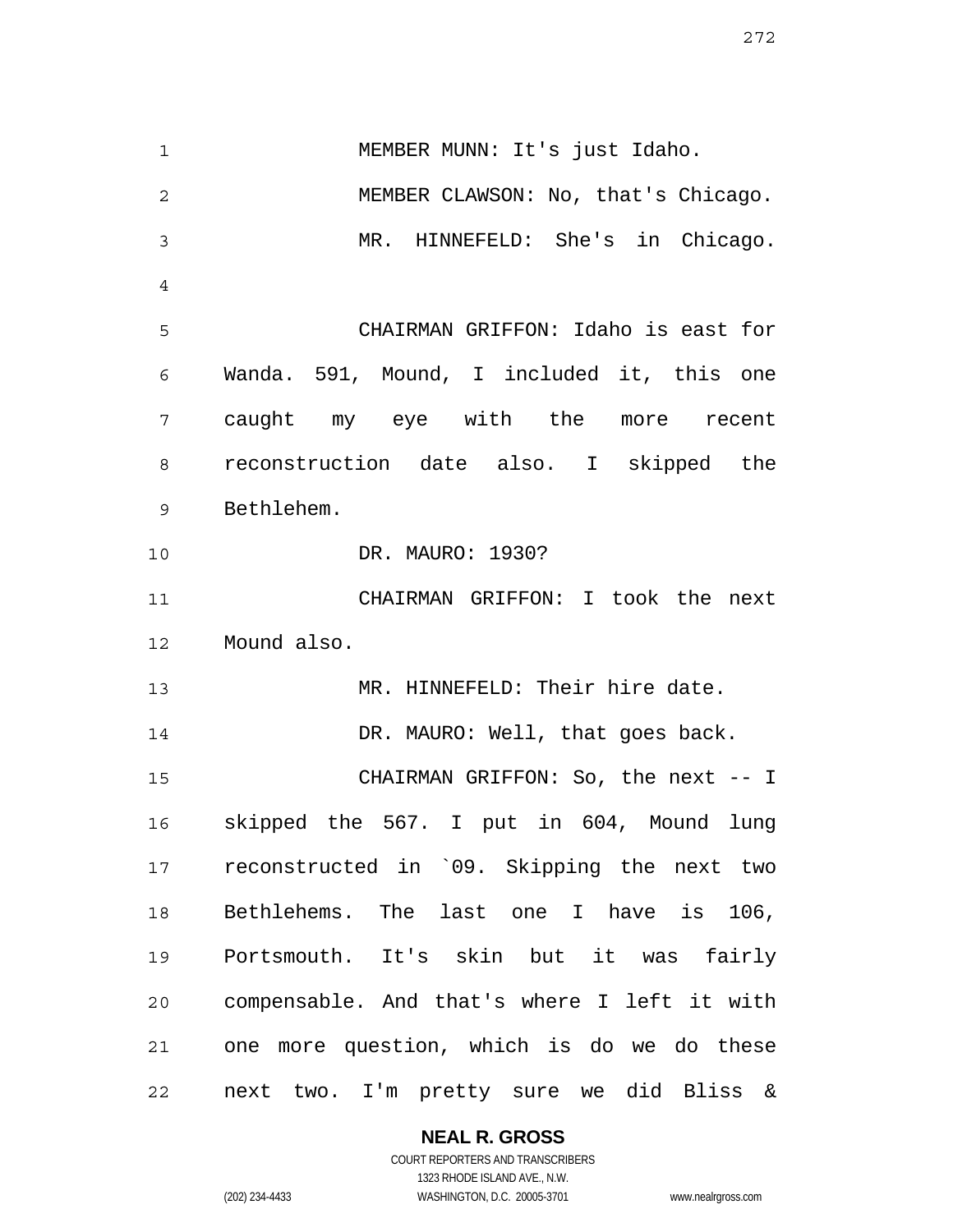MEMBER MUNN: It's just Idaho.

MEMBER CLAWSON: No, that's Chicago.

MR. HINNEFELD: She's in Chicago.

CHAIRMAN GRIFFON: Idaho is east for Wanda. 591, Mound, I included it, this one caught my eye with the more recent reconstruction date also. I skipped the Bethlehem.

DR. MAURO: 1930?

CHAIRMAN GRIFFON: I took the next Mound also.

MR. HINNEFELD: Their hire date.

DR. MAURO: Well, that goes back.

CHAIRMAN GRIFFON: So, the next -- I skipped the 567. I put in 604, Mound lung reconstructed in `09. Skipping the next two Bethlehems. The last one I have is 106, Portsmouth. It's skin but it was fairly compensable. And that's where I left it with one more question, which is do we do these next two. I'm pretty sure we did Bliss &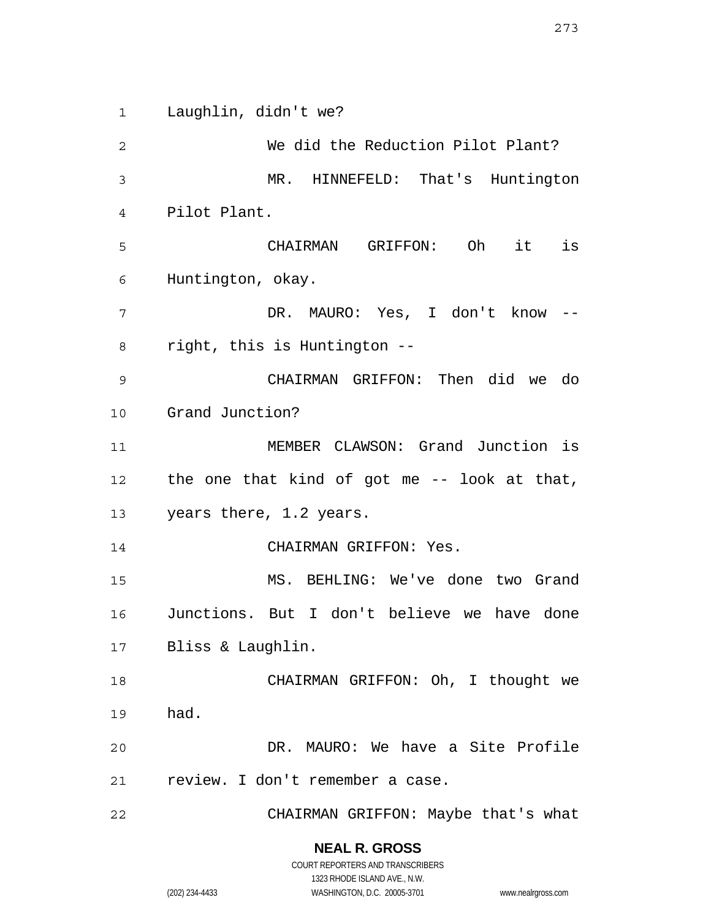Laughlin, didn't we?

We did the Reduction Pilot Plant?

MR. HINNEFELD: That's Huntington Pilot Plant.

CHAIRMAN GRIFFON: Oh it is Huntington, okay.

DR. MAURO: Yes, I don't know -- right, this is Huntington --

CHAIRMAN GRIFFON: Then did we do Grand Junction?

MEMBER CLAWSON: Grand Junction is the one that kind of got me -- look at that, years there, 1.2 years.

CHAIRMAN GRIFFON: Yes.

MS. BEHLING: We've done two Grand Junctions. But I don't believe we have done Bliss & Laughlin.

CHAIRMAN GRIFFON: Oh, I thought we had.

DR. MAURO: We have a Site Profile review. I don't remember a case.

CHAIRMAN GRIFFON: Maybe that's what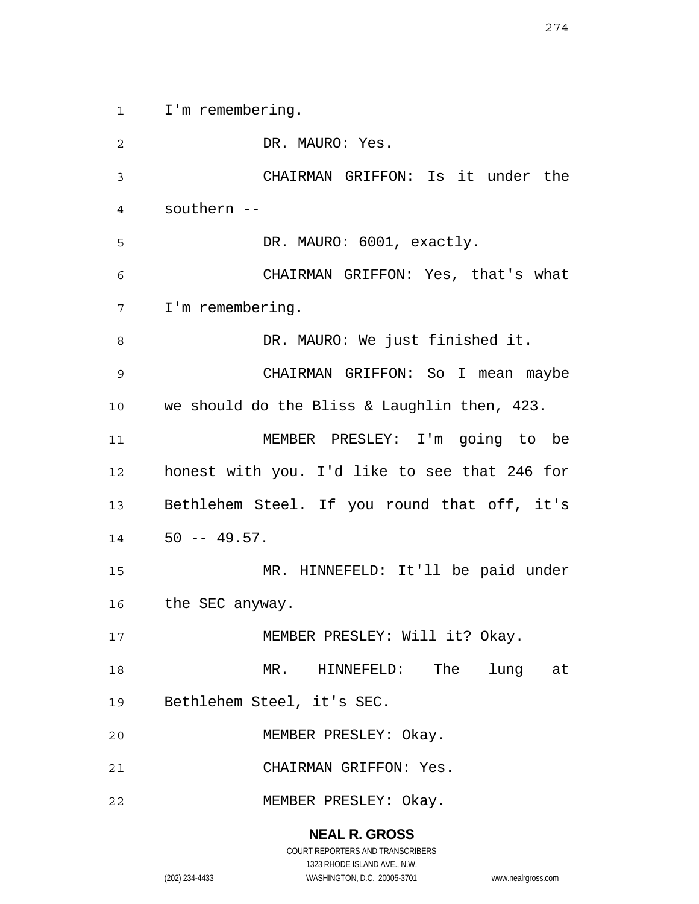I'm remembering.

DR. MAURO: Yes.

CHAIRMAN GRIFFON: Is it under the southern --

DR. MAURO: 6001, exactly.

CHAIRMAN GRIFFON: Yes, that's what I'm remembering.

DR. MAURO: We just finished it.

CHAIRMAN GRIFFON: So I mean maybe we should do the Bliss & Laughlin then, 423.

MEMBER PRESLEY: I'm going to be honest with you. I'd like to see that 246 for Bethlehem Steel. If you round that off, it's 50 -- 49.57.

MR. HINNEFELD: It'll be paid under the SEC anyway.

MEMBER PRESLEY: Will it? Okay.

MR. HINNEFELD: The lung at Bethlehem Steel, it's SEC.

MEMBER PRESLEY: Okay.

CHAIRMAN GRIFFON: Yes.

MEMBER PRESLEY: Okay.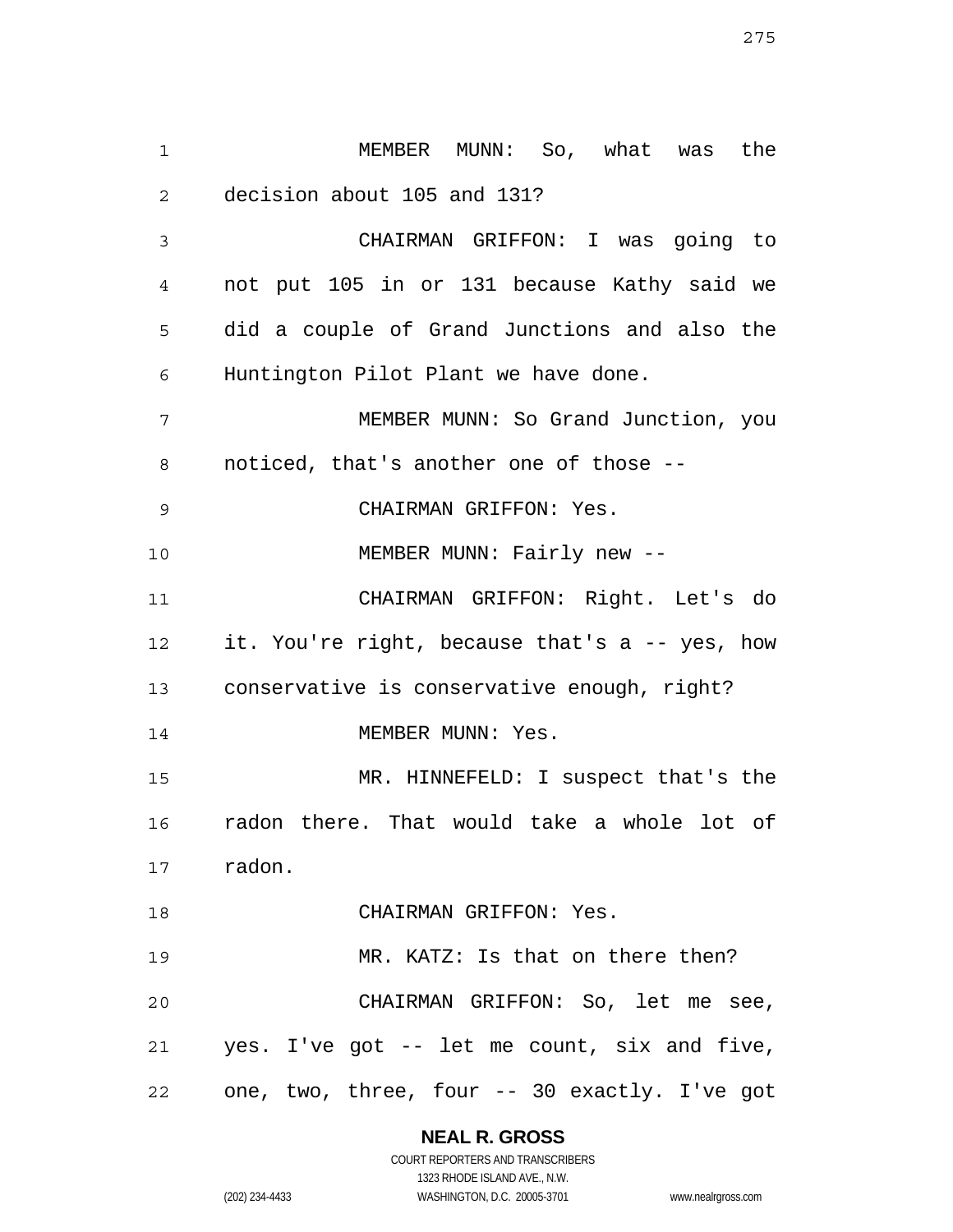MEMBER MUNN: So, what was the decision about 105 and 131?

CHAIRMAN GRIFFON: I was going to not put 105 in or 131 because Kathy said we did a couple of Grand Junctions and also the Huntington Pilot Plant we have done.

MEMBER MUNN: So Grand Junction, you noticed, that's another one of those --

CHAIRMAN GRIFFON: Yes.

MEMBER MUNN: Fairly new --

CHAIRMAN GRIFFON: Right. Let's do it. You're right, because that's a -- yes, how conservative is conservative enough, right?

MEMBER MUNN: Yes.

MR. HINNEFELD: I suspect that's the radon there. That would take a whole lot of radon.

CHAIRMAN GRIFFON: Yes.

MR. KATZ: Is that on there then?

CHAIRMAN GRIFFON: So, let me see, yes. I've got -- let me count, six and five, one, two, three, four -- 30 exactly. I've got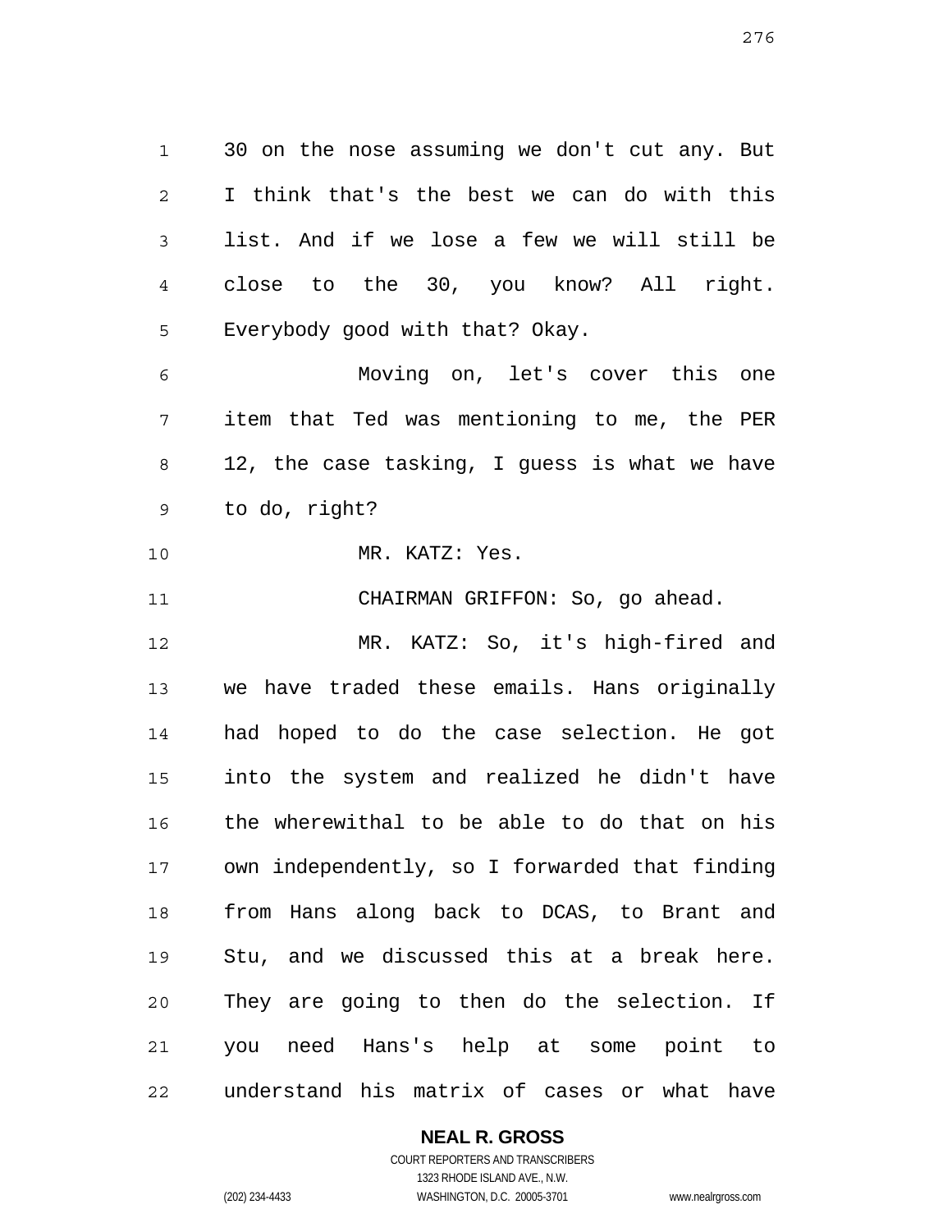30 on the nose assuming we don't cut any. But I think that's the best we can do with this list. And if we lose a few we will still be close to the 30, you know? All right. Everybody good with that? Okay.

Moving on, let's cover this one item that Ted was mentioning to me, the PER 12, the case tasking, I guess is what we have to do, right?

MR. KATZ: Yes.

CHAIRMAN GRIFFON: So, go ahead.

MR. KATZ: So, it's high-fired and we have traded these emails. Hans originally had hoped to do the case selection. He got into the system and realized he didn't have the wherewithal to be able to do that on his own independently, so I forwarded that finding from Hans along back to DCAS, to Brant and Stu, and we discussed this at a break here. They are going to then do the selection. If you need Hans's help at some point to understand his matrix of cases or what have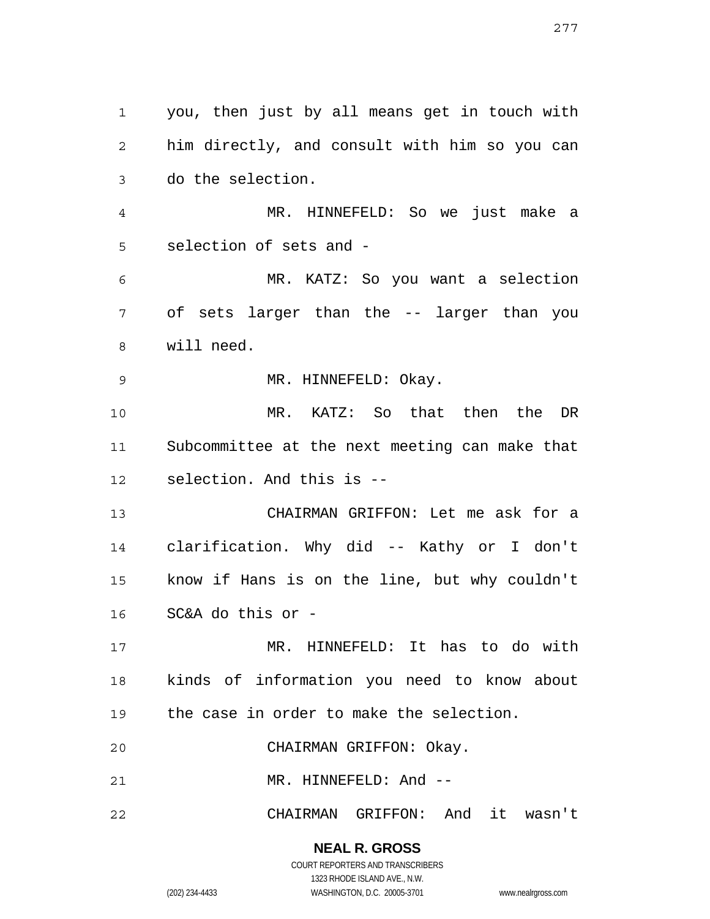you, then just by all means get in touch with him directly, and consult with him so you can do the selection.

MR. HINNEFELD: So we just make a selection of sets and -

MR. KATZ: So you want a selection of sets larger than the -- larger than you will need.

MR. HINNEFELD: Okay.

MR. KATZ: So that then the DR Subcommittee at the next meeting can make that selection. And this is --

CHAIRMAN GRIFFON: Let me ask for a clarification. Why did -- Kathy or I don't know if Hans is on the line, but why couldn't SC&A do this or -

MR. HINNEFELD: It has to do with kinds of information you need to know about the case in order to make the selection.

CHAIRMAN GRIFFON: Okay.

MR. HINNEFELD: And --

CHAIRMAN GRIFFON: And it wasn't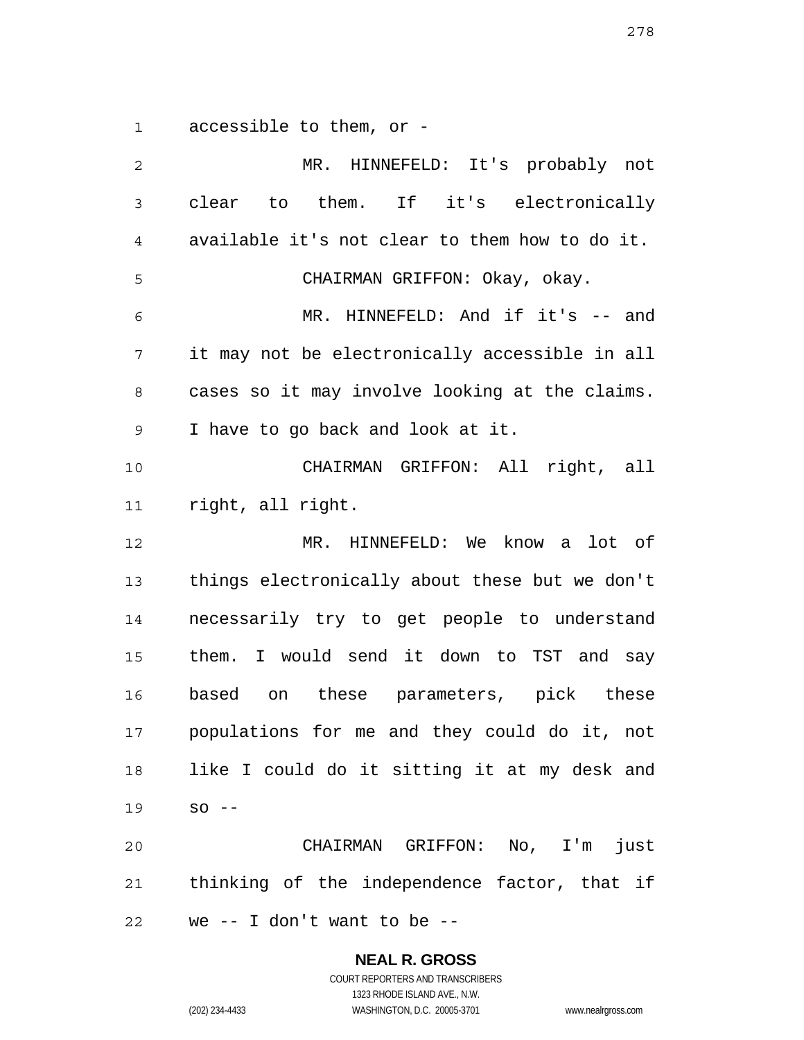accessible to them, or -

MR. HINNEFELD: It's probably not clear to them. If it's electronically available it's not clear to them how to do it.

CHAIRMAN GRIFFON: Okay, okay.

MR. HINNEFELD: And if it's -- and it may not be electronically accessible in all cases so it may involve looking at the claims. I have to go back and look at it.

CHAIRMAN GRIFFON: All right, all right, all right.

MR. HINNEFELD: We know a lot of things electronically about these but we don't necessarily try to get people to understand them. I would send it down to TST and say based on these parameters, pick these populations for me and they could do it, not like I could do it sitting it at my desk and so --

CHAIRMAN GRIFFON: No, I'm just thinking of the independence factor, that if we -- I don't want to be --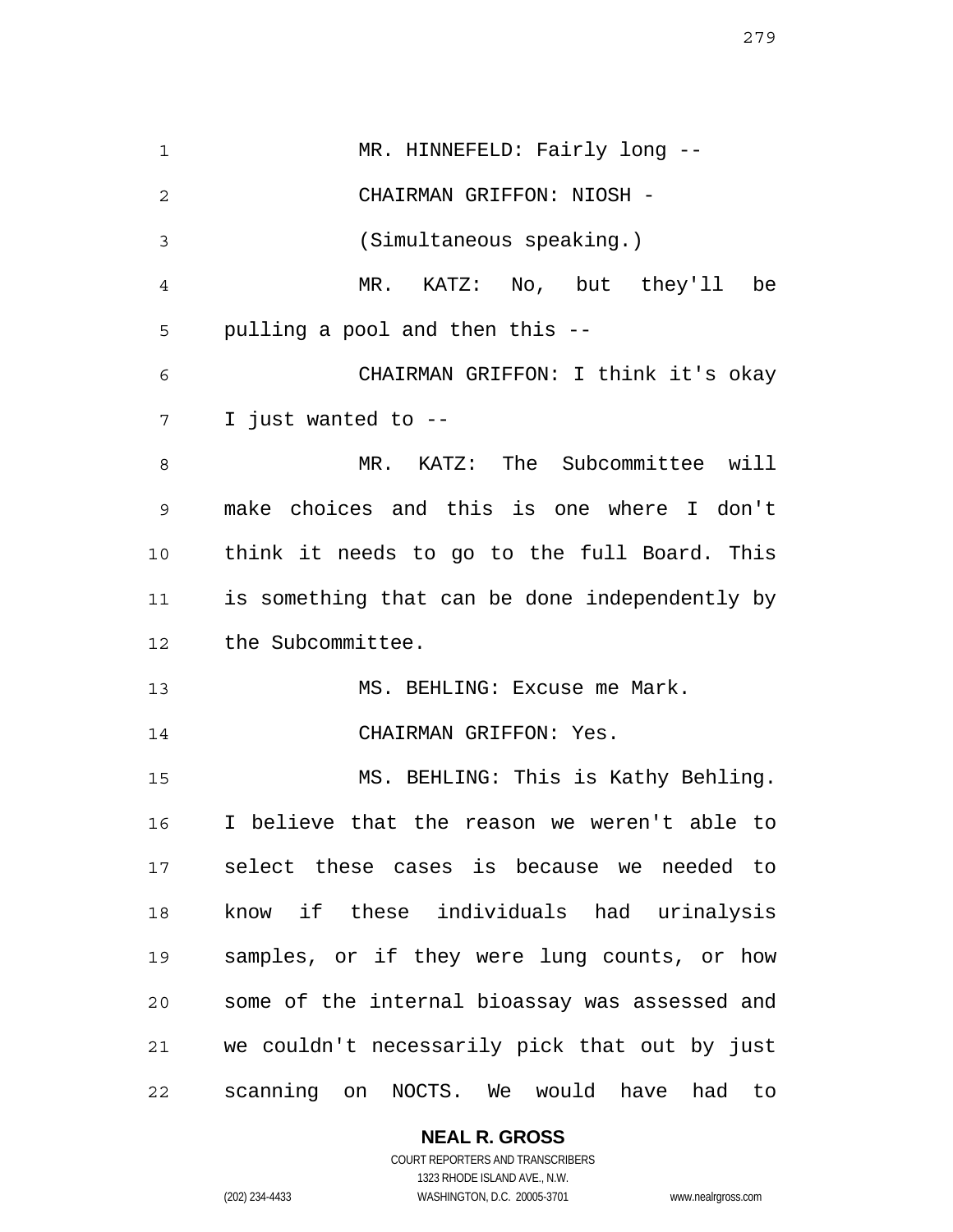MR. HINNEFELD: Fairly long --

CHAIRMAN GRIFFON: NIOSH -

(Simultaneous speaking.)

MR. KATZ: No, but they'll be pulling a pool and then this --

CHAIRMAN GRIFFON: I think it's okay I just wanted to --

MR. KATZ: The Subcommittee will make choices and this is one where I don't think it needs to go to the full Board. This is something that can be done independently by the Subcommittee.

MS. BEHLING: Excuse me Mark.

CHAIRMAN GRIFFON: Yes.

MS. BEHLING: This is Kathy Behling. I believe that the reason we weren't able to select these cases is because we needed to know if these individuals had urinalysis samples, or if they were lung counts, or how some of the internal bioassay was assessed and we couldn't necessarily pick that out by just scanning on NOCTS. We would have had to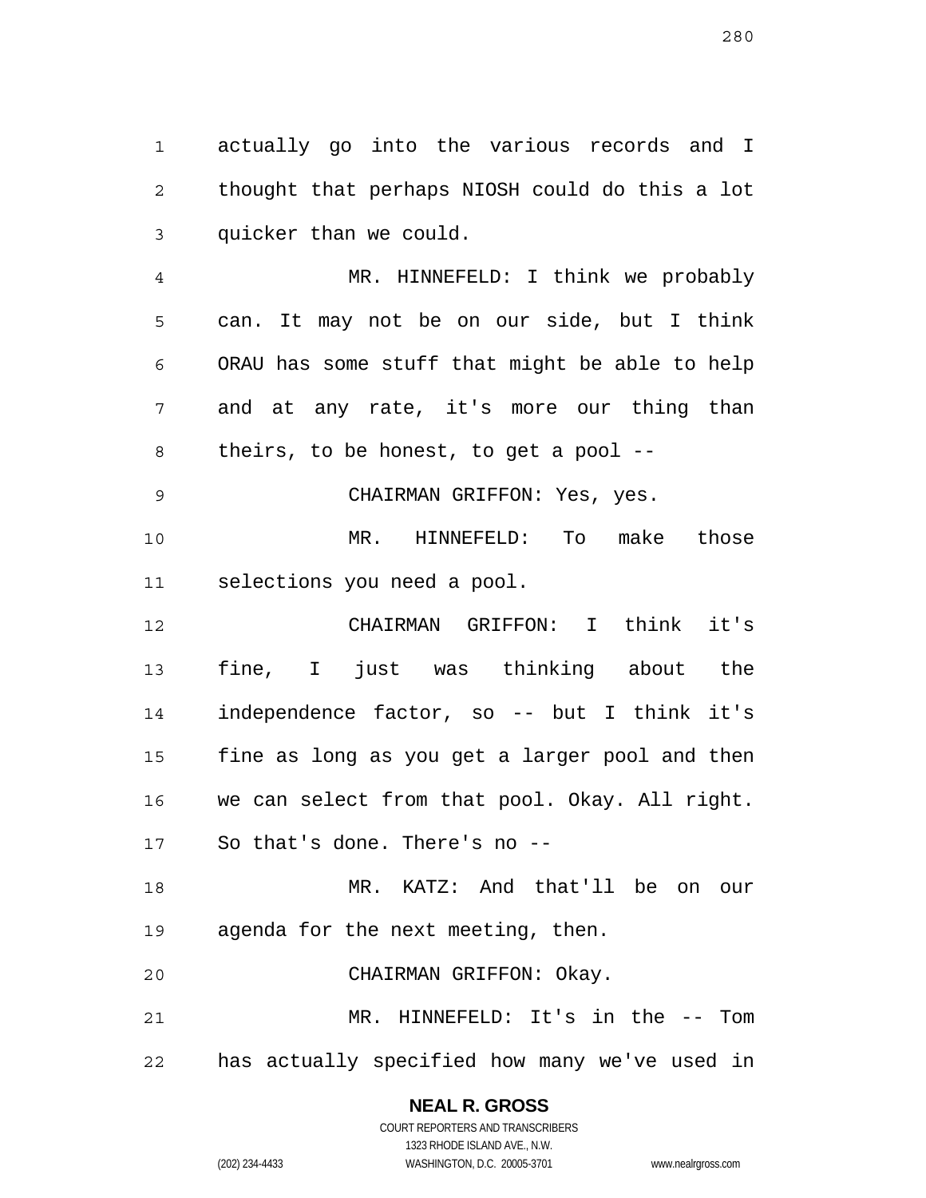actually go into the various records and I thought that perhaps NIOSH could do this a lot quicker than we could.

MR. HINNEFELD: I think we probably can. It may not be on our side, but I think ORAU has some stuff that might be able to help and at any rate, it's more our thing than theirs, to be honest, to get a pool --

CHAIRMAN GRIFFON: Yes, yes.

MR. HINNEFELD: To make those selections you need a pool.

CHAIRMAN GRIFFON: I think it's fine, I just was thinking about the independence factor, so -- but I think it's fine as long as you get a larger pool and then we can select from that pool. Okay. All right. So that's done. There's no --

MR. KATZ: And that'll be on our agenda for the next meeting, then.

CHAIRMAN GRIFFON: Okay.

MR. HINNEFELD: It's in the -- Tom has actually specified how many we've used in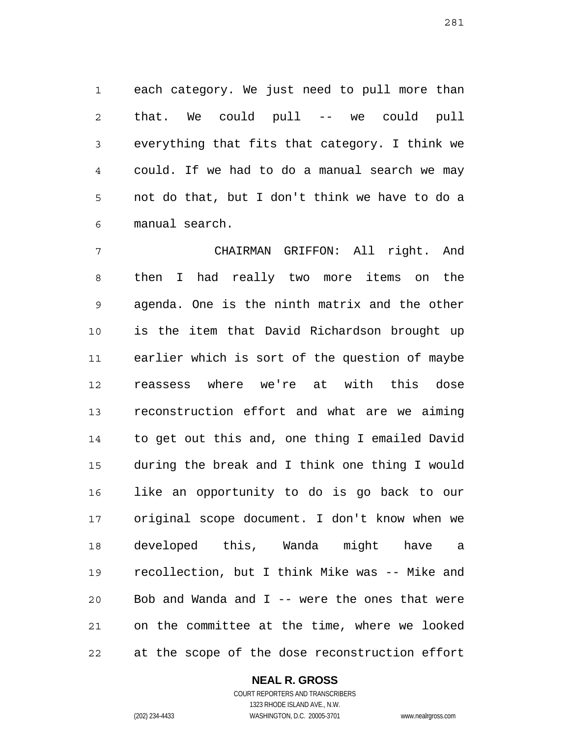each category. We just need to pull more than that. We could pull -- we could pull everything that fits that category. I think we could. If we had to do a manual search we may not do that, but I don't think we have to do a manual search.

CHAIRMAN GRIFFON: All right. And then I had really two more items on the agenda. One is the ninth matrix and the other is the item that David Richardson brought up earlier which is sort of the question of maybe reassess where we're at with this dose reconstruction effort and what are we aiming to get out this and, one thing I emailed David during the break and I think one thing I would like an opportunity to do is go back to our original scope document. I don't know when we developed this, Wanda might have a recollection, but I think Mike was -- Mike and Bob and Wanda and I -- were the ones that were on the committee at the time, where we looked at the scope of the dose reconstruction effort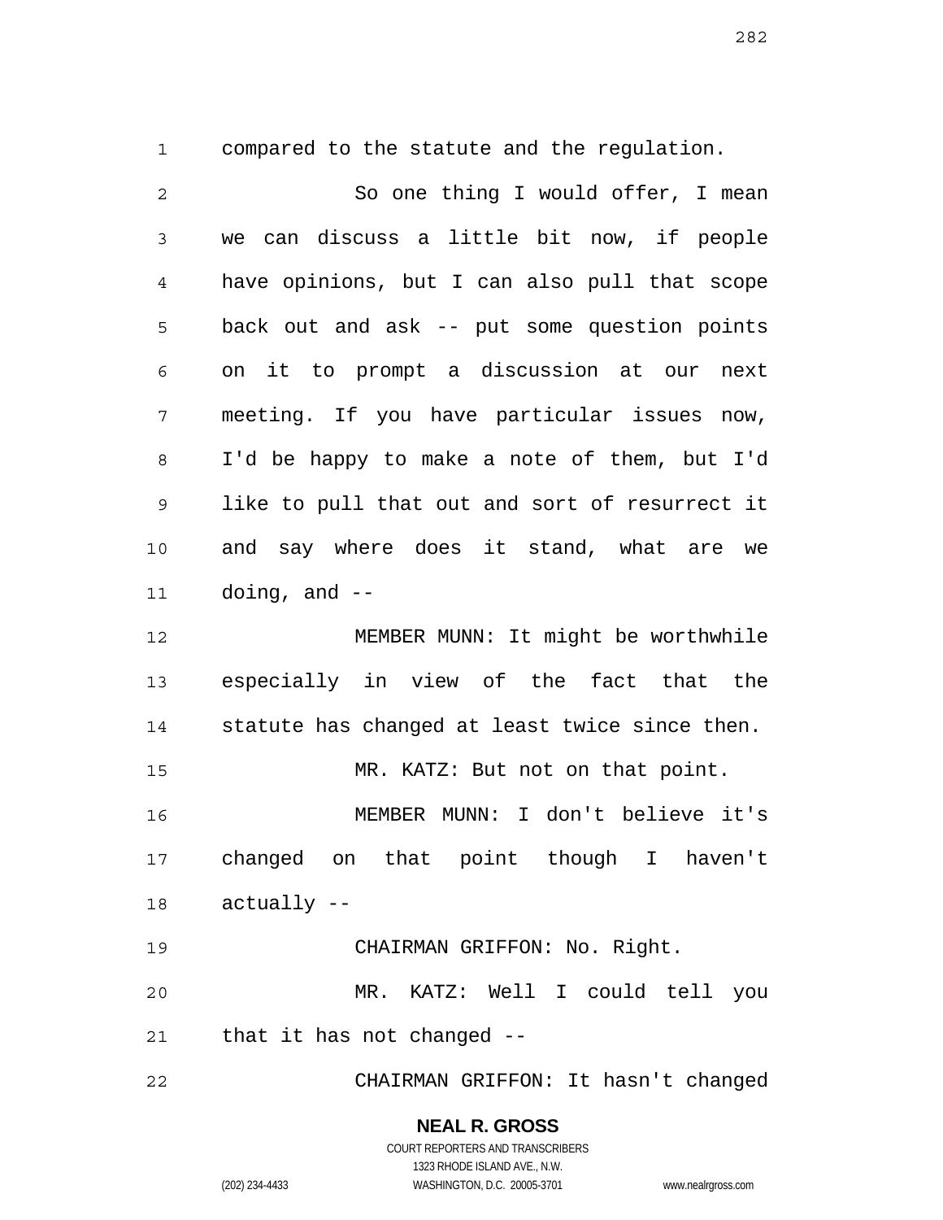compared to the statute and the regulation.

So one thing I would offer, I mean we can discuss a little bit now, if people have opinions, but I can also pull that scope back out and ask -- put some question points on it to prompt a discussion at our next meeting. If you have particular issues now, I'd be happy to make a note of them, but I'd like to pull that out and sort of resurrect it and say where does it stand, what are we doing, and --

MEMBER MUNN: It might be worthwhile especially in view of the fact that the statute has changed at least twice since then.

MR. KATZ: But not on that point.

MEMBER MUNN: I don't believe it's changed on that point though I haven't actually --

CHAIRMAN GRIFFON: No. Right.

MR. KATZ: Well I could tell you that it has not changed --

CHAIRMAN GRIFFON: It hasn't changed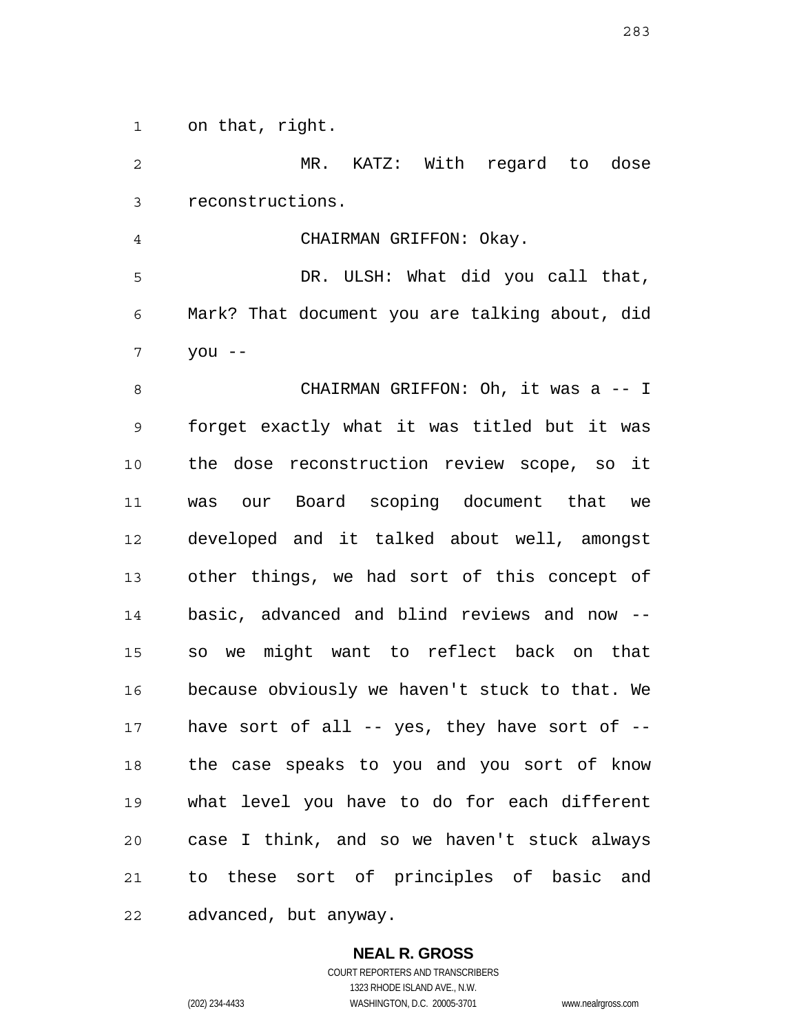on that, right.

MR. KATZ: With regard to dose reconstructions.

CHAIRMAN GRIFFON: Okay.

DR. ULSH: What did you call that, Mark? That document you are talking about, did you --

CHAIRMAN GRIFFON: Oh, it was a -- I forget exactly what it was titled but it was the dose reconstruction review scope, so it was our Board scoping document that we developed and it talked about well, amongst other things, we had sort of this concept of basic, advanced and blind reviews and now -- so we might want to reflect back on that because obviously we haven't stuck to that. We have sort of all -- yes, they have sort of -- the case speaks to you and you sort of know what level you have to do for each different case I think, and so we haven't stuck always to these sort of principles of basic and advanced, but anyway.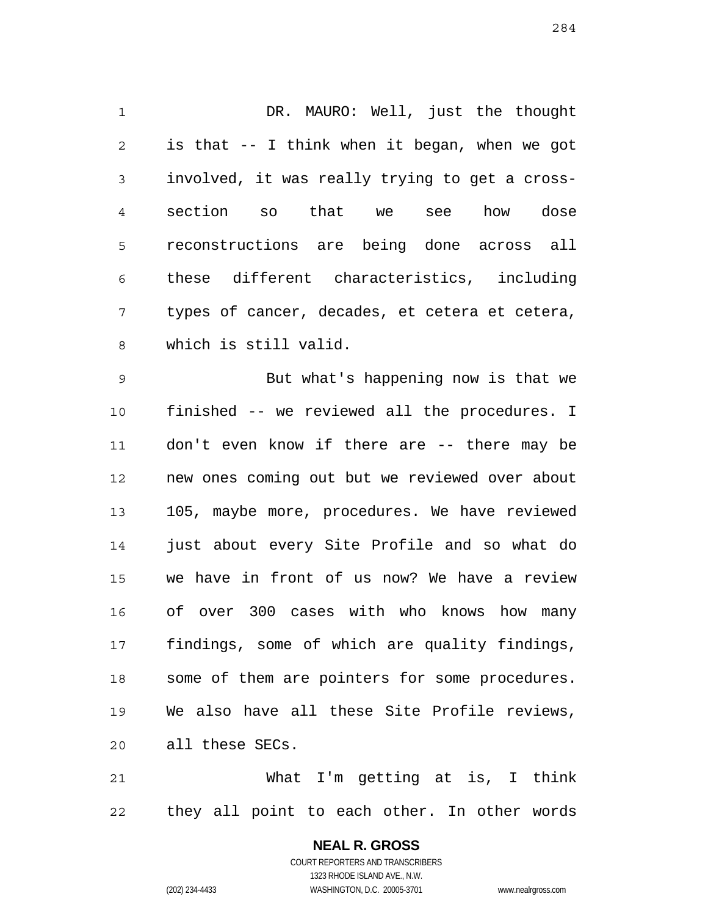DR. MAURO: Well, just the thought is that -- I think when it began, when we got involved, it was really trying to get a cross-section so that we see how dose reconstructions are being done across all these different characteristics, including types of cancer, decades, et cetera et cetera, which is still valid.

But what's happening now is that we finished -- we reviewed all the procedures. I don't even know if there are -- there may be new ones coming out but we reviewed over about 105, maybe more, procedures. We have reviewed just about every Site Profile and so what do we have in front of us now? We have a review of over 300 cases with who knows how many findings, some of which are quality findings, some of them are pointers for some procedures. We also have all these Site Profile reviews, all these SECs.

What I'm getting at is, I think they all point to each other. In other words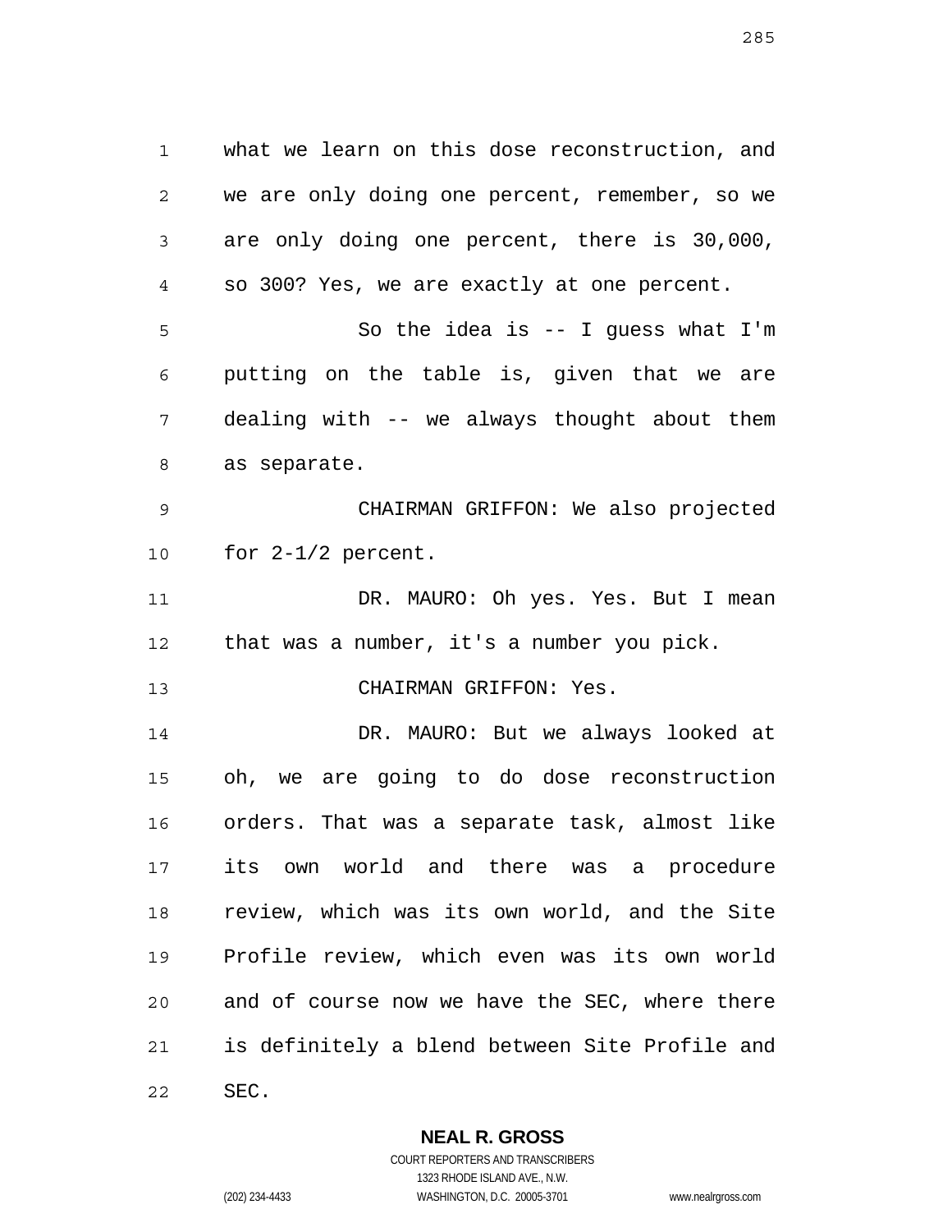what we learn on this dose reconstruction, and we are only doing one percent, remember, so we are only doing one percent, there is 30,000, so 300? Yes, we are exactly at one percent.

So the idea is -- I guess what I'm putting on the table is, given that we are dealing with -- we always thought about them as separate.

CHAIRMAN GRIFFON: We also projected for 2-1/2 percent.

DR. MAURO: Oh yes. Yes. But I mean that was a number, it's a number you pick.

CHAIRMAN GRIFFON: Yes.

DR. MAURO: But we always looked at oh, we are going to do dose reconstruction orders. That was a separate task, almost like its own world and there was a procedure review, which was its own world, and the Site Profile review, which even was its own world and of course now we have the SEC, where there is definitely a blend between Site Profile and SEC.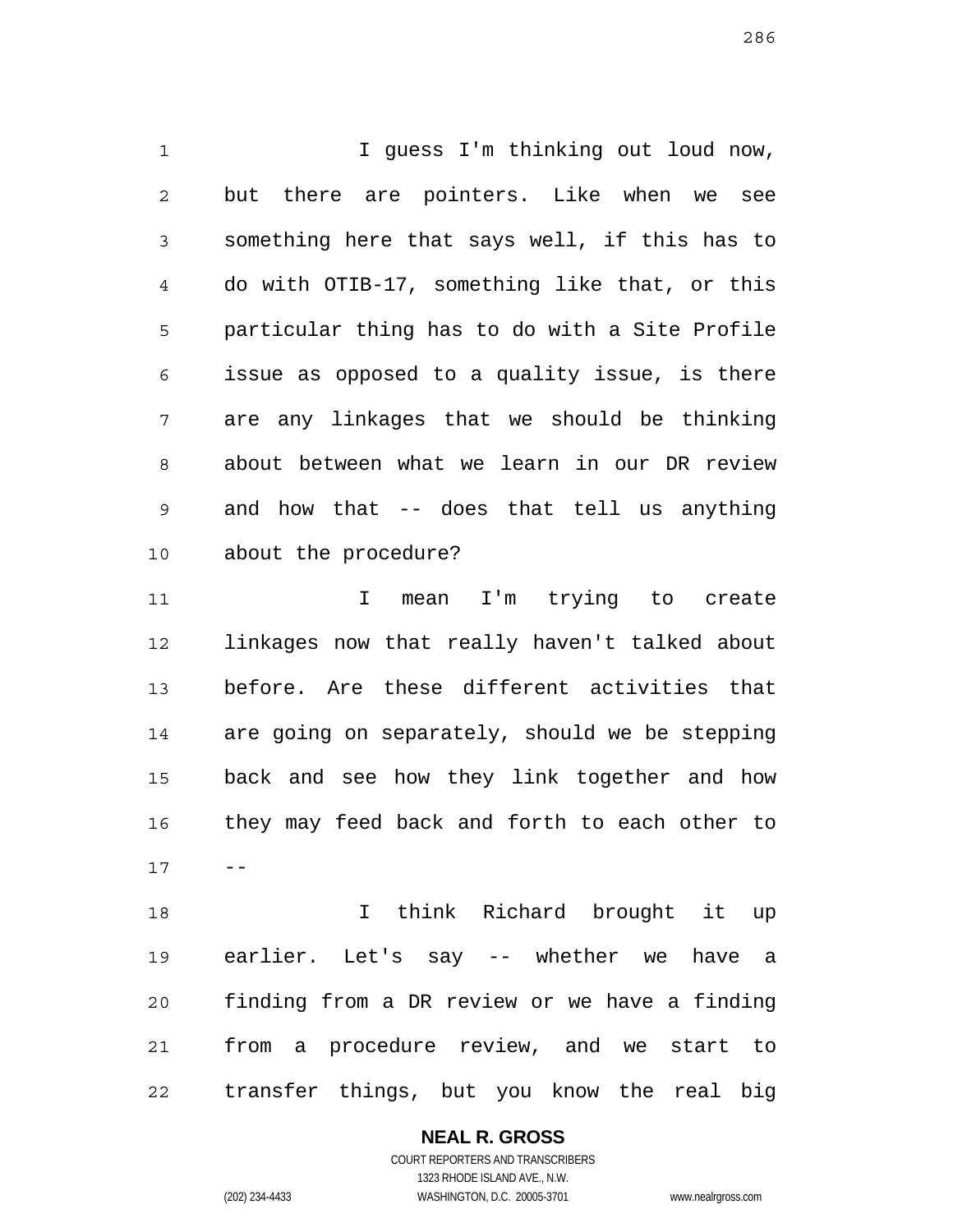I guess I'm thinking out loud now, but there are pointers. Like when we see something here that says well, if this has to do with OTIB-17, something like that, or this particular thing has to do with a Site Profile issue as opposed to a quality issue, is there are any linkages that we should be thinking about between what we learn in our DR review and how that -- does that tell us anything about the procedure?

I mean I'm trying to create linkages now that really haven't talked about before. Are these different activities that are going on separately, should we be stepping back and see how they link together and how they may feed back and forth to each other to --

I think Richard brought it up earlier. Let's say -- whether we have a finding from a DR review or we have a finding from a procedure review, and we start to transfer things, but you know the real big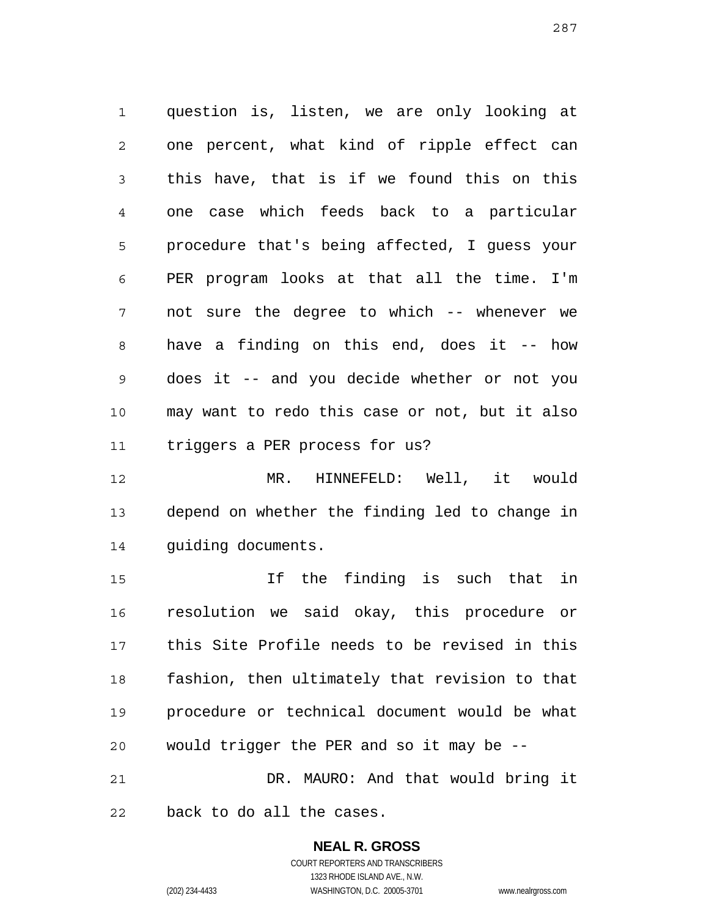question is, listen, we are only looking at one percent, what kind of ripple effect can this have, that is if we found this on this one case which feeds back to a particular procedure that's being affected, I guess your PER program looks at that all the time. I'm not sure the degree to which -- whenever we have a finding on this end, does it -- how does it -- and you decide whether or not you may want to redo this case or not, but it also triggers a PER process for us?

MR. HINNEFELD: Well, it would depend on whether the finding led to change in guiding documents.

If the finding is such that in resolution we said okay, this procedure or this Site Profile needs to be revised in this fashion, then ultimately that revision to that procedure or technical document would be what would trigger the PER and so it may be --

DR. MAURO: And that would bring it back to do all the cases.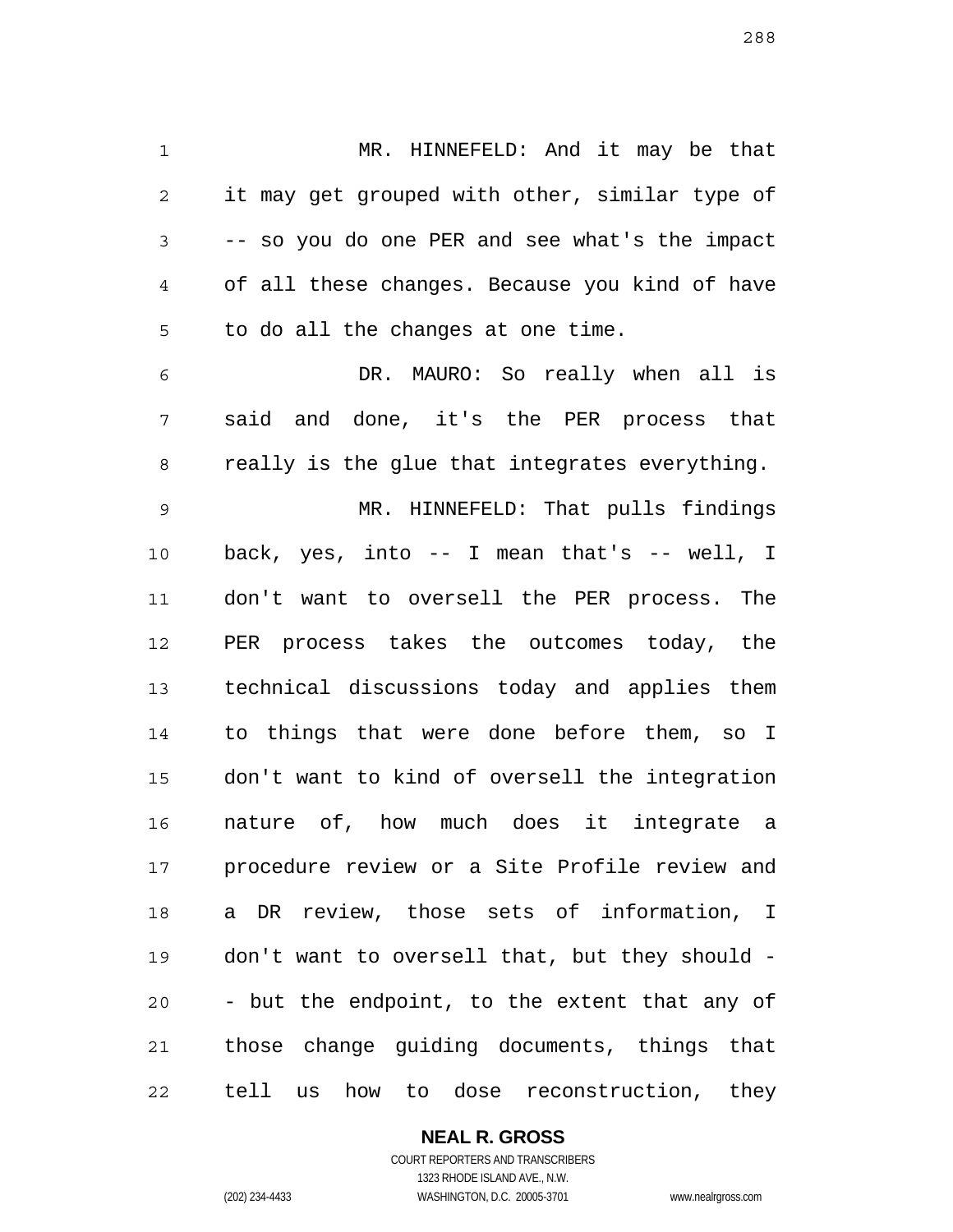MR. HINNEFELD: And it may be that it may get grouped with other, similar type of -- so you do one PER and see what's the impact of all these changes. Because you kind of have to do all the changes at one time.

DR. MAURO: So really when all is said and done, it's the PER process that really is the glue that integrates everything.

MR. HINNEFELD: That pulls findings back, yes, into -- I mean that's -- well, I don't want to oversell the PER process. The PER process takes the outcomes today, the technical discussions today and applies them to things that were done before them, so I don't want to kind of oversell the integration nature of, how much does it integrate a procedure review or a Site Profile review and a DR review, those sets of information, I don't want to oversell that, but they should -- but the endpoint, to the extent that any of those change guiding documents, things that tell us how to dose reconstruction, they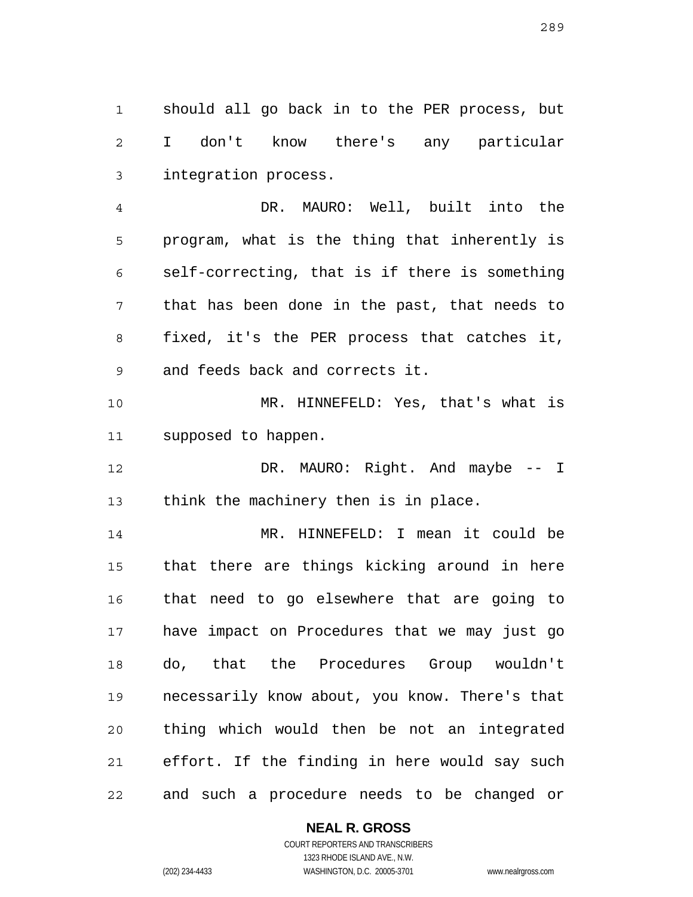should all go back in to the PER process, but I don't know there's any particular integration process.

DR. MAURO: Well, built into the program, what is the thing that inherently is self-correcting, that is if there is something that has been done in the past, that needs to fixed, it's the PER process that catches it, and feeds back and corrects it.

MR. HINNEFELD: Yes, that's what is supposed to happen.

DR. MAURO: Right. And maybe -- I think the machinery then is in place.

MR. HINNEFELD: I mean it could be that there are things kicking around in here that need to go elsewhere that are going to have impact on Procedures that we may just go do, that the Procedures Group wouldn't necessarily know about, you know. There's that thing which would then be not an integrated effort. If the finding in here would say such and such a procedure needs to be changed or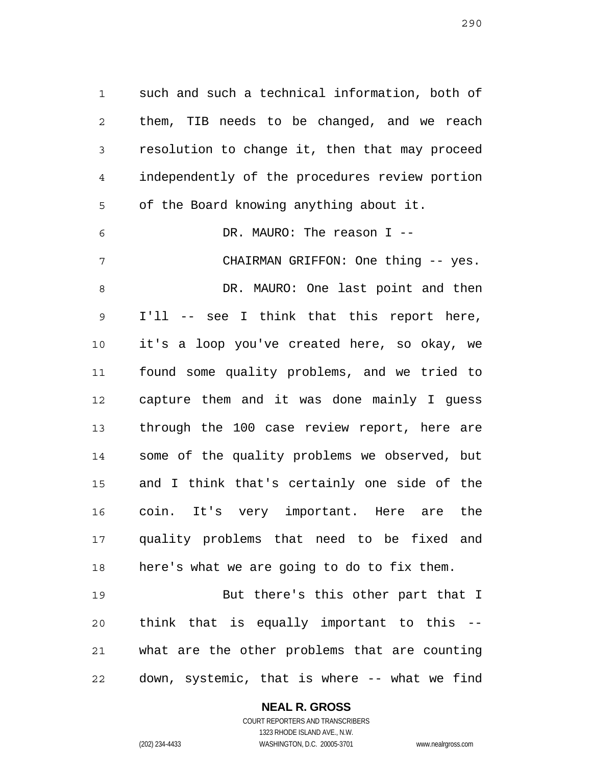such and such a technical information, both of them, TIB needs to be changed, and we reach resolution to change it, then that may proceed independently of the procedures review portion of the Board knowing anything about it.

DR. MAURO: The reason I --

CHAIRMAN GRIFFON: One thing -- yes.

DR. MAURO: One last point and then I'll -- see I think that this report here, it's a loop you've created here, so okay, we found some quality problems, and we tried to capture them and it was done mainly I guess through the 100 case review report, here are some of the quality problems we observed, but and I think that's certainly one side of the coin. It's very important. Here are the quality problems that need to be fixed and here's what we are going to do to fix them.

But there's this other part that I think that is equally important to this -- what are the other problems that are counting down, systemic, that is where -- what we find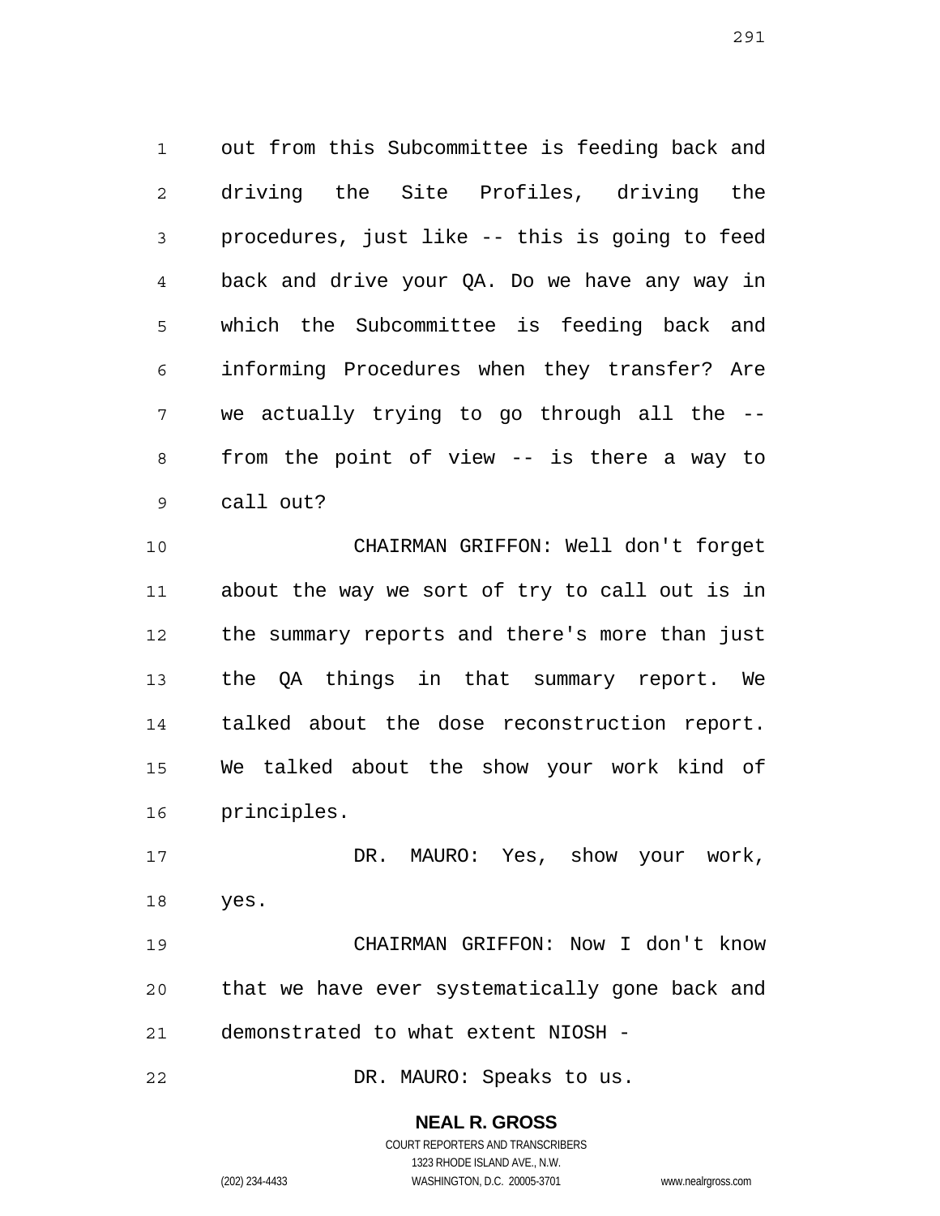out from this Subcommittee is feeding back and driving the Site Profiles, driving the procedures, just like -- this is going to feed back and drive your QA. Do we have any way in which the Subcommittee is feeding back and informing Procedures when they transfer? Are we actually trying to go through all the -- from the point of view -- is there a way to call out?

CHAIRMAN GRIFFON: Well don't forget about the way we sort of try to call out is in the summary reports and there's more than just the QA things in that summary report. We talked about the dose reconstruction report. We talked about the show your work kind of principles.

DR. MAURO: Yes, show your work, yes.

CHAIRMAN GRIFFON: Now I don't know that we have ever systematically gone back and demonstrated to what extent NIOSH -

DR. MAURO: Speaks to us.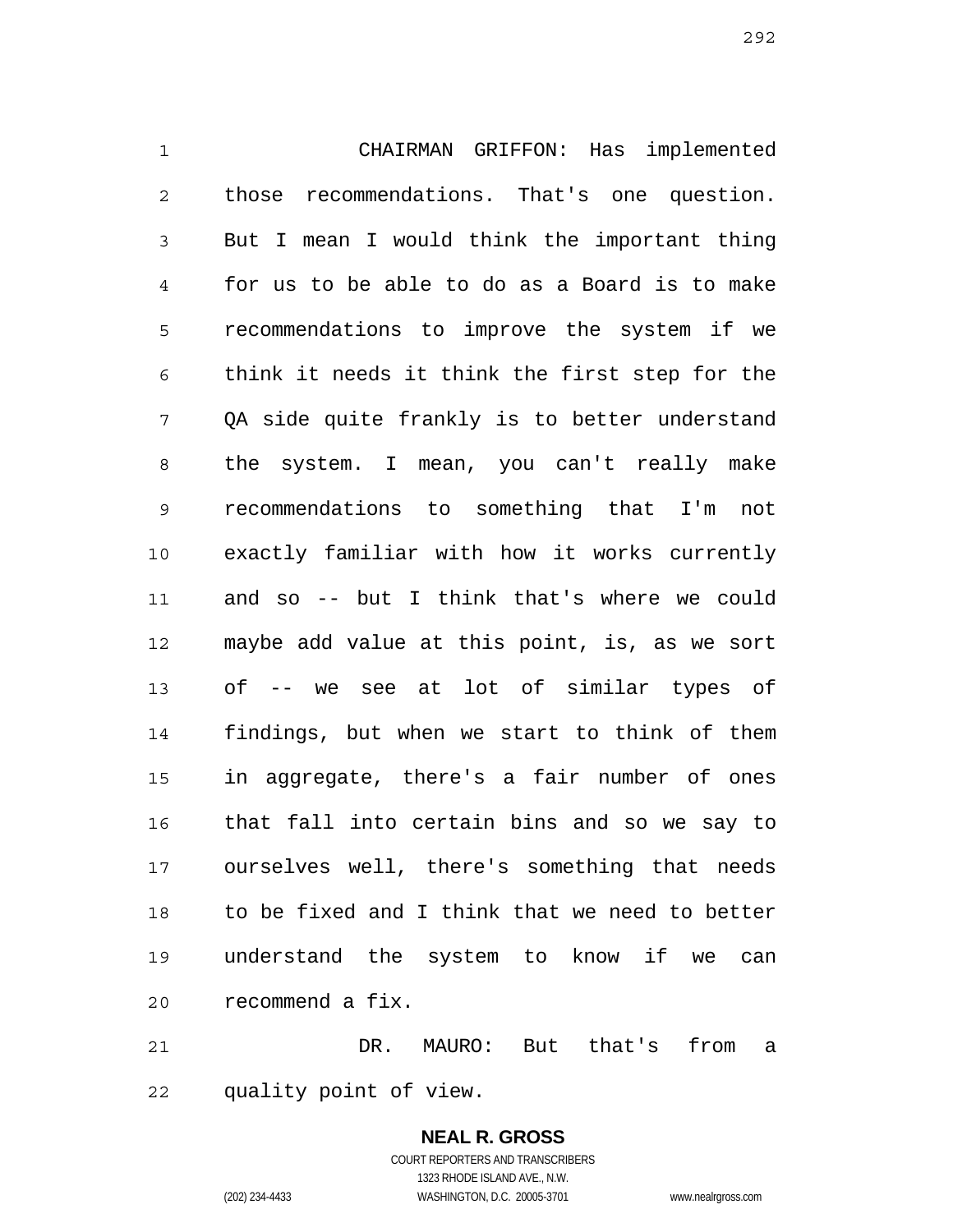CHAIRMAN GRIFFON: Has implemented those recommendations. That's one question. But I mean I would think the important thing for us to be able to do as a Board is to make recommendations to improve the system if we think it needs it think the first step for the QA side quite frankly is to better understand the system. I mean, you can't really make recommendations to something that I'm not exactly familiar with how it works currently and so -- but I think that's where we could maybe add value at this point, is, as we sort of -- we see at lot of similar types of findings, but when we start to think of them in aggregate, there's a fair number of ones that fall into certain bins and so we say to ourselves well, there's something that needs to be fixed and I think that we need to better understand the system to know if we can recommend a fix.

DR. MAURO: But that's from a quality point of view.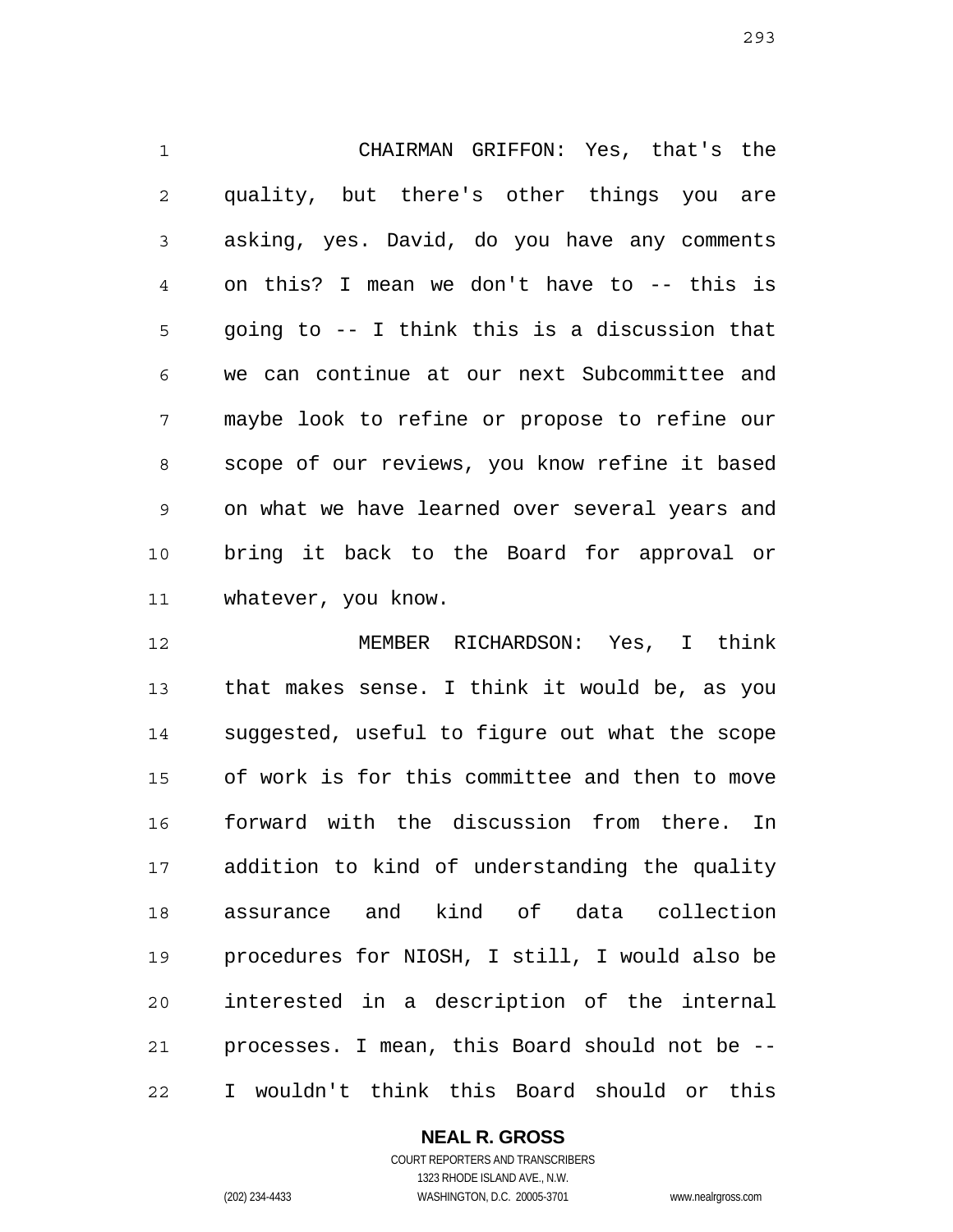CHAIRMAN GRIFFON: Yes, that's the quality, but there's other things you are asking, yes. David, do you have any comments on this? I mean we don't have to -- this is going to -- I think this is a discussion that we can continue at our next Subcommittee and maybe look to refine or propose to refine our scope of our reviews, you know refine it based on what we have learned over several years and bring it back to the Board for approval or whatever, you know.

MEMBER RICHARDSON: Yes, I think that makes sense. I think it would be, as you suggested, useful to figure out what the scope of work is for this committee and then to move forward with the discussion from there. In addition to kind of understanding the quality assurance and kind of data collection procedures for NIOSH, I still, I would also be interested in a description of the internal processes. I mean, this Board should not be -- I wouldn't think this Board should or this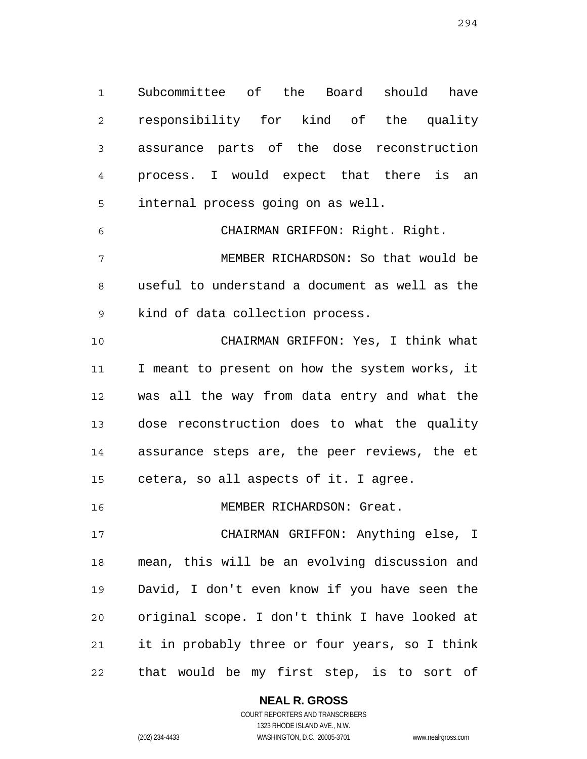Subcommittee of the Board should have responsibility for kind of the quality assurance parts of the dose reconstruction process. I would expect that there is an internal process going on as well.

CHAIRMAN GRIFFON: Right. Right.

MEMBER RICHARDSON: So that would be useful to understand a document as well as the kind of data collection process.

CHAIRMAN GRIFFON: Yes, I think what I meant to present on how the system works, it was all the way from data entry and what the dose reconstruction does to what the quality assurance steps are, the peer reviews, the et cetera, so all aspects of it. I agree.

MEMBER RICHARDSON: Great.

CHAIRMAN GRIFFON: Anything else, I mean, this will be an evolving discussion and David, I don't even know if you have seen the original scope. I don't think I have looked at it in probably three or four years, so I think that would be my first step, is to sort of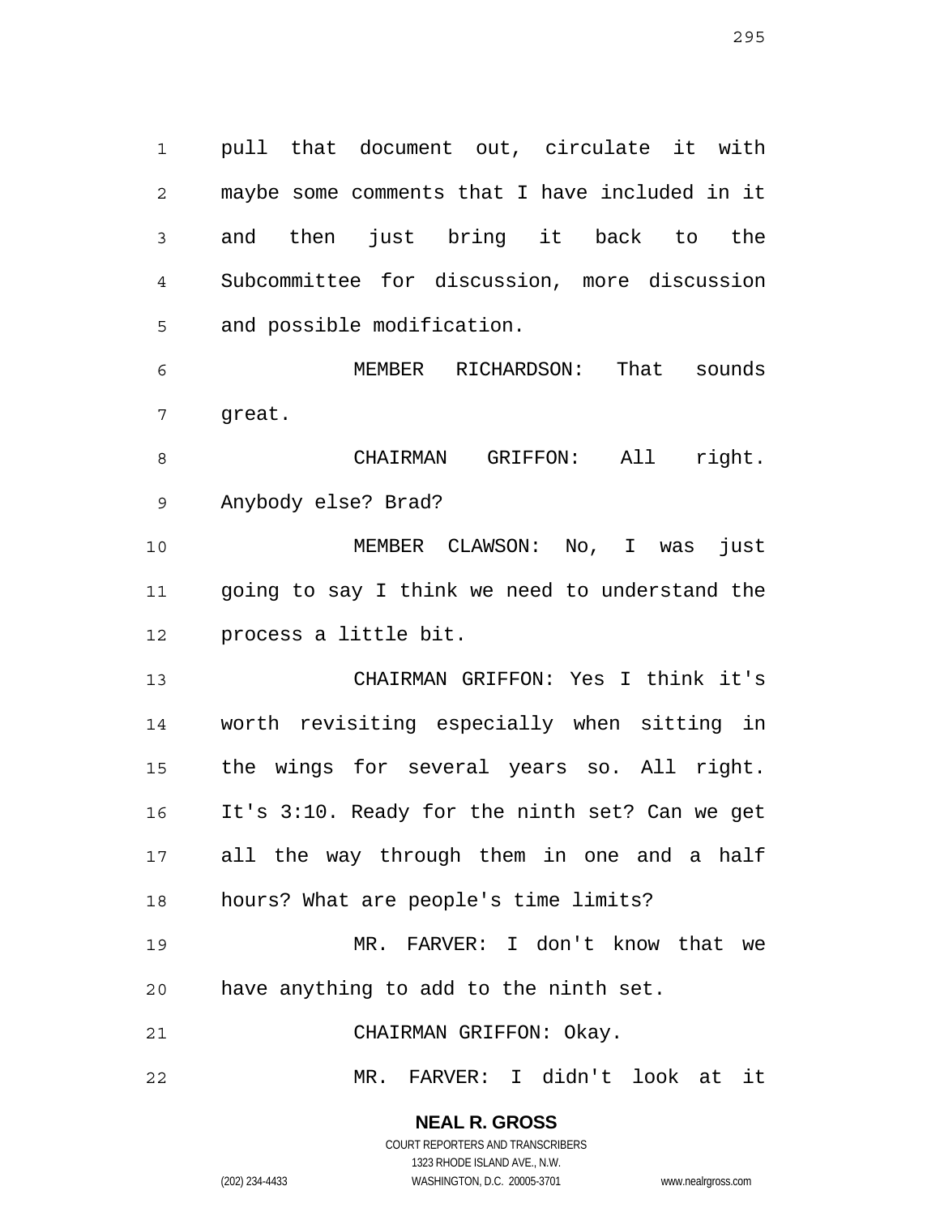pull that document out, circulate it with maybe some comments that I have included in it and then just bring it back to the Subcommittee for discussion, more discussion and possible modification.

MEMBER RICHARDSON: That sounds great.

CHAIRMAN GRIFFON: All right. Anybody else? Brad?

MEMBER CLAWSON: No, I was just going to say I think we need to understand the process a little bit.

CHAIRMAN GRIFFON: Yes I think it's worth revisiting especially when sitting in the wings for several years so. All right. It's 3:10. Ready for the ninth set? Can we get all the way through them in one and a half hours? What are people's time limits?

MR. FARVER: I don't know that we have anything to add to the ninth set.

CHAIRMAN GRIFFON: Okay.

MR. FARVER: I didn't look at it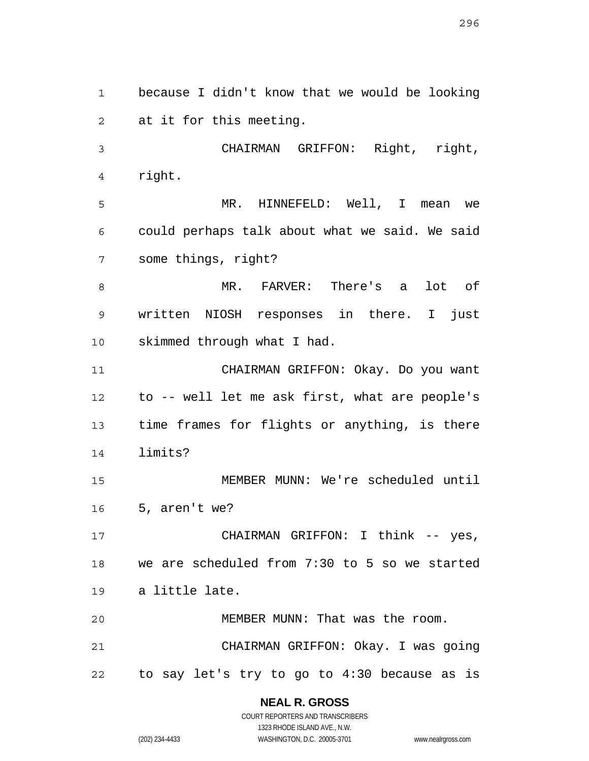because I didn't know that we would be looking at it for this meeting.

CHAIRMAN GRIFFON: Right, right, right.

MR. HINNEFELD: Well, I mean we could perhaps talk about what we said. We said some things, right?

MR. FARVER: There's a lot of written NIOSH responses in there. I just skimmed through what I had.

CHAIRMAN GRIFFON: Okay. Do you want to -- well let me ask first, what are people's time frames for flights or anything, is there limits?

MEMBER MUNN: We're scheduled until 5, aren't we?

CHAIRMAN GRIFFON: I think -- yes, we are scheduled from 7:30 to 5 so we started a little late.

MEMBER MUNN: That was the room.

CHAIRMAN GRIFFON: Okay. I was going to say let's try to go to 4:30 because as is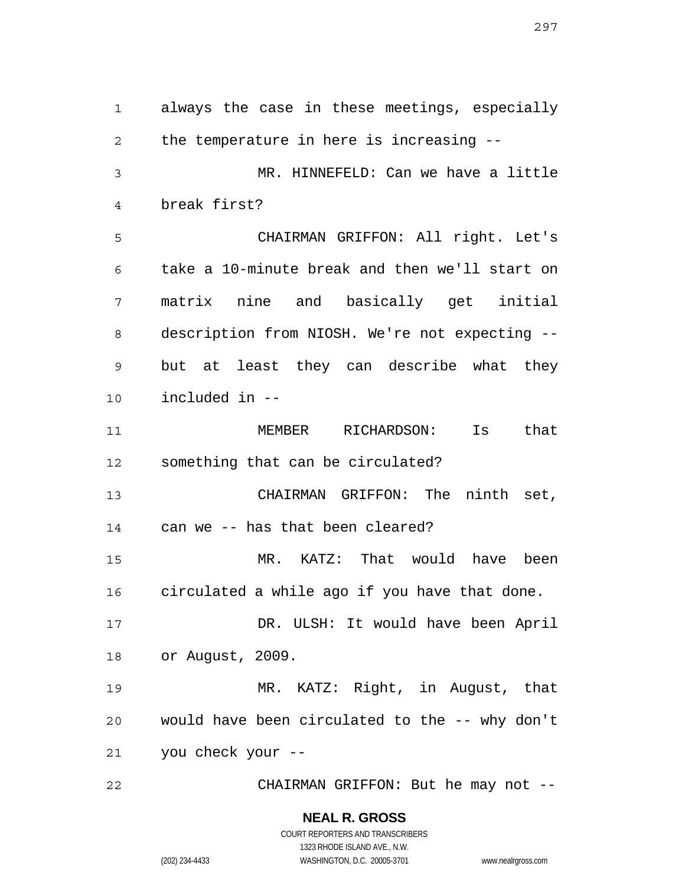always the case in these meetings, especially the temperature in here is increasing --

MR. HINNEFELD: Can we have a little break first?

CHAIRMAN GRIFFON: All right. Let's take a 10-minute break and then we'll start on matrix nine and basically get initial description from NIOSH. We're not expecting -- but at least they can describe what they included in --

MEMBER RICHARDSON: Is that something that can be circulated?

CHAIRMAN GRIFFON: The ninth set, can we -- has that been cleared?

MR. KATZ: That would have been circulated a while ago if you have that done.

DR. ULSH: It would have been April or August, 2009.

MR. KATZ: Right, in August, that would have been circulated to the -- why don't you check your --

CHAIRMAN GRIFFON: But he may not --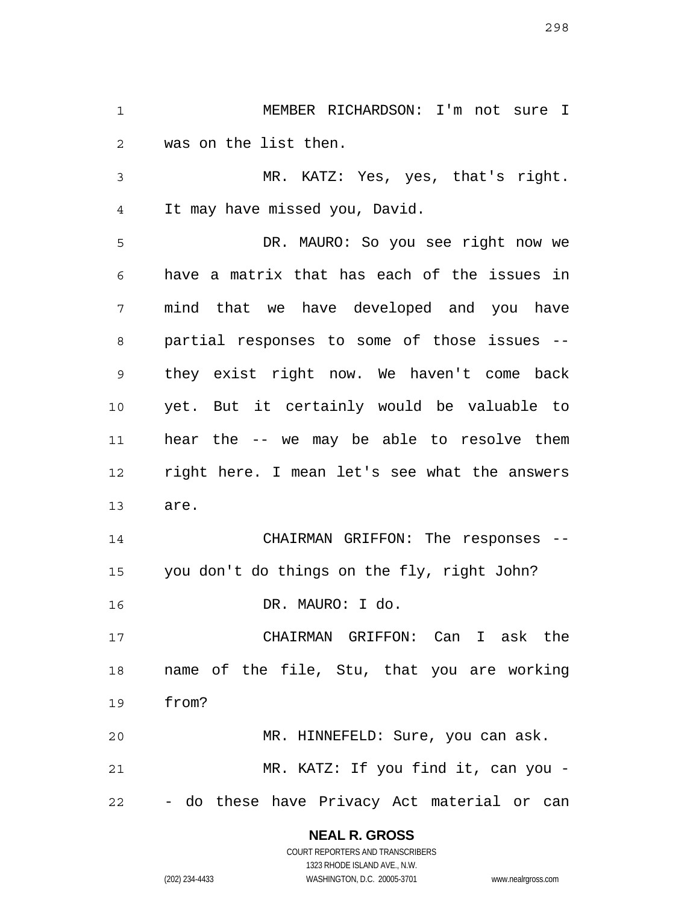MEMBER RICHARDSON: I'm not sure I was on the list then.

MR. KATZ: Yes, yes, that's right. It may have missed you, David.

DR. MAURO: So you see right now we have a matrix that has each of the issues in mind that we have developed and you have partial responses to some of those issues -- they exist right now. We haven't come back yet. But it certainly would be valuable to hear the -- we may be able to resolve them right here. I mean let's see what the answers are.

CHAIRMAN GRIFFON: The responses -- you don't do things on the fly, right John?

DR. MAURO: I do.

CHAIRMAN GRIFFON: Can I ask the name of the file, Stu, that you are working from?

MR. HINNEFELD: Sure, you can ask.

MR. KATZ: If you find it, can you -- do these have Privacy Act material or can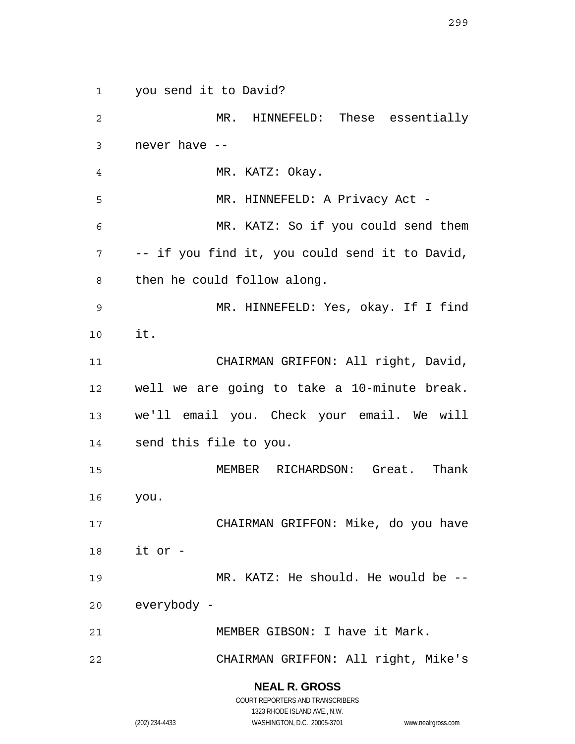you send it to David?

MR. HINNEFELD: These essentially never have --

MR. KATZ: Okay.

MR. HINNEFELD: A Privacy Act -

MR. KATZ: So if you could send them -- if you find it, you could send it to David, then he could follow along.

MR. HINNEFELD: Yes, okay. If I find it.

CHAIRMAN GRIFFON: All right, David, well we are going to take a 10-minute break. we'll email you. Check your email. We will send this file to you.

MEMBER RICHARDSON: Great. Thank you.

CHAIRMAN GRIFFON: Mike, do you have it or -

MR. KATZ: He should. He would be -- everybody -

MEMBER GIBSON: I have it Mark.

CHAIRMAN GRIFFON: All right, Mike's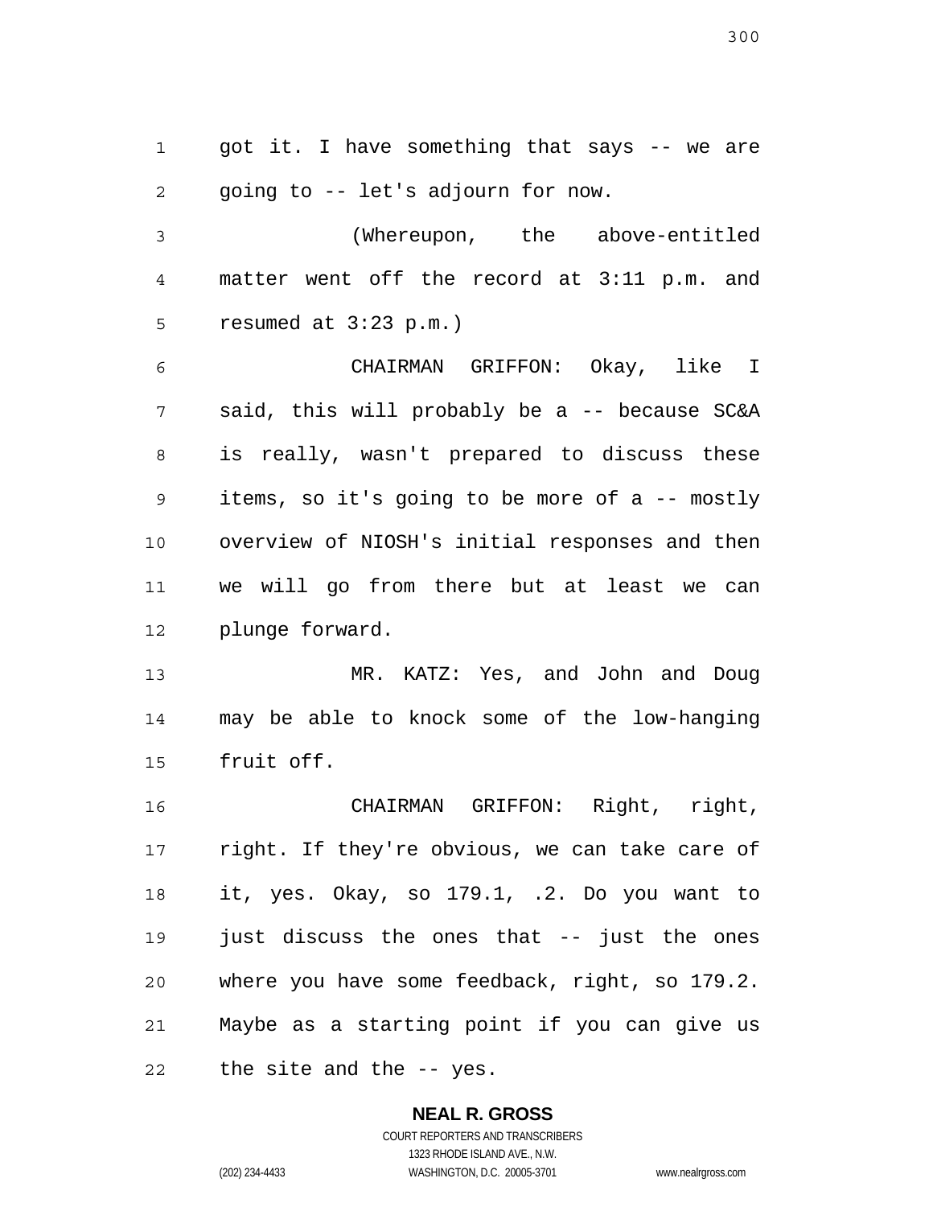got it. I have something that says -- we are going to -- let's adjourn for now.

(Whereupon, the above-entitled matter went off the record at 3:11 p.m. and resumed at 3:23 p.m.)

CHAIRMAN GRIFFON: Okay, like I said, this will probably be a -- because SC&A is really, wasn't prepared to discuss these items, so it's going to be more of a -- mostly overview of NIOSH's initial responses and then we will go from there but at least we can plunge forward.

MR. KATZ: Yes, and John and Doug may be able to knock some of the low-hanging fruit off.

CHAIRMAN GRIFFON: Right, right, right. If they're obvious, we can take care of it, yes. Okay, so 179.1, .2. Do you want to just discuss the ones that -- just the ones where you have some feedback, right, so 179.2. Maybe as a starting point if you can give us the site and the -- yes.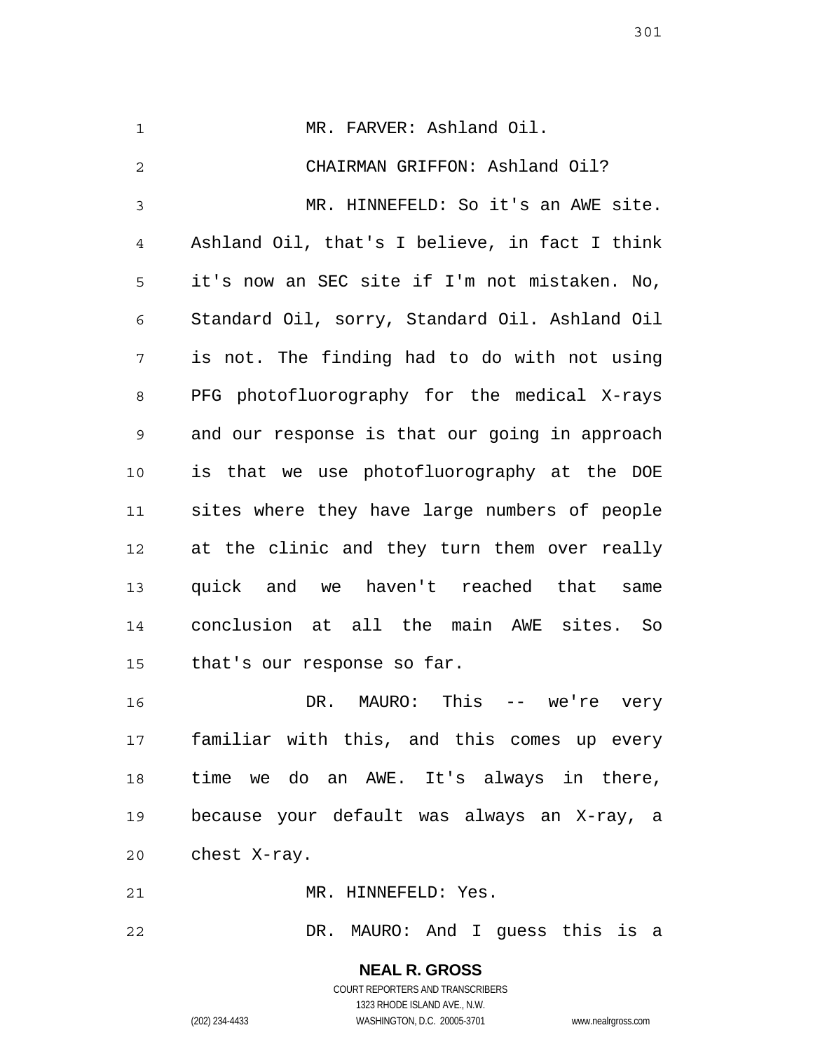MR. FARVER: Ashland Oil.

CHAIRMAN GRIFFON: Ashland Oil?

MR. HINNEFELD: So it's an AWE site. Ashland Oil, that's I believe, in fact I think it's now an SEC site if I'm not mistaken. No, Standard Oil, sorry, Standard Oil. Ashland Oil is not. The finding had to do with not using PFG photofluorography for the medical X-rays and our response is that our going in approach is that we use photofluorography at the DOE sites where they have large numbers of people at the clinic and they turn them over really quick and we haven't reached that same conclusion at all the main AWE sites. So that's our response so far.

DR. MAURO: This -- we're very familiar with this, and this comes up every time we do an AWE. It's always in there, because your default was always an X-ray, a chest X-ray.

MR. HINNEFELD: Yes.

DR. MAURO: And I guess this is a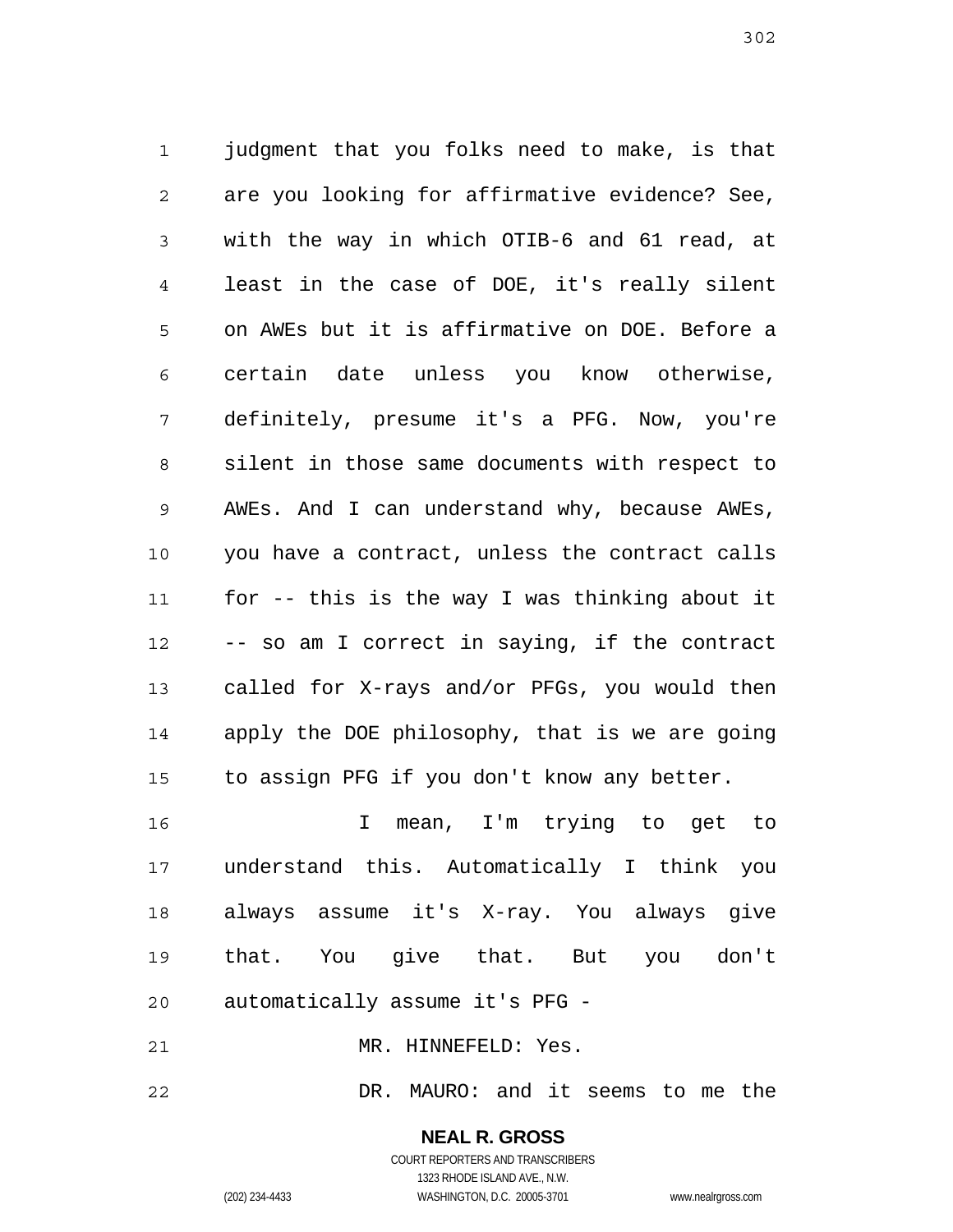judgment that you folks need to make, is that are you looking for affirmative evidence? See, with the way in which OTIB-6 and 61 read, at least in the case of DOE, it's really silent on AWEs but it is affirmative on DOE. Before a certain date unless you know otherwise, definitely, presume it's a PFG. Now, you're silent in those same documents with respect to AWEs. And I can understand why, because AWEs, you have a contract, unless the contract calls for -- this is the way I was thinking about it -- so am I correct in saying, if the contract called for X-rays and/or PFGs, you would then apply the DOE philosophy, that is we are going to assign PFG if you don't know any better.

I mean, I'm trying to get to understand this. Automatically I think you always assume it's X-ray. You always give that. You give that. But you don't automatically assume it's PFG -

MR. HINNEFELD: Yes.

DR. MAURO: and it seems to me the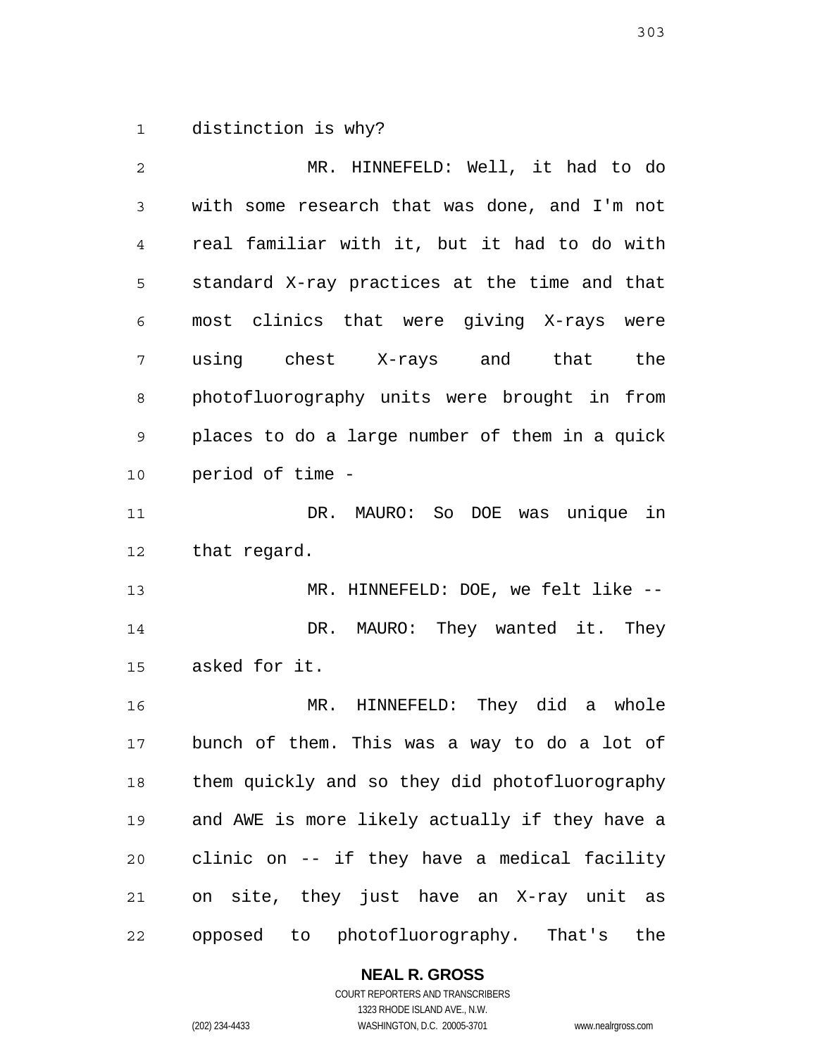distinction is why?

MR. HINNEFELD: Well, it had to do with some research that was done, and I'm not real familiar with it, but it had to do with standard X-ray practices at the time and that most clinics that were giving X-rays were using chest X-rays and that the photofluorography units were brought in from places to do a large number of them in a quick period of time -

DR. MAURO: So DOE was unique in that regard.

MR. HINNEFELD: DOE, we felt like --

DR. MAURO: They wanted it. They asked for it.

MR. HINNEFELD: They did a whole bunch of them. This was a way to do a lot of them quickly and so they did photofluorography and AWE is more likely actually if they have a clinic on -- if they have a medical facility on site, they just have an X-ray unit as opposed to photofluorography. That's the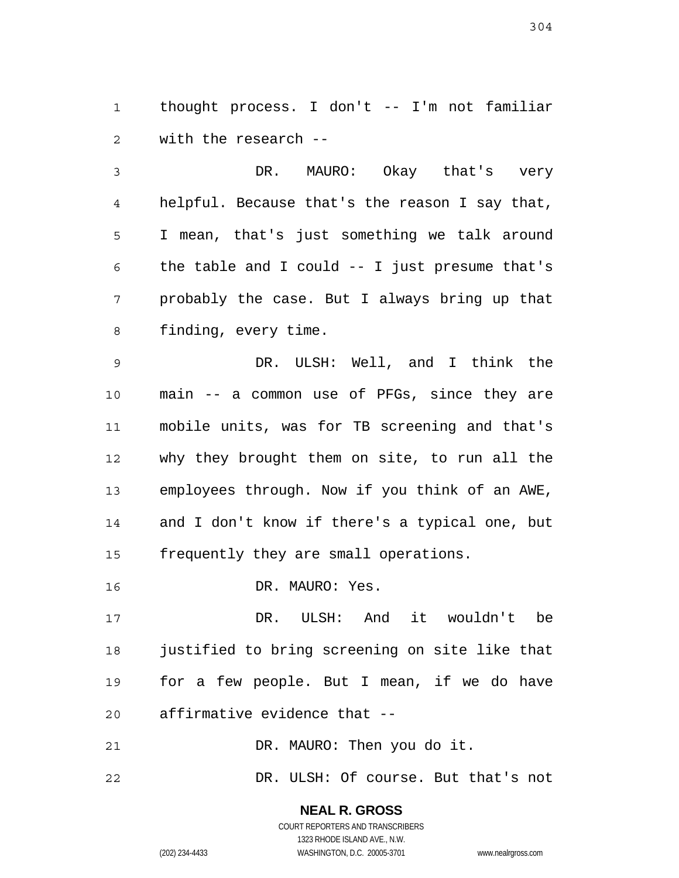thought process. I don't -- I'm not familiar with the research --

DR. MAURO: Okay that's very helpful. Because that's the reason I say that, I mean, that's just something we talk around the table and I could -- I just presume that's probably the case. But I always bring up that finding, every time.

DR. ULSH: Well, and I think the main -- a common use of PFGs, since they are mobile units, was for TB screening and that's why they brought them on site, to run all the employees through. Now if you think of an AWE, and I don't know if there's a typical one, but frequently they are small operations.

DR. MAURO: Yes.

DR. ULSH: And it wouldn't be justified to bring screening on site like that for a few people. But I mean, if we do have affirmative evidence that --

DR. MAURO: Then you do it.

DR. ULSH: Of course. But that's not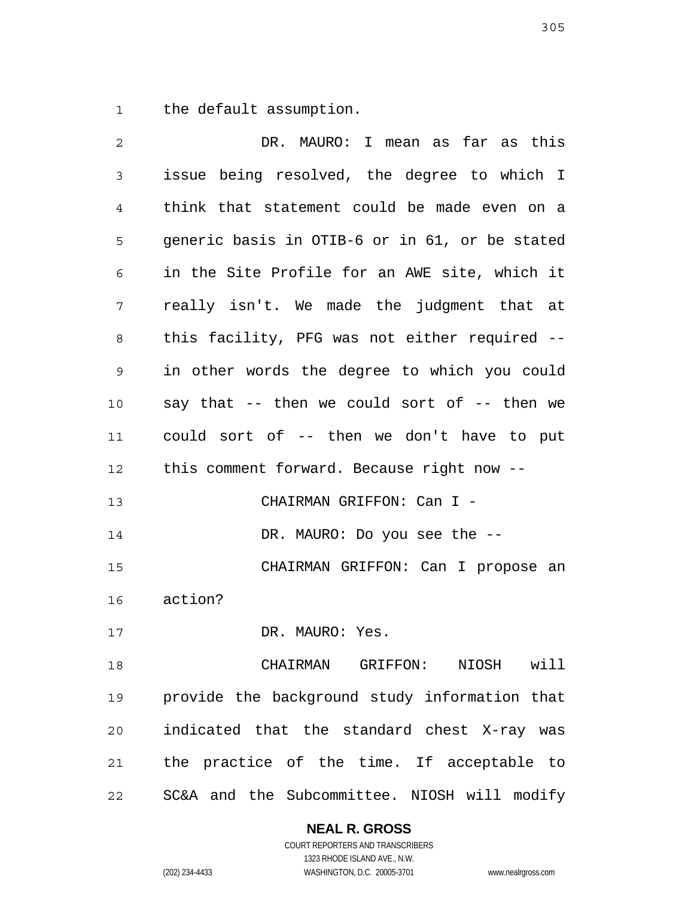the default assumption.

DR. MAURO: I mean as far as this issue being resolved, the degree to which I think that statement could be made even on a generic basis in OTIB-6 or in 61, or be stated in the Site Profile for an AWE site, which it really isn't. We made the judgment that at this facility, PFG was not either required -- in other words the degree to which you could say that -- then we could sort of -- then we could sort of -- then we don't have to put this comment forward. Because right now --

CHAIRMAN GRIFFON: Can I -

DR. MAURO: Do you see the --

CHAIRMAN GRIFFON: Can I propose an action?

DR. MAURO: Yes.

CHAIRMAN GRIFFON: NIOSH will provide the background study information that indicated that the standard chest X-ray was the practice of the time. If acceptable to SC&A and the Subcommittee. NIOSH will modify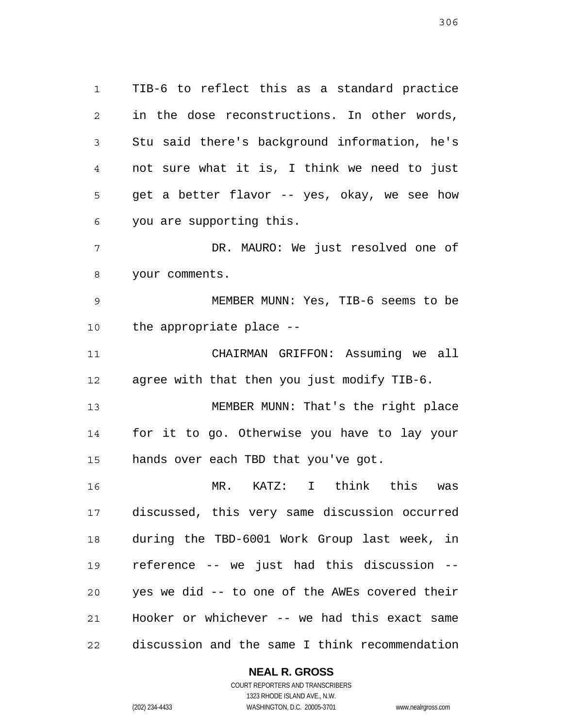TIB-6 to reflect this as a standard practice in the dose reconstructions. In other words, Stu said there's background information, he's not sure what it is, I think we need to just get a better flavor -- yes, okay, we see how you are supporting this.

DR. MAURO: We just resolved one of your comments.

MEMBER MUNN: Yes, TIB-6 seems to be the appropriate place --

CHAIRMAN GRIFFON: Assuming we all agree with that then you just modify TIB-6.

MEMBER MUNN: That's the right place for it to go. Otherwise you have to lay your hands over each TBD that you've got.

MR. KATZ: I think this was discussed, this very same discussion occurred during the TBD-6001 Work Group last week, in reference -- we just had this discussion -- yes we did -- to one of the AWEs covered their Hooker or whichever -- we had this exact same discussion and the same I think recommendation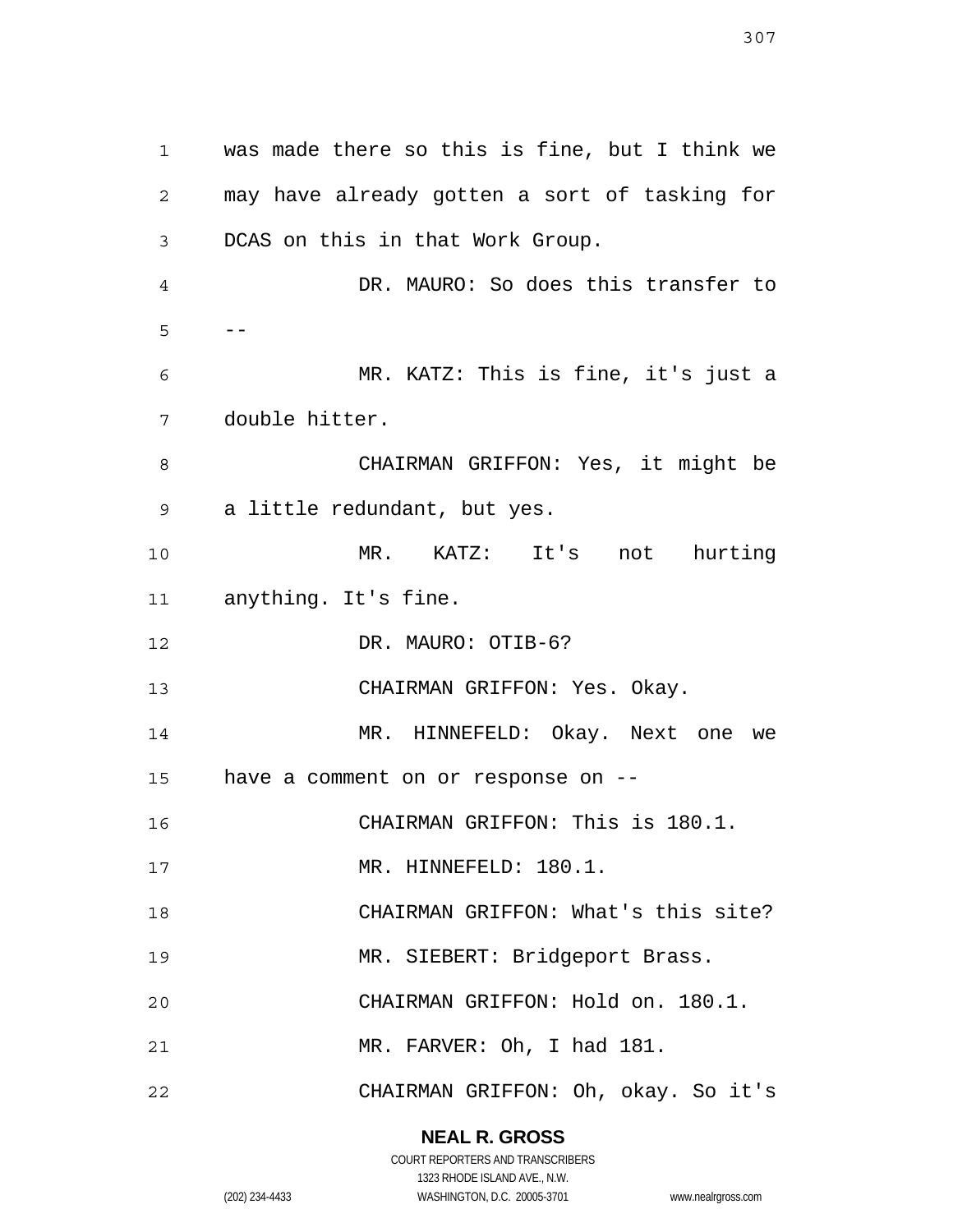was made there so this is fine, but I think we may have already gotten a sort of tasking for DCAS on this in that Work Group.

DR. MAURO: So does this transfer to --

MR. KATZ: This is fine, it's just a double hitter.

CHAIRMAN GRIFFON: Yes, it might be a little redundant, but yes.

MR. KATZ: It's not hurting anything. It's fine.

DR. MAURO: OTIB-6?

CHAIRMAN GRIFFON: Yes. Okay.

MR. HINNEFELD: Okay. Next one we have a comment on or response on --

CHAIRMAN GRIFFON: This is 180.1.

MR. HINNEFELD: 180.1.

CHAIRMAN GRIFFON: What's this site?

MR. SIEBERT: Bridgeport Brass.

CHAIRMAN GRIFFON: Hold on. 180.1.

MR. FARVER: Oh, I had 181.

CHAIRMAN GRIFFON: Oh, okay. So it's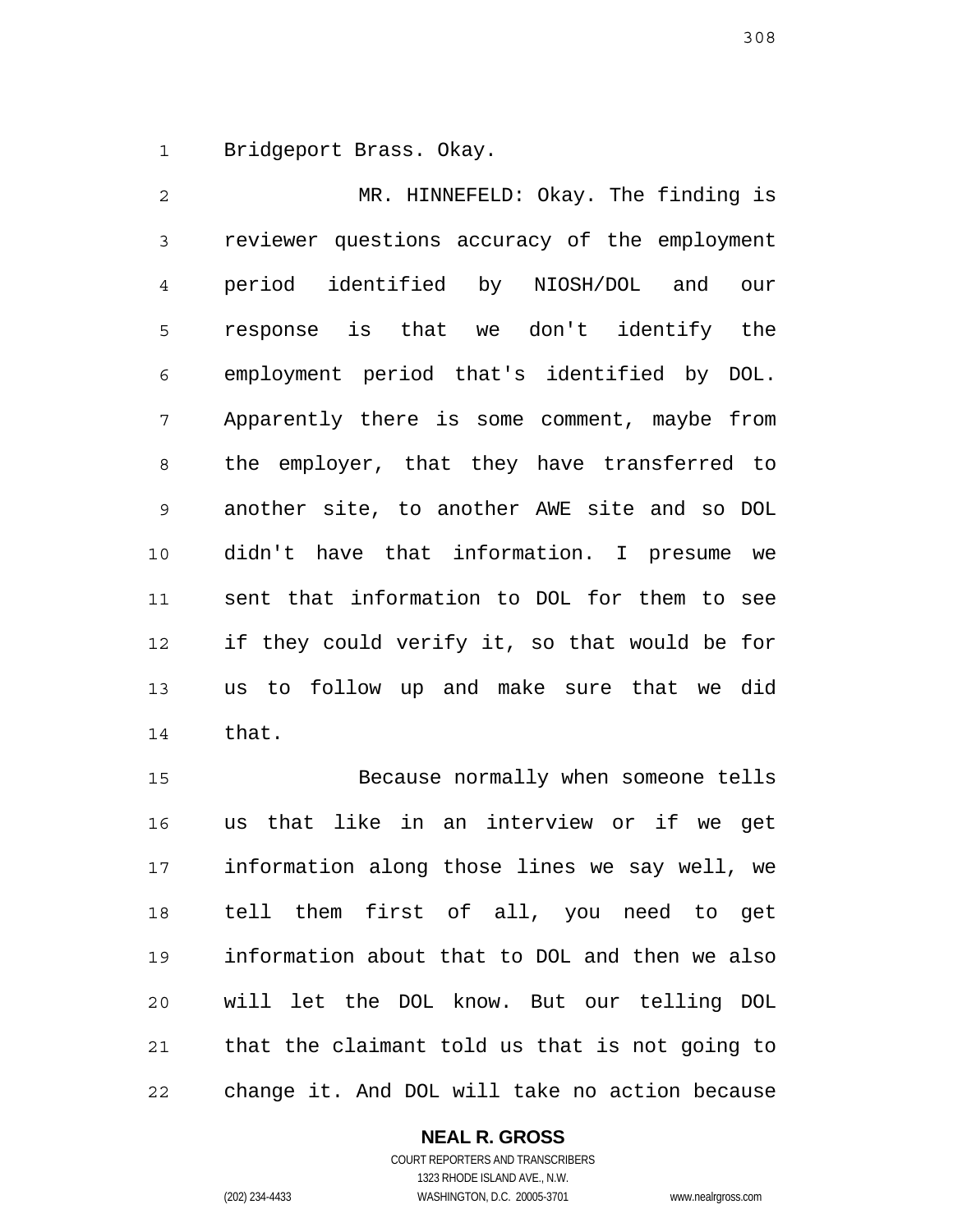Bridgeport Brass. Okay.

MR. HINNEFELD: Okay. The finding is reviewer questions accuracy of the employment period identified by NIOSH/DOL and our response is that we don't identify the employment period that's identified by DOL. Apparently there is some comment, maybe from the employer, that they have transferred to another site, to another AWE site and so DOL didn't have that information. I presume we sent that information to DOL for them to see if they could verify it, so that would be for us to follow up and make sure that we did that.

Because normally when someone tells us that like in an interview or if we get information along those lines we say well, we tell them first of all, you need to get information about that to DOL and then we also will let the DOL know. But our telling DOL that the claimant told us that is not going to change it. And DOL will take no action because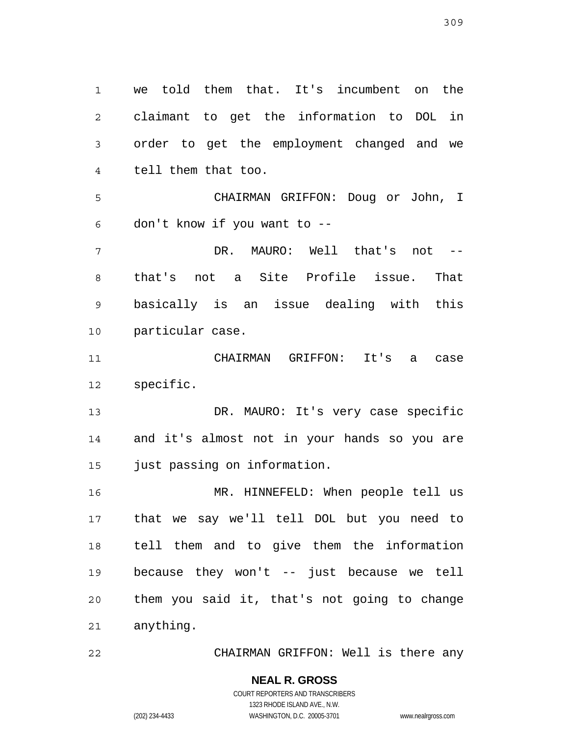we told them that. It's incumbent on the claimant to get the information to DOL in order to get the employment changed and we tell them that too.

CHAIRMAN GRIFFON: Doug or John, I don't know if you want to --

DR. MAURO: Well that's not -- that's not a Site Profile issue. That basically is an issue dealing with this particular case.

CHAIRMAN GRIFFON: It's a case specific.

DR. MAURO: It's very case specific and it's almost not in your hands so you are just passing on information.

MR. HINNEFELD: When people tell us that we say we'll tell DOL but you need to tell them and to give them the information because they won't -- just because we tell them you said it, that's not going to change anything.

CHAIRMAN GRIFFON: Well is there any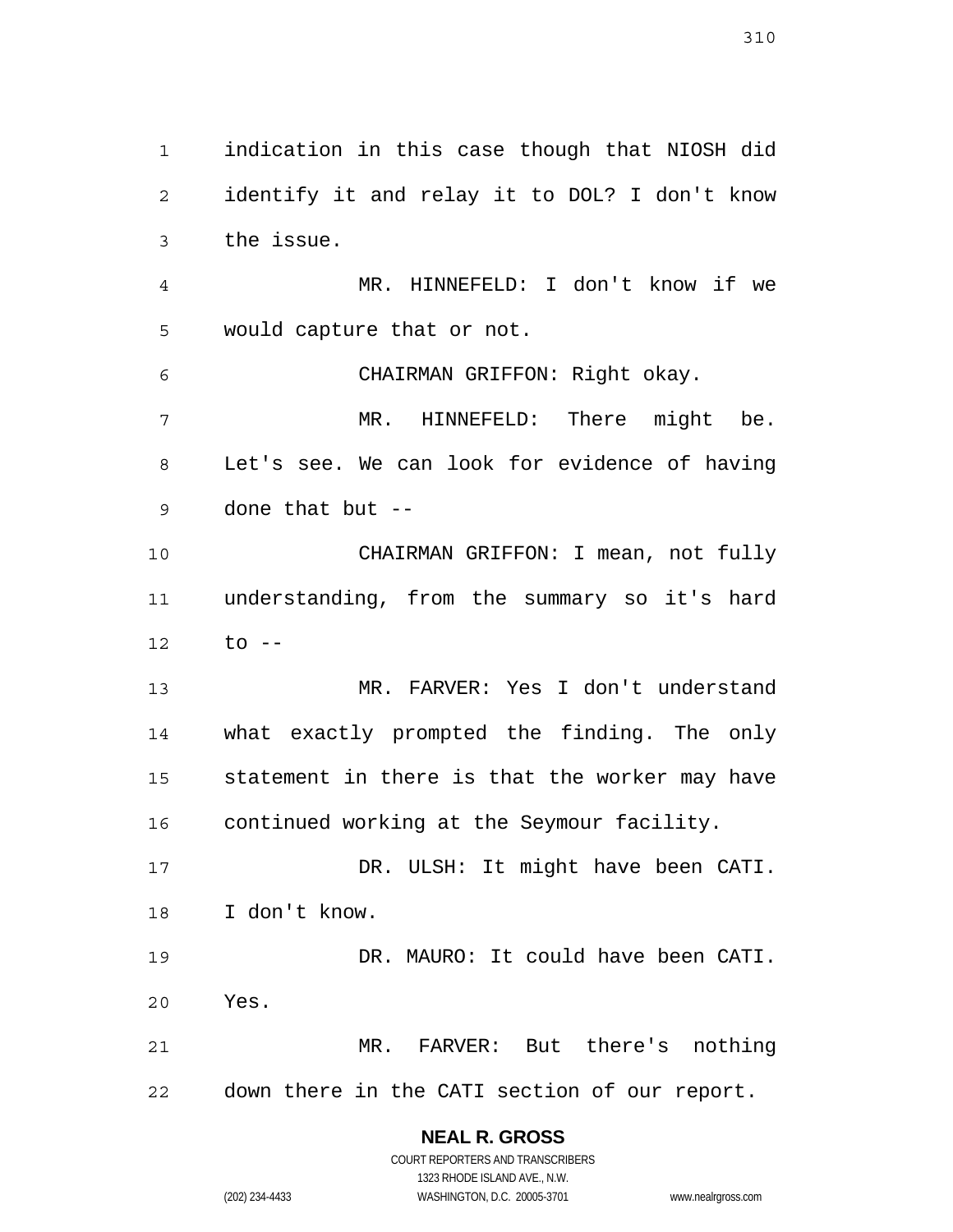indication in this case though that NIOSH did identify it and relay it to DOL? I don't know the issue.

MR. HINNEFELD: I don't know if we would capture that or not.

CHAIRMAN GRIFFON: Right okay.

MR. HINNEFELD: There might be. Let's see. We can look for evidence of having done that but --

CHAIRMAN GRIFFON: I mean, not fully understanding, from the summary so it's hard to --

MR. FARVER: Yes I don't understand what exactly prompted the finding. The only statement in there is that the worker may have continued working at the Seymour facility.

DR. ULSH: It might have been CATI. I don't know.

DR. MAURO: It could have been CATI. Yes.

MR. FARVER: But there's nothing down there in the CATI section of our report.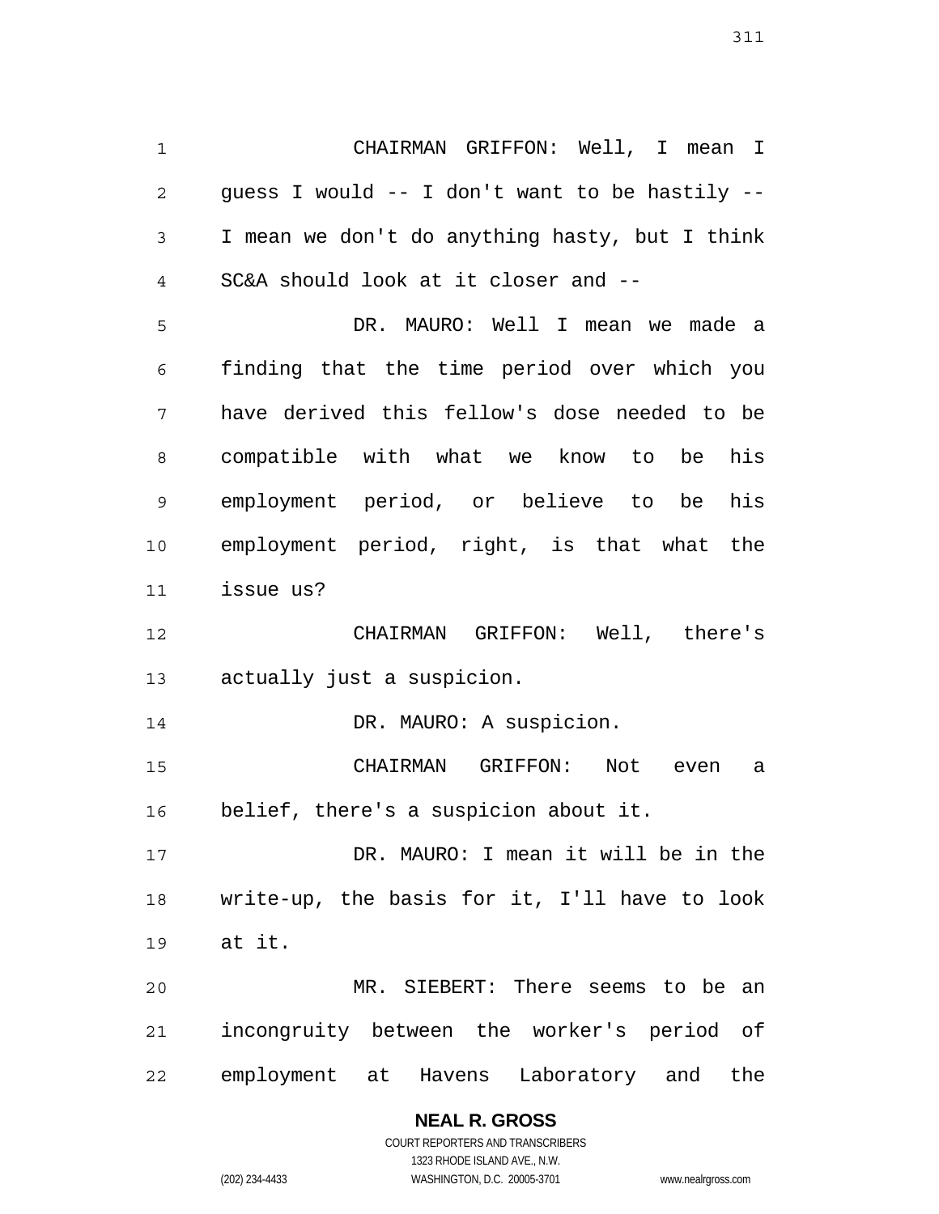CHAIRMAN GRIFFON: Well, I mean I guess I would -- I don't want to be hastily -- I mean we don't do anything hasty, but I think SC&A should look at it closer and --

DR. MAURO: Well I mean we made a finding that the time period over which you have derived this fellow's dose needed to be compatible with what we know to be his employment period, or believe to be his employment period, right, is that what the issue us?

CHAIRMAN GRIFFON: Well, there's actually just a suspicion.

DR. MAURO: A suspicion.

CHAIRMAN GRIFFON: Not even a belief, there's a suspicion about it.

DR. MAURO: I mean it will be in the write-up, the basis for it, I'll have to look at it.

MR. SIEBERT: There seems to be an incongruity between the worker's period of employment at Havens Laboratory and the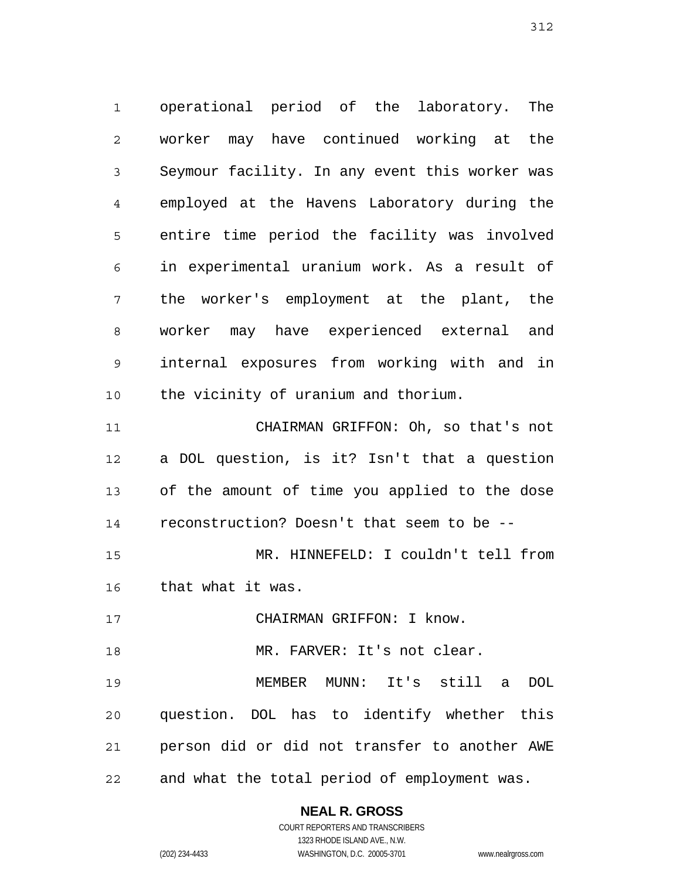operational period of the laboratory. The worker may have continued working at the Seymour facility. In any event this worker was employed at the Havens Laboratory during the entire time period the facility was involved in experimental uranium work. As a result of the worker's employment at the plant, the worker may have experienced external and internal exposures from working with and in the vicinity of uranium and thorium.

CHAIRMAN GRIFFON: Oh, so that's not a DOL question, is it? Isn't that a question of the amount of time you applied to the dose reconstruction? Doesn't that seem to be --

MR. HINNEFELD: I couldn't tell from that what it was.

CHAIRMAN GRIFFON: I know.

MR. FARVER: It's not clear.

MEMBER MUNN: It's still a DOL question. DOL has to identify whether this person did or did not transfer to another AWE and what the total period of employment was.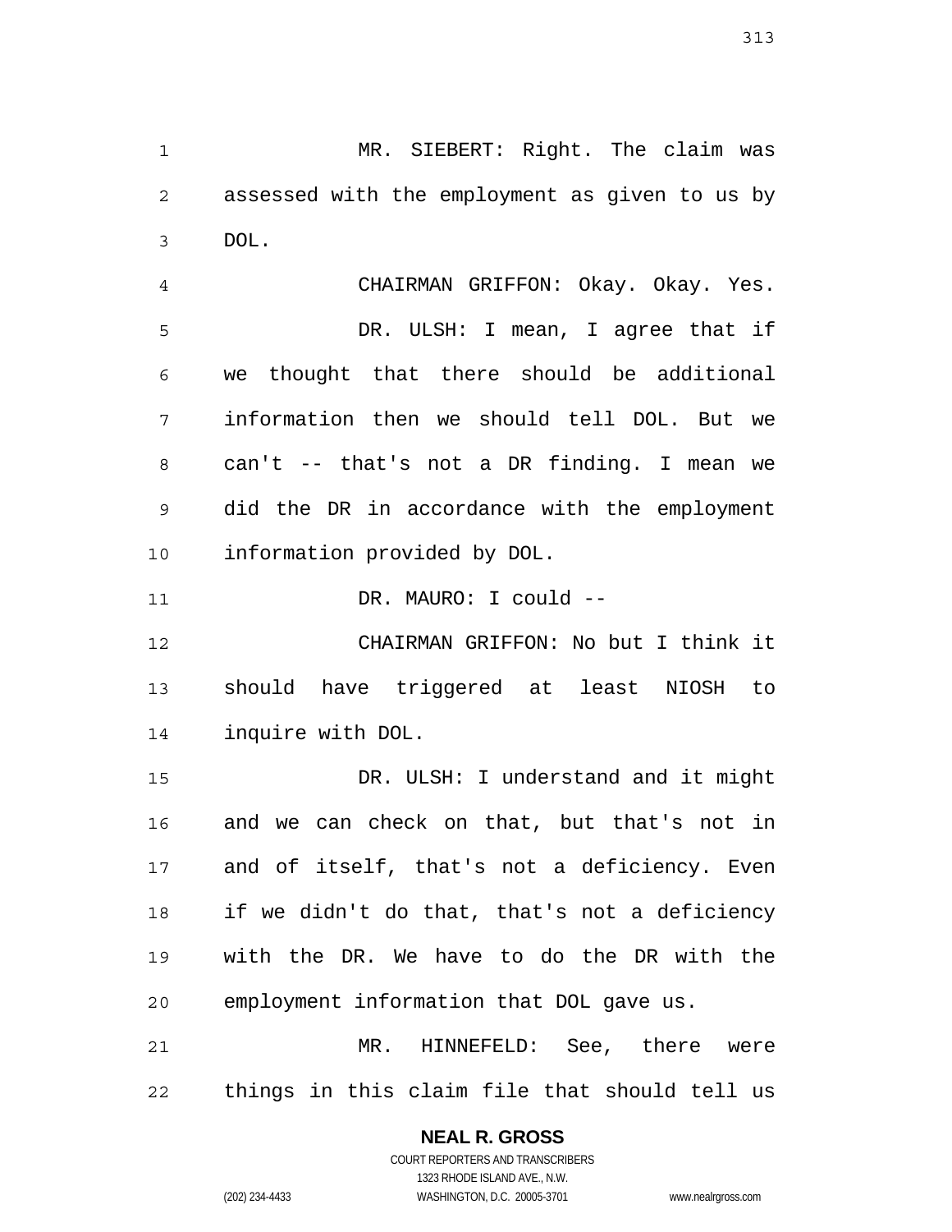MR. SIEBERT: Right. The claim was assessed with the employment as given to us by DOL.

CHAIRMAN GRIFFON: Okay. Okay. Yes.

DR. ULSH: I mean, I agree that if we thought that there should be additional information then we should tell DOL. But we can't -- that's not a DR finding. I mean we did the DR in accordance with the employment information provided by DOL.

DR. MAURO: I could --

CHAIRMAN GRIFFON: No but I think it should have triggered at least NIOSH to inquire with DOL.

DR. ULSH: I understand and it might and we can check on that, but that's not in and of itself, that's not a deficiency. Even if we didn't do that, that's not a deficiency with the DR. We have to do the DR with the employment information that DOL gave us.

MR. HINNEFELD: See, there were things in this claim file that should tell us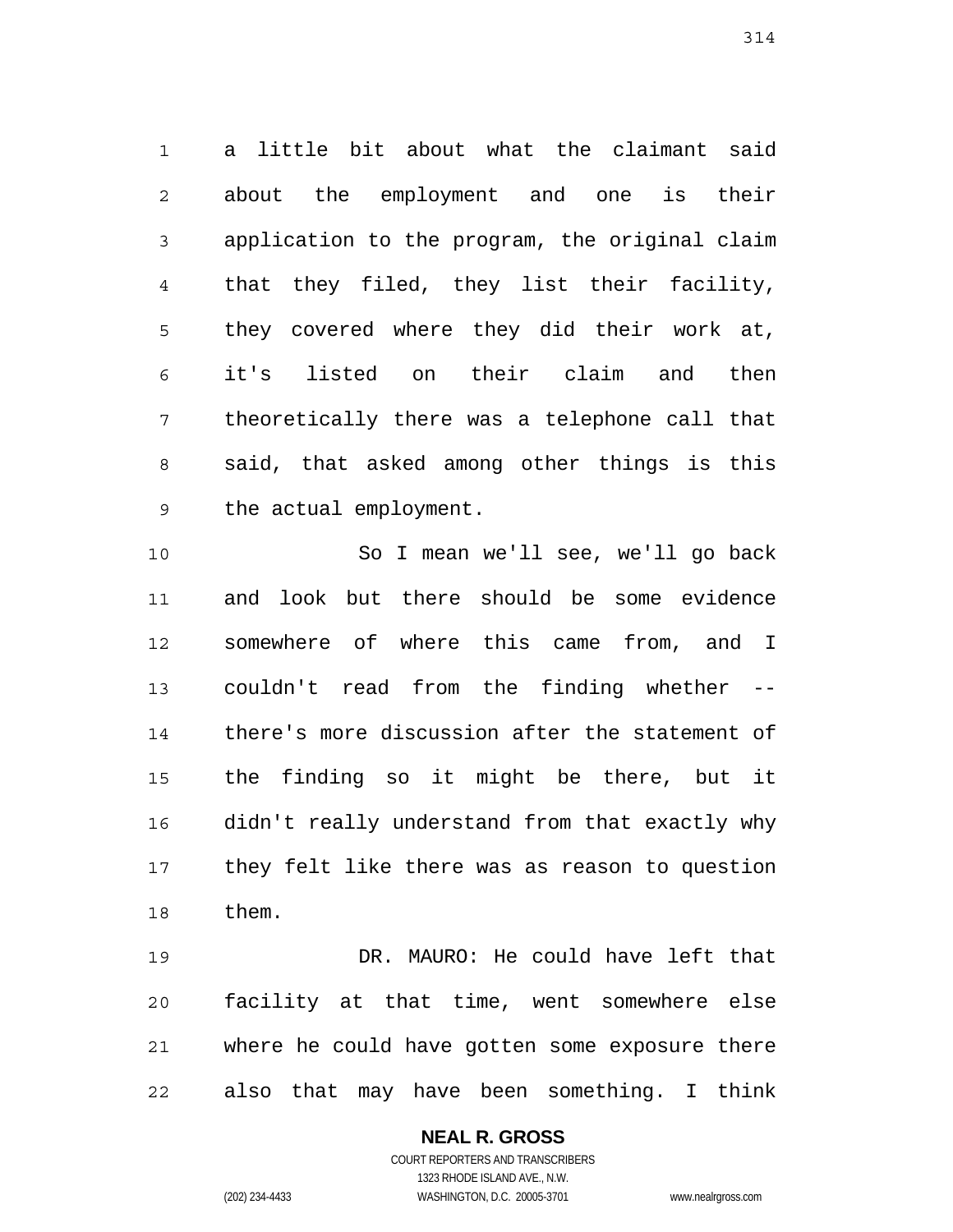a little bit about what the claimant said about the employment and one is their application to the program, the original claim that they filed, they list their facility, they covered where they did their work at, it's listed on their claim and then theoretically there was a telephone call that said, that asked among other things is this the actual employment.

So I mean we'll see, we'll go back and look but there should be some evidence somewhere of where this came from, and I couldn't read from the finding whether -- there's more discussion after the statement of the finding so it might be there, but it didn't really understand from that exactly why they felt like there was as reason to question them.

DR. MAURO: He could have left that facility at that time, went somewhere else where he could have gotten some exposure there also that may have been something. I think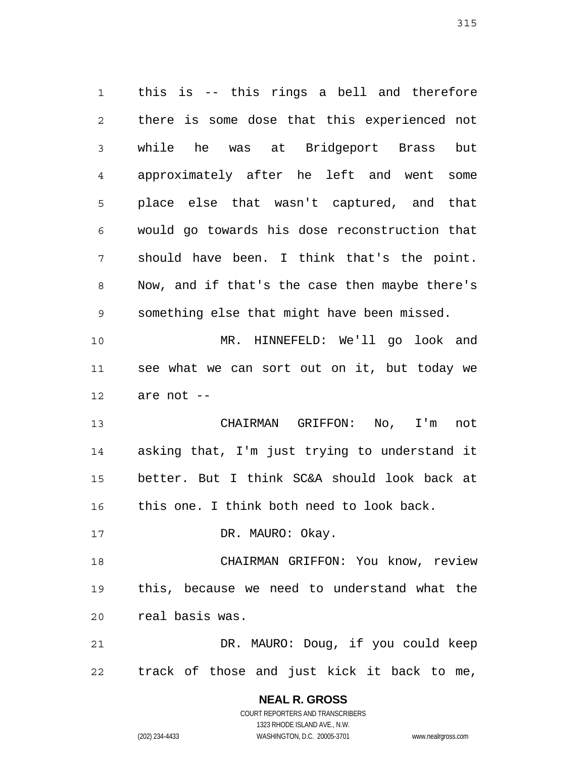this is -- this rings a bell and therefore there is some dose that this experienced not while he was at Bridgeport Brass but approximately after he left and went some place else that wasn't captured, and that would go towards his dose reconstruction that should have been. I think that's the point. Now, and if that's the case then maybe there's something else that might have been missed.

MR. HINNEFELD: We'll go look and see what we can sort out on it, but today we are not --

CHAIRMAN GRIFFON: No, I'm not asking that, I'm just trying to understand it better. But I think SC&A should look back at this one. I think both need to look back.

DR. MAURO: Okay.

CHAIRMAN GRIFFON: You know, review this, because we need to understand what the real basis was.

DR. MAURO: Doug, if you could keep track of those and just kick it back to me,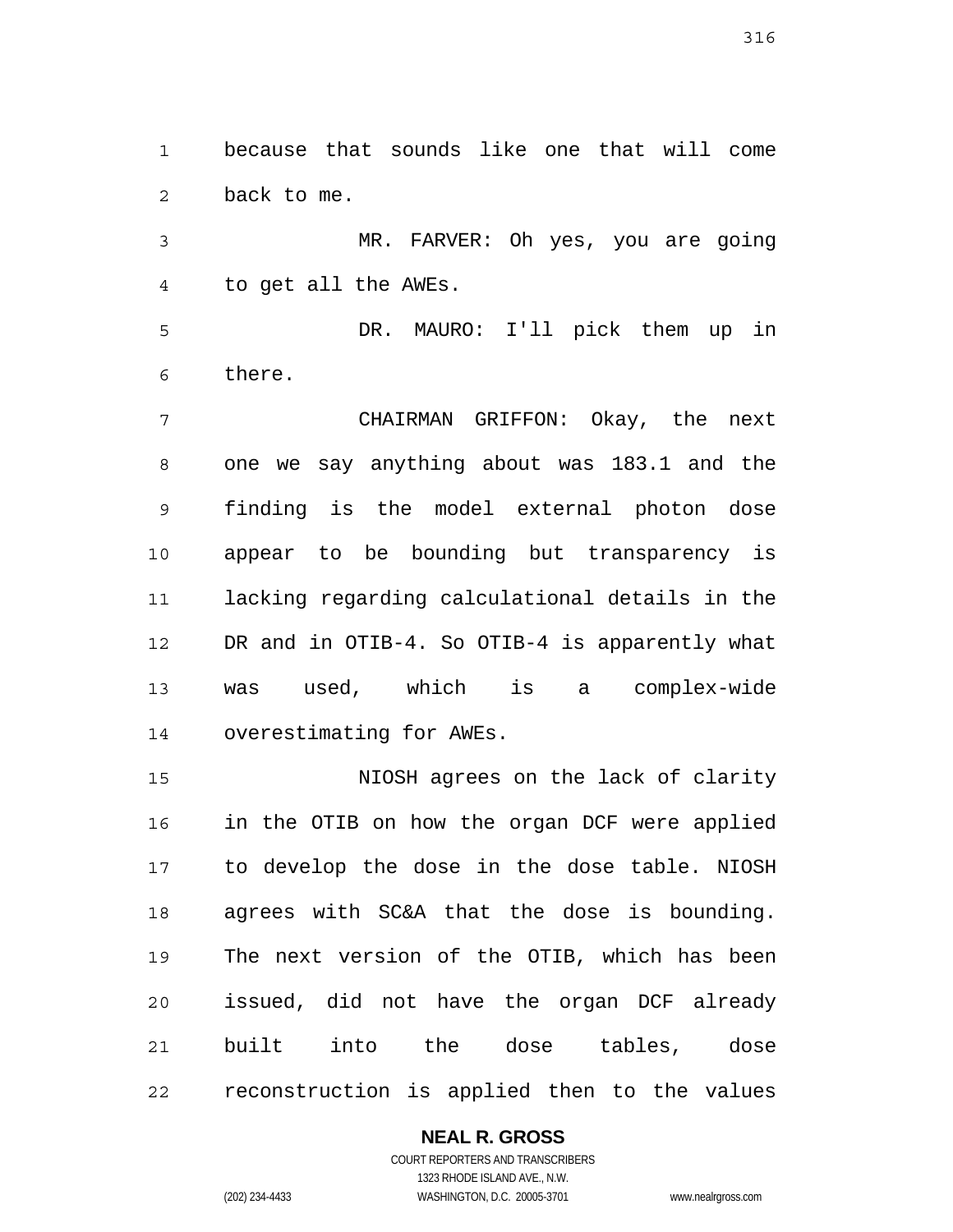because that sounds like one that will come back to me.

MR. FARVER: Oh yes, you are going to get all the AWEs.

DR. MAURO: I'll pick them up in there.

CHAIRMAN GRIFFON: Okay, the next one we say anything about was 183.1 and the finding is the model external photon dose appear to be bounding but transparency is lacking regarding calculational details in the DR and in OTIB-4. So OTIB-4 is apparently what was used, which is a complex-wide overestimating for AWEs.

NIOSH agrees on the lack of clarity in the OTIB on how the organ DCF were applied to develop the dose in the dose table. NIOSH agrees with SC&A that the dose is bounding. The next version of the OTIB, which has been issued, did not have the organ DCF already built into the dose tables, dose reconstruction is applied then to the values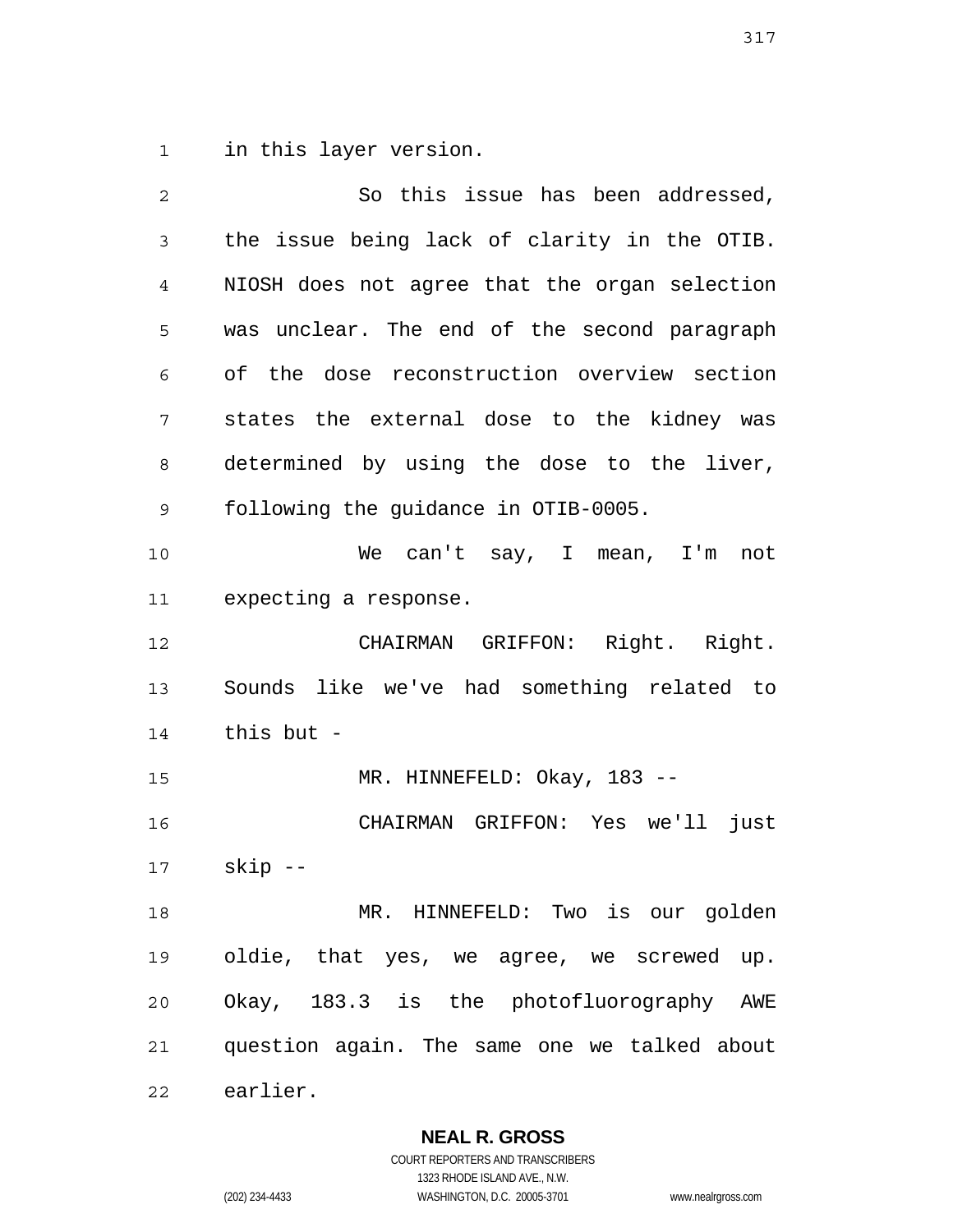in this layer version.

So this issue has been addressed, the issue being lack of clarity in the OTIB. NIOSH does not agree that the organ selection was unclear. The end of the second paragraph of the dose reconstruction overview section states the external dose to the kidney was determined by using the dose to the liver, following the guidance in OTIB-0005.

We can't say, I mean, I'm not expecting a response.

CHAIRMAN GRIFFON: Right. Right. Sounds like we've had something related to this but -

MR. HINNEFELD: Okay, 183 --

CHAIRMAN GRIFFON: Yes we'll just skip --

MR. HINNEFELD: Two is our golden oldie, that yes, we agree, we screwed up. Okay, 183.3 is the photofluorography AWE question again. The same one we talked about earlier.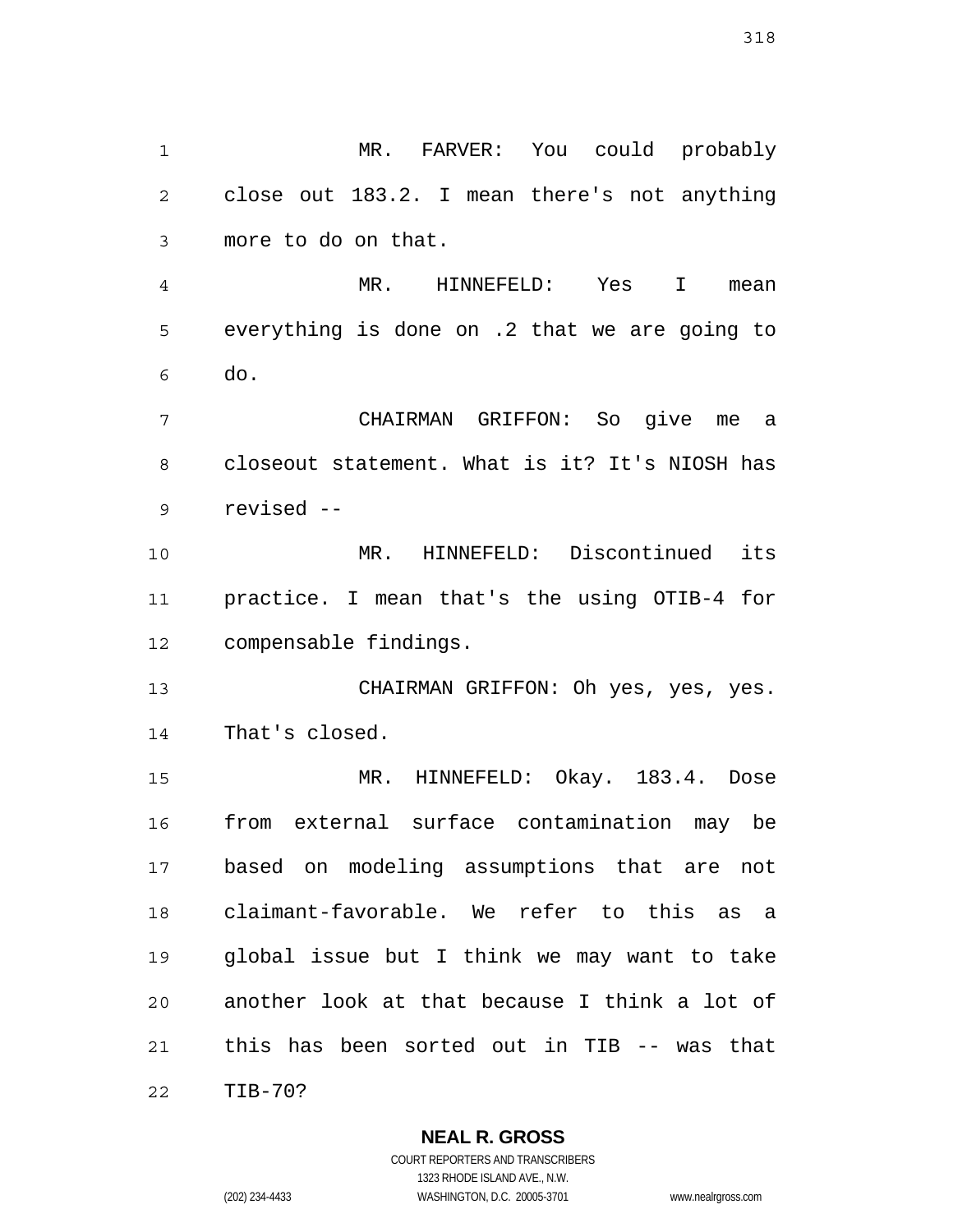MR. FARVER: You could probably close out 183.2. I mean there's not anything more to do on that.

MR. HINNEFELD: Yes I mean everything is done on .2 that we are going to do.

CHAIRMAN GRIFFON: So give me a closeout statement. What is it? It's NIOSH has revised --

MR. HINNEFELD: Discontinued its practice. I mean that's the using OTIB-4 for compensable findings.

CHAIRMAN GRIFFON: Oh yes, yes, yes. That's closed.

MR. HINNEFELD: Okay. 183.4. Dose from external surface contamination may be based on modeling assumptions that are not claimant-favorable. We refer to this as a global issue but I think we may want to take another look at that because I think a lot of this has been sorted out in TIB -- was that TIB-70?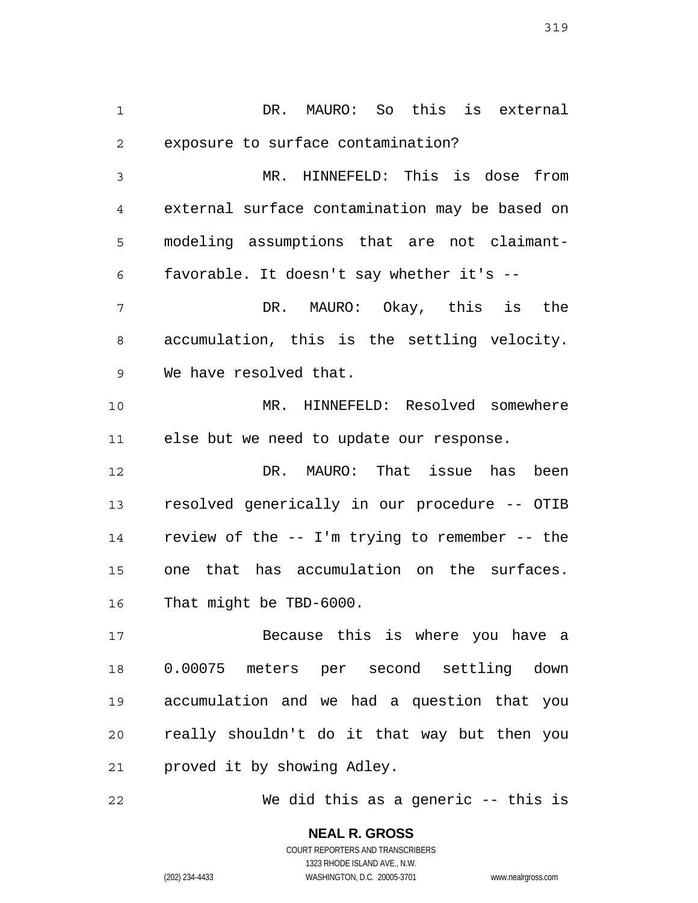DR. MAURO: So this is external exposure to surface contamination?

MR. HINNEFELD: This is dose from external surface contamination may be based on modeling assumptions that are not claimant-favorable. It doesn't say whether it's --

DR. MAURO: Okay, this is the accumulation, this is the settling velocity. We have resolved that.

MR. HINNEFELD: Resolved somewhere else but we need to update our response.

DR. MAURO: That issue has been resolved generically in our procedure -- OTIB review of the -- I'm trying to remember -- the one that has accumulation on the surfaces. That might be TBD-6000.

Because this is where you have a 0.00075 meters per second settling down accumulation and we had a question that you really shouldn't do it that way but then you proved it by showing Adley.

We did this as a generic -- this is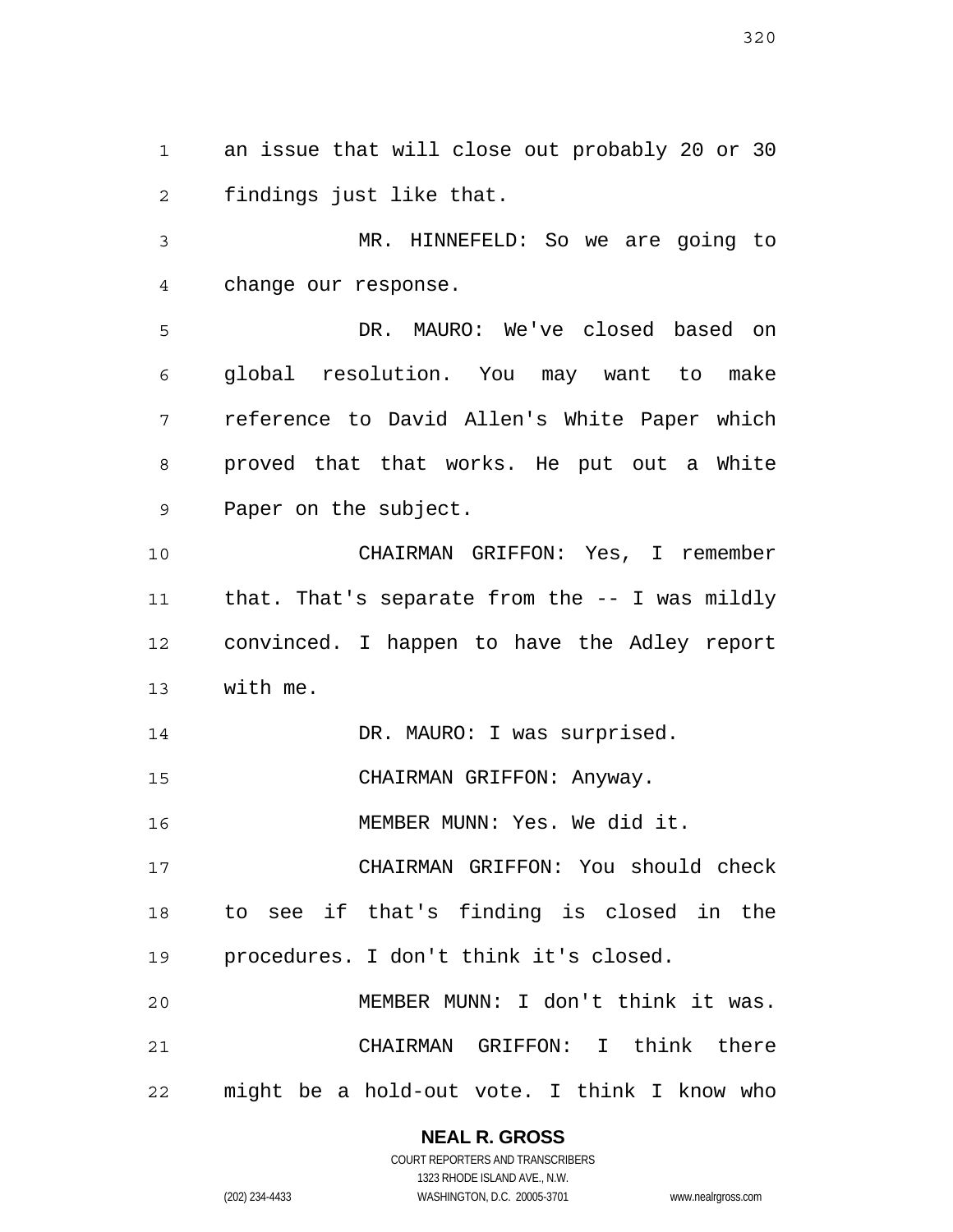an issue that will close out probably 20 or 30 findings just like that.

MR. HINNEFELD: So we are going to change our response.

DR. MAURO: We've closed based on global resolution. You may want to make reference to David Allen's White Paper which proved that that works. He put out a White Paper on the subject.

CHAIRMAN GRIFFON: Yes, I remember that. That's separate from the -- I was mildly convinced. I happen to have the Adley report with me.

DR. MAURO: I was surprised.

CHAIRMAN GRIFFON: Anyway.

MEMBER MUNN: Yes. We did it.

CHAIRMAN GRIFFON: You should check to see if that's finding is closed in the procedures. I don't think it's closed.

MEMBER MUNN: I don't think it was.

CHAIRMAN GRIFFON: I think there might be a hold-out vote. I think I know who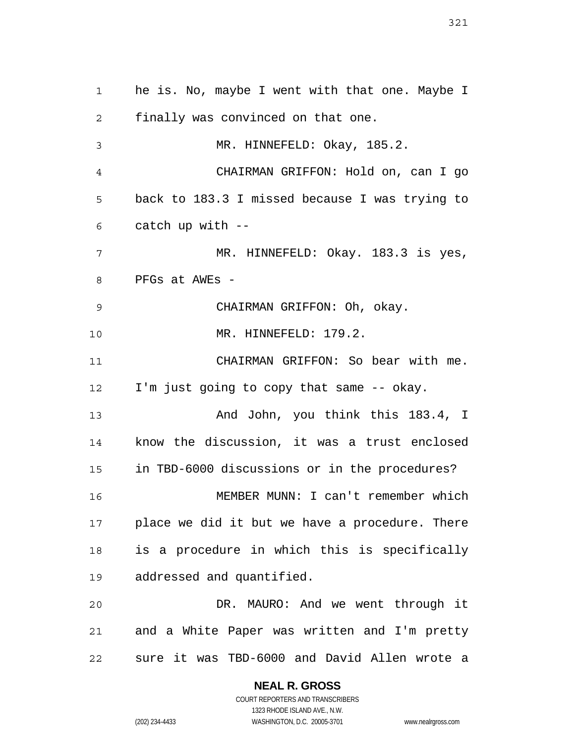he is. No, maybe I went with that one. Maybe I finally was convinced on that one.

MR. HINNEFELD: Okay, 185.2.

CHAIRMAN GRIFFON: Hold on, can I go back to 183.3 I missed because I was trying to catch up with --

MR. HINNEFELD: Okay. 183.3 is yes, PFGs at AWEs -

CHAIRMAN GRIFFON: Oh, okay.

MR. HINNEFELD: 179.2.

CHAIRMAN GRIFFON: So bear with me. I'm just going to copy that same -- okay.

And John, you think this 183.4, I know the discussion, it was a trust enclosed in TBD-6000 discussions or in the procedures?

MEMBER MUNN: I can't remember which place we did it but we have a procedure. There is a procedure in which this is specifically addressed and quantified.

DR. MAURO: And we went through it and a White Paper was written and I'm pretty sure it was TBD-6000 and David Allen wrote a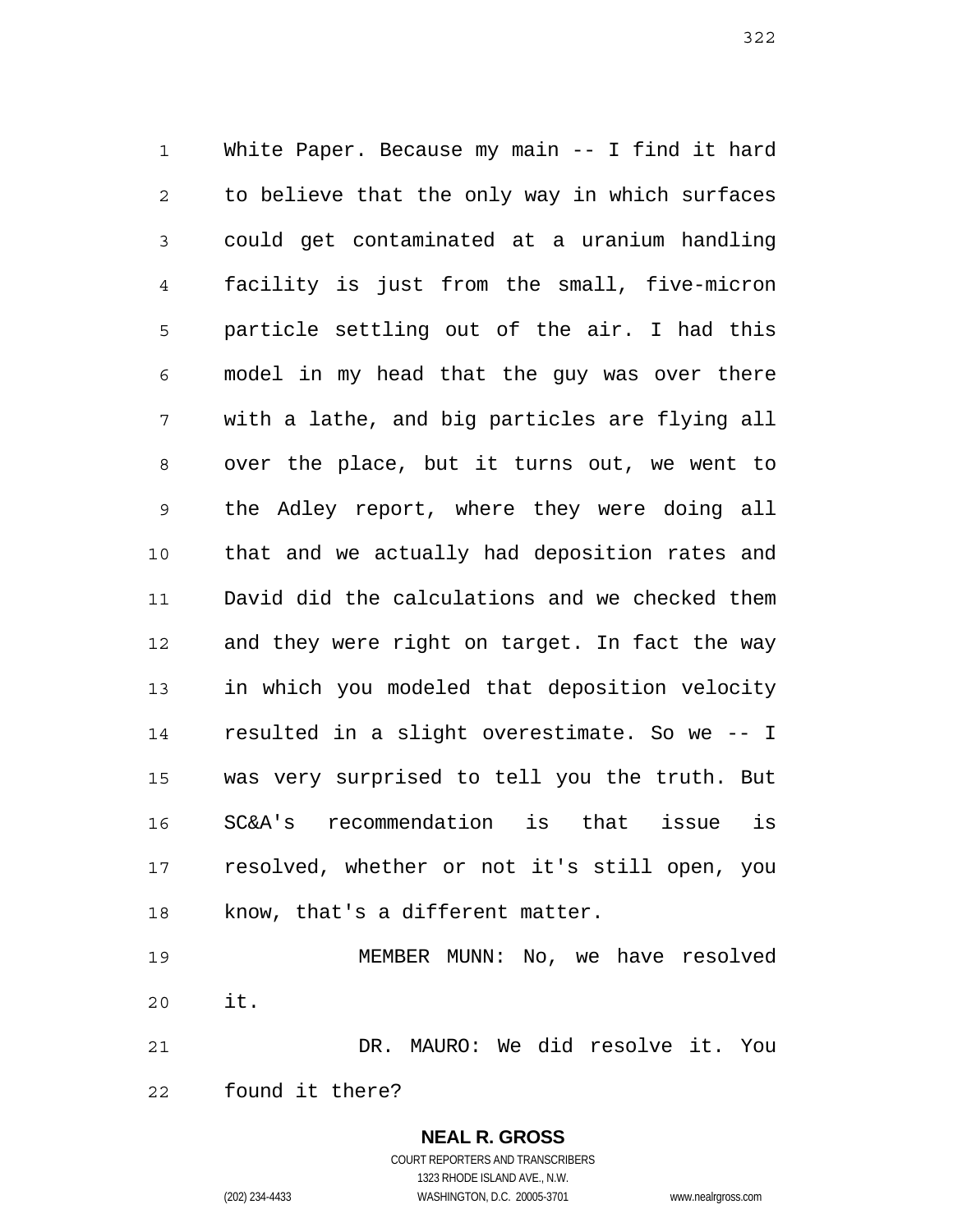White Paper. Because my main -- I find it hard to believe that the only way in which surfaces could get contaminated at a uranium handling facility is just from the small, five-micron particle settling out of the air. I had this model in my head that the guy was over there with a lathe, and big particles are flying all over the place, but it turns out, we went to the Adley report, where they were doing all that and we actually had deposition rates and David did the calculations and we checked them and they were right on target. In fact the way in which you modeled that deposition velocity resulted in a slight overestimate. So we -- I was very surprised to tell you the truth. But SC&A's recommendation is that issue is resolved, whether or not it's still open, you know, that's a different matter.

MEMBER MUNN: No, we have resolved it.

DR. MAURO: We did resolve it. You found it there?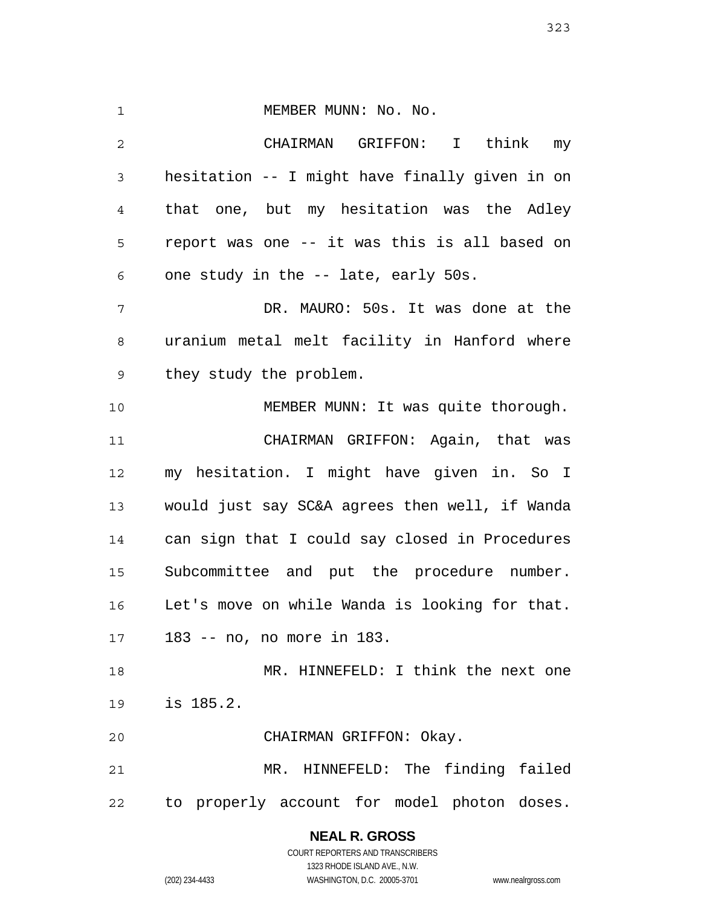MEMBER MUNN: No. No.

CHAIRMAN GRIFFON: I think my hesitation -- I might have finally given in on that one, but my hesitation was the Adley report was one -- it was this is all based on one study in the -- late, early 50s.

DR. MAURO: 50s. It was done at the uranium metal melt facility in Hanford where they study the problem.

MEMBER MUNN: It was quite thorough.

CHAIRMAN GRIFFON: Again, that was my hesitation. I might have given in. So I would just say SC&A agrees then well, if Wanda can sign that I could say closed in Procedures Subcommittee and put the procedure number. Let's move on while Wanda is looking for that. 183 -- no, no more in 183.

MR. HINNEFELD: I think the next one is 185.2.

CHAIRMAN GRIFFON: Okay.

MR. HINNEFELD: The finding failed to properly account for model photon doses.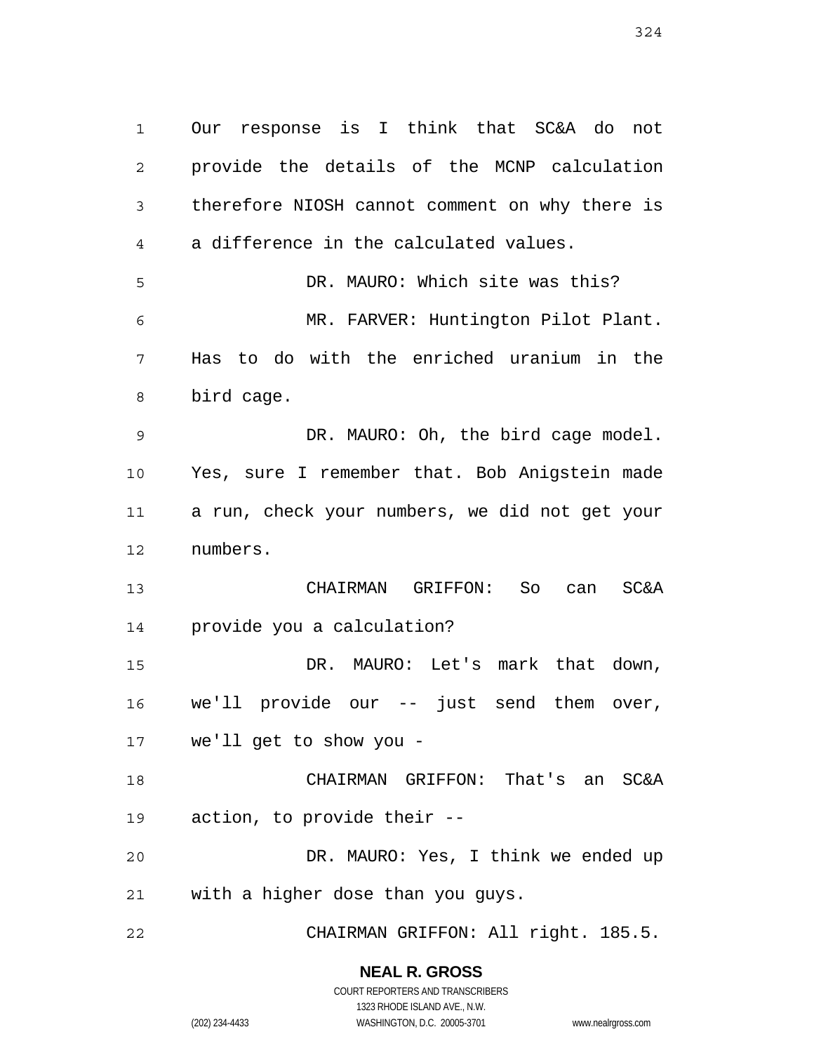Our response is I think that SC&A do not provide the details of the MCNP calculation therefore NIOSH cannot comment on why there is a difference in the calculated values.

DR. MAURO: Which site was this?

MR. FARVER: Huntington Pilot Plant. Has to do with the enriched uranium in the bird cage.

DR. MAURO: Oh, the bird cage model. Yes, sure I remember that. Bob Anigstein made a run, check your numbers, we did not get your numbers.

CHAIRMAN GRIFFON: So can SC&A provide you a calculation?

DR. MAURO: Let's mark that down, we'll provide our -- just send them over, we'll get to show you -

CHAIRMAN GRIFFON: That's an SC&A action, to provide their --

DR. MAURO: Yes, I think we ended up with a higher dose than you guys.

CHAIRMAN GRIFFON: All right. 185.5.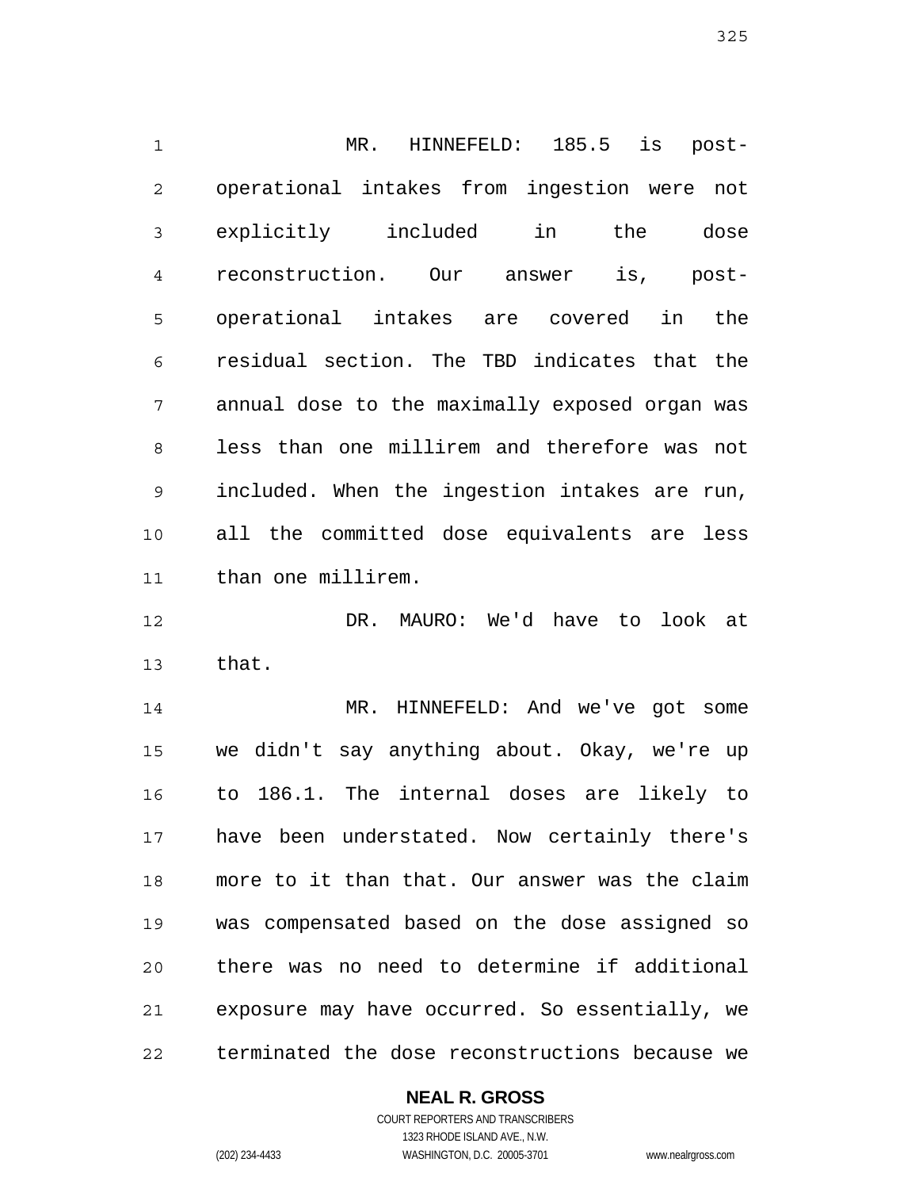MR. HINNEFELD: 185.5 is post-operational intakes from ingestion were not explicitly included in the dose reconstruction. Our answer is, post-operational intakes are covered in the residual section. The TBD indicates that the annual dose to the maximally exposed organ was less than one millirem and therefore was not included. When the ingestion intakes are run, all the committed dose equivalents are less than one millirem.

DR. MAURO: We'd have to look at that.

MR. HINNEFELD: And we've got some we didn't say anything about. Okay, we're up to 186.1. The internal doses are likely to have been understated. Now certainly there's more to it than that. Our answer was the claim was compensated based on the dose assigned so there was no need to determine if additional exposure may have occurred. So essentially, we terminated the dose reconstructions because we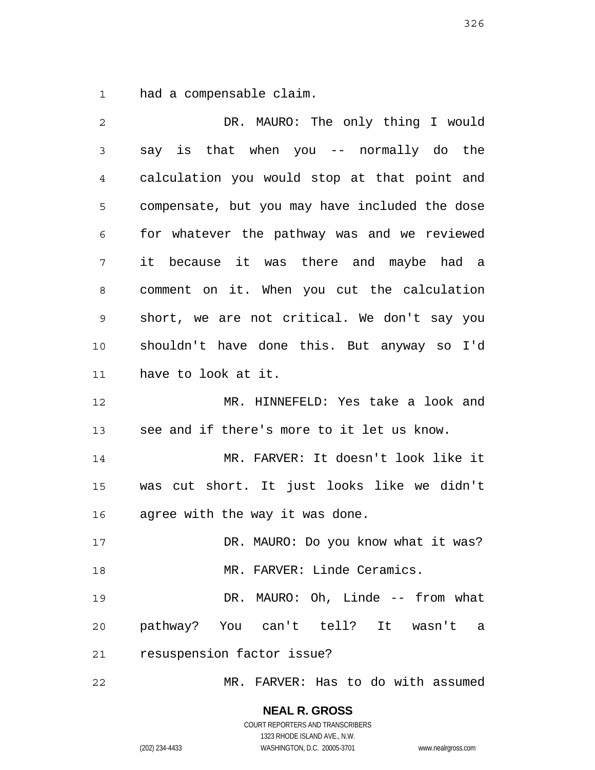had a compensable claim.

DR. MAURO: The only thing I would say is that when you -- normally do the calculation you would stop at that point and compensate, but you may have included the dose for whatever the pathway was and we reviewed it because it was there and maybe had a comment on it. When you cut the calculation short, we are not critical. We don't say you shouldn't have done this. But anyway so I'd have to look at it.

MR. HINNEFELD: Yes take a look and see and if there's more to it let us know.

MR. FARVER: It doesn't look like it was cut short. It just looks like we didn't agree with the way it was done.

DR. MAURO: Do you know what it was?

MR. FARVER: Linde Ceramics.

DR. MAURO: Oh, Linde -- from what pathway? You can't tell? It wasn't a resuspension factor issue?

MR. FARVER: Has to do with assumed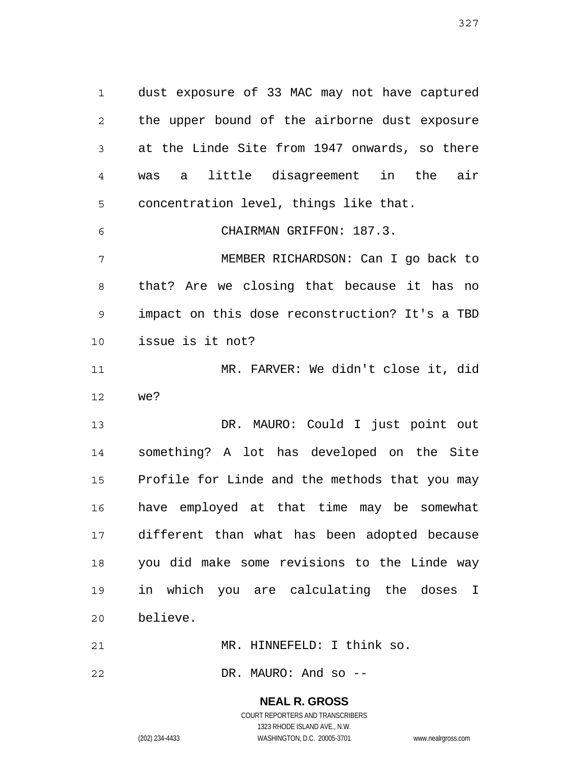dust exposure of 33 MAC may not have captured the upper bound of the airborne dust exposure at the Linde Site from 1947 onwards, so there was a little disagreement in the air concentration level, things like that.

CHAIRMAN GRIFFON: 187.3.

MEMBER RICHARDSON: Can I go back to that? Are we closing that because it has no impact on this dose reconstruction? It's a TBD issue is it not?

MR. FARVER: We didn't close it, did we?

DR. MAURO: Could I just point out something? A lot has developed on the Site Profile for Linde and the methods that you may have employed at that time may be somewhat different than what has been adopted because you did make some revisions to the Linde way in which you are calculating the doses I believe.

MR. HINNEFELD: I think so.

DR. MAURO: And so --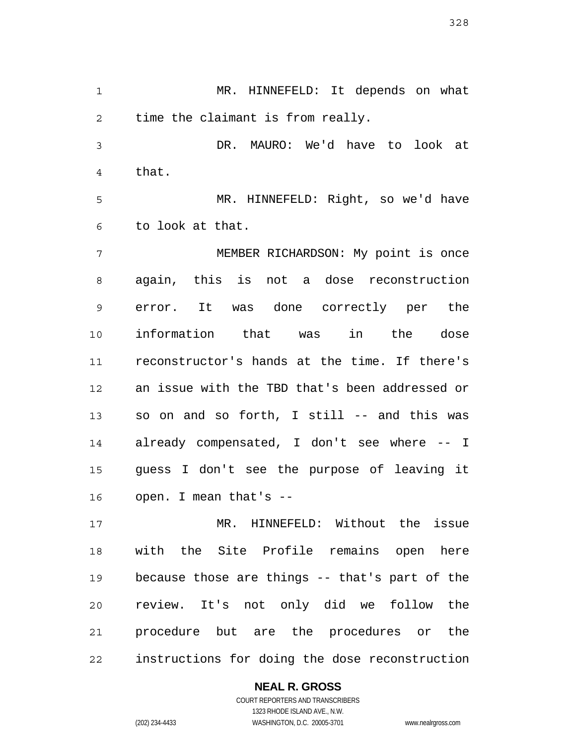MR. HINNEFELD: It depends on what time the claimant is from really.

DR. MAURO: We'd have to look at that.

MR. HINNEFELD: Right, so we'd have to look at that.

MEMBER RICHARDSON: My point is once again, this is not a dose reconstruction error. It was done correctly per the information that was in the dose reconstructor's hands at the time. If there's an issue with the TBD that's been addressed or so on and so forth, I still -- and this was already compensated, I don't see where -- I guess I don't see the purpose of leaving it open. I mean that's --

MR. HINNEFELD: Without the issue with the Site Profile remains open here because those are things -- that's part of the review. It's not only did we follow the procedure but are the procedures or the instructions for doing the dose reconstruction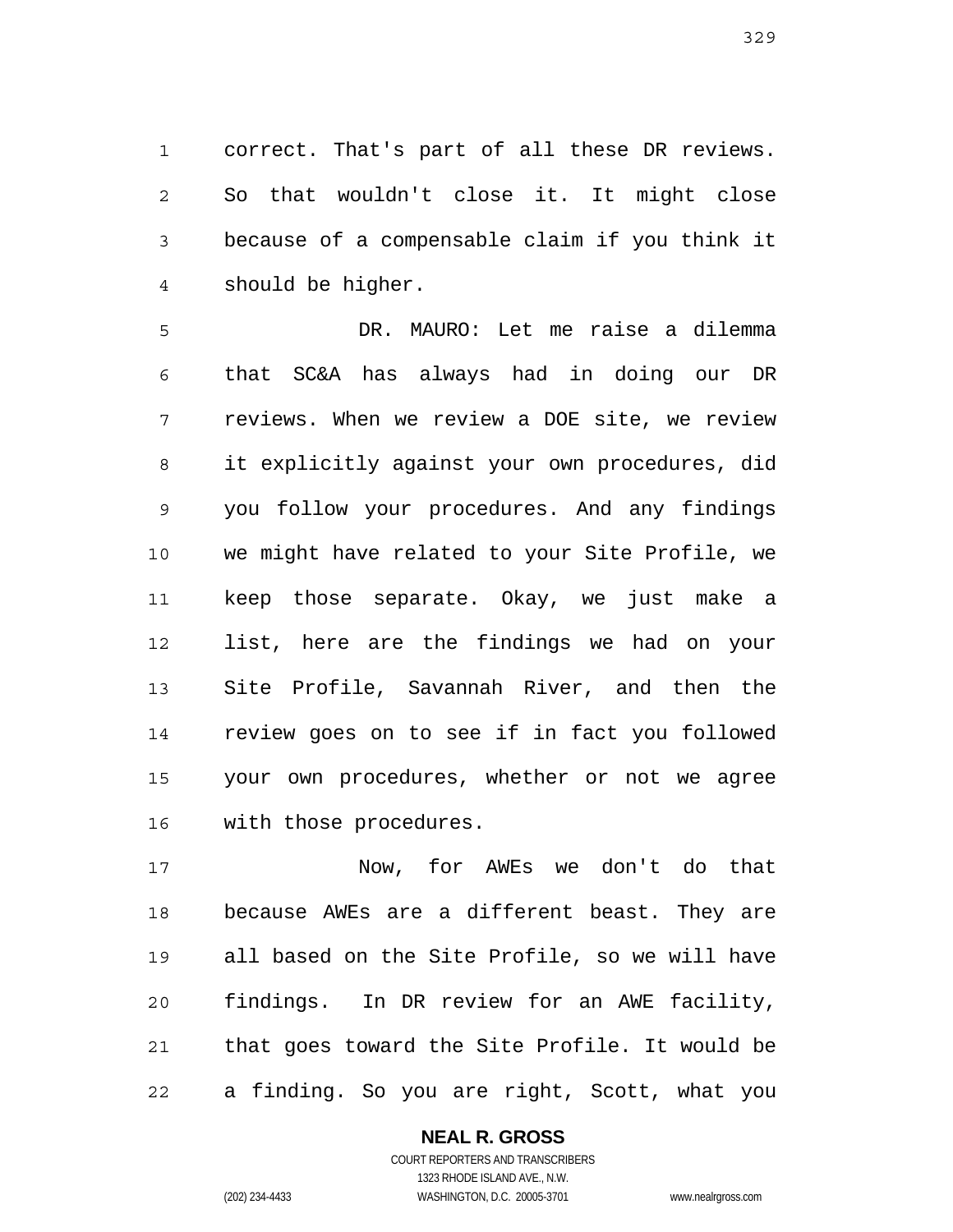correct. That's part of all these DR reviews. So that wouldn't close it. It might close because of a compensable claim if you think it should be higher.

DR. MAURO: Let me raise a dilemma that SC&A has always had in doing our DR reviews. When we review a DOE site, we review it explicitly against your own procedures, did you follow your procedures. And any findings we might have related to your Site Profile, we keep those separate. Okay, we just make a list, here are the findings we had on your Site Profile, Savannah River, and then the review goes on to see if in fact you followed your own procedures, whether or not we agree with those procedures.

Now, for AWEs we don't do that because AWEs are a different beast. They are all based on the Site Profile, so we will have findings. In DR review for an AWE facility, that goes toward the Site Profile. It would be a finding. So you are right, Scott, what you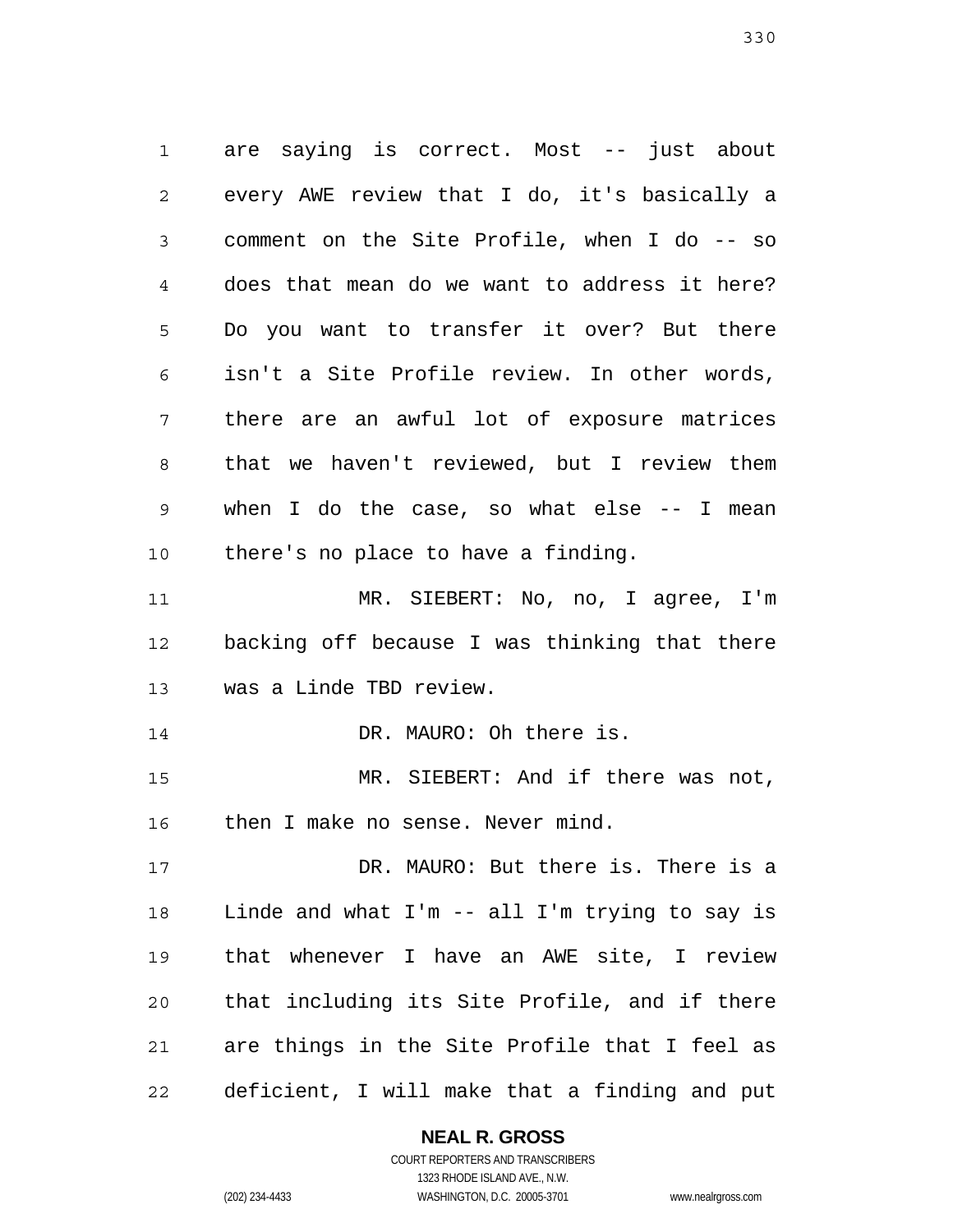are saying is correct. Most -- just about every AWE review that I do, it's basically a comment on the Site Profile, when I do -- so does that mean do we want to address it here? Do you want to transfer it over? But there isn't a Site Profile review. In other words, there are an awful lot of exposure matrices that we haven't reviewed, but I review them when I do the case, so what else -- I mean there's no place to have a finding.

MR. SIEBERT: No, no, I agree, I'm backing off because I was thinking that there was a Linde TBD review.

DR. MAURO: Oh there is.

MR. SIEBERT: And if there was not, then I make no sense. Never mind.

DR. MAURO: But there is. There is a Linde and what I'm -- all I'm trying to say is that whenever I have an AWE site, I review that including its Site Profile, and if there are things in the Site Profile that I feel as deficient, I will make that a finding and put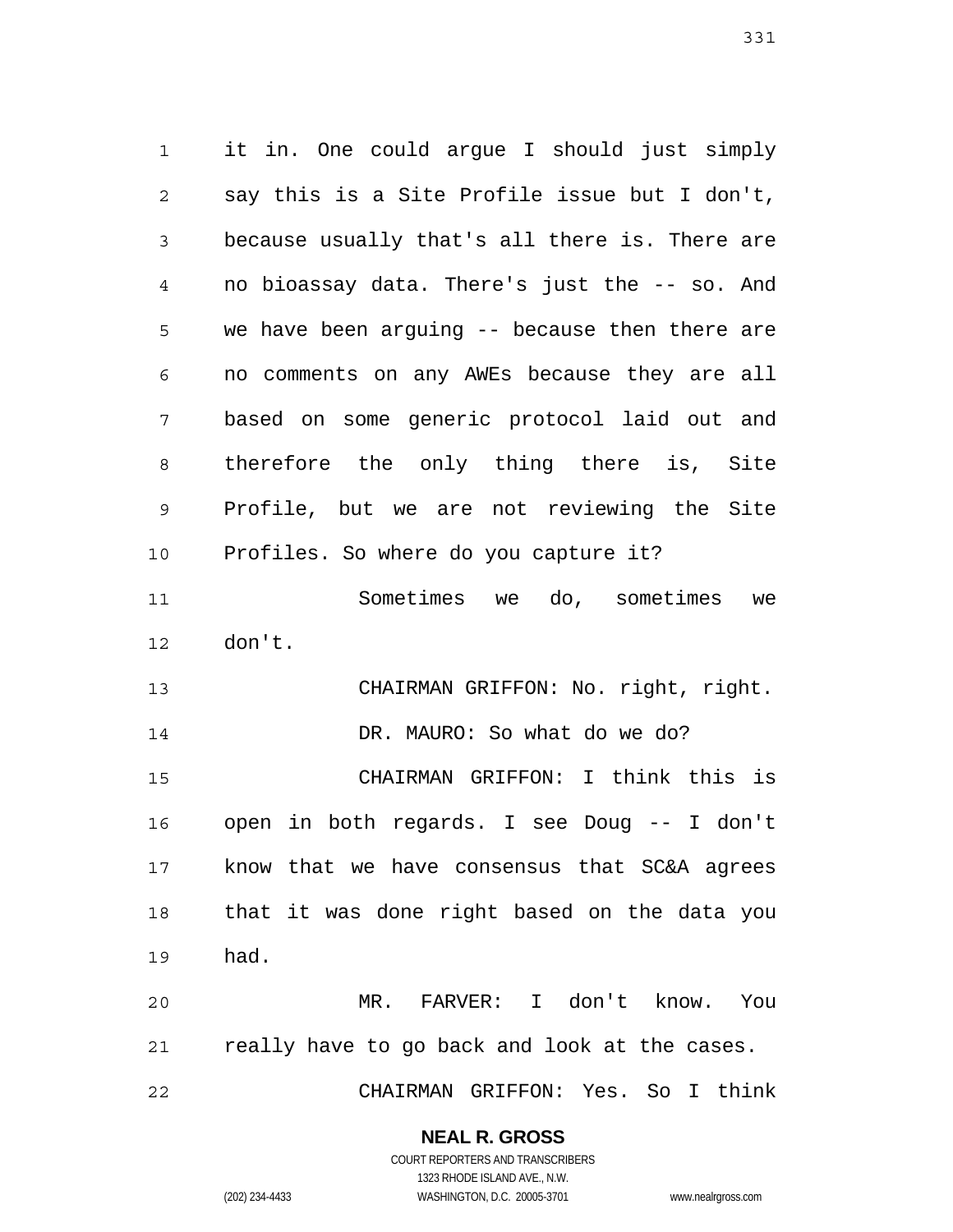it in. One could argue I should just simply say this is a Site Profile issue but I don't, because usually that's all there is. There are no bioassay data. There's just the -- so. And we have been arguing -- because then there are no comments on any AWEs because they are all based on some generic protocol laid out and therefore the only thing there is, Site Profile, but we are not reviewing the Site Profiles. So where do you capture it?

Sometimes we do, sometimes we don't.

CHAIRMAN GRIFFON: No. right, right.

DR. MAURO: So what do we do?

CHAIRMAN GRIFFON: I think this is open in both regards. I see Doug -- I don't know that we have consensus that SC&A agrees that it was done right based on the data you had.

MR. FARVER: I don't know. You really have to go back and look at the cases.

CHAIRMAN GRIFFON: Yes. So I think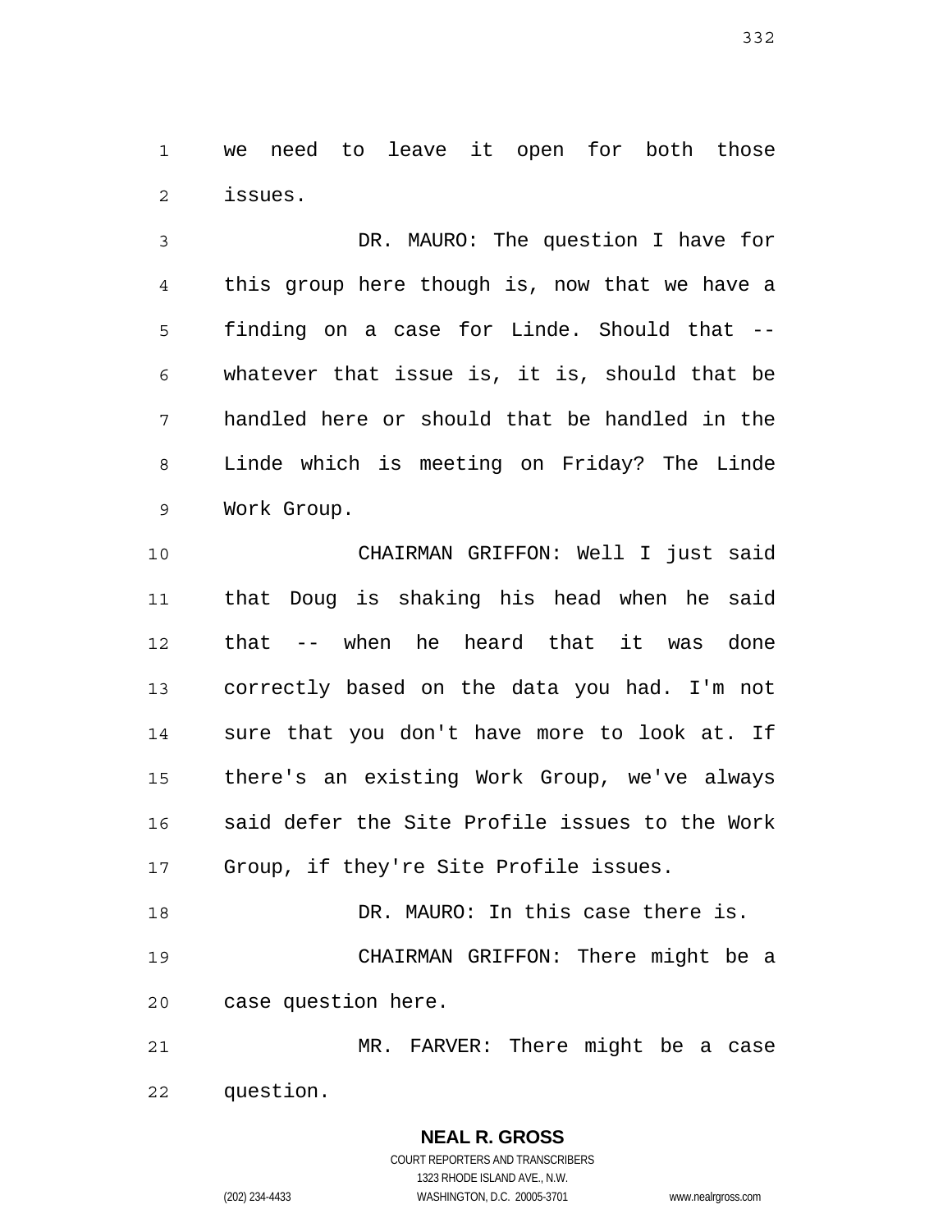we need to leave it open for both those issues.

DR. MAURO: The question I have for this group here though is, now that we have a finding on a case for Linde. Should that -- whatever that issue is, it is, should that be handled here or should that be handled in the Linde which is meeting on Friday? The Linde Work Group.

CHAIRMAN GRIFFON: Well I just said that Doug is shaking his head when he said that -- when he heard that it was done correctly based on the data you had. I'm not sure that you don't have more to look at. If there's an existing Work Group, we've always said defer the Site Profile issues to the Work Group, if they're Site Profile issues.

DR. MAURO: In this case there is.

CHAIRMAN GRIFFON: There might be a case question here.

MR. FARVER: There might be a case question.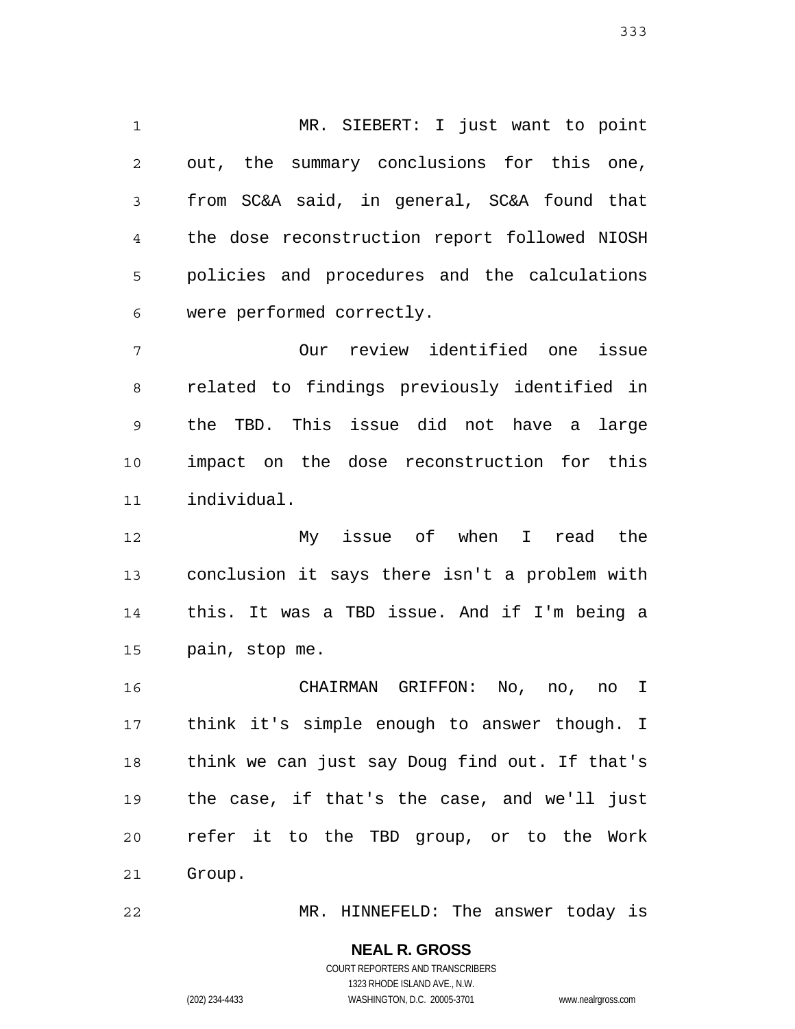MR. SIEBERT: I just want to point out, the summary conclusions for this one, from SC&A said, in general, SC&A found that the dose reconstruction report followed NIOSH policies and procedures and the calculations were performed correctly.

Our review identified one issue related to findings previously identified in the TBD. This issue did not have a large impact on the dose reconstruction for this individual.

My issue of when I read the conclusion it says there isn't a problem with this. It was a TBD issue. And if I'm being a pain, stop me.

CHAIRMAN GRIFFON: No, no, no I think it's simple enough to answer though. I think we can just say Doug find out. If that's the case, if that's the case, and we'll just refer it to the TBD group, or to the Work Group.

MR. HINNEFELD: The answer today is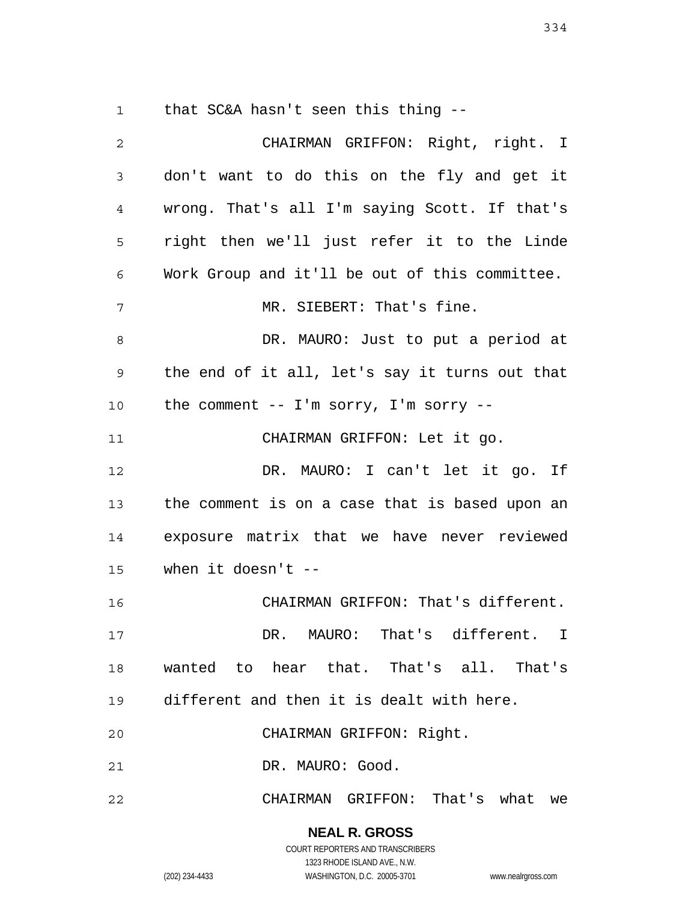that SC&A hasn't seen this thing --

CHAIRMAN GRIFFON: Right, right. I don't want to do this on the fly and get it wrong. That's all I'm saying Scott. If that's right then we'll just refer it to the Linde Work Group and it'll be out of this committee.

MR. SIEBERT: That's fine.

DR. MAURO: Just to put a period at the end of it all, let's say it turns out that the comment -- I'm sorry, I'm sorry --

CHAIRMAN GRIFFON: Let it go.

DR. MAURO: I can't let it go. If the comment is on a case that is based upon an exposure matrix that we have never reviewed when it doesn't --

CHAIRMAN GRIFFON: That's different.

DR. MAURO: That's different. I wanted to hear that. That's all. That's different and then it is dealt with here.

CHAIRMAN GRIFFON: Right.

DR. MAURO: Good.

CHAIRMAN GRIFFON: That's what we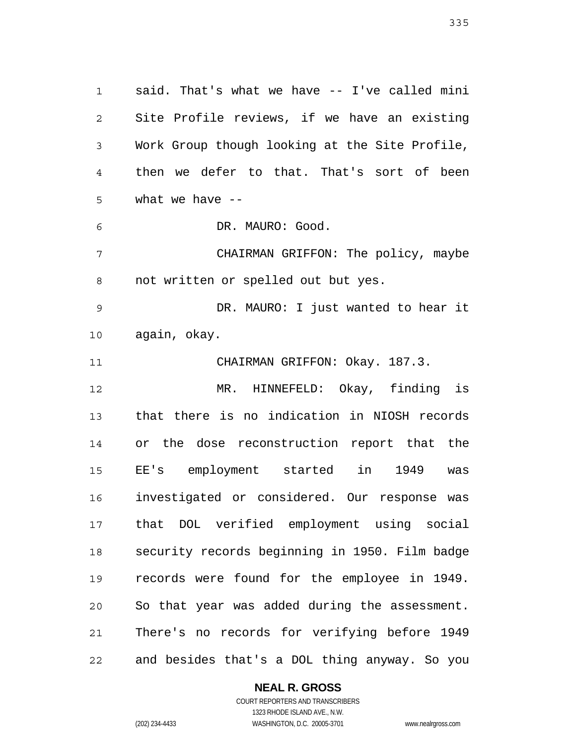said. That's what we have -- I've called mini Site Profile reviews, if we have an existing Work Group though looking at the Site Profile, then we defer to that. That's sort of been what we have --

DR. MAURO: Good.

CHAIRMAN GRIFFON: The policy, maybe not written or spelled out but yes.

DR. MAURO: I just wanted to hear it again, okay.

CHAIRMAN GRIFFON: Okay. 187.3.

MR. HINNEFELD: Okay, finding is that there is no indication in NIOSH records or the dose reconstruction report that the EE's employment started in 1949 was investigated or considered. Our response was that DOL verified employment using social security records beginning in 1950. Film badge records were found for the employee in 1949. So that year was added during the assessment. There's no records for verifying before 1949 and besides that's a DOL thing anyway. So you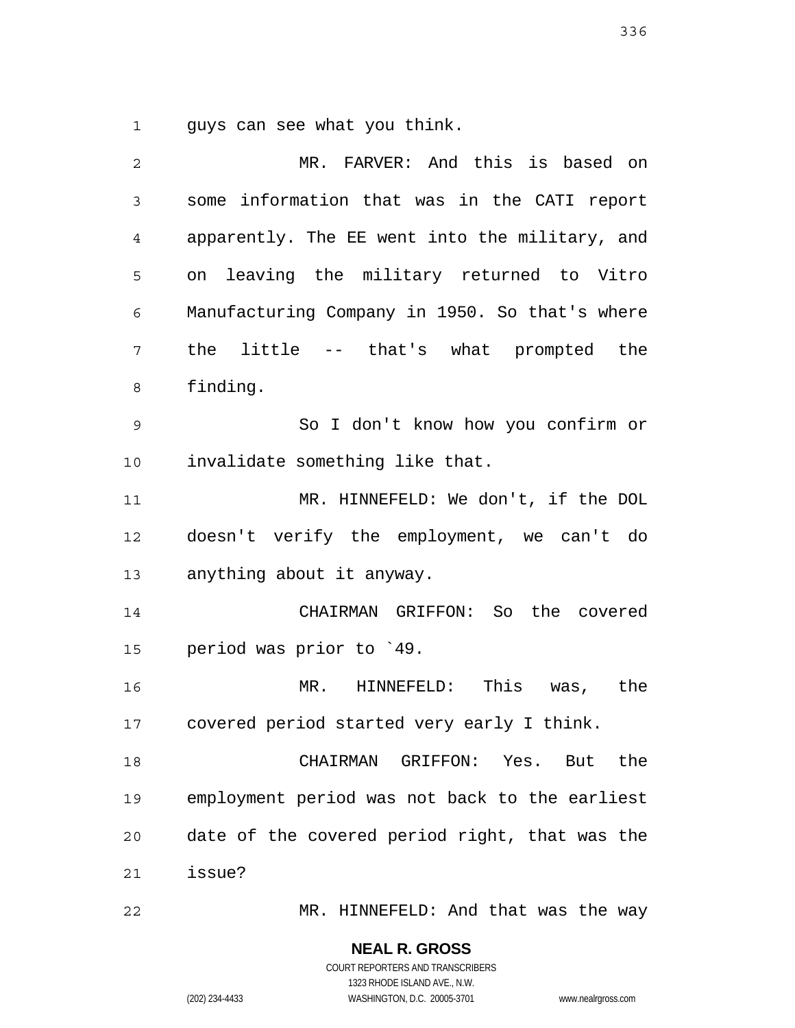guys can see what you think.

MR. FARVER: And this is based on some information that was in the CATI report apparently. The EE went into the military, and on leaving the military returned to Vitro Manufacturing Company in 1950. So that's where the little -- that's what prompted the finding.

So I don't know how you confirm or invalidate something like that.

MR. HINNEFELD: We don't, if the DOL doesn't verify the employment, we can't do anything about it anyway.

CHAIRMAN GRIFFON: So the covered period was prior to `49.

MR. HINNEFELD: This was, the covered period started very early I think.

CHAIRMAN GRIFFON: Yes. But the employment period was not back to the earliest date of the covered period right, that was the issue?

MR. HINNEFELD: And that was the way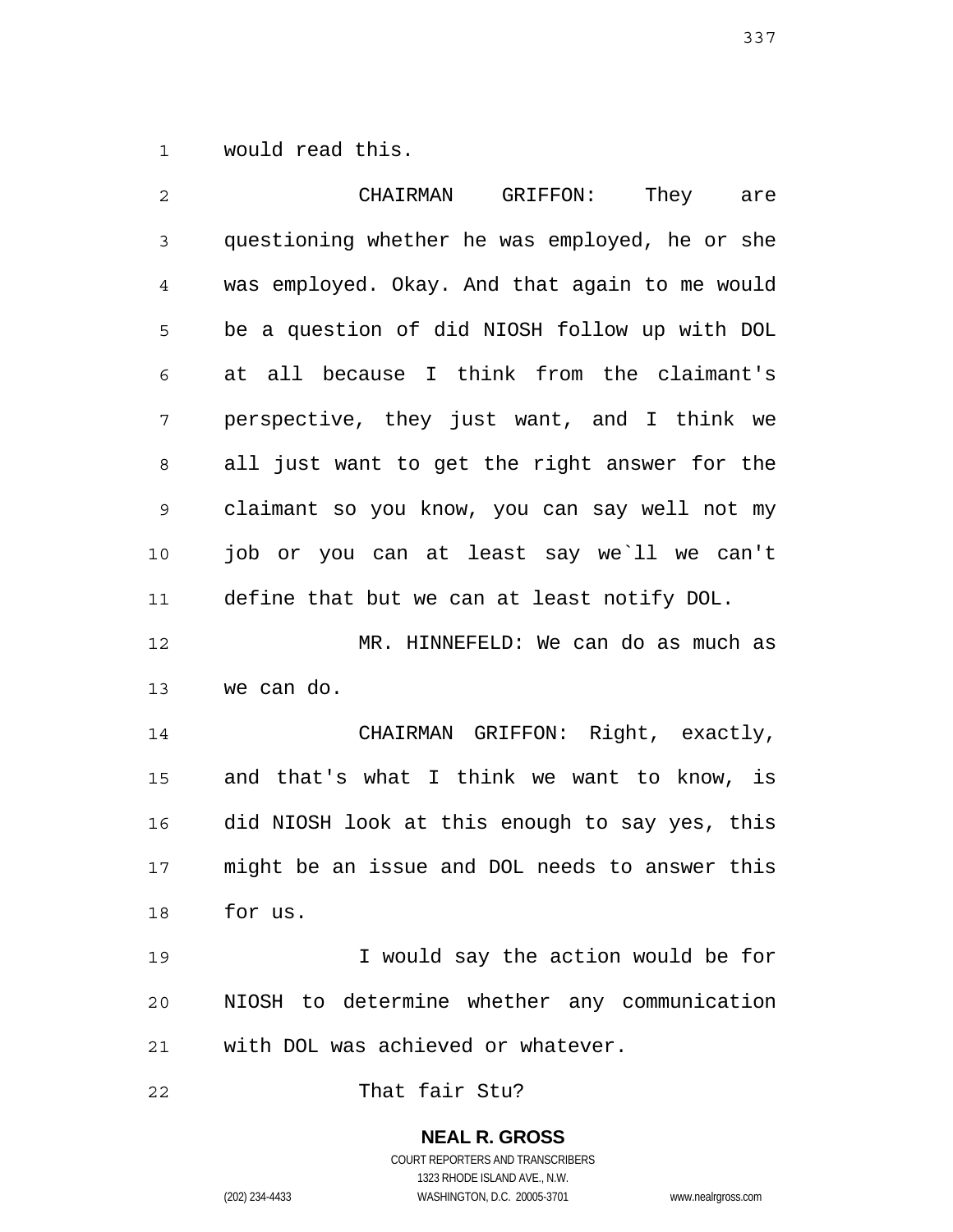would read this.

CHAIRMAN GRIFFON: They are questioning whether he was employed, he or she was employed. Okay. And that again to me would be a question of did NIOSH follow up with DOL at all because I think from the claimant's perspective, they just want, and I think we all just want to get the right answer for the claimant so you know, you can say well not my job or you can at least say we`ll we can't define that but we can at least notify DOL.

MR. HINNEFELD: We can do as much as we can do.

CHAIRMAN GRIFFON: Right, exactly, and that's what I think we want to know, is did NIOSH look at this enough to say yes, this might be an issue and DOL needs to answer this for us.

I would say the action would be for NIOSH to determine whether any communication with DOL was achieved or whatever.

That fair Stu?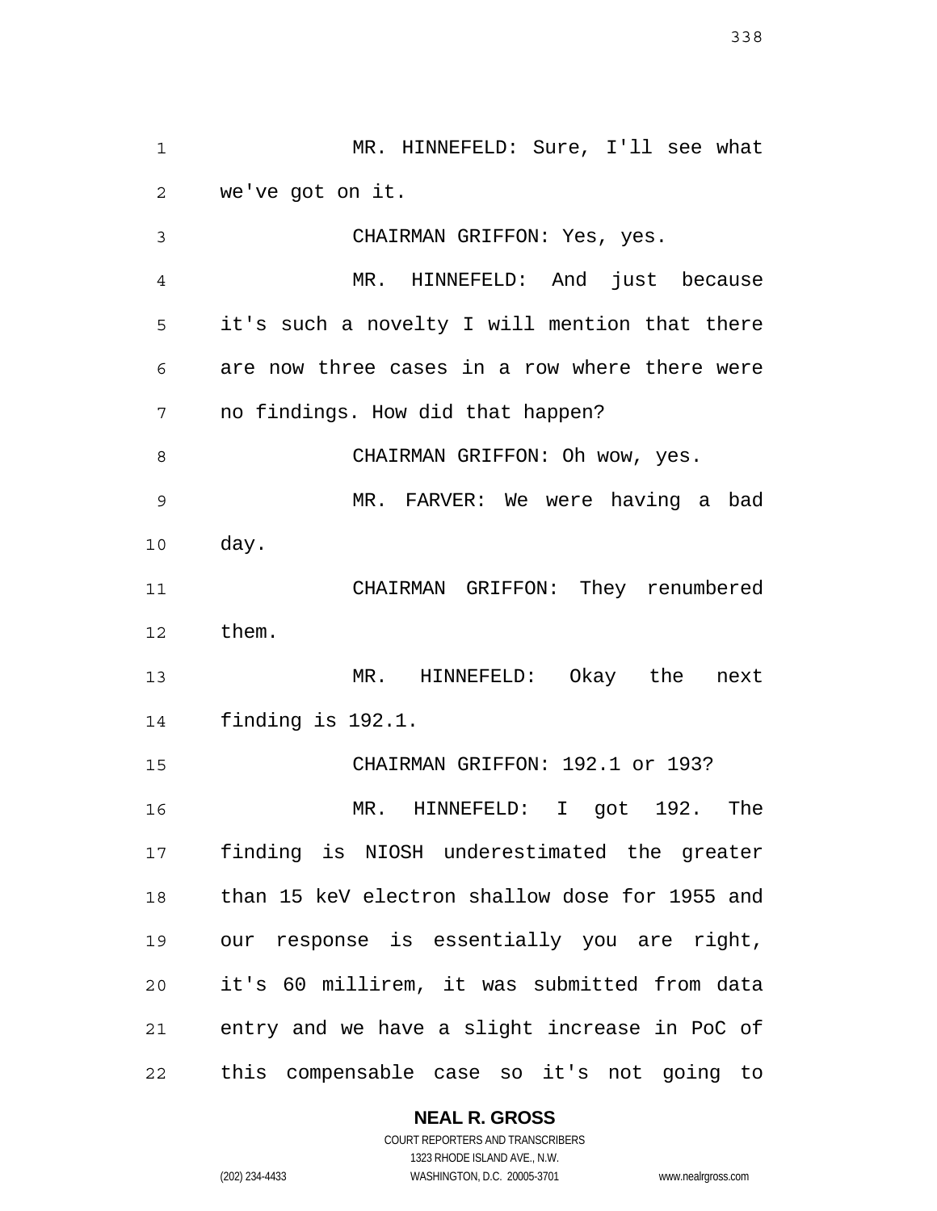MR. HINNEFELD: Sure, I'll see what we've got on it.

CHAIRMAN GRIFFON: Yes, yes.

MR. HINNEFELD: And just because it's such a novelty I will mention that there are now three cases in a row where there were no findings. How did that happen?

CHAIRMAN GRIFFON: Oh wow, yes.

MR. FARVER: We were having a bad day.

CHAIRMAN GRIFFON: They renumbered them.

MR. HINNEFELD: Okay the next finding is 192.1.

CHAIRMAN GRIFFON: 192.1 or 193?

MR. HINNEFELD: I got 192. The finding is NIOSH underestimated the greater than 15 keV electron shallow dose for 1955 and our response is essentially you are right, it's 60 millirem, it was submitted from data entry and we have a slight increase in PoC of this compensable case so it's not going to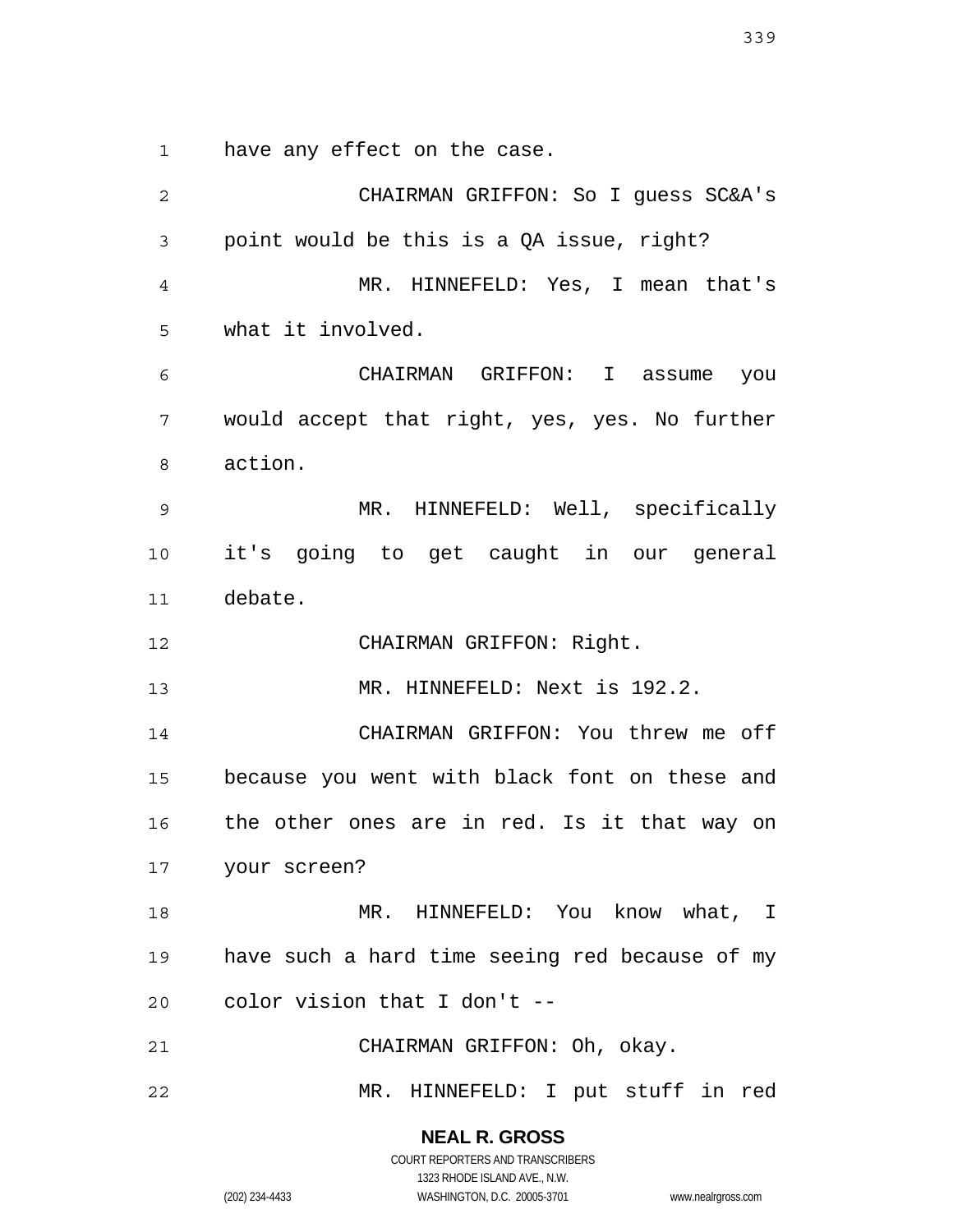have any effect on the case.

CHAIRMAN GRIFFON: So I guess SC&A's point would be this is a QA issue, right?

MR. HINNEFELD: Yes, I mean that's what it involved.

CHAIRMAN GRIFFON: I assume you would accept that right, yes, yes. No further action.

MR. HINNEFELD: Well, specifically it's going to get caught in our general debate.

CHAIRMAN GRIFFON: Right.

MR. HINNEFELD: Next is 192.2.

CHAIRMAN GRIFFON: You threw me off because you went with black font on these and the other ones are in red. Is it that way on your screen?

MR. HINNEFELD: You know what, I have such a hard time seeing red because of my color vision that I don't --

CHAIRMAN GRIFFON: Oh, okay.

MR. HINNEFELD: I put stuff in red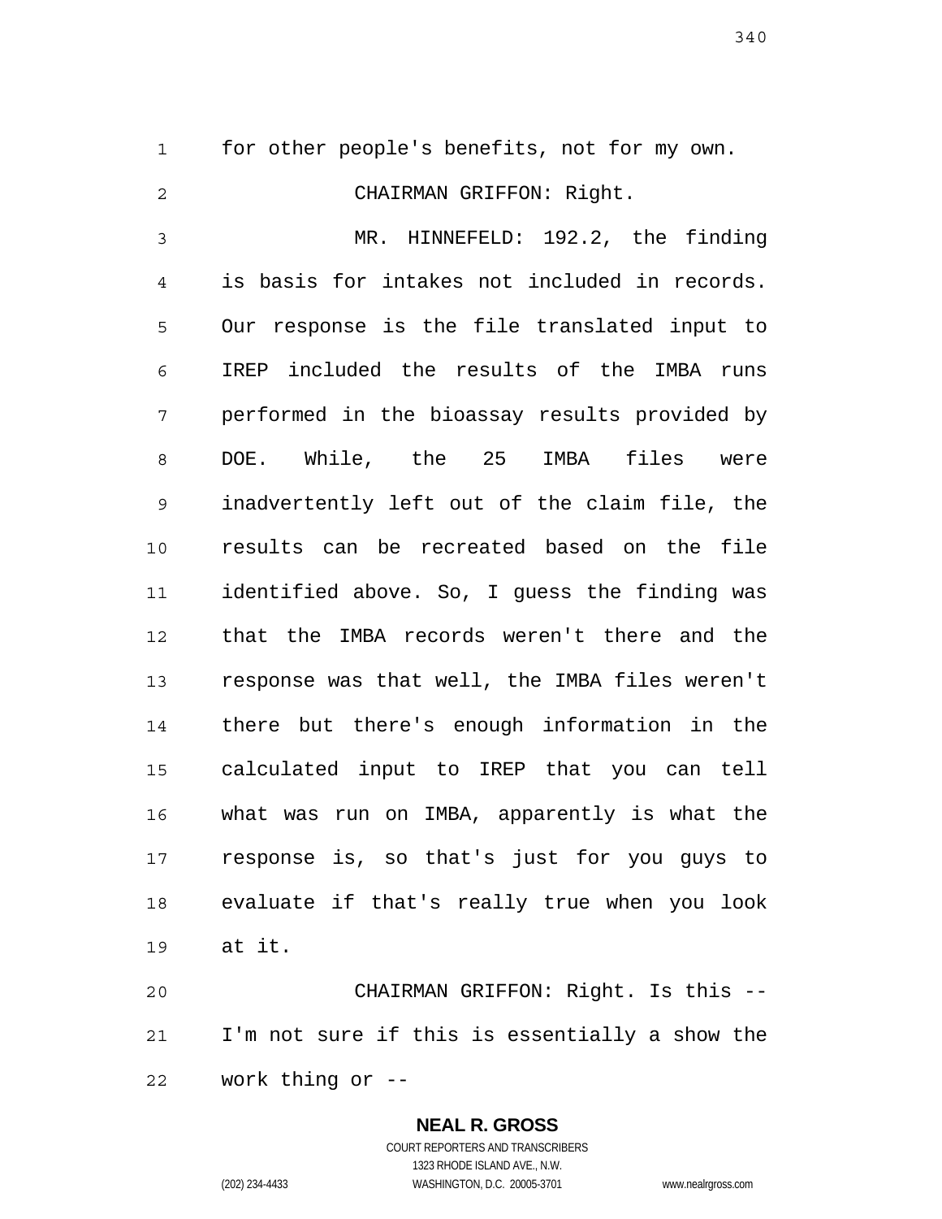for other people's benefits, not for my own.

CHAIRMAN GRIFFON: Right.

MR. HINNEFELD: 192.2, the finding is basis for intakes not included in records. Our response is the file translated input to IREP included the results of the IMBA runs performed in the bioassay results provided by DOE. While, the 25 IMBA files were inadvertently left out of the claim file, the results can be recreated based on the file identified above. So, I guess the finding was that the IMBA records weren't there and the response was that well, the IMBA files weren't there but there's enough information in the calculated input to IREP that you can tell what was run on IMBA, apparently is what the response is, so that's just for you guys to evaluate if that's really true when you look at it.

CHAIRMAN GRIFFON: Right. Is this -- I'm not sure if this is essentially a show the work thing or --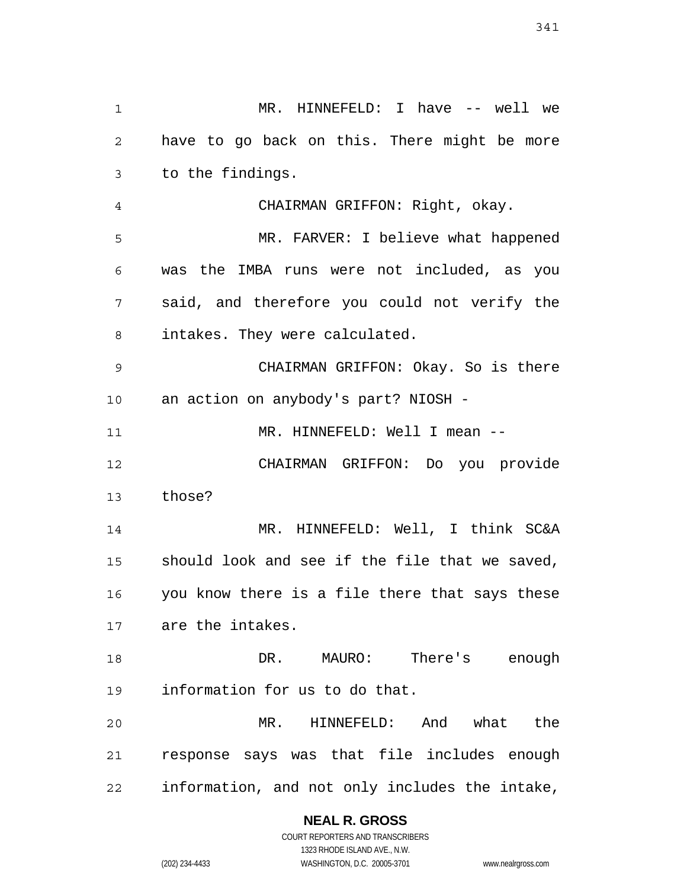MR. HINNEFELD: I have -- well we have to go back on this. There might be more to the findings.

CHAIRMAN GRIFFON: Right, okay.

MR. FARVER: I believe what happened was the IMBA runs were not included, as you said, and therefore you could not verify the intakes. They were calculated.

CHAIRMAN GRIFFON: Okay. So is there an action on anybody's part? NIOSH -

MR. HINNEFELD: Well I mean --

CHAIRMAN GRIFFON: Do you provide those?

MR. HINNEFELD: Well, I think SC&A should look and see if the file that we saved, you know there is a file there that says these are the intakes.

DR. MAURO: There's enough information for us to do that.

MR. HINNEFELD: And what the response says was that file includes enough information, and not only includes the intake,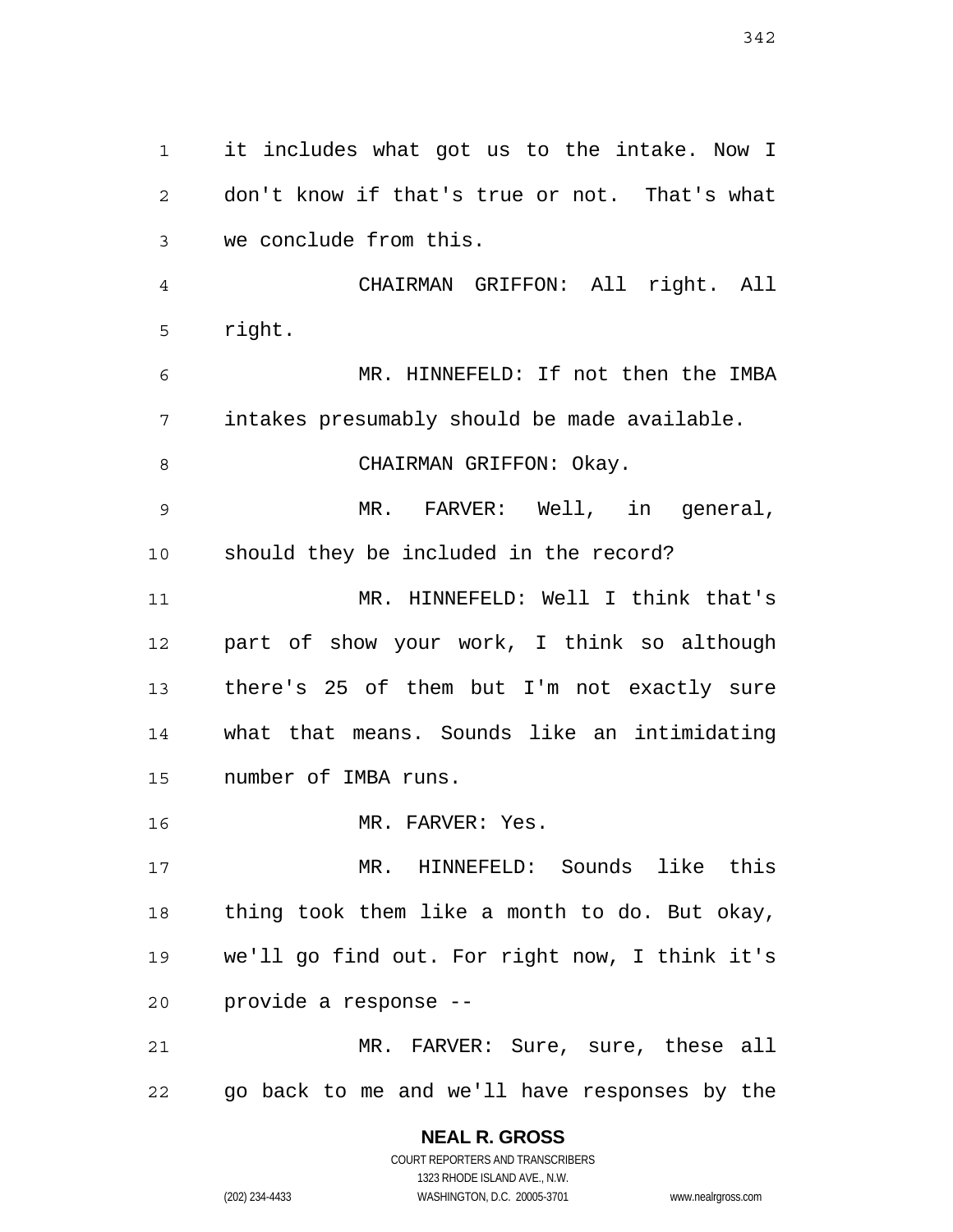it includes what got us to the intake. Now I don't know if that's true or not. That's what we conclude from this.

CHAIRMAN GRIFFON: All right. All right.

MR. HINNEFELD: If not then the IMBA intakes presumably should be made available.

CHAIRMAN GRIFFON: Okay.

MR. FARVER: Well, in general, should they be included in the record?

MR. HINNEFELD: Well I think that's part of show your work, I think so although there's 25 of them but I'm not exactly sure what that means. Sounds like an intimidating number of IMBA runs.

MR. FARVER: Yes.

MR. HINNEFELD: Sounds like this thing took them like a month to do. But okay, we'll go find out. For right now, I think it's provide a response --

MR. FARVER: Sure, sure, these all go back to me and we'll have responses by the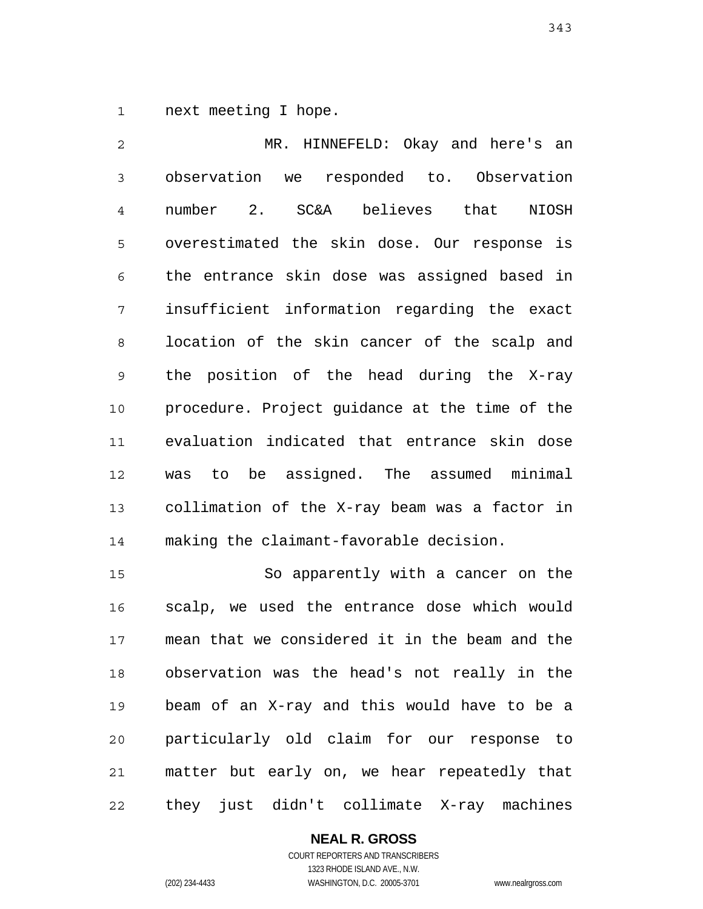next meeting I hope.

MR. HINNEFELD: Okay and here's an observation we responded to. Observation number 2. SC&A believes that NIOSH overestimated the skin dose. Our response is the entrance skin dose was assigned based in insufficient information regarding the exact location of the skin cancer of the scalp and the position of the head during the X-ray procedure. Project guidance at the time of the evaluation indicated that entrance skin dose was to be assigned. The assumed minimal collimation of the X-ray beam was a factor in making the claimant-favorable decision.

So apparently with a cancer on the scalp, we used the entrance dose which would mean that we considered it in the beam and the observation was the head's not really in the beam of an X-ray and this would have to be a particularly old claim for our response to matter but early on, we hear repeatedly that they just didn't collimate X-ray machines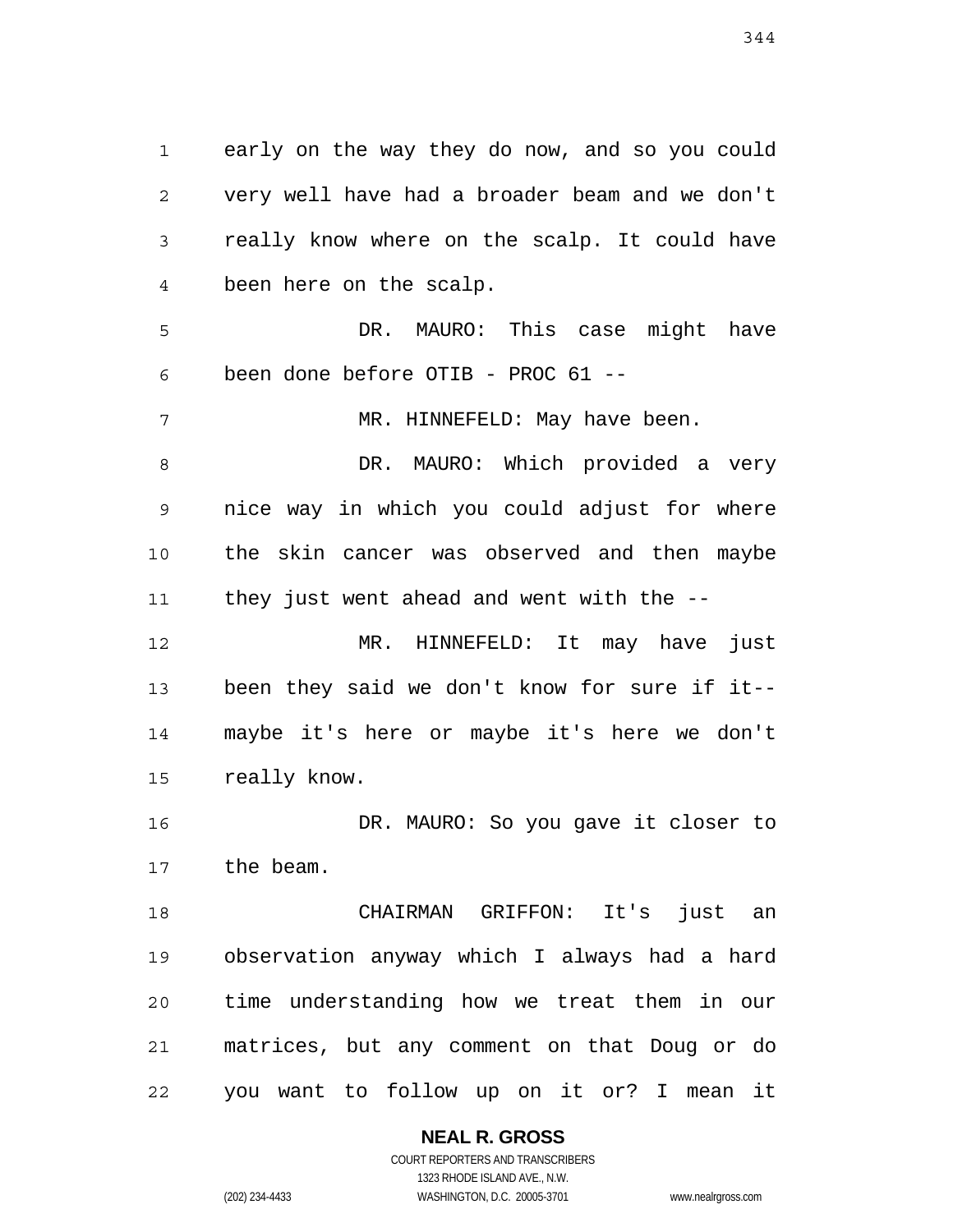early on the way they do now, and so you could very well have had a broader beam and we don't really know where on the scalp. It could have been here on the scalp.

DR. MAURO: This case might have been done before OTIB - PROC 61 --

MR. HINNEFELD: May have been.

DR. MAURO: Which provided a very nice way in which you could adjust for where the skin cancer was observed and then maybe they just went ahead and went with the --

MR. HINNEFELD: It may have just been they said we don't know for sure if it-- maybe it's here or maybe it's here we don't really know.

DR. MAURO: So you gave it closer to the beam.

CHAIRMAN GRIFFON: It's just an observation anyway which I always had a hard time understanding how we treat them in our matrices, but any comment on that Doug or do you want to follow up on it or? I mean it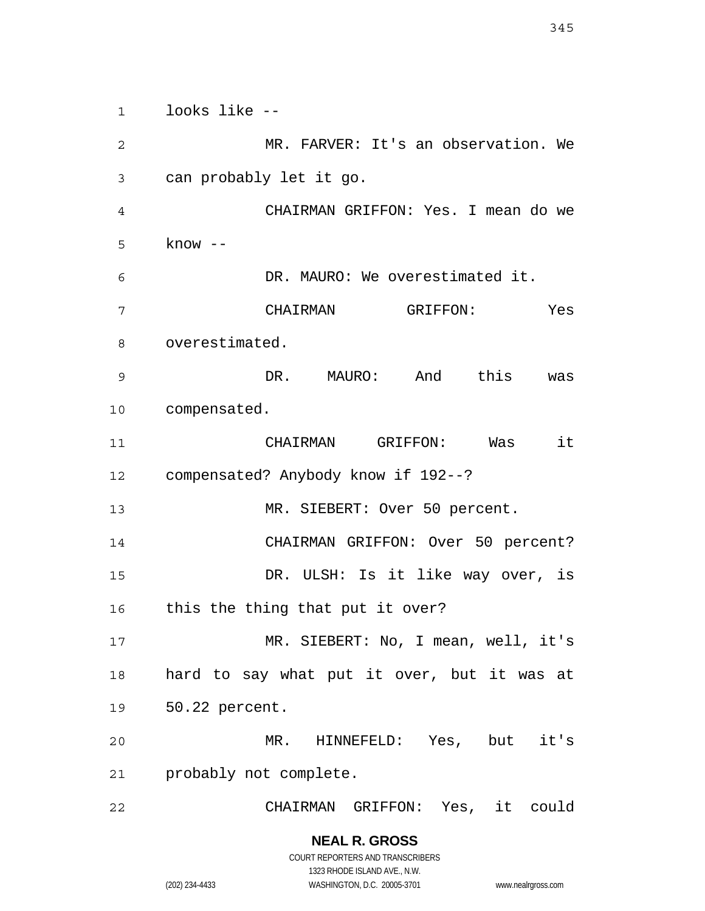looks like --

MR. FARVER: It's an observation. We can probably let it go.

CHAIRMAN GRIFFON: Yes. I mean do we know --

DR. MAURO: We overestimated it.

CHAIRMAN GRIFFON: Yes overestimated.

DR. MAURO: And this was compensated.

CHAIRMAN GRIFFON: Was it compensated? Anybody know if 192--?

MR. SIEBERT: Over 50 percent.

CHAIRMAN GRIFFON: Over 50 percent?

DR. ULSH: Is it like way over, is this the thing that put it over?

MR. SIEBERT: No, I mean, well, it's hard to say what put it over, but it was at 50.22 percent.

MR. HINNEFELD: Yes, but it's probably not complete.

CHAIRMAN GRIFFON: Yes, it could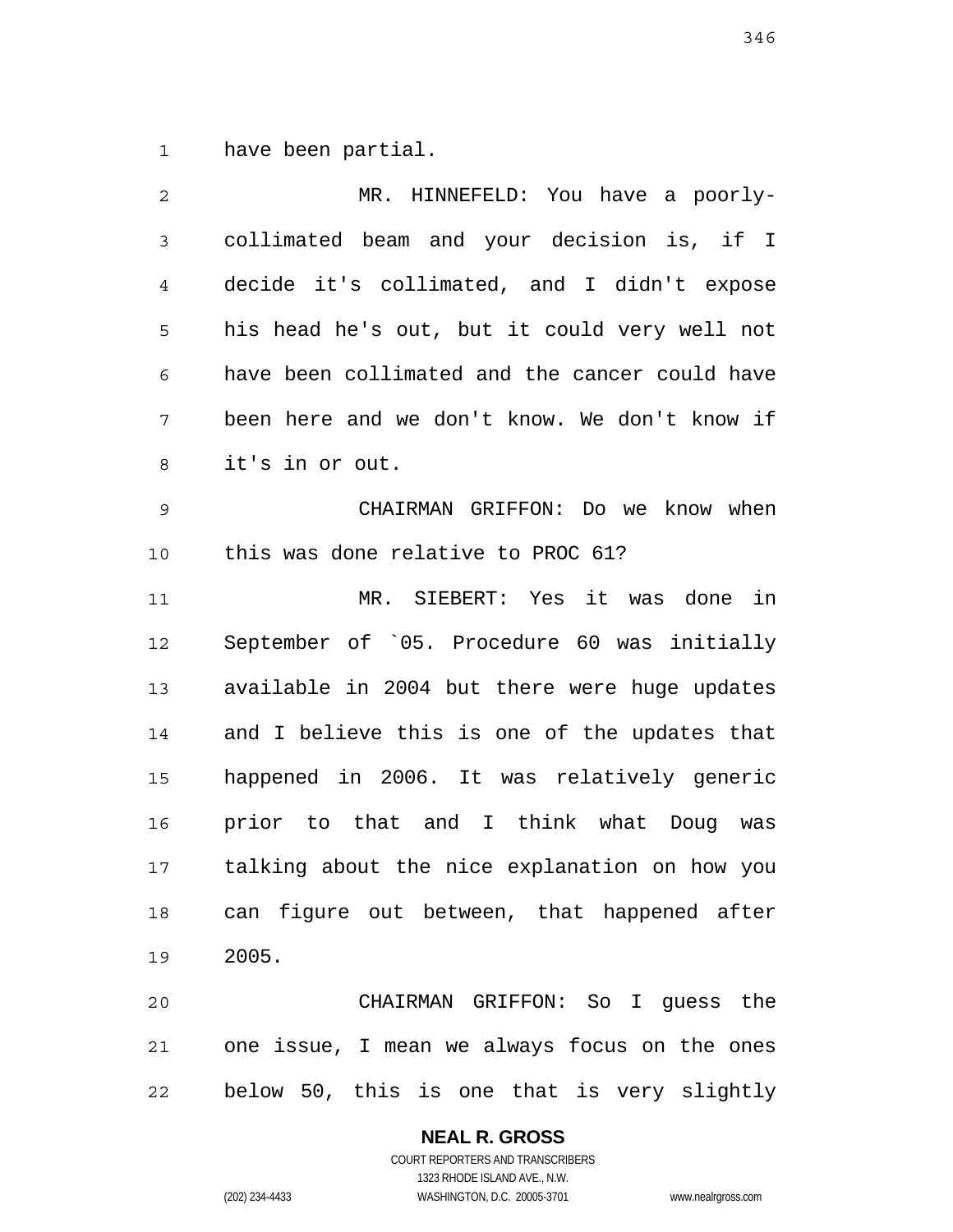have been partial.

MR. HINNEFELD: You have a poorly-collimated beam and your decision is, if I decide it's collimated, and I didn't expose his head he's out, but it could very well not have been collimated and the cancer could have been here and we don't know. We don't know if it's in or out.

CHAIRMAN GRIFFON: Do we know when this was done relative to PROC 61?

MR. SIEBERT: Yes it was done in September of `05. Procedure 60 was initially available in 2004 but there were huge updates and I believe this is one of the updates that happened in 2006. It was relatively generic prior to that and I think what Doug was talking about the nice explanation on how you can figure out between, that happened after 2005.

CHAIRMAN GRIFFON: So I guess the one issue, I mean we always focus on the ones below 50, this is one that is very slightly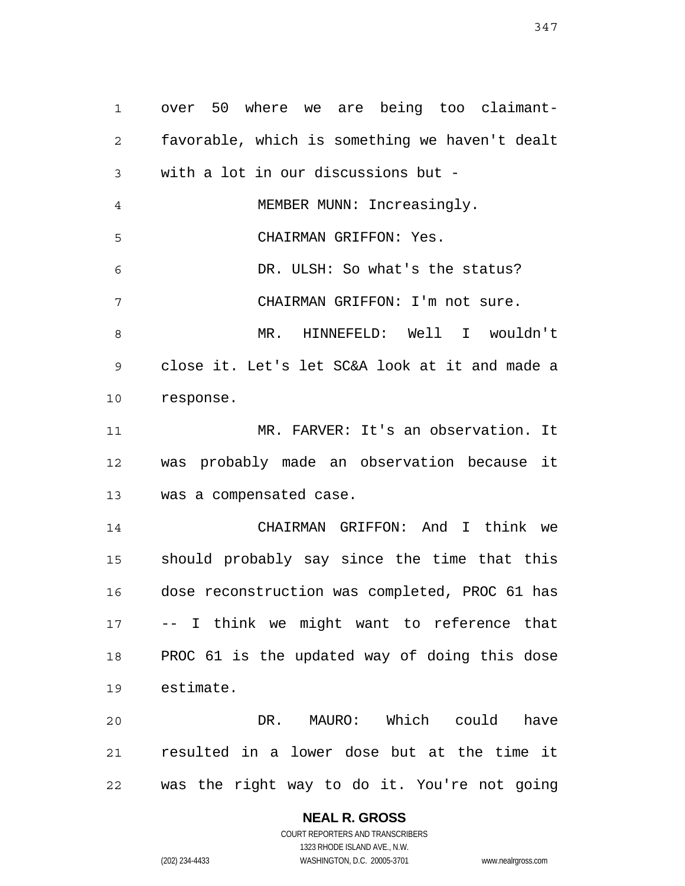over 50 where we are being too claimant-favorable, which is something we haven't dealt with a lot in our discussions but -

MEMBER MUNN: Increasingly.

CHAIRMAN GRIFFON: Yes.

DR. ULSH: So what's the status?

CHAIRMAN GRIFFON: I'm not sure.

MR. HINNEFELD: Well I wouldn't close it. Let's let SC&A look at it and made a response.

MR. FARVER: It's an observation. It was probably made an observation because it was a compensated case.

CHAIRMAN GRIFFON: And I think we should probably say since the time that this dose reconstruction was completed, PROC 61 has -- I think we might want to reference that PROC 61 is the updated way of doing this dose estimate.

DR. MAURO: Which could have resulted in a lower dose but at the time it was the right way to do it. You're not going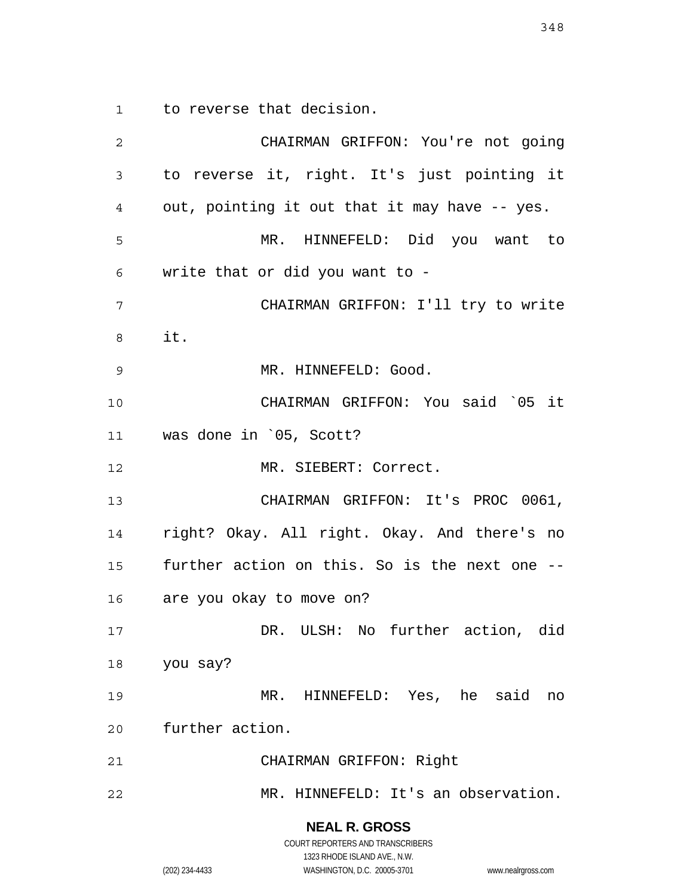to reverse that decision.

CHAIRMAN GRIFFON: You're not going to reverse it, right. It's just pointing it out, pointing it out that it may have -- yes.

MR. HINNEFELD: Did you want to write that or did you want to -

CHAIRMAN GRIFFON: I'll try to write it.

MR. HINNEFELD: Good.

CHAIRMAN GRIFFON: You said `05 it was done in `05, Scott?

MR. SIEBERT: Correct.

CHAIRMAN GRIFFON: It's PROC 0061, right? Okay. All right. Okay. And there's no further action on this. So is the next one -- are you okay to move on?

DR. ULSH: No further action, did you say?

MR. HINNEFELD: Yes, he said no further action.

CHAIRMAN GRIFFON: Right

MR. HINNEFELD: It's an observation.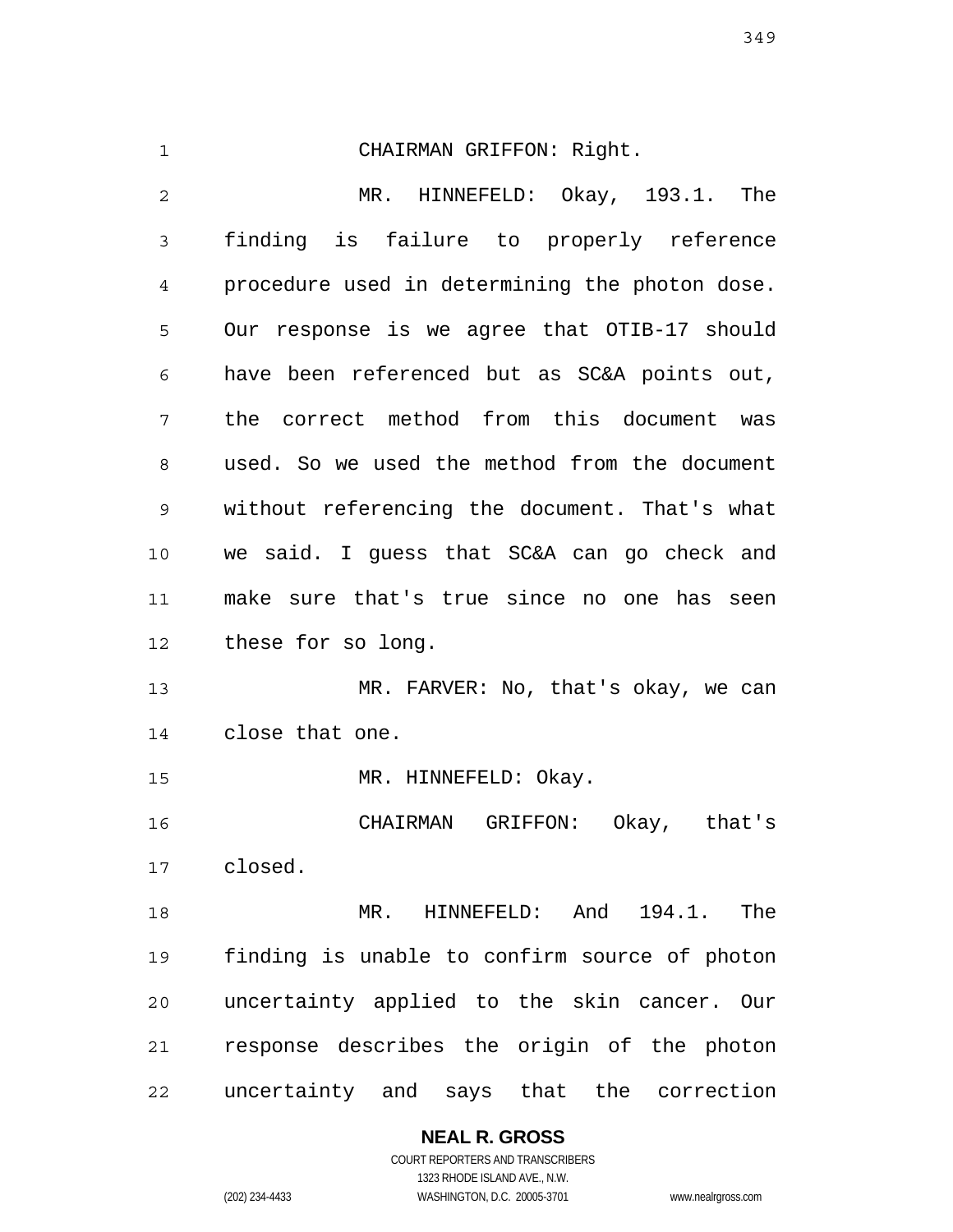CHAIRMAN GRIFFON: Right.

MR. HINNEFELD: Okay, 193.1. The finding is failure to properly reference procedure used in determining the photon dose. Our response is we agree that OTIB-17 should have been referenced but as SC&A points out, the correct method from this document was used. So we used the method from the document without referencing the document. That's what we said. I guess that SC&A can go check and make sure that's true since no one has seen these for so long.

MR. FARVER: No, that's okay, we can close that one.

MR. HINNEFELD: Okay.

CHAIRMAN GRIFFON: Okay, that's closed.

MR. HINNEFELD: And 194.1. The finding is unable to confirm source of photon uncertainty applied to the skin cancer. Our response describes the origin of the photon uncertainty and says that the correction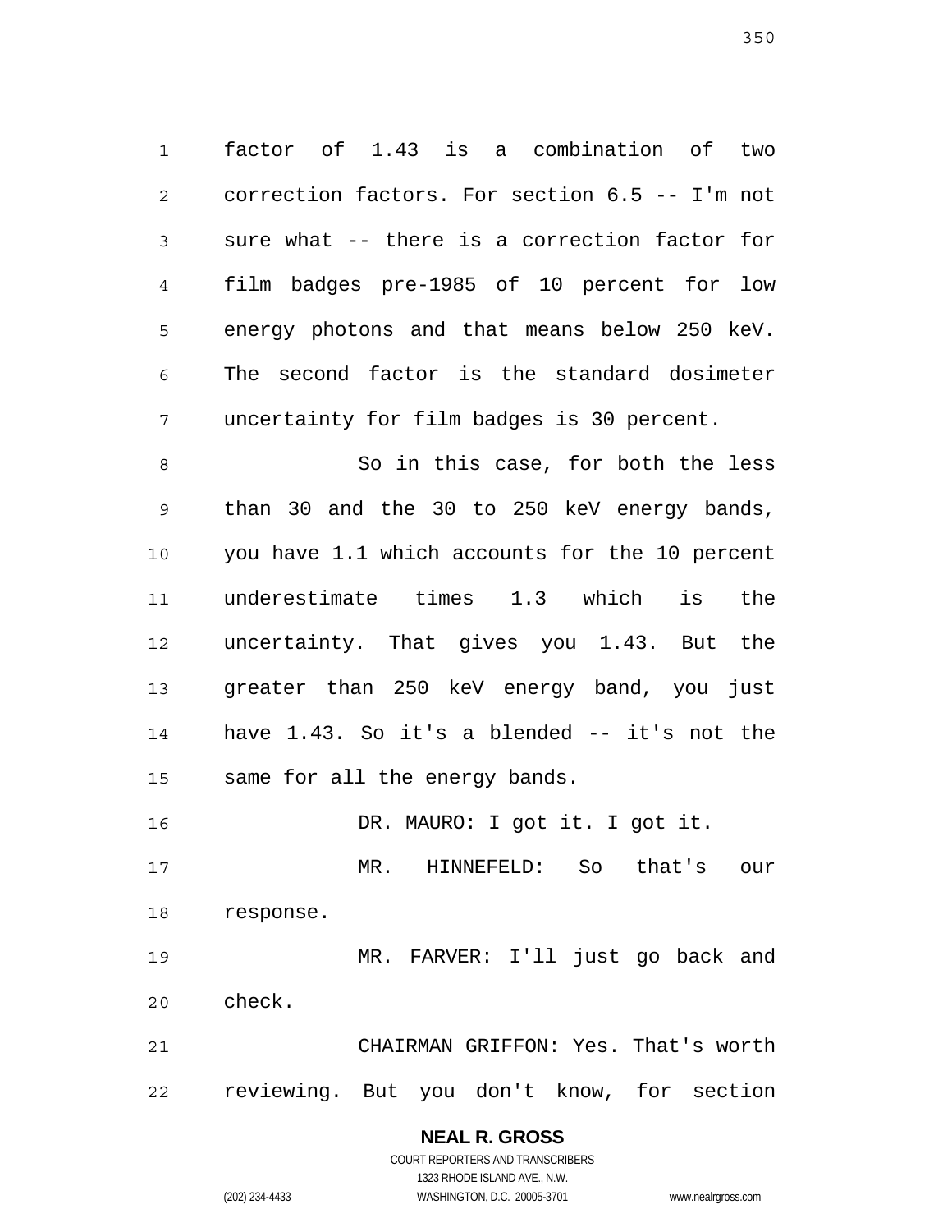factor of 1.43 is a combination of two correction factors. For section 6.5 -- I'm not sure what -- there is a correction factor for film badges pre-1985 of 10 percent for low energy photons and that means below 250 keV. The second factor is the standard dosimeter uncertainty for film badges is 30 percent.

So in this case, for both the less than 30 and the 30 to 250 keV energy bands, you have 1.1 which accounts for the 10 percent underestimate times 1.3 which is the uncertainty. That gives you 1.43. But the greater than 250 keV energy band, you just have 1.43. So it's a blended -- it's not the same for all the energy bands.

DR. MAURO: I got it. I got it.

MR. HINNEFELD: So that's our response.

MR. FARVER: I'll just go back and check.

CHAIRMAN GRIFFON: Yes. That's worth reviewing. But you don't know, for section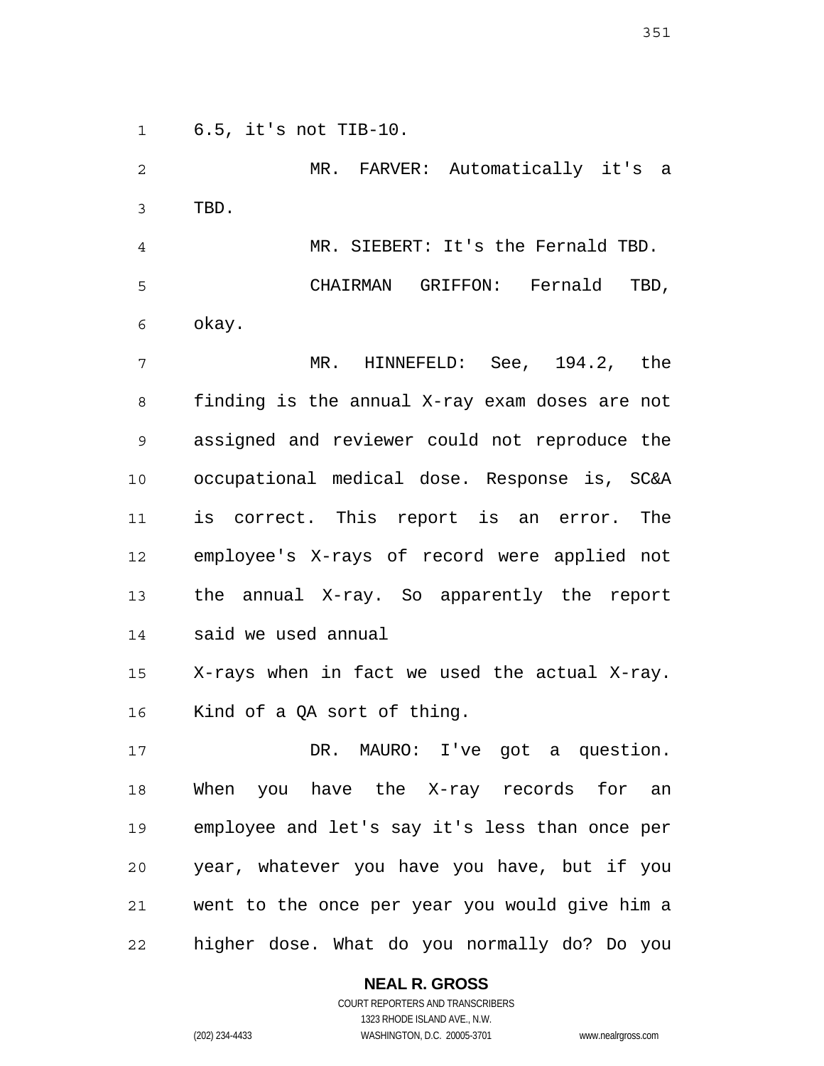6.5, it's not TIB-10.

MR. FARVER: Automatically it's a TBD.

MR. SIEBERT: It's the Fernald TBD.

CHAIRMAN GRIFFON: Fernald TBD, okay.

MR. HINNEFELD: See, 194.2, the finding is the annual X-ray exam doses are not assigned and reviewer could not reproduce the occupational medical dose. Response is, SC&A is correct. This report is an error. The employee's X-rays of record were applied not the annual X-ray. So apparently the report said we used annual X-rays when in fact we used the actual X-ray. Kind of a QA sort of thing.

DR. MAURO: I've got a question. When you have the X-ray records for an employee and let's say it's less than once per year, whatever you have you have, but if you went to the once per year you would give him a higher dose. What do you normally do? Do you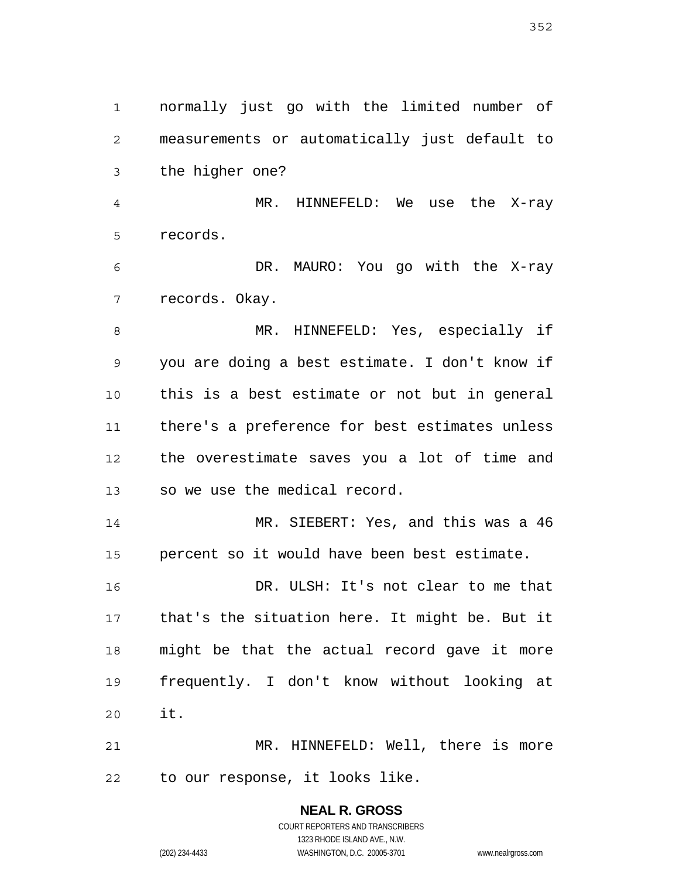normally just go with the limited number of measurements or automatically just default to the higher one?

MR. HINNEFELD: We use the X-ray records.

DR. MAURO: You go with the X-ray records. Okay.

MR. HINNEFELD: Yes, especially if you are doing a best estimate. I don't know if this is a best estimate or not but in general there's a preference for best estimates unless the overestimate saves you a lot of time and so we use the medical record.

MR. SIEBERT: Yes, and this was a 46 percent so it would have been best estimate.

DR. ULSH: It's not clear to me that that's the situation here. It might be. But it might be that the actual record gave it more frequently. I don't know without looking at it.

MR. HINNEFELD: Well, there is more to our response, it looks like.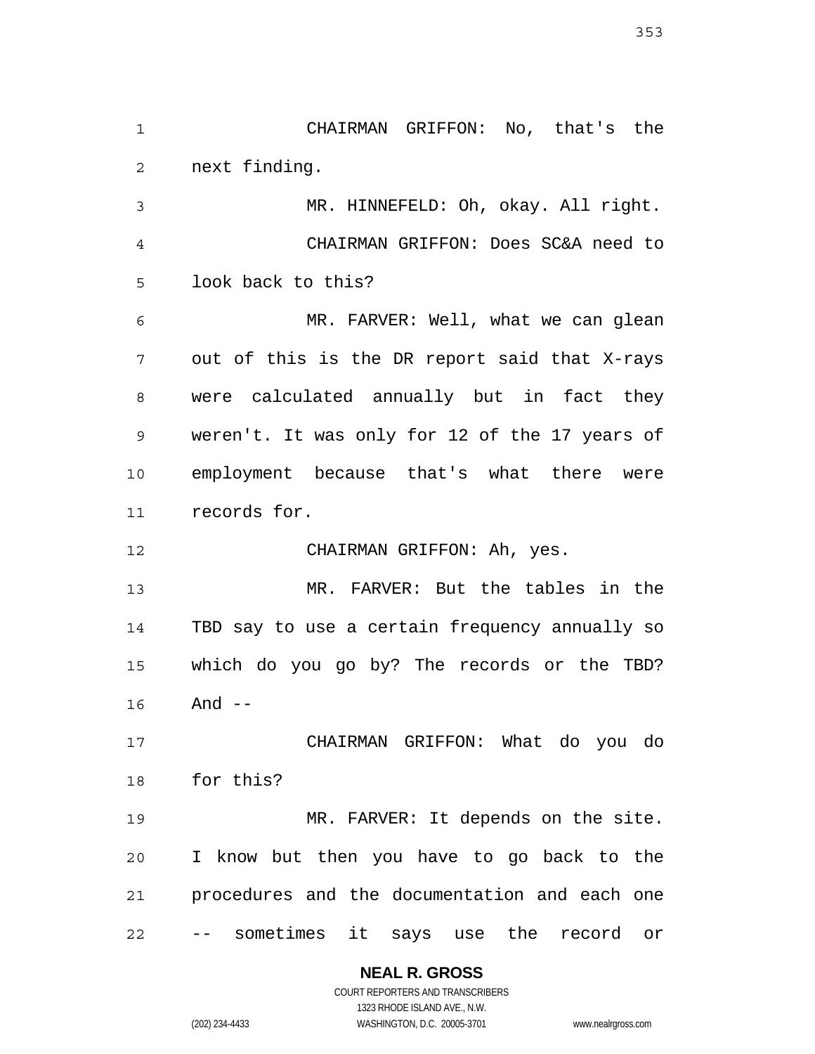CHAIRMAN GRIFFON: No, that's the next finding.

MR. HINNEFELD: Oh, okay. All right.

CHAIRMAN GRIFFON: Does SC&A need to look back to this?

MR. FARVER: Well, what we can glean out of this is the DR report said that X-rays were calculated annually but in fact they weren't. It was only for 12 of the 17 years of employment because that's what there were records for.

CHAIRMAN GRIFFON: Ah, yes.

MR. FARVER: But the tables in the TBD say to use a certain frequency annually so which do you go by? The records or the TBD? And --

CHAIRMAN GRIFFON: What do you do for this?

MR. FARVER: It depends on the site. I know but then you have to go back to the procedures and the documentation and each one -- sometimes it says use the record or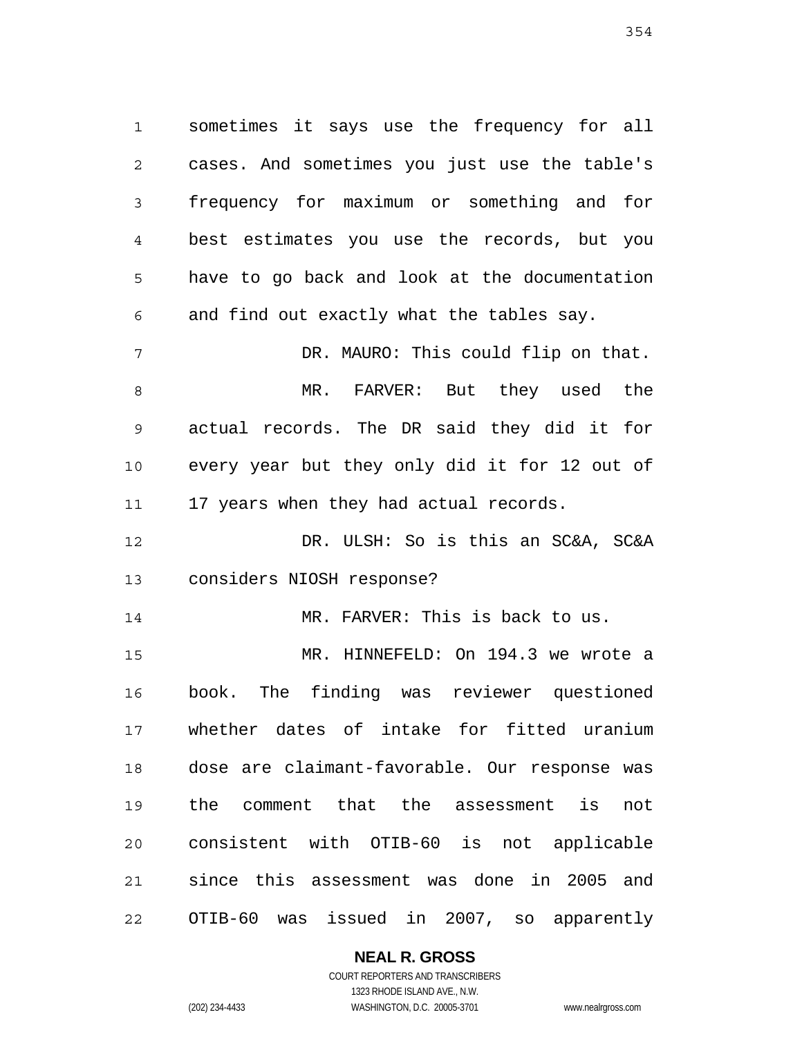sometimes it says use the frequency for all cases. And sometimes you just use the table's frequency for maximum or something and for best estimates you use the records, but you have to go back and look at the documentation and find out exactly what the tables say.

DR. MAURO: This could flip on that.

MR. FARVER: But they used the actual records. The DR said they did it for every year but they only did it for 12 out of 17 years when they had actual records.

DR. ULSH: So is this an SC&A, SC&A considers NIOSH response?

MR. FARVER: This is back to us.

MR. HINNEFELD: On 194.3 we wrote a book. The finding was reviewer questioned whether dates of intake for fitted uranium dose are claimant-favorable. Our response was the comment that the assessment is not consistent with OTIB-60 is not applicable since this assessment was done in 2005 and OTIB-60 was issued in 2007, so apparently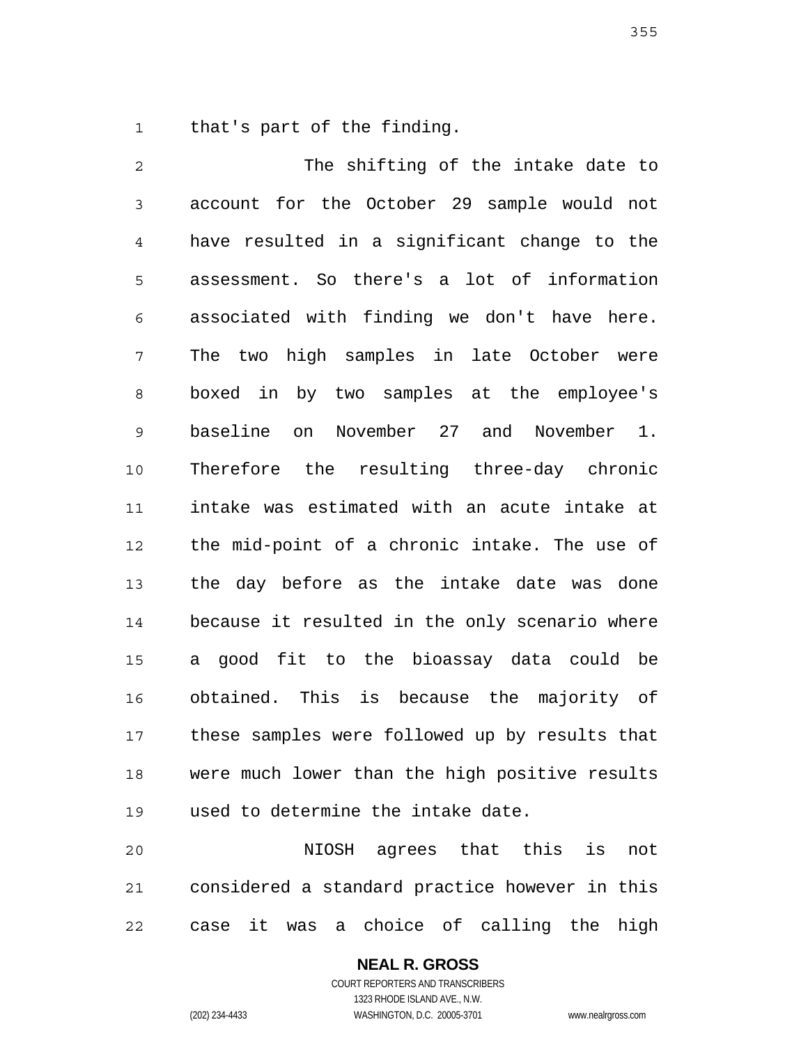that's part of the finding.

The shifting of the intake date to account for the October 29 sample would not have resulted in a significant change to the assessment. So there's a lot of information associated with finding we don't have here. The two high samples in late October were boxed in by two samples at the employee's baseline on November 27 and November 1. Therefore the resulting three-day chronic intake was estimated with an acute intake at the mid-point of a chronic intake. The use of the day before as the intake date was done because it resulted in the only scenario where a good fit to the bioassay data could be obtained. This is because the majority of these samples were followed up by results that were much lower than the high positive results used to determine the intake date.

NIOSH agrees that this is not considered a standard practice however in this case it was a choice of calling the high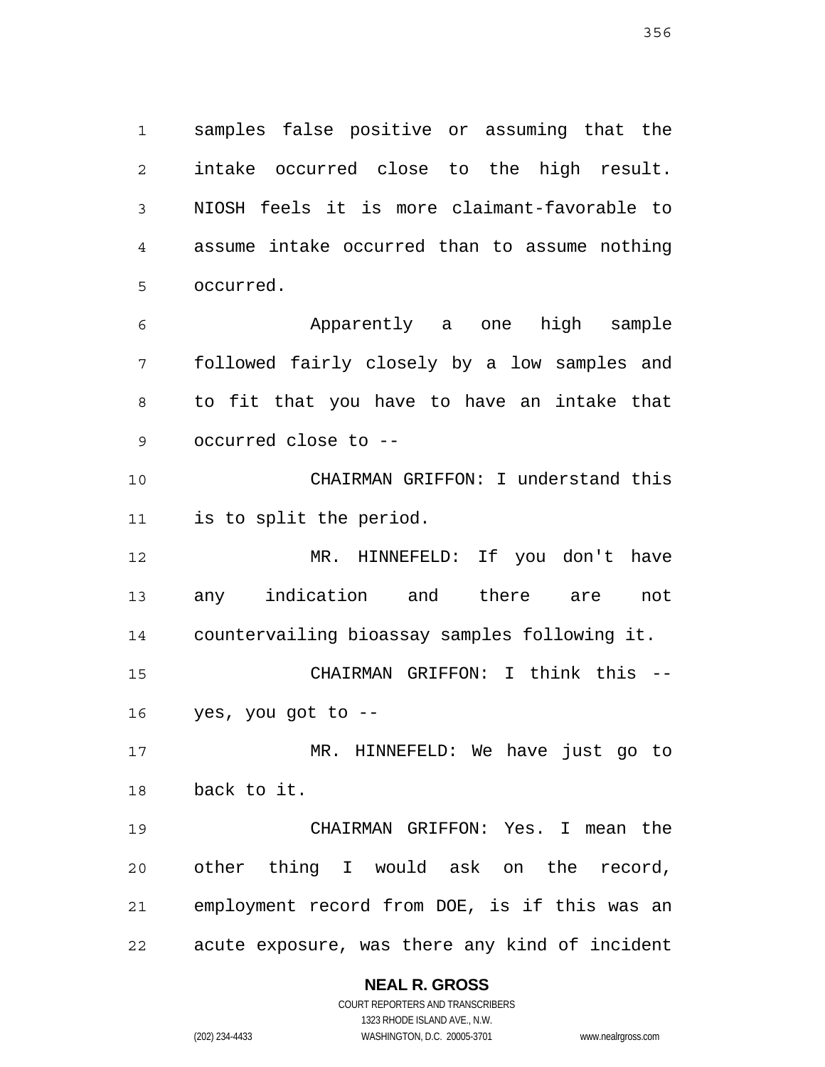samples false positive or assuming that the intake occurred close to the high result. NIOSH feels it is more claimant-favorable to assume intake occurred than to assume nothing occurred.

Apparently a one high sample followed fairly closely by a low samples and to fit that you have to have an intake that occurred close to --

CHAIRMAN GRIFFON: I understand this is to split the period.

MR. HINNEFELD: If you don't have any indication and there are not countervailing bioassay samples following it.

CHAIRMAN GRIFFON: I think this -- yes, you got to --

MR. HINNEFELD: We have just go to back to it.

CHAIRMAN GRIFFON: Yes. I mean the other thing I would ask on the record, employment record from DOE, is if this was an acute exposure, was there any kind of incident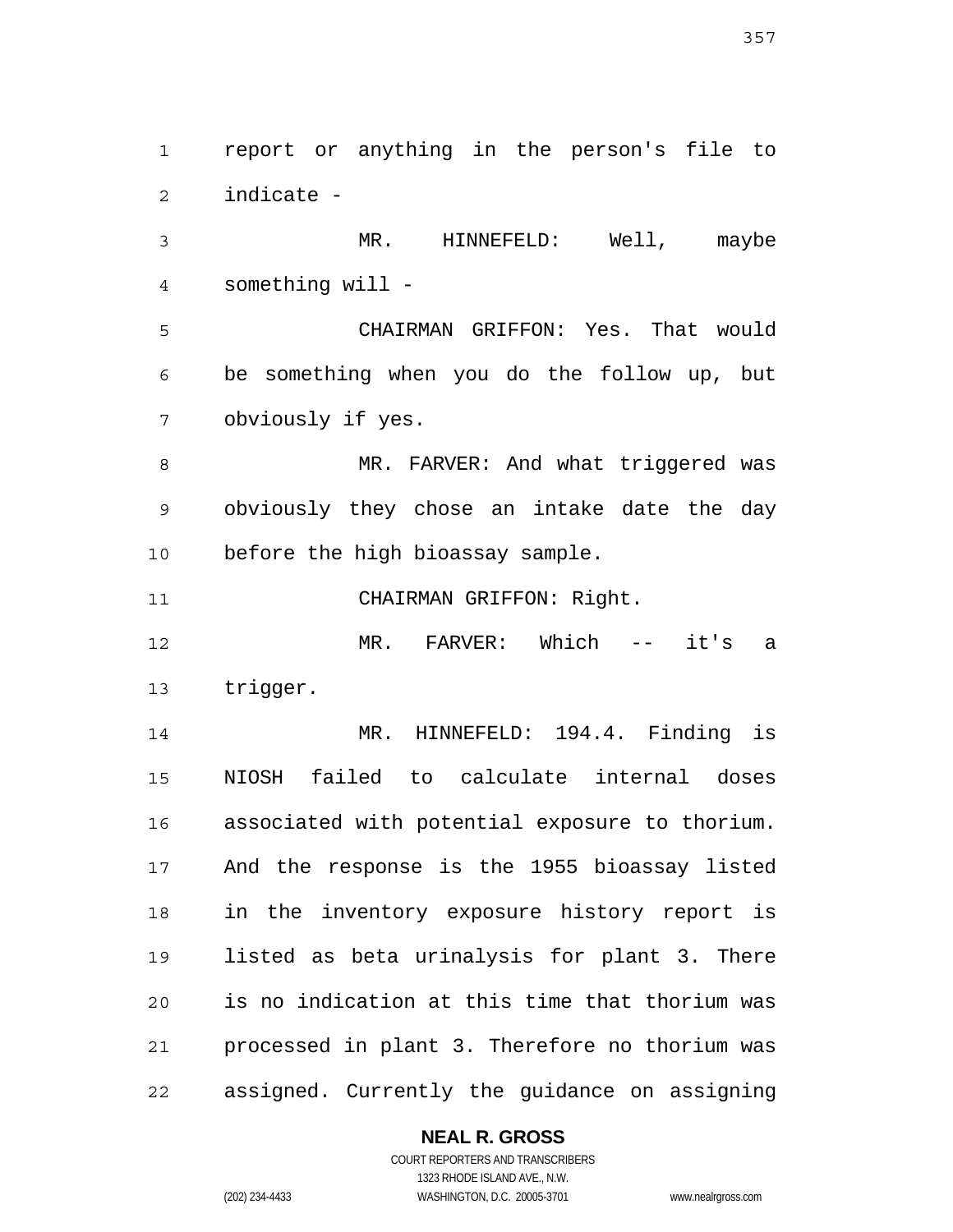report or anything in the person's file to indicate -

MR. HINNEFELD: Well, maybe something will -

CHAIRMAN GRIFFON: Yes. That would be something when you do the follow up, but obviously if yes.

MR. FARVER: And what triggered was obviously they chose an intake date the day before the high bioassay sample.

CHAIRMAN GRIFFON: Right.

MR. FARVER: Which -- it's a trigger.

MR. HINNEFELD: 194.4. Finding is NIOSH failed to calculate internal doses associated with potential exposure to thorium. And the response is the 1955 bioassay listed in the inventory exposure history report is listed as beta urinalysis for plant 3. There is no indication at this time that thorium was processed in plant 3. Therefore no thorium was assigned. Currently the guidance on assigning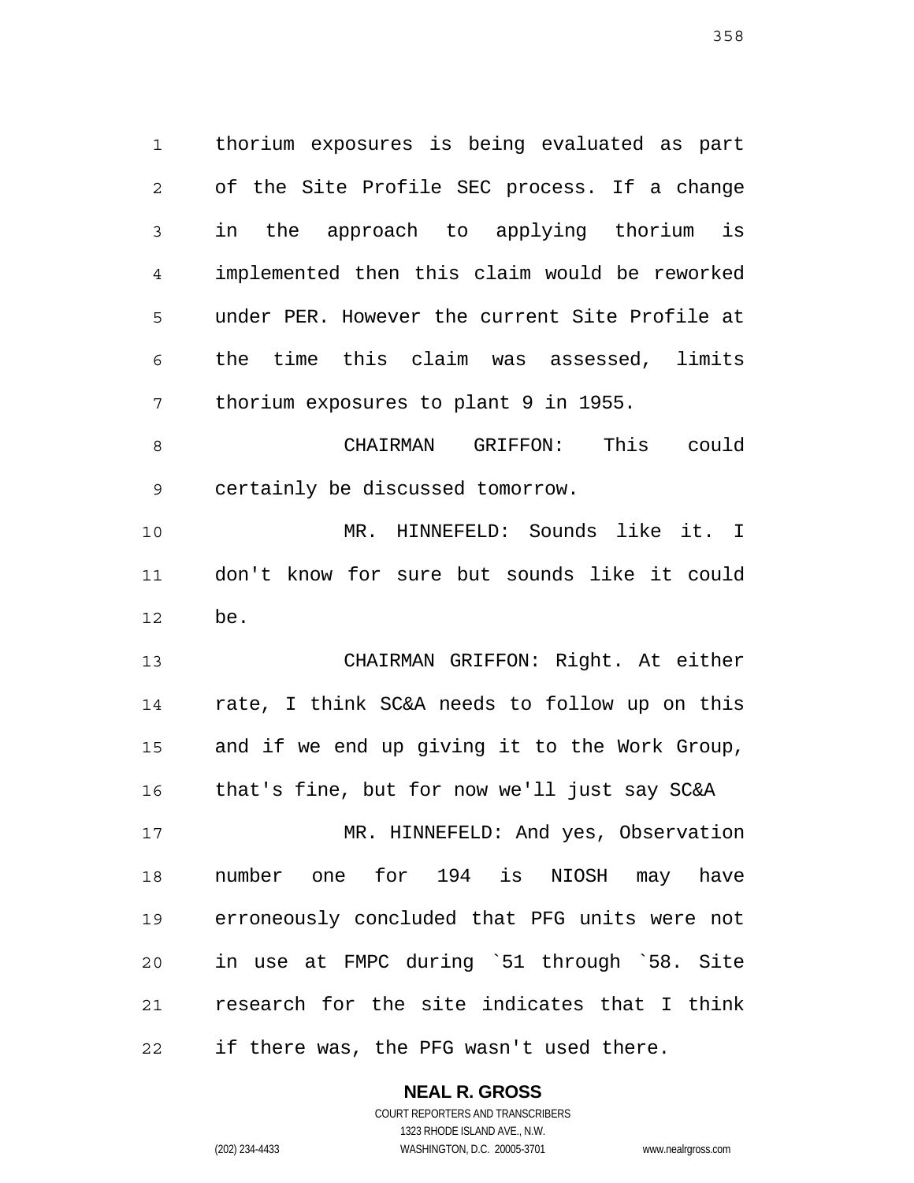thorium exposures is being evaluated as part of the Site Profile SEC process. If a change in the approach to applying thorium is implemented then this claim would be reworked under PER. However the current Site Profile at the time this claim was assessed, limits thorium exposures to plant 9 in 1955.

CHAIRMAN GRIFFON: This could certainly be discussed tomorrow.

MR. HINNEFELD: Sounds like it. I don't know for sure but sounds like it could be.

CHAIRMAN GRIFFON: Right. At either rate, I think SC&A needs to follow up on this and if we end up giving it to the Work Group, that's fine, but for now we'll just say SC&A

MR. HINNEFELD: And yes, Observation number one for 194 is NIOSH may have erroneously concluded that PFG units were not in use at FMPC during `51 through `58. Site research for the site indicates that I think if there was, the PFG wasn't used there.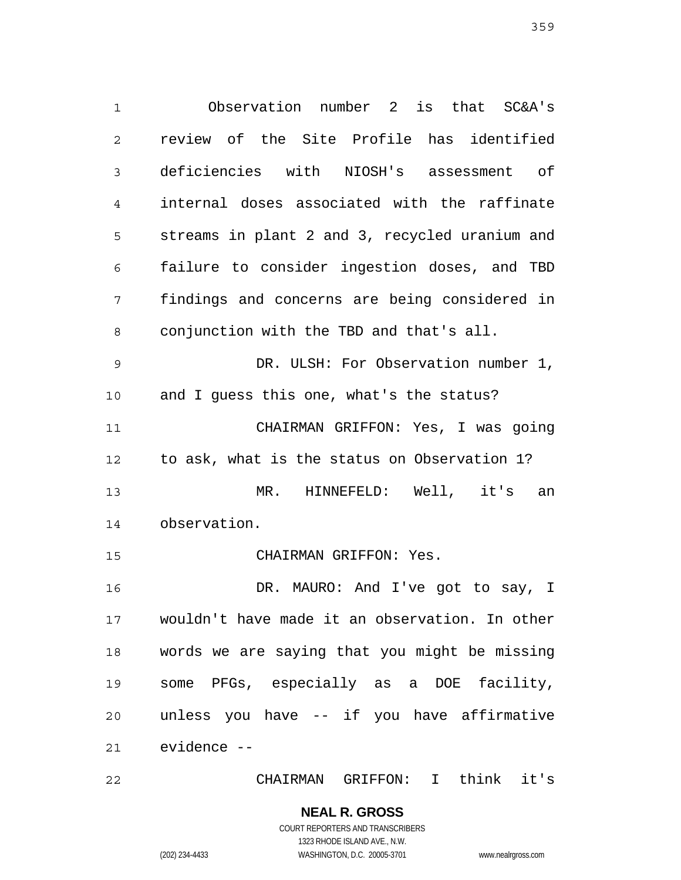Observation number 2 is that SC&A's review of the Site Profile has identified deficiencies with NIOSH's assessment of internal doses associated with the raffinate streams in plant 2 and 3, recycled uranium and failure to consider ingestion doses, and TBD findings and concerns are being considered in conjunction with the TBD and that's all.

DR. ULSH: For Observation number 1, and I guess this one, what's the status?

CHAIRMAN GRIFFON: Yes, I was going to ask, what is the status on Observation 1?

MR. HINNEFELD: Well, it's an observation.

CHAIRMAN GRIFFON: Yes.

DR. MAURO: And I've got to say, I wouldn't have made it an observation. In other words we are saying that you might be missing some PFGs, especially as a DOE facility, unless you have -- if you have affirmative evidence --

CHAIRMAN GRIFFON: I think it's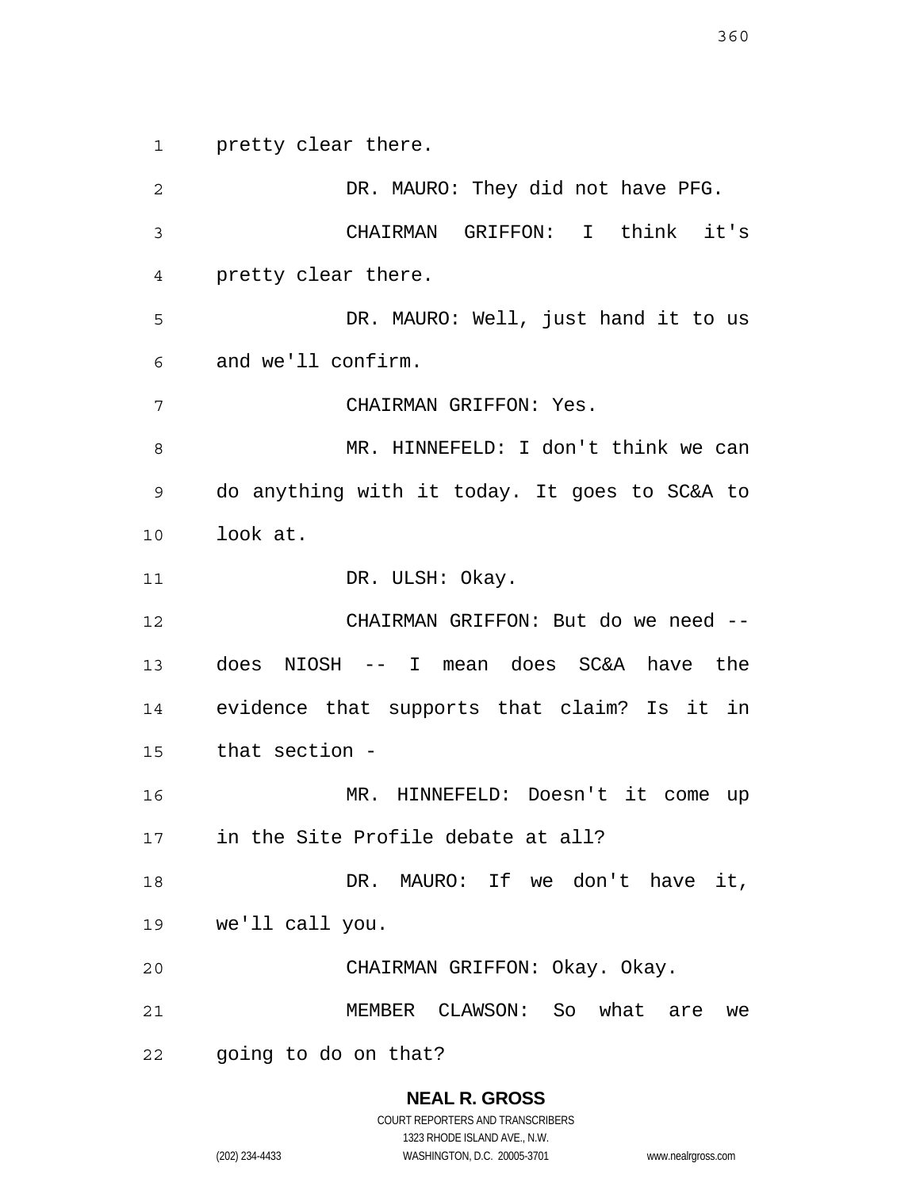pretty clear there.

DR. MAURO: They did not have PFG.

CHAIRMAN GRIFFON: I think it's pretty clear there.

DR. MAURO: Well, just hand it to us and we'll confirm.

CHAIRMAN GRIFFON: Yes.

MR. HINNEFELD: I don't think we can do anything with it today. It goes to SC&A to look at.

DR. ULSH: Okay.

CHAIRMAN GRIFFON: But do we need -- does NIOSH -- I mean does SC&A have the evidence that supports that claim? Is it in that section -

MR. HINNEFELD: Doesn't it come up in the Site Profile debate at all?

DR. MAURO: If we don't have it, we'll call you.

CHAIRMAN GRIFFON: Okay. Okay.

MEMBER CLAWSON: So what are we going to do on that?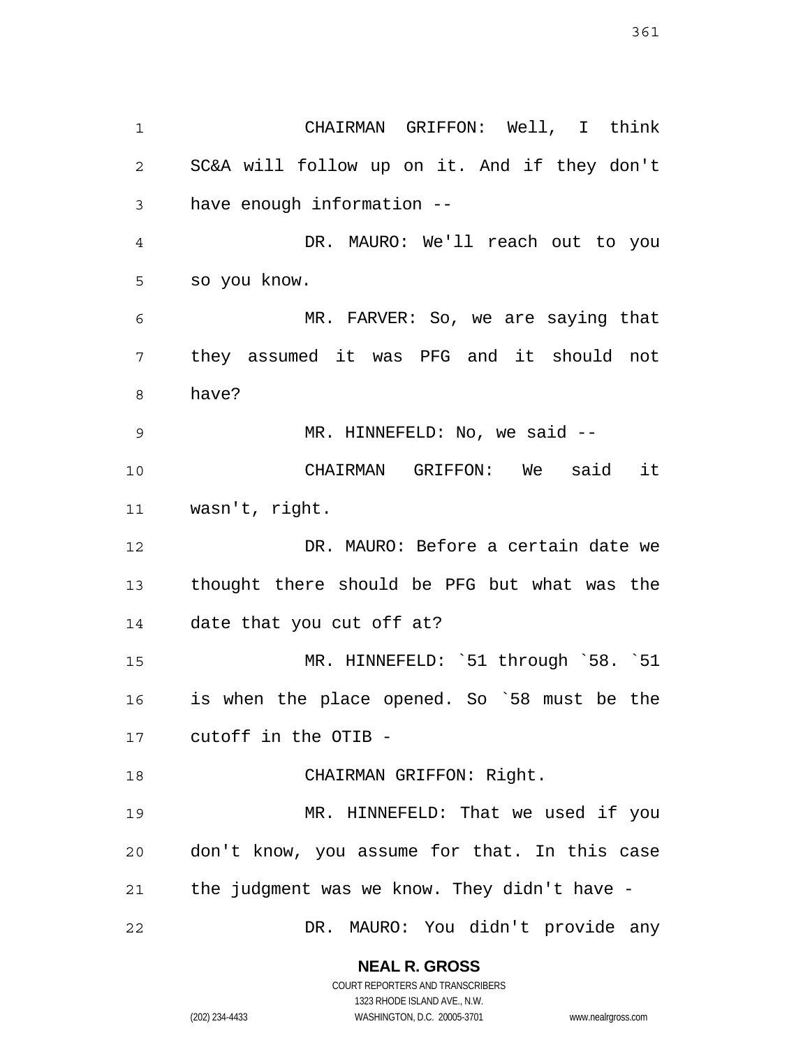CHAIRMAN GRIFFON: Well, I think SC&A will follow up on it. And if they don't have enough information --

DR. MAURO: We'll reach out to you so you know.

MR. FARVER: So, we are saying that they assumed it was PFG and it should not have?

MR. HINNEFELD: No, we said --

CHAIRMAN GRIFFON: We said it wasn't, right.

DR. MAURO: Before a certain date we thought there should be PFG but what was the date that you cut off at?

MR. HINNEFELD: `51 through `58. `51 is when the place opened. So `58 must be the cutoff in the OTIB -

CHAIRMAN GRIFFON: Right.

MR. HINNEFELD: That we used if you don't know, you assume for that. In this case the judgment was we know. They didn't have -

DR. MAURO: You didn't provide any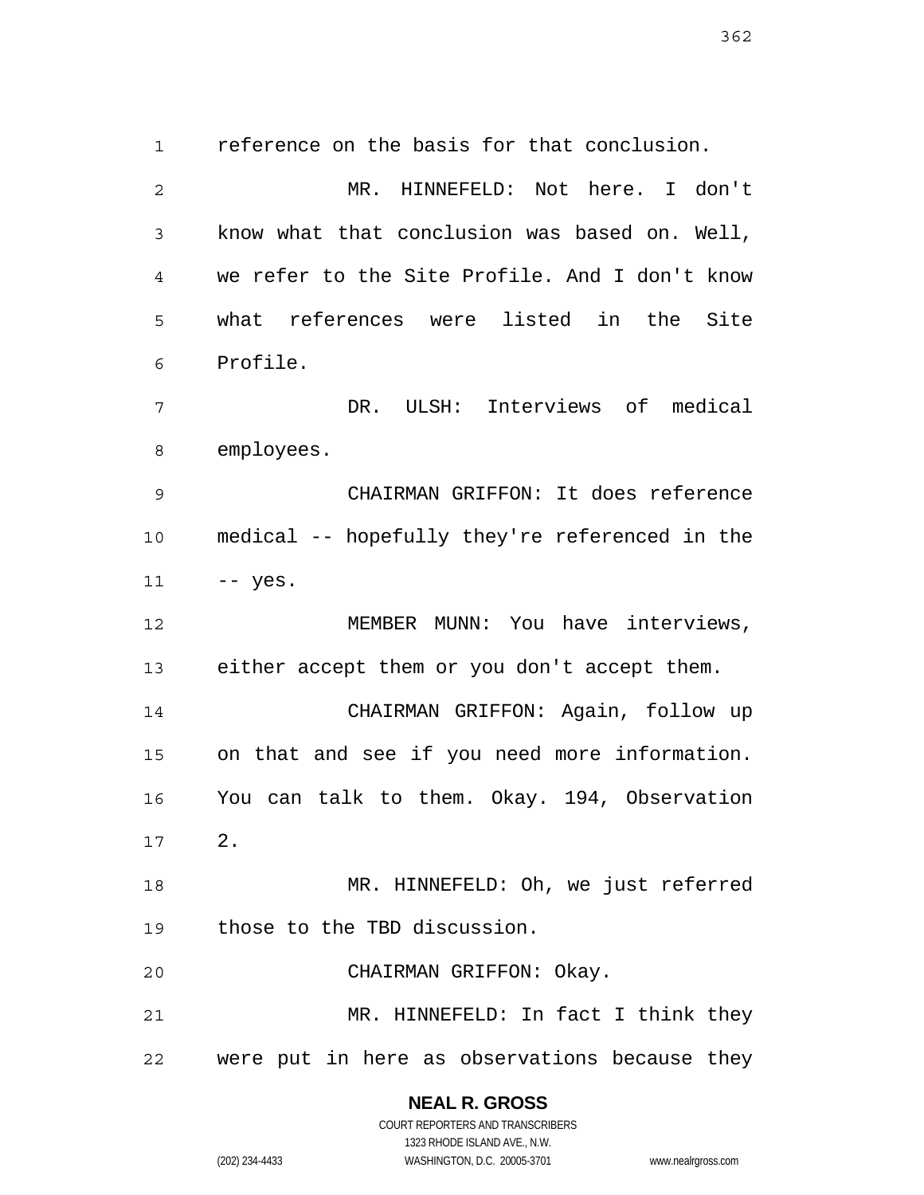reference on the basis for that conclusion.

MR. HINNEFELD: Not here. I don't know what that conclusion was based on. Well, we refer to the Site Profile. And I don't know what references were listed in the Site Profile.

DR. ULSH: Interviews of medical employees.

CHAIRMAN GRIFFON: It does reference medical -- hopefully they're referenced in the -- yes.

MEMBER MUNN: You have interviews, either accept them or you don't accept them.

CHAIRMAN GRIFFON: Again, follow up on that and see if you need more information. You can talk to them. Okay. 194, Observation 2.

MR. HINNEFELD: Oh, we just referred those to the TBD discussion.

CHAIRMAN GRIFFON: Okay.

MR. HINNEFELD: In fact I think they were put in here as observations because they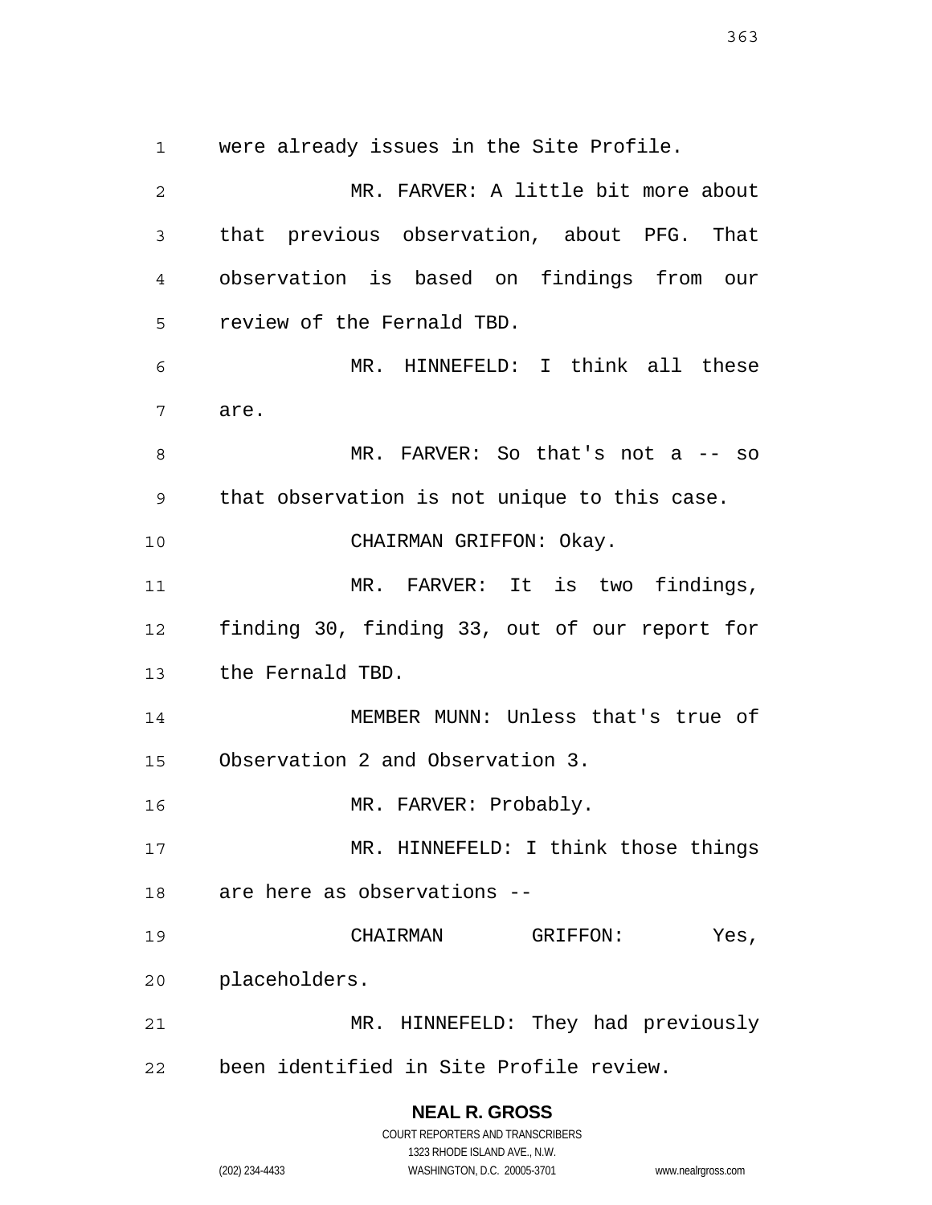were already issues in the Site Profile.

MR. FARVER: A little bit more about that previous observation, about PFG. That observation is based on findings from our review of the Fernald TBD.

MR. HINNEFELD: I think all these are.

MR. FARVER: So that's not a -- so that observation is not unique to this case.

CHAIRMAN GRIFFON: Okay.

MR. FARVER: It is two findings, finding 30, finding 33, out of our report for the Fernald TBD.

MEMBER MUNN: Unless that's true of Observation 2 and Observation 3.

MR. FARVER: Probably.

MR. HINNEFELD: I think those things are here as observations --

CHAIRMAN GRIFFON: Yes, placeholders.

MR. HINNEFELD: They had previously been identified in Site Profile review.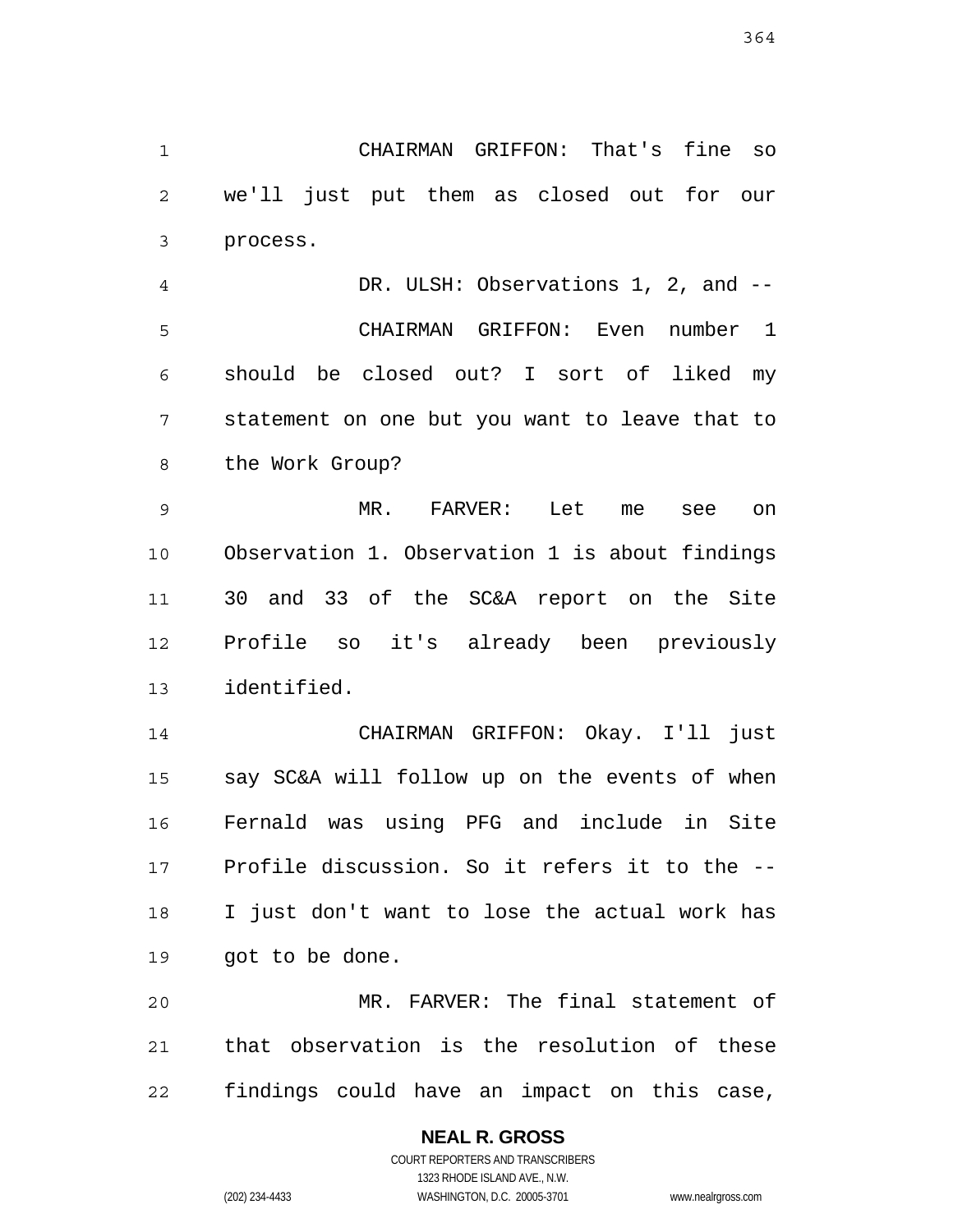CHAIRMAN GRIFFON: That's fine so we'll just put them as closed out for our process.

DR. ULSH: Observations 1, 2, and --

CHAIRMAN GRIFFON: Even number 1 should be closed out? I sort of liked my statement on one but you want to leave that to the Work Group?

MR. FARVER: Let me see on Observation 1. Observation 1 is about findings 30 and 33 of the SC&A report on the Site Profile so it's already been previously identified.

CHAIRMAN GRIFFON: Okay. I'll just say SC&A will follow up on the events of when Fernald was using PFG and include in Site Profile discussion. So it refers it to the -- I just don't want to lose the actual work has got to be done.

MR. FARVER: The final statement of that observation is the resolution of these findings could have an impact on this case,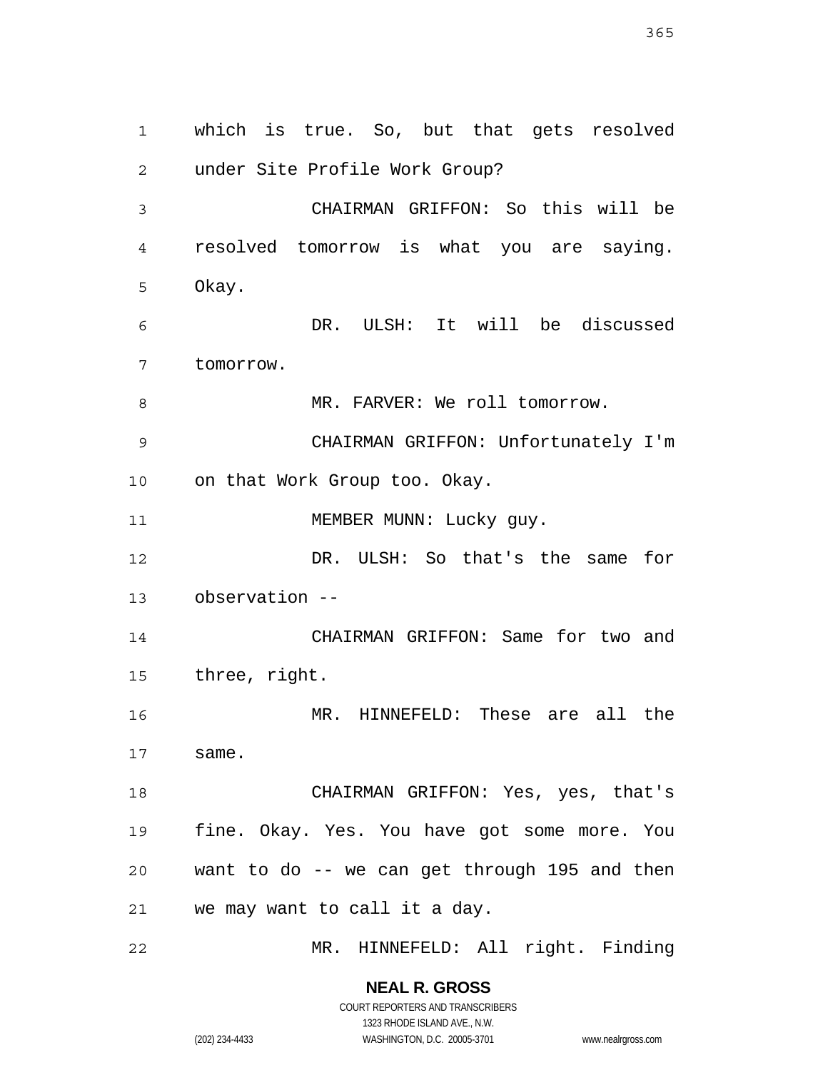which is true. So, but that gets resolved under Site Profile Work Group?

CHAIRMAN GRIFFON: So this will be resolved tomorrow is what you are saying. Okay.

DR. ULSH: It will be discussed tomorrow.

MR. FARVER: We roll tomorrow.

CHAIRMAN GRIFFON: Unfortunately I'm on that Work Group too. Okay.

MEMBER MUNN: Lucky guy.

DR. ULSH: So that's the same for observation --

CHAIRMAN GRIFFON: Same for two and three, right.

MR. HINNEFELD: These are all the same.

CHAIRMAN GRIFFON: Yes, yes, that's fine. Okay. Yes. You have got some more. You want to do -- we can get through 195 and then we may want to call it a day.

MR. HINNEFELD: All right. Finding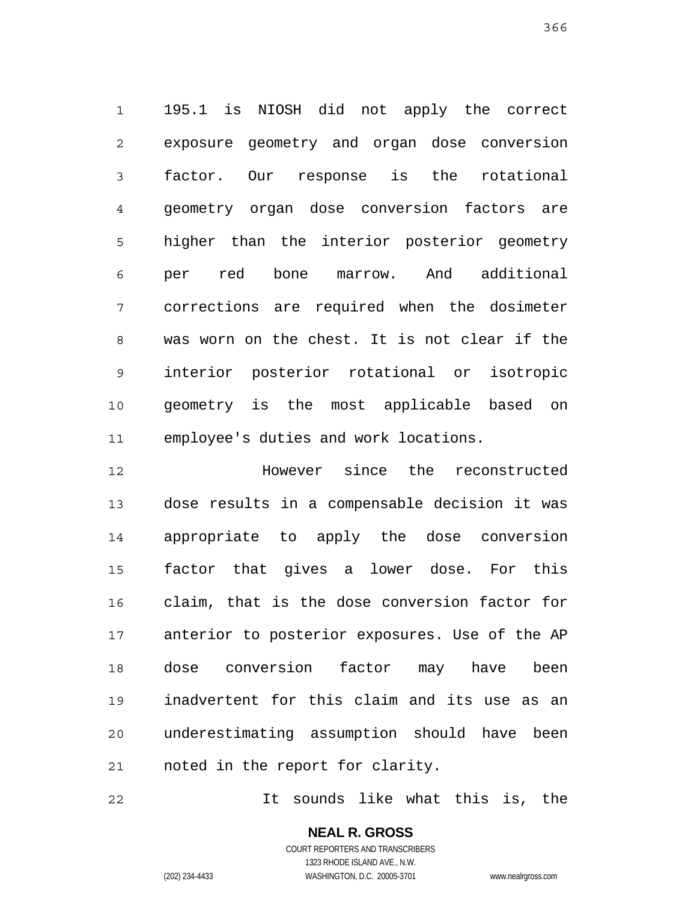195.1 is NIOSH did not apply the correct exposure geometry and organ dose conversion factor. Our response is the rotational geometry organ dose conversion factors are higher than the interior posterior geometry per red bone marrow. And additional corrections are required when the dosimeter was worn on the chest. It is not clear if the interior posterior rotational or isotropic geometry is the most applicable based on employee's duties and work locations.

However since the reconstructed dose results in a compensable decision it was appropriate to apply the dose conversion factor that gives a lower dose. For this claim, that is the dose conversion factor for anterior to posterior exposures. Use of the AP dose conversion factor may have been inadvertent for this claim and its use as an underestimating assumption should have been noted in the report for clarity.

It sounds like what this is, the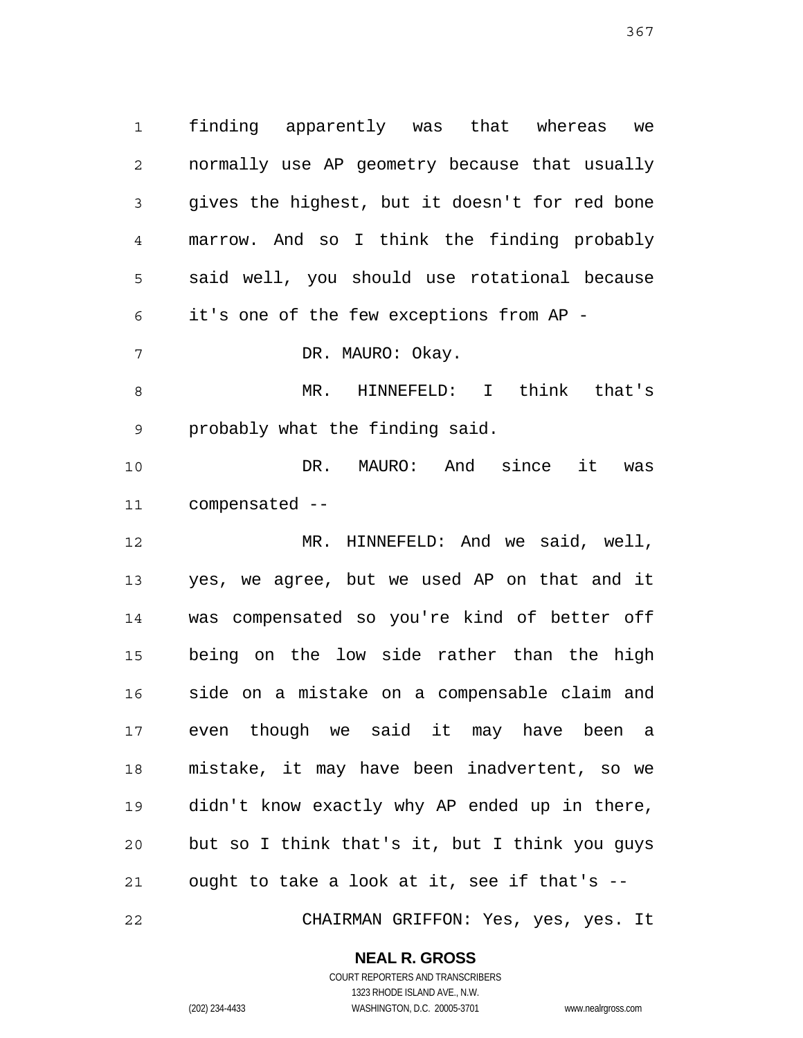finding apparently was that whereas we normally use AP geometry because that usually gives the highest, but it doesn't for red bone marrow. And so I think the finding probably said well, you should use rotational because it's one of the few exceptions from AP -

DR. MAURO: Okay.

MR. HINNEFELD: I think that's probably what the finding said.

DR. MAURO: And since it was compensated --

MR. HINNEFELD: And we said, well, yes, we agree, but we used AP on that and it was compensated so you're kind of better off being on the low side rather than the high side on a mistake on a compensable claim and even though we said it may have been a mistake, it may have been inadvertent, so we didn't know exactly why AP ended up in there, but so I think that's it, but I think you guys ought to take a look at it, see if that's --

CHAIRMAN GRIFFON: Yes, yes, yes. It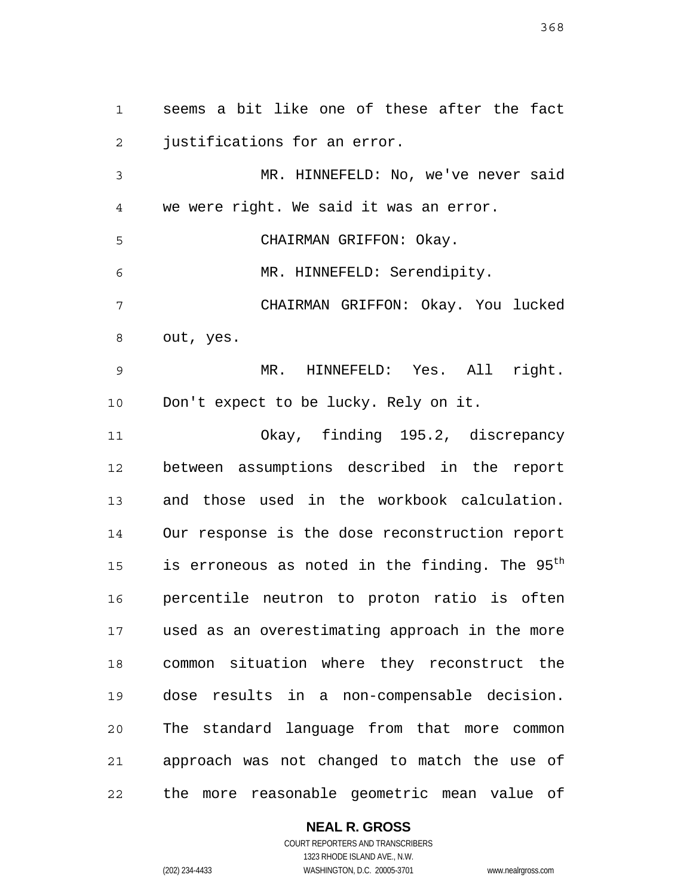seems a bit like one of these after the fact justifications for an error.

MR. HINNEFELD: No, we've never said we were right. We said it was an error.

CHAIRMAN GRIFFON: Okay.

MR. HINNEFELD: Serendipity.

CHAIRMAN GRIFFON: Okay. You lucked out, yes.

MR. HINNEFELD: Yes. All right. Don't expect to be lucky. Rely on it.

Okay, finding 195.2, discrepancy between assumptions described in the report and those used in the workbook calculation. Our response is the dose reconstruction report is erroneous as noted in the finding. The 95th percentile neutron to proton ratio is often used as an overestimating approach in the more common situation where they reconstruct the dose results in a non-compensable decision. The standard language from that more common approach was not changed to match the use of the more reasonable geometric mean value of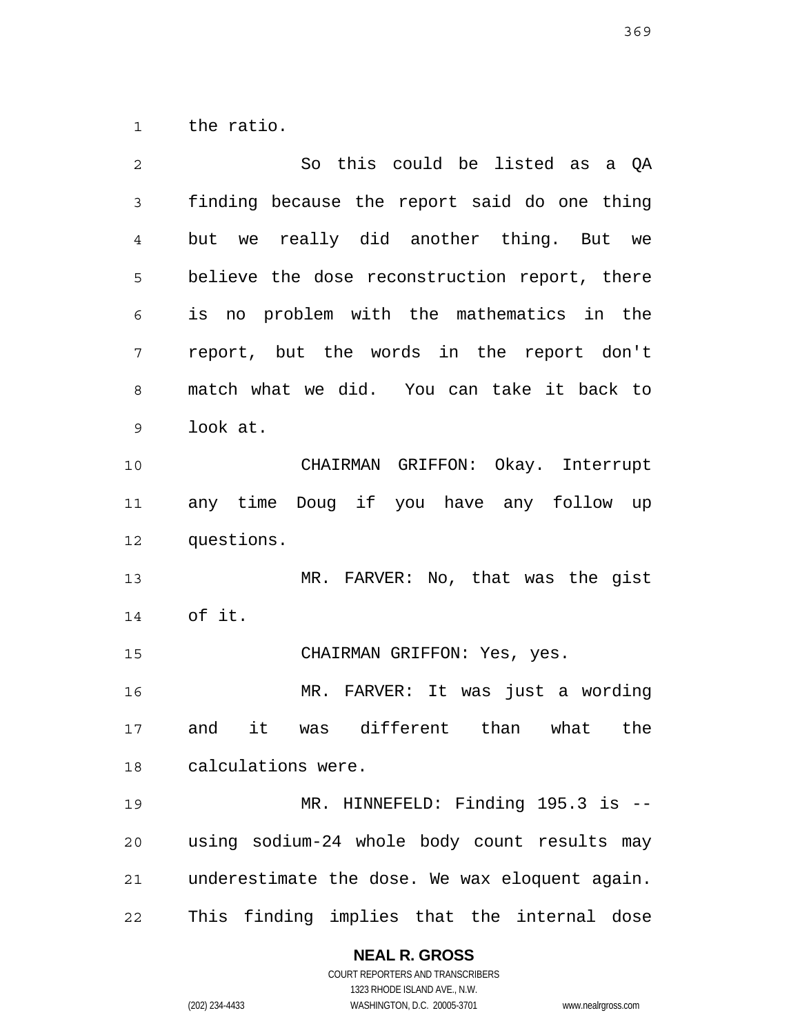the ratio.

So this could be listed as a QA finding because the report said do one thing but we really did another thing. But we believe the dose reconstruction report, there is no problem with the mathematics in the report, but the words in the report don't match what we did. You can take it back to look at.

CHAIRMAN GRIFFON: Okay. Interrupt any time Doug if you have any follow up questions.

MR. FARVER: No, that was the gist of it.

CHAIRMAN GRIFFON: Yes, yes.

MR. FARVER: It was just a wording and it was different than what the calculations were.

MR. HINNEFELD: Finding 195.3 is -- using sodium-24 whole body count results may underestimate the dose. We wax eloquent again. This finding implies that the internal dose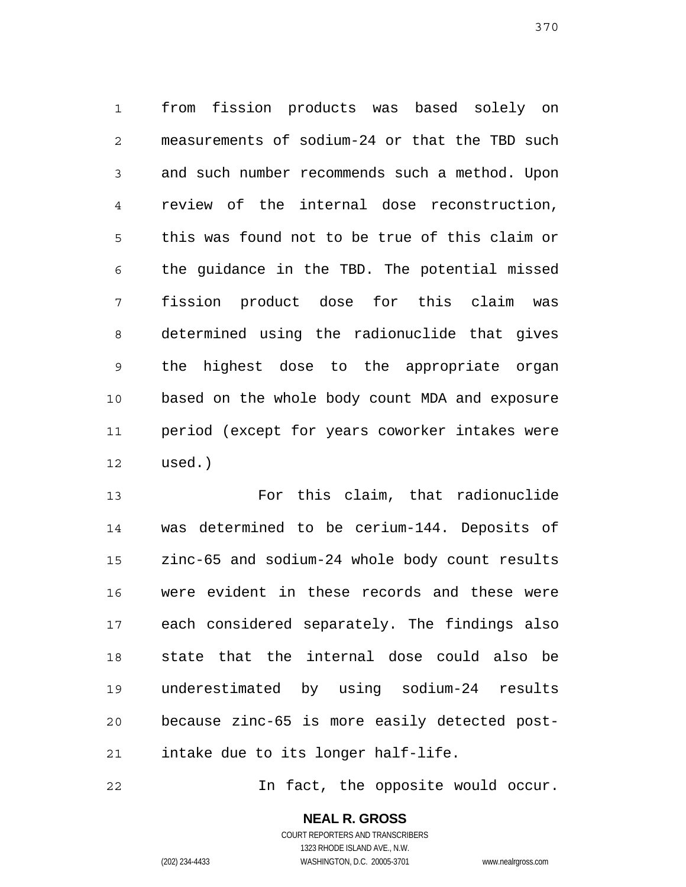from fission products was based solely on measurements of sodium-24 or that the TBD such and such number recommends such a method. Upon review of the internal dose reconstruction, this was found not to be true of this claim or the guidance in the TBD. The potential missed fission product dose for this claim was determined using the radionuclide that gives the highest dose to the appropriate organ based on the whole body count MDA and exposure period (except for years coworker intakes were used.)

For this claim, that radionuclide was determined to be cerium-144. Deposits of zinc-65 and sodium-24 whole body count results were evident in these records and these were each considered separately. The findings also state that the internal dose could also be underestimated by using sodium-24 results because zinc-65 is more easily detected post-intake due to its longer half-life.

In fact, the opposite would occur.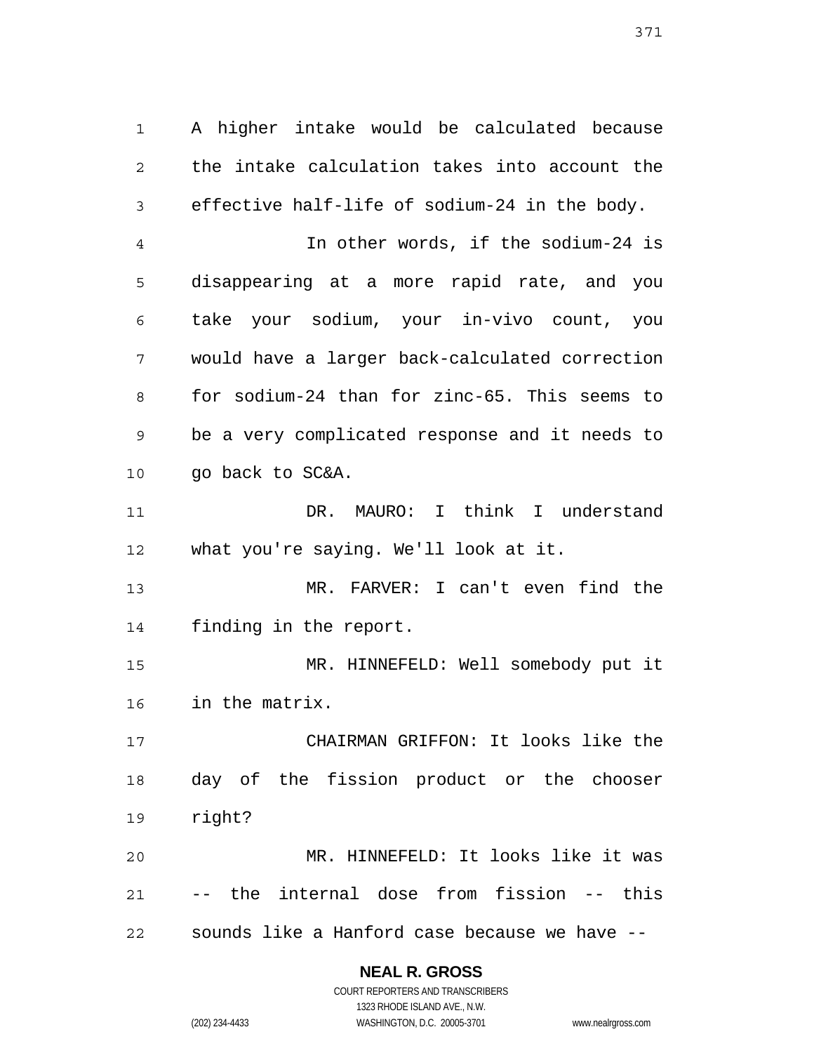A higher intake would be calculated because the intake calculation takes into account the effective half-life of sodium-24 in the body.

In other words, if the sodium-24 is disappearing at a more rapid rate, and you take your sodium, your in-vivo count, you would have a larger back-calculated correction for sodium-24 than for zinc-65. This seems to be a very complicated response and it needs to go back to SC&A.

DR. MAURO: I think I understand what you're saying. We'll look at it.

MR. FARVER: I can't even find the finding in the report.

MR. HINNEFELD: Well somebody put it in the matrix.

CHAIRMAN GRIFFON: It looks like the day of the fission product or the chooser right?

MR. HINNEFELD: It looks like it was -- the internal dose from fission -- this sounds like a Hanford case because we have --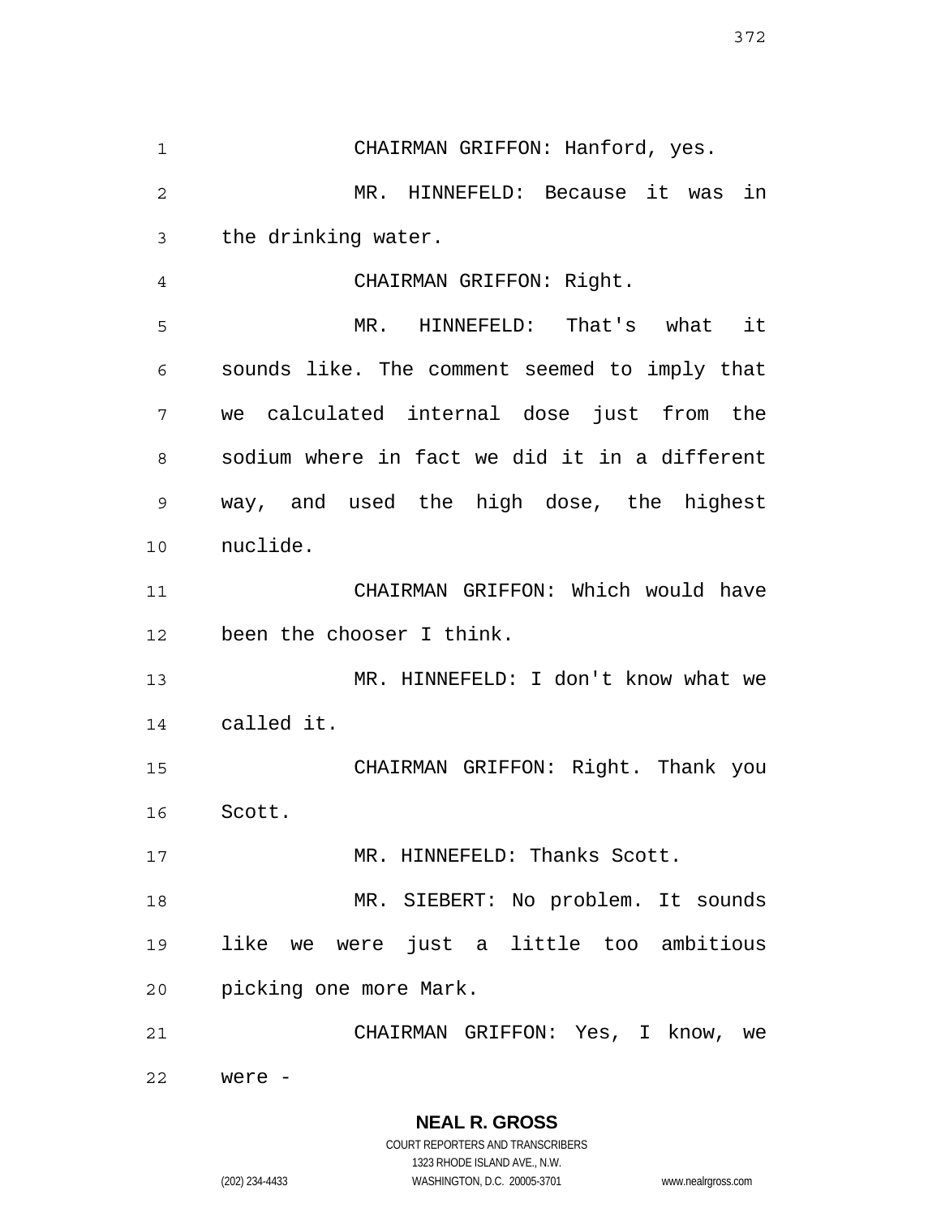CHAIRMAN GRIFFON: Hanford, yes.

MR. HINNEFELD: Because it was in the drinking water.

CHAIRMAN GRIFFON: Right.

MR. HINNEFELD: That's what it sounds like. The comment seemed to imply that we calculated internal dose just from the sodium where in fact we did it in a different way, and used the high dose, the highest nuclide.

CHAIRMAN GRIFFON: Which would have been the chooser I think.

MR. HINNEFELD: I don't know what we called it.

CHAIRMAN GRIFFON: Right. Thank you Scott.

MR. HINNEFELD: Thanks Scott.

MR. SIEBERT: No problem. It sounds like we were just a little too ambitious picking one more Mark.

CHAIRMAN GRIFFON: Yes, I know, we were -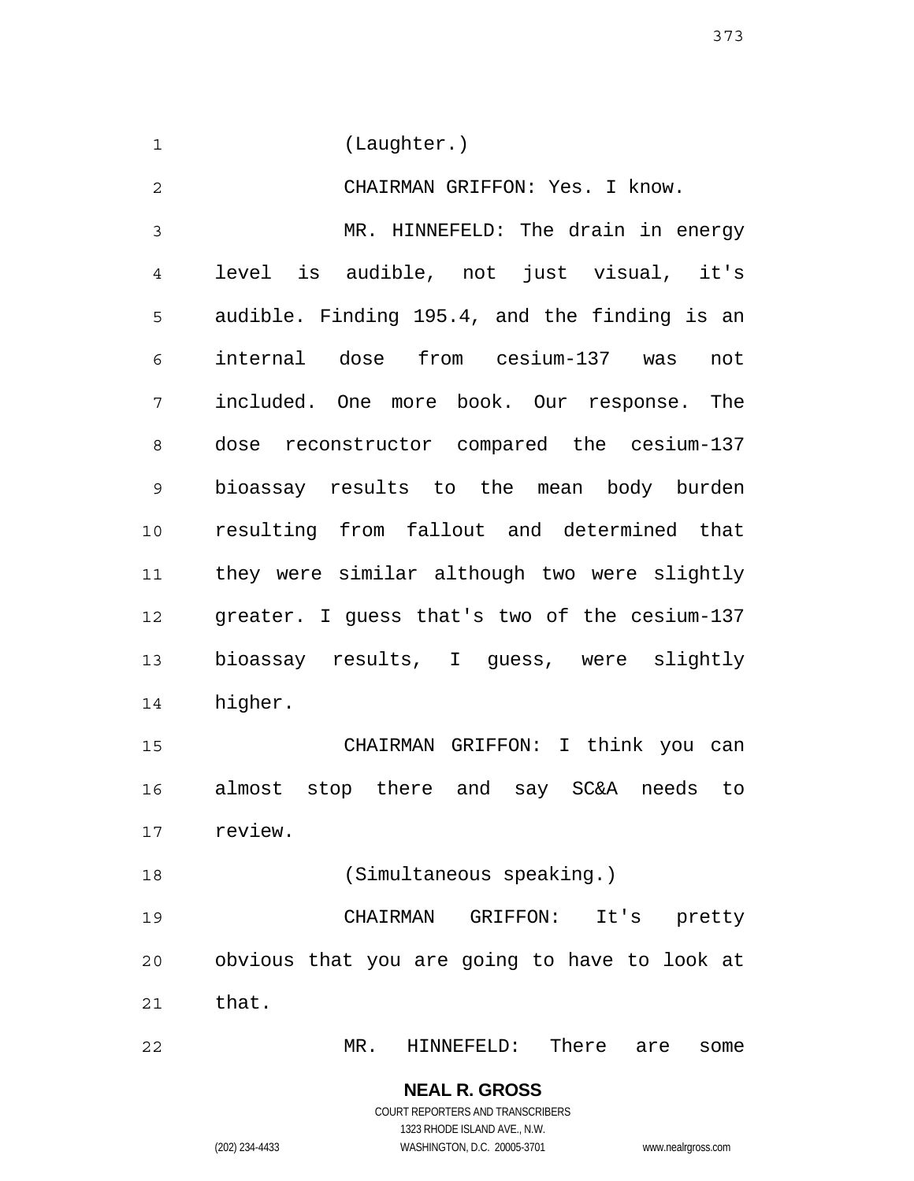(Laughter.)

CHAIRMAN GRIFFON: Yes. I know.

MR. HINNEFELD: The drain in energy level is audible, not just visual, it's audible. Finding 195.4, and the finding is an internal dose from cesium-137 was not included. One more book. Our response. The dose reconstructor compared the cesium-137 bioassay results to the mean body burden resulting from fallout and determined that they were similar although two were slightly greater. I guess that's two of the cesium-137 bioassay results, I guess, were slightly higher.

CHAIRMAN GRIFFON: I think you can almost stop there and say SC&A needs to review.

(Simultaneous speaking.)

CHAIRMAN GRIFFON: It's pretty obvious that you are going to have to look at that.

MR. HINNEFELD: There are some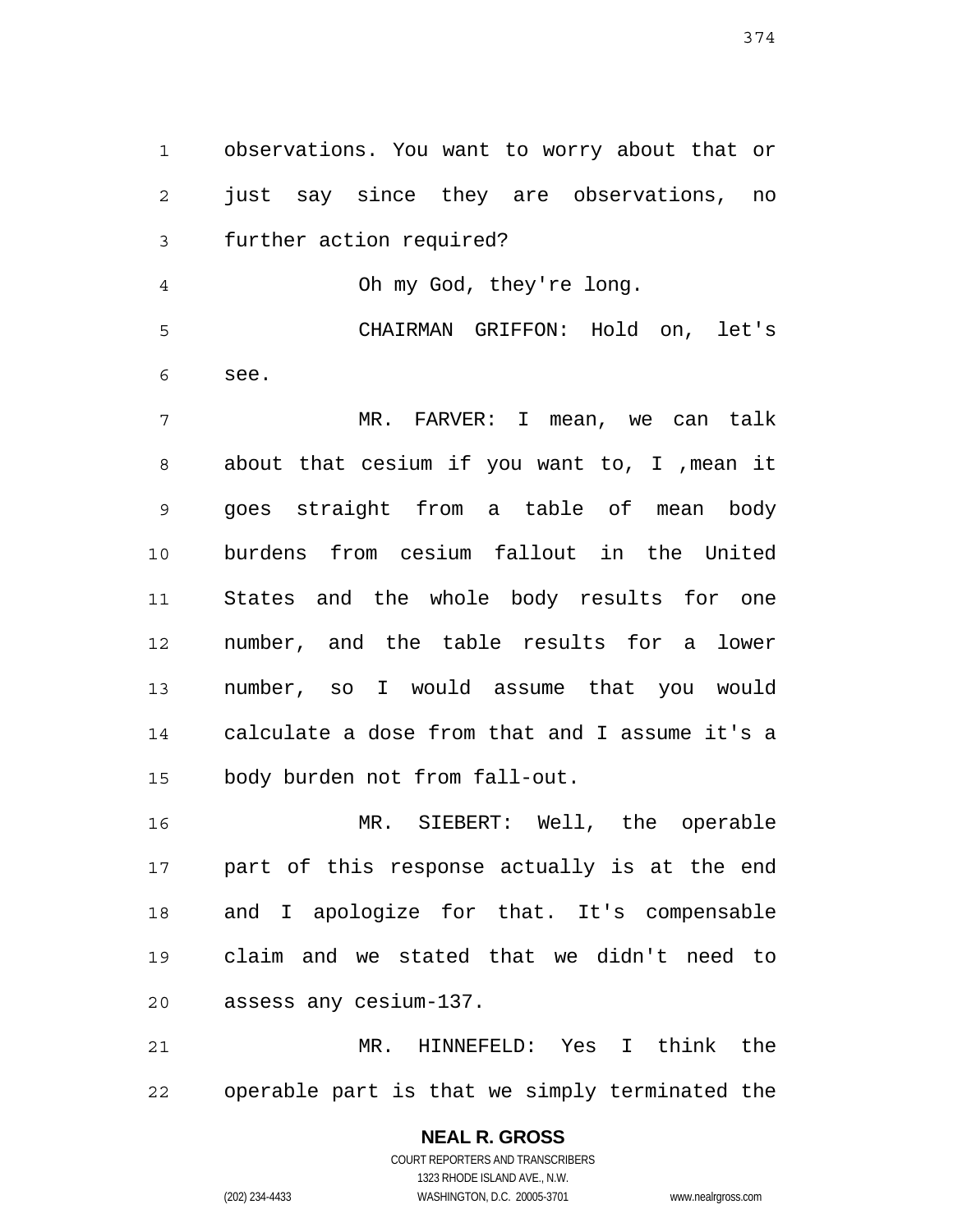observations. You want to worry about that or just say since they are observations, no further action required?

Oh my God, they're long.

CHAIRMAN GRIFFON: Hold on, let's see.

MR. FARVER: I mean, we can talk about that cesium if you want to, I ,mean it goes straight from a table of mean body burdens from cesium fallout in the United States and the whole body results for one number, and the table results for a lower number, so I would assume that you would calculate a dose from that and I assume it's a body burden not from fall-out.

MR. SIEBERT: Well, the operable part of this response actually is at the end and I apologize for that. It's compensable claim and we stated that we didn't need to assess any cesium-137.

MR. HINNEFELD: Yes I think the operable part is that we simply terminated the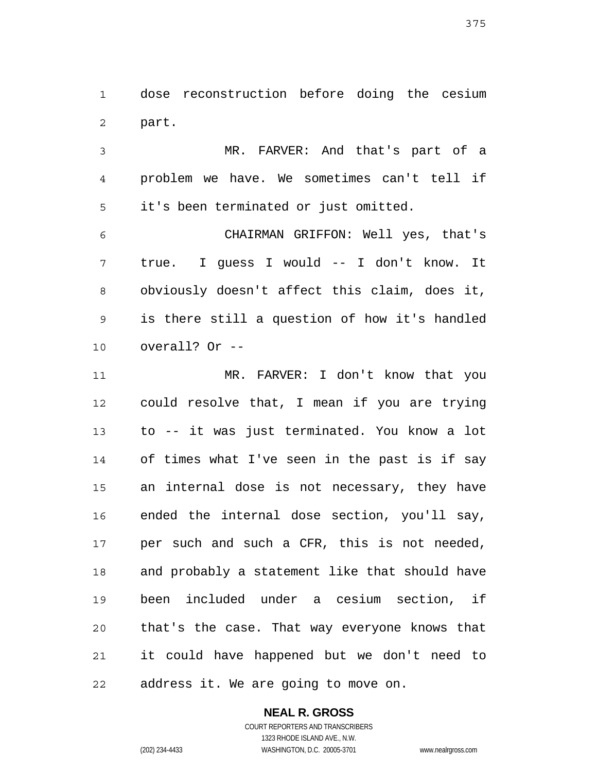dose reconstruction before doing the cesium part.

MR. FARVER: And that's part of a problem we have. We sometimes can't tell if it's been terminated or just omitted.

CHAIRMAN GRIFFON: Well yes, that's true. I guess I would -- I don't know. It obviously doesn't affect this claim, does it, is there still a question of how it's handled overall? Or --

MR. FARVER: I don't know that you could resolve that, I mean if you are trying to -- it was just terminated. You know a lot of times what I've seen in the past is if say an internal dose is not necessary, they have ended the internal dose section, you'll say, per such and such a CFR, this is not needed, and probably a statement like that should have been included under a cesium section, if that's the case. That way everyone knows that it could have happened but we don't need to address it. We are going to move on.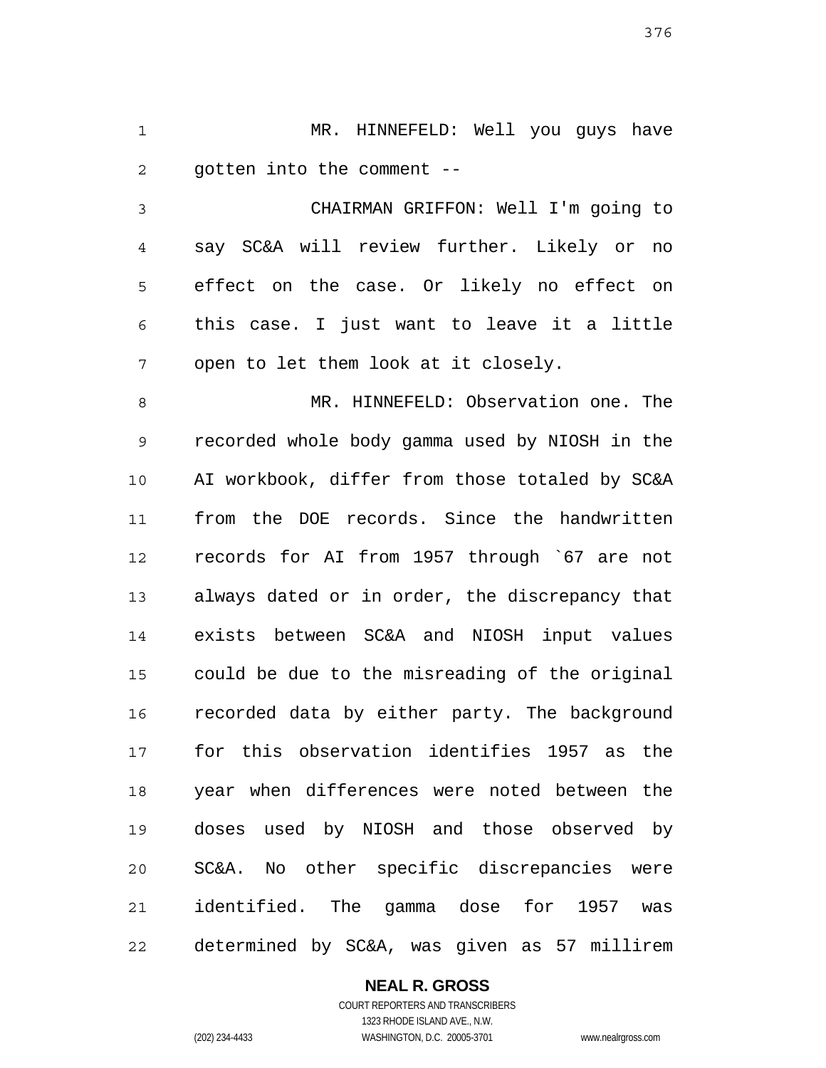MR. HINNEFELD: Well you guys have gotten into the comment --

CHAIRMAN GRIFFON: Well I'm going to say SC&A will review further. Likely or no effect on the case. Or likely no effect on this case. I just want to leave it a little open to let them look at it closely.

MR. HINNEFELD: Observation one. The recorded whole body gamma used by NIOSH in the AI workbook, differ from those totaled by SC&A from the DOE records. Since the handwritten records for AI from 1957 through `67 are not always dated or in order, the discrepancy that exists between SC&A and NIOSH input values could be due to the misreading of the original recorded data by either party. The background for this observation identifies 1957 as the year when differences were noted between the doses used by NIOSH and those observed by SC&A. No other specific discrepancies were identified. The gamma dose for 1957 was determined by SC&A, was given as 57 millirem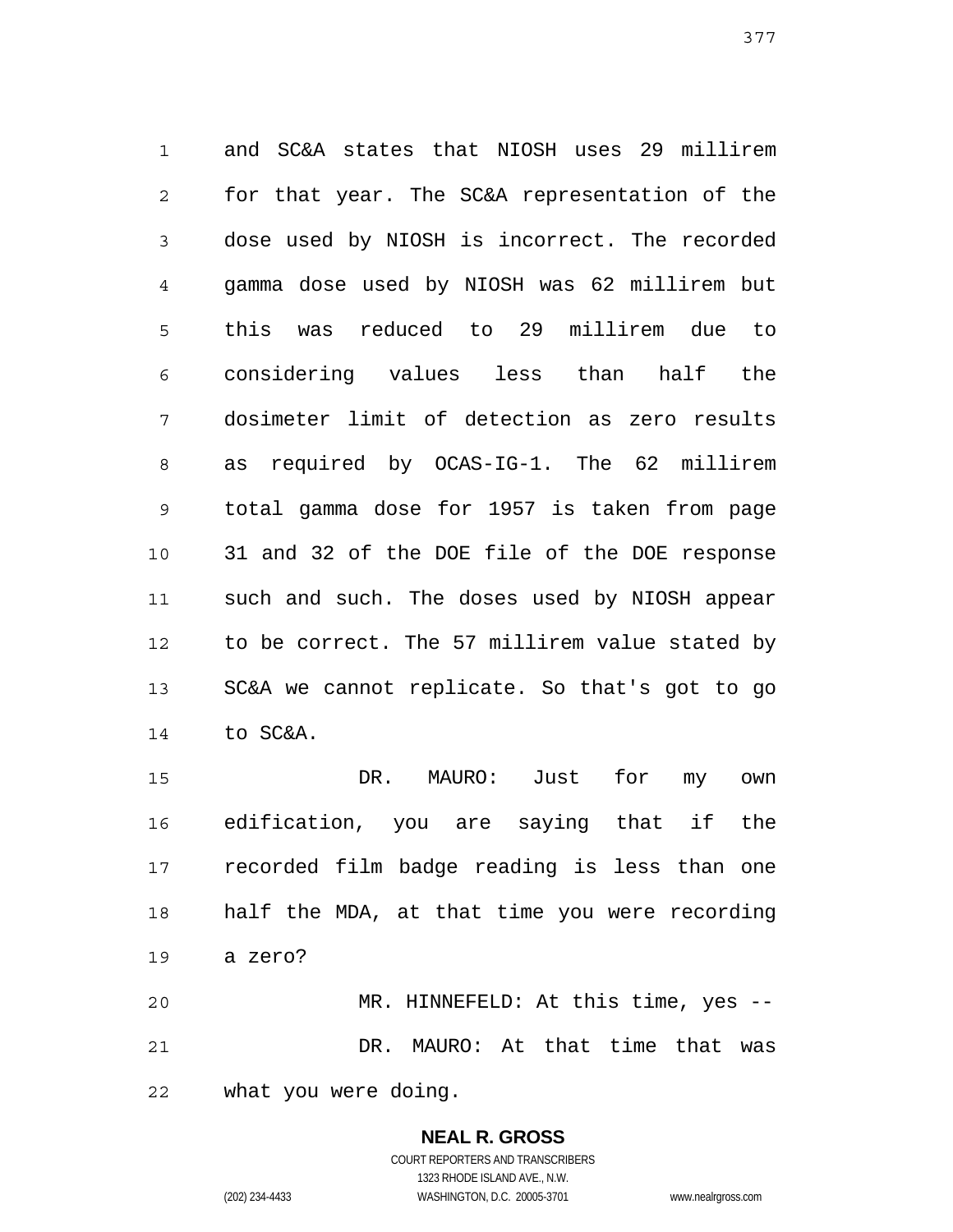and SC&A states that NIOSH uses 29 millirem for that year. The SC&A representation of the dose used by NIOSH is incorrect. The recorded gamma dose used by NIOSH was 62 millirem but this was reduced to 29 millirem due to considering values less than half the dosimeter limit of detection as zero results as required by OCAS-IG-1. The 62 millirem total gamma dose for 1957 is taken from page 31 and 32 of the DOE file of the DOE response such and such. The doses used by NIOSH appear to be correct. The 57 millirem value stated by SC&A we cannot replicate. So that's got to go to SC&A.

DR. MAURO: Just for my own edification, you are saying that if the recorded film badge reading is less than one half the MDA, at that time you were recording a zero?

MR. HINNEFELD: At this time, yes --

DR. MAURO: At that time that was what you were doing.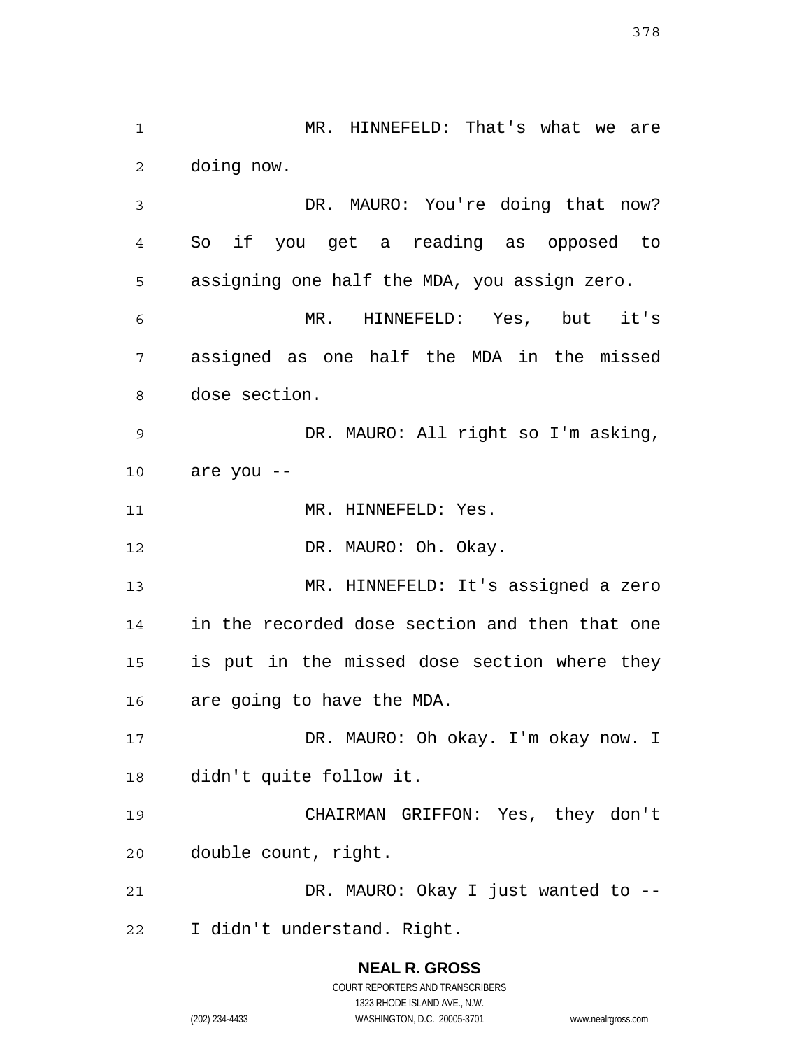MR. HINNEFELD: That's what we are doing now.

DR. MAURO: You're doing that now? So if you get a reading as opposed to assigning one half the MDA, you assign zero.

MR. HINNEFELD: Yes, but it's assigned as one half the MDA in the missed dose section.

DR. MAURO: All right so I'm asking, are you --

MR. HINNEFELD: Yes.

DR. MAURO: Oh. Okay.

MR. HINNEFELD: It's assigned a zero in the recorded dose section and then that one is put in the missed dose section where they are going to have the MDA.

DR. MAURO: Oh okay. I'm okay now. I didn't quite follow it.

CHAIRMAN GRIFFON: Yes, they don't double count, right.

DR. MAURO: Okay I just wanted to -- I didn't understand. Right.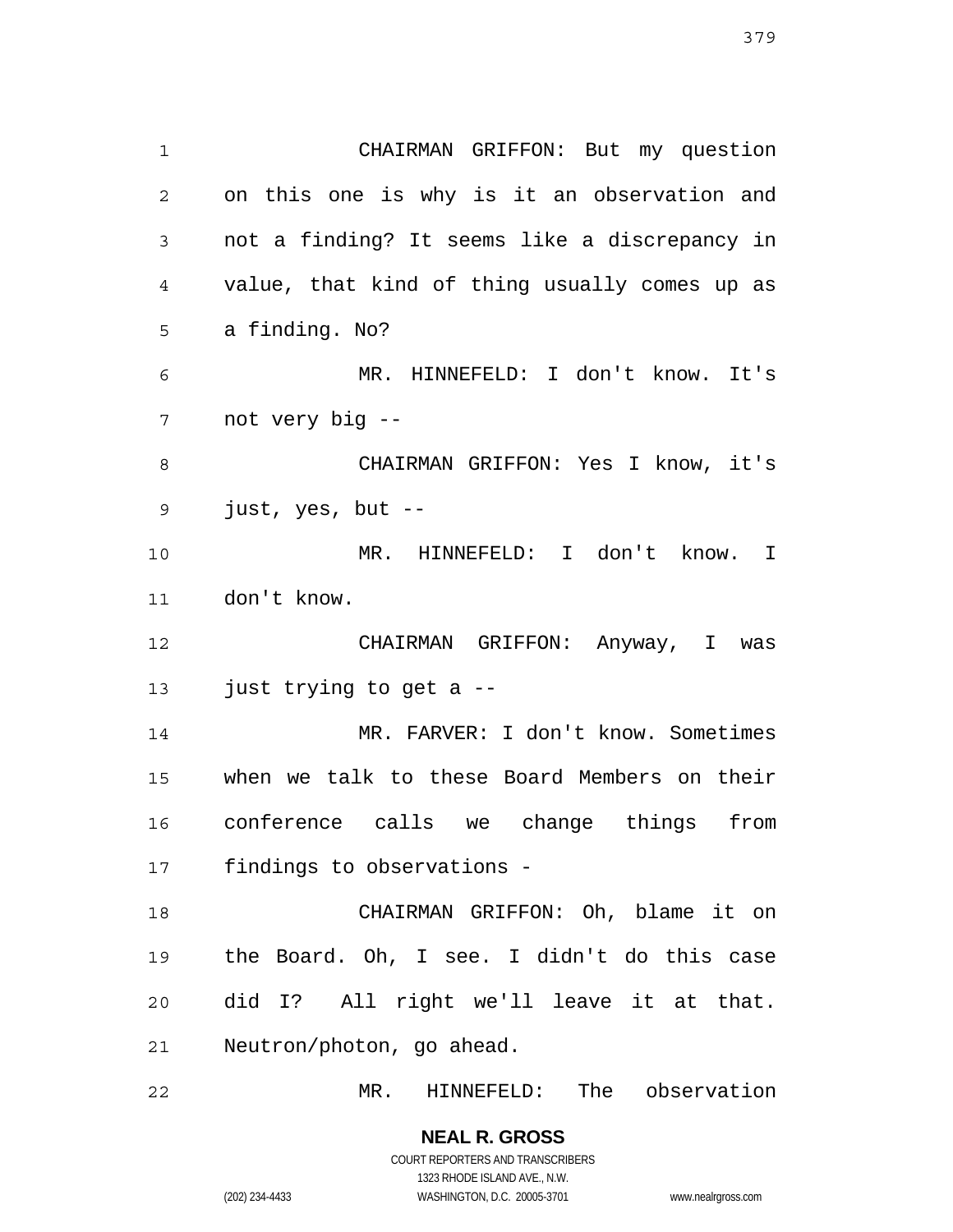CHAIRMAN GRIFFON: But my question on this one is why is it an observation and not a finding? It seems like a discrepancy in value, that kind of thing usually comes up as a finding. No?

MR. HINNEFELD: I don't know. It's not very big --

CHAIRMAN GRIFFON: Yes I know, it's just, yes, but --

MR. HINNEFELD: I don't know. I don't know.

CHAIRMAN GRIFFON: Anyway, I was just trying to get a --

MR. FARVER: I don't know. Sometimes when we talk to these Board Members on their conference calls we change things from findings to observations -

CHAIRMAN GRIFFON: Oh, blame it on the Board. Oh, I see. I didn't do this case did I? All right we'll leave it at that. Neutron/photon, go ahead.

MR. HINNEFELD: The observation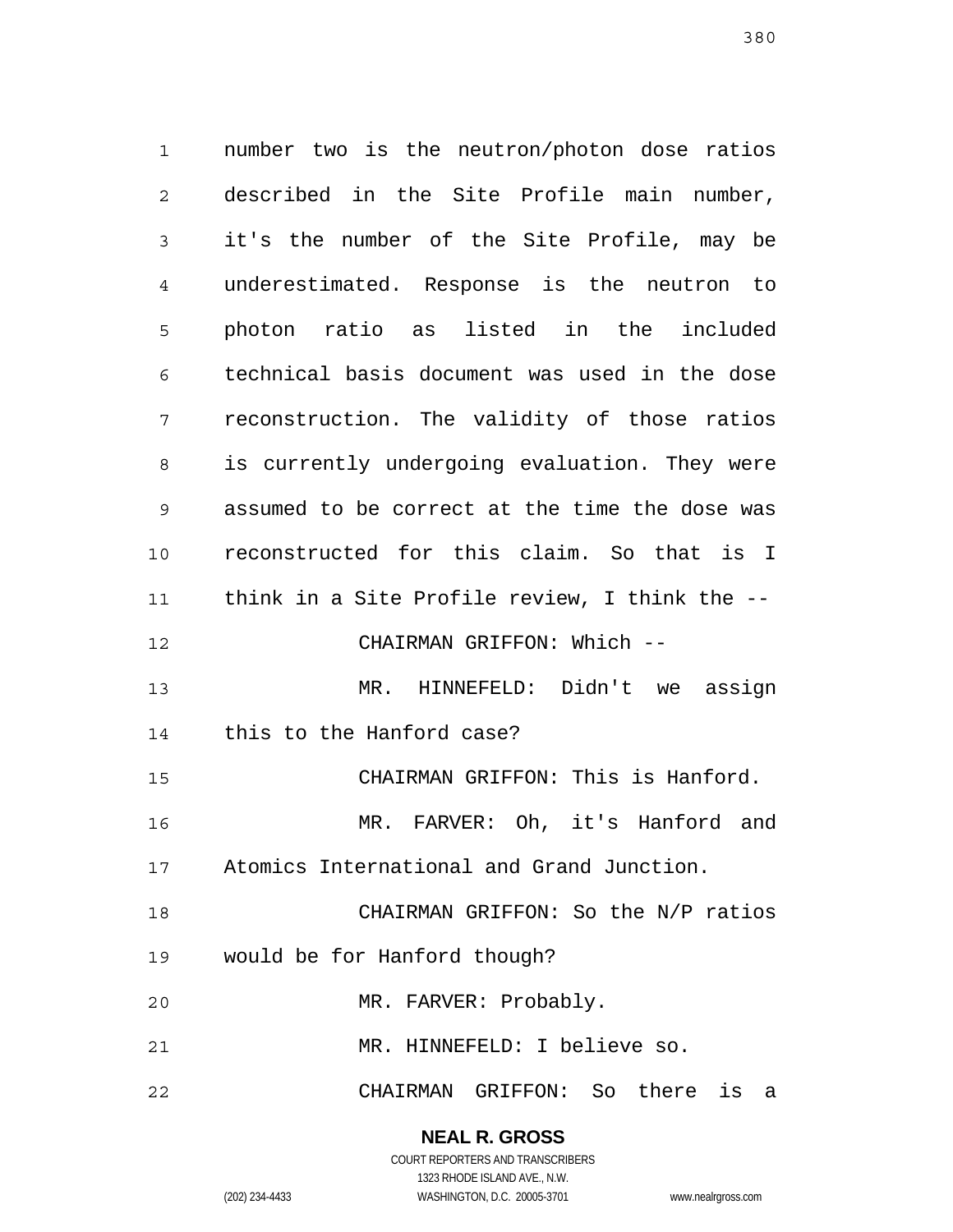number two is the neutron/photon dose ratios described in the Site Profile main number, it's the number of the Site Profile, may be underestimated. Response is the neutron to photon ratio as listed in the included technical basis document was used in the dose reconstruction. The validity of those ratios is currently undergoing evaluation. They were assumed to be correct at the time the dose was reconstructed for this claim. So that is I think in a Site Profile review, I think the --

CHAIRMAN GRIFFON: Which --

MR. HINNEFELD: Didn't we assign this to the Hanford case?

CHAIRMAN GRIFFON: This is Hanford.

MR. FARVER: Oh, it's Hanford and Atomics International and Grand Junction.

CHAIRMAN GRIFFON: So the N/P ratios would be for Hanford though?

MR. FARVER: Probably.

MR. HINNEFELD: I believe so.

CHAIRMAN GRIFFON: So there is a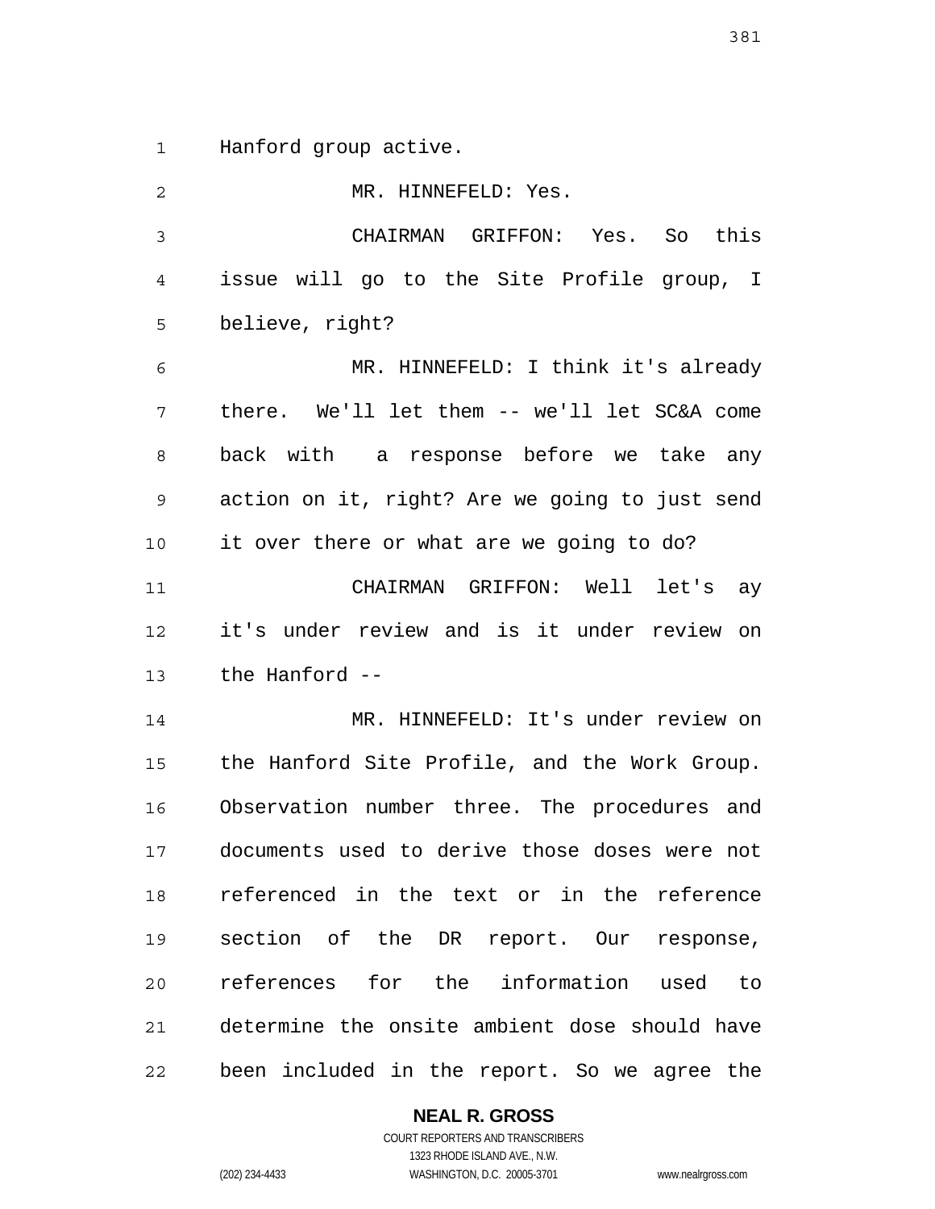Hanford group active.

MR. HINNEFELD: Yes.

CHAIRMAN GRIFFON: Yes. So this issue will go to the Site Profile group, I believe, right?

MR. HINNEFELD: I think it's already there. We'll let them -- we'll let SC&A come back with a response before we take any action on it, right? Are we going to just send it over there or what are we going to do?

CHAIRMAN GRIFFON: Well let's ay it's under review and is it under review on the Hanford --

MR. HINNEFELD: It's under review on the Hanford Site Profile, and the Work Group. Observation number three. The procedures and documents used to derive those doses were not referenced in the text or in the reference section of the DR report. Our response, references for the information used to determine the onsite ambient dose should have been included in the report. So we agree the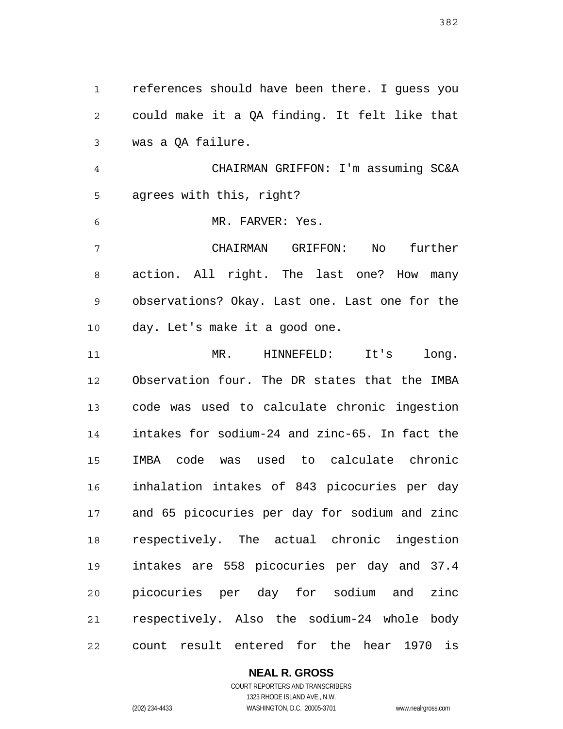references should have been there. I guess you could make it a QA finding. It felt like that was a QA failure.

CHAIRMAN GRIFFON: I'm assuming SC&A agrees with this, right?

MR. FARVER: Yes.

CHAIRMAN GRIFFON: No further action. All right. The last one? How many observations? Okay. Last one. Last one for the day. Let's make it a good one.

MR. HINNEFELD: It's long. Observation four. The DR states that the IMBA code was used to calculate chronic ingestion intakes for sodium-24 and zinc-65. In fact the IMBA code was used to calculate chronic inhalation intakes of 843 picocuries per day and 65 picocuries per day for sodium and zinc respectively. The actual chronic ingestion intakes are 558 picocuries per day and 37.4 picocuries per day for sodium and zinc respectively. Also the sodium-24 whole body count result entered for the hear 1970 is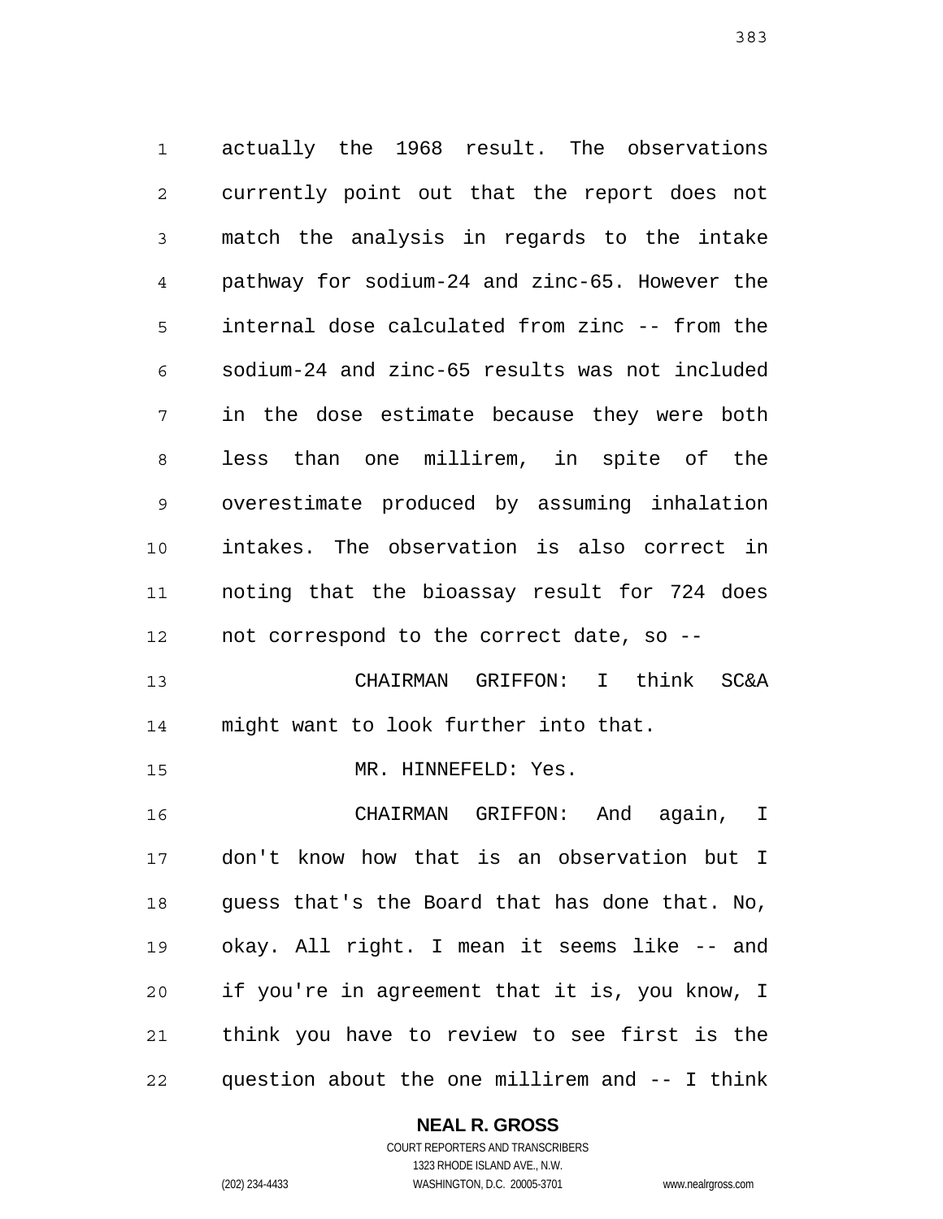actually the 1968 result. The observations currently point out that the report does not match the analysis in regards to the intake pathway for sodium-24 and zinc-65. However the internal dose calculated from zinc -- from the sodium-24 and zinc-65 results was not included in the dose estimate because they were both less than one millirem, in spite of the overestimate produced by assuming inhalation intakes. The observation is also correct in noting that the bioassay result for 724 does not correspond to the correct date, so --

CHAIRMAN GRIFFON: I think SC&A might want to look further into that.

MR. HINNEFELD: Yes.

CHAIRMAN GRIFFON: And again, I don't know how that is an observation but I guess that's the Board that has done that. No, okay. All right. I mean it seems like -- and if you're in agreement that it is, you know, I think you have to review to see first is the question about the one millirem and -- I think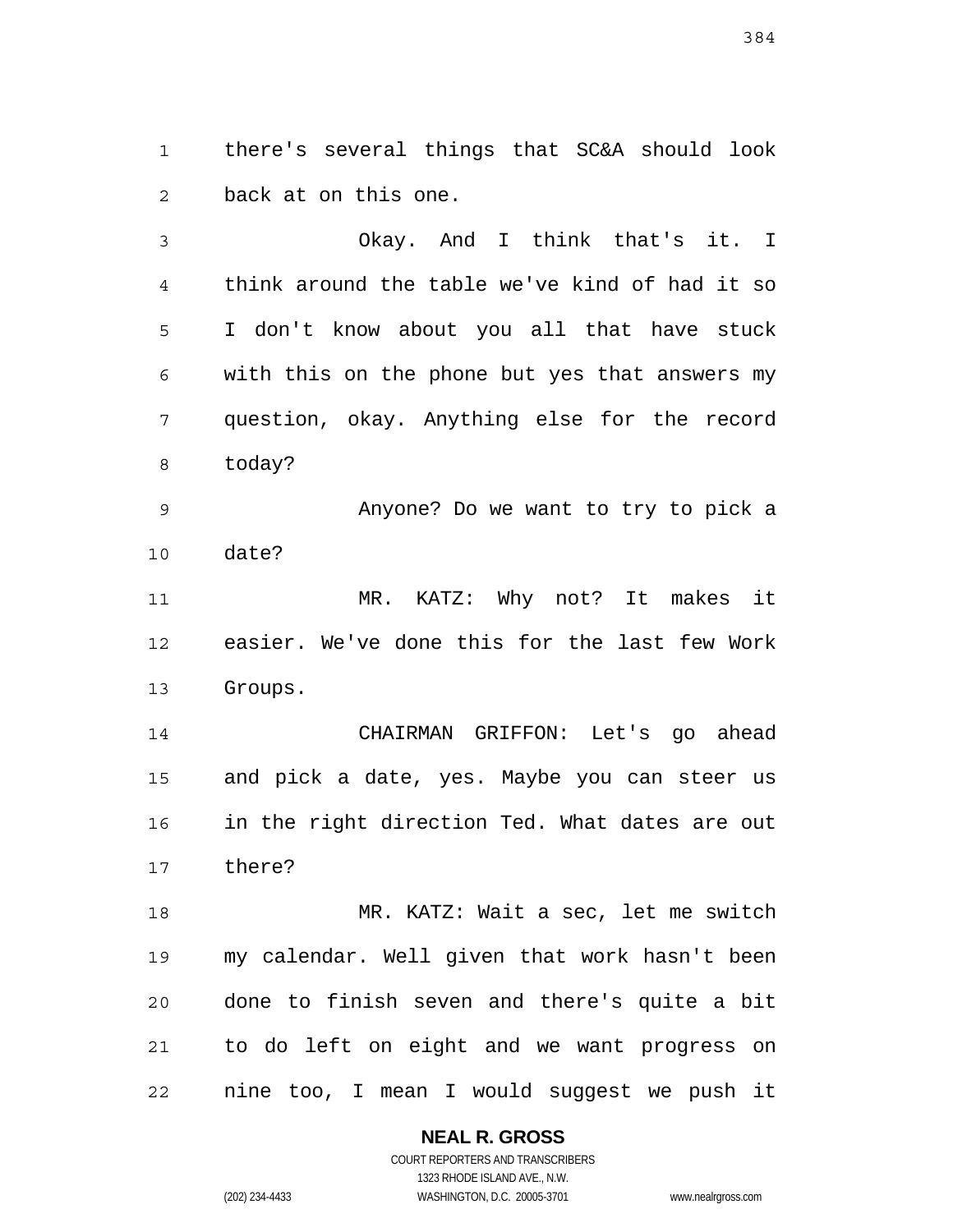there's several things that SC&A should look back at on this one.

Okay. And I think that's it. I think around the table we've kind of had it so I don't know about you all that have stuck with this on the phone but yes that answers my question, okay. Anything else for the record today?

Anyone? Do we want to try to pick a date?

MR. KATZ: Why not? It makes it easier. We've done this for the last few Work Groups.

CHAIRMAN GRIFFON: Let's go ahead and pick a date, yes. Maybe you can steer us in the right direction Ted. What dates are out there?

MR. KATZ: Wait a sec, let me switch my calendar. Well given that work hasn't been done to finish seven and there's quite a bit to do left on eight and we want progress on nine too, I mean I would suggest we push it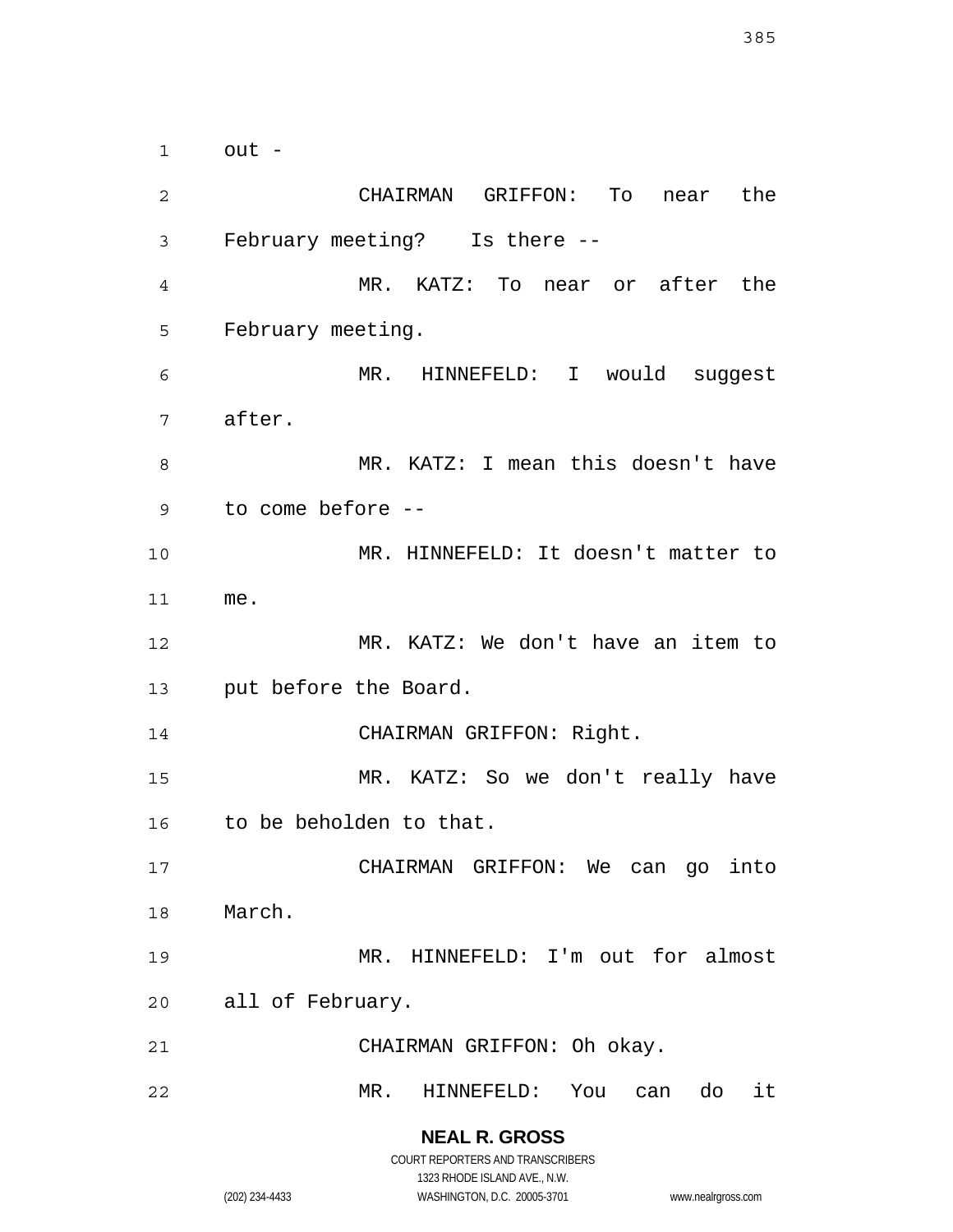out -

CHAIRMAN GRIFFON: To near the February meeting? Is there --

MR. KATZ: To near or after the February meeting.

MR. HINNEFELD: I would suggest after.

MR. KATZ: I mean this doesn't have to come before --

MR. HINNEFELD: It doesn't matter to me.

MR. KATZ: We don't have an item to put before the Board.

CHAIRMAN GRIFFON: Right.

MR. KATZ: So we don't really have to be beholden to that.

CHAIRMAN GRIFFON: We can go into March.

MR. HINNEFELD: I'm out for almost all of February.

CHAIRMAN GRIFFON: Oh okay.

MR. HINNEFELD: You can do it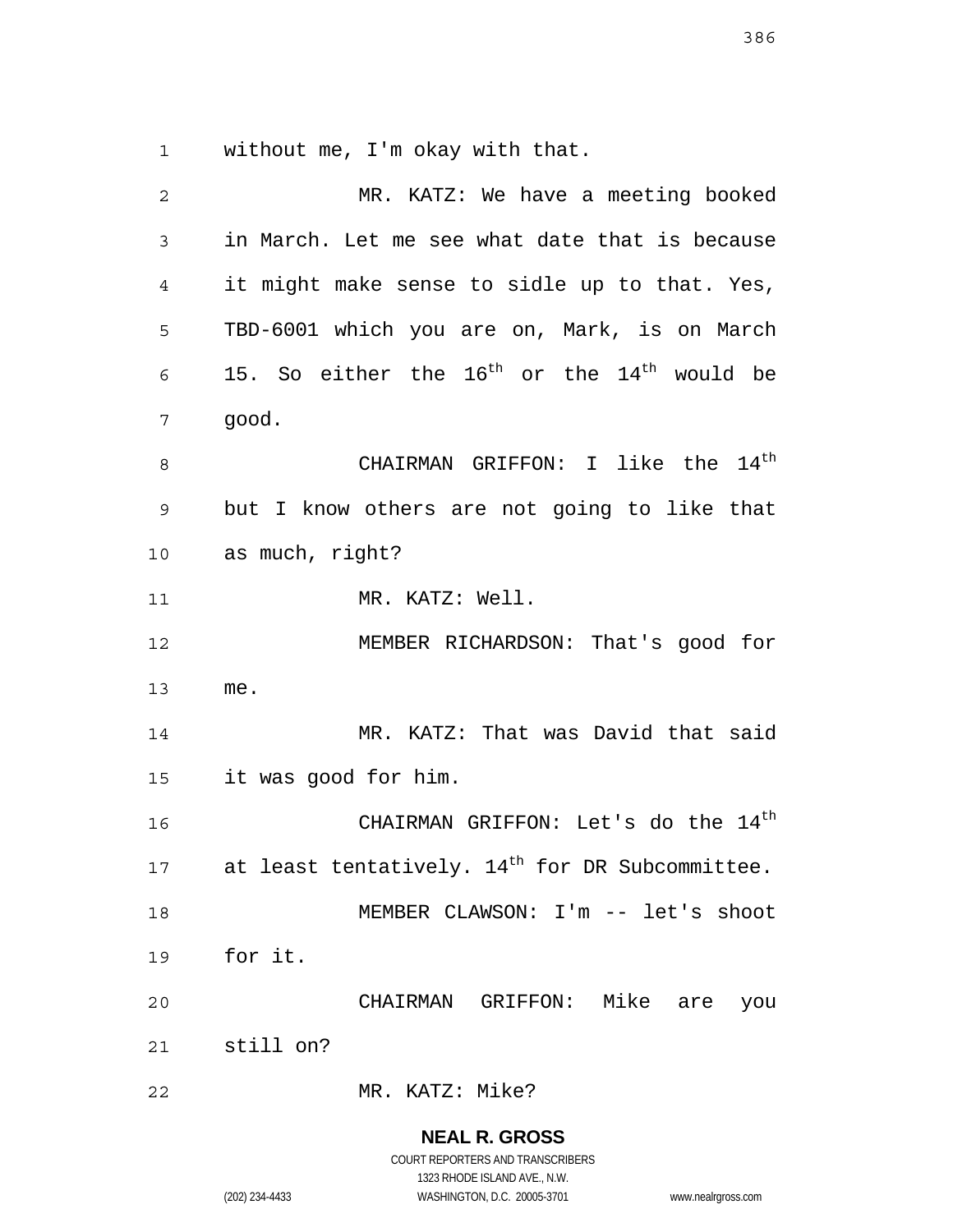without me, I'm okay with that.

MR. KATZ: We have a meeting booked in March. Let me see what date that is because it might make sense to sidle up to that. Yes, TBD-6001 which you are on, Mark, is on March 15. So either the 16th or the 14th would be good.

CHAIRMAN GRIFFON: I like the 14th but I know others are not going to like that as much, right?

MR. KATZ: Well.

MEMBER RICHARDSON: That's good for me.

MR. KATZ: That was David that said it was good for him.

CHAIRMAN GRIFFON: Let's do the 14th at least tentatively. 14th for DR Subcommittee.

MEMBER CLAWSON: I'm -- let's shoot for it.

CHAIRMAN GRIFFON: Mike are you still on?

MR. KATZ: Mike?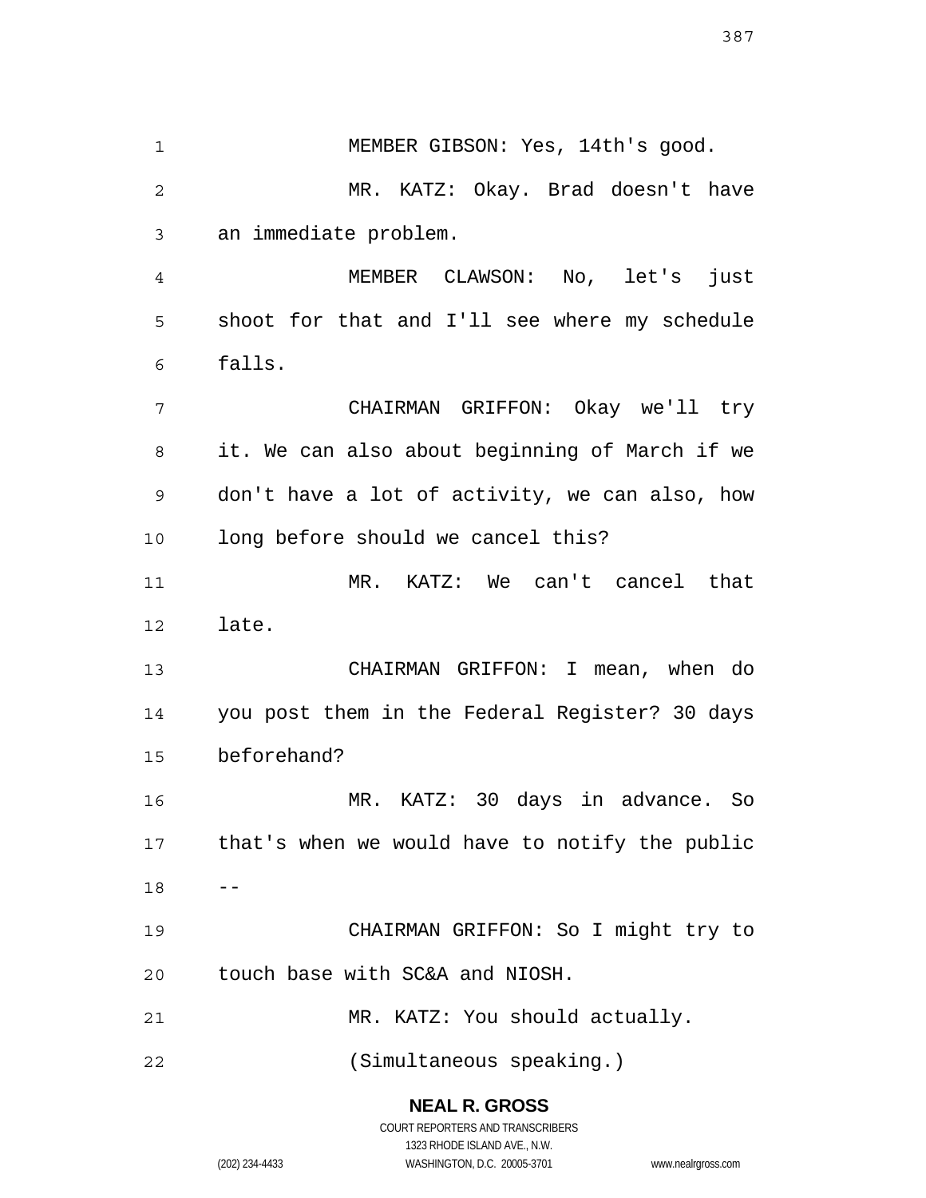MEMBER GIBSON: Yes, 14th's good.

MR. KATZ: Okay. Brad doesn't have an immediate problem.

MEMBER CLAWSON: No, let's just shoot for that and I'll see where my schedule falls.

CHAIRMAN GRIFFON: Okay we'll try it. We can also about beginning of March if we don't have a lot of activity, we can also, how long before should we cancel this?

MR. KATZ: We can't cancel that late.

CHAIRMAN GRIFFON: I mean, when do you post them in the Federal Register? 30 days beforehand?

MR. KATZ: 30 days in advance. So that's when we would have to notify the public --

CHAIRMAN GRIFFON: So I might try to touch base with SC&A and NIOSH.

MR. KATZ: You should actually.

(Simultaneous speaking.)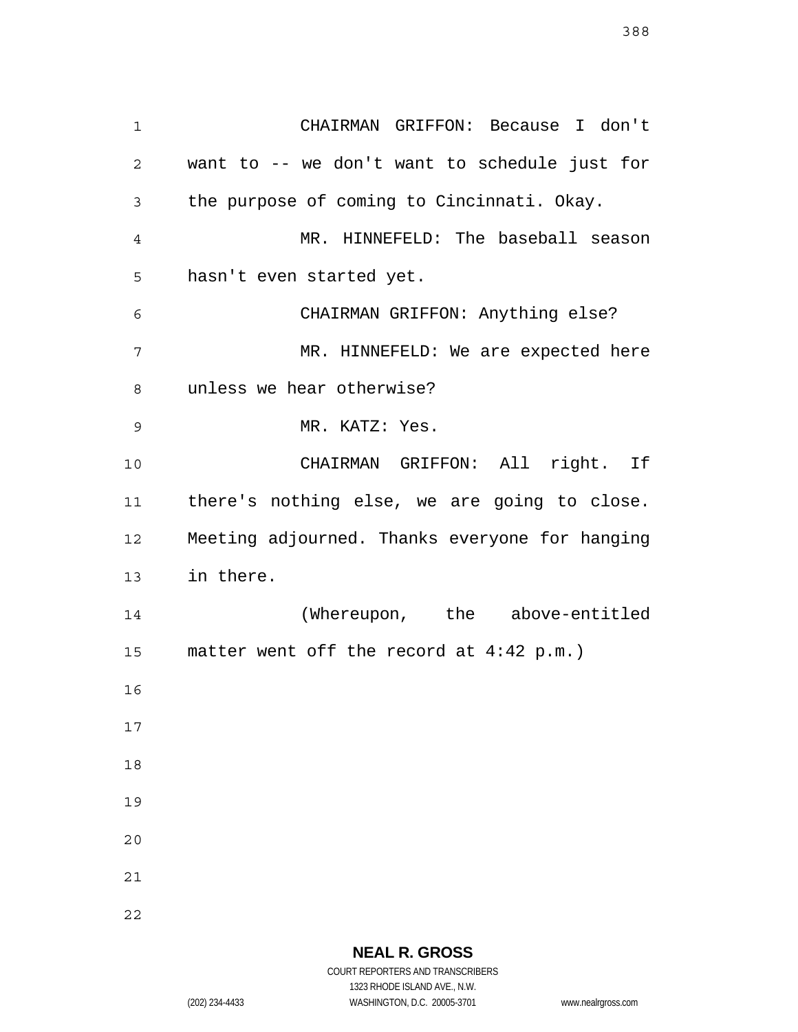CHAIRMAN GRIFFON: Because I don't want to -- we don't want to schedule just for the purpose of coming to Cincinnati. Okay.

MR. HINNEFELD: The baseball season hasn't even started yet.

CHAIRMAN GRIFFON: Anything else?

MR. HINNEFELD: We are expected here unless we hear otherwise?

MR. KATZ: Yes.

CHAIRMAN GRIFFON: All right. If there's nothing else, we are going to close. Meeting adjourned. Thanks everyone for hanging in there.

(Whereupon, the above-entitled matter went off the record at 4:42 p.m.)